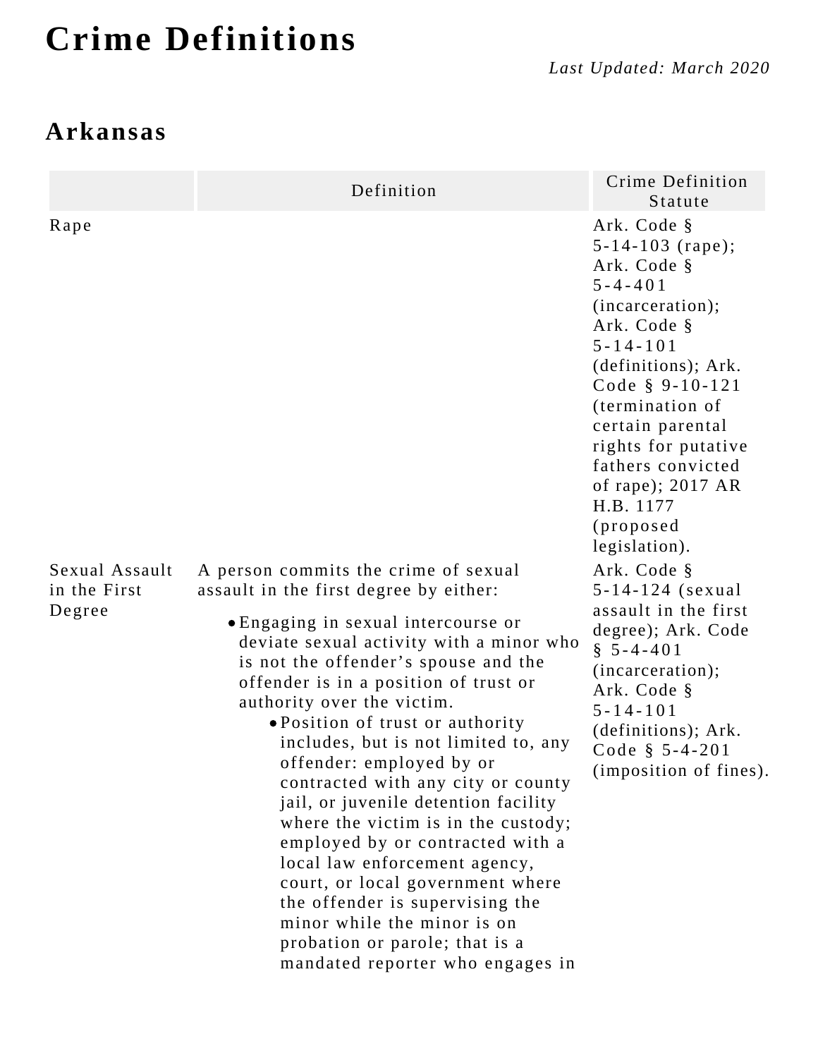# Crime Definitions

*Last Updated: March 2020*

## Arkansas

| | Definition | Crime Definition Statute |
|---|---|---|
| Rape | | Ark. Code § 5-14-103 (rape); Ark. Code § 5-4-401 (incarceration); Ark. Code § 5-14-101 (definitions); Ark. Code § 9-10-121 (termination of certain parental rights for putative fathers convicted of rape); 2017 AR H.B. 1177 (proposed legislation). |
| Sexual Assault in the First Degree | A person commits the crime of sexual assault in the first degree by either:<br><br>• Engaging in sexual intercourse or deviate sexual activity with a minor who is not the offender's spouse and the offender is in a position of trust or authority over the victim.<br>&nbsp;&nbsp;&nbsp;&nbsp;• Position of trust or authority includes, but is not limited to, any offender: employed by or contracted with any city or county jail, or juvenile detention facility where the victim is in the custody; employed by or contracted with a local law enforcement agency, court, or local government where the offender is supervising the minor while the minor is on probation or parole; that is a mandated reporter who engages in | Ark. Code § 5-14-124 (sexual assault in the first degree); Ark. Code § 5-4-401 (incarceration); Ark. Code § 5-14-101 (definitions); Ark. Code § 5-4-201 (imposition of fines). |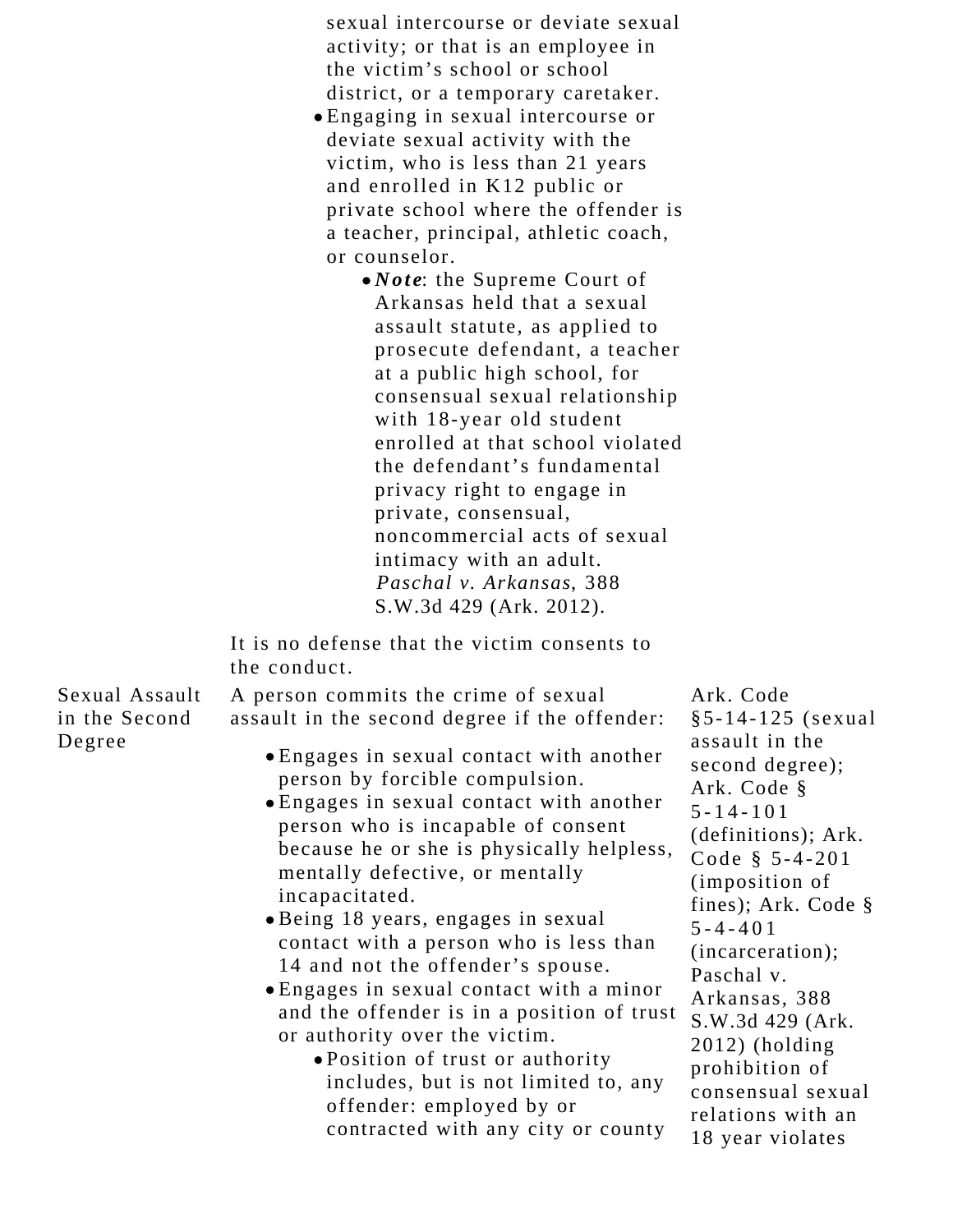| | | |
|---|---|---|
| | sexual intercourse or deviate sexual activity; or that is an employee in the victim's school or school district, or a temporary caretaker.<br>• Engaging in sexual intercourse or deviate sexual activity with the victim, who is less than 21 years and enrolled in K12 public or private school where the offender is a teacher, principal, athletic coach, or counselor.<br>  • ***Note***: the Supreme Court of Arkansas held that a sexual assault statute, as applied to prosecute defendant, a teacher at a public high school, for consensual sexual relationship with 18-year old student enrolled at that school violated the defendant's fundamental privacy right to engage in private, consensual, noncommercial acts of sexual intimacy with an adult. *Paschal v. Arkansas*, 388 S.W.3d 429 (Ark. 2012).<br><br>It is no defense that the victim consents to the conduct. | |
| Sexual Assault in the Second Degree | A person commits the crime of sexual assault in the second degree if the offender:<br>• Engages in sexual contact with another person by forcible compulsion.<br>• Engages in sexual contact with another person who is incapable of consent because he or she is physically helpless, mentally defective, or mentally incapacitated.<br>• Being 18 years, engages in sexual contact with a person who is less than 14 and not the offender's spouse.<br>• Engages in sexual contact with a minor and the offender is in a position of trust or authority over the victim.<br>  • Position of trust or authority includes, but is not limited to, any offender: employed by or contracted with any city or county | Ark. Code §5-14-125 (sexual assault in the second degree); Ark. Code § 5-14-101 (definitions); Ark. Code § 5-4-201 (imposition of fines); Ark. Code § 5-4-401 (incarceration); Paschal v. Arkansas, 388 S.W.3d 429 (Ark. 2012) (holding prohibition of consensual sexual relations with an 18 year violates |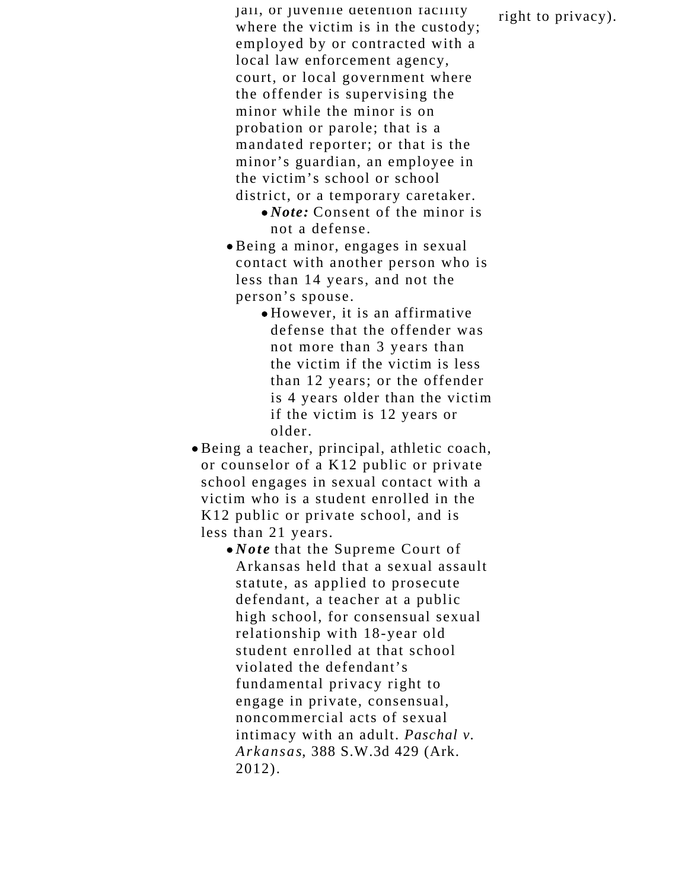jail, or juvenile detention facility where the victim is in the custody; employed by or contracted with a local law enforcement agency, court, or local government where the offender is supervising the minor while the minor is on probation or parole; that is a mandated reporter; or that is the minor's guardian, an employee in the victim's school or school district, or a temporary caretaker.
        - ***Note:*** Consent of the minor is not a defense.
    - Being a minor, engages in sexual contact with another person who is less than 14 years, and not the person's spouse.
        - However, it is an affirmative defense that the offender was not more than 3 years than the victim if the victim is less than 12 years; or the offender is 4 years older than the victim if the victim is 12 years or older.
- Being a teacher, principal, athletic coach, or counselor of a K12 public or private school engages in sexual contact with a victim who is a student enrolled in the K12 public or private school, and is less than 21 years.
    - ***Note*** that the Supreme Court of Arkansas held that a sexual assault statute, as applied to prosecute defendant, a teacher at a public high school, for consensual sexual relationship with 18-year old student enrolled at that school violated the defendant's fundamental privacy right to engage in private, consensual, noncommercial acts of sexual intimacy with an adult. *Paschal v. Arkansas*, 388 S.W.3d 429 (Ark. 2012).

right to privacy).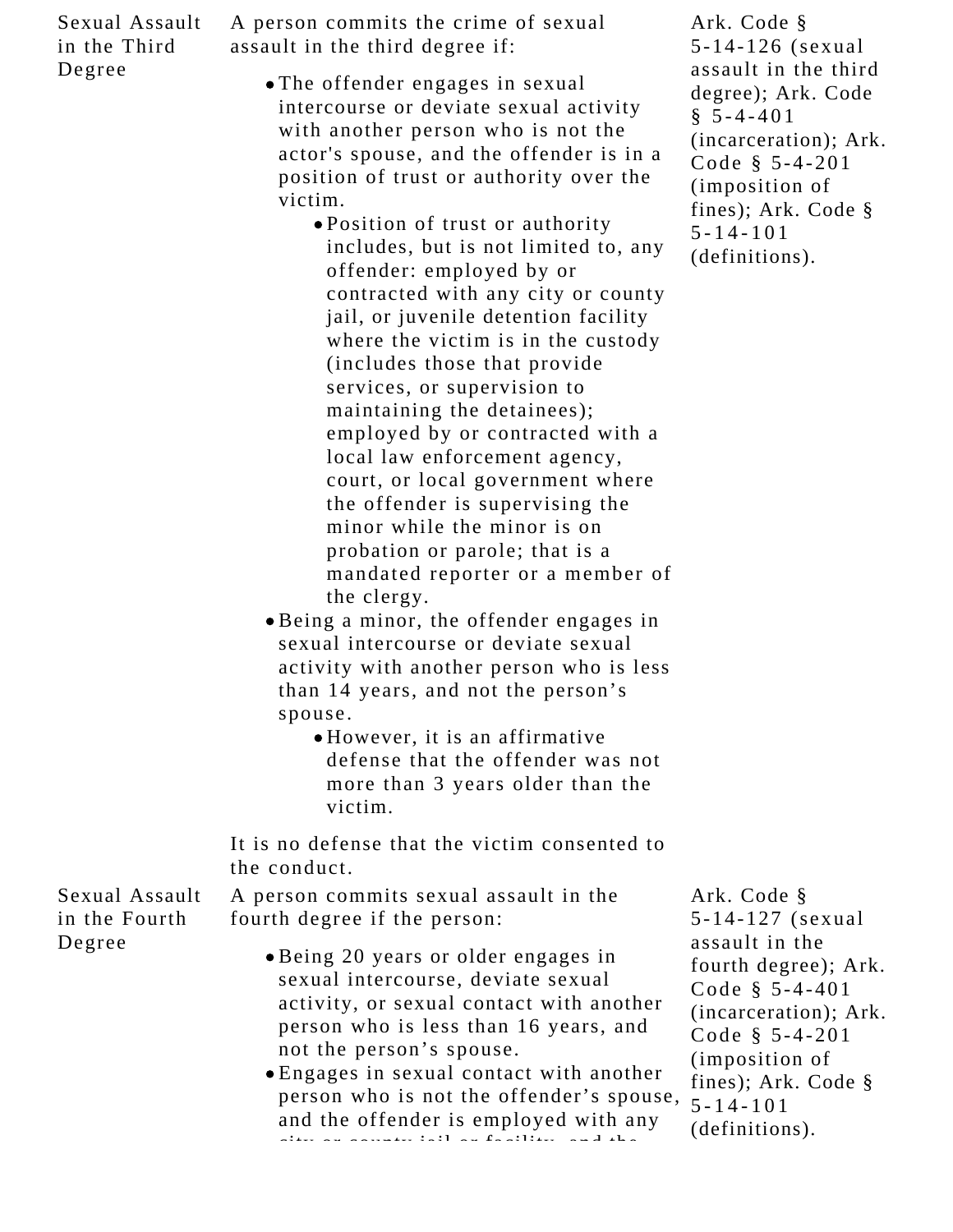| | | |
|---|---|---|
| Sexual Assault in the Third Degree | A person commits the crime of sexual assault in the third degree if:<br><br>• The offender engages in sexual intercourse or deviate sexual activity with another person who is not the actor's spouse, and the offender is in a position of trust or authority over the victim.<br>&nbsp;&nbsp;&nbsp;&nbsp;• Position of trust or authority includes, but is not limited to, any offender: employed by or contracted with any city or county jail, or juvenile detention facility where the victim is in the custody (includes those that provide services, or supervision to maintaining the detainees); employed by or contracted with a local law enforcement agency, court, or local government where the offender is supervising the minor while the minor is on probation or parole; that is a mandated reporter or a member of the clergy.<br>• Being a minor, the offender engages in sexual intercourse or deviate sexual activity with another person who is less than 14 years, and not the person's spouse.<br>&nbsp;&nbsp;&nbsp;&nbsp;• However, it is an affirmative defense that the offender was not more than 3 years older than the victim.<br><br>It is no defense that the victim consented to the conduct. | Ark. Code § 5-14-126 (sexual assault in the third degree); Ark. Code § 5-4-401 (incarceration); Ark. Code § 5-4-201 (imposition of fines); Ark. Code § 5-14-101 (definitions). |
| Sexual Assault in the Fourth Degree | A person commits sexual assault in the fourth degree if the person:<br><br>• Being 20 years or older engages in sexual intercourse, deviate sexual activity, or sexual contact with another person who is less than 16 years, and not the person's spouse.<br>• Engages in sexual contact with another person who is not the offender's spouse, and the offender is employed with any city or county jail or facility, and the | Ark. Code § 5-14-127 (sexual assault in the fourth degree); Ark. Code § 5-4-401 (incarceration); Ark. Code § 5-4-201 (imposition of fines); Ark. Code § 5-14-101 (definitions). |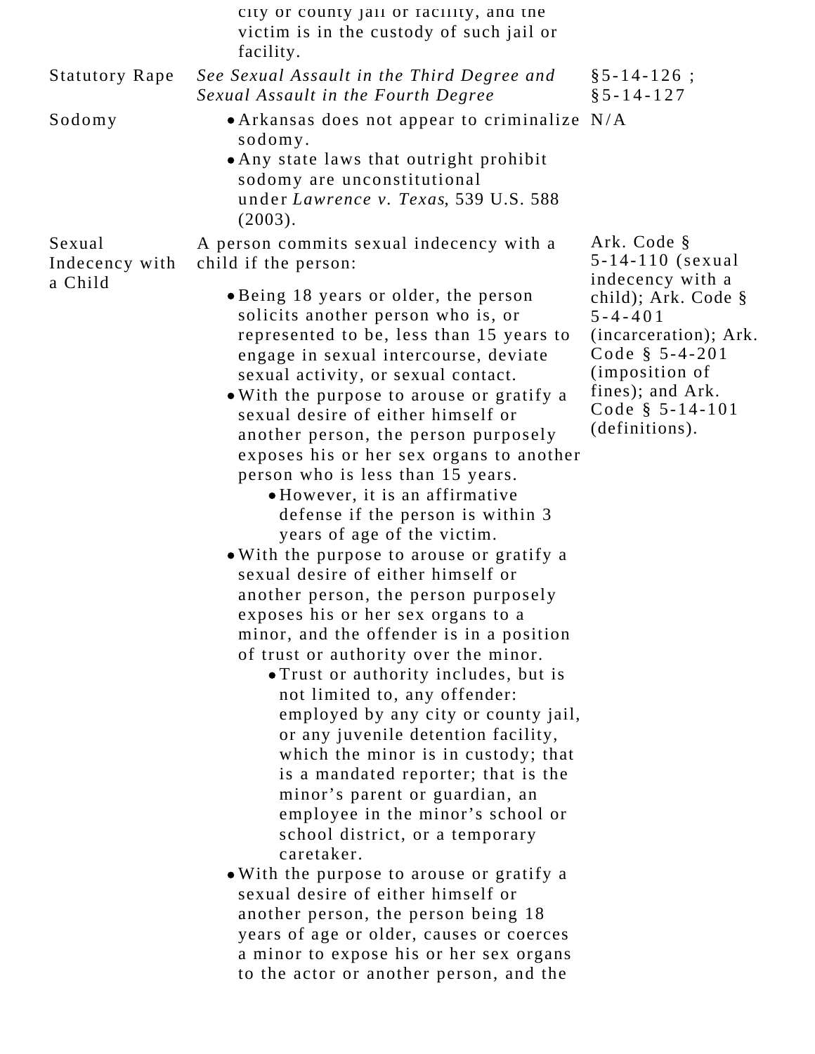| | | |
|---|---|---|
| | city or county jail or facility, and the victim is in the custody of such jail or facility. | |
| Statutory Rape | *See Sexual Assault in the Third Degree and Sexual Assault in the Fourth Degree* | §5-14-126 ; §5-14-127 |
| Sodomy | • Arkansas does not appear to criminalize sodomy.<br>• Any state laws that outright prohibit sodomy are unconstitutional under *Lawrence v. Texas*, 539 U.S. 588 (2003). | N/A |
| Sexual Indecency with a Child | A person commits sexual indecency with a child if the person:<br>• Being 18 years or older, the person solicits another person who is, or represented to be, less than 15 years to engage in sexual intercourse, deviate sexual activity, or sexual contact.<br>• With the purpose to arouse or gratify a sexual desire of either himself or another person, the person purposely exposes his or her sex organs to another person who is less than 15 years.<br>  • However, it is an affirmative defense if the person is within 3 years of age of the victim.<br>• With the purpose to arouse or gratify a sexual desire of either himself or another person, the person purposely exposes his or her sex organs to a minor, and the offender is in a position of trust or authority over the minor.<br>  • Trust or authority includes, but is not limited to, any offender: employed by any city or county jail, or any juvenile detention facility, which the minor is in custody; that is a mandated reporter; that is the minor's parent or guardian, an employee in the minor's school or school district, or a temporary caretaker.<br>• With the purpose to arouse or gratify a sexual desire of either himself or another person, the person being 18 years of age or older, causes or coerces a minor to expose his or her sex organs to the actor or another person, and the | Ark. Code § 5-14-110 (sexual indecency with a child); Ark. Code § 5-4-401 (incarceration); Ark. Code § 5-4-201 (imposition of fines); and Ark. Code § 5-14-101 (definitions). |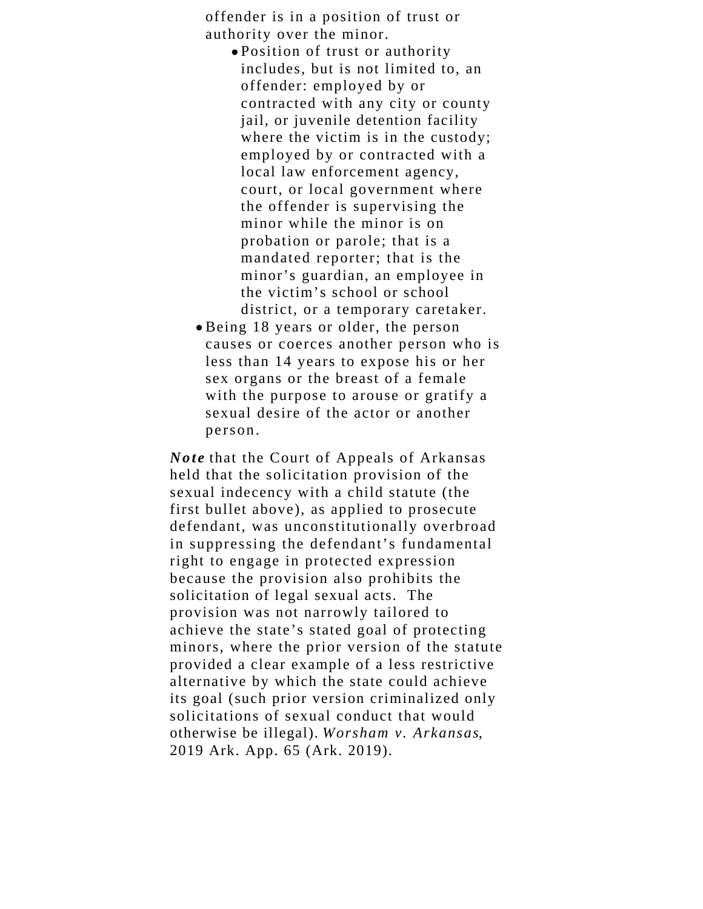offender is in a position of trust or authority over the minor.

   - Position of trust or authority includes, but is not limited to, an offender: employed by or contracted with any city or county jail, or juvenile detention facility where the victim is in the custody; employed by or contracted with a local law enforcement agency, court, or local government where the offender is supervising the minor while the minor is on probation or parole; that is a mandated reporter; that is the minor's guardian, an employee in the victim's school or school district, or a temporary caretaker.

- Being 18 years or older, the person causes or coerces another person who is less than 14 years to expose his or her sex organs or the breast of a female with the purpose to arouse or gratify a sexual desire of the actor or another person.

***Note*** that the Court of Appeals of Arkansas held that the solicitation provision of the sexual indecency with a child statute (the first bullet above), as applied to prosecute defendant, was unconstitutionally overbroad in suppressing the defendant's fundamental right to engage in protected expression because the provision also prohibits the solicitation of legal sexual acts. The provision was not narrowly tailored to achieve the state's stated goal of protecting minors, where the prior version of the statute provided a clear example of a less restrictive alternative by which the state could achieve its goal (such prior version criminalized only solicitations of sexual conduct that would otherwise be illegal). *Worsham v. Arkansas*, 2019 Ark. App. 65 (Ark. 2019).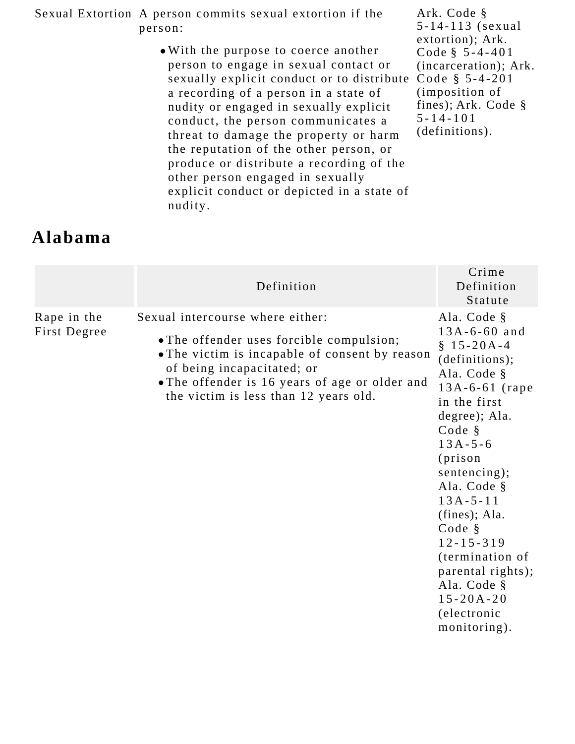| | | |
|---|---|---|
| Sexual Extortion | A person commits sexual extortion if the person:<br><br>• With the purpose to coerce another person to engage in sexual contact or sexually explicit conduct or to distribute a recording of a person in a state of nudity or engaged in sexually explicit conduct, the person communicates a threat to damage the property or harm the reputation of the other person, or produce or distribute a recording of the other person engaged in sexually explicit conduct or depicted in a state of nudity. | Ark. Code § 5-14-113 (sexual extortion); Ark. Code § 5-4-401 (incarceration); Ark. Code § 5-4-201 (imposition of fines); Ark. Code § 5-14-101 (definitions). |

## Alabama

| | Definition | Crime Definition Statute |
|---|---|---|
| Rape in the First Degree | Sexual intercourse where either:<br><br>• The offender uses forcible compulsion;<br>• The victim is incapable of consent by reason of being incapacitated; or<br>• The offender is 16 years of age or older and the victim is less than 12 years old. | Ala. Code § 13A-6-60 and § 15-20A-4 (definitions); Ala. Code § 13A-6-61 (rape in the first degree); Ala. Code § 13A-5-6 (prison sentencing); Ala. Code § 13A-5-11 (fines); Ala. Code § 12-15-319 (termination of parental rights); Ala. Code § 15-20A-20 (electronic monitoring). |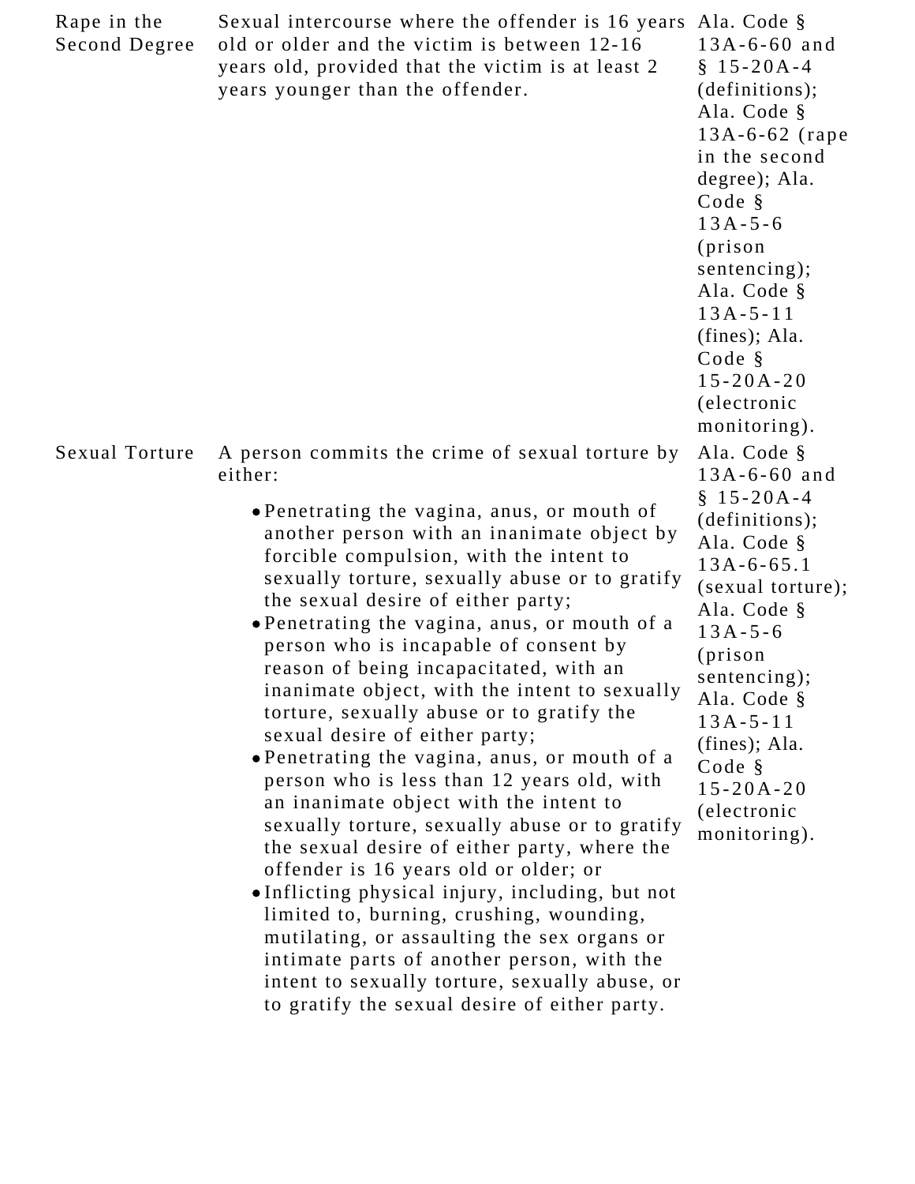| | | |
|---|---|---|
| Rape in the Second Degree | Sexual intercourse where the offender is 16 years old or older and the victim is between 12-16 years old, provided that the victim is at least 2 years younger than the offender. | Ala. Code § 13A-6-60 and § 15-20A-4 (definitions); Ala. Code § 13A-6-62 (rape in the second degree); Ala. Code § 13A-5-6 (prison sentencing); Ala. Code § 13A-5-11 (fines); Ala. Code § 15-20A-20 (electronic monitoring). |
| Sexual Torture | A person commits the crime of sexual torture by either:<br>• Penetrating the vagina, anus, or mouth of another person with an inanimate object by forcible compulsion, with the intent to sexually torture, sexually abuse or to gratify the sexual desire of either party;<br>• Penetrating the vagina, anus, or mouth of a person who is incapable of consent by reason of being incapacitated, with an inanimate object, with the intent to sexually torture, sexually abuse or to gratify the sexual desire of either party;<br>• Penetrating the vagina, anus, or mouth of a person who is less than 12 years old, with an inanimate object with the intent to sexually torture, sexually abuse or to gratify the sexual desire of either party, where the offender is 16 years old or older; or<br>• Inflicting physical injury, including, but not limited to, burning, crushing, wounding, mutilating, or assaulting the sex organs or intimate parts of another person, with the intent to sexually torture, sexually abuse, or to gratify the sexual desire of either party. | Ala. Code § 13A-6-60 and § 15-20A-4 (definitions); Ala. Code § 13A-6-65.1 (sexual torture); Ala. Code § 13A-5-6 (prison sentencing); Ala. Code § 13A-5-11 (fines); Ala. Code § 15-20A-20 (electronic monitoring). |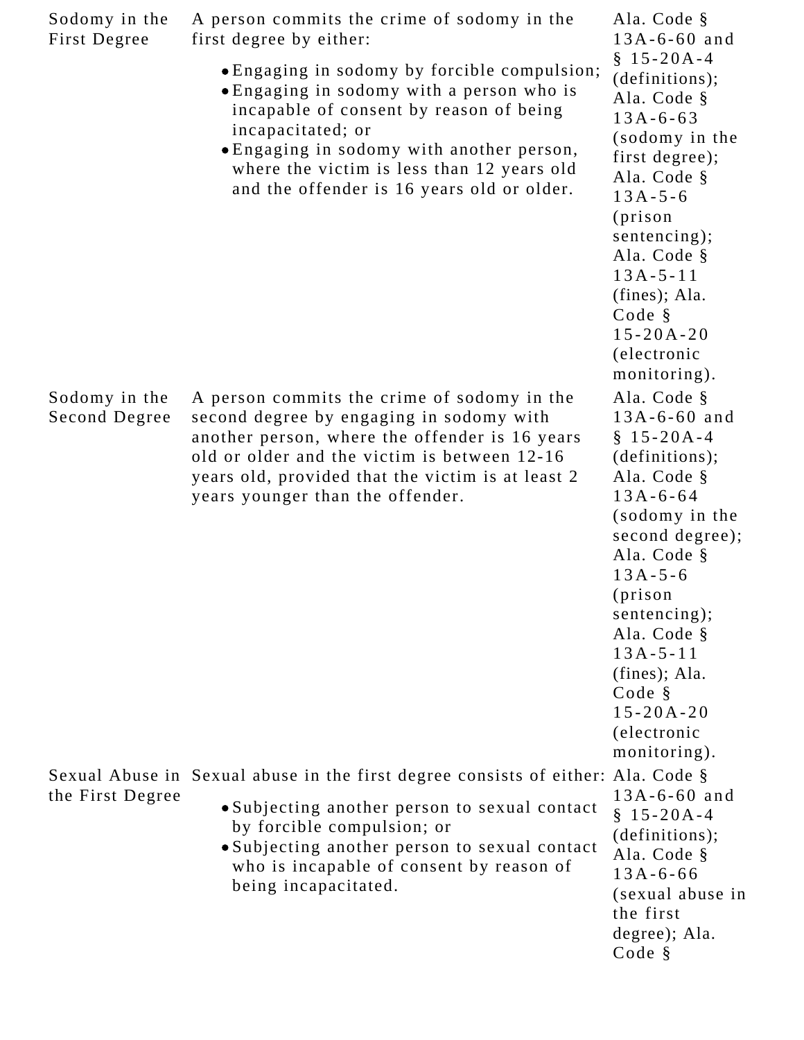| Sodomy in the First Degree | A person commits the crime of sodomy in the first degree by either:<br>• Engaging in sodomy by forcible compulsion;<br>• Engaging in sodomy with a person who is incapable of consent by reason of being incapacitated; or<br>• Engaging in sodomy with another person, where the victim is less than 12 years old and the offender is 16 years old or older. | Ala. Code § 13A-6-60 and § 15-20A-4 (definitions); Ala. Code § 13A-6-63 (sodomy in the first degree); Ala. Code § 13A-5-6 (prison sentencing); Ala. Code § 13A-5-11 (fines); Ala. Code § 15-20A-20 (electronic monitoring). |
|---|---|---|
| Sodomy in the Second Degree | A person commits the crime of sodomy in the second degree by engaging in sodomy with another person, where the offender is 16 years old or older and the victim is between 12-16 years old, provided that the victim is at least 2 years younger than the offender. | Ala. Code § 13A-6-60 and § 15-20A-4 (definitions); Ala. Code § 13A-6-64 (sodomy in the second degree); Ala. Code § 13A-5-6 (prison sentencing); Ala. Code § 13A-5-11 (fines); Ala. Code § 15-20A-20 (electronic monitoring). |
| Sexual Abuse in the First Degree | Sexual abuse in the first degree consists of either:<br>• Subjecting another person to sexual contact by forcible compulsion; or<br>• Subjecting another person to sexual contact who is incapable of consent by reason of being incapacitated. | Ala. Code § 13A-6-60 and § 15-20A-4 (definitions); Ala. Code § 13A-6-66 (sexual abuse in the first degree); Ala. Code § |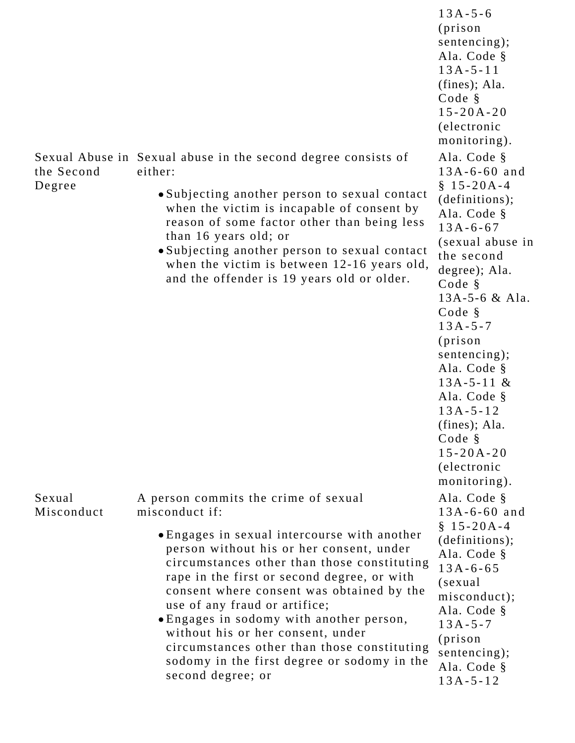| | | |
|---|---|---|
| | | 13A-5-6 (prison sentencing); Ala. Code § 13A-5-11 (fines); Ala. Code § 15-20A-20 (electronic monitoring). |
| Sexual Abuse in the Second Degree | Sexual abuse in the second degree consists of either:<br>• Subjecting another person to sexual contact when the victim is incapable of consent by reason of some factor other than being less than 16 years old; or<br>• Subjecting another person to sexual contact when the victim is between 12-16 years old, and the offender is 19 years old or older. | Ala. Code § 13A-6-60 and § 15-20A-4 (definitions); Ala. Code § 13A-6-67 (sexual abuse in the second degree); Ala. Code § 13A-5-6 & Ala. Code § 13A-5-7 (prison sentencing); Ala. Code § 13A-5-11 & Ala. Code § 13A-5-12 (fines); Ala. Code § 15-20A-20 (electronic monitoring). |
| Sexual Misconduct | A person commits the crime of sexual misconduct if:<br>• Engages in sexual intercourse with another person without his or her consent, under circumstances other than those constituting rape in the first or second degree, or with consent where consent was obtained by the use of any fraud or artifice;<br>• Engages in sodomy with another person, without his or her consent, under circumstances other than those constituting sodomy in the first degree or sodomy in the second degree; or | Ala. Code § 13A-6-60 and § 15-20A-4 (definitions); Ala. Code § 13A-6-65 (sexual misconduct); Ala. Code § 13A-5-7 (prison sentencing); Ala. Code § 13A-5-12 |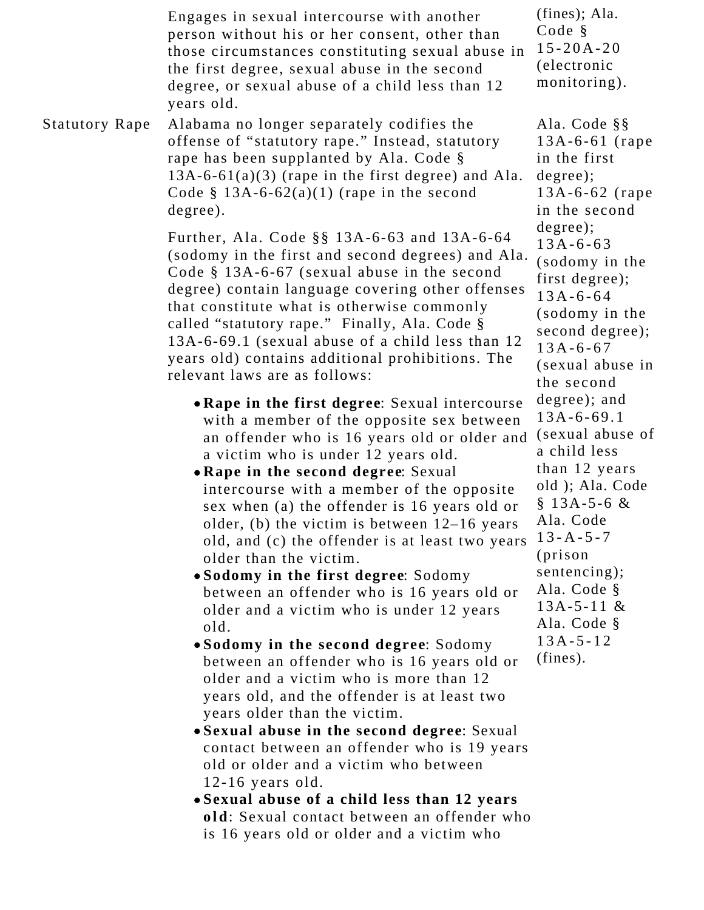| | | |
|---|---|---|
| | Engages in sexual intercourse with another person without his or her consent, other than those circumstances constituting sexual abuse in the first degree, sexual abuse in the second degree, or sexual abuse of a child less than 12 years old. | (fines); Ala. Code § 15-20A-20 (electronic monitoring). |
| Statutory Rape | Alabama no longer separately codifies the offense of "statutory rape." Instead, statutory rape has been supplanted by Ala. Code § 13A-6-61(a)(3) (rape in the first degree) and Ala. Code § 13A-6-62(a)(1) (rape in the second degree).<br><br>Further, Ala. Code §§ 13A-6-63 and 13A-6-64 (sodomy in the first and second degrees) and Ala. Code § 13A-6-67 (sexual abuse in the second degree) contain language covering other offenses that constitute what is otherwise commonly called "statutory rape." Finally, Ala. Code § 13A-6-69.1 (sexual abuse of a child less than 12 years old) contains additional prohibitions. The relevant laws are as follows:<br><br>• **Rape in the first degree**: Sexual intercourse with a member of the opposite sex between an offender who is 16 years old or older and a victim who is under 12 years old.<br>• **Rape in the second degree**: Sexual intercourse with a member of the opposite sex when (a) the offender is 16 years old or older, (b) the victim is between 12–16 years old, and (c) the offender is at least two years older than the victim.<br>• **Sodomy in the first degree**: Sodomy between an offender who is 16 years old or older and a victim who is under 12 years old.<br>• **Sodomy in the second degree**: Sodomy between an offender who is 16 years old or older and a victim who is more than 12 years old, and the offender is at least two years older than the victim.<br>• **Sexual abuse in the second degree**: Sexual contact between an offender who is 19 years old or older and a victim who between 12-16 years old.<br>• **Sexual abuse of a child less than 12 years old**: Sexual contact between an offender who is 16 years old or older and a victim who | Ala. Code §§ 13A-6-61 (rape in the first degree); 13A-6-62 (rape in the second degree); 13A-6-63 (sodomy in the first degree); 13A-6-64 (sodomy in the second degree); 13A-6-67 (sexual abuse in the second degree); and 13A-6-69.1 (sexual abuse of a child less than 12 years old ); Ala. Code § 13A-5-6 & Ala. Code 13-A-5-7 (prison sentencing); Ala. Code § 13A-5-11 & Ala. Code § 13A-5-12 (fines). |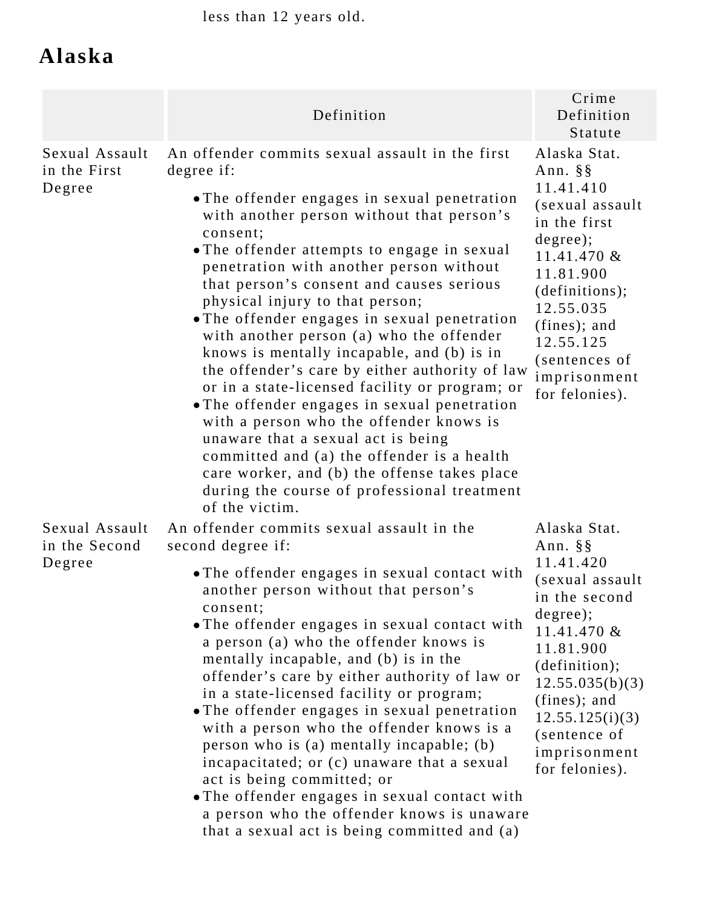less than 12 years old.

## Alaska

| | Definition | Crime Definition Statute |
| --- | --- | --- |
| Sexual Assault in the First Degree | An offender commits sexual assault in the first degree if:<br>• The offender engages in sexual penetration with another person without that person's consent;<br>• The offender attempts to engage in sexual penetration with another person without that person's consent and causes serious physical injury to that person;<br>• The offender engages in sexual penetration with another person (a) who the offender knows is mentally incapable, and (b) is in the offender's care by either authority of law or in a state-licensed facility or program; or<br>• The offender engages in sexual penetration with a person who the offender knows is unaware that a sexual act is being committed and (a) the offender is a health care worker, and (b) the offense takes place during the course of professional treatment of the victim. | Alaska Stat. Ann. §§ 11.41.410 (sexual assault in the first degree); 11.41.470 & 11.81.900 (definitions); 12.55.035 (fines); and 12.55.125 (sentences of imprisonment for felonies). |
| Sexual Assault in the Second Degree | An offender commits sexual assault in the second degree if:<br>• The offender engages in sexual contact with another person without that person's consent;<br>• The offender engages in sexual contact with a person (a) who the offender knows is mentally incapable, and (b) is in the offender's care by either authority of law or in a state-licensed facility or program;<br>• The offender engages in sexual penetration with a person who the offender knows is a person who is (a) mentally incapable; (b) incapacitated; or (c) unaware that a sexual act is being committed; or<br>• The offender engages in sexual contact with a person who the offender knows is unaware that a sexual act is being committed and (a) | Alaska Stat. Ann. §§ 11.41.420 (sexual assault in the second degree); 11.41.470 & 11.81.900 (definition); 12.55.035(b)(3) (fines); and 12.55.125(i)(3) (sentence of imprisonment for felonies). |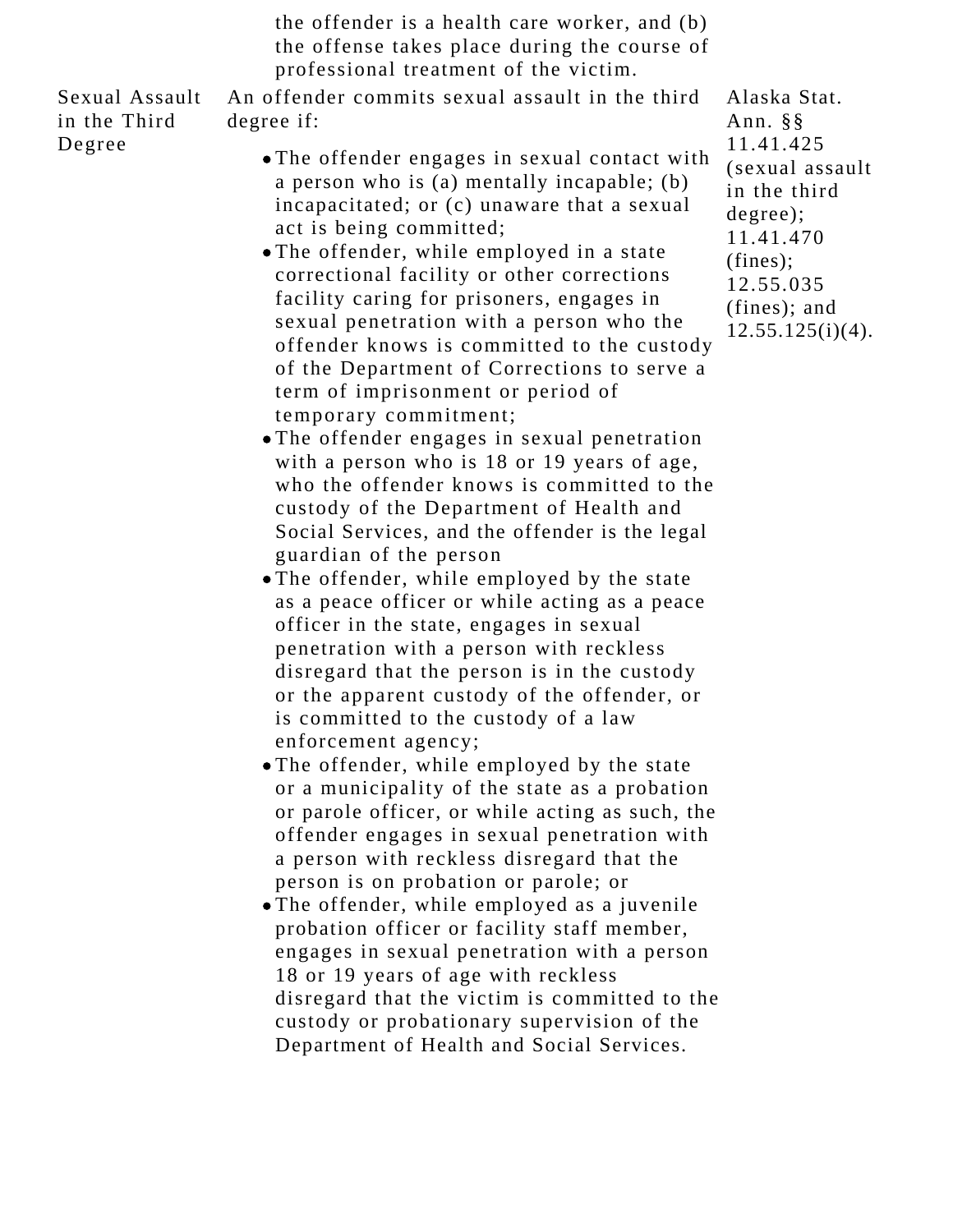| | | |
|---|---|---|
| | the offender is a health care worker, and (b) the offense takes place during the course of professional treatment of the victim. | |
| Sexual Assault in the Third Degree | An offender commits sexual assault in the third degree if: <br>• The offender engages in sexual contact with a person who is (a) mentally incapable; (b) incapacitated; or (c) unaware that a sexual act is being committed; <br>• The offender, while employed in a state correctional facility or other corrections facility caring for prisoners, engages in sexual penetration with a person who the offender knows is committed to the custody of the Department of Corrections to serve a term of imprisonment or period of temporary commitment; <br>• The offender engages in sexual penetration with a person who is 18 or 19 years of age, who the offender knows is committed to the custody of the Department of Health and Social Services, and the offender is the legal guardian of the person <br>• The offender, while employed by the state as a peace officer or while acting as a peace officer in the state, engages in sexual penetration with a person with reckless disregard that the person is in the custody or the apparent custody of the offender, or is committed to the custody of a law enforcement agency; <br>• The offender, while employed by the state or a municipality of the state as a probation or parole officer, or while acting as such, the offender engages in sexual penetration with a person with reckless disregard that the person is on probation or parole; or <br>• The offender, while employed as a juvenile probation officer or facility staff member, engages in sexual penetration with a person 18 or 19 years of age with reckless disregard that the victim is committed to the custody or probationary supervision of the Department of Health and Social Services. | Alaska Stat. Ann. §§ 11.41.425 (sexual assault in the third degree); 11.41.470 (fines); 12.55.035 (fines); and 12.55.125(i)(4). |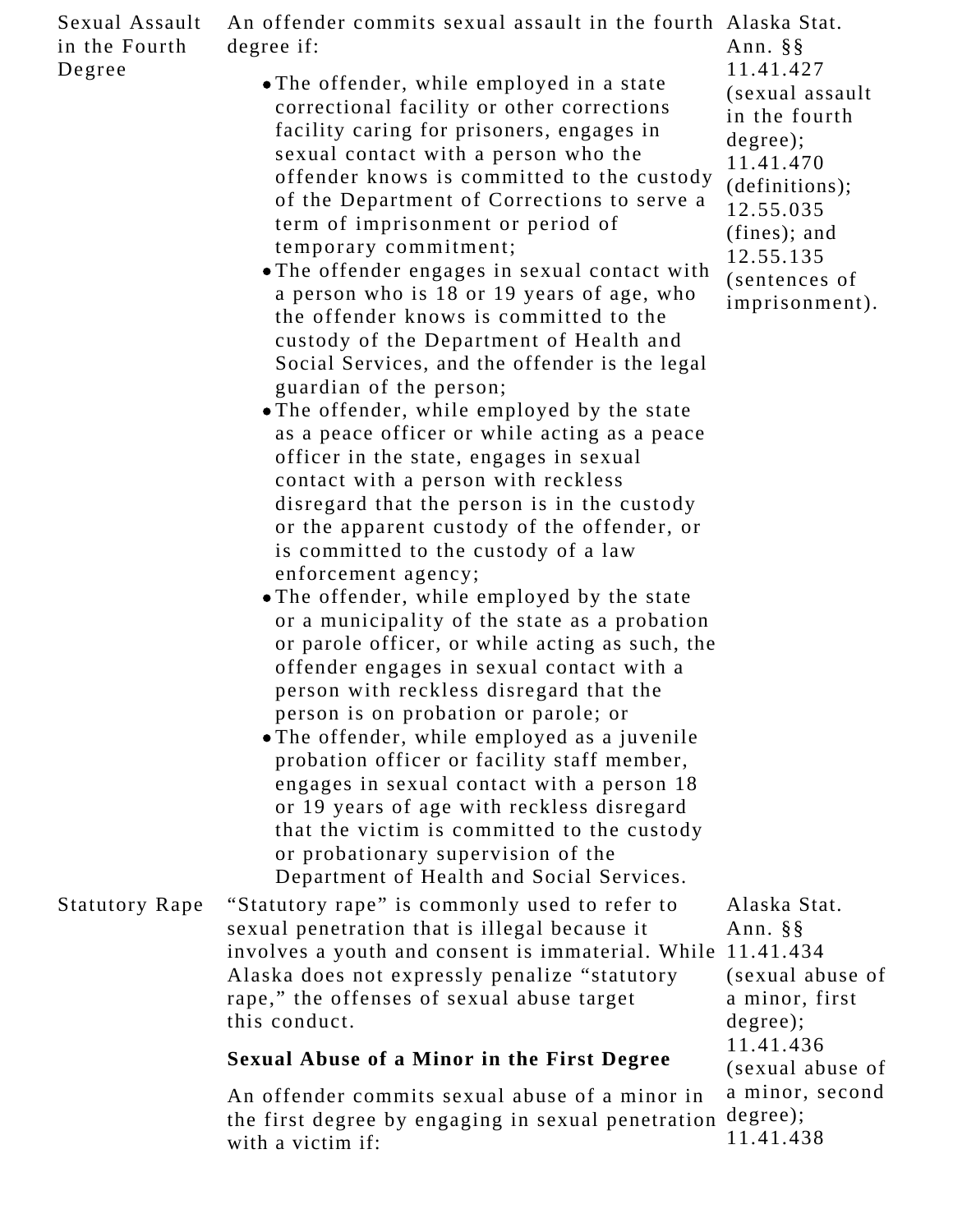| | | |
|---|---|---|
| Sexual Assault in the Fourth Degree | An offender commits sexual assault in the fourth degree if:<br><br>• The offender, while employed in a state correctional facility or other corrections facility caring for prisoners, engages in sexual contact with a person who the offender knows is committed to the custody of the Department of Corrections to serve a term of imprisonment or period of temporary commitment;<br>• The offender engages in sexual contact with a person who is 18 or 19 years of age, who the offender knows is committed to the custody of the Department of Health and Social Services, and the offender is the legal guardian of the person;<br>• The offender, while employed by the state as a peace officer or while acting as a peace officer in the state, engages in sexual contact with a person with reckless disregard that the person is in the custody or the apparent custody of the offender, or is committed to the custody of a law enforcement agency;<br>• The offender, while employed by the state or a municipality of the state as a probation or parole officer, or while acting as such, the offender engages in sexual contact with a person with reckless disregard that the person is on probation or parole; or<br>• The offender, while employed as a juvenile probation officer or facility staff member, engages in sexual contact with a person 18 or 19 years of age with reckless disregard that the victim is committed to the custody or probationary supervision of the Department of Health and Social Services. | Alaska Stat. Ann. §§ 11.41.427 (sexual assault in the fourth degree); 11.41.470 (definitions); 12.55.035 (fines); and 12.55.135 (sentences of imprisonment). |
| Statutory Rape | "Statutory rape" is commonly used to refer to sexual penetration that is illegal because it involves a youth and consent is immaterial. While Alaska does not expressly penalize "statutory rape," the offenses of sexual abuse target this conduct.<br><br>**Sexual Abuse of a Minor in the First Degree**<br><br>An offender commits sexual abuse of a minor in the first degree by engaging in sexual penetration with a victim if: | Alaska Stat. Ann. §§ 11.41.434 (sexual abuse of a minor, first degree); 11.41.436 (sexual abuse of a minor, second degree); 11.41.438 |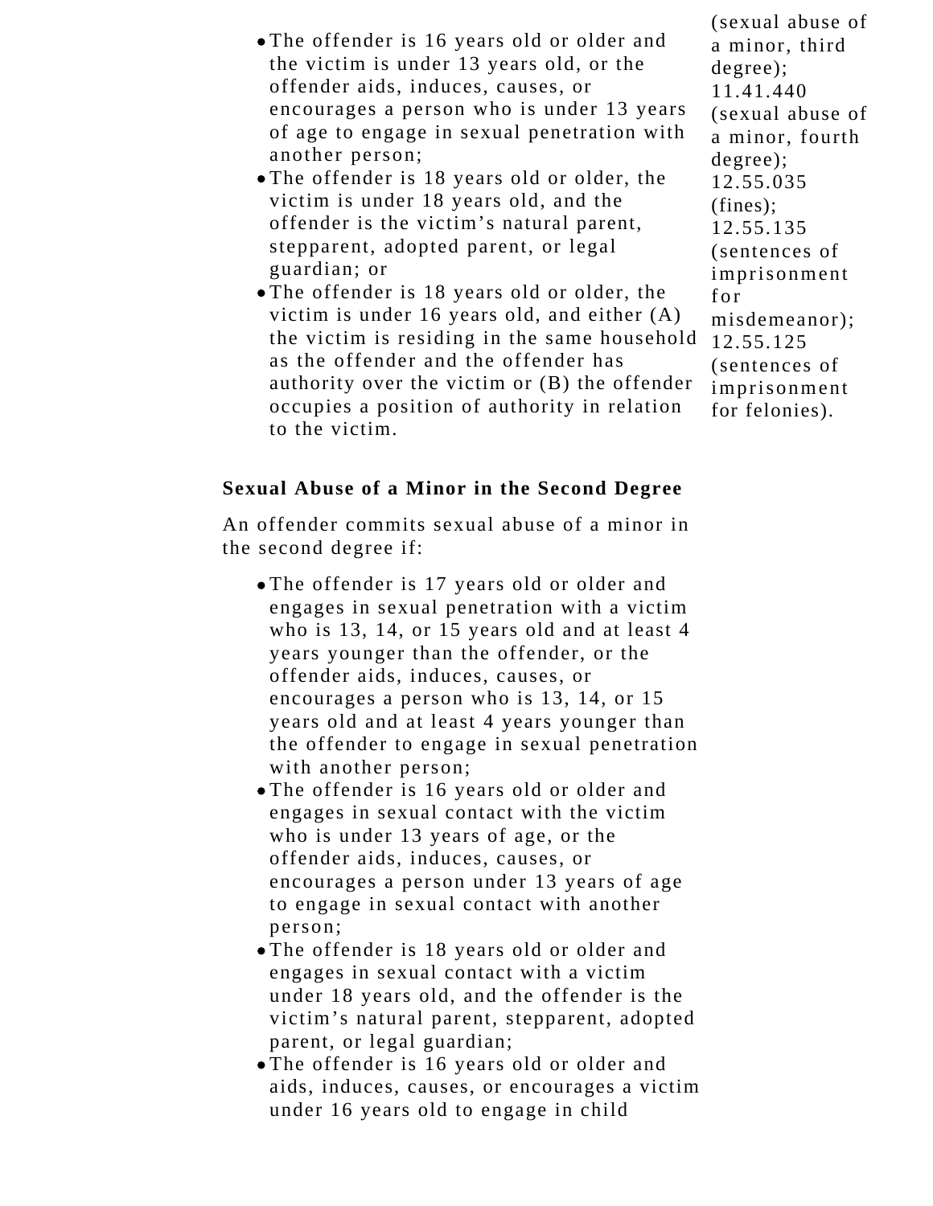- The offender is 16 years old or older and the victim is under 13 years old, or the offender aids, induces, causes, or encourages a person who is under 13 years of age to engage in sexual penetration with another person;
- The offender is 18 years old or older, the victim is under 18 years old, and the offender is the victim's natural parent, stepparent, adopted parent, or legal guardian; or
- The offender is 18 years old or older, the victim is under 16 years old, and either (A) the victim is residing in the same household as the offender and the offender has authority over the victim or (B) the offender occupies a position of authority in relation to the victim.

(sexual abuse of a minor, third degree); 11.41.440 (sexual abuse of a minor, fourth degree); 12.55.035 (fines); 12.55.135 (sentences of imprisonment for misdemeanor); 12.55.125 (sentences of imprisonment for felonies).

**Sexual Abuse of a Minor in the Second Degree**

An offender commits sexual abuse of a minor in the second degree if:

- The offender is 17 years old or older and engages in sexual penetration with a victim who is 13, 14, or 15 years old and at least 4 years younger than the offender, or the offender aids, induces, causes, or encourages a person who is 13, 14, or 15 years old and at least 4 years younger than the offender to engage in sexual penetration with another person;
- The offender is 16 years old or older and engages in sexual contact with the victim who is under 13 years of age, or the offender aids, induces, causes, or encourages a person under 13 years of age to engage in sexual contact with another person;
- The offender is 18 years old or older and engages in sexual contact with a victim under 18 years old, and the offender is the victim's natural parent, stepparent, adopted parent, or legal guardian;
- The offender is 16 years old or older and aids, induces, causes, or encourages a victim under 16 years old to engage in child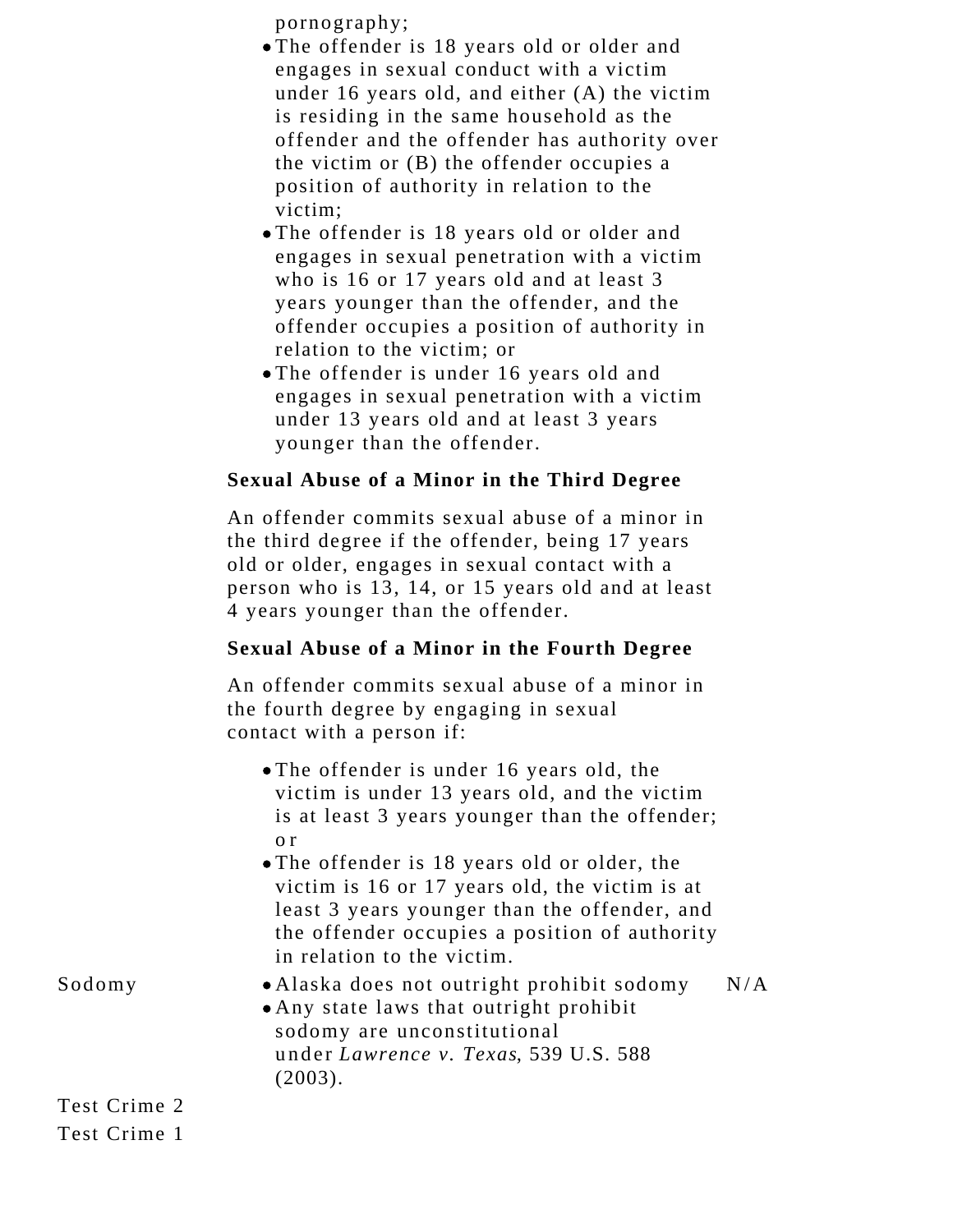pornography;

- The offender is 18 years old or older and engages in sexual conduct with a victim under 16 years old, and either (A) the victim is residing in the same household as the offender and the offender has authority over the victim or (B) the offender occupies a position of authority in relation to the victim;
- The offender is 18 years old or older and engages in sexual penetration with a victim who is 16 or 17 years old and at least 3 years younger than the offender, and the offender occupies a position of authority in relation to the victim; or
- The offender is under 16 years old and engages in sexual penetration with a victim under 13 years old and at least 3 years younger than the offender.

**Sexual Abuse of a Minor in the Third Degree**

An offender commits sexual abuse of a minor in the third degree if the offender, being 17 years old or older, engages in sexual contact with a person who is 13, 14, or 15 years old and at least 4 years younger than the offender.

**Sexual Abuse of a Minor in the Fourth Degree**

An offender commits sexual abuse of a minor in the fourth degree by engaging in sexual contact with a person if:

- The offender is under 16 years old, the victim is under 13 years old, and the victim is at least 3 years younger than the offender; or
- The offender is 18 years old or older, the victim is 16 or 17 years old, the victim is at least 3 years younger than the offender, and the offender occupies a position of authority in relation to the victim.

| Sodomy | • Alaska does not outright prohibit sodomy<br>• Any state laws that outright prohibit sodomy are unconstitutional under *Lawrence v. Texas*, 539 U.S. 588 (2003). | N/A |
|---|---|---|
| Test Crime 2 | | |
| Test Crime 1 | | |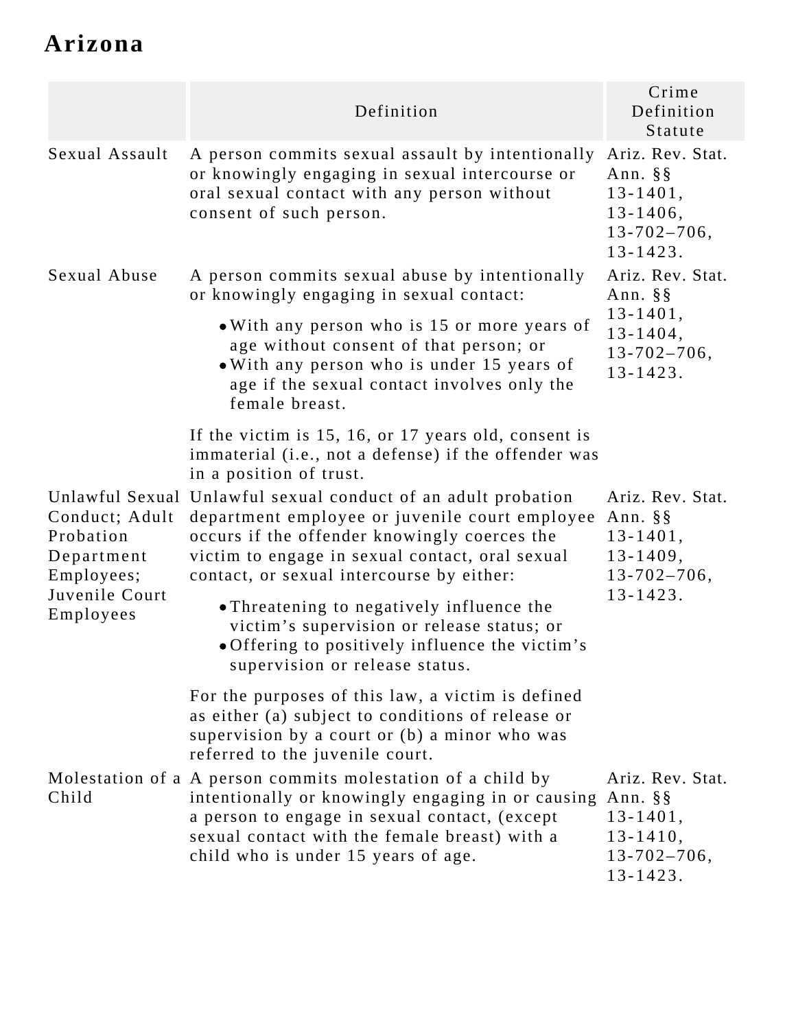## Arizona

| | Definition | Crime Definition Statute |
| --- | --- | --- |
| Sexual Assault | A person commits sexual assault by intentionally or knowingly engaging in sexual intercourse or oral sexual contact with any person without consent of such person. | Ariz. Rev. Stat. Ann. §§ 13-1401, 13-1406, 13-702–706, 13-1423. |
| Sexual Abuse | A person commits sexual abuse by intentionally or knowingly engaging in sexual contact:<br>• With any person who is 15 or more years of age without consent of that person; or<br>• With any person who is under 15 years of age if the sexual contact involves only the female breast.<br><br>If the victim is 15, 16, or 17 years old, consent is immaterial (i.e., not a defense) if the offender was in a position of trust. | Ariz. Rev. Stat. Ann. §§ 13-1401, 13-1404, 13-702–706, 13-1423. |
| Unlawful Sexual Conduct; Adult Probation Department Employees; Juvenile Court Employees | Unlawful sexual conduct of an adult probation department employee or juvenile court employee occurs if the offender knowingly coerces the victim to engage in sexual contact, oral sexual contact, or sexual intercourse by either:<br>• Threatening to negatively influence the victim's supervision or release status; or<br>• Offering to positively influence the victim's supervision or release status.<br><br>For the purposes of this law, a victim is defined as either (a) subject to conditions of release or supervision by a court or (b) a minor who was referred to the juvenile court. | Ariz. Rev. Stat. Ann. §§ 13-1401, 13-1409, 13-702–706, 13-1423. |
| Molestation of a Child | A person commits molestation of a child by intentionally or knowingly engaging in or causing a person to engage in sexual contact, (except sexual contact with the female breast) with a child who is under 15 years of age. | Ariz. Rev. Stat. Ann. §§ 13-1401, 13-1410, 13-702–706, 13-1423. |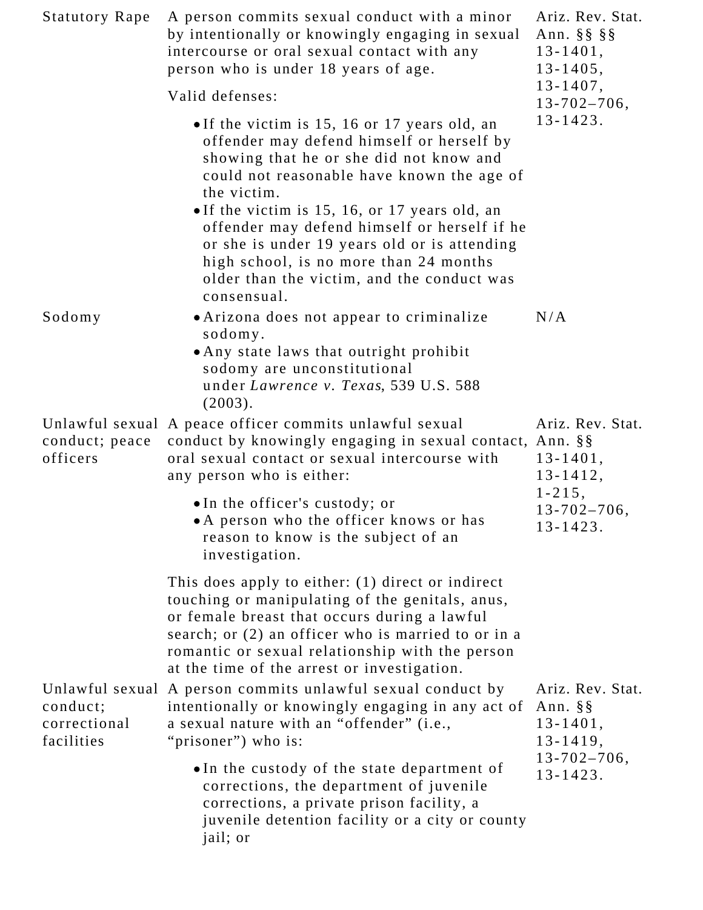| | | |
|---|---|---|
| Statutory Rape | A person commits sexual conduct with a minor by intentionally or knowingly engaging in sexual intercourse or oral sexual contact with any person who is under 18 years of age.<br><br>Valid defenses:<br><br>• If the victim is 15, 16 or 17 years old, an offender may defend himself or herself by showing that he or she did not know and could not reasonable have known the age of the victim.<br>• If the victim is 15, 16, or 17 years old, an offender may defend himself or herself if he or she is under 19 years old or is attending high school, is no more than 24 months older than the victim, and the conduct was consensual. | Ariz. Rev. Stat. Ann. §§ §§ 13-1401, 13-1405, 13-1407, 13-702–706, 13-1423. |
| Sodomy | • Arizona does not appear to criminalize sodomy.<br>• Any state laws that outright prohibit sodomy are unconstitutional under *Lawrence v. Texas*, 539 U.S. 588 (2003). | N/A |
| Unlawful sexual conduct; peace officers | A peace officer commits unlawful sexual conduct by knowingly engaging in sexual contact, oral sexual contact or sexual intercourse with any person who is either:<br><br>• In the officer's custody; or<br>• A person who the officer knows or has reason to know is the subject of an investigation.<br><br>This does apply to either: (1) direct or indirect touching or manipulating of the genitals, anus, or female breast that occurs during a lawful search; or (2) an officer who is married to or in a romantic or sexual relationship with the person at the time of the arrest or investigation. | Ariz. Rev. Stat. Ann. §§ 13-1401, 13-1412, 1-215, 13-702–706, 13-1423. |
| Unlawful sexual conduct; correctional facilities | A person commits unlawful sexual conduct by intentionally or knowingly engaging in any act of a sexual nature with an "offender" (i.e., "prisoner") who is:<br><br>• In the custody of the state department of corrections, the department of juvenile corrections, a private prison facility, a juvenile detention facility or a city or county jail; or | Ariz. Rev. Stat. Ann. §§ 13-1401, 13-1419, 13-702–706, 13-1423. |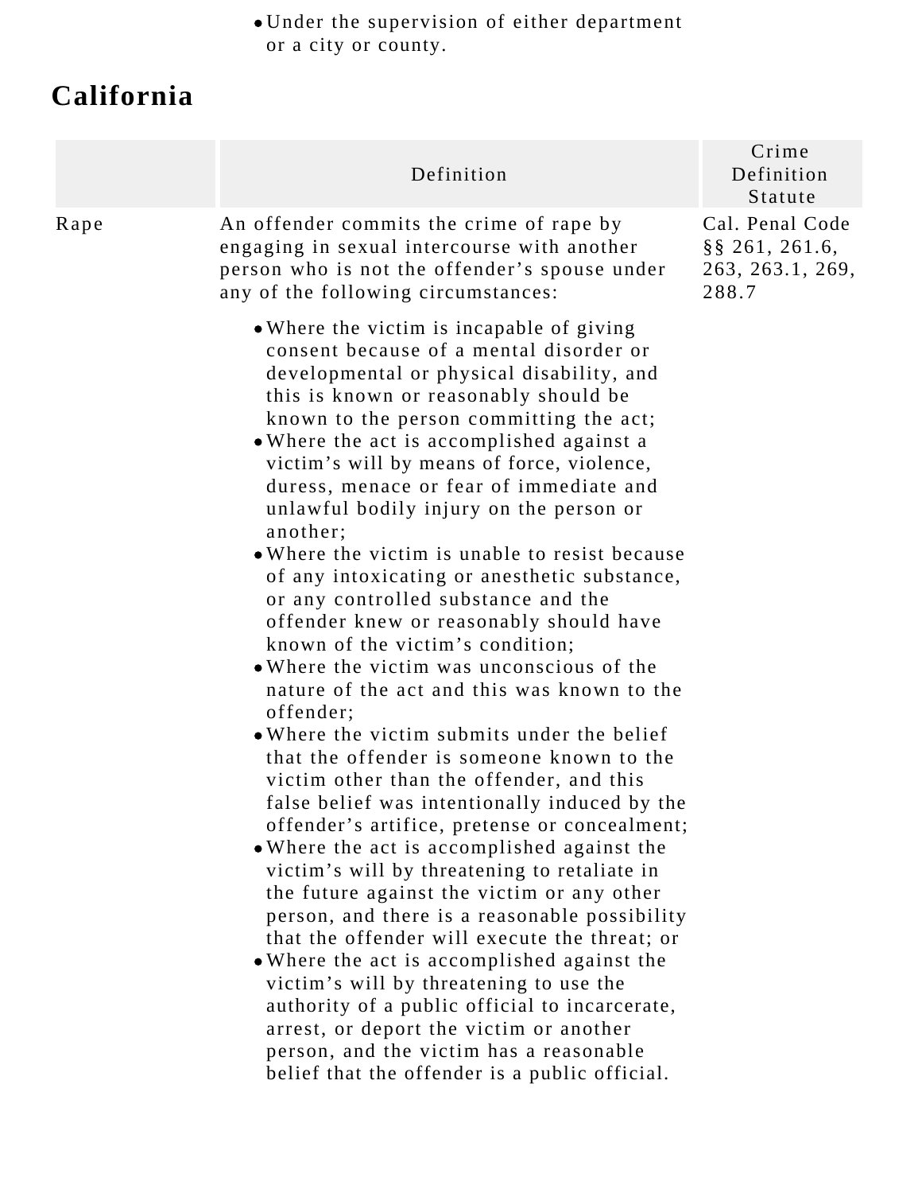- Under the supervision of either department or a city or county.

## California

| | Definition | Crime Definition Statute |
|---|---|---|
| Rape | An offender commits the crime of rape by engaging in sexual intercourse with another person who is not the offender's spouse under any of the following circumstances:<br>• Where the victim is incapable of giving consent because of a mental disorder or developmental or physical disability, and this is known or reasonably should be known to the person committing the act;<br>• Where the act is accomplished against a victim's will by means of force, violence, duress, menace or fear of immediate and unlawful bodily injury on the person or another;<br>• Where the victim is unable to resist because of any intoxicating or anesthetic substance, or any controlled substance and the offender knew or reasonably should have known of the victim's condition;<br>• Where the victim was unconscious of the nature of the act and this was known to the offender;<br>• Where the victim submits under the belief that the offender is someone known to the victim other than the offender, and this false belief was intentionally induced by the offender's artifice, pretense or concealment;<br>• Where the act is accomplished against the victim's will by threatening to retaliate in the future against the victim or any other person, and there is a reasonable possibility that the offender will execute the threat; or<br>• Where the act is accomplished against the victim's will by threatening to use the authority of a public official to incarcerate, arrest, or deport the victim or another person, and the victim has a reasonable belief that the offender is a public official. | Cal. Penal Code §§ 261, 261.6, 263, 263.1, 269, 288.7 |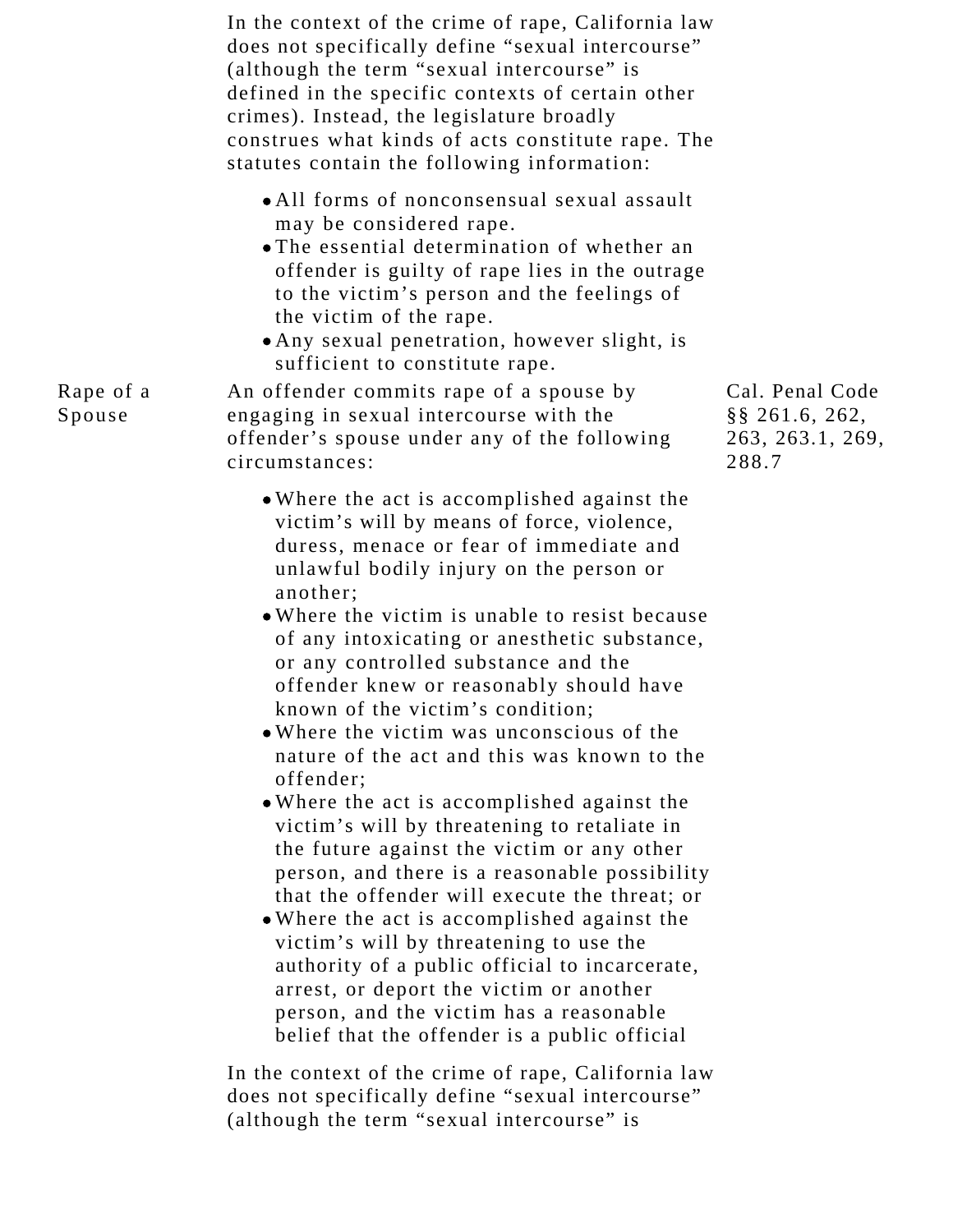| | | |
|---|---|---|
| | In the context of the crime of rape, California law does not specifically define "sexual intercourse" (although the term "sexual intercourse" is defined in the specific contexts of certain other crimes). Instead, the legislature broadly construes what kinds of acts constitute rape. The statutes contain the following information:<br><br>• All forms of nonconsensual sexual assault may be considered rape.<br>• The essential determination of whether an offender is guilty of rape lies in the outrage to the victim's person and the feelings of the victim of the rape.<br>• Any sexual penetration, however slight, is sufficient to constitute rape. | |
| Rape of a Spouse | An offender commits rape of a spouse by engaging in sexual intercourse with the offender's spouse under any of the following circumstances:<br><br>• Where the act is accomplished against the victim's will by means of force, violence, duress, menace or fear of immediate and unlawful bodily injury on the person or another;<br>• Where the victim is unable to resist because of any intoxicating or anesthetic substance, or any controlled substance and the offender knew or reasonably should have known of the victim's condition;<br>• Where the victim was unconscious of the nature of the act and this was known to the offender;<br>• Where the act is accomplished against the victim's will by threatening to retaliate in the future against the victim or any other person, and there is a reasonable possibility that the offender will execute the threat; or<br>• Where the act is accomplished against the victim's will by threatening to use the authority of a public official to incarcerate, arrest, or deport the victim or another person, and the victim has a reasonable belief that the offender is a public official<br><br>In the context of the crime of rape, California law does not specifically define "sexual intercourse" (although the term "sexual intercourse" is | Cal. Penal Code §§ 261.6, 262, 263, 263.1, 269, 288.7 |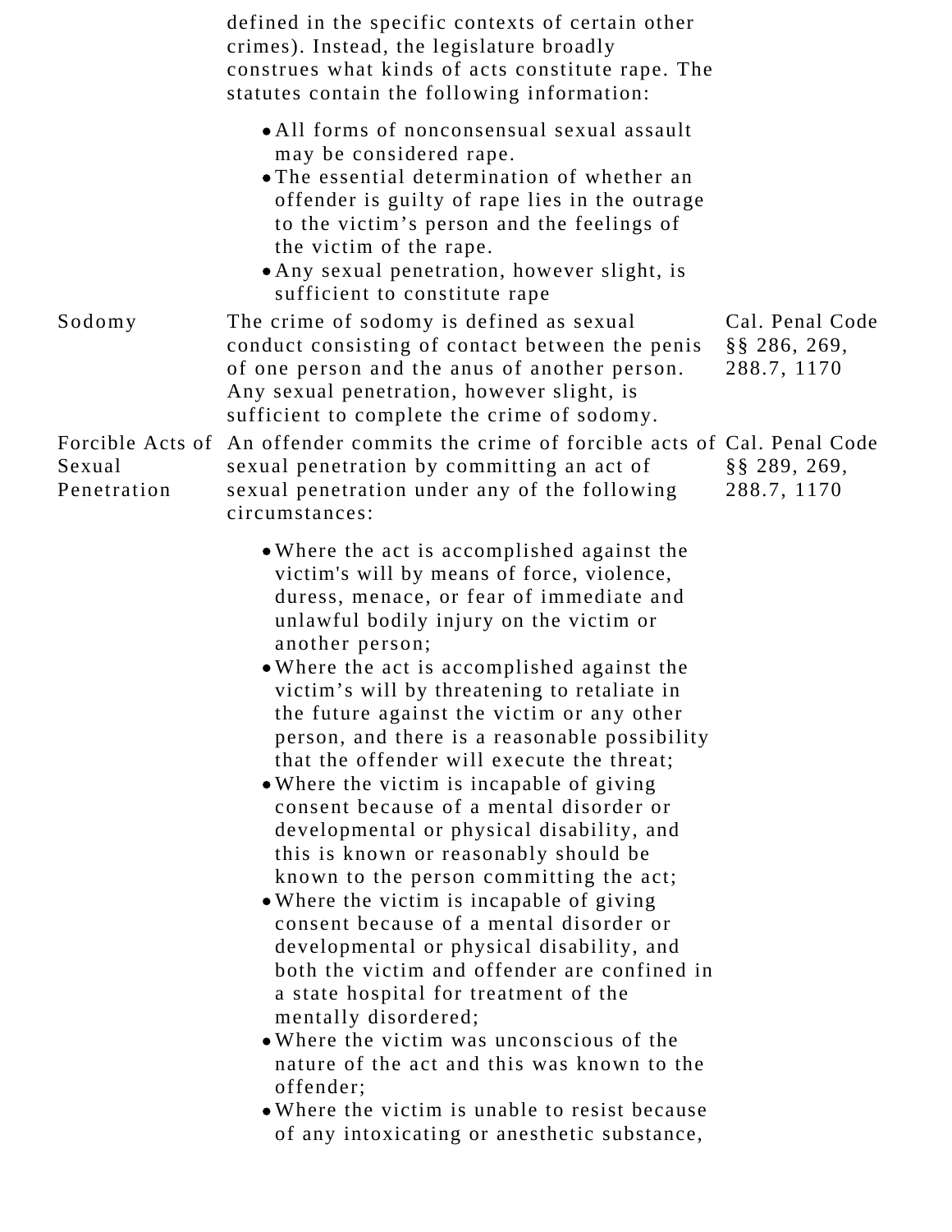| | | |
|---|---|---|
| | defined in the specific contexts of certain other crimes). Instead, the legislature broadly construes what kinds of acts constitute rape. The statutes contain the following information:<br><br>• All forms of nonconsensual sexual assault may be considered rape.<br>• The essential determination of whether an offender is guilty of rape lies in the outrage to the victim's person and the feelings of the victim of the rape.<br>• Any sexual penetration, however slight, is sufficient to constitute rape | |
| Sodomy | The crime of sodomy is defined as sexual conduct consisting of contact between the penis of one person and the anus of another person. Any sexual penetration, however slight, is sufficient to complete the crime of sodomy. | Cal. Penal Code §§ 286, 269, 288.7, 1170 |
| Forcible Acts of Sexual Penetration | An offender commits the crime of forcible acts of sexual penetration by committing an act of sexual penetration under any of the following circumstances:<br><br>• Where the act is accomplished against the victim's will by means of force, violence, duress, menace, or fear of immediate and unlawful bodily injury on the victim or another person;<br>• Where the act is accomplished against the victim's will by threatening to retaliate in the future against the victim or any other person, and there is a reasonable possibility that the offender will execute the threat;<br>• Where the victim is incapable of giving consent because of a mental disorder or developmental or physical disability, and this is known or reasonably should be known to the person committing the act;<br>• Where the victim is incapable of giving consent because of a mental disorder or developmental or physical disability, and both the victim and offender are confined in a state hospital for treatment of the mentally disordered;<br>• Where the victim was unconscious of the nature of the act and this was known to the offender;<br>• Where the victim is unable to resist because of any intoxicating or anesthetic substance, | Cal. Penal Code §§ 289, 269, 288.7, 1170 |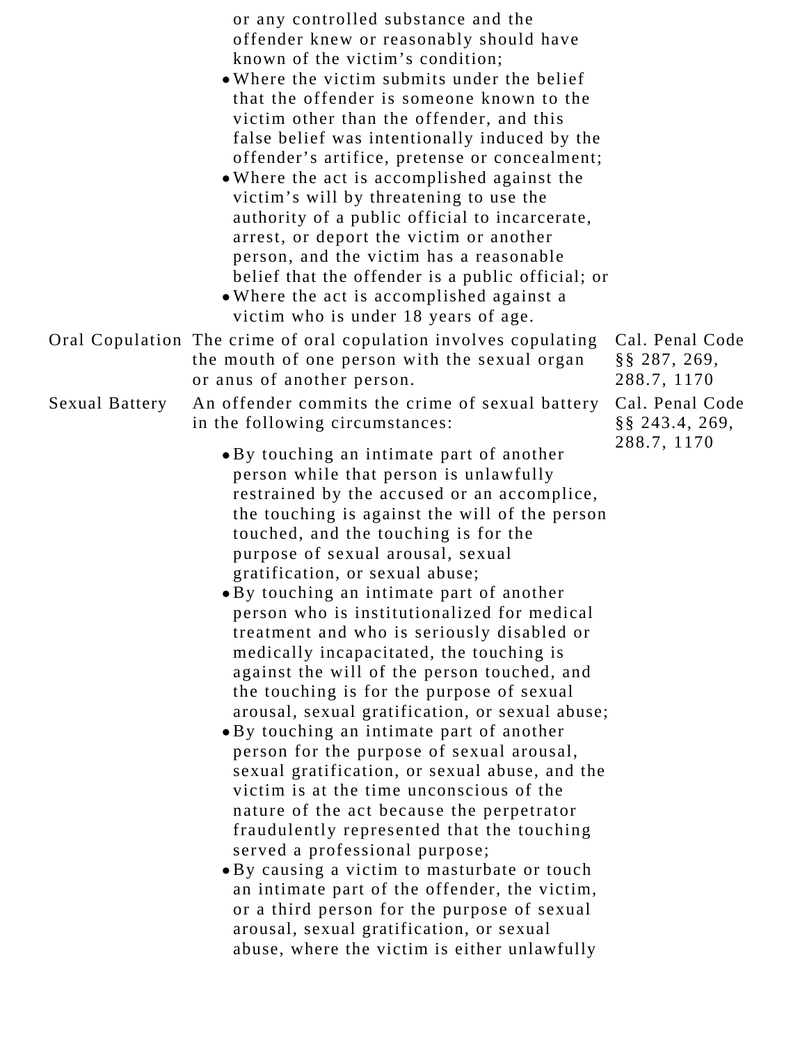| | | |
|---|---|---|
| | or any controlled substance and the offender knew or reasonably should have known of the victim's condition;<br>• Where the victim submits under the belief that the offender is someone known to the victim other than the offender, and this false belief was intentionally induced by the offender's artifice, pretense or concealment;<br>• Where the act is accomplished against the victim's will by threatening to use the authority of a public official to incarcerate, arrest, or deport the victim or another person, and the victim has a reasonable belief that the offender is a public official; or<br>• Where the act is accomplished against a victim who is under 18 years of age. | |
| Oral Copulation | The crime of oral copulation involves copulating the mouth of one person with the sexual organ or anus of another person. | Cal. Penal Code §§ 287, 269, 288.7, 1170 |
| Sexual Battery | An offender commits the crime of sexual battery in the following circumstances:<br>• By touching an intimate part of another person while that person is unlawfully restrained by the accused or an accomplice, the touching is against the will of the person touched, and the touching is for the purpose of sexual arousal, sexual gratification, or sexual abuse;<br>• By touching an intimate part of another person who is institutionalized for medical treatment and who is seriously disabled or medically incapacitated, the touching is against the will of the person touched, and the touching is for the purpose of sexual arousal, sexual gratification, or sexual abuse;<br>• By touching an intimate part of another person for the purpose of sexual arousal, sexual gratification, or sexual abuse, and the victim is at the time unconscious of the nature of the act because the perpetrator fraudulently represented that the touching served a professional purpose;<br>• By causing a victim to masturbate or touch an intimate part of the offender, the victim, or a third person for the purpose of sexual arousal, sexual gratification, or sexual abuse, where the victim is either unlawfully | Cal. Penal Code §§ 243.4, 269, 288.7, 1170 |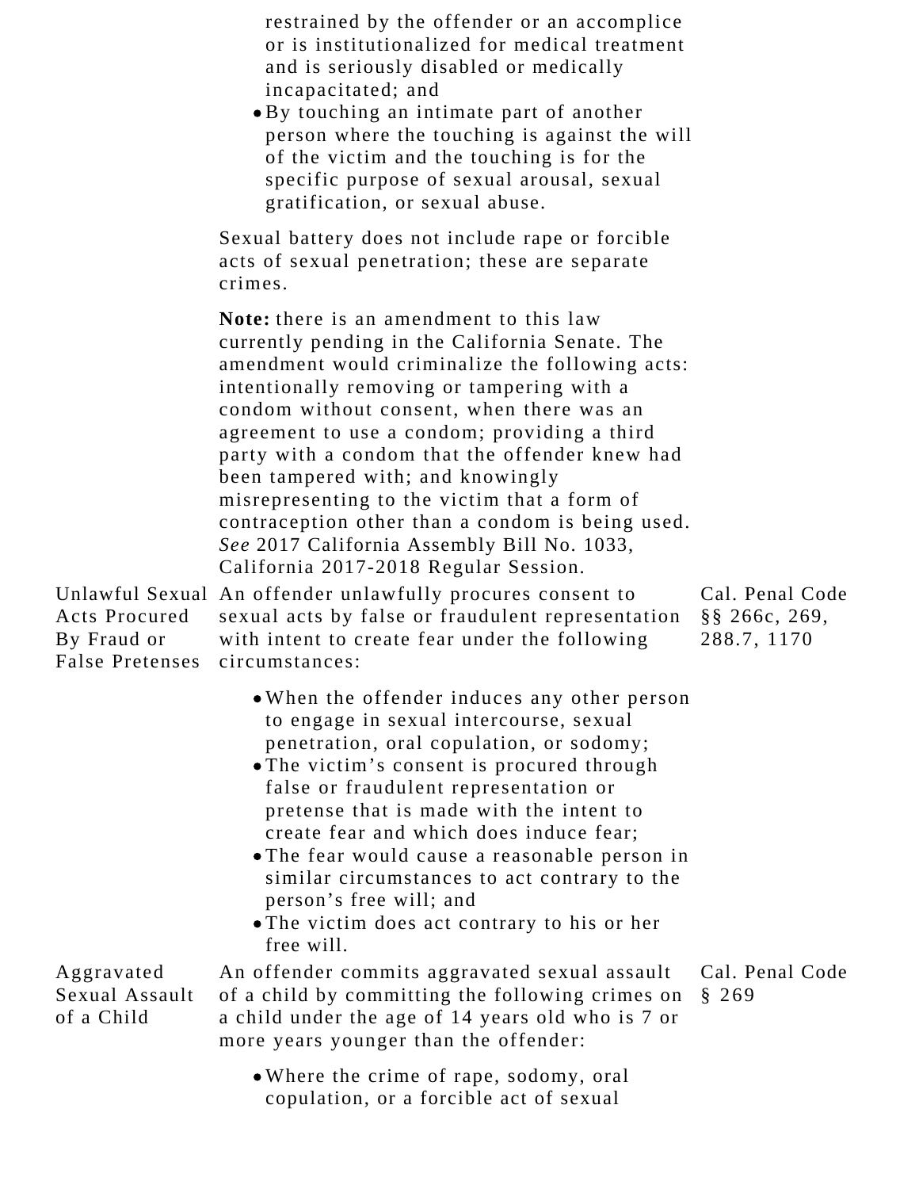| | | |
|---|---|---|
| | restrained by the offender or an accomplice or is institutionalized for medical treatment and is seriously disabled or medically incapacitated; and<br>• By touching an intimate part of another person where the touching is against the will of the victim and the touching is for the specific purpose of sexual arousal, sexual gratification, or sexual abuse.<br><br>Sexual battery does not include rape or forcible acts of sexual penetration; these are separate crimes.<br><br>**Note:** there is an amendment to this law currently pending in the California Senate. The amendment would criminalize the following acts: intentionally removing or tampering with a condom without consent, when there was an agreement to use a condom; providing a third party with a condom that the offender knew had been tampered with; and knowingly misrepresenting to the victim that a form of contraception other than a condom is being used. *See* 2017 California Assembly Bill No. 1033, California 2017-2018 Regular Session. | |
| Unlawful Sexual Acts Procured By Fraud or False Pretenses | An offender unlawfully procures consent to sexual acts by false or fraudulent representation with intent to create fear under the following circumstances:<br><br>• When the offender induces any other person to engage in sexual intercourse, sexual penetration, oral copulation, or sodomy;<br>• The victim's consent is procured through false or fraudulent representation or pretense that is made with the intent to create fear and which does induce fear;<br>• The fear would cause a reasonable person in similar circumstances to act contrary to the person's free will; and<br>• The victim does act contrary to his or her free will. | Cal. Penal Code §§ 266c, 269, 288.7, 1170 |
| Aggravated Sexual Assault of a Child | An offender commits aggravated sexual assault of a child by committing the following crimes on a child under the age of 14 years old who is 7 or more years younger than the offender:<br><br>• Where the crime of rape, sodomy, oral copulation, or a forcible act of sexual | Cal. Penal Code § 269 |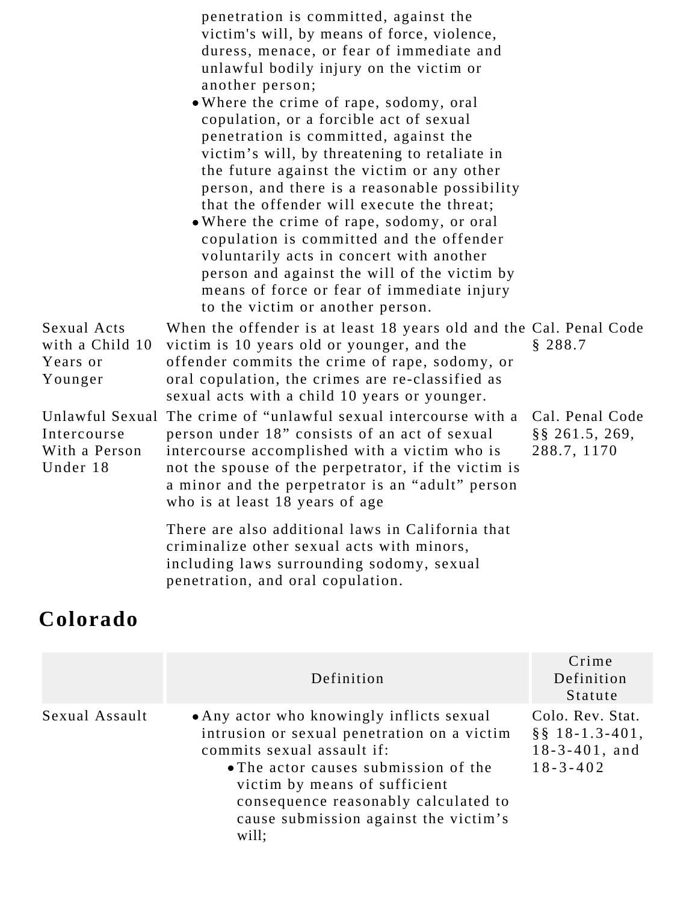| | | |
|---|---|---|
| | penetration is committed, against the victim's will, by means of force, violence, duress, menace, or fear of immediate and unlawful bodily injury on the victim or another person;<br>• Where the crime of rape, sodomy, oral copulation, or a forcible act of sexual penetration is committed, against the victim's will, by threatening to retaliate in the future against the victim or any other person, and there is a reasonable possibility that the offender will execute the threat;<br>• Where the crime of rape, sodomy, or oral copulation is committed and the offender voluntarily acts in concert with another person and against the will of the victim by means of force or fear of immediate injury to the victim or another person. | |
| Sexual Acts with a Child 10 Years or Younger | When the offender is at least 18 years old and the victim is 10 years old or younger, and the offender commits the crime of rape, sodomy, or oral copulation, the crimes are re-classified as sexual acts with a child 10 years or younger. | Cal. Penal Code § 288.7 |
| Unlawful Sexual Intercourse With a Person Under 18 | The crime of "unlawful sexual intercourse with a person under 18" consists of an act of sexual intercourse accomplished with a victim who is not the spouse of the perpetrator, if the victim is a minor and the perpetrator is an "adult" person who is at least 18 years of age<br><br>There are also additional laws in California that criminalize other sexual acts with minors, including laws surrounding sodomy, sexual penetration, and oral copulation. | Cal. Penal Code §§ 261.5, 269, 288.7, 1170 |

## Colorado

| | Definition | Crime Definition Statute |
|---|---|---|
| Sexual Assault | • Any actor who knowingly inflicts sexual intrusion or sexual penetration on a victim commits sexual assault if:<br>  • The actor causes submission of the victim by means of sufficient consequence reasonably calculated to cause submission against the victim's will; | Colo. Rev. Stat. §§ 18-1.3-401, 18-3-401, and 18-3-402 |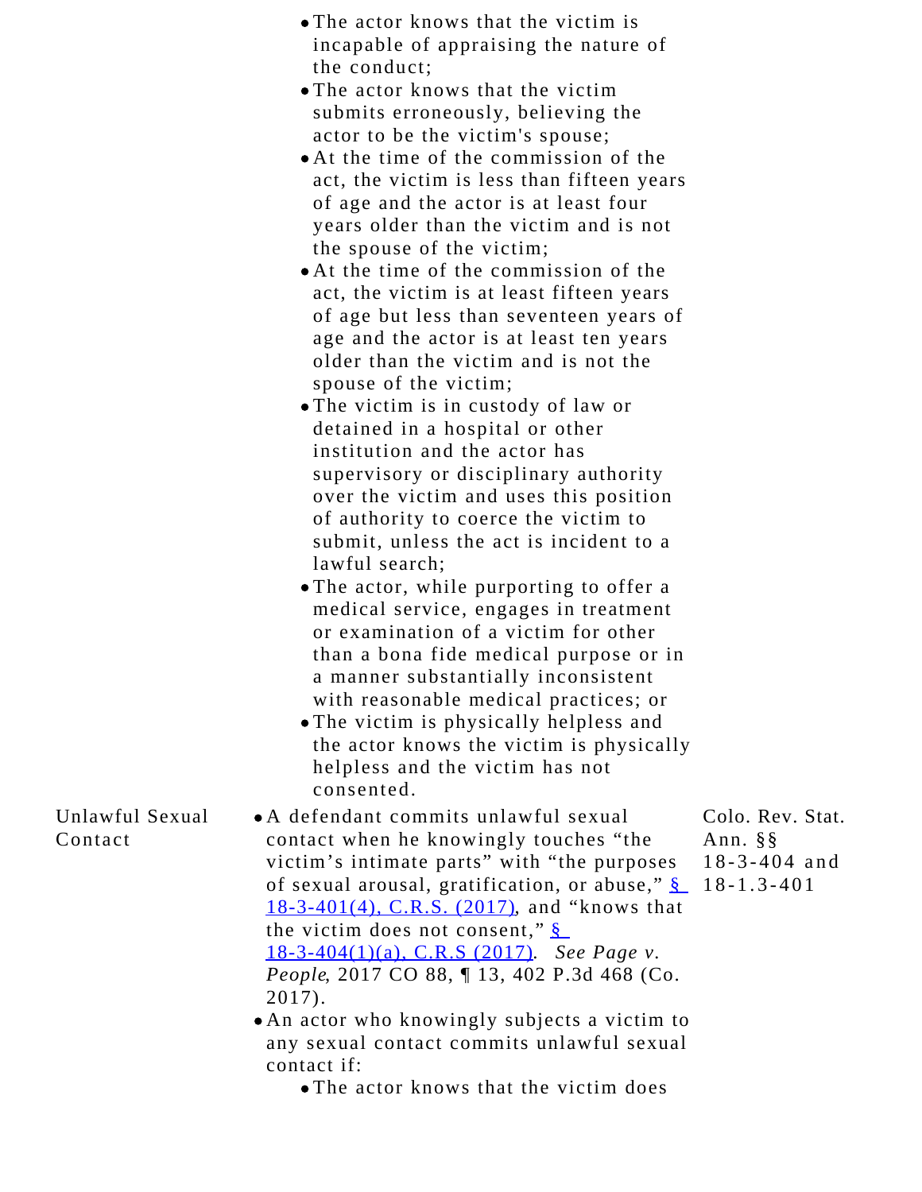| | | |
|---|---|---|
| | - The actor knows that the victim is incapable of appraising the nature of the conduct;<br>- The actor knows that the victim submits erroneously, believing the actor to be the victim's spouse;<br>- At the time of the commission of the act, the victim is less than fifteen years of age and the actor is at least four years older than the victim and is not the spouse of the victim;<br>- At the time of the commission of the act, the victim is at least fifteen years of age but less than seventeen years of age and the actor is at least ten years older than the victim and is not the spouse of the victim;<br>- The victim is in custody of law or detained in a hospital or other institution and the actor has supervisory or disciplinary authority over the victim and uses this position of authority to coerce the victim to submit, unless the act is incident to a lawful search;<br>- The actor, while purporting to offer a medical service, engages in treatment or examination of a victim for other than a bona fide medical purpose or in a manner substantially inconsistent with reasonable medical practices; or<br>- The victim is physically helpless and the actor knows the victim is physically helpless and the victim has not consented. | |
| Unlawful Sexual Contact | - A defendant commits unlawful sexual contact when he knowingly touches "the victim's intimate parts" with "the purposes of sexual arousal, gratification, or abuse," § 18-3-401(4), C.R.S. (2017), and "knows that the victim does not consent," § 18-3-404(1)(a), C.R.S (2017). *See Page v. People*, 2017 CO 88, ¶ 13, 402 P.3d 468 (Co. 2017).<br>- An actor who knowingly subjects a victim to any sexual contact commits unlawful sexual contact if:<br>  - The actor knows that the victim does | Colo. Rev. Stat. Ann. §§ 18-3-404 and 18-1.3-401 |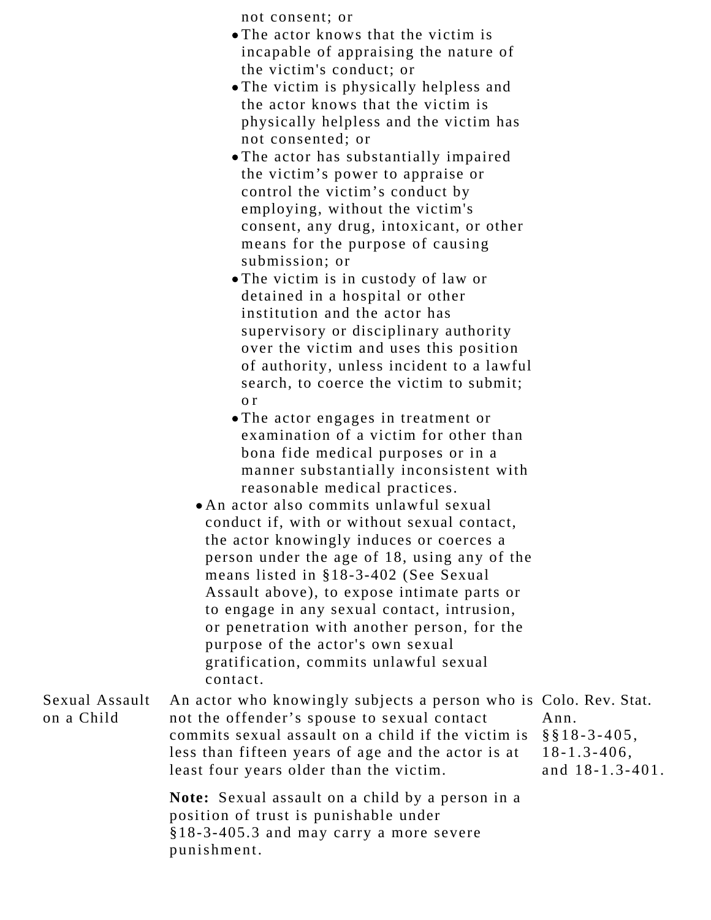| | | |
|---|---|---|
| | not consent; or<br>• The actor knows that the victim is incapable of appraising the nature of the victim's conduct; or<br>• The victim is physically helpless and the actor knows that the victim is physically helpless and the victim has not consented; or<br>• The actor has substantially impaired the victim's power to appraise or control the victim's conduct by employing, without the victim's consent, any drug, intoxicant, or other means for the purpose of causing submission; or<br>• The victim is in custody of law or detained in a hospital or other institution and the actor has supervisory or disciplinary authority over the victim and uses this position of authority, unless incident to a lawful search, to coerce the victim to submit; or<br>• The actor engages in treatment or examination of a victim for other than bona fide medical purposes or in a manner substantially inconsistent with reasonable medical practices.<br>• An actor also commits unlawful sexual conduct if, with or without sexual contact, the actor knowingly induces or coerces a person under the age of 18, using any of the means listed in §18-3-402 (See Sexual Assault above), to expose intimate parts or to engage in any sexual contact, intrusion, or penetration with another person, for the purpose of the actor's own sexual gratification, commits unlawful sexual contact. | |
| Sexual Assault on a Child | An actor who knowingly subjects a person who is not the offender's spouse to sexual contact commits sexual assault on a child if the victim is less than fifteen years of age and the actor is at least four years older than the victim.<br><br>**Note:** Sexual assault on a child by a person in a position of trust is punishable under §18-3-405.3 and may carry a more severe punishment. | Colo. Rev. Stat. Ann. §§18-3-405, 18-1.3-406, and 18-1.3-401. |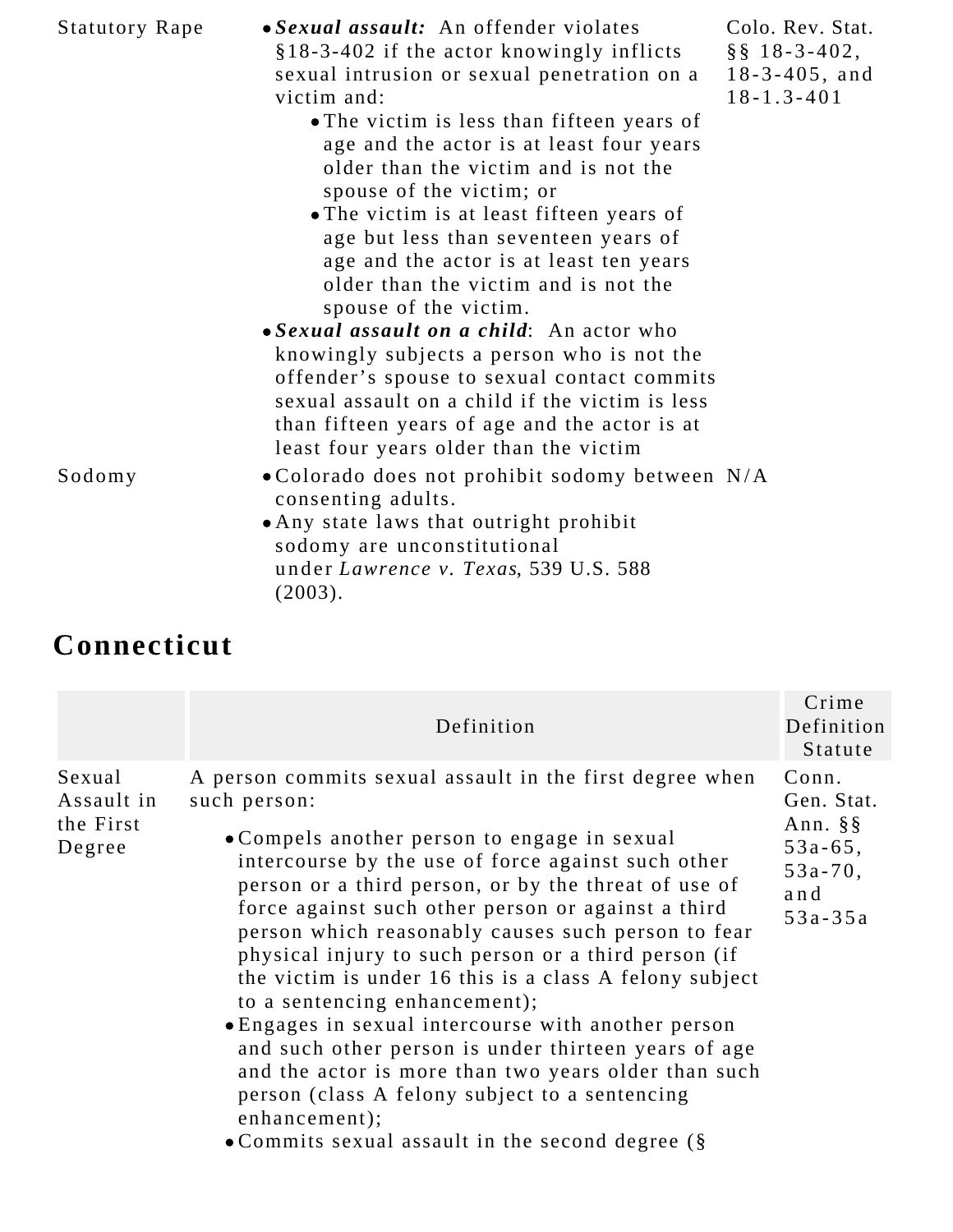| | | |
|---|---|---|
| Statutory Rape | • ***Sexual assault:*** An offender violates §18-3-402 if the actor knowingly inflicts sexual intrusion or sexual penetration on a victim and:<br>  ◦ The victim is less than fifteen years of age and the actor is at least four years older than the victim and is not the spouse of the victim; or<br>  ◦ The victim is at least fifteen years of age but less than seventeen years of age and the actor is at least ten years older than the victim and is not the spouse of the victim.<br>• ***Sexual assault on a child***: An actor who knowingly subjects a person who is not the offender's spouse to sexual contact commits sexual assault on a child if the victim is less than fifteen years of age and the actor is at least four years older than the victim | Colo. Rev. Stat. §§ 18-3-402, 18-3-405, and 18-1.3-401 |
| Sodomy | • Colorado does not prohibit sodomy between consenting adults.<br>• Any state laws that outright prohibit sodomy are unconstitutional under *Lawrence v. Texas*, 539 U.S. 588 (2003). | N/A |

## Connecticut

| | Definition | Crime Definition Statute |
|---|---|---|
| Sexual Assault in the First Degree | A person commits sexual assault in the first degree when such person:<br>• Compels another person to engage in sexual intercourse by the use of force against such other person or a third person, or by the threat of use of force against such other person or against a third person which reasonably causes such person to fear physical injury to such person or a third person (if the victim is under 16 this is a class A felony subject to a sentencing enhancement);<br>• Engages in sexual intercourse with another person and such other person is under thirteen years of age and the actor is more than two years older than such person (class A felony subject to a sentencing enhancement);<br>• Commits sexual assault in the second degree (§ | Conn. Gen. Stat. Ann. §§ 53a-65, 53a-70, and 53a-35a |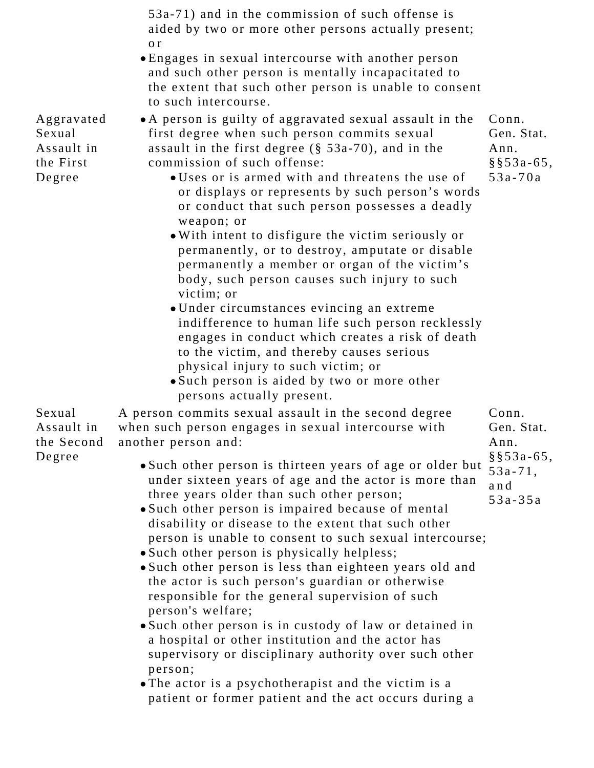| | | |
|---|---|---|
| | 53a-71) and in the commission of such offense is aided by two or more other persons actually present; or<br>• Engages in sexual intercourse with another person and such other person is mentally incapacitated to the extent that such other person is unable to consent to such intercourse. | |
| Aggravated Sexual Assault in the First Degree | • A person is guilty of aggravated sexual assault in the first degree when such person commits sexual assault in the first degree (§ 53a-70), and in the commission of such offense:<br>  • Uses or is armed with and threatens the use of or displays or represents by such person's words or conduct that such person possesses a deadly weapon; or<br>  • With intent to disfigure the victim seriously or permanently, or to destroy, amputate or disable permanently a member or organ of the victim's body, such person causes such injury to such victim; or<br>  • Under circumstances evincing an extreme indifference to human life such person recklessly engages in conduct which creates a risk of death to the victim, and thereby causes serious physical injury to such victim; or<br>  • Such person is aided by two or more other persons actually present. | Conn. Gen. Stat. Ann. §§53a-65, 53a-70a |
| Sexual Assault in the Second Degree | A person commits sexual assault in the second degree when such person engages in sexual intercourse with another person and:<br>• Such other person is thirteen years of age or older but under sixteen years of age and the actor is more than three years older than such other person;<br>• Such other person is impaired because of mental disability or disease to the extent that such other person is unable to consent to such sexual intercourse;<br>• Such other person is physically helpless;<br>• Such other person is less than eighteen years old and the actor is such person's guardian or otherwise responsible for the general supervision of such person's welfare;<br>• Such other person is in custody of law or detained in a hospital or other institution and the actor has supervisory or disciplinary authority over such other person;<br>• The actor is a psychotherapist and the victim is a patient or former patient and the act occurs during a | Conn. Gen. Stat. Ann. §§53a-65, 53a-71, and 53a-35a |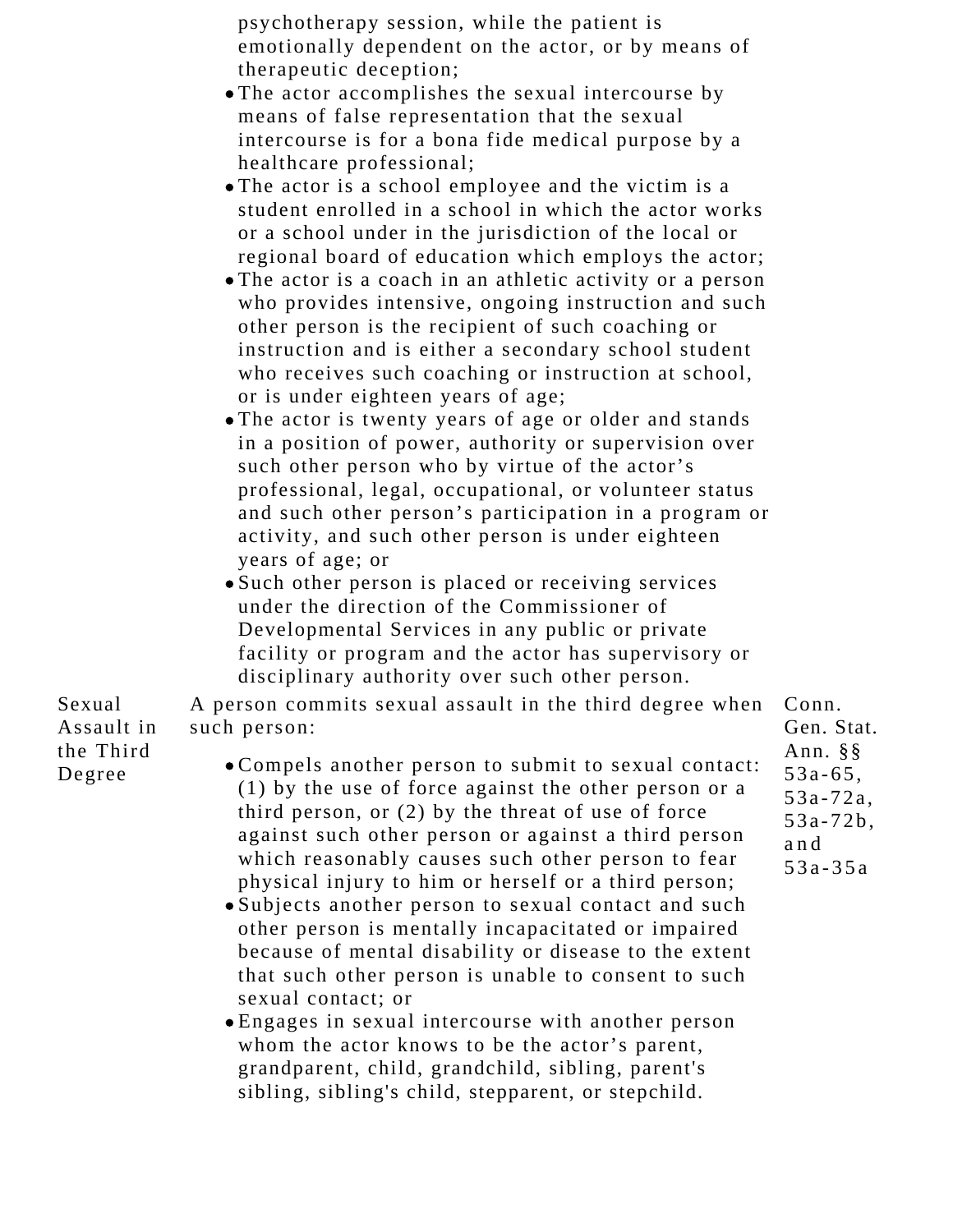| | | |
|---|---|---|
| | psychotherapy session, while the patient is emotionally dependent on the actor, or by means of therapeutic deception;<br>• The actor accomplishes the sexual intercourse by means of false representation that the sexual intercourse is for a bona fide medical purpose by a healthcare professional;<br>• The actor is a school employee and the victim is a student enrolled in a school in which the actor works or a school under in the jurisdiction of the local or regional board of education which employs the actor;<br>• The actor is a coach in an athletic activity or a person who provides intensive, ongoing instruction and such other person is the recipient of such coaching or instruction and is either a secondary school student who receives such coaching or instruction at school, or is under eighteen years of age;<br>• The actor is twenty years of age or older and stands in a position of power, authority or supervision over such other person who by virtue of the actor's professional, legal, occupational, or volunteer status and such other person's participation in a program or activity, and such other person is under eighteen years of age; or<br>• Such other person is placed or receiving services under the direction of the Commissioner of Developmental Services in any public or private facility or program and the actor has supervisory or disciplinary authority over such other person. | |
| Sexual Assault in the Third Degree | A person commits sexual assault in the third degree when such person:<br>• Compels another person to submit to sexual contact: (1) by the use of force against the other person or a third person, or (2) by the threat of use of force against such other person or against a third person which reasonably causes such other person to fear physical injury to him or herself or a third person;<br>• Subjects another person to sexual contact and such other person is mentally incapacitated or impaired because of mental disability or disease to the extent that such other person is unable to consent to such sexual contact; or<br>• Engages in sexual intercourse with another person whom the actor knows to be the actor's parent, grandparent, child, grandchild, sibling, parent's sibling, sibling's child, stepparent, or stepchild. | Conn. Gen. Stat. Ann. §§ 53a-65, 53a-72a, 53a-72b, and 53a-35a |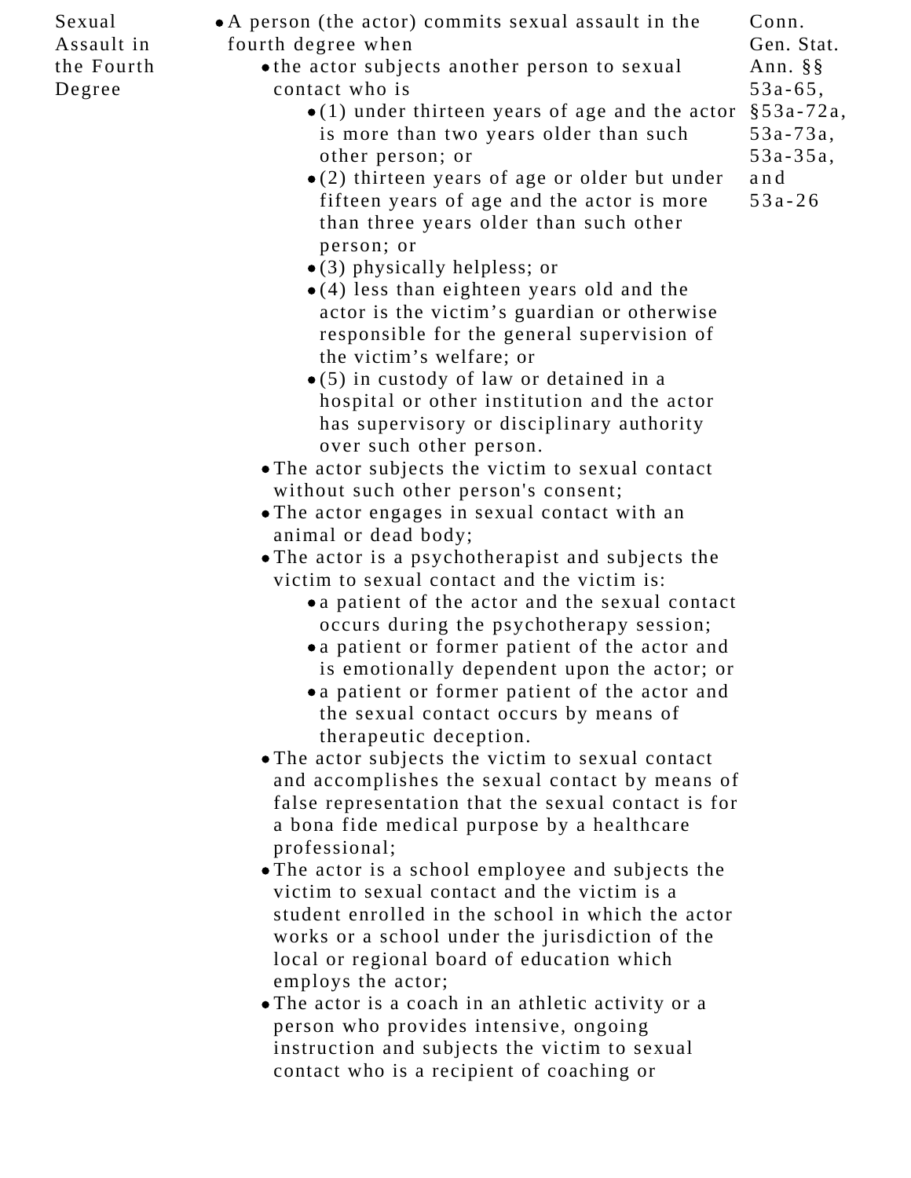| Sexual Assault in the Fourth Degree | <ul><li>A person (the actor) commits sexual assault in the fourth degree when<ul><li>the actor subjects another person to sexual contact who is<ul><li>(1) under thirteen years of age and the actor is more than two years older than such other person; or</li><li>(2) thirteen years of age or older but under fifteen years of age and the actor is more than three years older than such other person; or</li><li>(3) physically helpless; or</li><li>(4) less than eighteen years old and the actor is the victim's guardian or otherwise responsible for the general supervision of the victim's welfare; or</li><li>(5) in custody of law or detained in a hospital or other institution and the actor has supervisory or disciplinary authority over such other person.</li></ul></li><li>The actor subjects the victim to sexual contact without such other person's consent;</li><li>The actor engages in sexual contact with an animal or dead body;</li><li>The actor is a psychotherapist and subjects the victim to sexual contact and the victim is:<ul><li>a patient of the actor and the sexual contact occurs during the psychotherapy session;</li><li>a patient or former patient of the actor and is emotionally dependent upon the actor; or</li><li>a patient or former patient of the actor and the sexual contact occurs by means of therapeutic deception.</li></ul></li><li>The actor subjects the victim to sexual contact and accomplishes the sexual contact by means of false representation that the sexual contact is for a bona fide medical purpose by a healthcare professional;</li><li>The actor is a school employee and subjects the victim to sexual contact and the victim is a student enrolled in the school in which the actor works or a school under the jurisdiction of the local or regional board of education which employs the actor;</li><li>The actor is a coach in an athletic activity or a person who provides intensive, ongoing instruction and subjects the victim to sexual contact who is a recipient of coaching or</li></ul></li></ul> | Conn. Gen. Stat. Ann. §§ 53a-65, §53a-72a, 53a-73a, 53a-35a, and 53a-26 |
|---|---|---|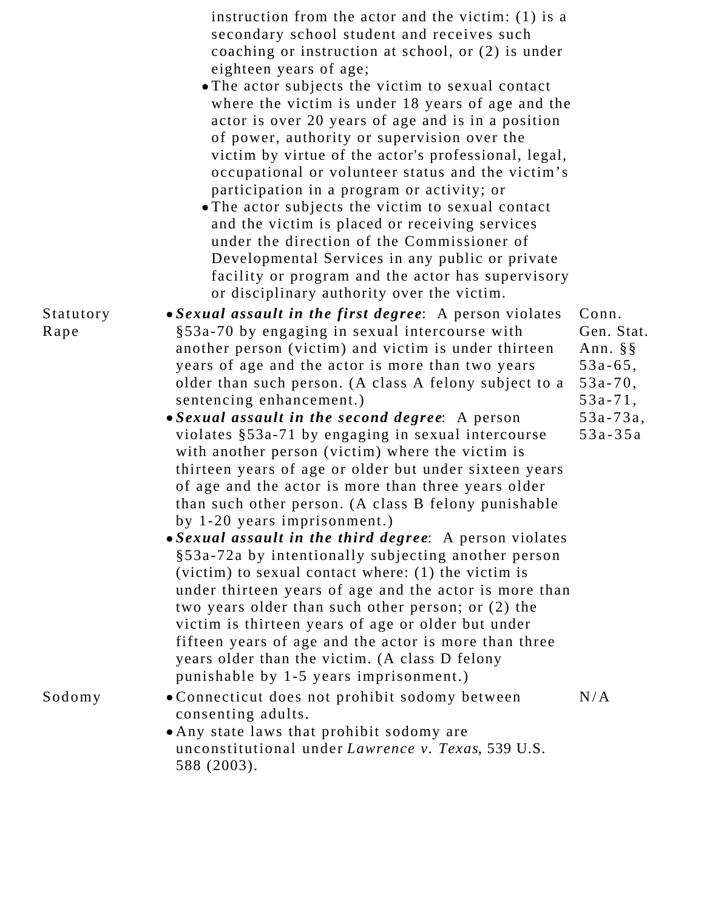| | | |
|---|---|---|
| | instruction from the actor and the victim: (1) is a secondary school student and receives such coaching or instruction at school, or (2) is under eighteen years of age;<br>• The actor subjects the victim to sexual contact where the victim is under 18 years of age and the actor is over 20 years of age and is in a position of power, authority or supervision over the victim by virtue of the actor's professional, legal, occupational or volunteer status and the victim's participation in a program or activity; or<br>• The actor subjects the victim to sexual contact and the victim is placed or receiving services under the direction of the Commissioner of Developmental Services in any public or private facility or program and the actor has supervisory or disciplinary authority over the victim. | |
| Statutory Rape | • ***Sexual assault in the first degree***: A person violates §53a-70 by engaging in sexual intercourse with another person (victim) and victim is under thirteen years of age and the actor is more than two years older than such person. (A class A felony subject to a sentencing enhancement.)<br>• ***Sexual assault in the second degree***: A person violates §53a-71 by engaging in sexual intercourse with another person (victim) where the victim is thirteen years of age or older but under sixteen years of age and the actor is more than three years older than such other person. (A class B felony punishable by 1-20 years imprisonment.)<br>• ***Sexual assault in the third degree***: A person violates §53a-72a by intentionally subjecting another person (victim) to sexual contact where: (1) the victim is under thirteen years of age and the actor is more than two years older than such other person; or (2) the victim is thirteen years of age or older but under fifteen years of age and the actor is more than three years older than the victim. (A class D felony punishable by 1-5 years imprisonment.) | Conn. Gen. Stat. Ann. §§ 53a-65, 53a-70, 53a-71, 53a-73a, 53a-35a |
| Sodomy | • Connecticut does not prohibit sodomy between consenting adults.<br>• Any state laws that prohibit sodomy are unconstitutional under *Lawrence v. Texas*, 539 U.S. 588 (2003). | N/A |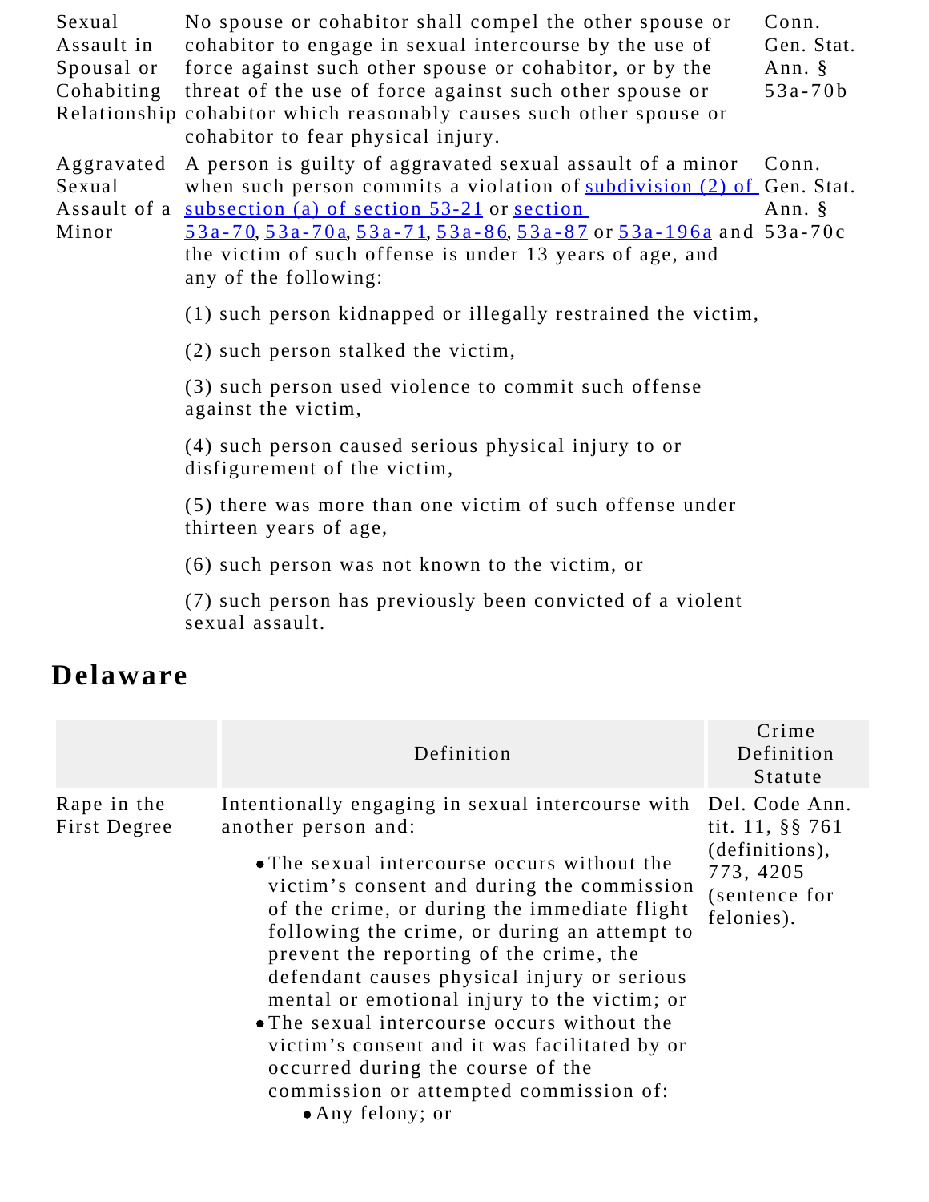| | | |
|---|---|---|
| Sexual Assault in Spousal or Cohabiting Relationship | No spouse or cohabitor shall compel the other spouse or cohabitor to engage in sexual intercourse by the use of force against such other spouse or cohabitor, or by the threat of the use of force against such other spouse or cohabitor which reasonably causes such other spouse or cohabitor to fear physical injury. | Conn. Gen. Stat. Ann. § 53a-70b |
| Aggravated Sexual Assault of a Minor | A person is guilty of aggravated sexual assault of a minor when such person commits a violation of subdivision (2) of subsection (a) of section 53-21 or section 53a-70, 53a-70a, 53a-71, 53a-86, 53a-87 or 53a-196a and the victim of such offense is under 13 years of age, and any of the following:<br><br>(1) such person kidnapped or illegally restrained the victim,<br><br>(2) such person stalked the victim,<br><br>(3) such person used violence to commit such offense against the victim,<br><br>(4) such person caused serious physical injury to or disfigurement of the victim,<br><br>(5) there was more than one victim of such offense under thirteen years of age,<br><br>(6) such person was not known to the victim, or<br><br>(7) such person has previously been convicted of a violent sexual assault. | Conn. Gen. Stat. Ann. § 53a-70c |

## Delaware

| | Definition | Crime Definition Statute |
|---|---|---|
| Rape in the First Degree | Intentionally engaging in sexual intercourse with another person and:<br>• The sexual intercourse occurs without the victim's consent and during the commission of the crime, or during the immediate flight following the crime, or during an attempt to prevent the reporting of the crime, the defendant causes physical injury or serious mental or emotional injury to the victim; or<br>• The sexual intercourse occurs without the victim's consent and it was facilitated by or occurred during the course of the commission or attempted commission of:<br>&nbsp;&nbsp;&nbsp;&nbsp;• Any felony; or | Del. Code Ann. tit. 11, §§ 761 (definitions), 773, 4205 (sentence for felonies). |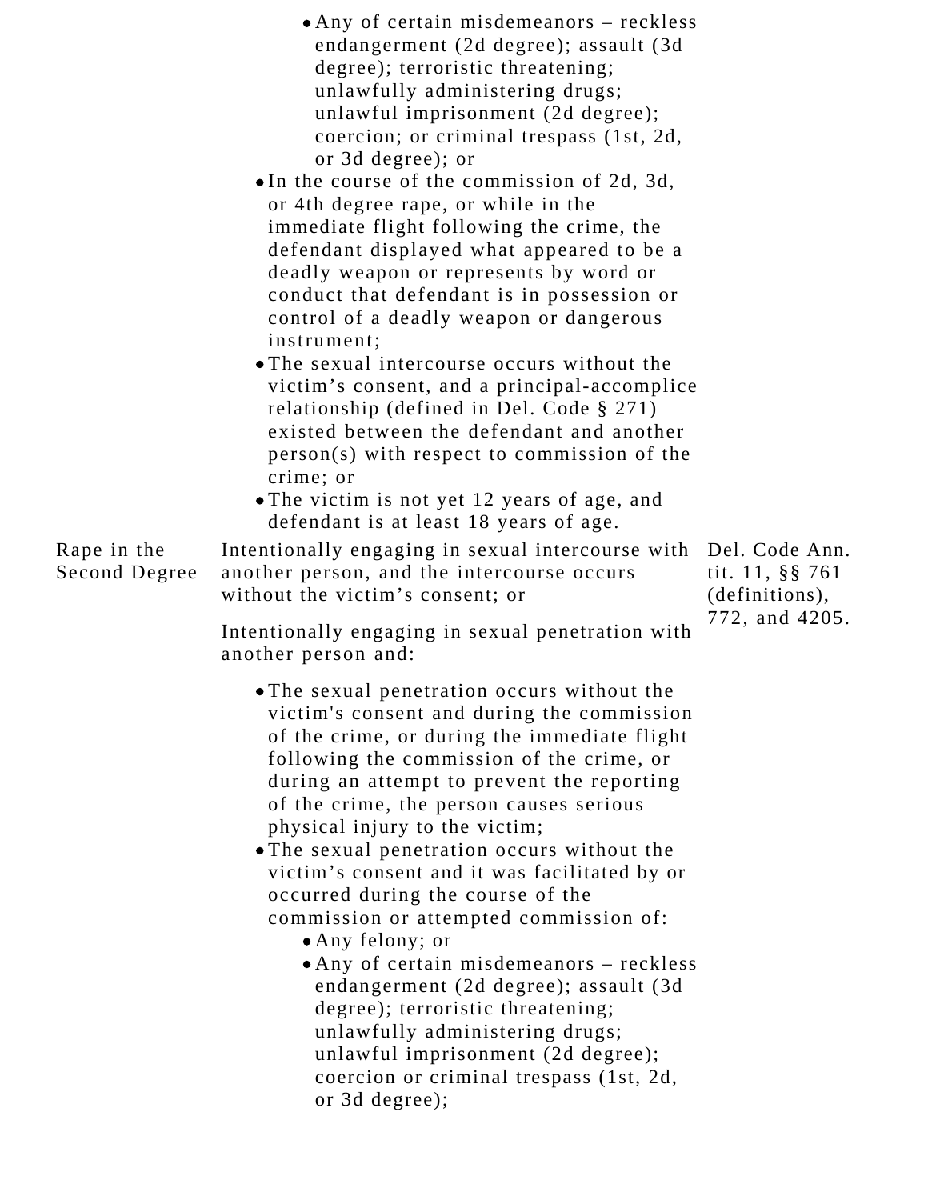| | | |
|---|---|---|
| | • Any of certain misdemeanors – reckless endangerment (2d degree); assault (3d degree); terroristic threatening; unlawfully administering drugs; unlawful imprisonment (2d degree); coercion; or criminal trespass (1st, 2d, or 3d degree); or<br>• In the course of the commission of 2d, 3d, or 4th degree rape, or while in the immediate flight following the crime, the defendant displayed what appeared to be a deadly weapon or represents by word or conduct that defendant is in possession or control of a deadly weapon or dangerous instrument;<br>• The sexual intercourse occurs without the victim's consent, and a principal-accomplice relationship (defined in Del. Code § 271) existed between the defendant and another person(s) with respect to commission of the crime; or<br>• The victim is not yet 12 years of age, and defendant is at least 18 years of age. | |
| Rape in the Second Degree | Intentionally engaging in sexual intercourse with another person, and the intercourse occurs without the victim's consent; or<br><br>Intentionally engaging in sexual penetration with another person and:<br>• The sexual penetration occurs without the victim's consent and during the commission of the crime, or during the immediate flight following the commission of the crime, or during an attempt to prevent the reporting of the crime, the person causes serious physical injury to the victim;<br>• The sexual penetration occurs without the victim's consent and it was facilitated by or occurred during the course of the commission or attempted commission of:<br>  • Any felony; or<br>  • Any of certain misdemeanors – reckless endangerment (2d degree); assault (3d degree); terroristic threatening; unlawfully administering drugs; unlawful imprisonment (2d degree); coercion or criminal trespass (1st, 2d, or 3d degree); | Del. Code Ann. tit. 11, §§ 761 (definitions), 772, and 4205. |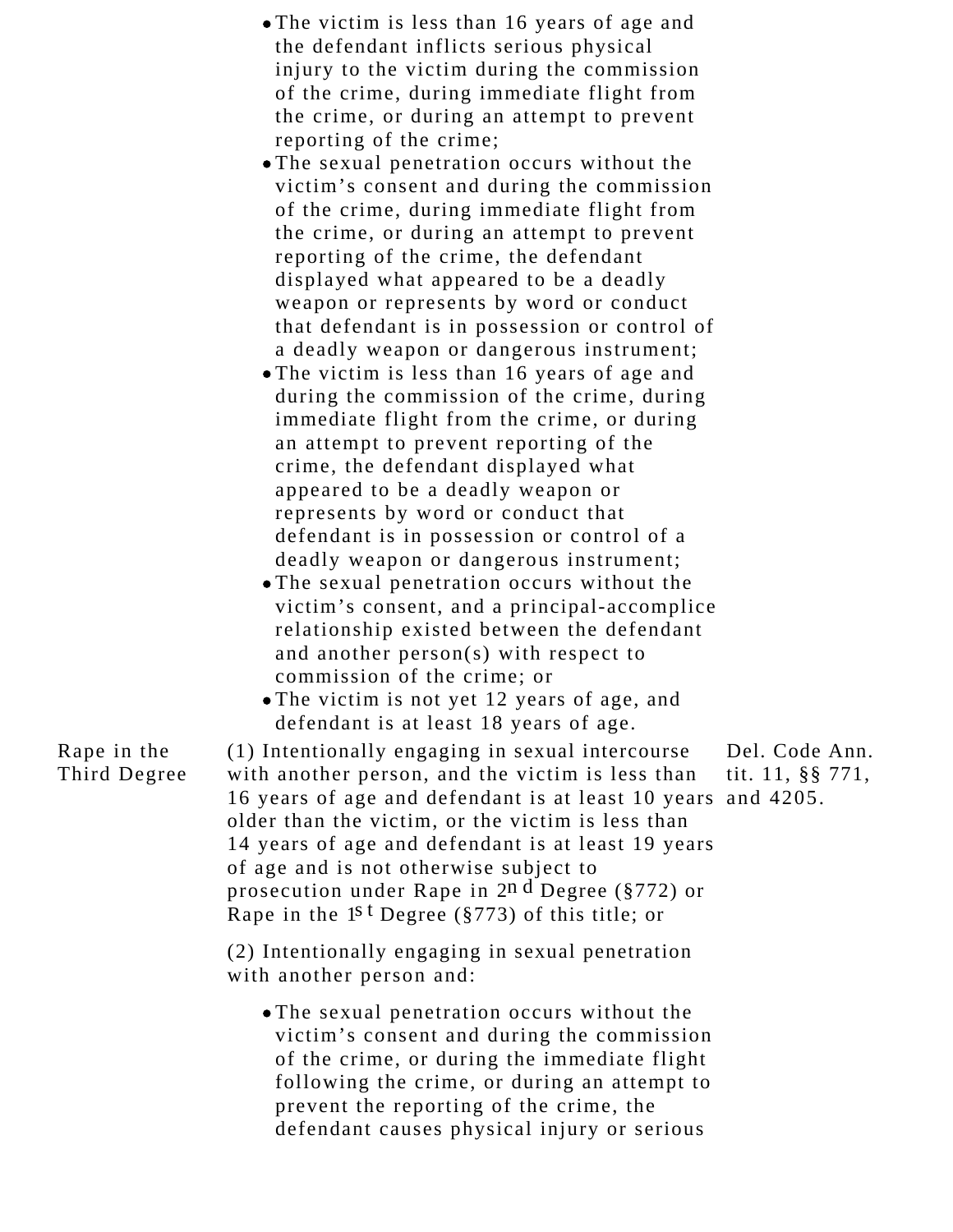| | | |
|---|---|---|
| | • The victim is less than 16 years of age and the defendant inflicts serious physical injury to the victim during the commission of the crime, during immediate flight from the crime, or during an attempt to prevent reporting of the crime;<br>• The sexual penetration occurs without the victim's consent and during the commission of the crime, during immediate flight from the crime, or during an attempt to prevent reporting of the crime, the defendant displayed what appeared to be a deadly weapon or represents by word or conduct that defendant is in possession or control of a deadly weapon or dangerous instrument;<br>• The victim is less than 16 years of age and during the commission of the crime, during immediate flight from the crime, or during an attempt to prevent reporting of the crime, the defendant displayed what appeared to be a deadly weapon or represents by word or conduct that defendant is in possession or control of a deadly weapon or dangerous instrument;<br>• The sexual penetration occurs without the victim's consent, and a principal-accomplice relationship existed between the defendant and another person(s) with respect to commission of the crime; or<br>• The victim is not yet 12 years of age, and defendant is at least 18 years of age. | |
| Rape in the Third Degree | (1) Intentionally engaging in sexual intercourse with another person, and the victim is less than 16 years of age and defendant is at least 10 years older than the victim, or the victim is less than 14 years of age and defendant is at least 19 years of age and is not otherwise subject to prosecution under Rape in 2nd Degree (§772) or Rape in the 1st Degree (§773) of this title; or<br><br>(2) Intentionally engaging in sexual penetration with another person and:<br><br>• The sexual penetration occurs without the victim's consent and during the commission of the crime, or during the immediate flight following the crime, or during an attempt to prevent the reporting of the crime, the defendant causes physical injury or serious | Del. Code Ann. tit. 11, §§ 771, and 4205. |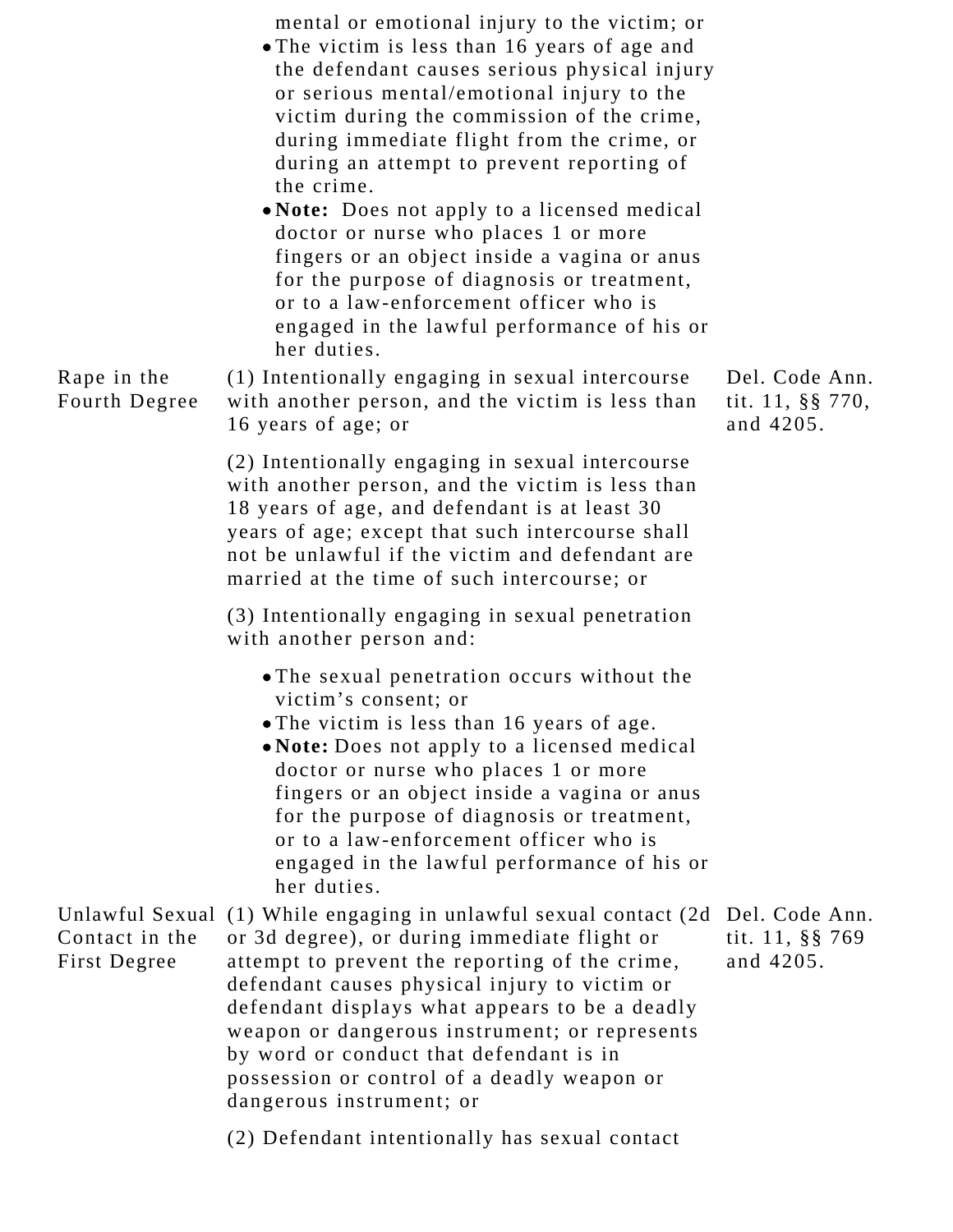| | | |
|---|---|---|
| | mental or emotional injury to the victim; or<br>• The victim is less than 16 years of age and the defendant causes serious physical injury or serious mental/emotional injury to the victim during the commission of the crime, during immediate flight from the crime, or during an attempt to prevent reporting of the crime.<br>• **Note:** Does not apply to a licensed medical doctor or nurse who places 1 or more fingers or an object inside a vagina or anus for the purpose of diagnosis or treatment, or to a law-enforcement officer who is engaged in the lawful performance of his or her duties. | |
| Rape in the Fourth Degree | (1) Intentionally engaging in sexual intercourse with another person, and the victim is less than 16 years of age; or<br><br>(2) Intentionally engaging in sexual intercourse with another person, and the victim is less than 18 years of age, and defendant is at least 30 years of age; except that such intercourse shall not be unlawful if the victim and defendant are married at the time of such intercourse; or<br><br>(3) Intentionally engaging in sexual penetration with another person and:<br>• The sexual penetration occurs without the victim's consent; or<br>• The victim is less than 16 years of age.<br>• **Note:** Does not apply to a licensed medical doctor or nurse who places 1 or more fingers or an object inside a vagina or anus for the purpose of diagnosis or treatment, or to a law-enforcement officer who is engaged in the lawful performance of his or her duties. | Del. Code Ann. tit. 11, §§ 770, and 4205. |
| Unlawful Sexual Contact in the First Degree | (1) While engaging in unlawful sexual contact (2d or 3d degree), or during immediate flight or attempt to prevent the reporting of the crime, defendant causes physical injury to victim or defendant displays what appears to be a deadly weapon or dangerous instrument; or represents by word or conduct that defendant is in possession or control of a deadly weapon or dangerous instrument; or<br><br>(2) Defendant intentionally has sexual contact | Del. Code Ann. tit. 11, §§ 769 and 4205. |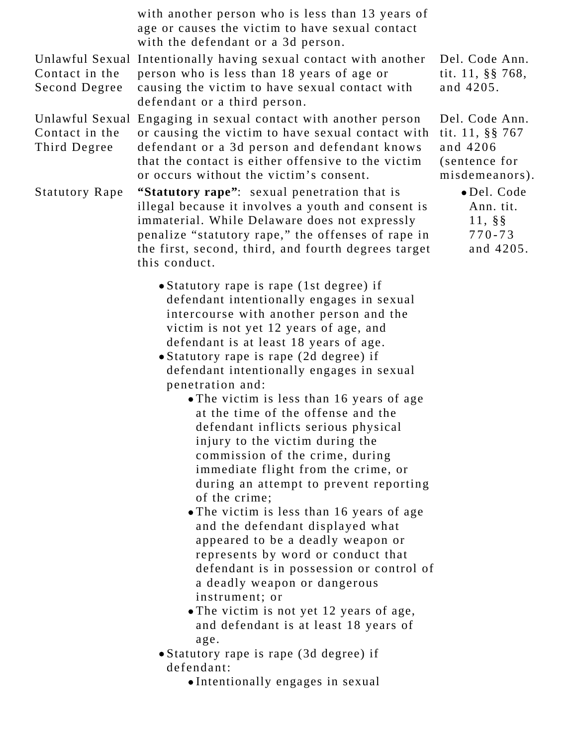| | | |
|---|---|---|
| | with another person who is less than 13 years of age or causes the victim to have sexual contact with the defendant or a 3d person. | |
| Unlawful Sexual Contact in the Second Degree | Intentionally having sexual contact with another person who is less than 18 years of age or causing the victim to have sexual contact with defendant or a third person. | Del. Code Ann. tit. 11, §§ 768, and 4205. |
| Unlawful Sexual Contact in the Third Degree | Engaging in sexual contact with another person or causing the victim to have sexual contact with defendant or a 3d person and defendant knows that the contact is either offensive to the victim or occurs without the victim's consent. | Del. Code Ann. tit. 11, §§ 767 and 4206 (sentence for misdemeanors). |
| Statutory Rape | **"Statutory rape"**: sexual penetration that is illegal because it involves a youth and consent is immaterial. While Delaware does not expressly penalize "statutory rape," the offenses of rape in the first, second, third, and fourth degrees target this conduct.<br><br>• Statutory rape is rape (1st degree) if defendant intentionally engages in sexual intercourse with another person and the victim is not yet 12 years of age, and defendant is at least 18 years of age.<br>• Statutory rape is rape (2d degree) if defendant intentionally engages in sexual penetration and:<br>&nbsp;&nbsp;• The victim is less than 16 years of age at the time of the offense and the defendant inflicts serious physical injury to the victim during the commission of the crime, during immediate flight from the crime, or during an attempt to prevent reporting of the crime;<br>&nbsp;&nbsp;• The victim is less than 16 years of age and the defendant displayed what appeared to be a deadly weapon or represents by word or conduct that defendant is in possession or control of a deadly weapon or dangerous instrument; or<br>&nbsp;&nbsp;• The victim is not yet 12 years of age, and defendant is at least 18 years of age.<br>• Statutory rape is rape (3d degree) if defendant:<br>&nbsp;&nbsp;• Intentionally engages in sexual | • Del. Code Ann. tit. 11, §§ 770-73 and 4205. |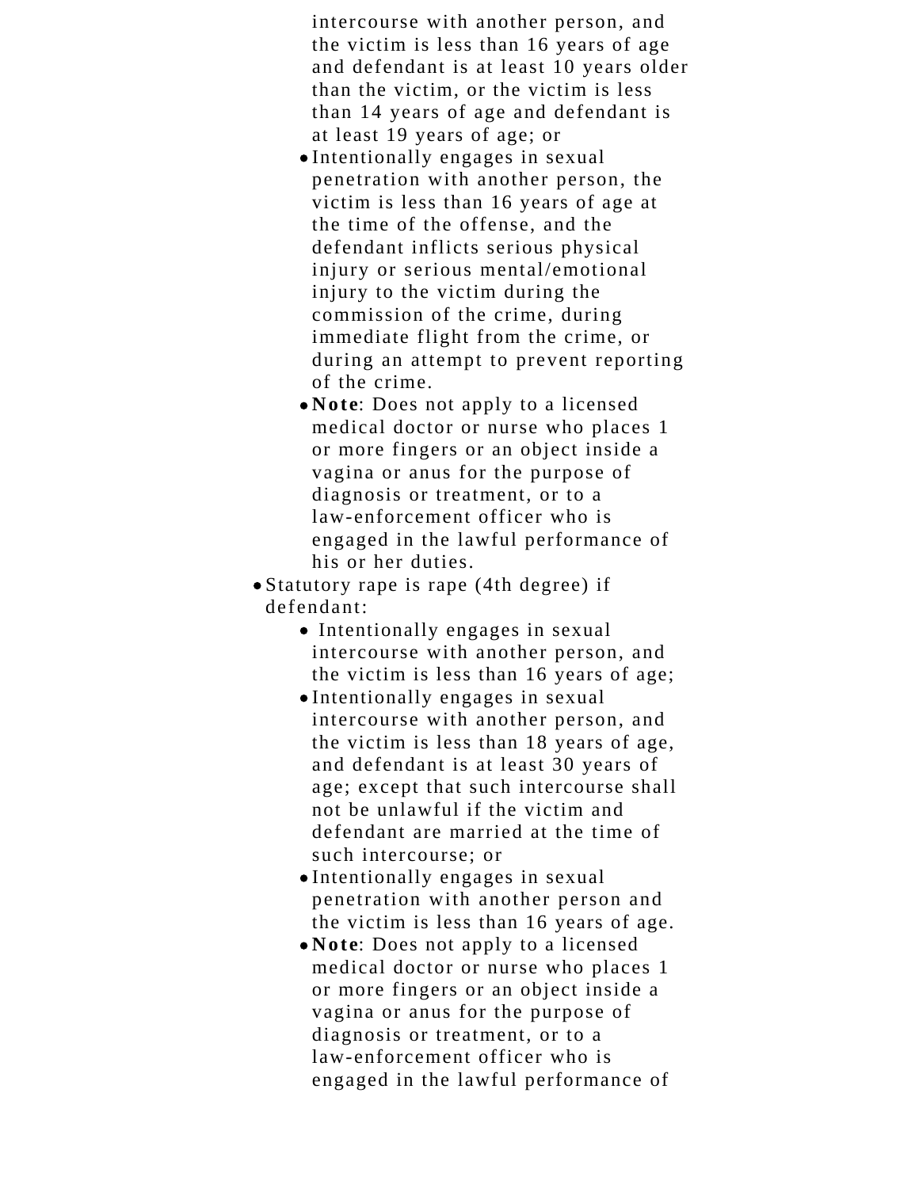- intercourse with another person, and the victim is less than 16 years of age and defendant is at least 10 years older than the victim, or the victim is less than 14 years of age and defendant is at least 19 years of age; or
    - Intentionally engages in sexual penetration with another person, the victim is less than 16 years of age at the time of the offense, and the defendant inflicts serious physical injury or serious mental/emotional injury to the victim during the commission of the crime, during immediate flight from the crime, or during an attempt to prevent reporting of the crime.
    - **Note**: Does not apply to a licensed medical doctor or nurse who places 1 or more fingers or an object inside a vagina or anus for the purpose of diagnosis or treatment, or to a law-enforcement officer who is engaged in the lawful performance of his or her duties.
- Statutory rape is rape (4th degree) if defendant:
    - Intentionally engages in sexual intercourse with another person, and the victim is less than 16 years of age;
    - Intentionally engages in sexual intercourse with another person, and the victim is less than 18 years of age, and defendant is at least 30 years of age; except that such intercourse shall not be unlawful if the victim and defendant are married at the time of such intercourse; or
    - Intentionally engages in sexual penetration with another person and the victim is less than 16 years of age.
    - **Note**: Does not apply to a licensed medical doctor or nurse who places 1 or more fingers or an object inside a vagina or anus for the purpose of diagnosis or treatment, or to a law-enforcement officer who is engaged in the lawful performance of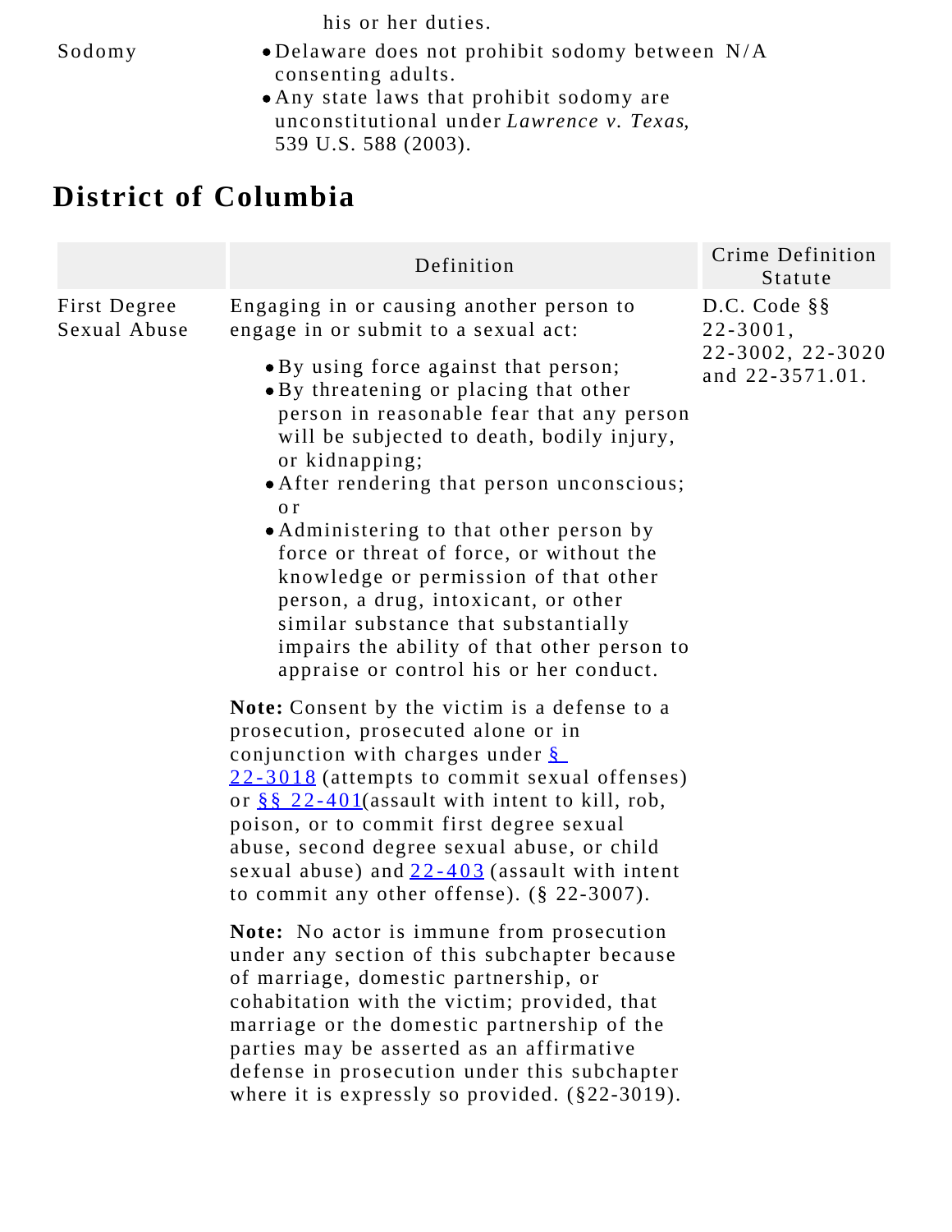| | | |
|---|---|---|
| | his or her duties. | |
| Sodomy | • Delaware does not prohibit sodomy between consenting adults.<br>• Any state laws that prohibit sodomy are unconstitutional under *Lawrence v. Texas*, 539 U.S. 588 (2003). | N/A |

## District of Columbia

| | Definition | Crime Definition Statute |
|---|---|---|
| First Degree Sexual Abuse | Engaging in or causing another person to engage in or submit to a sexual act:<br>• By using force against that person;<br>• By threatening or placing that other person in reasonable fear that any person will be subjected to death, bodily injury, or kidnapping;<br>• After rendering that person unconscious; or<br>• Administering to that other person by force or threat of force, or without the knowledge or permission of that other person, a drug, intoxicant, or other similar substance that substantially impairs the ability of that other person to appraise or control his or her conduct.<br><br>**Note:** Consent by the victim is a defense to a prosecution, prosecuted alone or in conjunction with charges under § 22-3018 (attempts to commit sexual offenses) or §§ 22-401(assault with intent to kill, rob, poison, or to commit first degree sexual abuse, second degree sexual abuse, or child sexual abuse) and 22-403 (assault with intent to commit any other offense). (§ 22-3007).<br><br>**Note:** No actor is immune from prosecution under any section of this subchapter because of marriage, domestic partnership, or cohabitation with the victim; provided, that marriage or the domestic partnership of the parties may be asserted as an affirmative defense in prosecution under this subchapter where it is expressly so provided. (§22-3019). | D.C. Code §§ 22-3001, 22-3002, 22-3020 and 22-3571.01. |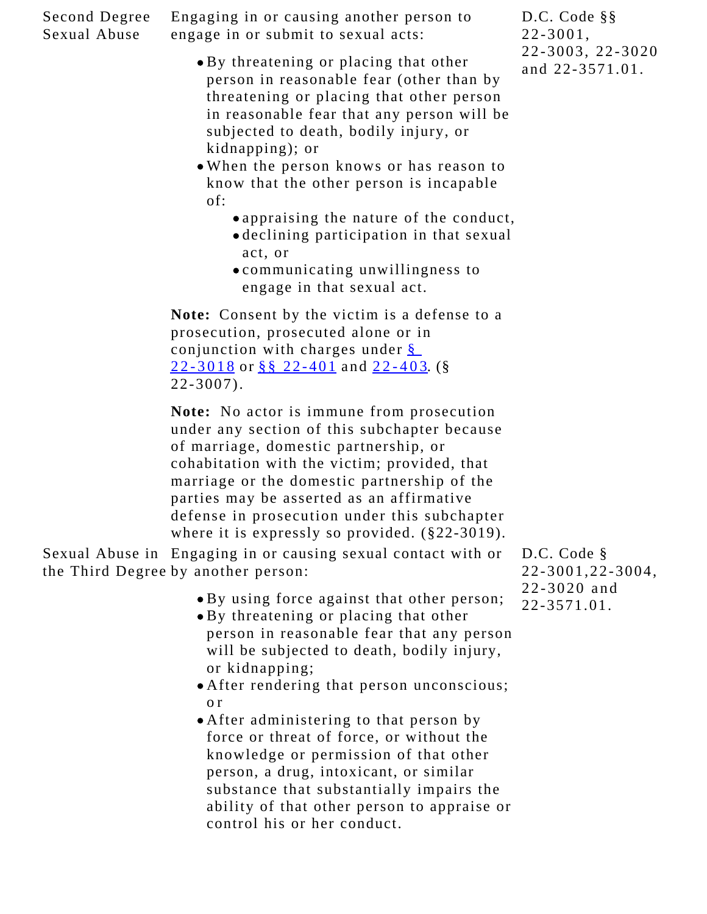| | | |
|---|---|---|
| Second Degree Sexual Abuse | Engaging in or causing another person to engage in or submit to sexual acts:<br><br>• By threatening or placing that other person in reasonable fear (other than by threatening or placing that other person in reasonable fear that any person will be subjected to death, bodily injury, or kidnapping); or<br>• When the person knows or has reason to know that the other person is incapable of:<br>&nbsp;&nbsp;&nbsp;&nbsp;• appraising the nature of the conduct,<br>&nbsp;&nbsp;&nbsp;&nbsp;• declining participation in that sexual act, or<br>&nbsp;&nbsp;&nbsp;&nbsp;• communicating unwillingness to engage in that sexual act.<br><br>**Note:** Consent by the victim is a defense to a prosecution, prosecuted alone or in conjunction with charges under § 22-3018 or §§ 22-401 and 22-403. (§ 22-3007).<br><br>**Note:** No actor is immune from prosecution under any section of this subchapter because of marriage, domestic partnership, or cohabitation with the victim; provided, that marriage or the domestic partnership of the parties may be asserted as an affirmative defense in prosecution under this subchapter where it is expressly so provided. (§22-3019). | D.C. Code §§ 22-3001, 22-3003, 22-3020 and 22-3571.01. |
| Sexual Abuse in the Third Degree | Engaging in or causing sexual contact with or by another person:<br><br>• By using force against that other person;<br>• By threatening or placing that other person in reasonable fear that any person will be subjected to death, bodily injury, or kidnapping;<br>• After rendering that person unconscious; or<br>• After administering to that person by force or threat of force, or without the knowledge or permission of that other person, a drug, intoxicant, or similar substance that substantially impairs the ability of that other person to appraise or control his or her conduct. | D.C. Code § 22-3001,22-3004, 22-3020 and 22-3571.01. |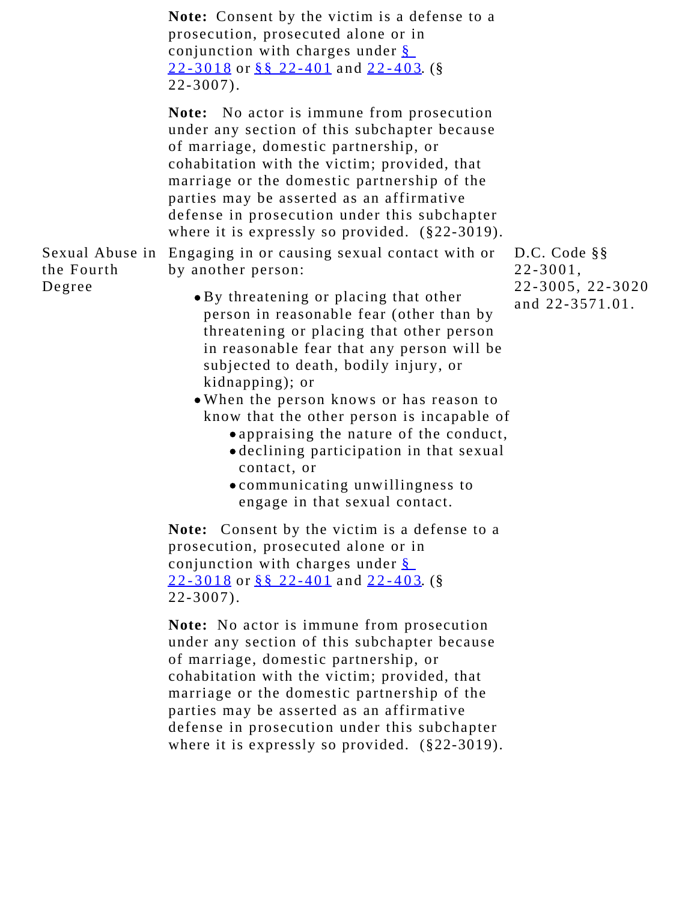| | | |
|---|---|---|
| | **Note:** Consent by the victim is a defense to a prosecution, prosecuted alone or in conjunction with charges under § 22-3018 or §§ 22-401 and 22-403. (§ 22-3007).<br><br>**Note:** No actor is immune from prosecution under any section of this subchapter because of marriage, domestic partnership, or cohabitation with the victim; provided, that marriage or the domestic partnership of the parties may be asserted as an affirmative defense in prosecution under this subchapter where it is expressly so provided. (§22-3019). | |
| Sexual Abuse in the Fourth Degree | Engaging in or causing sexual contact with or by another person:<br><br>• By threatening or placing that other person in reasonable fear (other than by threatening or placing that other person in reasonable fear that any person will be subjected to death, bodily injury, or kidnapping); or<br>• When the person knows or has reason to know that the other person is incapable of<br>  • appraising the nature of the conduct,<br>  • declining participation in that sexual contact, or<br>  • communicating unwillingness to engage in that sexual contact.<br><br>**Note:** Consent by the victim is a defense to a prosecution, prosecuted alone or in conjunction with charges under § 22-3018 or §§ 22-401 and 22-403. (§ 22-3007).<br><br>**Note:** No actor is immune from prosecution under any section of this subchapter because of marriage, domestic partnership, or cohabitation with the victim; provided, that marriage or the domestic partnership of the parties may be asserted as an affirmative defense in prosecution under this subchapter where it is expressly so provided. (§22-3019). | D.C. Code §§ 22-3001, 22-3005, 22-3020 and 22-3571.01. |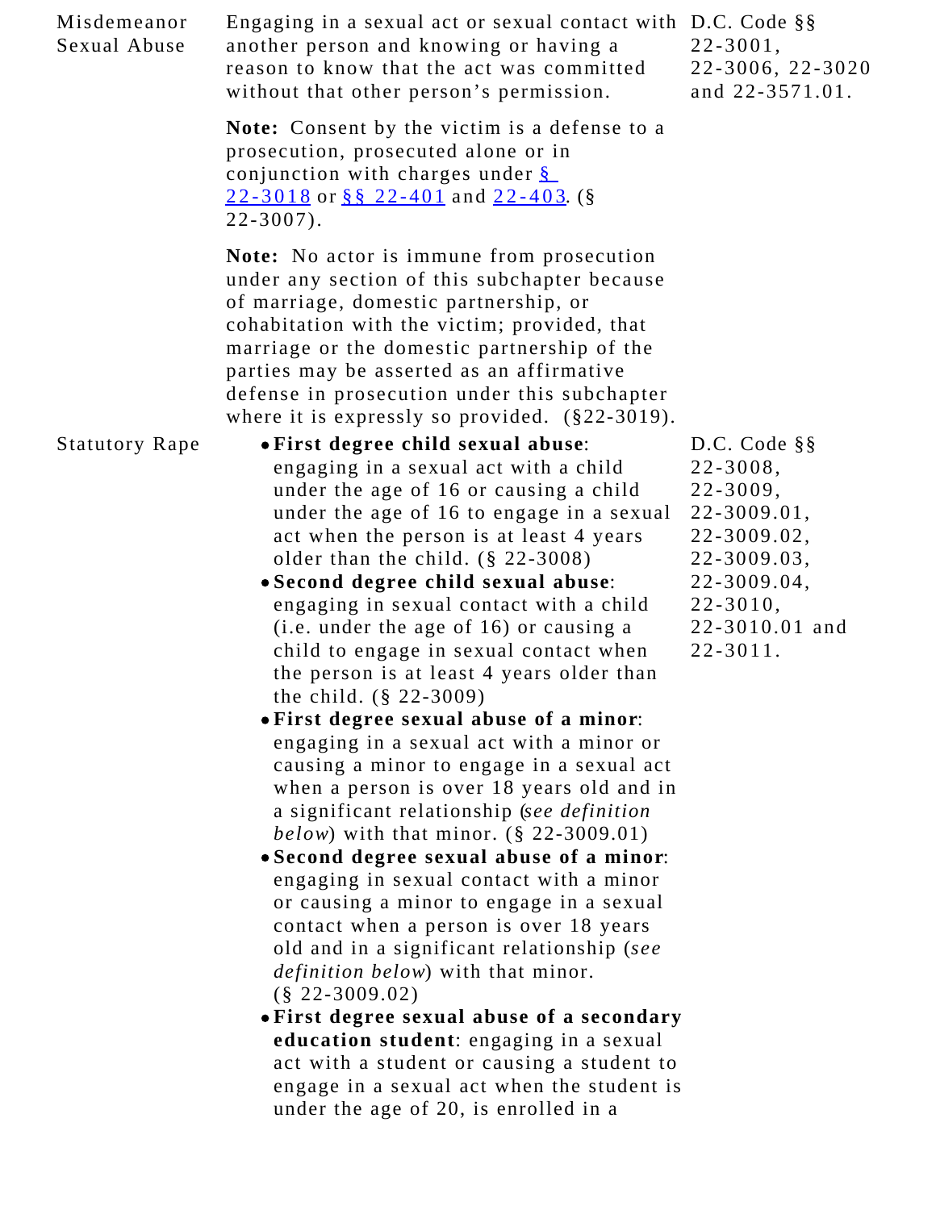| | | |
|---|---|---|
| Misdemeanor Sexual Abuse | Engaging in a sexual act or sexual contact with another person and knowing or having a reason to know that the act was committed without that other person's permission.<br><br>**Note:** Consent by the victim is a defense to a prosecution, prosecuted alone or in conjunction with charges under § 22-3018 or §§ 22-401 and 22-403. (§ 22-3007).<br><br>**Note:** No actor is immune from prosecution under any section of this subchapter because of marriage, domestic partnership, or cohabitation with the victim; provided, that marriage or the domestic partnership of the parties may be asserted as an affirmative defense in prosecution under this subchapter where it is expressly so provided. (§22-3019). | D.C. Code §§ 22-3001, 22-3006, 22-3020 and 22-3571.01. |
| Statutory Rape | • **First degree child sexual abuse**: engaging in a sexual act with a child under the age of 16 or causing a child under the age of 16 to engage in a sexual act when the person is at least 4 years older than the child. (§ 22-3008)<br>• **Second degree child sexual abuse**: engaging in sexual contact with a child (i.e. under the age of 16) or causing a child to engage in sexual contact when the person is at least 4 years older than the child. (§ 22-3009)<br>• **First degree sexual abuse of a minor**: engaging in a sexual act with a minor or causing a minor to engage in a sexual act when a person is over 18 years old and in a significant relationship (*see definition below*) with that minor. (§ 22-3009.01)<br>• **Second degree sexual abuse of a minor**: engaging in sexual contact with a minor or causing a minor to engage in a sexual contact when a person is over 18 years old and in a significant relationship (*see definition below*) with that minor. (§ 22-3009.02)<br>• **First degree sexual abuse of a secondary education student**: engaging in a sexual act with a student or causing a student to engage in a sexual act when the student is under the age of 20, is enrolled in a | D.C. Code §§ 22-3008, 22-3009, 22-3009.01, 22-3009.02, 22-3009.03, 22-3009.04, 22-3010, 22-3010.01 and 22-3011. |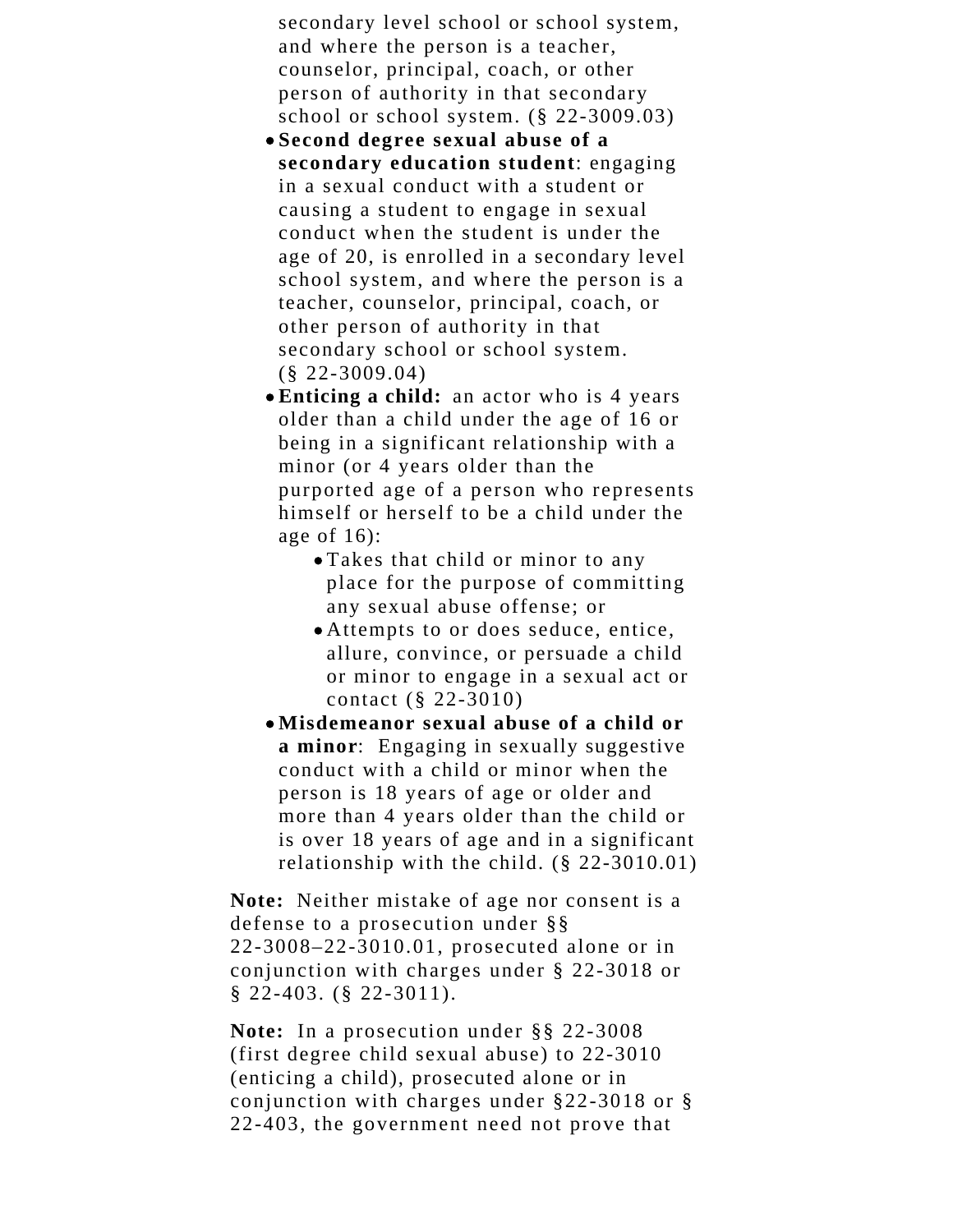secondary level school or school system, and where the person is a teacher, counselor, principal, coach, or other person of authority in that secondary school or school system. (§ 22-3009.03)

- **Second degree sexual abuse of a secondary education student**: engaging in a sexual conduct with a student or causing a student to engage in sexual conduct when the student is under the age of 20, is enrolled in a secondary level school system, and where the person is a teacher, counselor, principal, coach, or other person of authority in that secondary school or school system. (§ 22-3009.04)
- **Enticing a child:** an actor who is 4 years older than a child under the age of 16 or being in a significant relationship with a minor (or 4 years older than the purported age of a person who represents himself or herself to be a child under the age of 16):
  - Takes that child or minor to any place for the purpose of committing any sexual abuse offense; or
  - Attempts to or does seduce, entice, allure, convince, or persuade a child or minor to engage in a sexual act or contact (§ 22-3010)
- **Misdemeanor sexual abuse of a child or a minor**: Engaging in sexually suggestive conduct with a child or minor when the person is 18 years of age or older and more than 4 years older than the child or is over 18 years of age and in a significant relationship with the child. (§ 22-3010.01)

**Note:** Neither mistake of age nor consent is a defense to a prosecution under §§ 22-3008–22-3010.01, prosecuted alone or in conjunction with charges under § 22-3018 or § 22-403. (§ 22-3011).

**Note:** In a prosecution under §§ 22-3008 (first degree child sexual abuse) to 22-3010 (enticing a child), prosecuted alone or in conjunction with charges under §22-3018 or § 22-403, the government need not prove that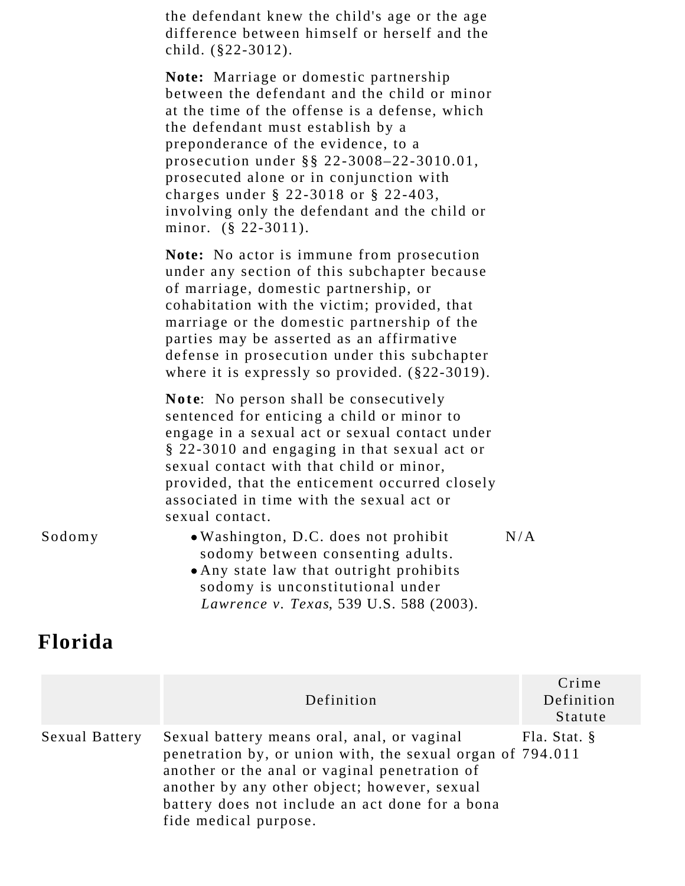| | | |
|---|---|---|
| | the defendant knew the child's age or the age difference between himself or herself and the child. (§22-3012).<br><br>**Note:** Marriage or domestic partnership between the defendant and the child or minor at the time of the offense is a defense, which the defendant must establish by a preponderance of the evidence, to a prosecution under §§ 22-3008–22-3010.01, prosecuted alone or in conjunction with charges under § 22-3018 or § 22-403, involving only the defendant and the child or minor. (§ 22-3011).<br><br>**Note:** No actor is immune from prosecution under any section of this subchapter because of marriage, domestic partnership, or cohabitation with the victim; provided, that marriage or the domestic partnership of the parties may be asserted as an affirmative defense in prosecution under this subchapter where it is expressly so provided. (§22-3019).<br><br>**Note**: No person shall be consecutively sentenced for enticing a child or minor to engage in a sexual act or sexual contact under § 22-3010 and engaging in that sexual act or sexual contact with that child or minor, provided, that the enticement occurred closely associated in time with the sexual act or sexual contact. | |
| Sodomy | • Washington, D.C. does not prohibit sodomy between consenting adults.<br>• Any state law that outright prohibits sodomy is unconstitutional under *Lawrence v. Texas*, 539 U.S. 588 (2003). | N/A |

## Florida

| | Definition | Crime Definition Statute |
|---|---|---|
| Sexual Battery | Sexual battery means oral, anal, or vaginal penetration by, or union with, the sexual organ of another or the anal or vaginal penetration of another by any other object; however, sexual battery does not include an act done for a bona fide medical purpose. | Fla. Stat. § 794.011 |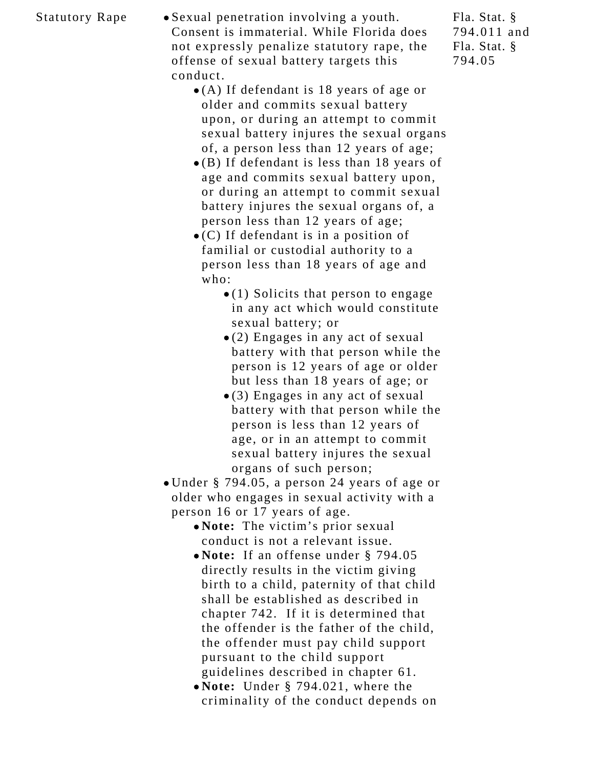| | | |
|---|---|---|
| Statutory Rape | • Sexual penetration involving a youth. Consent is immaterial. While Florida does not expressly penalize statutory rape, the offense of sexual battery targets this conduct.<br>&nbsp;&nbsp;• (A) If defendant is 18 years of age or older and commits sexual battery upon, or during an attempt to commit sexual battery injures the sexual organs of, a person less than 12 years of age;<br>&nbsp;&nbsp;• (B) If defendant is less than 18 years of age and commits sexual battery upon, or during an attempt to commit sexual battery injures the sexual organs of, a person less than 12 years of age;<br>&nbsp;&nbsp;• (C) If defendant is in a position of familial or custodial authority to a person less than 18 years of age and who:<br>&nbsp;&nbsp;&nbsp;&nbsp;• (1) Solicits that person to engage in any act which would constitute sexual battery; or<br>&nbsp;&nbsp;&nbsp;&nbsp;• (2) Engages in any act of sexual battery with that person while the person is 12 years of age or older but less than 18 years of age; or<br>&nbsp;&nbsp;&nbsp;&nbsp;• (3) Engages in any act of sexual battery with that person while the person is less than 12 years of age, or in an attempt to commit sexual battery injures the sexual organs of such person;<br>• Under § 794.05, a person 24 years of age or older who engages in sexual activity with a person 16 or 17 years of age.<br>&nbsp;&nbsp;• **Note:** The victim's prior sexual conduct is not a relevant issue.<br>&nbsp;&nbsp;• **Note:** If an offense under § 794.05 directly results in the victim giving birth to a child, paternity of that child shall be established as described in chapter 742. If it is determined that the offender is the father of the child, the offender must pay child support pursuant to the child support guidelines described in chapter 61.<br>&nbsp;&nbsp;• **Note:** Under § 794.021, where the criminality of the conduct depends on | Fla. Stat. § 794.011 and Fla. Stat. § 794.05 |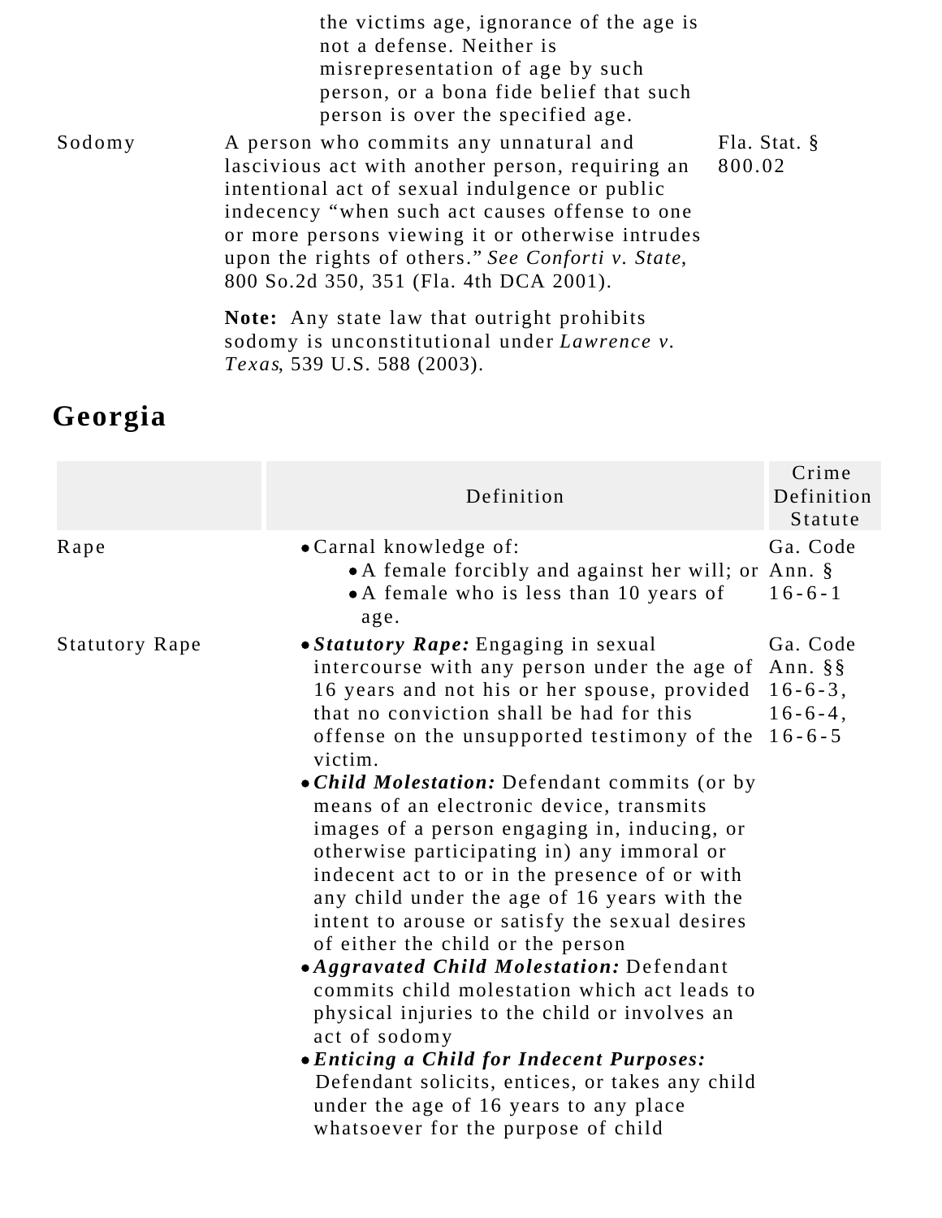| | | |
|---|---|---|
| | the victims age, ignorance of the age is not a defense. Neither is misrepresentation of age by such person, or a bona fide belief that such person is over the specified age. | |
| Sodomy | A person who commits any unnatural and lascivious act with another person, requiring an intentional act of sexual indulgence or public indecency "when such act causes offense to one or more persons viewing it or otherwise intrudes upon the rights of others." *See Conforti v. State*, 800 So.2d 350, 351 (Fla. 4th DCA 2001).<br><br>**Note:** Any state law that outright prohibits sodomy is unconstitutional under *Lawrence v. Texas*, 539 U.S. 588 (2003). | Fla. Stat. § 800.02 |

## Georgia

| | Definition | Crime Definition Statute |
|---|---|---|
| Rape | • Carnal knowledge of:<br>  • A female forcibly and against her will; or<br>  • A female who is less than 10 years of age. | Ga. Code Ann. § 16-6-1 |
| Statutory Rape | • ***Statutory Rape:*** Engaging in sexual intercourse with any person under the age of 16 years and not his or her spouse, provided that no conviction shall be had for this offense on the unsupported testimony of the victim.<br>• ***Child Molestation:*** Defendant commits (or by means of an electronic device, transmits images of a person engaging in, inducing, or otherwise participating in) any immoral or indecent act to or in the presence of or with any child under the age of 16 years with the intent to arouse or satisfy the sexual desires of either the child or the person<br>• ***Aggravated Child Molestation:*** Defendant commits child molestation which act leads to physical injuries to the child or involves an act of sodomy<br>• ***Enticing a Child for Indecent Purposes:*** Defendant solicits, entices, or takes any child under the age of 16 years to any place whatsoever for the purpose of child | Ga. Code Ann. §§ 16-6-3, 16-6-4, 16-6-5 |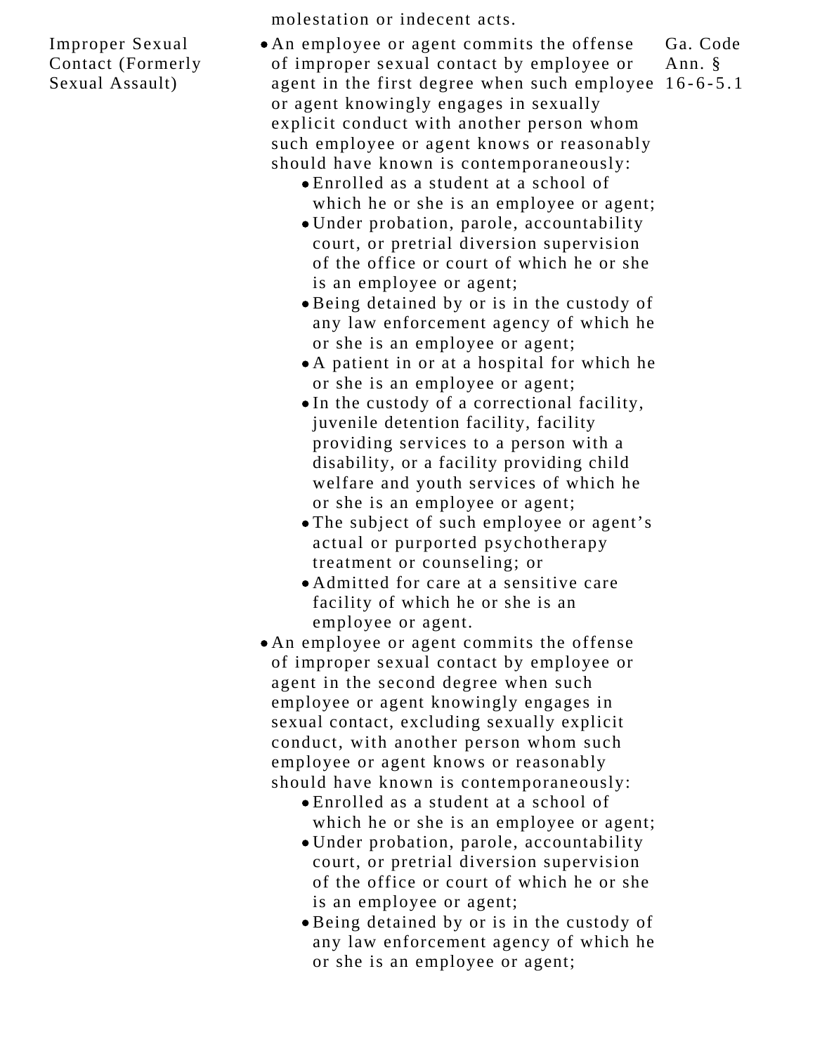| | | |
|---|---|---|
| | molestation or indecent acts. | |
| Improper Sexual Contact (Formerly Sexual Assault) | • An employee or agent commits the offense of improper sexual contact by employee or agent in the first degree when such employee or agent knowingly engages in sexually explicit conduct with another person whom such employee or agent knows or reasonably should have known is contemporaneously:<br>  • Enrolled as a student at a school of which he or she is an employee or agent;<br>  • Under probation, parole, accountability court, or pretrial diversion supervision of the office or court of which he or she is an employee or agent;<br>  • Being detained by or is in the custody of any law enforcement agency of which he or she is an employee or agent;<br>  • A patient in or at a hospital for which he or she is an employee or agent;<br>  • In the custody of a correctional facility, juvenile detention facility, facility providing services to a person with a disability, or a facility providing child welfare and youth services of which he or she is an employee or agent;<br>  • The subject of such employee or agent's actual or purported psychotherapy treatment or counseling; or<br>  • Admitted for care at a sensitive care facility of which he or she is an employee or agent.<br>• An employee or agent commits the offense of improper sexual contact by employee or agent in the second degree when such employee or agent knowingly engages in sexual contact, excluding sexually explicit conduct, with another person whom such employee or agent knows or reasonably should have known is contemporaneously:<br>  • Enrolled as a student at a school of which he or she is an employee or agent;<br>  • Under probation, parole, accountability court, or pretrial diversion supervision of the office or court of which he or she is an employee or agent;<br>  • Being detained by or is in the custody of any law enforcement agency of which he or she is an employee or agent; | Ga. Code Ann. § 16-6-5.1 |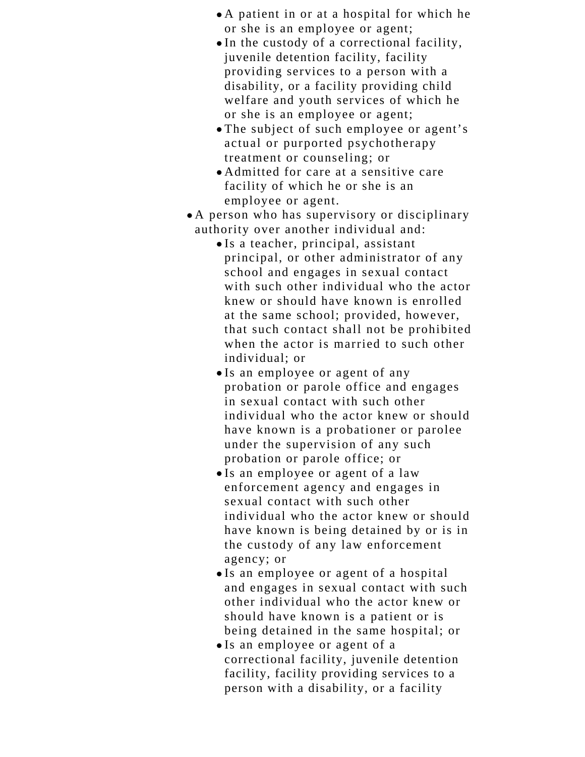- A patient in or at a hospital for which he or she is an employee or agent;
    - In the custody of a correctional facility, juvenile detention facility, facility providing services to a person with a disability, or a facility providing child welfare and youth services of which he or she is an employee or agent;
    - The subject of such employee or agent's actual or purported psychotherapy treatment or counseling; or
    - Admitted for care at a sensitive care facility of which he or she is an employee or agent.
- A person who has supervisory or disciplinary authority over another individual and:
    - Is a teacher, principal, assistant principal, or other administrator of any school and engages in sexual contact with such other individual who the actor knew or should have known is enrolled at the same school; provided, however, that such contact shall not be prohibited when the actor is married to such other individual; or
    - Is an employee or agent of any probation or parole office and engages in sexual contact with such other individual who the actor knew or should have known is a probationer or parolee under the supervision of any such probation or parole office; or
    - Is an employee or agent of a law enforcement agency and engages in sexual contact with such other individual who the actor knew or should have known is being detained by or is in the custody of any law enforcement agency; or
    - Is an employee or agent of a hospital and engages in sexual contact with such other individual who the actor knew or should have known is a patient or is being detained in the same hospital; or
    - Is an employee or agent of a correctional facility, juvenile detention facility, facility providing services to a person with a disability, or a facility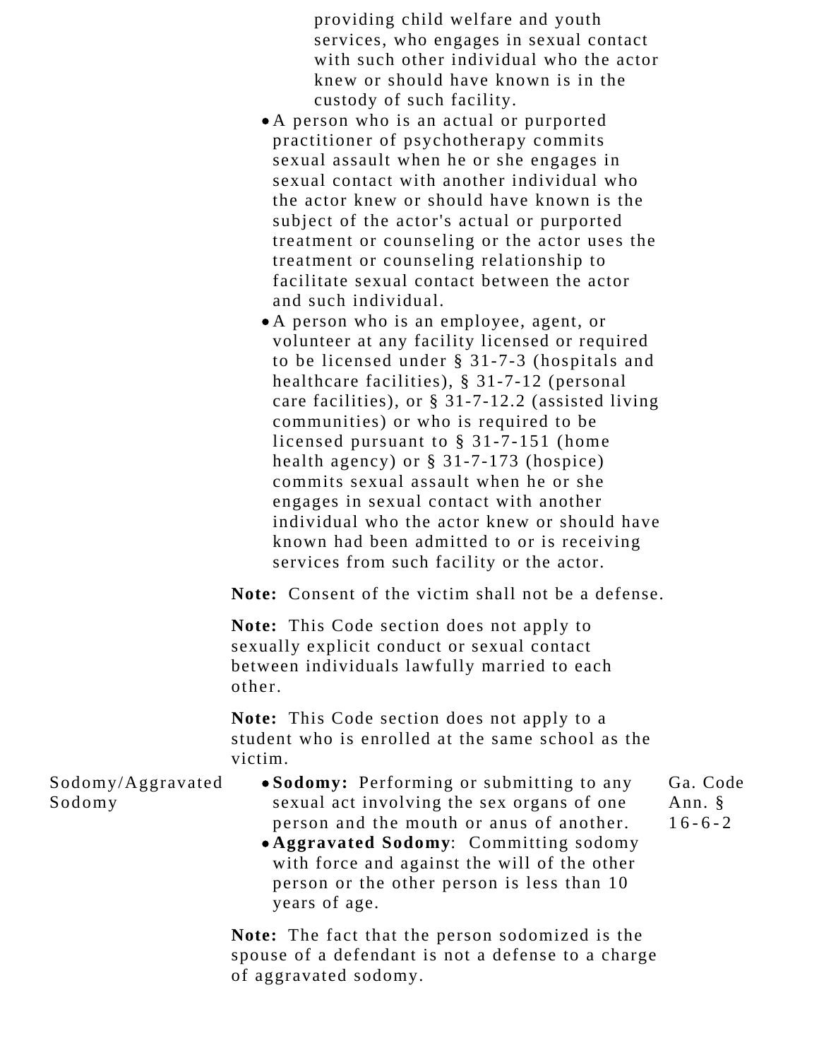| | | |
|---|---|---|
| | providing child welfare and youth services, who engages in sexual contact with such other individual who the actor knew or should have known is in the custody of such facility.<br>• A person who is an actual or purported practitioner of psychotherapy commits sexual assault when he or she engages in sexual contact with another individual who the actor knew or should have known is the subject of the actor's actual or purported treatment or counseling or the actor uses the treatment or counseling relationship to facilitate sexual contact between the actor and such individual.<br>• A person who is an employee, agent, or volunteer at any facility licensed or required to be licensed under § 31-7-3 (hospitals and healthcare facilities), § 31-7-12 (personal care facilities), or § 31-7-12.2 (assisted living communities) or who is required to be licensed pursuant to § 31-7-151 (home health agency) or § 31-7-173 (hospice) commits sexual assault when he or she engages in sexual contact with another individual who the actor knew or should have known had been admitted to or is receiving services from such facility or the actor.<br><br>**Note:** Consent of the victim shall not be a defense.<br><br>**Note:** This Code section does not apply to sexually explicit conduct or sexual contact between individuals lawfully married to each other.<br><br>**Note:** This Code section does not apply to a student who is enrolled at the same school as the victim. | |
| Sodomy/Aggravated Sodomy | • **Sodomy:** Performing or submitting to any sexual act involving the sex organs of one person and the mouth or anus of another.<br>• **Aggravated Sodomy**: Committing sodomy with force and against the will of the other person or the other person is less than 10 years of age.<br><br>**Note:** The fact that the person sodomized is the spouse of a defendant is not a defense to a charge of aggravated sodomy. | Ga. Code Ann. § 16-6-2 |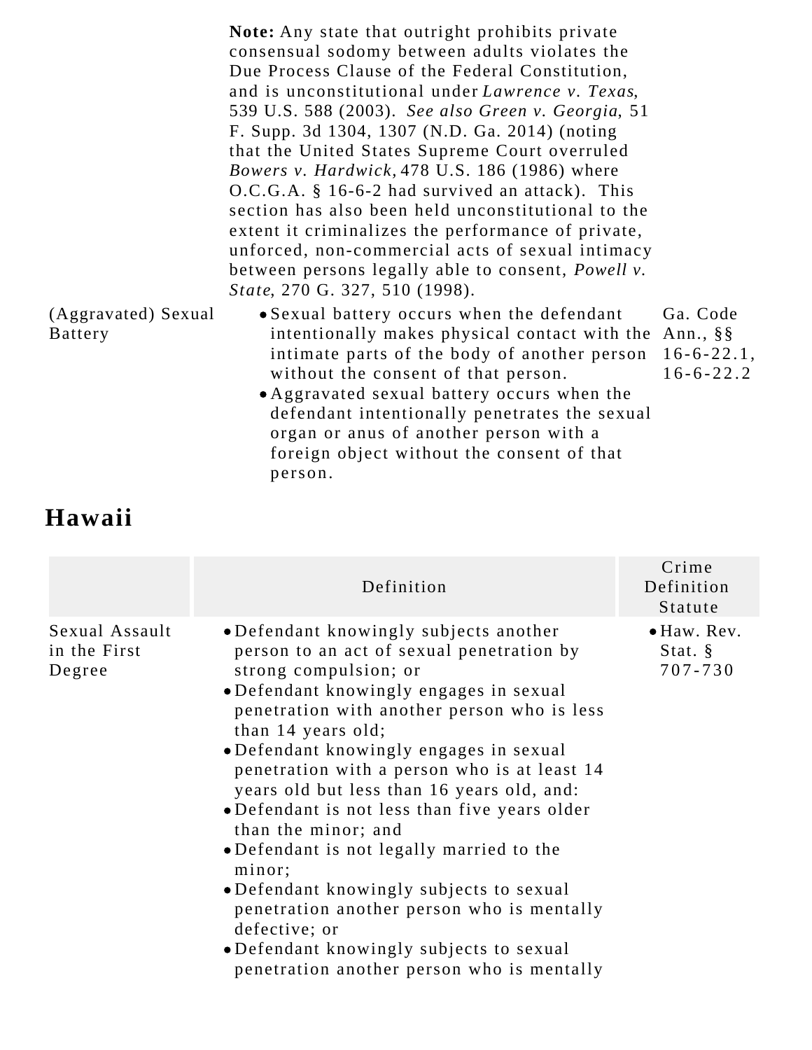| | | |
|---|---|---|
| | **Note:** Any state that outright prohibits private consensual sodomy between adults violates the Due Process Clause of the Federal Constitution, and is unconstitutional under *Lawrence v. Texas*, 539 U.S. 588 (2003). *See also Green v. Georgia*, 51 F. Supp. 3d 1304, 1307 (N.D. Ga. 2014) (noting that the United States Supreme Court overruled *Bowers v. Hardwick*, 478 U.S. 186 (1986) where O.C.G.A. § 16-6-2 had survived an attack). This section has also been held unconstitutional to the extent it criminalizes the performance of private, unforced, non-commercial acts of sexual intimacy between persons legally able to consent, *Powell v. State*, 270 G. 327, 510 (1998). | |
| (Aggravated) Sexual Battery | • Sexual battery occurs when the defendant intentionally makes physical contact with the intimate parts of the body of another person without the consent of that person.<br>• Aggravated sexual battery occurs when the defendant intentionally penetrates the sexual organ or anus of another person with a foreign object without the consent of that person. | Ga. Code Ann., §§ 16-6-22.1, 16-6-22.2 |

## Hawaii

| | Definition | Crime Definition Statute |
|---|---|---|
| Sexual Assault in the First Degree | • Defendant knowingly subjects another person to an act of sexual penetration by strong compulsion; or<br>• Defendant knowingly engages in sexual penetration with another person who is less than 14 years old;<br>• Defendant knowingly engages in sexual penetration with a person who is at least 14 years old but less than 16 years old, and:<br>• Defendant is not less than five years older than the minor; and<br>• Defendant is not legally married to the minor;<br>• Defendant knowingly subjects to sexual penetration another person who is mentally defective; or<br>• Defendant knowingly subjects to sexual penetration another person who is mentally | • Haw. Rev. Stat. § 707-730 |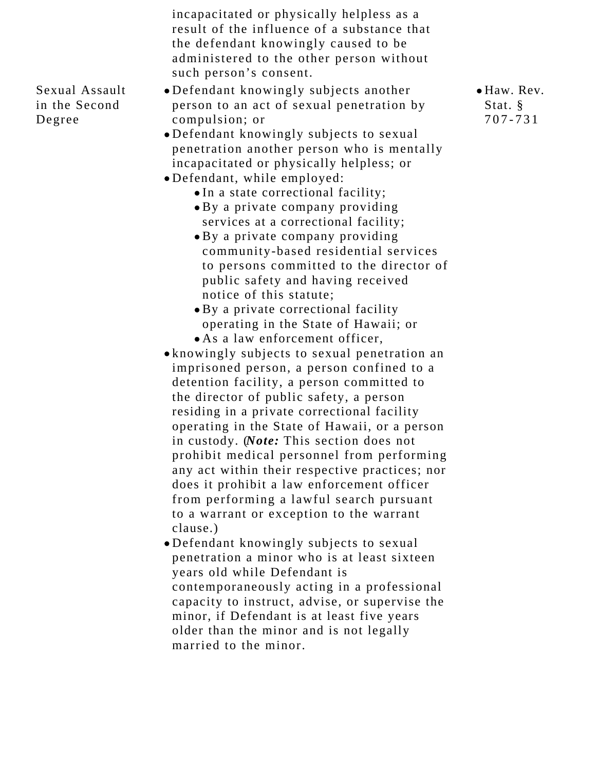| | | |
|---|---|---|
| | incapacitated or physically helpless as a result of the influence of a substance that the defendant knowingly caused to be administered to the other person without such person's consent. | |
| Sexual Assault in the Second Degree | • Defendant knowingly subjects another person to an act of sexual penetration by compulsion; or<br>• Defendant knowingly subjects to sexual penetration another person who is mentally incapacitated or physically helpless; or<br>• Defendant, while employed:<br>&nbsp;&nbsp;&nbsp;&nbsp;• In a state correctional facility;<br>&nbsp;&nbsp;&nbsp;&nbsp;• By a private company providing services at a correctional facility;<br>&nbsp;&nbsp;&nbsp;&nbsp;• By a private company providing community-based residential services to persons committed to the director of public safety and having received notice of this statute;<br>&nbsp;&nbsp;&nbsp;&nbsp;• By a private correctional facility operating in the State of Hawaii; or<br>&nbsp;&nbsp;&nbsp;&nbsp;• As a law enforcement officer,<br>• knowingly subjects to sexual penetration an imprisoned person, a person confined to a detention facility, a person committed to the director of public safety, a person residing in a private correctional facility operating in the State of Hawaii, or a person in custody. (***Note:*** This section does not prohibit medical personnel from performing any act within their respective practices; nor does it prohibit a law enforcement officer from performing a lawful search pursuant to a warrant or exception to the warrant clause.)<br>• Defendant knowingly subjects to sexual penetration a minor who is at least sixteen years old while Defendant is contemporaneously acting in a professional capacity to instruct, advise, or supervise the minor, if Defendant is at least five years older than the minor and is not legally married to the minor. | • Haw. Rev. Stat. § 707-731 |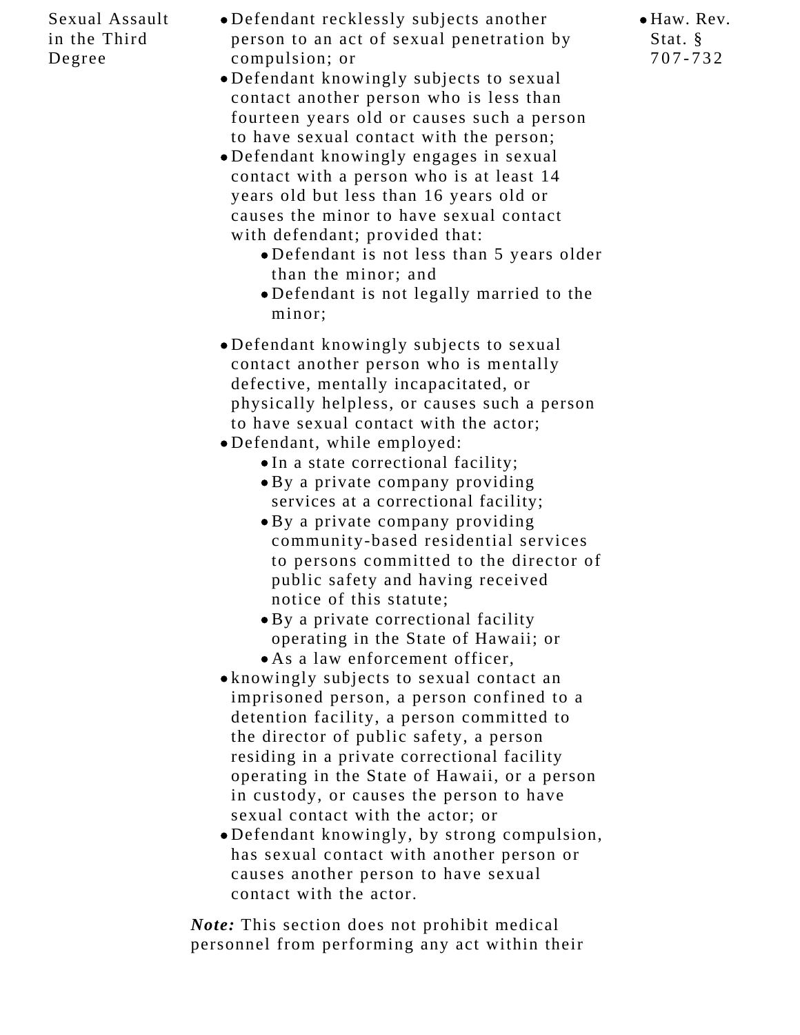| | | |
|---|---|---|
| Sexual Assault in the Third Degree | • Defendant recklessly subjects another person to an act of sexual penetration by compulsion; or<br>• Defendant knowingly subjects to sexual contact another person who is less than fourteen years old or causes such a person to have sexual contact with the person;<br>• Defendant knowingly engages in sexual contact with a person who is at least 14 years old but less than 16 years old or causes the minor to have sexual contact with defendant; provided that:<br>&nbsp;&nbsp;&nbsp;&nbsp;• Defendant is not less than 5 years older than the minor; and<br>&nbsp;&nbsp;&nbsp;&nbsp;• Defendant is not legally married to the minor;<br>• Defendant knowingly subjects to sexual contact another person who is mentally defective, mentally incapacitated, or physically helpless, or causes such a person to have sexual contact with the actor;<br>• Defendant, while employed:<br>&nbsp;&nbsp;&nbsp;&nbsp;• In a state correctional facility;<br>&nbsp;&nbsp;&nbsp;&nbsp;• By a private company providing services at a correctional facility;<br>&nbsp;&nbsp;&nbsp;&nbsp;• By a private company providing community-based residential services to persons committed to the director of public safety and having received notice of this statute;<br>&nbsp;&nbsp;&nbsp;&nbsp;• By a private correctional facility operating in the State of Hawaii; or<br>&nbsp;&nbsp;&nbsp;&nbsp;• As a law enforcement officer,<br>• knowingly subjects to sexual contact an imprisoned person, a person confined to a detention facility, a person committed to the director of public safety, a person residing in a private correctional facility operating in the State of Hawaii, or a person in custody, or causes the person to have sexual contact with the actor; or<br>• Defendant knowingly, by strong compulsion, has sexual contact with another person or causes another person to have sexual contact with the actor.<br><br>***Note:*** This section does not prohibit medical personnel from performing any act within their | • Haw. Rev. Stat. § 707-732 |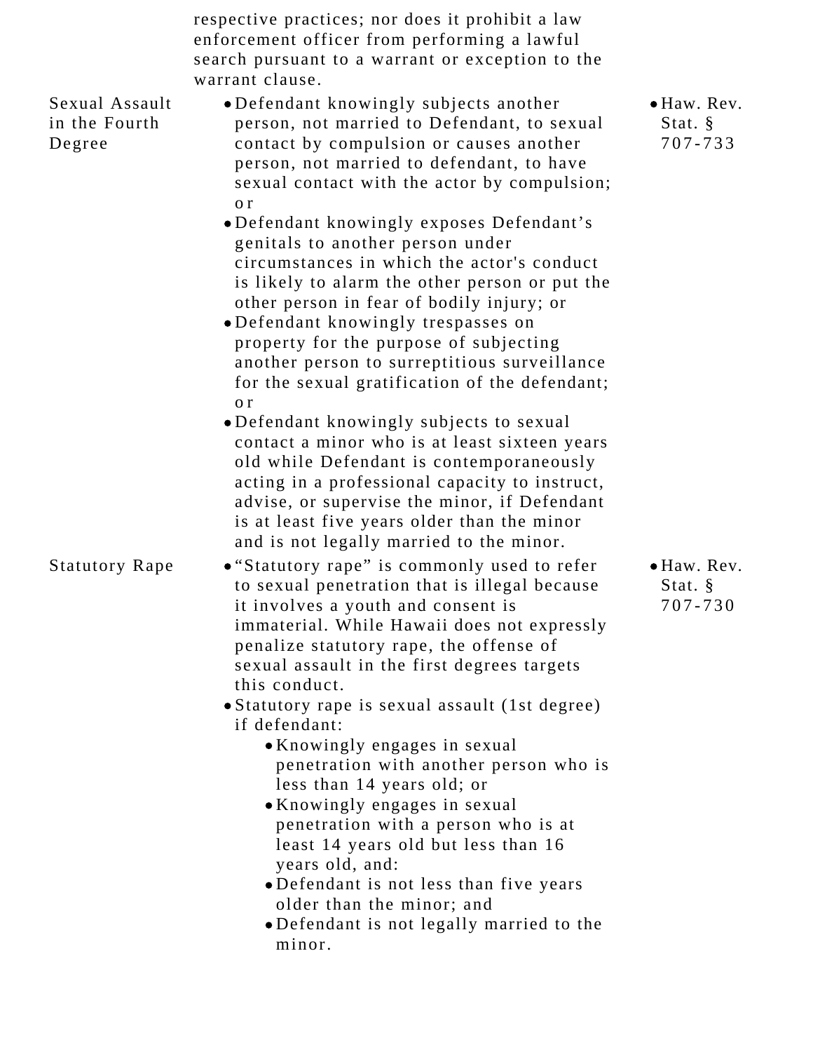| | | |
|---|---|---|
| | respective practices; nor does it prohibit a law enforcement officer from performing a lawful search pursuant to a warrant or exception to the warrant clause. | |
| Sexual Assault in the Fourth Degree | • Defendant knowingly subjects another person, not married to Defendant, to sexual contact by compulsion or causes another person, not married to defendant, to have sexual contact with the actor by compulsion; or<br>• Defendant knowingly exposes Defendant's genitals to another person under circumstances in which the actor's conduct is likely to alarm the other person or put the other person in fear of bodily injury; or<br>• Defendant knowingly trespasses on property for the purpose of subjecting another person to surreptitious surveillance for the sexual gratification of the defendant; or<br>• Defendant knowingly subjects to sexual contact a minor who is at least sixteen years old while Defendant is contemporaneously acting in a professional capacity to instruct, advise, or supervise the minor, if Defendant is at least five years older than the minor and is not legally married to the minor. | • Haw. Rev. Stat. § 707-733 |
| Statutory Rape | • "Statutory rape" is commonly used to refer to sexual penetration that is illegal because it involves a youth and consent is immaterial. While Hawaii does not expressly penalize statutory rape, the offense of sexual assault in the first degrees targets this conduct.<br>• Statutory rape is sexual assault (1st degree) if defendant:<br>&nbsp;&nbsp;&nbsp;&nbsp;• Knowingly engages in sexual penetration with another person who is less than 14 years old; or<br>&nbsp;&nbsp;&nbsp;&nbsp;• Knowingly engages in sexual penetration with a person who is at least 14 years old but less than 16 years old, and:<br>&nbsp;&nbsp;&nbsp;&nbsp;• Defendant is not less than five years older than the minor; and<br>&nbsp;&nbsp;&nbsp;&nbsp;• Defendant is not legally married to the minor. | • Haw. Rev. Stat. § 707-730 |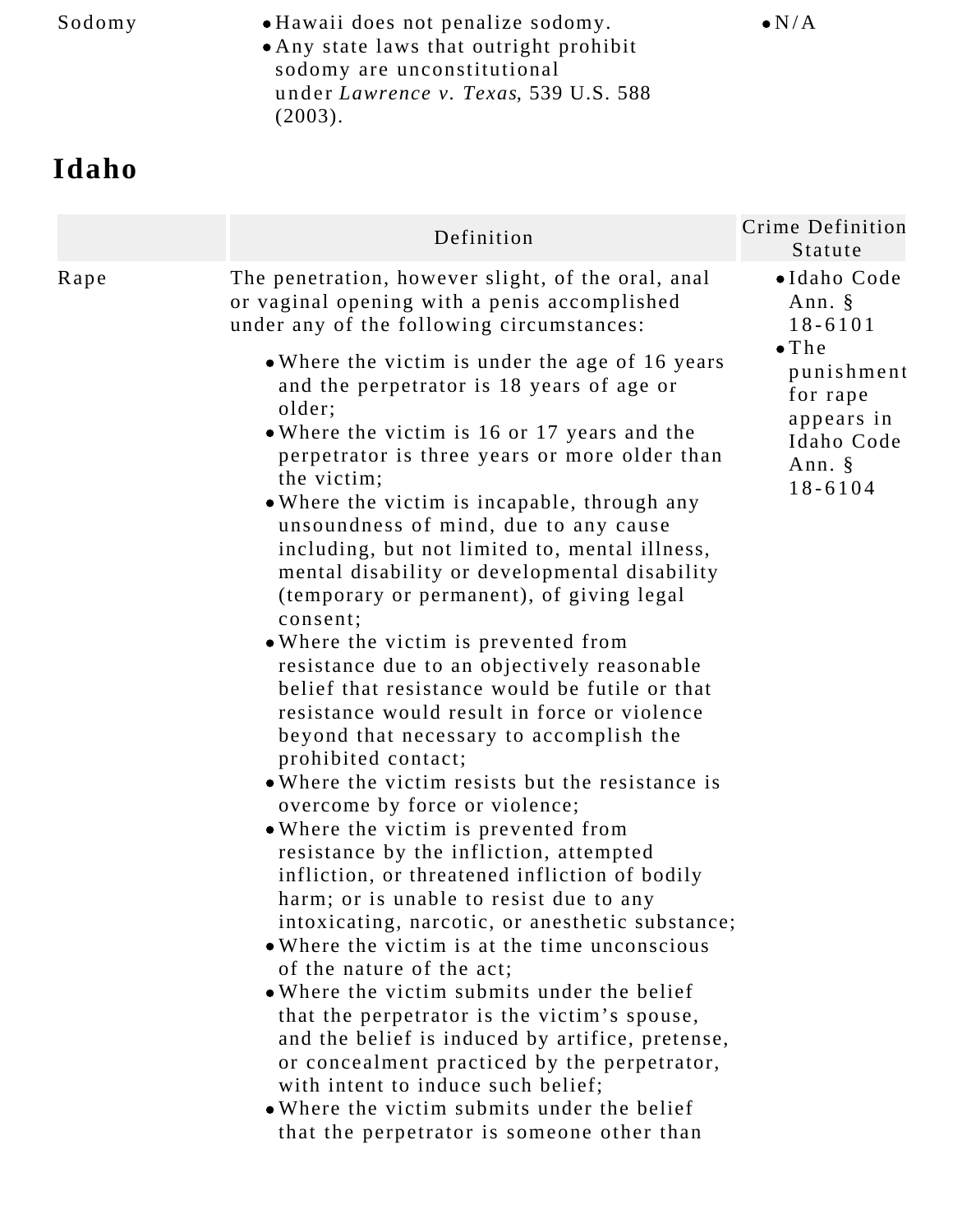| Sodomy | • Hawaii does not penalize sodomy.<br>• Any state laws that outright prohibit sodomy are unconstitutional under *Lawrence v. Texas*, 539 U.S. 588 (2003). | • N/A |
|---|---|---|

## Idaho

| | Definition | Crime Definition Statute |
|---|---|---|
| Rape | The penetration, however slight, of the oral, anal or vaginal opening with a penis accomplished under any of the following circumstances:<br><br>• Where the victim is under the age of 16 years and the perpetrator is 18 years of age or older;<br>• Where the victim is 16 or 17 years and the perpetrator is three years or more older than the victim;<br>• Where the victim is incapable, through any unsoundness of mind, due to any cause including, but not limited to, mental illness, mental disability or developmental disability (temporary or permanent), of giving legal consent;<br>• Where the victim is prevented from resistance due to an objectively reasonable belief that resistance would be futile or that resistance would result in force or violence beyond that necessary to accomplish the prohibited contact;<br>• Where the victim resists but the resistance is overcome by force or violence;<br>• Where the victim is prevented from resistance by the infliction, attempted infliction, or threatened infliction of bodily harm; or is unable to resist due to any intoxicating, narcotic, or anesthetic substance;<br>• Where the victim is at the time unconscious of the nature of the act;<br>• Where the victim submits under the belief that the perpetrator is the victim's spouse, and the belief is induced by artifice, pretense, or concealment practiced by the perpetrator, with intent to induce such belief;<br>• Where the victim submits under the belief that the perpetrator is someone other than | • Idaho Code Ann. § 18-6101<br>• The punishment for rape appears in Idaho Code Ann. § 18-6104 |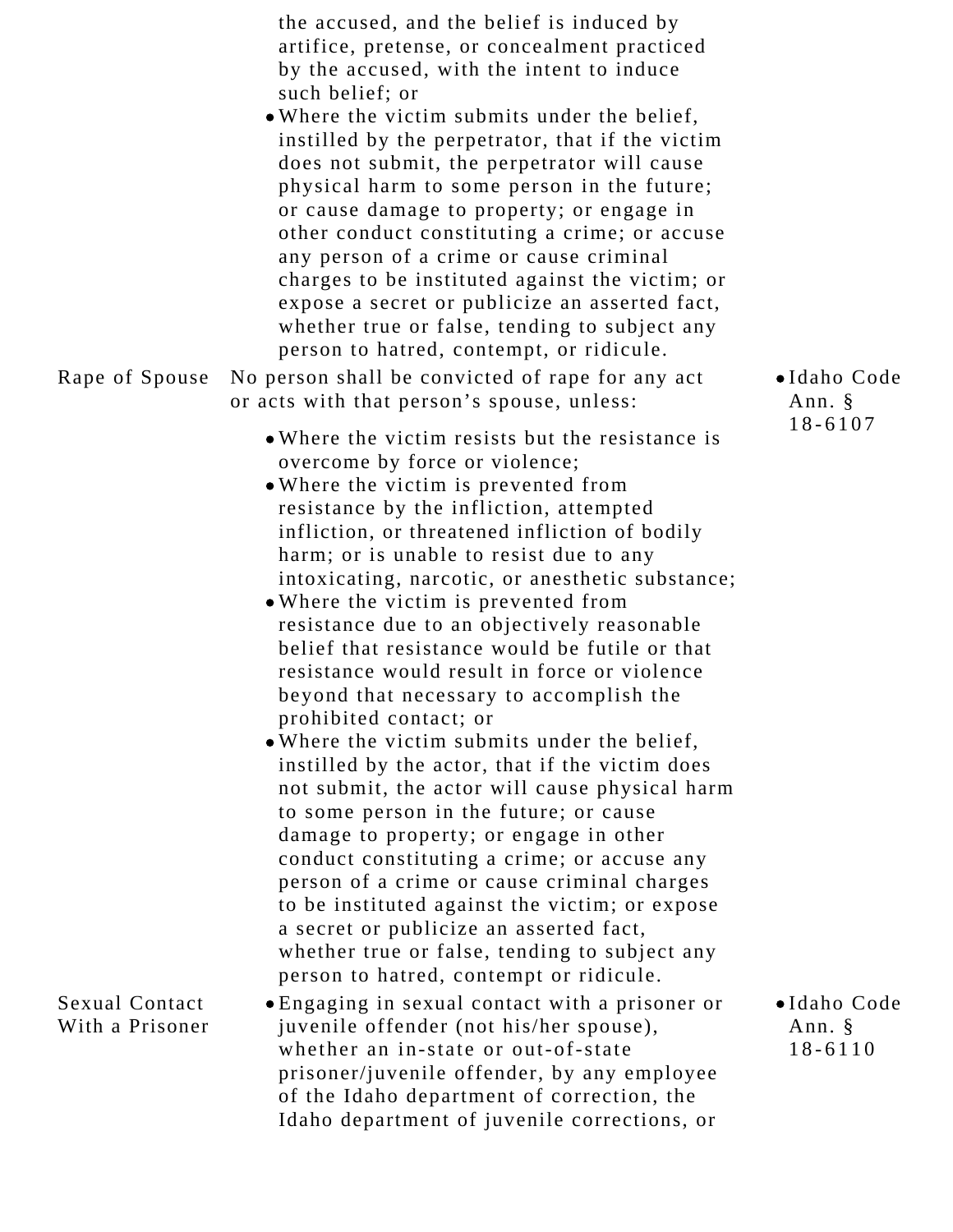| | | |
|---|---|---|
| | the accused, and the belief is induced by artifice, pretense, or concealment practiced by the accused, with the intent to induce such belief; or<br>• Where the victim submits under the belief, instilled by the perpetrator, that if the victim does not submit, the perpetrator will cause physical harm to some person in the future; or cause damage to property; or engage in other conduct constituting a crime; or accuse any person of a crime or cause criminal charges to be instituted against the victim; or expose a secret or publicize an asserted fact, whether true or false, tending to subject any person to hatred, contempt, or ridicule. | |
| Rape of Spouse | No person shall be convicted of rape for any act or acts with that person's spouse, unless:<br>• Where the victim resists but the resistance is overcome by force or violence;<br>• Where the victim is prevented from resistance by the infliction, attempted infliction, or threatened infliction of bodily harm; or is unable to resist due to any intoxicating, narcotic, or anesthetic substance;<br>• Where the victim is prevented from resistance due to an objectively reasonable belief that resistance would be futile or that resistance would result in force or violence beyond that necessary to accomplish the prohibited contact; or<br>• Where the victim submits under the belief, instilled by the actor, that if the victim does not submit, the actor will cause physical harm to some person in the future; or cause damage to property; or engage in other conduct constituting a crime; or accuse any person of a crime or cause criminal charges to be instituted against the victim; or expose a secret or publicize an asserted fact, whether true or false, tending to subject any person to hatred, contempt or ridicule. | • Idaho Code Ann. § 18-6107 |
| Sexual Contact With a Prisoner | • Engaging in sexual contact with a prisoner or juvenile offender (not his/her spouse), whether an in-state or out-of-state prisoner/juvenile offender, by any employee of the Idaho department of correction, the Idaho department of juvenile corrections, or | • Idaho Code Ann. § 18-6110 |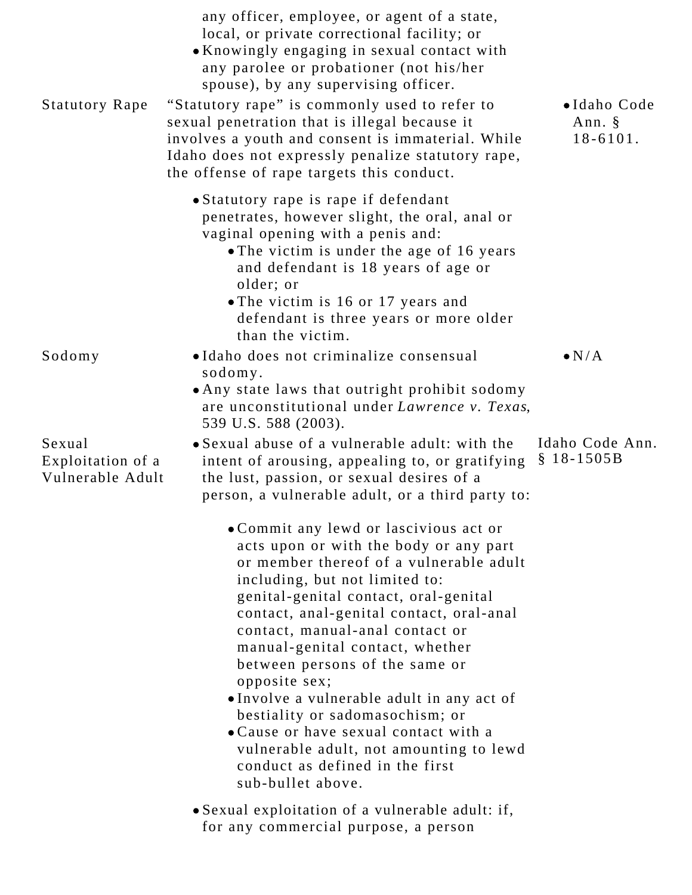| | | |
|---|---|---|
| | any officer, employee, or agent of a state, local, or private correctional facility; or<br>• Knowingly engaging in sexual contact with any parolee or probationer (not his/her spouse), by any supervising officer. | |
| Statutory Rape | "Statutory rape" is commonly used to refer to sexual penetration that is illegal because it involves a youth and consent is immaterial. While Idaho does not expressly penalize statutory rape, the offense of rape targets this conduct.<br><br>• Statutory rape is rape if defendant penetrates, however slight, the oral, anal or vaginal opening with a penis and:<br>  • The victim is under the age of 16 years and defendant is 18 years of age or older; or<br>  • The victim is 16 or 17 years and defendant is three years or more older than the victim. | • Idaho Code Ann. § 18-6101. |
| Sodomy | • Idaho does not criminalize consensual sodomy.<br>• Any state laws that outright prohibit sodomy are unconstitutional under *Lawrence v. Texas*, 539 U.S. 588 (2003). | • N/A |
| Sexual Exploitation of a Vulnerable Adult | • Sexual abuse of a vulnerable adult: with the intent of arousing, appealing to, or gratifying the lust, passion, or sexual desires of a person, a vulnerable adult, or a third party to:<br><br>  • Commit any lewd or lascivious act or acts upon or with the body or any part or member thereof of a vulnerable adult including, but not limited to: genital-genital contact, oral-genital contact, anal-genital contact, oral-anal contact, manual-anal contact or manual-genital contact, whether between persons of the same or opposite sex;<br>  • Involve a vulnerable adult in any act of bestiality or sadomasochism; or<br>  • Cause or have sexual contact with a vulnerable adult, not amounting to lewd conduct as defined in the first sub-bullet above.<br><br>• Sexual exploitation of a vulnerable adult: if, for any commercial purpose, a person | Idaho Code Ann. § 18-1505B |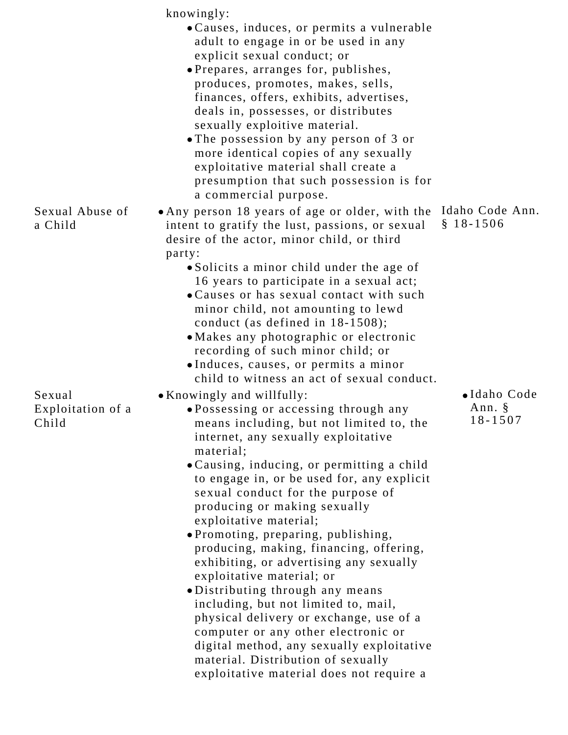| | | |
|---|---|---|
| | knowingly:<br>• Causes, induces, or permits a vulnerable adult to engage in or be used in any explicit sexual conduct; or<br>• Prepares, arranges for, publishes, produces, promotes, makes, sells, finances, offers, exhibits, advertises, deals in, possesses, or distributes sexually exploitive material.<br>• The possession by any person of 3 or more identical copies of any sexually exploitative material shall create a presumption that such possession is for a commercial purpose. | |
| Sexual Abuse of a Child | • Any person 18 years of age or older, with the intent to gratify the lust, passions, or sexual desire of the actor, minor child, or third party:<br>• Solicits a minor child under the age of 16 years to participate in a sexual act;<br>• Causes or has sexual contact with such minor child, not amounting to lewd conduct (as defined in 18-1508);<br>• Makes any photographic or electronic recording of such minor child; or<br>• Induces, causes, or permits a minor child to witness an act of sexual conduct. | Idaho Code Ann. § 18-1506 |
| Sexual Exploitation of a Child | • Knowingly and willfully:<br>• Possessing or accessing through any means including, but not limited to, the internet, any sexually exploitative material;<br>• Causing, inducing, or permitting a child to engage in, or be used for, any explicit sexual conduct for the purpose of producing or making sexually exploitative material;<br>• Promoting, preparing, publishing, producing, making, financing, offering, exhibiting, or advertising any sexually exploitative material; or<br>• Distributing through any means including, but not limited to, mail, physical delivery or exchange, use of a computer or any other electronic or digital method, any sexually exploitative material. Distribution of sexually exploitative material does not require a | • Idaho Code Ann. § 18-1507 |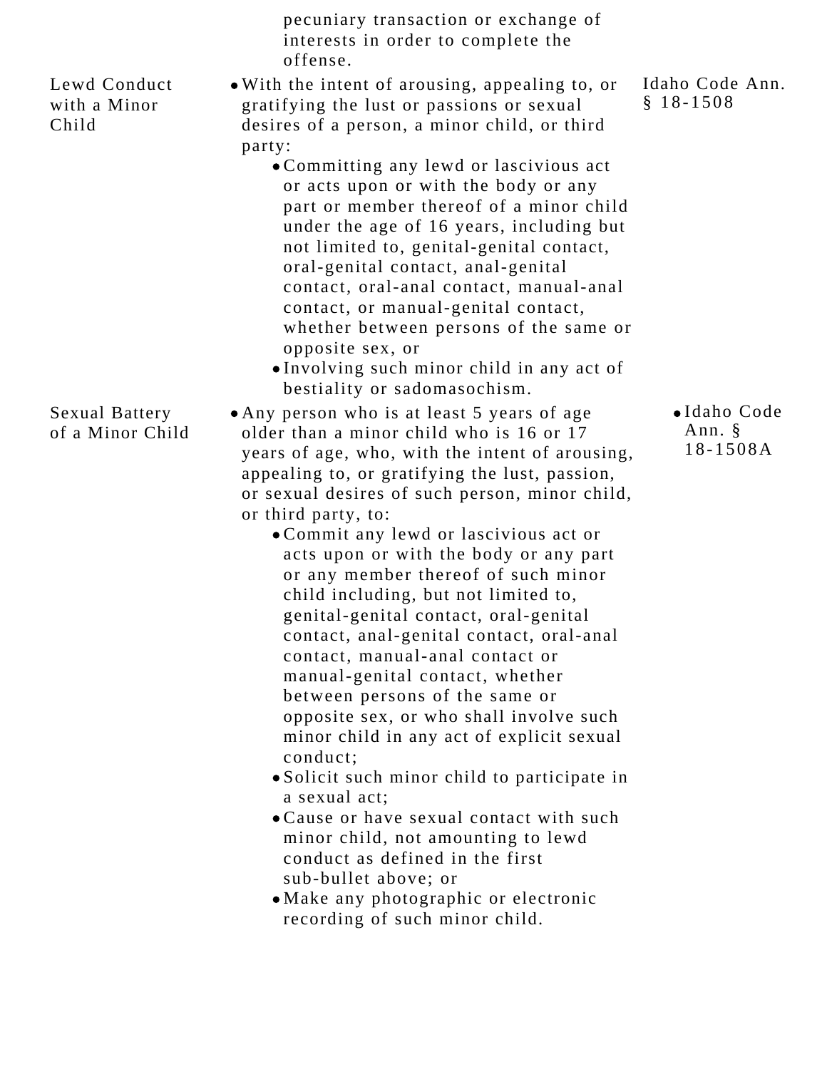| | | |
|---|---|---|
| | pecuniary transaction or exchange of interests in order to complete the offense. | |
| Lewd Conduct with a Minor Child | • With the intent of arousing, appealing to, or gratifying the lust or passions or sexual desires of a person, a minor child, or third party:<br>  • Committing any lewd or lascivious act or acts upon or with the body or any part or member thereof of a minor child under the age of 16 years, including but not limited to, genital-genital contact, oral-genital contact, anal-genital contact, oral-anal contact, manual-anal contact, or manual-genital contact, whether between persons of the same or opposite sex, or<br>  • Involving such minor child in any act of bestiality or sadomasochism. | Idaho Code Ann. § 18-1508 |
| Sexual Battery of a Minor Child | • Any person who is at least 5 years of age older than a minor child who is 16 or 17 years of age, who, with the intent of arousing, appealing to, or gratifying the lust, passion, or sexual desires of such person, minor child, or third party, to:<br>  • Commit any lewd or lascivious act or acts upon or with the body or any part or any member thereof of such minor child including, but not limited to, genital-genital contact, oral-genital contact, anal-genital contact, oral-anal contact, manual-anal contact or manual-genital contact, whether between persons of the same or opposite sex, or who shall involve such minor child in any act of explicit sexual conduct;<br>  • Solicit such minor child to participate in a sexual act;<br>  • Cause or have sexual contact with such minor child, not amounting to lewd conduct as defined in the first sub-bullet above; or<br>  • Make any photographic or electronic recording of such minor child. | • Idaho Code Ann. § 18-1508A |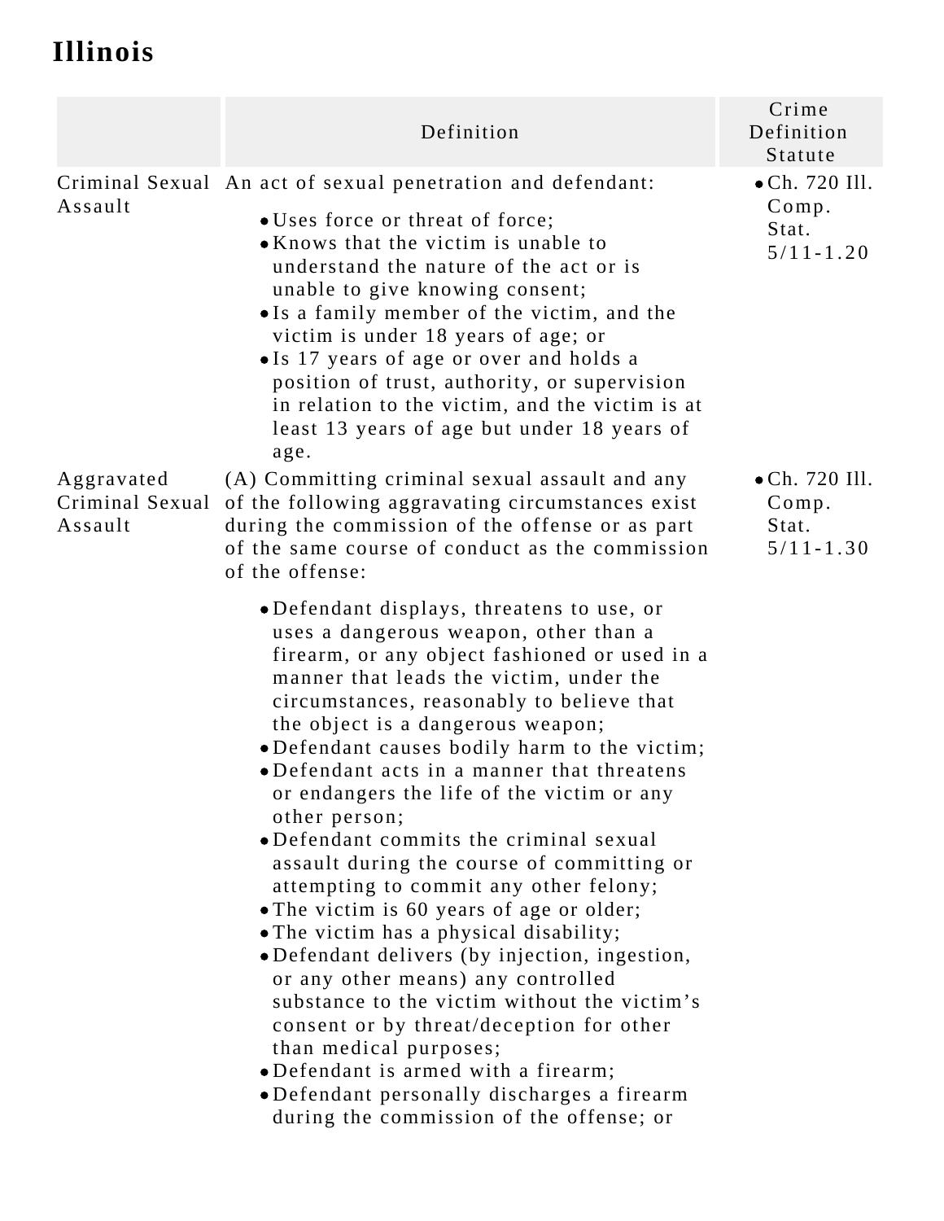## Illinois

| | Definition | Crime Definition Statute |
|---|---|---|
| Criminal Sexual Assault | An act of sexual penetration and defendant:<br><br>• Uses force or threat of force;<br>• Knows that the victim is unable to understand the nature of the act or is unable to give knowing consent;<br>• Is a family member of the victim, and the victim is under 18 years of age; or<br>• Is 17 years of age or over and holds a position of trust, authority, or supervision in relation to the victim, and the victim is at least 13 years of age but under 18 years of age. | • Ch. 720 Ill. Comp. Stat. 5/11-1.20 |
| Aggravated Criminal Sexual Assault | (A) Committing criminal sexual assault and any of the following aggravating circumstances exist during the commission of the offense or as part of the same course of conduct as the commission of the offense:<br><br>• Defendant displays, threatens to use, or uses a dangerous weapon, other than a firearm, or any object fashioned or used in a manner that leads the victim, under the circumstances, reasonably to believe that the object is a dangerous weapon;<br>• Defendant causes bodily harm to the victim;<br>• Defendant acts in a manner that threatens or endangers the life of the victim or any other person;<br>• Defendant commits the criminal sexual assault during the course of committing or attempting to commit any other felony;<br>• The victim is 60 years of age or older;<br>• The victim has a physical disability;<br>• Defendant delivers (by injection, ingestion, or any other means) any controlled substance to the victim without the victim's consent or by threat/deception for other than medical purposes;<br>• Defendant is armed with a firearm;<br>• Defendant personally discharges a firearm during the commission of the offense; or | • Ch. 720 Ill. Comp. Stat. 5/11-1.30 |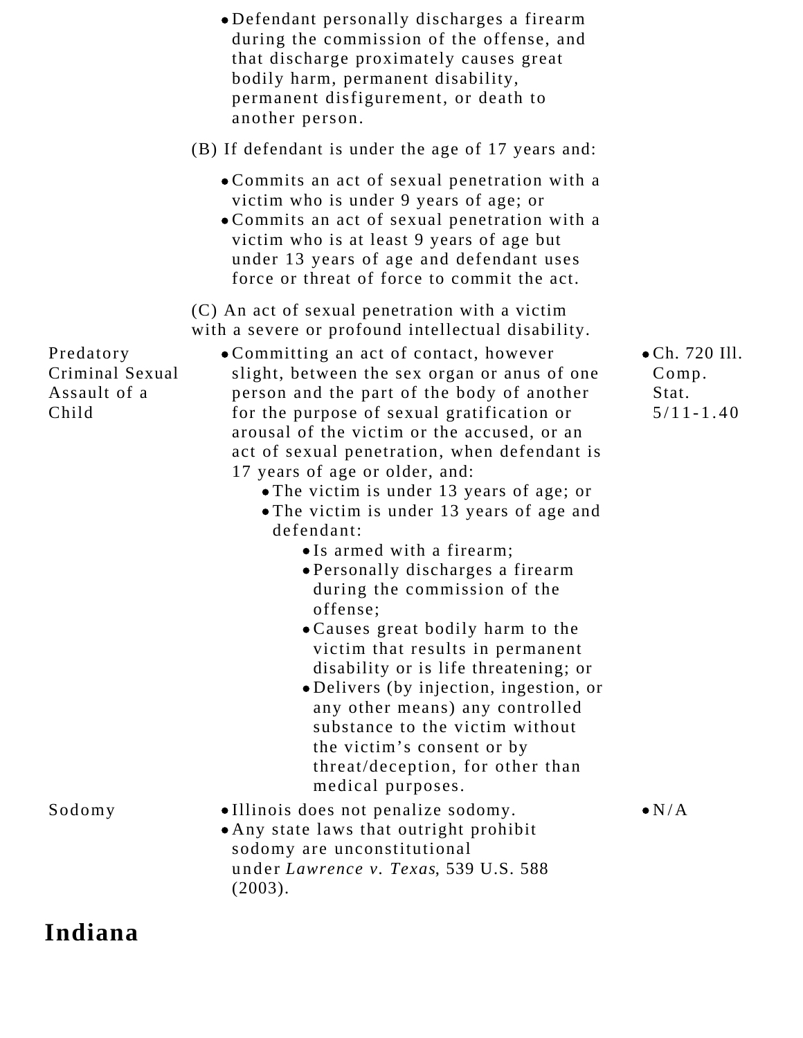| | | |
|---|---|---|
| | • Defendant personally discharges a firearm during the commission of the offense, and that discharge proximately causes great bodily harm, permanent disability, permanent disfigurement, or death to another person.<br><br>(B) If defendant is under the age of 17 years and:<br><br>• Commits an act of sexual penetration with a victim who is under 9 years of age; or<br>• Commits an act of sexual penetration with a victim who is at least 9 years of age but under 13 years of age and defendant uses force or threat of force to commit the act.<br><br>(C) An act of sexual penetration with a victim with a severe or profound intellectual disability. | |
| Predatory Criminal Sexual Assault of a Child | • Committing an act of contact, however slight, between the sex organ or anus of one person and the part of the body of another for the purpose of sexual gratification or arousal of the victim or the accused, or an act of sexual penetration, when defendant is 17 years of age or older, and:<br>  • The victim is under 13 years of age; or<br>  • The victim is under 13 years of age and defendant:<br>    • Is armed with a firearm;<br>    • Personally discharges a firearm during the commission of the offense;<br>    • Causes great bodily harm to the victim that results in permanent disability or is life threatening; or<br>    • Delivers (by injection, ingestion, or any other means) any controlled substance to the victim without the victim's consent or by threat/deception, for other than medical purposes. | • Ch. 720 Ill. Comp. Stat. 5/11-1.40 |
| Sodomy | • Illinois does not penalize sodomy.<br>• Any state laws that outright prohibit sodomy are unconstitutional under *Lawrence v. Texas*, 539 U.S. 588 (2003). | • N/A |

## Indiana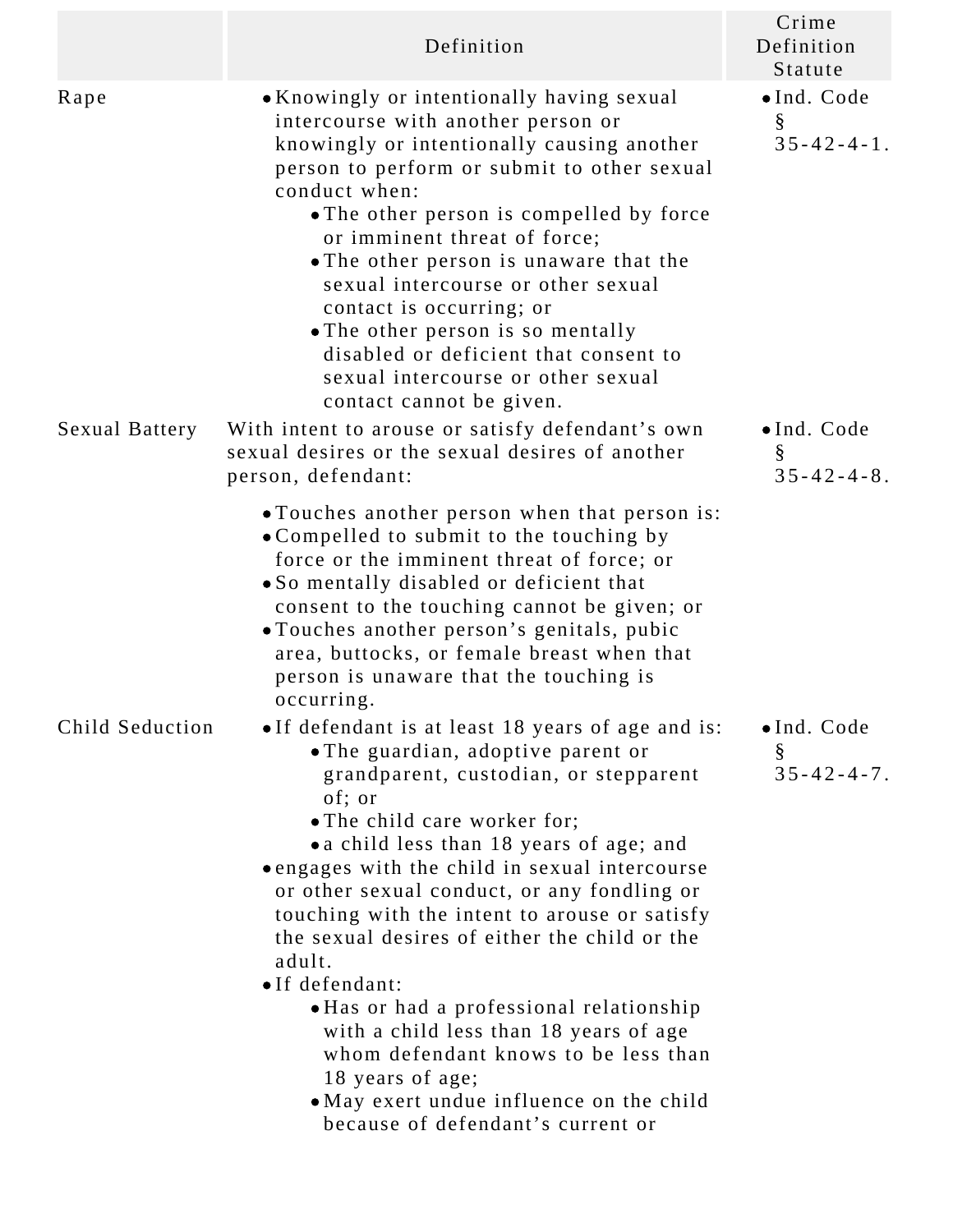| | Definition | Crime Definition Statute |
|---|---|---|
| Rape | • Knowingly or intentionally having sexual intercourse with another person or knowingly or intentionally causing another person to perform or submit to other sexual conduct when:<br>  • The other person is compelled by force or imminent threat of force;<br>  • The other person is unaware that the sexual intercourse or other sexual contact is occurring; or<br>  • The other person is so mentally disabled or deficient that consent to sexual intercourse or other sexual contact cannot be given. | • Ind. Code § 35-42-4-1. |
| Sexual Battery | With intent to arouse or satisfy defendant's own sexual desires or the sexual desires of another person, defendant:<br><br>• Touches another person when that person is:<br>• Compelled to submit to the touching by force or the imminent threat of force; or<br>• So mentally disabled or deficient that consent to the touching cannot be given; or<br>• Touches another person's genitals, pubic area, buttocks, or female breast when that person is unaware that the touching is occurring. | • Ind. Code § 35-42-4-8. |
| Child Seduction | • If defendant is at least 18 years of age and is:<br>  • The guardian, adoptive parent or grandparent, custodian, or stepparent of; or<br>  • The child care worker for;<br>  • a child less than 18 years of age; and<br>• engages with the child in sexual intercourse or other sexual conduct, or any fondling or touching with the intent to arouse or satisfy the sexual desires of either the child or the adult.<br>• If defendant:<br>  • Has or had a professional relationship with a child less than 18 years of age whom defendant knows to be less than 18 years of age;<br>  • May exert undue influence on the child because of defendant's current or | • Ind. Code § 35-42-4-7. |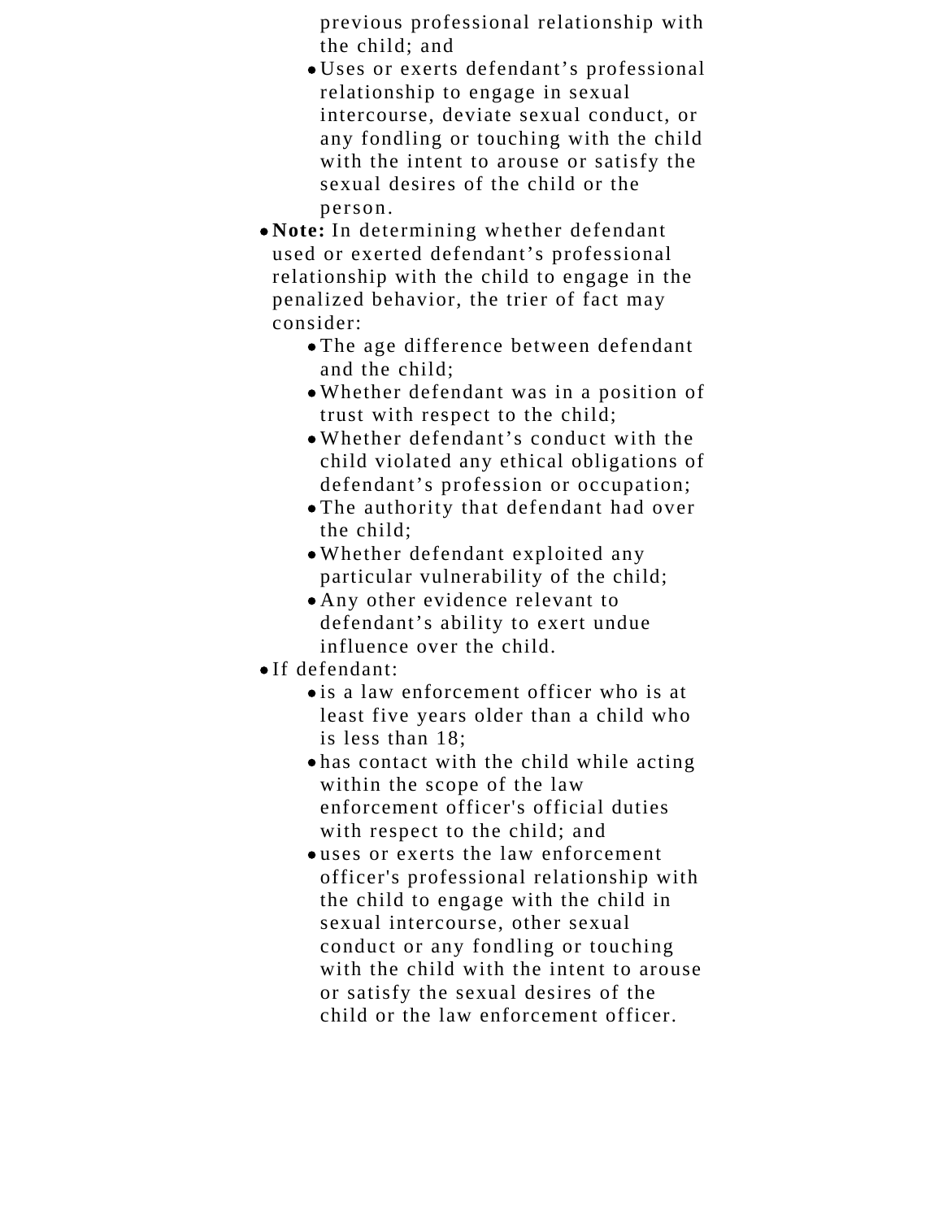previous professional relationship with the child; and
  - Uses or exerts defendant's professional relationship to engage in sexual intercourse, deviate sexual conduct, or any fondling or touching with the child with the intent to arouse or satisfy the sexual desires of the child or the person.
- **Note:** In determining whether defendant used or exerted defendant's professional relationship with the child to engage in the penalized behavior, the trier of fact may consider:
  - The age difference between defendant and the child;
  - Whether defendant was in a position of trust with respect to the child;
  - Whether defendant's conduct with the child violated any ethical obligations of defendant's profession or occupation;
  - The authority that defendant had over the child;
  - Whether defendant exploited any particular vulnerability of the child;
  - Any other evidence relevant to defendant's ability to exert undue influence over the child.
- If defendant:
  - is a law enforcement officer who is at least five years older than a child who is less than 18;
  - has contact with the child while acting within the scope of the law enforcement officer's official duties with respect to the child; and
  - uses or exerts the law enforcement officer's professional relationship with the child to engage with the child in sexual intercourse, other sexual conduct or any fondling or touching with the child with the intent to arouse or satisfy the sexual desires of the child or the law enforcement officer.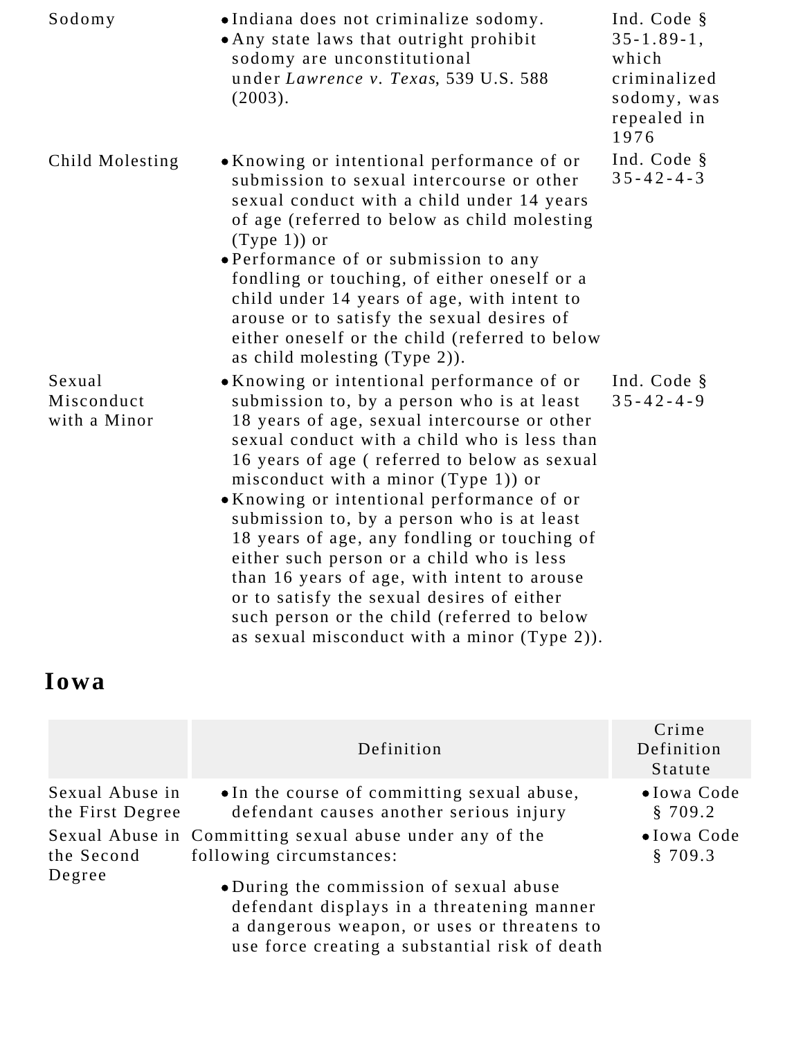| | | |
|---|---|---|
| Sodomy | • Indiana does not criminalize sodomy.<br>• Any state laws that outright prohibit sodomy are unconstitutional under *Lawrence v. Texas*, 539 U.S. 588 (2003). | Ind. Code § 35-1.89-1, which criminalized sodomy, was repealed in 1976 |
| Child Molesting | • Knowing or intentional performance of or submission to sexual intercourse or other sexual conduct with a child under 14 years of age (referred to below as child molesting (Type 1)) or<br>• Performance of or submission to any fondling or touching, of either oneself or a child under 14 years of age, with intent to arouse or to satisfy the sexual desires of either oneself or the child (referred to below as child molesting (Type 2)). | Ind. Code § 35-42-4-3 |
| Sexual Misconduct with a Minor | • Knowing or intentional performance of or submission to, by a person who is at least 18 years of age, sexual intercourse or other sexual conduct with a child who is less than 16 years of age ( referred to below as sexual misconduct with a minor (Type 1)) or<br>• Knowing or intentional performance of or submission to, by a person who is at least 18 years of age, any fondling or touching of either such person or a child who is less than 16 years of age, with intent to arouse or to satisfy the sexual desires of either such person or the child (referred to below as sexual misconduct with a minor (Type 2)). | Ind. Code § 35-42-4-9 |

## Iowa

| | Definition | Crime Definition Statute |
|---|---|---|
| Sexual Abuse in the First Degree | • In the course of committing sexual abuse, defendant causes another serious injury | • Iowa Code § 709.2 |
| Sexual Abuse in the Second Degree | Committing sexual abuse under any of the following circumstances:<br>• During the commission of sexual abuse defendant displays in a threatening manner a dangerous weapon, or uses or threatens to use force creating a substantial risk of death | • Iowa Code § 709.3 |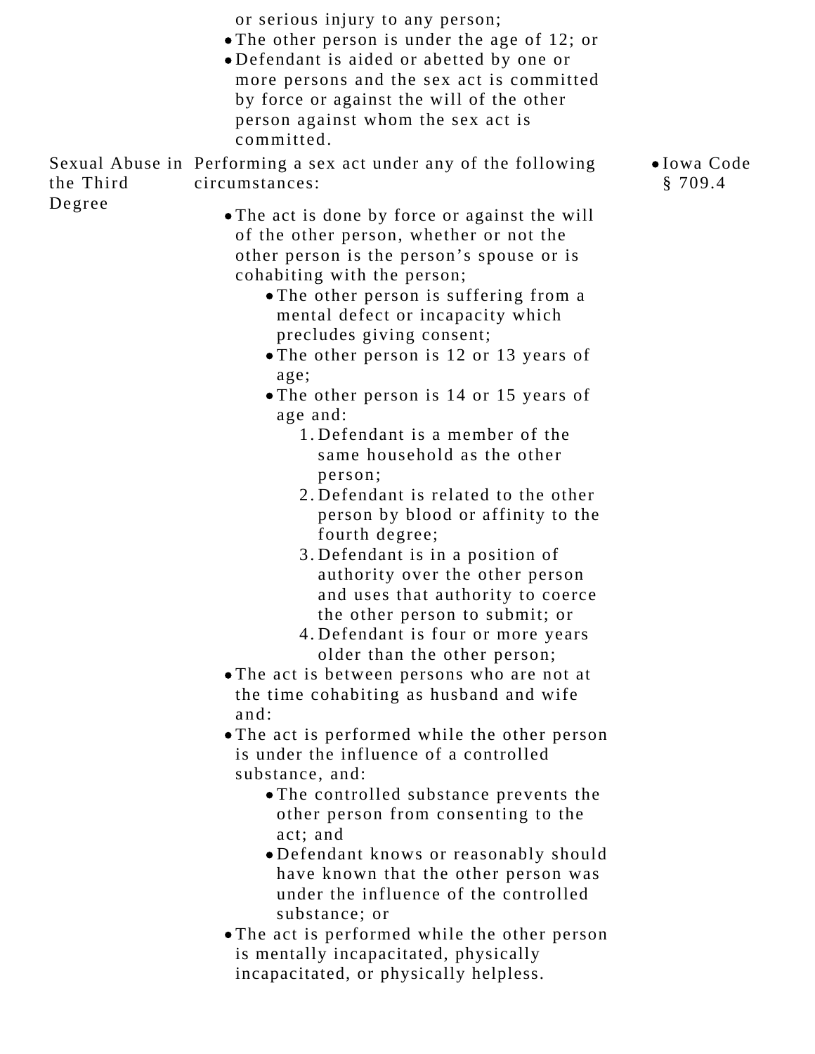| | | |
|---|---|---|
| | or serious injury to any person;<br>• The other person is under the age of 12; or<br>• Defendant is aided or abetted by one or more persons and the sex act is committed by force or against the will of the other person against whom the sex act is committed. | |
| Sexual Abuse in the Third Degree | Performing a sex act under any of the following circumstances:<br>• The act is done by force or against the will of the other person, whether or not the other person is the person's spouse or is cohabiting with the person;<br>&nbsp;&nbsp;&nbsp;&nbsp;• The other person is suffering from a mental defect or incapacity which precludes giving consent;<br>&nbsp;&nbsp;&nbsp;&nbsp;• The other person is 12 or 13 years of age;<br>&nbsp;&nbsp;&nbsp;&nbsp;• The other person is 14 or 15 years of age and:<br>&nbsp;&nbsp;&nbsp;&nbsp;&nbsp;&nbsp;&nbsp;&nbsp;1. Defendant is a member of the same household as the other person;<br>&nbsp;&nbsp;&nbsp;&nbsp;&nbsp;&nbsp;&nbsp;&nbsp;2. Defendant is related to the other person by blood or affinity to the fourth degree;<br>&nbsp;&nbsp;&nbsp;&nbsp;&nbsp;&nbsp;&nbsp;&nbsp;3. Defendant is in a position of authority over the other person and uses that authority to coerce the other person to submit; or<br>&nbsp;&nbsp;&nbsp;&nbsp;&nbsp;&nbsp;&nbsp;&nbsp;4. Defendant is four or more years older than the other person;<br>• The act is between persons who are not at the time cohabiting as husband and wife and:<br>• The act is performed while the other person is under the influence of a controlled substance, and:<br>&nbsp;&nbsp;&nbsp;&nbsp;• The controlled substance prevents the other person from consenting to the act; and<br>&nbsp;&nbsp;&nbsp;&nbsp;• Defendant knows or reasonably should have known that the other person was under the influence of the controlled substance; or<br>• The act is performed while the other person is mentally incapacitated, physically incapacitated, or physically helpless. | • Iowa Code § 709.4 |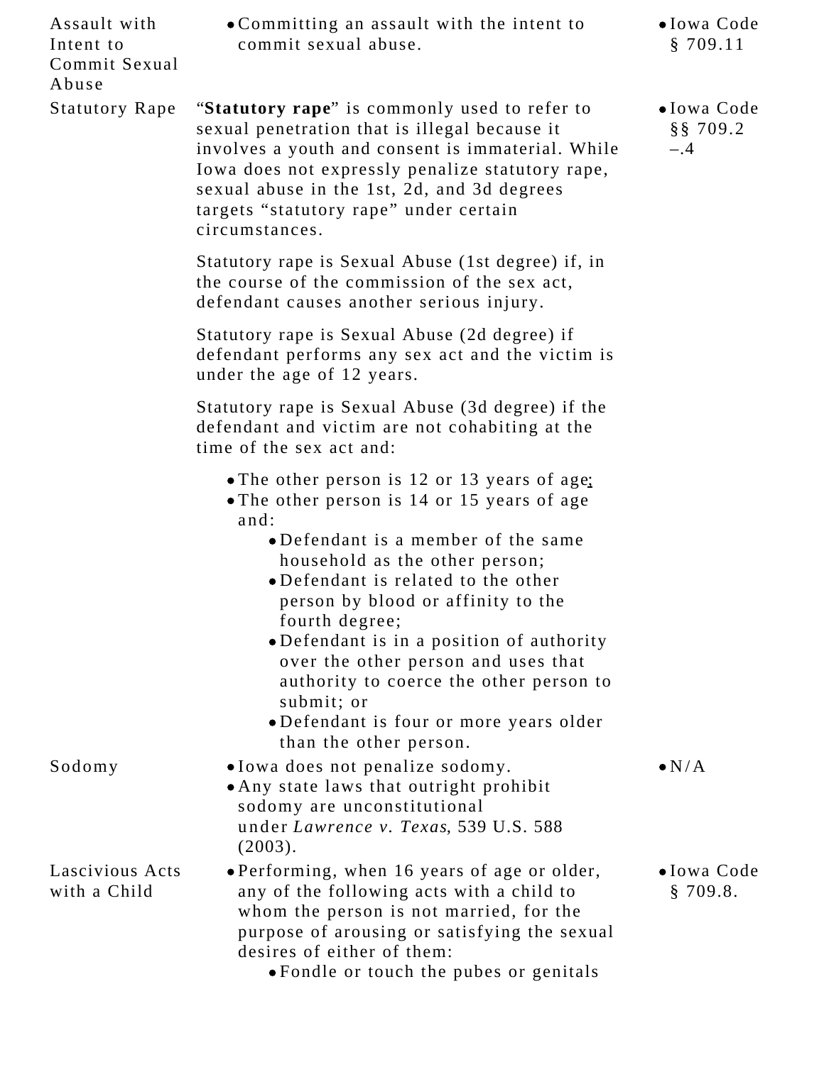| | | |
|---|---|---|
| Assault with Intent to Commit Sexual Abuse | • Committing an assault with the intent to commit sexual abuse. | • Iowa Code § 709.11 |
| Statutory Rape | "**Statutory rape**" is commonly used to refer to sexual penetration that is illegal because it involves a youth and consent is immaterial. While Iowa does not expressly penalize statutory rape, sexual abuse in the 1st, 2d, and 3d degrees targets "statutory rape" under certain circumstances.<br><br>Statutory rape is Sexual Abuse (1st degree) if, in the course of the commission of the sex act, defendant causes another serious injury.<br><br>Statutory rape is Sexual Abuse (2d degree) if defendant performs any sex act and the victim is under the age of 12 years.<br><br>Statutory rape is Sexual Abuse (3d degree) if the defendant and victim are not cohabiting at the time of the sex act and:<br>• The other person is 12 or 13 years of age;<br>• The other person is 14 or 15 years of age and:<br>&nbsp;&nbsp;• Defendant is a member of the same household as the other person;<br>&nbsp;&nbsp;• Defendant is related to the other person by blood or affinity to the fourth degree;<br>&nbsp;&nbsp;• Defendant is in a position of authority over the other person and uses that authority to coerce the other person to submit; or<br>&nbsp;&nbsp;• Defendant is four or more years older than the other person. | • Iowa Code §§ 709.2 –.4 |
| Sodomy | • Iowa does not penalize sodomy.<br>• Any state laws that outright prohibit sodomy are unconstitutional under *Lawrence v. Texas*, 539 U.S. 588 (2003). | • N/A |
| Lascivious Acts with a Child | • Performing, when 16 years of age or older, any of the following acts with a child to whom the person is not married, for the purpose of arousing or satisfying the sexual desires of either of them:<br>&nbsp;&nbsp;• Fondle or touch the pubes or genitals | • Iowa Code § 709.8. |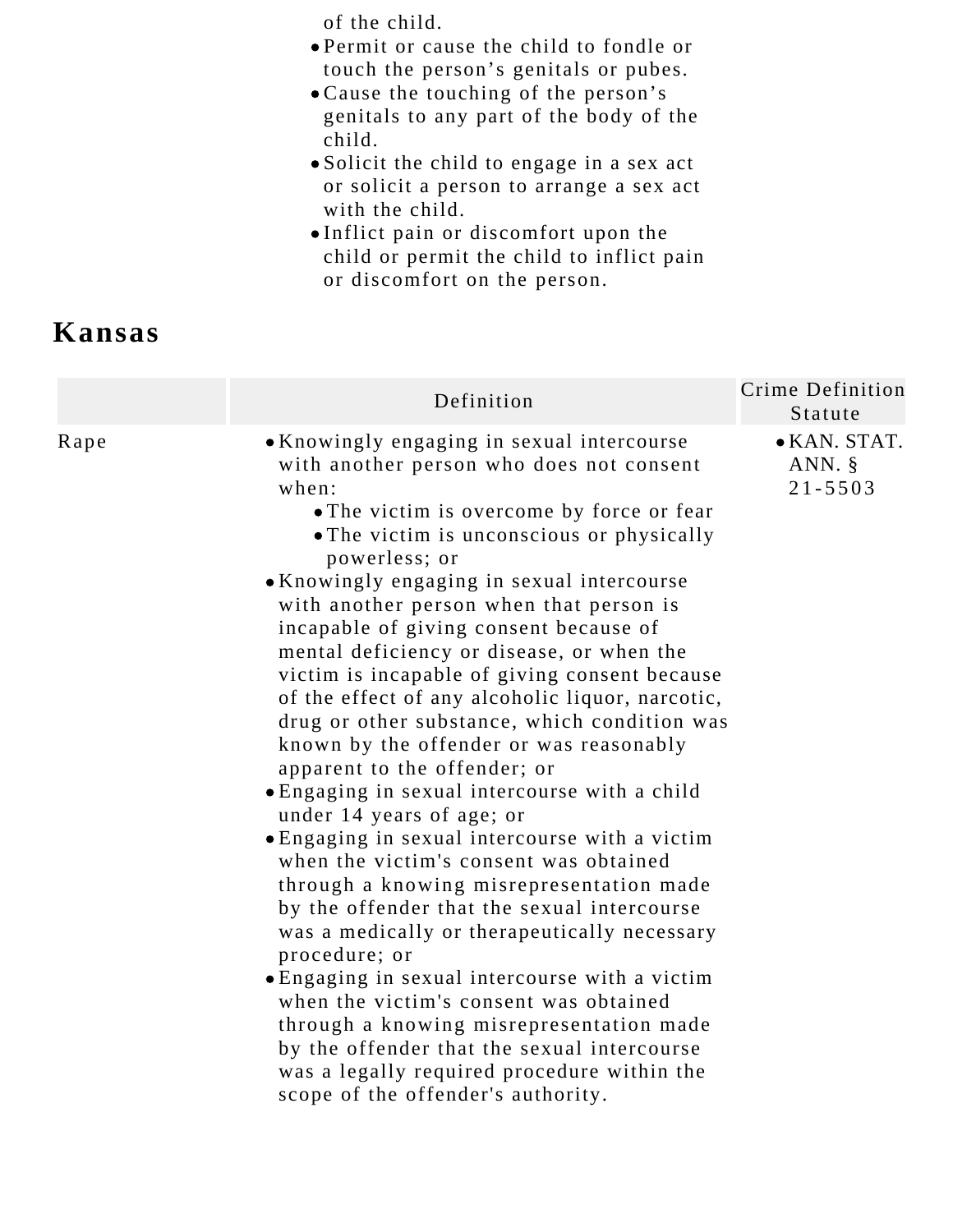of the child.
- Permit or cause the child to fondle or touch the person's genitals or pubes.
- Cause the touching of the person's genitals to any part of the body of the child.
- Solicit the child to engage in a sex act or solicit a person to arrange a sex act with the child.
- Inflict pain or discomfort upon the child or permit the child to inflict pain or discomfort on the person.

## Kansas

| | Definition | Crime Definition Statute |
|---|---|---|
| Rape | • Knowingly engaging in sexual intercourse with another person who does not consent when:<br>  ◦ The victim is overcome by force or fear<br>  ◦ The victim is unconscious or physically powerless; or<br>• Knowingly engaging in sexual intercourse with another person when that person is incapable of giving consent because of mental deficiency or disease, or when the victim is incapable of giving consent because of the effect of any alcoholic liquor, narcotic, drug or other substance, which condition was known by the offender or was reasonably apparent to the offender; or<br>• Engaging in sexual intercourse with a child under 14 years of age; or<br>• Engaging in sexual intercourse with a victim when the victim's consent was obtained through a knowing misrepresentation made by the offender that the sexual intercourse was a medically or therapeutically necessary procedure; or<br>• Engaging in sexual intercourse with a victim when the victim's consent was obtained through a knowing misrepresentation made by the offender that the sexual intercourse was a legally required procedure within the scope of the offender's authority. | • KAN. STAT. ANN. § 21-5503 |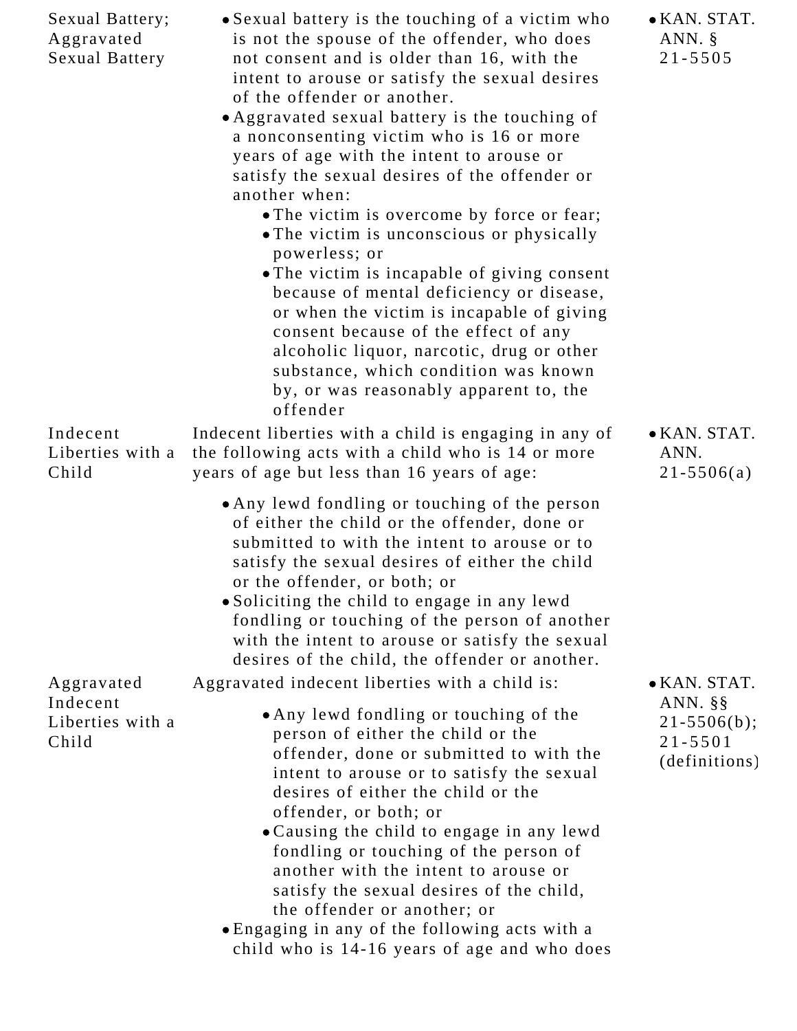| | | |
|---|---|---|
| Sexual Battery; Aggravated Sexual Battery | • Sexual battery is the touching of a victim who is not the spouse of the offender, who does not consent and is older than 16, with the intent to arouse or satisfy the sexual desires of the offender or another.<br>• Aggravated sexual battery is the touching of a nonconsenting victim who is 16 or more years of age with the intent to arouse or satisfy the sexual desires of the offender or another when:<br>  ◦ The victim is overcome by force or fear;<br>  ◦ The victim is unconscious or physically powerless; or<br>  ◦ The victim is incapable of giving consent because of mental deficiency or disease, or when the victim is incapable of giving consent because of the effect of any alcoholic liquor, narcotic, drug or other substance, which condition was known by, or was reasonably apparent to, the offender | • KAN. STAT. ANN. § 21-5505 |
| Indecent Liberties with a Child | Indecent liberties with a child is engaging in any of the following acts with a child who is 14 or more years of age but less than 16 years of age:<br>• Any lewd fondling or touching of the person of either the child or the offender, done or submitted to with the intent to arouse or to satisfy the sexual desires of either the child or the offender, or both; or<br>• Soliciting the child to engage in any lewd fondling or touching of the person of another with the intent to arouse or satisfy the sexual desires of the child, the offender or another. | • KAN. STAT. ANN. 21-5506(a) |
| Aggravated Indecent Liberties with a Child | Aggravated indecent liberties with a child is:<br>  ◦ Any lewd fondling or touching of the person of either the child or the offender, done or submitted to with the intent to arouse or to satisfy the sexual desires of either the child or the offender, or both; or<br>  ◦ Causing the child to engage in any lewd fondling or touching of the person of another with the intent to arouse or satisfy the sexual desires of the child, the offender or another; or<br>• Engaging in any of the following acts with a child who is 14-16 years of age and who does | • KAN. STAT. ANN. §§ 21-5506(b); 21-5501 (definitions) |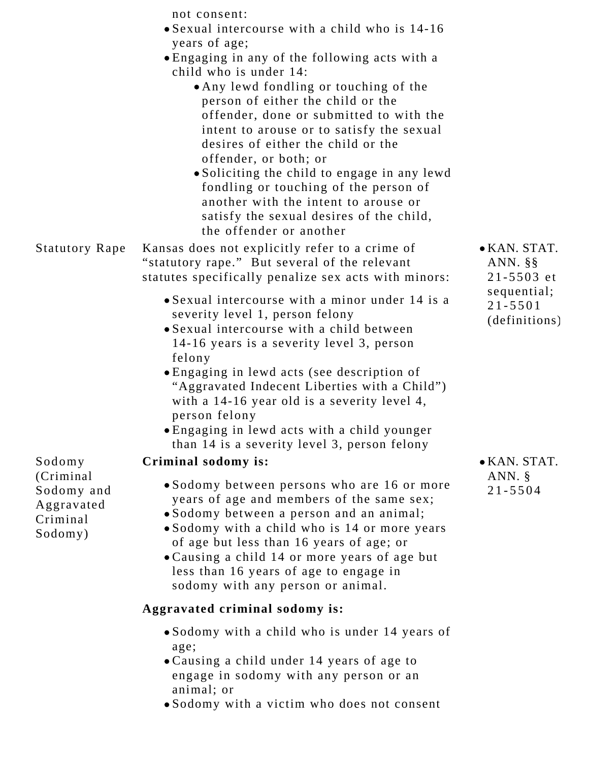| | | |
|---|---|---|
| | not consent:<br>• Sexual intercourse with a child who is 14-16 years of age;<br>• Engaging in any of the following acts with a child who is under 14:<br>  • Any lewd fondling or touching of the person of either the child or the offender, done or submitted to with the intent to arouse or to satisfy the sexual desires of either the child or the offender, or both; or<br>  • Soliciting the child to engage in any lewd fondling or touching of the person of another with the intent to arouse or satisfy the sexual desires of the child, the offender or another | |
| Statutory Rape | Kansas does not explicitly refer to a crime of "statutory rape." But several of the relevant statutes specifically penalize sex acts with minors:<br>• Sexual intercourse with a minor under 14 is a severity level 1, person felony<br>• Sexual intercourse with a child between 14-16 years is a severity level 3, person felony<br>• Engaging in lewd acts (see description of "Aggravated Indecent Liberties with a Child") with a 14-16 year old is a severity level 4, person felony<br>• Engaging in lewd acts with a child younger than 14 is a severity level 3, person felony | • KAN. STAT. ANN. §§ 21-5503 et sequential; 21-5501 (definitions) |
| Sodomy (Criminal Sodomy and Aggravated Criminal Sodomy) | **Criminal sodomy is:**<br>• Sodomy between persons who are 16 or more years of age and members of the same sex;<br>• Sodomy between a person and an animal;<br>• Sodomy with a child who is 14 or more years of age but less than 16 years of age; or<br>• Causing a child 14 or more years of age but less than 16 years of age to engage in sodomy with any person or animal.<br>**Aggravated criminal sodomy is:**<br>• Sodomy with a child who is under 14 years of age;<br>• Causing a child under 14 years of age to engage in sodomy with any person or an animal; or<br>• Sodomy with a victim who does not consent | • KAN. STAT. ANN. § 21-5504 |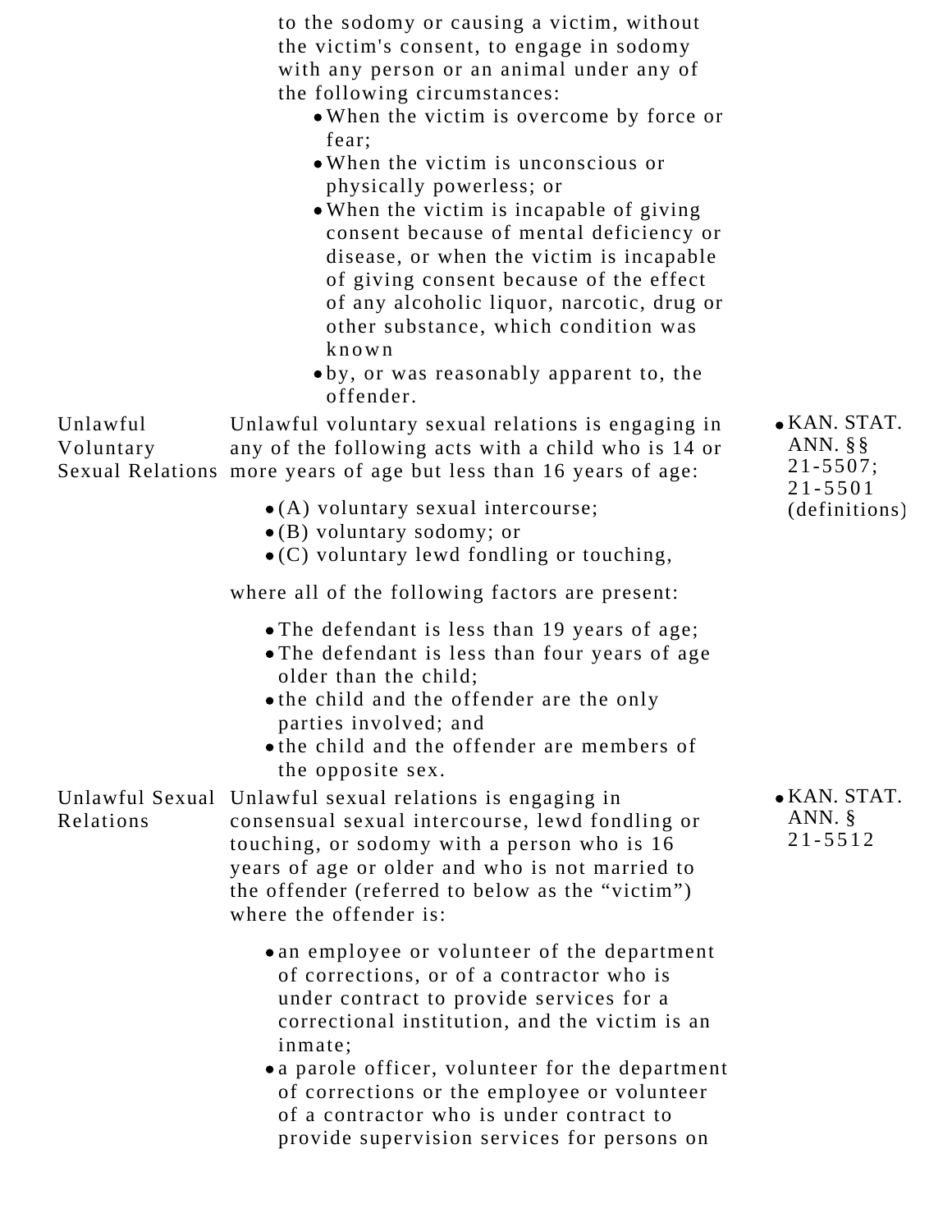| | | |
|---|---|---|
| | to the sodomy or causing a victim, without the victim's consent, to engage in sodomy with any person or an animal under any of the following circumstances:<br>• When the victim is overcome by force or fear;<br>• When the victim is unconscious or physically powerless; or<br>• When the victim is incapable of giving consent because of mental deficiency or disease, or when the victim is incapable of giving consent because of the effect of any alcoholic liquor, narcotic, drug or other substance, which condition was known<br>• by, or was reasonably apparent to, the offender. | |
| Unlawful Voluntary Sexual Relations | Unlawful voluntary sexual relations is engaging in any of the following acts with a child who is 14 or more years of age but less than 16 years of age:<br>• (A) voluntary sexual intercourse;<br>• (B) voluntary sodomy; or<br>• (C) voluntary lewd fondling or touching,<br>where all of the following factors are present:<br>• The defendant is less than 19 years of age;<br>• The defendant is less than four years of age older than the child;<br>• the child and the offender are the only parties involved; and<br>• the child and the offender are members of the opposite sex. | • KAN. STAT. ANN. §§ 21-5507; 21-5501 (definitions) |
| Unlawful Sexual Relations | Unlawful sexual relations is engaging in consensual sexual intercourse, lewd fondling or touching, or sodomy with a person who is 16 years of age or older and who is not married to the offender (referred to below as the “victim”) where the offender is:<br>• an employee or volunteer of the department of corrections, or of a contractor who is under contract to provide services for a correctional institution, and the victim is an inmate;<br>• a parole officer, volunteer for the department of corrections or the employee or volunteer of a contractor who is under contract to provide supervision services for persons on | • KAN. STAT. ANN. § 21-5512 |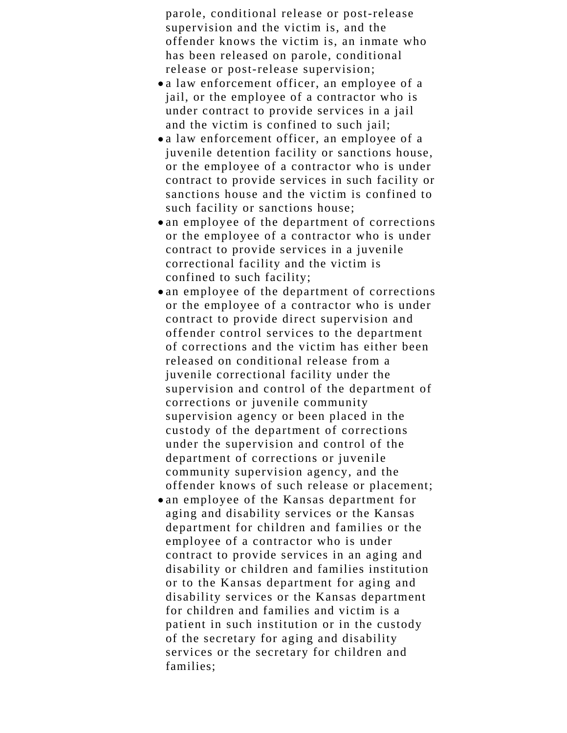parole, conditional release or post-release supervision and the victim is, and the offender knows the victim is, an inmate who has been released on parole, conditional release or post-release supervision;

- a law enforcement officer, an employee of a jail, or the employee of a contractor who is under contract to provide services in a jail and the victim is confined to such jail;
- a law enforcement officer, an employee of a juvenile detention facility or sanctions house, or the employee of a contractor who is under contract to provide services in such facility or sanctions house and the victim is confined to such facility or sanctions house;
- an employee of the department of corrections or the employee of a contractor who is under contract to provide services in a juvenile correctional facility and the victim is confined to such facility;
- an employee of the department of corrections or the employee of a contractor who is under contract to provide direct supervision and offender control services to the department of corrections and the victim has either been released on conditional release from a juvenile correctional facility under the supervision and control of the department of corrections or juvenile community supervision agency or been placed in the custody of the department of corrections under the supervision and control of the department of corrections or juvenile community supervision agency, and the offender knows of such release or placement;
- an employee of the Kansas department for aging and disability services or the Kansas department for children and families or the employee of a contractor who is under contract to provide services in an aging and disability or children and families institution or to the Kansas department for aging and disability services or the Kansas department for children and families and victim is a patient in such institution or in the custody of the secretary for aging and disability services or the secretary for children and families;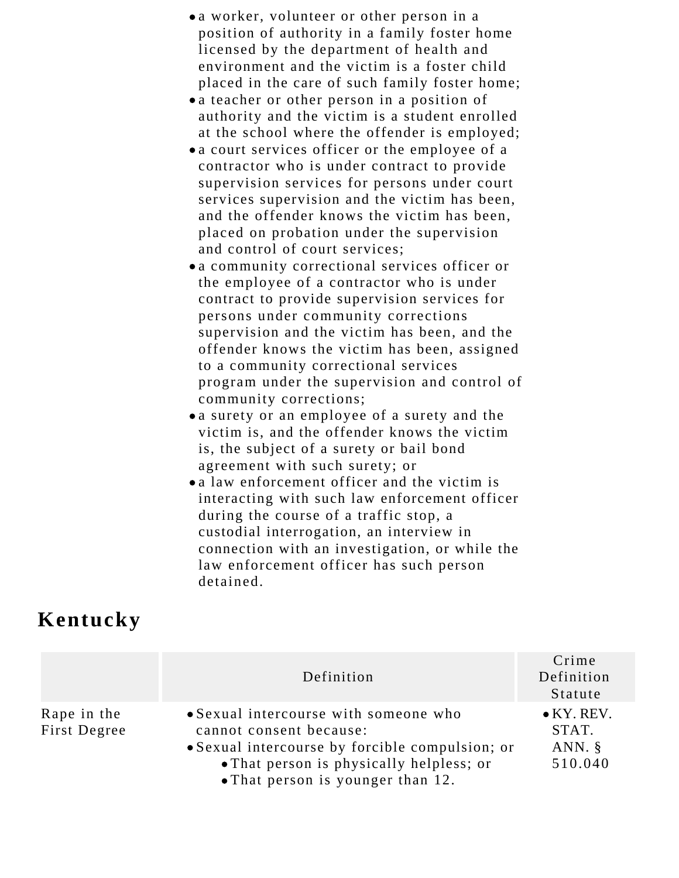- a worker, volunteer or other person in a position of authority in a family foster home licensed by the department of health and environment and the victim is a foster child placed in the care of such family foster home;
- a teacher or other person in a position of authority and the victim is a student enrolled at the school where the offender is employed;
- a court services officer or the employee of a contractor who is under contract to provide supervision services for persons under court services supervision and the victim has been, and the offender knows the victim has been, placed on probation under the supervision and control of court services;
- a community correctional services officer or the employee of a contractor who is under contract to provide supervision services for persons under community corrections supervision and the victim has been, and the offender knows the victim has been, assigned to a community correctional services program under the supervision and control of community corrections;
- a surety or an employee of a surety and the victim is, and the offender knows the victim is, the subject of a surety or bail bond agreement with such surety; or
- a law enforcement officer and the victim is interacting with such law enforcement officer during the course of a traffic stop, a custodial interrogation, an interview in connection with an investigation, or while the law enforcement officer has such person detained.

## Kentucky

| | Definition | Crime Definition Statute |
|---|---|---|
| Rape in the First Degree | • Sexual intercourse with someone who cannot consent because: <br>• Sexual intercourse by forcible compulsion; or <br>  • That person is physically helpless; or <br>  • That person is younger than 12. | • KY. REV. STAT. ANN. § 510.040 |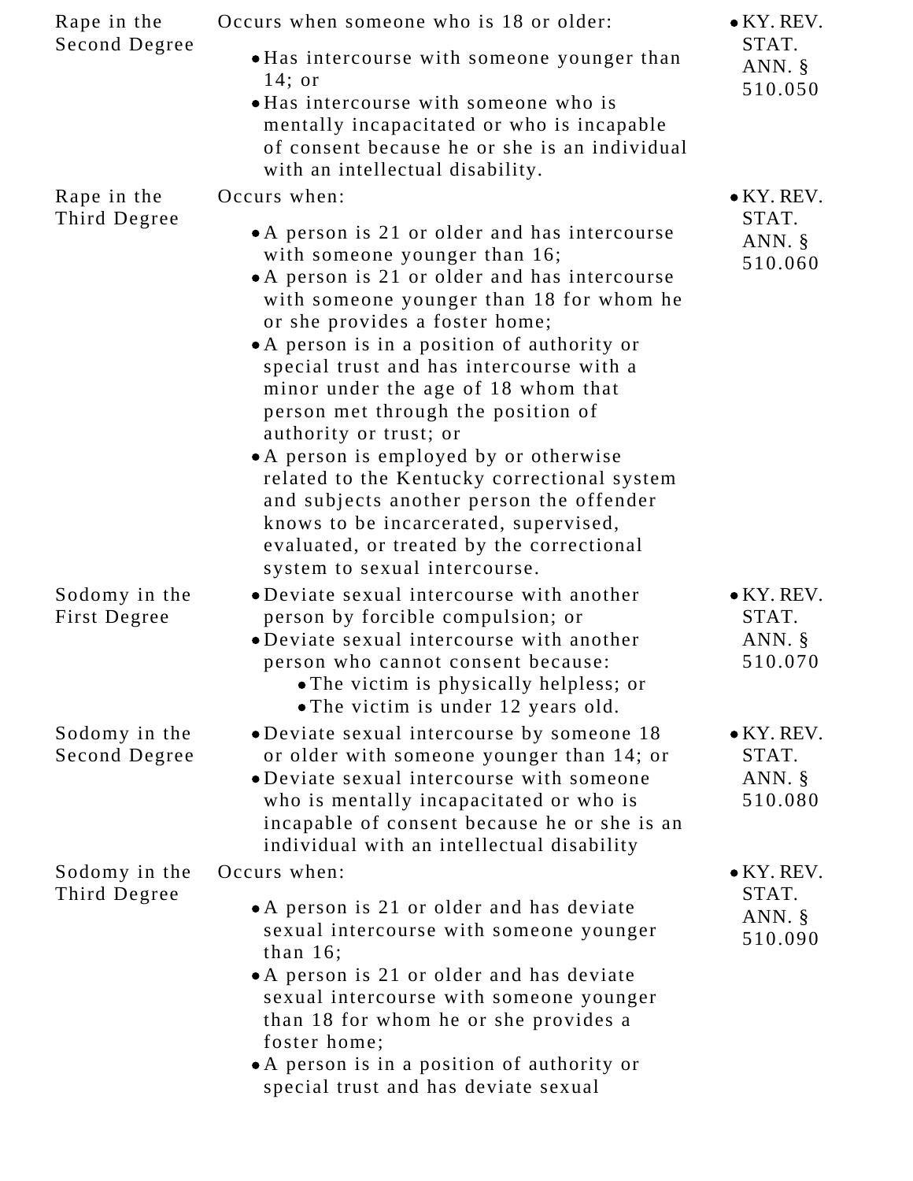| | | |
|---|---|---|
| Rape in the Second Degree | Occurs when someone who is 18 or older:<br>• Has intercourse with someone younger than 14; or<br>• Has intercourse with someone who is mentally incapacitated or who is incapable of consent because he or she is an individual with an intellectual disability. | • KY. REV. STAT. ANN. § 510.050 |
| Rape in the Third Degree | Occurs when:<br>• A person is 21 or older and has intercourse with someone younger than 16;<br>• A person is 21 or older and has intercourse with someone younger than 18 for whom he or she provides a foster home;<br>• A person is in a position of authority or special trust and has intercourse with a minor under the age of 18 whom that person met through the position of authority or trust; or<br>• A person is employed by or otherwise related to the Kentucky correctional system and subjects another person the offender knows to be incarcerated, supervised, evaluated, or treated by the correctional system to sexual intercourse. | • KY. REV. STAT. ANN. § 510.060 |
| Sodomy in the First Degree | • Deviate sexual intercourse with another person by forcible compulsion; or<br>• Deviate sexual intercourse with another person who cannot consent because:<br>  • The victim is physically helpless; or<br>  • The victim is under 12 years old. | • KY. REV. STAT. ANN. § 510.070 |
| Sodomy in the Second Degree | • Deviate sexual intercourse by someone 18 or older with someone younger than 14; or<br>• Deviate sexual intercourse with someone who is mentally incapacitated or who is incapable of consent because he or she is an individual with an intellectual disability | • KY. REV. STAT. ANN. § 510.080 |
| Sodomy in the Third Degree | Occurs when:<br>• A person is 21 or older and has deviate sexual intercourse with someone younger than 16;<br>• A person is 21 or older and has deviate sexual intercourse with someone younger than 18 for whom he or she provides a foster home;<br>• A person is in a position of authority or special trust and has deviate sexual | • KY. REV. STAT. ANN. § 510.090 |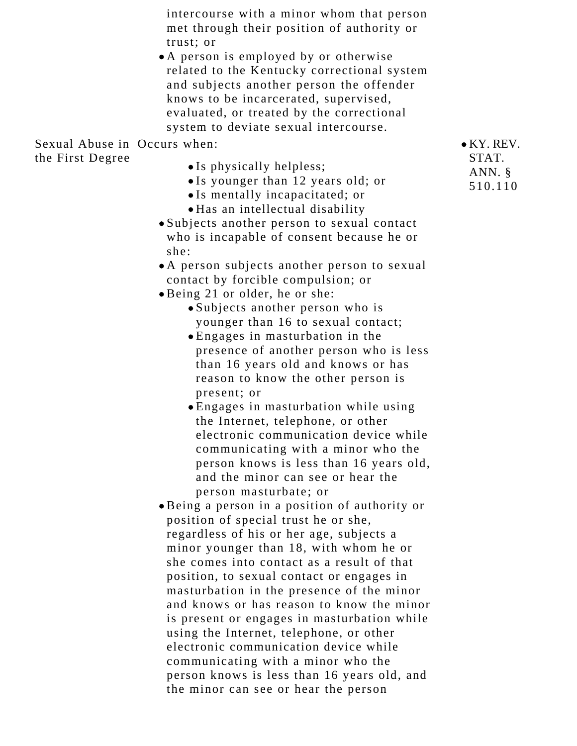| | | |
|---|---|---|
| | intercourse with a minor whom that person met through their position of authority or trust; or <br> • A person is employed by or otherwise related to the Kentucky correctional system and subjects another person the offender knows to be incarcerated, supervised, evaluated, or treated by the correctional system to deviate sexual intercourse. | |
| Sexual Abuse in the First Degree | Occurs when: <br> ◦ Is physically helpless; <br> ◦ Is younger than 12 years old; or <br> ◦ Is mentally incapacitated; or <br> ◦ Has an intellectual disability <br> • Subjects another person to sexual contact who is incapable of consent because he or she: <br> • A person subjects another person to sexual contact by forcible compulsion; or <br> • Being 21 or older, he or she: <br> ◦ Subjects another person who is younger than 16 to sexual contact; <br> ◦ Engages in masturbation in the presence of another person who is less than 16 years old and knows or has reason to know the other person is present; or <br> ◦ Engages in masturbation while using the Internet, telephone, or other electronic communication device while communicating with a minor who the person knows is less than 16 years old, and the minor can see or hear the person masturbate; or <br> • Being a person in a position of authority or position of special trust he or she, regardless of his or her age, subjects a minor younger than 18, with whom he or she comes into contact as a result of that position, to sexual contact or engages in masturbation in the presence of the minor and knows or has reason to know the minor is present or engages in masturbation while using the Internet, telephone, or other electronic communication device while communicating with a minor who the person knows is less than 16 years old, and the minor can see or hear the person | • KY. REV. STAT. ANN. § 510.110 |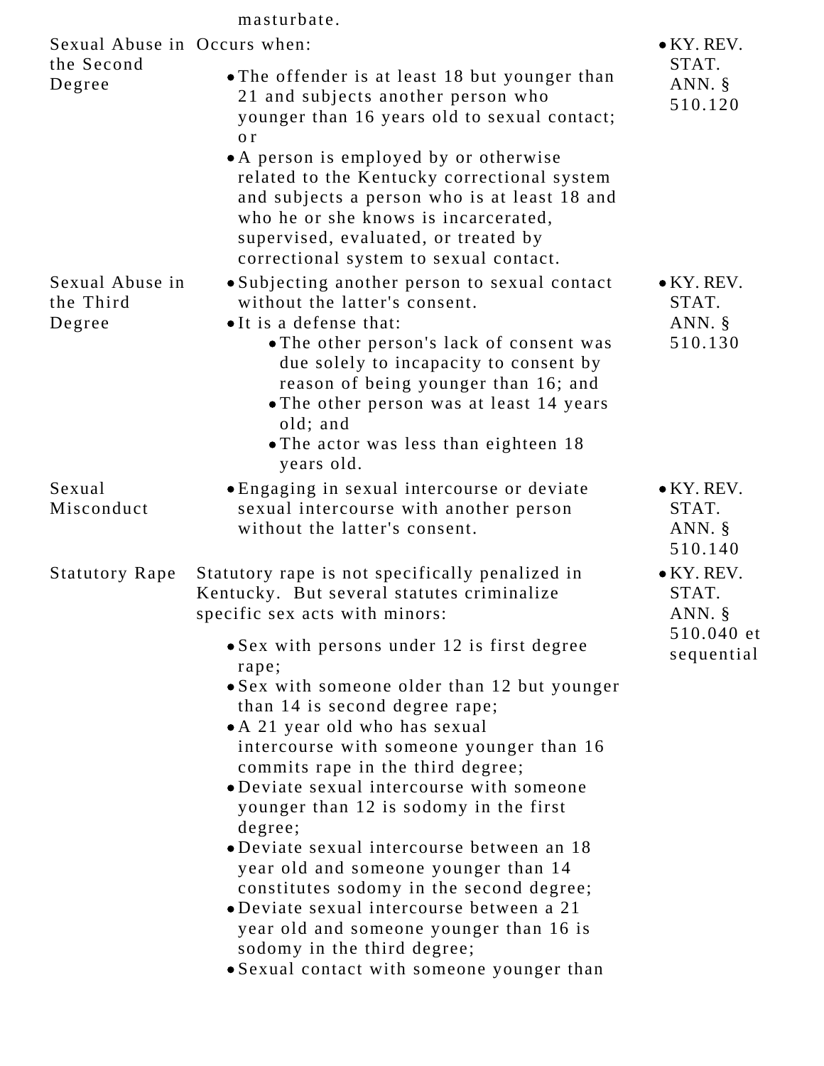| | masturbate. | |
|---|---|---|
| Sexual Abuse in the Second Degree | Occurs when:<br>• The offender is at least 18 but younger than 21 and subjects another person who younger than 16 years old to sexual contact; or<br>• A person is employed by or otherwise related to the Kentucky correctional system and subjects a person who is at least 18 and who he or she knows is incarcerated, supervised, evaluated, or treated by correctional system to sexual contact. | • KY. REV. STAT. ANN. § 510.120 |
| Sexual Abuse in the Third Degree | • Subjecting another person to sexual contact without the latter's consent.<br>• It is a defense that:<br>  • The other person's lack of consent was due solely to incapacity to consent by reason of being younger than 16; and<br>  • The other person was at least 14 years old; and<br>  • The actor was less than eighteen 18 years old. | • KY. REV. STAT. ANN. § 510.130 |
| Sexual Misconduct | • Engaging in sexual intercourse or deviate sexual intercourse with another person without the latter's consent. | • KY. REV. STAT. ANN. § 510.140 |
| Statutory Rape | Statutory rape is not specifically penalized in Kentucky. But several statutes criminalize specific sex acts with minors:<br>• Sex with persons under 12 is first degree rape;<br>• Sex with someone older than 12 but younger than 14 is second degree rape;<br>• A 21 year old who has sexual intercourse with someone younger than 16 commits rape in the third degree;<br>• Deviate sexual intercourse with someone younger than 12 is sodomy in the first degree;<br>• Deviate sexual intercourse between an 18 year old and someone younger than 14 constitutes sodomy in the second degree;<br>• Deviate sexual intercourse between a 21 year old and someone younger than 16 is sodomy in the third degree;<br>• Sexual contact with someone younger than | • KY. REV. STAT. ANN. § 510.040 et sequential |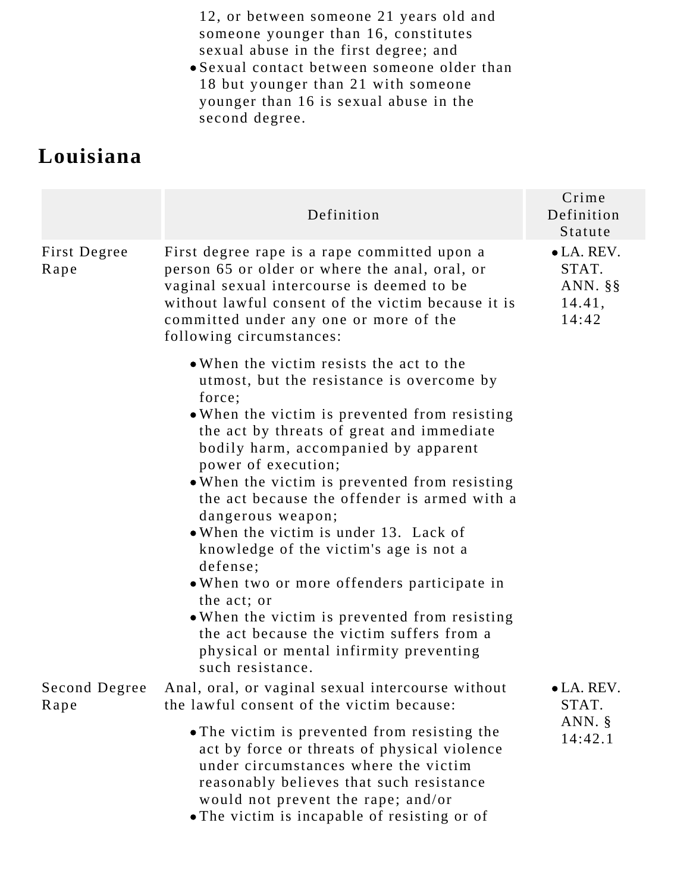12, or between someone 21 years old and someone younger than 16, constitutes sexual abuse in the first degree; and

- Sexual contact between someone older than 18 but younger than 21 with someone younger than 16 is sexual abuse in the second degree.

## Louisiana

| | Definition | Crime Definition Statute |
|---|---|---|
| First Degree Rape | First degree rape is a rape committed upon a person 65 or older or where the anal, oral, or vaginal sexual intercourse is deemed to be without lawful consent of the victim because it is committed under any one or more of the following circumstances:<br><br>• When the victim resists the act to the utmost, but the resistance is overcome by force;<br>• When the victim is prevented from resisting the act by threats of great and immediate bodily harm, accompanied by apparent power of execution;<br>• When the victim is prevented from resisting the act because the offender is armed with a dangerous weapon;<br>• When the victim is under 13. Lack of knowledge of the victim's age is not a defense;<br>• When two or more offenders participate in the act; or<br>• When the victim is prevented from resisting the act because the victim suffers from a physical or mental infirmity preventing such resistance. | • LA. REV. STAT. ANN. §§ 14.41, 14:42 |
| Second Degree Rape | Anal, oral, or vaginal sexual intercourse without the lawful consent of the victim because:<br><br>• The victim is prevented from resisting the act by force or threats of physical violence under circumstances where the victim reasonably believes that such resistance would not prevent the rape; and/or<br>• The victim is incapable of resisting or of | • LA. REV. STAT. ANN. § 14:42.1 |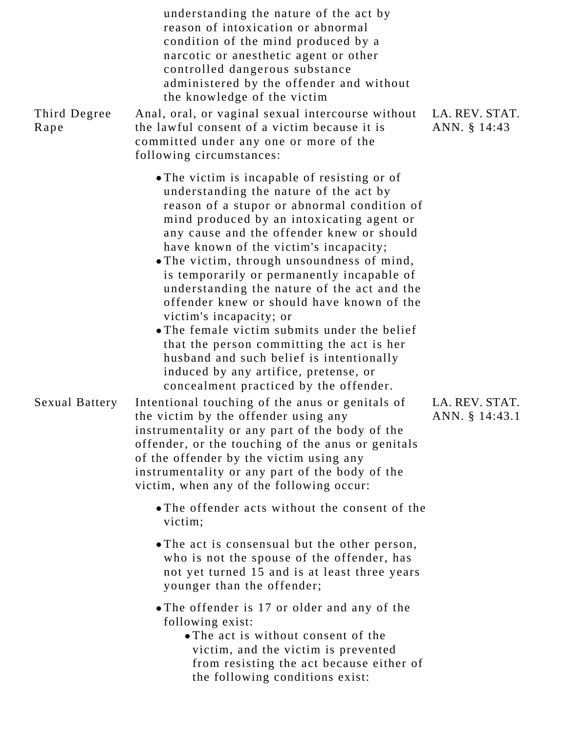| | | |
|---|---|---|
| | understanding the nature of the act by reason of intoxication or abnormal condition of the mind produced by a narcotic or anesthetic agent or other controlled dangerous substance administered by the offender and without the knowledge of the victim | |
| Third Degree Rape | Anal, oral, or vaginal sexual intercourse without the lawful consent of a victim because it is committed under any one or more of the following circumstances:<br><br>• The victim is incapable of resisting or of understanding the nature of the act by reason of a stupor or abnormal condition of mind produced by an intoxicating agent or any cause and the offender knew or should have known of the victim's incapacity;<br>• The victim, through unsoundness of mind, is temporarily or permanently incapable of understanding the nature of the act and the offender knew or should have known of the victim's incapacity; or<br>• The female victim submits under the belief that the person committing the act is her husband and such belief is intentionally induced by any artifice, pretense, or concealment practiced by the offender. | LA. REV. STAT. ANN. § 14:43 |
| Sexual Battery | Intentional touching of the anus or genitals of the victim by the offender using any instrumentality or any part of the body of the offender, or the touching of the anus or genitals of the offender by the victim using any instrumentality or any part of the body of the victim, when any of the following occur:<br><br>• The offender acts without the consent of the victim;<br>• The act is consensual but the other person, who is not the spouse of the offender, has not yet turned 15 and is at least three years younger than the offender;<br>• The offender is 17 or older and any of the following exist:<br>&nbsp;&nbsp;&nbsp;&nbsp;• The act is without consent of the victim, and the victim is prevented from resisting the act because either of the following conditions exist: | LA. REV. STAT. ANN. § 14:43.1 |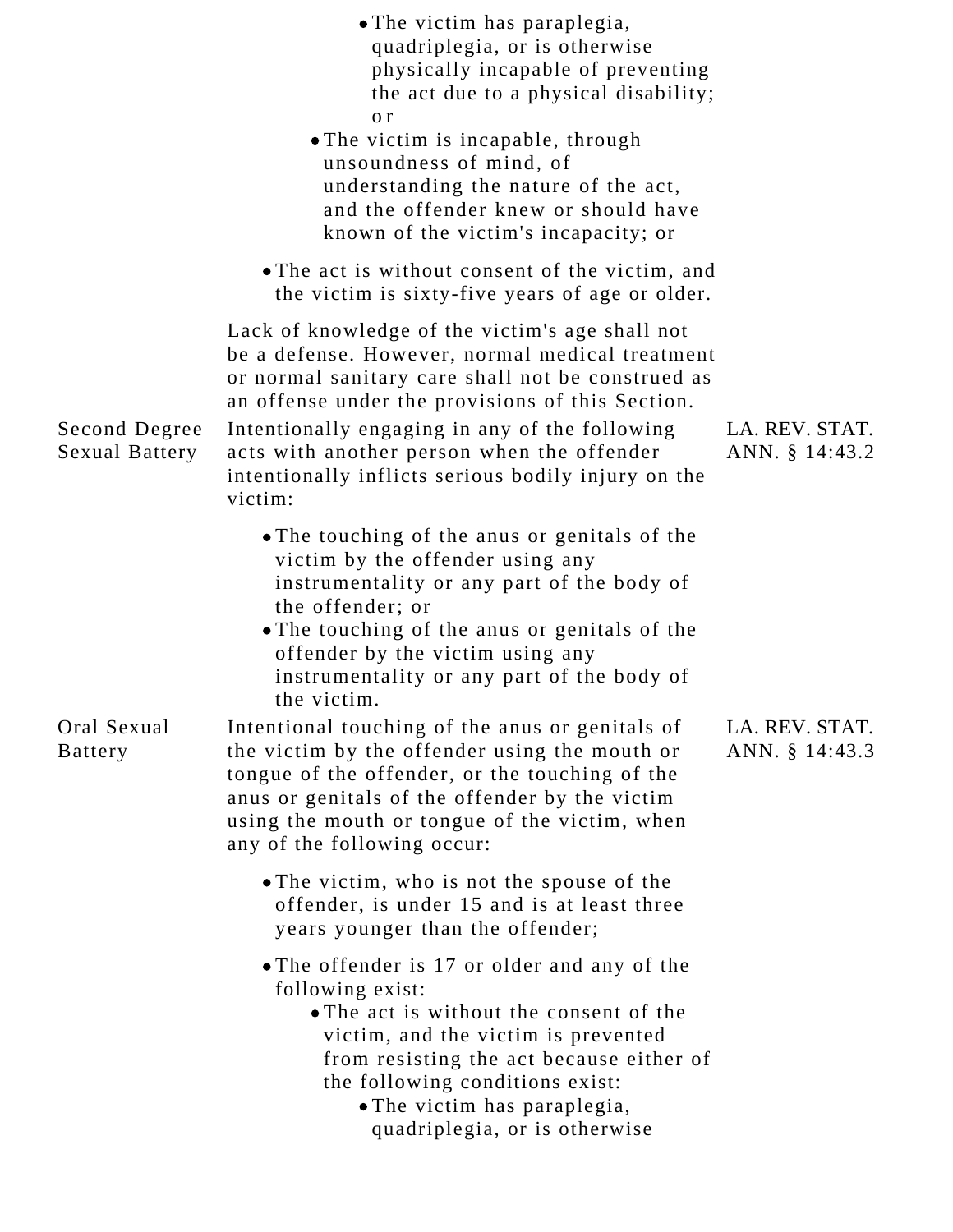| | | |
|---|---|---|
| | • The victim has paraplegia, quadriplegia, or is otherwise physically incapable of preventing the act due to a physical disability; or<br>• The victim is incapable, through unsoundness of mind, of understanding the nature of the act, and the offender knew or should have known of the victim's incapacity; or<br><br>• The act is without consent of the victim, and the victim is sixty-five years of age or older.<br><br>Lack of knowledge of the victim's age shall not be a defense. However, normal medical treatment or normal sanitary care shall not be construed as an offense under the provisions of this Section. | |
| Second Degree Sexual Battery | Intentionally engaging in any of the following acts with another person when the offender intentionally inflicts serious bodily injury on the victim:<br><br>• The touching of the anus or genitals of the victim by the offender using any instrumentality or any part of the body of the offender; or<br>• The touching of the anus or genitals of the offender by the victim using any instrumentality or any part of the body of the victim. | LA. REV. STAT. ANN. § 14:43.2 |
| Oral Sexual Battery | Intentional touching of the anus or genitals of the victim by the offender using the mouth or tongue of the offender, or the touching of the anus or genitals of the offender by the victim using the mouth or tongue of the victim, when any of the following occur:<br><br>• The victim, who is not the spouse of the offender, is under 15 and is at least three years younger than the offender;<br><br>• The offender is 17 or older and any of the following exist:<br>  • The act is without the consent of the victim, and the victim is prevented from resisting the act because either of the following conditions exist:<br>    • The victim has paraplegia, quadriplegia, or is otherwise | LA. REV. STAT. ANN. § 14:43.3 |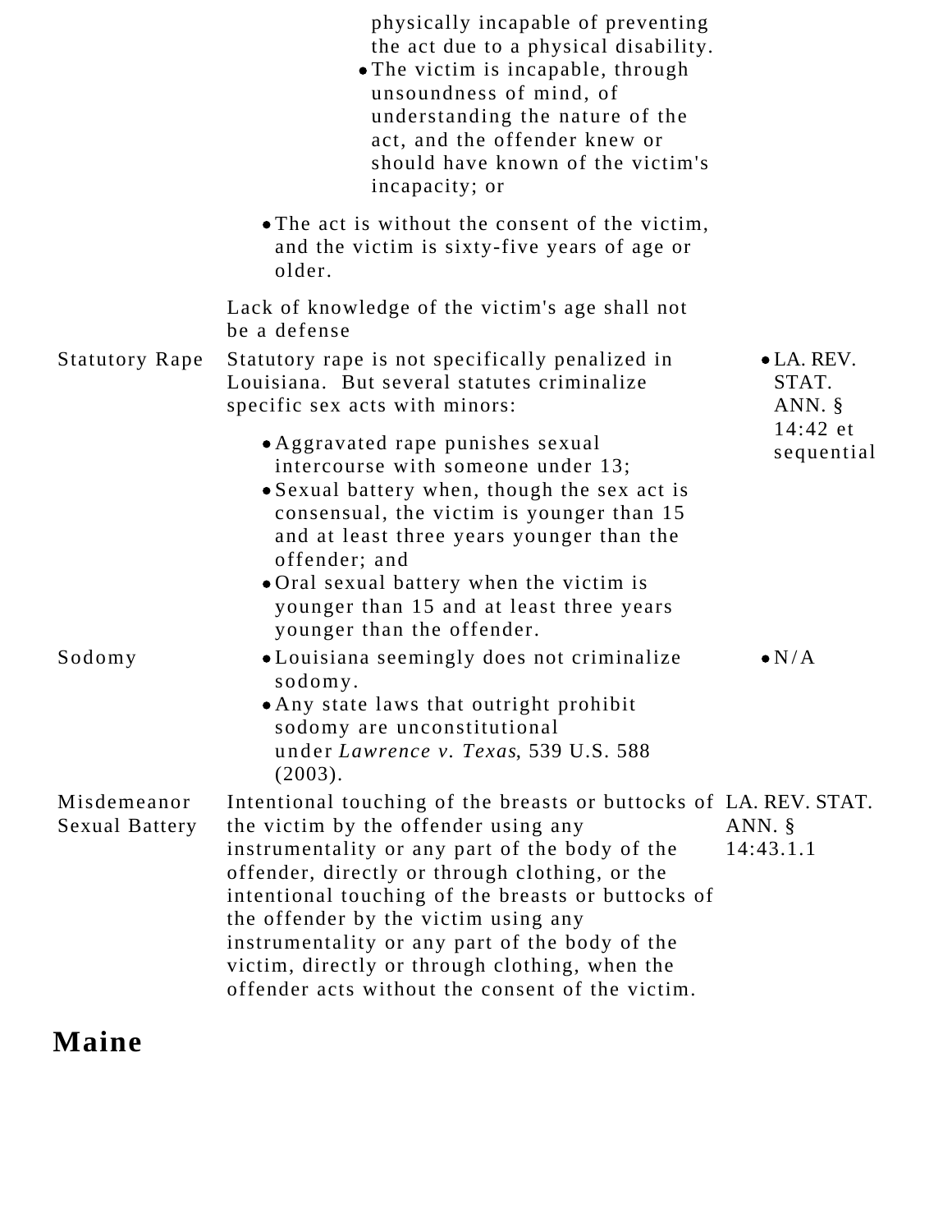| | | |
|---|---|---|
| | physically incapable of preventing the act due to a physical disability.<br>• The victim is incapable, through unsoundness of mind, of understanding the nature of the act, and the offender knew or should have known of the victim's incapacity; or<br><br>• The act is without the consent of the victim, and the victim is sixty-five years of age or older.<br><br>Lack of knowledge of the victim's age shall not be a defense | |
| Statutory Rape | Statutory rape is not specifically penalized in Louisiana. But several statutes criminalize specific sex acts with minors:<br><br>• Aggravated rape punishes sexual intercourse with someone under 13;<br>• Sexual battery when, though the sex act is consensual, the victim is younger than 15 and at least three years younger than the offender; and<br>• Oral sexual battery when the victim is younger than 15 and at least three years younger than the offender. | • LA. REV. STAT. ANN. § 14:42 et sequential |
| Sodomy | • Louisiana seemingly does not criminalize sodomy.<br>• Any state laws that outright prohibit sodomy are unconstitutional under *Lawrence v. Texas*, 539 U.S. 588 (2003). | • N/A |
| Misdemeanor Sexual Battery | Intentional touching of the breasts or buttocks of the victim by the offender using any instrumentality or any part of the body of the offender, directly or through clothing, or the intentional touching of the breasts or buttocks of the offender by the victim using any instrumentality or any part of the body of the victim, directly or through clothing, when the offender acts without the consent of the victim. | LA. REV. STAT. ANN. § 14:43.1.1 |

## Maine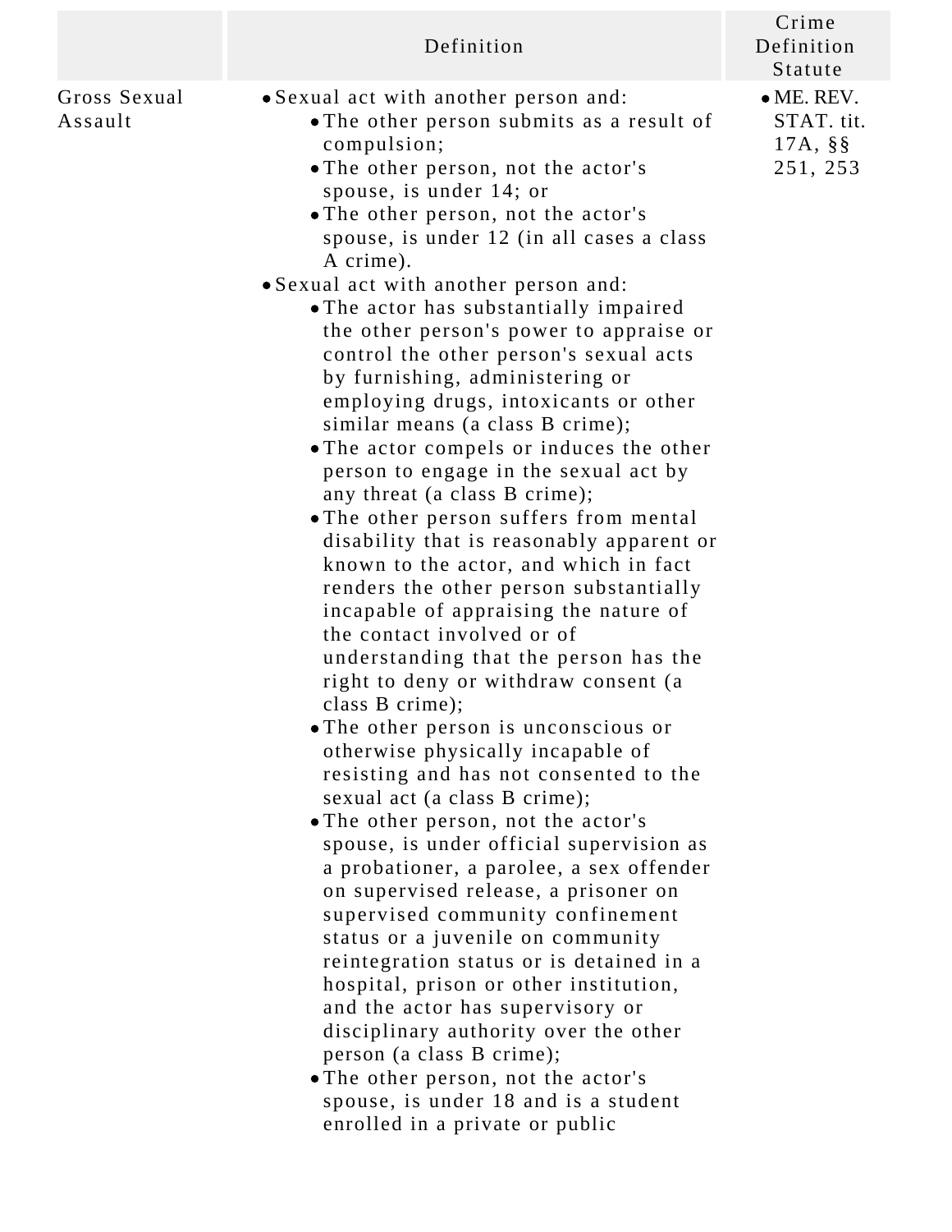| | Definition | Crime Definition Statute |
|---|---|---|
| Gross Sexual Assault | • Sexual act with another person and:<br>  • The other person submits as a result of compulsion;<br>  • The other person, not the actor's spouse, is under 14; or<br>  • The other person, not the actor's spouse, is under 12 (in all cases a class A crime).<br>• Sexual act with another person and:<br>  • The actor has substantially impaired the other person's power to appraise or control the other person's sexual acts by furnishing, administering or employing drugs, intoxicants or other similar means (a class B crime);<br>  • The actor compels or induces the other person to engage in the sexual act by any threat (a class B crime);<br>  • The other person suffers from mental disability that is reasonably apparent or known to the actor, and which in fact renders the other person substantially incapable of appraising the nature of the contact involved or of understanding that the person has the right to deny or withdraw consent (a class B crime);<br>  • The other person is unconscious or otherwise physically incapable of resisting and has not consented to the sexual act (a class B crime);<br>  • The other person, not the actor's spouse, is under official supervision as a probationer, a parolee, a sex offender on supervised release, a prisoner on supervised community confinement status or a juvenile on community reintegration status or is detained in a hospital, prison or other institution, and the actor has supervisory or disciplinary authority over the other person (a class B crime);<br>  • The other person, not the actor's spouse, is under 18 and is a student enrolled in a private or public | • ME. REV. STAT. tit. 17A, §§ 251, 253 |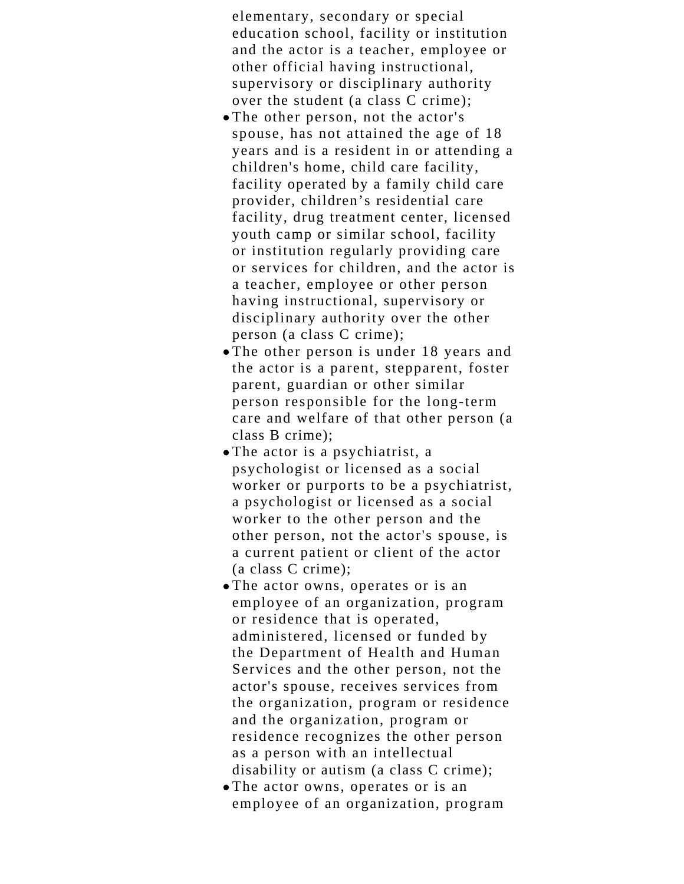elementary, secondary or special education school, facility or institution and the actor is a teacher, employee or other official having instructional, supervisory or disciplinary authority over the student (a class C crime);

- The other person, not the actor's spouse, has not attained the age of 18 years and is a resident in or attending a children's home, child care facility, facility operated by a family child care provider, children's residential care facility, drug treatment center, licensed youth camp or similar school, facility or institution regularly providing care or services for children, and the actor is a teacher, employee or other person having instructional, supervisory or disciplinary authority over the other person (a class C crime);
- The other person is under 18 years and the actor is a parent, stepparent, foster parent, guardian or other similar person responsible for the long-term care and welfare of that other person (a class B crime);
- The actor is a psychiatrist, a psychologist or licensed as a social worker or purports to be a psychiatrist, a psychologist or licensed as a social worker to the other person and the other person, not the actor's spouse, is a current patient or client of the actor (a class C crime);
- The actor owns, operates or is an employee of an organization, program or residence that is operated, administered, licensed or funded by the Department of Health and Human Services and the other person, not the actor's spouse, receives services from the organization, program or residence and the organization, program or residence recognizes the other person as a person with an intellectual disability or autism (a class C crime);
- The actor owns, operates or is an employee of an organization, program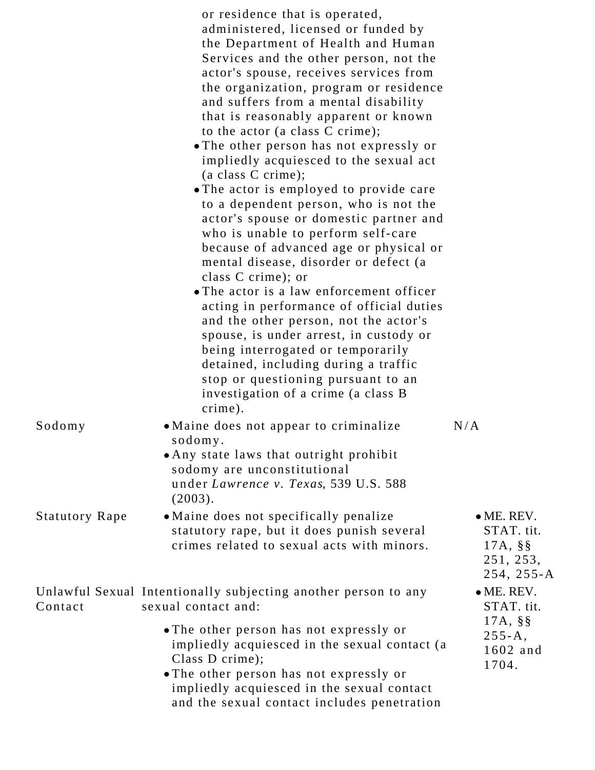| | | |
|---|---|---|
| | or residence that is operated, administered, licensed or funded by the Department of Health and Human Services and the other person, not the actor's spouse, receives services from the organization, program or residence and suffers from a mental disability that is reasonably apparent or known to the actor (a class C crime); <br>• The other person has not expressly or impliedly acquiesced to the sexual act (a class C crime); <br>• The actor is employed to provide care to a dependent person, who is not the actor's spouse or domestic partner and who is unable to perform self-care because of advanced age or physical or mental disease, disorder or defect (a class C crime); or <br>• The actor is a law enforcement officer acting in performance of official duties and the other person, not the actor's spouse, is under arrest, in custody or being interrogated or temporarily detained, including during a traffic stop or questioning pursuant to an investigation of a crime (a class B crime). | |
| Sodomy | • Maine does not appear to criminalize sodomy. <br>• Any state laws that outright prohibit sodomy are unconstitutional under *Lawrence v. Texas*, 539 U.S. 588 (2003). | N/A |
| Statutory Rape | • Maine does not specifically penalize statutory rape, but it does punish several crimes related to sexual acts with minors. | • ME. REV. STAT. tit. 17A, §§ 251, 253, 254, 255-A |
| Unlawful Sexual Contact | Intentionally subjecting another person to any sexual contact and: <br>• The other person has not expressly or impliedly acquiesced in the sexual contact (a Class D crime); <br>• The other person has not expressly or impliedly acquiesced in the sexual contact and the sexual contact includes penetration | • ME. REV. STAT. tit. 17A, §§ 255-A, 1602 and 1704. |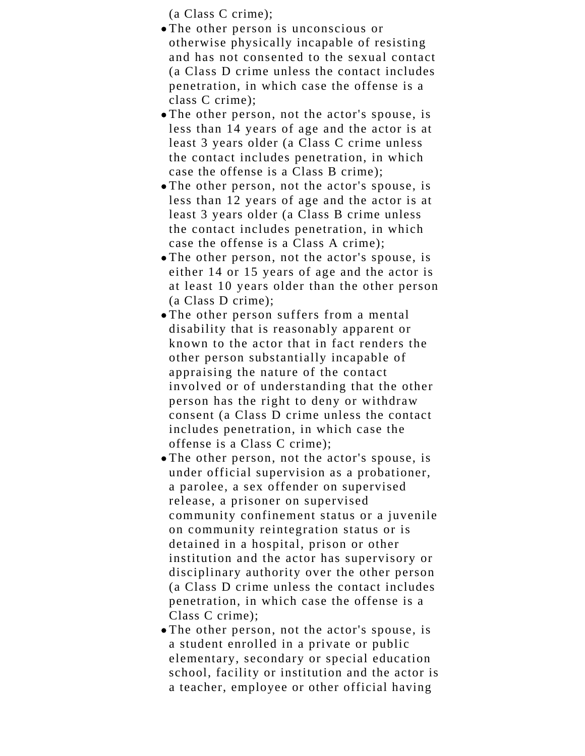(a Class C crime);

- The other person is unconscious or otherwise physically incapable of resisting and has not consented to the sexual contact (a Class D crime unless the contact includes penetration, in which case the offense is a class C crime);
- The other person, not the actor's spouse, is less than 14 years of age and the actor is at least 3 years older (a Class C crime unless the contact includes penetration, in which case the offense is a Class B crime);
- The other person, not the actor's spouse, is less than 12 years of age and the actor is at least 3 years older (a Class B crime unless the contact includes penetration, in which case the offense is a Class A crime);
- The other person, not the actor's spouse, is either 14 or 15 years of age and the actor is at least 10 years older than the other person (a Class D crime);
- The other person suffers from a mental disability that is reasonably apparent or known to the actor that in fact renders the other person substantially incapable of appraising the nature of the contact involved or of understanding that the other person has the right to deny or withdraw consent (a Class D crime unless the contact includes penetration, in which case the offense is a Class C crime);
- The other person, not the actor's spouse, is under official supervision as a probationer, a parolee, a sex offender on supervised release, a prisoner on supervised community confinement status or a juvenile on community reintegration status or is detained in a hospital, prison or other institution and the actor has supervisory or disciplinary authority over the other person (a Class D crime unless the contact includes penetration, in which case the offense is a Class C crime);
- The other person, not the actor's spouse, is a student enrolled in a private or public elementary, secondary or special education school, facility or institution and the actor is a teacher, employee or other official having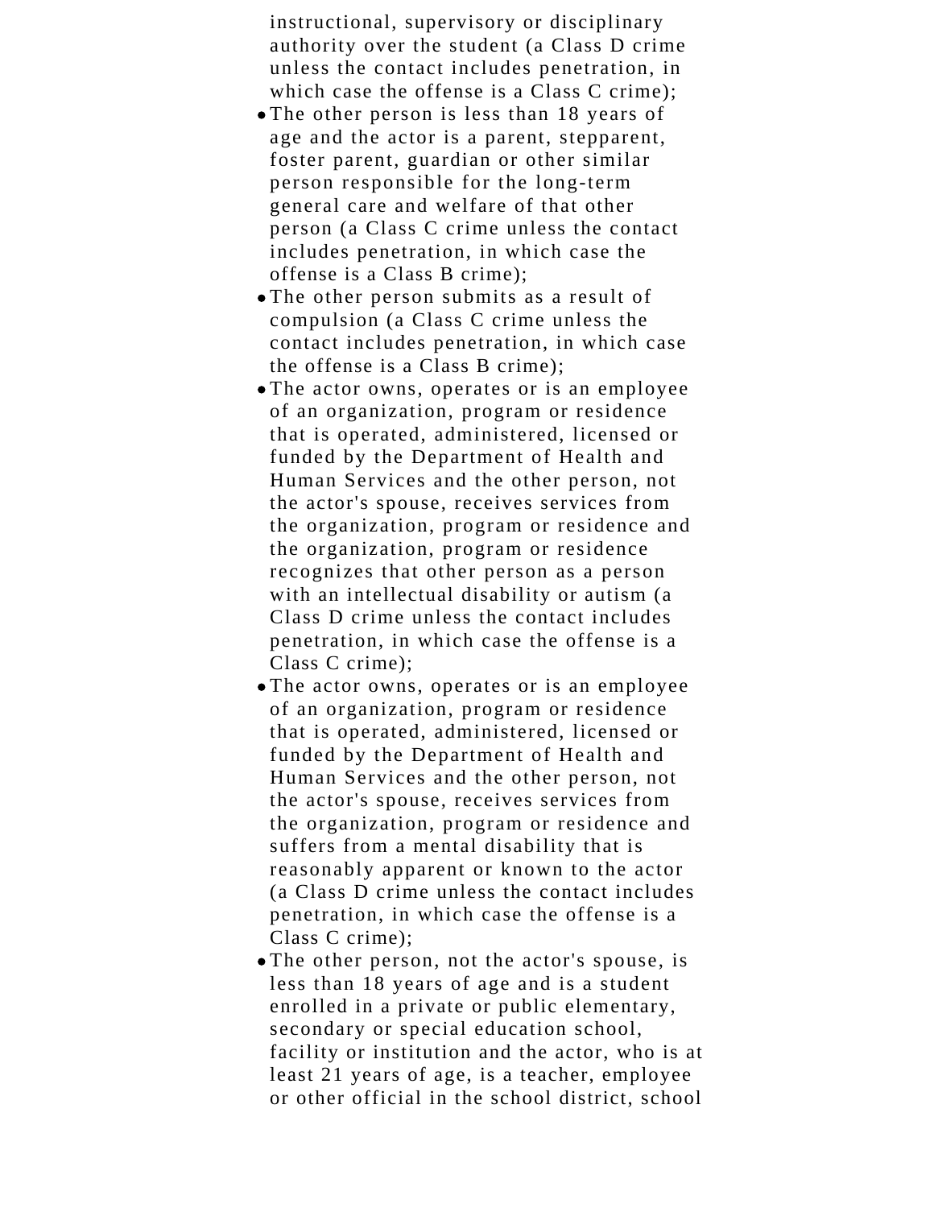instructional, supervisory or disciplinary authority over the student (a Class D crime unless the contact includes penetration, in which case the offense is a Class C crime);

- The other person is less than 18 years of age and the actor is a parent, stepparent, foster parent, guardian or other similar person responsible for the long-term general care and welfare of that other person (a Class C crime unless the contact includes penetration, in which case the offense is a Class B crime);
- The other person submits as a result of compulsion (a Class C crime unless the contact includes penetration, in which case the offense is a Class B crime);
- The actor owns, operates or is an employee of an organization, program or residence that is operated, administered, licensed or funded by the Department of Health and Human Services and the other person, not the actor's spouse, receives services from the organization, program or residence and the organization, program or residence recognizes that other person as a person with an intellectual disability or autism (a Class D crime unless the contact includes penetration, in which case the offense is a Class C crime);
- The actor owns, operates or is an employee of an organization, program or residence that is operated, administered, licensed or funded by the Department of Health and Human Services and the other person, not the actor's spouse, receives services from the organization, program or residence and suffers from a mental disability that is reasonably apparent or known to the actor (a Class D crime unless the contact includes penetration, in which case the offense is a Class C crime);
- The other person, not the actor's spouse, is less than 18 years of age and is a student enrolled in a private or public elementary, secondary or special education school, facility or institution and the actor, who is at least 21 years of age, is a teacher, employee or other official in the school district, school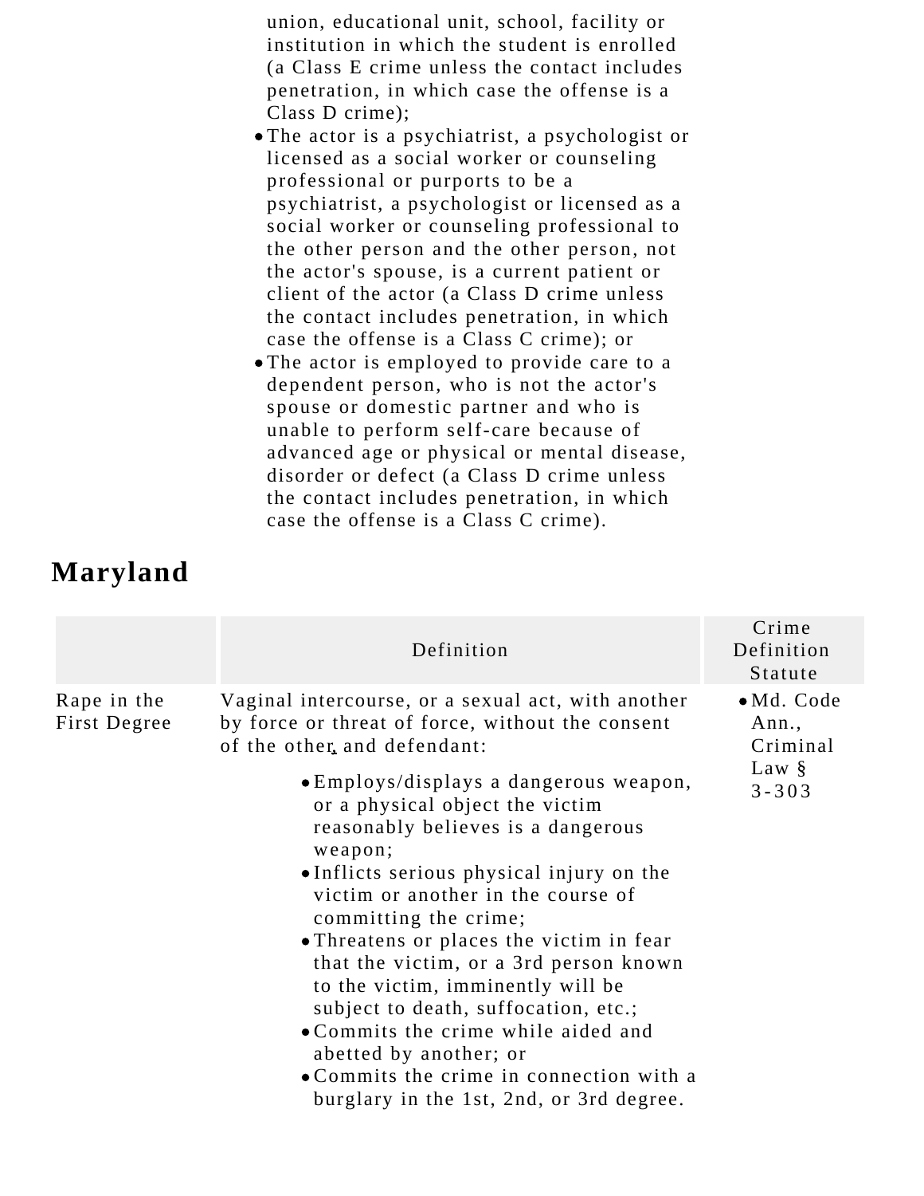- union, educational unit, school, facility or institution in which the student is enrolled (a Class E crime unless the contact includes penetration, in which case the offense is a Class D crime);
- The actor is a psychiatrist, a psychologist or licensed as a social worker or counseling professional or purports to be a psychiatrist, a psychologist or licensed as a social worker or counseling professional to the other person and the other person, not the actor's spouse, is a current patient or client of the actor (a Class D crime unless the contact includes penetration, in which case the offense is a Class C crime); or
- The actor is employed to provide care to a dependent person, who is not the actor's spouse or domestic partner and who is unable to perform self-care because of advanced age or physical or mental disease, disorder or defect (a Class D crime unless the contact includes penetration, in which case the offense is a Class C crime).

## Maryland

| | Definition | Crime Definition Statute |
|---|---|---|
| Rape in the First Degree | Vaginal intercourse, or a sexual act, with another by force or threat of force, without the consent of the other, and defendant: <br>• Employs/displays a dangerous weapon, or a physical object the victim reasonably believes is a dangerous weapon;<br>• Inflicts serious physical injury on the victim or another in the course of committing the crime;<br>• Threatens or places the victim in fear that the victim, or a 3rd person known to the victim, imminently will be subject to death, suffocation, etc.;<br>• Commits the crime while aided and abetted by another; or<br>• Commits the crime in connection with a burglary in the 1st, 2nd, or 3rd degree. | • Md. Code Ann., Criminal Law § 3-303 |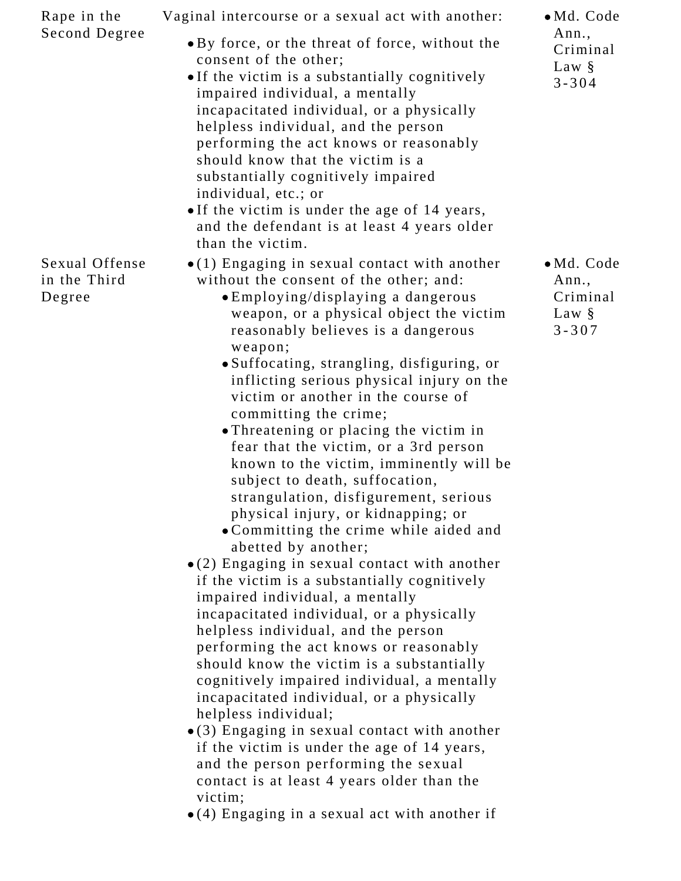| | | |
|---|---|---|
| Rape in the Second Degree | Vaginal intercourse or a sexual act with another: <ul><li>By force, or the threat of force, without the consent of the other;</li><li>If the victim is a substantially cognitively impaired individual, a mentally incapacitated individual, or a physically helpless individual, and the person performing the act knows or reasonably should know that the victim is a substantially cognitively impaired individual, etc.; or</li><li>If the victim is under the age of 14 years, and the defendant is at least 4 years older than the victim.</li></ul> | <ul><li>Md. Code Ann., Criminal Law § 3-304</li></ul> |
| Sexual Offense in the Third Degree | <ul><li>(1) Engaging in sexual contact with another without the consent of the other; and: <ul><li>Employing/displaying a dangerous weapon, or a physical object the victim reasonably believes is a dangerous weapon;</li><li>Suffocating, strangling, disfiguring, or inflicting serious physical injury on the victim or another in the course of committing the crime;</li><li>Threatening or placing the victim in fear that the victim, or a 3rd person known to the victim, imminently will be subject to death, suffocation, strangulation, disfigurement, serious physical injury, or kidnapping; or</li><li>Committing the crime while aided and abetted by another;</li></ul></li><li>(2) Engaging in sexual contact with another if the victim is a substantially cognitively impaired individual, a mentally incapacitated individual, or a physically helpless individual, and the person performing the act knows or reasonably should know the victim is a substantially cognitively impaired individual, a mentally incapacitated individual, or a physically helpless individual;</li><li>(3) Engaging in sexual contact with another if the victim is under the age of 14 years, and the person performing the sexual contact is at least 4 years older than the victim;</li><li>(4) Engaging in a sexual act with another if</li></ul> | <ul><li>Md. Code Ann., Criminal Law § 3-307</li></ul> |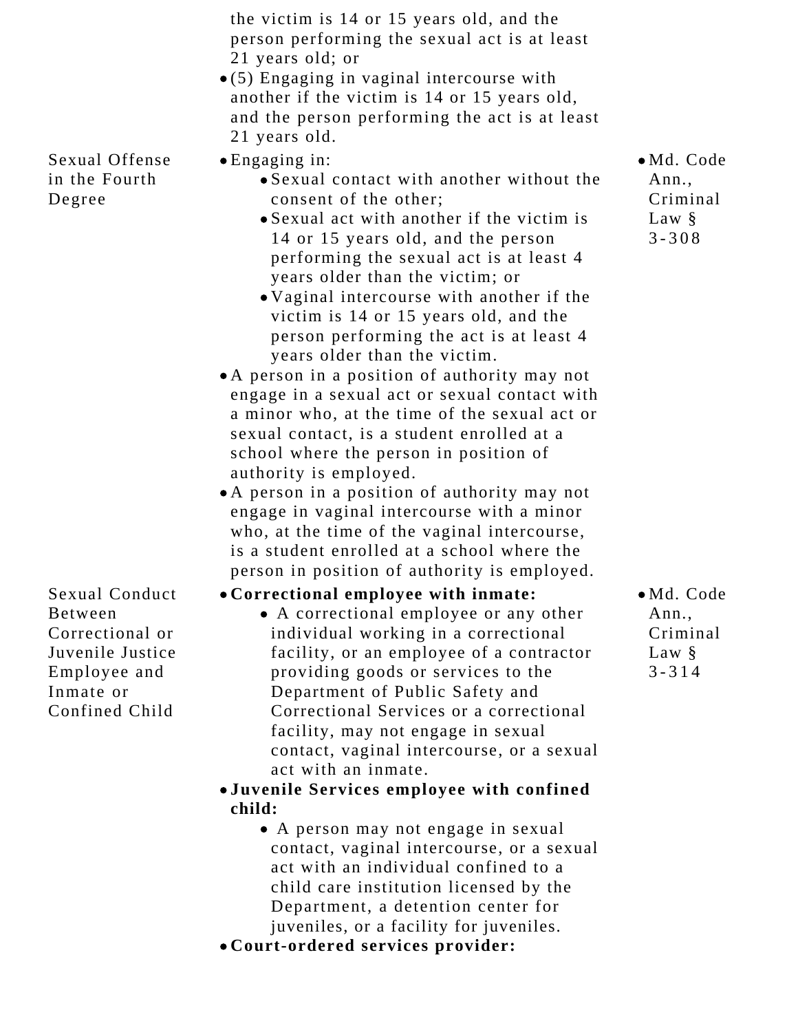| | | |
|---|---|---|
| | the victim is 14 or 15 years old, and the person performing the sexual act is at least 21 years old; or<br>• (5) Engaging in vaginal intercourse with another if the victim is 14 or 15 years old, and the person performing the act is at least 21 years old. | |
| Sexual Offense in the Fourth Degree | • Engaging in:<br>  • Sexual contact with another without the consent of the other;<br>  • Sexual act with another if the victim is 14 or 15 years old, and the person performing the sexual act is at least 4 years older than the victim; or<br>  • Vaginal intercourse with another if the victim is 14 or 15 years old, and the person performing the act is at least 4 years older than the victim.<br>• A person in a position of authority may not engage in a sexual act or sexual contact with a minor who, at the time of the sexual act or sexual contact, is a student enrolled at a school where the person in position of authority is employed.<br>• A person in a position of authority may not engage in vaginal intercourse with a minor who, at the time of the vaginal intercourse, is a student enrolled at a school where the person in position of authority is employed. | • Md. Code Ann., Criminal Law § 3-308 |
| Sexual Conduct Between Correctional or Juvenile Justice Employee and Inmate or Confined Child | • **Correctional employee with inmate:**<br>  • A correctional employee or any other individual working in a correctional facility, or an employee of a contractor providing goods or services to the Department of Public Safety and Correctional Services or a correctional facility, may not engage in sexual contact, vaginal intercourse, or a sexual act with an inmate.<br>• **Juvenile Services employee with confined child:**<br>  • A person may not engage in sexual contact, vaginal intercourse, or a sexual act with an individual confined to a child care institution licensed by the Department, a detention center for juveniles, or a facility for juveniles.<br>• **Court-ordered services provider:** | • Md. Code Ann., Criminal Law § 3-314 |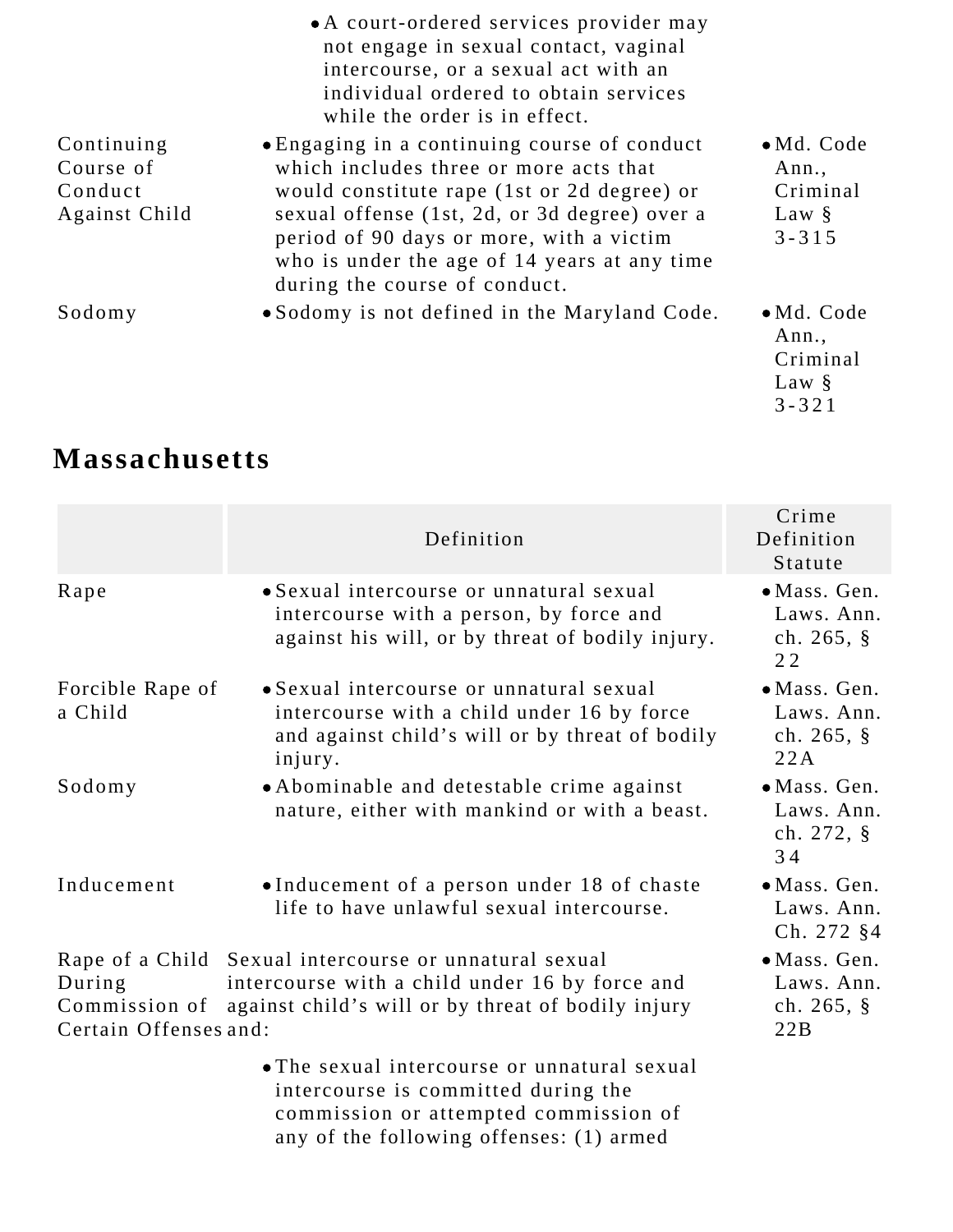| | | |
|---|---|---|
| | • A court-ordered services provider may not engage in sexual contact, vaginal intercourse, or a sexual act with an individual ordered to obtain services while the order is in effect. | |
| Continuing Course of Conduct Against Child | • Engaging in a continuing course of conduct which includes three or more acts that would constitute rape (1st or 2d degree) or sexual offense (1st, 2d, or 3d degree) over a period of 90 days or more, with a victim who is under the age of 14 years at any time during the course of conduct. | • Md. Code Ann., Criminal Law § 3-315 |
| Sodomy | • Sodomy is not defined in the Maryland Code. | • Md. Code Ann., Criminal Law § 3-321 |

## Massachusetts

| | Definition | Crime Definition Statute |
|---|---|---|
| Rape | • Sexual intercourse or unnatural sexual intercourse with a person, by force and against his will, or by threat of bodily injury. | • Mass. Gen. Laws. Ann. ch. 265, § 22 |
| Forcible Rape of a Child | • Sexual intercourse or unnatural sexual intercourse with a child under 16 by force and against child's will or by threat of bodily injury. | • Mass. Gen. Laws. Ann. ch. 265, § 22A |
| Sodomy | • Abominable and detestable crime against nature, either with mankind or with a beast. | • Mass. Gen. Laws. Ann. ch. 272, § 34 |
| Inducement | • Inducement of a person under 18 of chaste life to have unlawful sexual intercourse. | • Mass. Gen. Laws. Ann. Ch. 272 §4 |
| Rape of a Child During Commission of Certain Offenses | Sexual intercourse or unnatural sexual intercourse with a child under 16 by force and against child's will or by threat of bodily injury and:<br>• The sexual intercourse or unnatural sexual intercourse is committed during the commission or attempted commission of any of the following offenses: (1) armed | • Mass. Gen. Laws. Ann. ch. 265, § 22B |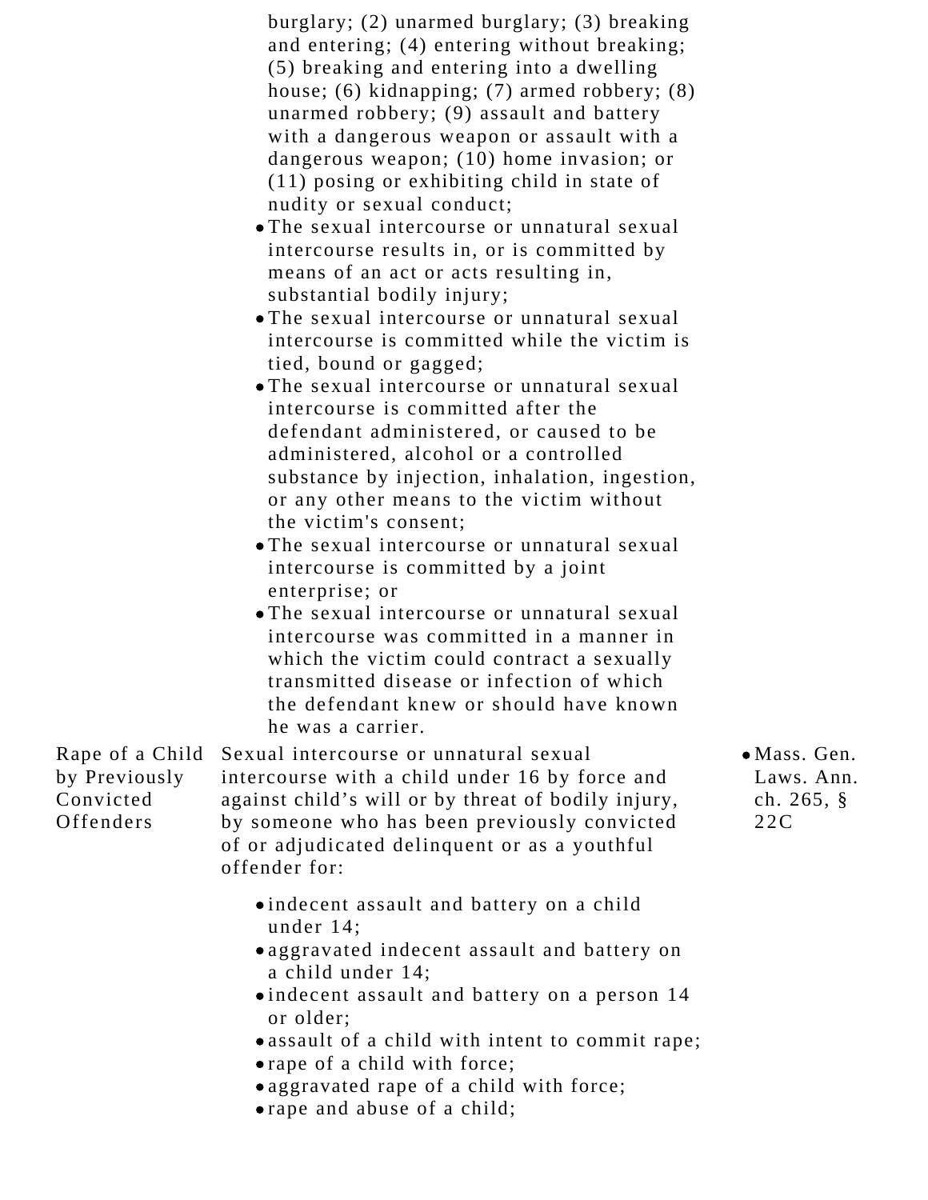| | | |
|---|---|---|
| | burglary; (2) unarmed burglary; (3) breaking and entering; (4) entering without breaking; (5) breaking and entering into a dwelling house; (6) kidnapping; (7) armed robbery; (8) unarmed robbery; (9) assault and battery with a dangerous weapon or assault with a dangerous weapon; (10) home invasion; or (11) posing or exhibiting child in state of nudity or sexual conduct;<br>• The sexual intercourse or unnatural sexual intercourse results in, or is committed by means of an act or acts resulting in, substantial bodily injury;<br>• The sexual intercourse or unnatural sexual intercourse is committed while the victim is tied, bound or gagged;<br>• The sexual intercourse or unnatural sexual intercourse is committed after the defendant administered, or caused to be administered, alcohol or a controlled substance by injection, inhalation, ingestion, or any other means to the victim without the victim's consent;<br>• The sexual intercourse or unnatural sexual intercourse is committed by a joint enterprise; or<br>• The sexual intercourse or unnatural sexual intercourse was committed in a manner in which the victim could contract a sexually transmitted disease or infection of which the defendant knew or should have known he was a carrier. | |
| Rape of a Child by Previously Convicted Offenders | Sexual intercourse or unnatural sexual intercourse with a child under 16 by force and against child's will or by threat of bodily injury, by someone who has been previously convicted of or adjudicated delinquent or as a youthful offender for:<br>• indecent assault and battery on a child under 14;<br>• aggravated indecent assault and battery on a child under 14;<br>• indecent assault and battery on a person 14 or older;<br>• assault of a child with intent to commit rape;<br>• rape of a child with force;<br>• aggravated rape of a child with force;<br>• rape and abuse of a child; | • Mass. Gen. Laws. Ann. ch. 265, § 22C |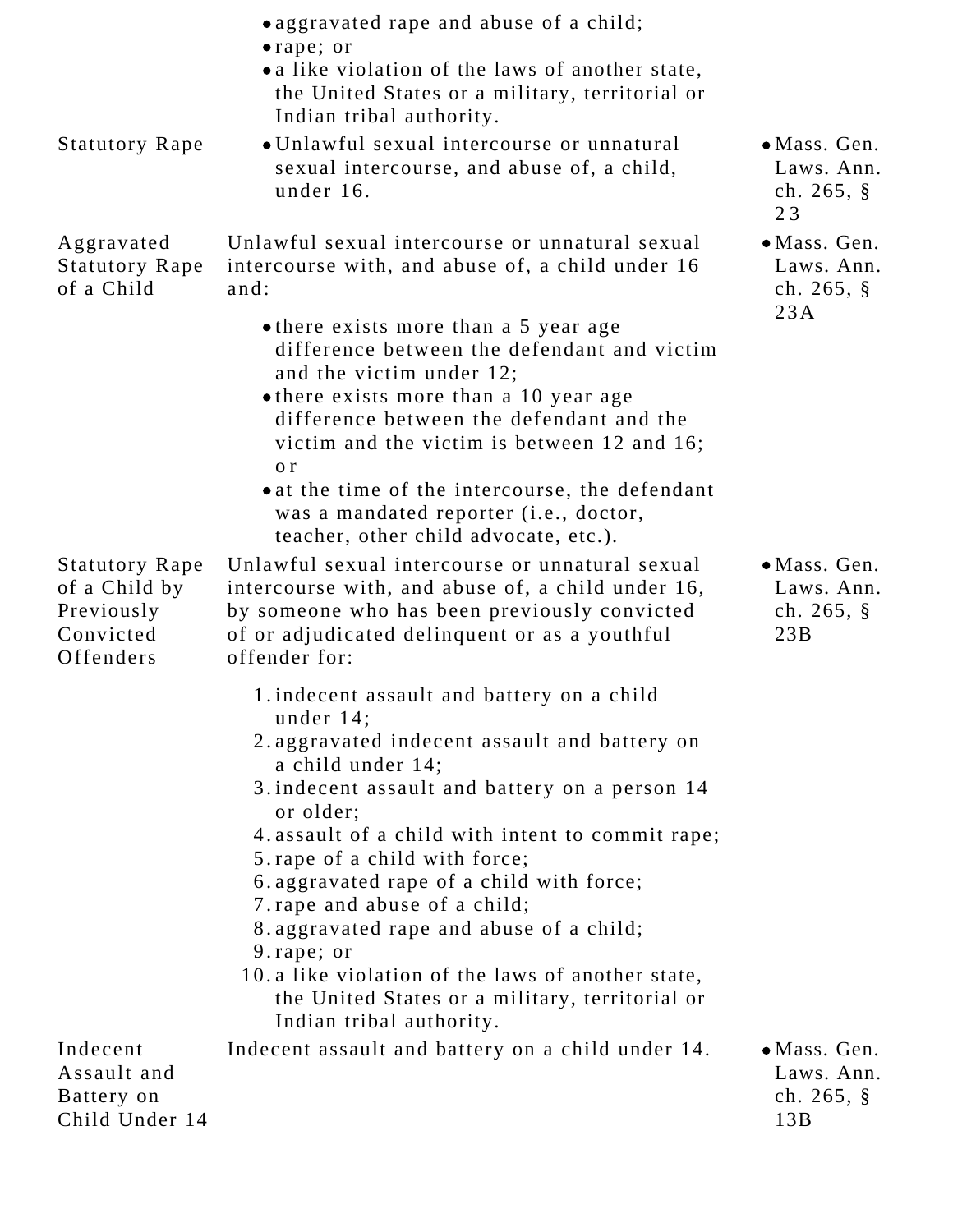| | | |
|---|---|---|
| | • aggravated rape and abuse of a child;<br>• rape; or<br>• a like violation of the laws of another state, the United States or a military, territorial or Indian tribal authority. | |
| Statutory Rape | • Unlawful sexual intercourse or unnatural sexual intercourse, and abuse of, a child, under 16. | • Mass. Gen. Laws. Ann. ch. 265, § 23 |
| Aggravated Statutory Rape of a Child | Unlawful sexual intercourse or unnatural sexual intercourse with, and abuse of, a child under 16 and:<br>• there exists more than a 5 year age difference between the defendant and victim and the victim under 12;<br>• there exists more than a 10 year age difference between the defendant and the victim and the victim is between 12 and 16; or<br>• at the time of the intercourse, the defendant was a mandated reporter (i.e., doctor, teacher, other child advocate, etc.). | • Mass. Gen. Laws. Ann. ch. 265, § 23A |
| Statutory Rape of a Child by Previously Convicted Offenders | Unlawful sexual intercourse or unnatural sexual intercourse with, and abuse of, a child under 16, by someone who has been previously convicted of or adjudicated delinquent or as a youthful offender for:<br>1. indecent assault and battery on a child under 14;<br>2. aggravated indecent assault and battery on a child under 14;<br>3. indecent assault and battery on a person 14 or older;<br>4. assault of a child with intent to commit rape;<br>5. rape of a child with force;<br>6. aggravated rape of a child with force;<br>7. rape and abuse of a child;<br>8. aggravated rape and abuse of a child;<br>9. rape; or<br>10. a like violation of the laws of another state, the United States or a military, territorial or Indian tribal authority. | • Mass. Gen. Laws. Ann. ch. 265, § 23B |
| Indecent Assault and Battery on Child Under 14 | Indecent assault and battery on a child under 14. | • Mass. Gen. Laws. Ann. ch. 265, § 13B |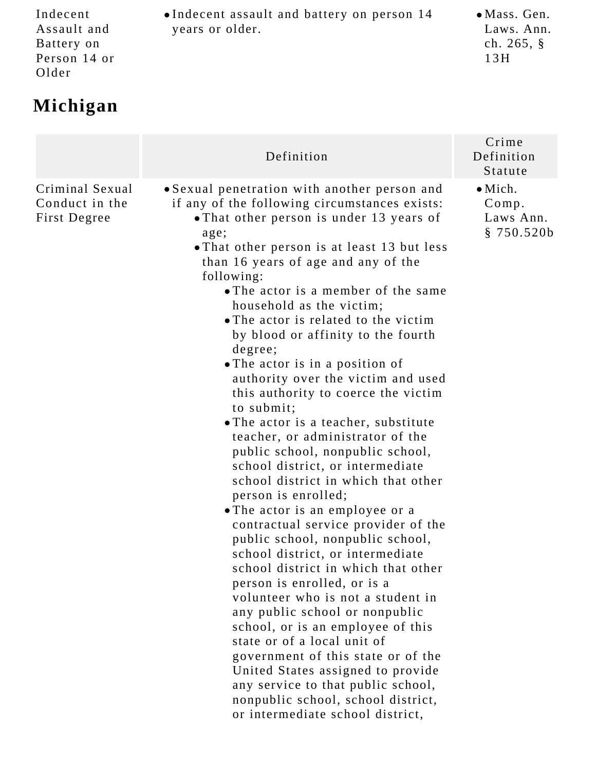| | | |
|---|---|---|
| Indecent Assault and Battery on Person 14 or Older | • Indecent assault and battery on person 14 years or older. | • Mass. Gen. Laws. Ann. ch. 265, § 13H |

## Michigan

| | Definition | Crime Definition Statute |
|---|---|---|
| Criminal Sexual Conduct in the First Degree | • Sexual penetration with another person and if any of the following circumstances exists:<br>  • That other person is under 13 years of age;<br>  • That other person is at least 13 but less than 16 years of age and any of the following:<br>    • The actor is a member of the same household as the victim;<br>    • The actor is related to the victim by blood or affinity to the fourth degree;<br>    • The actor is in a position of authority over the victim and used this authority to coerce the victim to submit;<br>    • The actor is a teacher, substitute teacher, or administrator of the public school, nonpublic school, school district, or intermediate school district in which that other person is enrolled;<br>    • The actor is an employee or a contractual service provider of the public school, nonpublic school, school district, or intermediate school district in which that other person is enrolled, or is a volunteer who is not a student in any public school or nonpublic school, or is an employee of this state or of a local unit of government of this state or of the United States assigned to provide any service to that public school, nonpublic school, school district, or intermediate school district, | • Mich. Comp. Laws Ann. § 750.520b |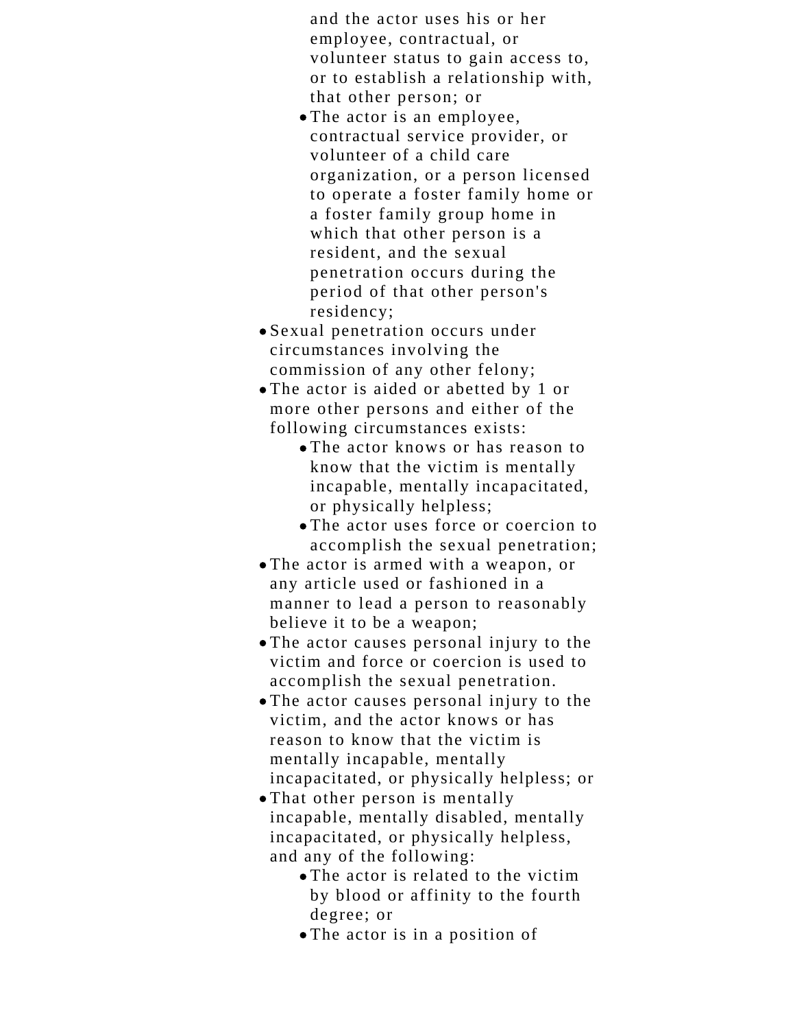and the actor uses his or her employee, contractual, or volunteer status to gain access to, or to establish a relationship with, that other person; or

- The actor is an employee, contractual service provider, or volunteer of a child care organization, or a person licensed to operate a foster family home or a foster family group home in which that other person is a resident, and the sexual penetration occurs during the period of that other person's residency;

- Sexual penetration occurs under circumstances involving the commission of any other felony;
- The actor is aided or abetted by 1 or more other persons and either of the following circumstances exists:
  - The actor knows or has reason to know that the victim is mentally incapable, mentally incapacitated, or physically helpless;
  - The actor uses force or coercion to accomplish the sexual penetration;
- The actor is armed with a weapon, or any article used or fashioned in a manner to lead a person to reasonably believe it to be a weapon;
- The actor causes personal injury to the victim and force or coercion is used to accomplish the sexual penetration.
- The actor causes personal injury to the victim, and the actor knows or has reason to know that the victim is mentally incapable, mentally incapacitated, or physically helpless; or
- That other person is mentally incapable, mentally disabled, mentally incapacitated, or physically helpless, and any of the following:
  - The actor is related to the victim by blood or affinity to the fourth degree; or
  - The actor is in a position of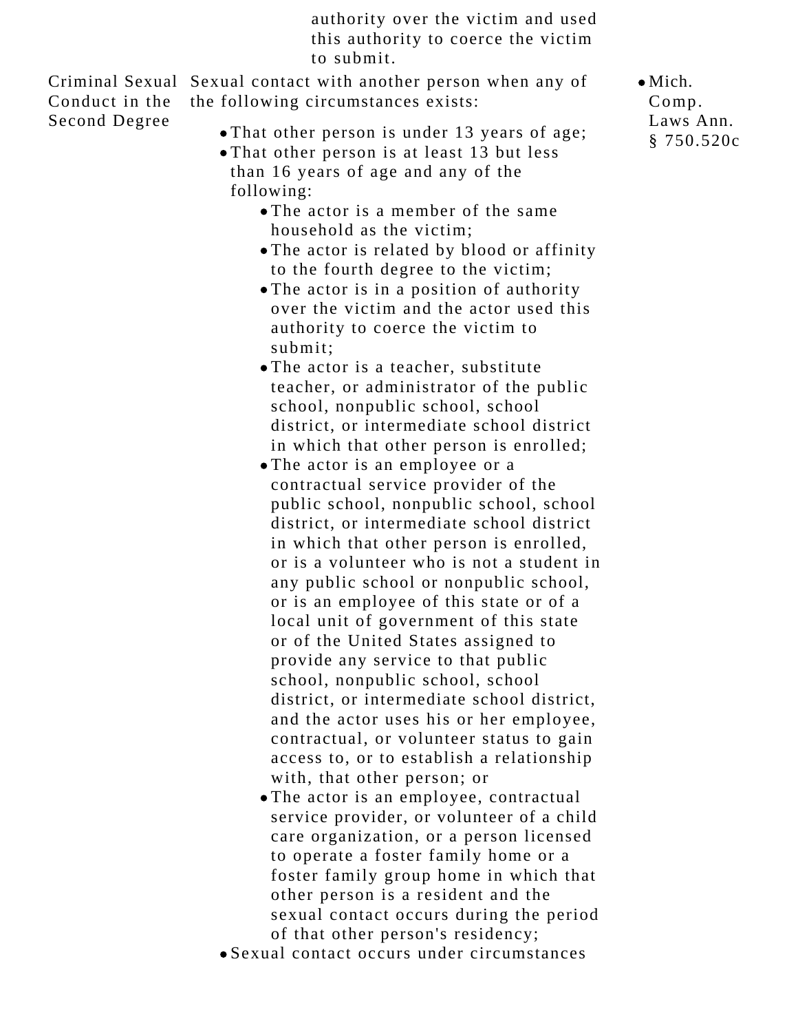| | | |
|---|---|---|
| | authority over the victim and used this authority to coerce the victim to submit. | |
| Criminal Sexual Conduct in the Second Degree | Sexual contact with another person when any of the following circumstances exists:<br>• That other person is under 13 years of age;<br>• That other person is at least 13 but less than 16 years of age and any of the following:<br>  ◦ The actor is a member of the same household as the victim;<br>  ◦ The actor is related by blood or affinity to the fourth degree to the victim;<br>  ◦ The actor is in a position of authority over the victim and the actor used this authority to coerce the victim to submit;<br>  ◦ The actor is a teacher, substitute teacher, or administrator of the public school, nonpublic school, school district, or intermediate school district in which that other person is enrolled;<br>  ◦ The actor is an employee or a contractual service provider of the public school, nonpublic school, school district, or intermediate school district in which that other person is enrolled, or is a volunteer who is not a student in any public school or nonpublic school, or is an employee of this state or of a local unit of government of this state or of the United States assigned to provide any service to that public school, nonpublic school, school district, or intermediate school district, and the actor uses his or her employee, contractual, or volunteer status to gain access to, or to establish a relationship with, that other person; or<br>  ◦ The actor is an employee, contractual service provider, or volunteer of a child care organization, or a person licensed to operate a foster family home or a foster family group home in which that other person is a resident and the sexual contact occurs during the period of that other person's residency;<br>• Sexual contact occurs under circumstances | • Mich. Comp. Laws Ann. § 750.520c |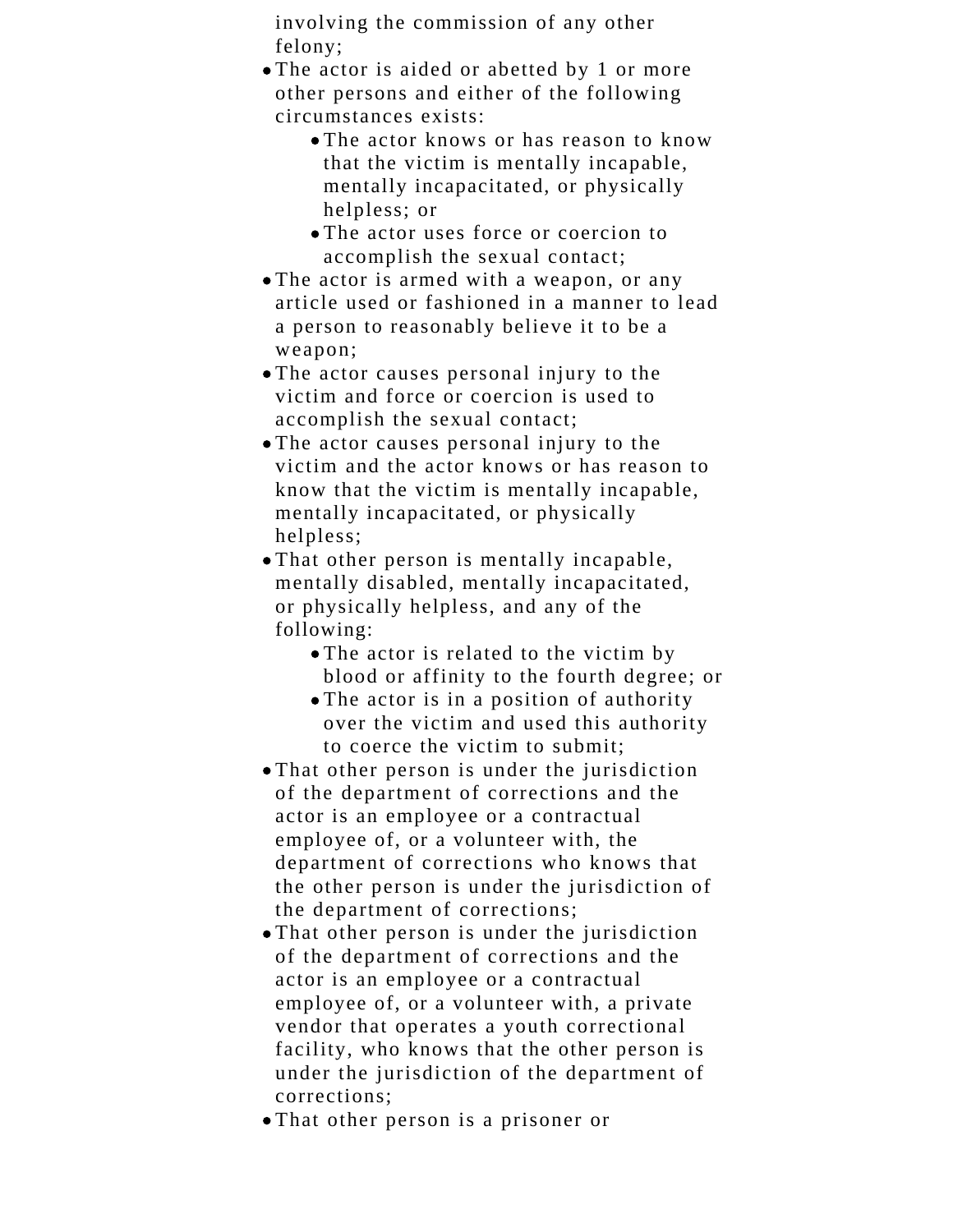involving the commission of any other felony;

- The actor is aided or abetted by 1 or more other persons and either of the following circumstances exists:
  - The actor knows or has reason to know that the victim is mentally incapable, mentally incapacitated, or physically helpless; or
  - The actor uses force or coercion to accomplish the sexual contact;
- The actor is armed with a weapon, or any article used or fashioned in a manner to lead a person to reasonably believe it to be a weapon;
- The actor causes personal injury to the victim and force or coercion is used to accomplish the sexual contact;
- The actor causes personal injury to the victim and the actor knows or has reason to know that the victim is mentally incapable, mentally incapacitated, or physically helpless;
- That other person is mentally incapable, mentally disabled, mentally incapacitated, or physically helpless, and any of the following:
  - The actor is related to the victim by blood or affinity to the fourth degree; or
  - The actor is in a position of authority over the victim and used this authority to coerce the victim to submit;
- That other person is under the jurisdiction of the department of corrections and the actor is an employee or a contractual employee of, or a volunteer with, the department of corrections who knows that the other person is under the jurisdiction of the department of corrections;
- That other person is under the jurisdiction of the department of corrections and the actor is an employee or a contractual employee of, or a volunteer with, a private vendor that operates a youth correctional facility, who knows that the other person is under the jurisdiction of the department of corrections;
- That other person is a prisoner or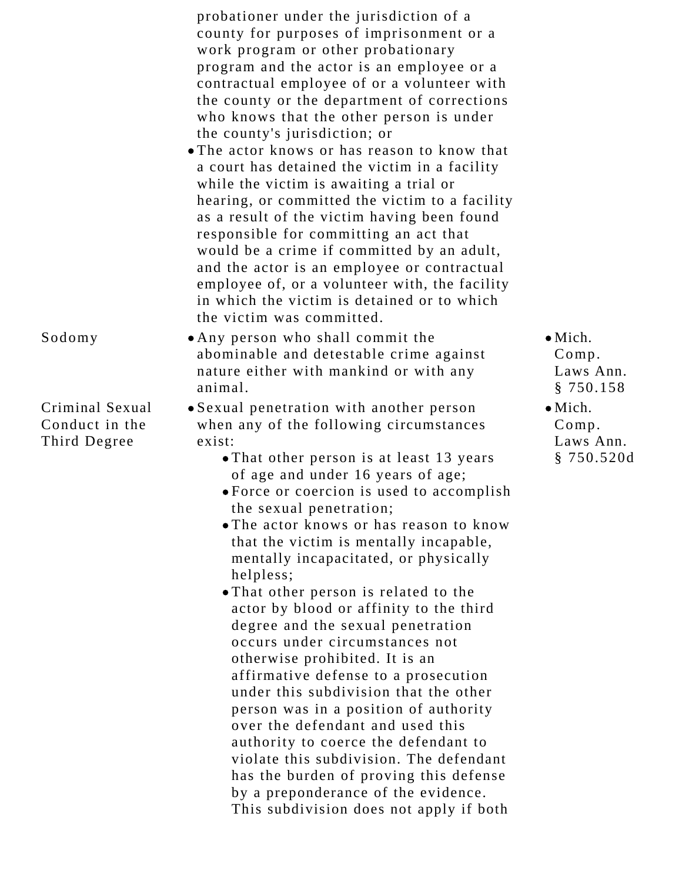| | | |
|---|---|---|
| | probationer under the jurisdiction of a county for purposes of imprisonment or a work program or other probationary program and the actor is an employee or a contractual employee of or a volunteer with the county or the department of corrections who knows that the other person is under the county's jurisdiction; or<br>• The actor knows or has reason to know that a court has detained the victim in a facility while the victim is awaiting a trial or hearing, or committed the victim to a facility as a result of the victim having been found responsible for committing an act that would be a crime if committed by an adult, and the actor is an employee or contractual employee of, or a volunteer with, the facility in which the victim is detained or to which the victim was committed. | |
| Sodomy | • Any person who shall commit the abominable and detestable crime against nature either with mankind or with any animal. | • Mich. Comp. Laws Ann. § 750.158 |
| Criminal Sexual Conduct in the Third Degree | • Sexual penetration with another person when any of the following circumstances exist:<br>  • That other person is at least 13 years of age and under 16 years of age;<br>  • Force or coercion is used to accomplish the sexual penetration;<br>  • The actor knows or has reason to know that the victim is mentally incapable, mentally incapacitated, or physically helpless;<br>  • That other person is related to the actor by blood or affinity to the third degree and the sexual penetration occurs under circumstances not otherwise prohibited. It is an affirmative defense to a prosecution under this subdivision that the other person was in a position of authority over the defendant and used this authority to coerce the defendant to violate this subdivision. The defendant has the burden of proving this defense by a preponderance of the evidence. This subdivision does not apply if both | • Mich. Comp. Laws Ann. § 750.520d |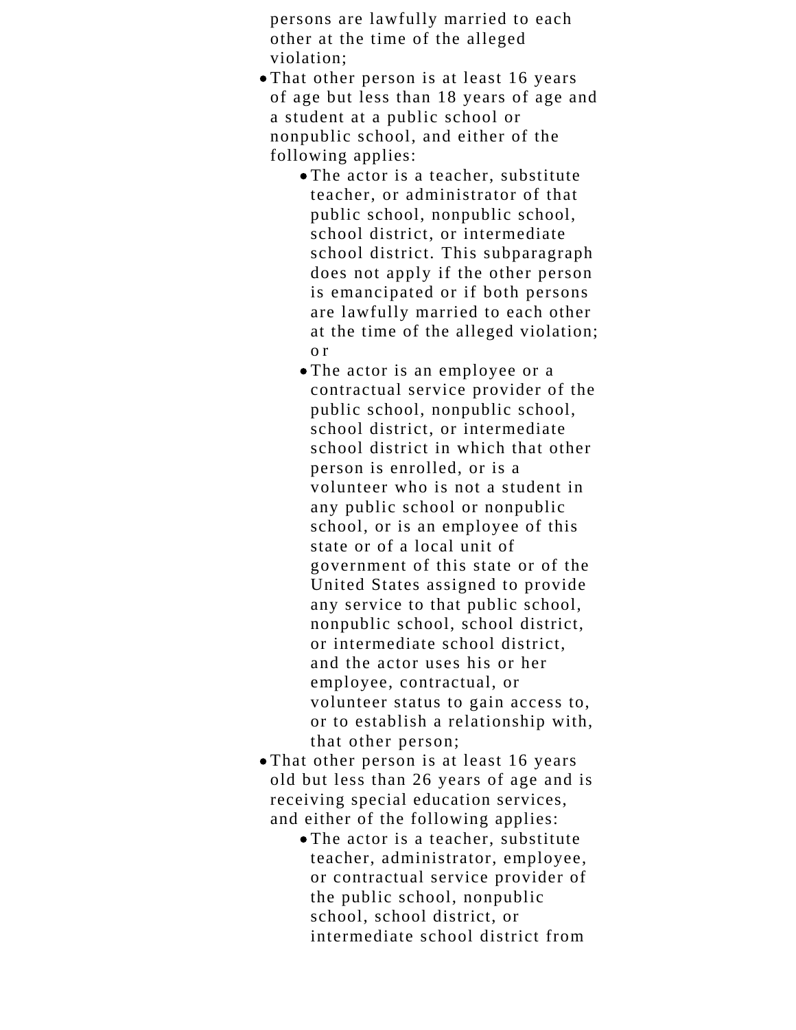persons are lawfully married to each other at the time of the alleged violation;

- That other person is at least 16 years of age but less than 18 years of age and a student at a public school or nonpublic school, and either of the following applies:
    - The actor is a teacher, substitute teacher, or administrator of that public school, nonpublic school, school district, or intermediate school district. This subparagraph does not apply if the other person is emancipated or if both persons are lawfully married to each other at the time of the alleged violation; or
    - The actor is an employee or a contractual service provider of the public school, nonpublic school, school district, or intermediate school district in which that other person is enrolled, or is a volunteer who is not a student in any public school or nonpublic school, or is an employee of this state or of a local unit of government of this state or of the United States assigned to provide any service to that public school, nonpublic school, school district, or intermediate school district, and the actor uses his or her employee, contractual, or volunteer status to gain access to, or to establish a relationship with, that other person;
- That other person is at least 16 years old but less than 26 years of age and is receiving special education services, and either of the following applies:
    - The actor is a teacher, substitute teacher, administrator, employee, or contractual service provider of the public school, nonpublic school, school district, or intermediate school district from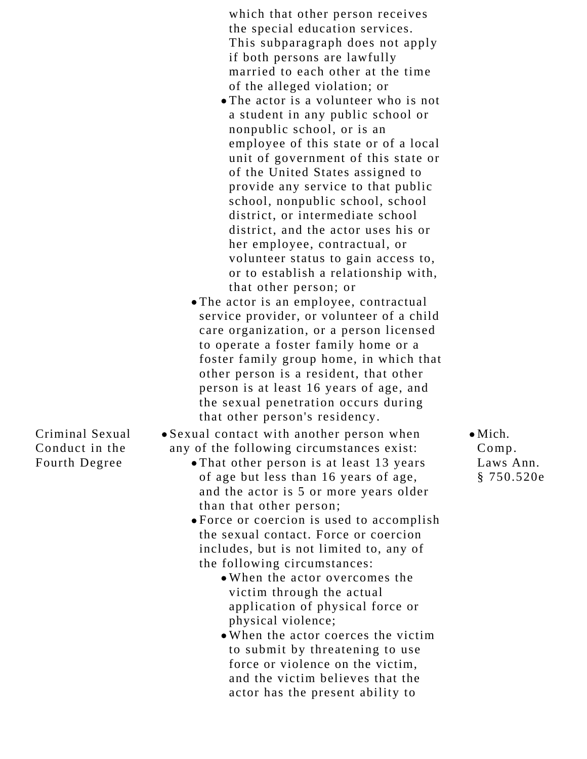| | | |
|---|---|---|
| | which that other person receives the special education services. This subparagraph does not apply if both persons are lawfully married to each other at the time of the alleged violation; or<br>• The actor is a volunteer who is not a student in any public school or nonpublic school, or is an employee of this state or of a local unit of government of this state or of the United States assigned to provide any service to that public school, nonpublic school, school district, or intermediate school district, and the actor uses his or her employee, contractual, or volunteer status to gain access to, or to establish a relationship with, that other person; or<br>• The actor is an employee, contractual service provider, or volunteer of a child care organization, or a person licensed to operate a foster family home or a foster family group home, in which that other person is a resident, that other person is at least 16 years of age, and the sexual penetration occurs during that other person's residency. | |
| Criminal Sexual Conduct in the Fourth Degree | • Sexual contact with another person when any of the following circumstances exist:<br>• That other person is at least 13 years of age but less than 16 years of age, and the actor is 5 or more years older than that other person;<br>• Force or coercion is used to accomplish the sexual contact. Force or coercion includes, but is not limited to, any of the following circumstances:<br>• When the actor overcomes the victim through the actual application of physical force or physical violence;<br>• When the actor coerces the victim to submit by threatening to use force or violence on the victim, and the victim believes that the actor has the present ability to | • Mich. Comp. Laws Ann. § 750.520e |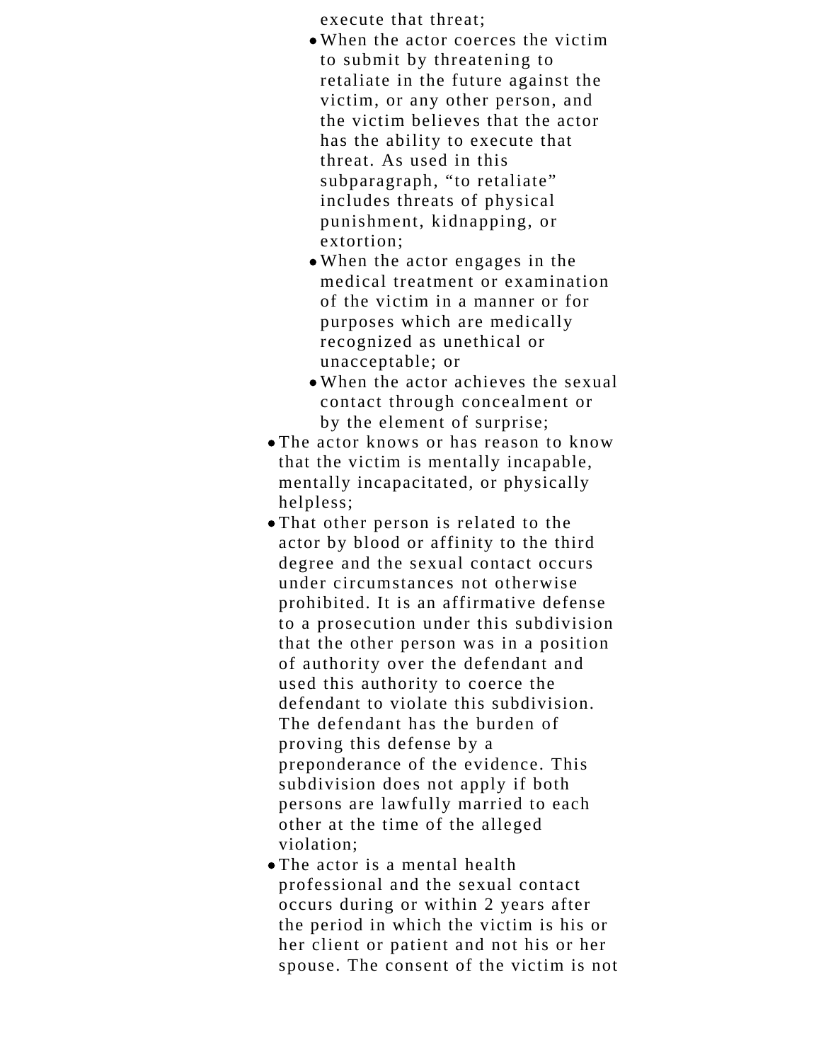execute that threat;

  - When the actor coerces the victim to submit by threatening to retaliate in the future against the victim, or any other person, and the victim believes that the actor has the ability to execute that threat. As used in this subparagraph, "to retaliate" includes threats of physical punishment, kidnapping, or extortion;
  - When the actor engages in the medical treatment or examination of the victim in a manner or for purposes which are medically recognized as unethical or unacceptable; or
  - When the actor achieves the sexual contact through concealment or by the element of surprise;
- The actor knows or has reason to know that the victim is mentally incapable, mentally incapacitated, or physically helpless;
- That other person is related to the actor by blood or affinity to the third degree and the sexual contact occurs under circumstances not otherwise prohibited. It is an affirmative defense to a prosecution under this subdivision that the other person was in a position of authority over the defendant and used this authority to coerce the defendant to violate this subdivision. The defendant has the burden of proving this defense by a preponderance of the evidence. This subdivision does not apply if both persons are lawfully married to each other at the time of the alleged violation;
- The actor is a mental health professional and the sexual contact occurs during or within 2 years after the period in which the victim is his or her client or patient and not his or her spouse. The consent of the victim is not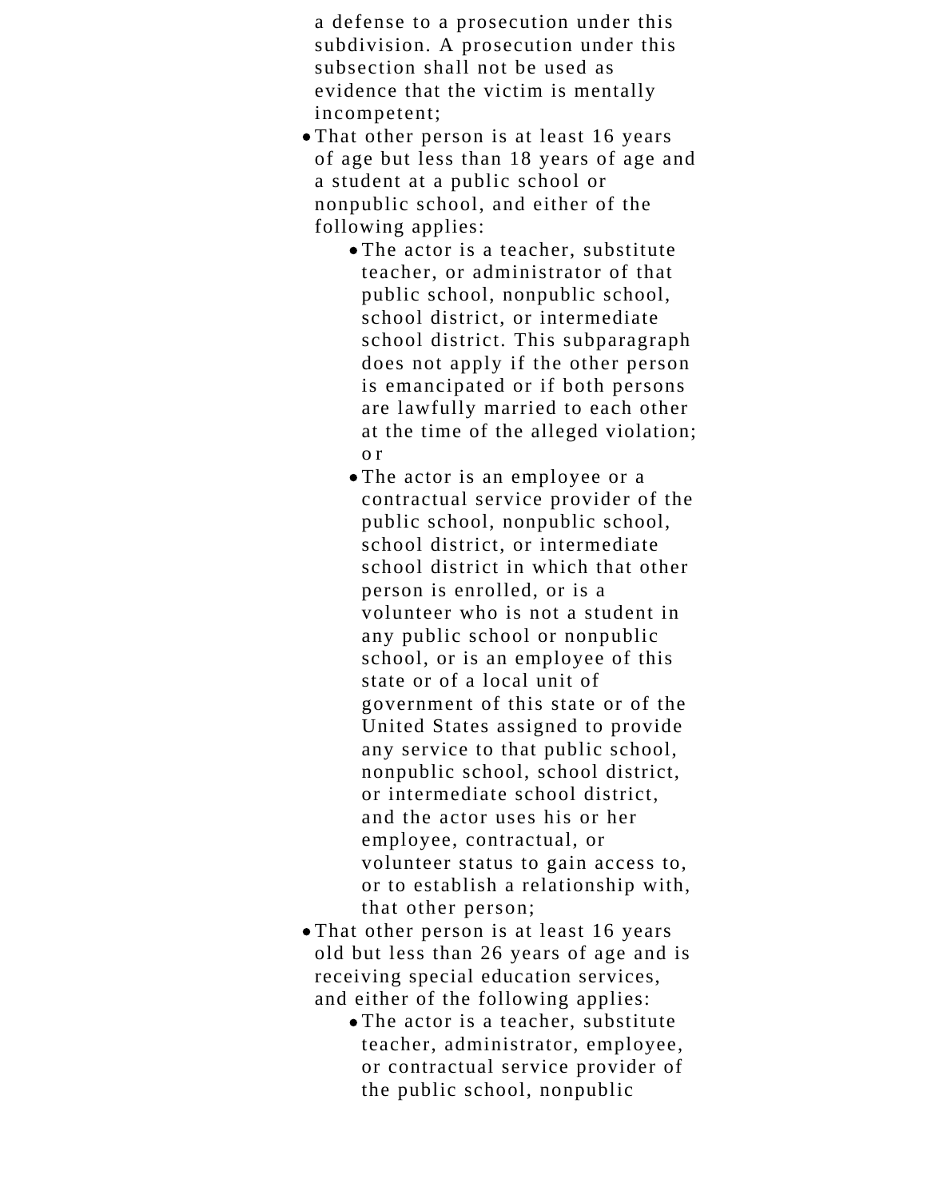a defense to a prosecution under this subdivision. A prosecution under this subsection shall not be used as evidence that the victim is mentally incompetent;

- That other person is at least 16 years of age but less than 18 years of age and a student at a public school or nonpublic school, and either of the following applies:
    - The actor is a teacher, substitute teacher, or administrator of that public school, nonpublic school, school district, or intermediate school district. This subparagraph does not apply if the other person is emancipated or if both persons are lawfully married to each other at the time of the alleged violation; or
    - The actor is an employee or a contractual service provider of the public school, nonpublic school, school district, or intermediate school district in which that other person is enrolled, or is a volunteer who is not a student in any public school or nonpublic school, or is an employee of this state or of a local unit of government of this state or of the United States assigned to provide any service to that public school, nonpublic school, school district, or intermediate school district, and the actor uses his or her employee, contractual, or volunteer status to gain access to, or to establish a relationship with, that other person;
- That other person is at least 16 years old but less than 26 years of age and is receiving special education services, and either of the following applies:
    - The actor is a teacher, substitute teacher, administrator, employee, or contractual service provider of the public school, nonpublic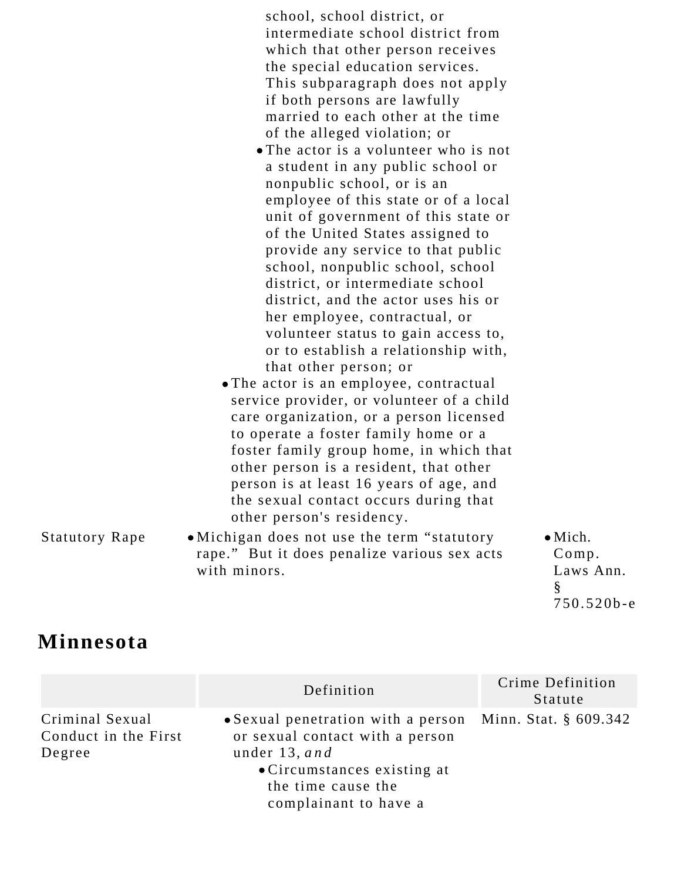| | | |
|---|---|---|
| | school, school district, or intermediate school district from which that other person receives the special education services. This subparagraph does not apply if both persons are lawfully married to each other at the time of the alleged violation; or<br>• The actor is a volunteer who is not a student in any public school or nonpublic school, or is an employee of this state or of a local unit of government of this state or of the United States assigned to provide any service to that public school, nonpublic school, school district, or intermediate school district, and the actor uses his or her employee, contractual, or volunteer status to gain access to, or to establish a relationship with, that other person; or<br>• The actor is an employee, contractual service provider, or volunteer of a child care organization, or a person licensed to operate a foster family home or a foster family group home, in which that other person is a resident, that other person is at least 16 years of age, and the sexual contact occurs during that other person's residency. | |
| Statutory Rape | • Michigan does not use the term "statutory rape." But it does penalize various sex acts with minors. | • Mich. Comp. Laws Ann. § 750.520b-e |

## Minnesota

| | Definition | Crime Definition Statute |
|---|---|---|
| Criminal Sexual Conduct in the First Degree | • Sexual penetration with a person or sexual contact with a person under 13, *and*<br>• Circumstances existing at the time cause the complainant to have a | Minn. Stat. § 609.342 |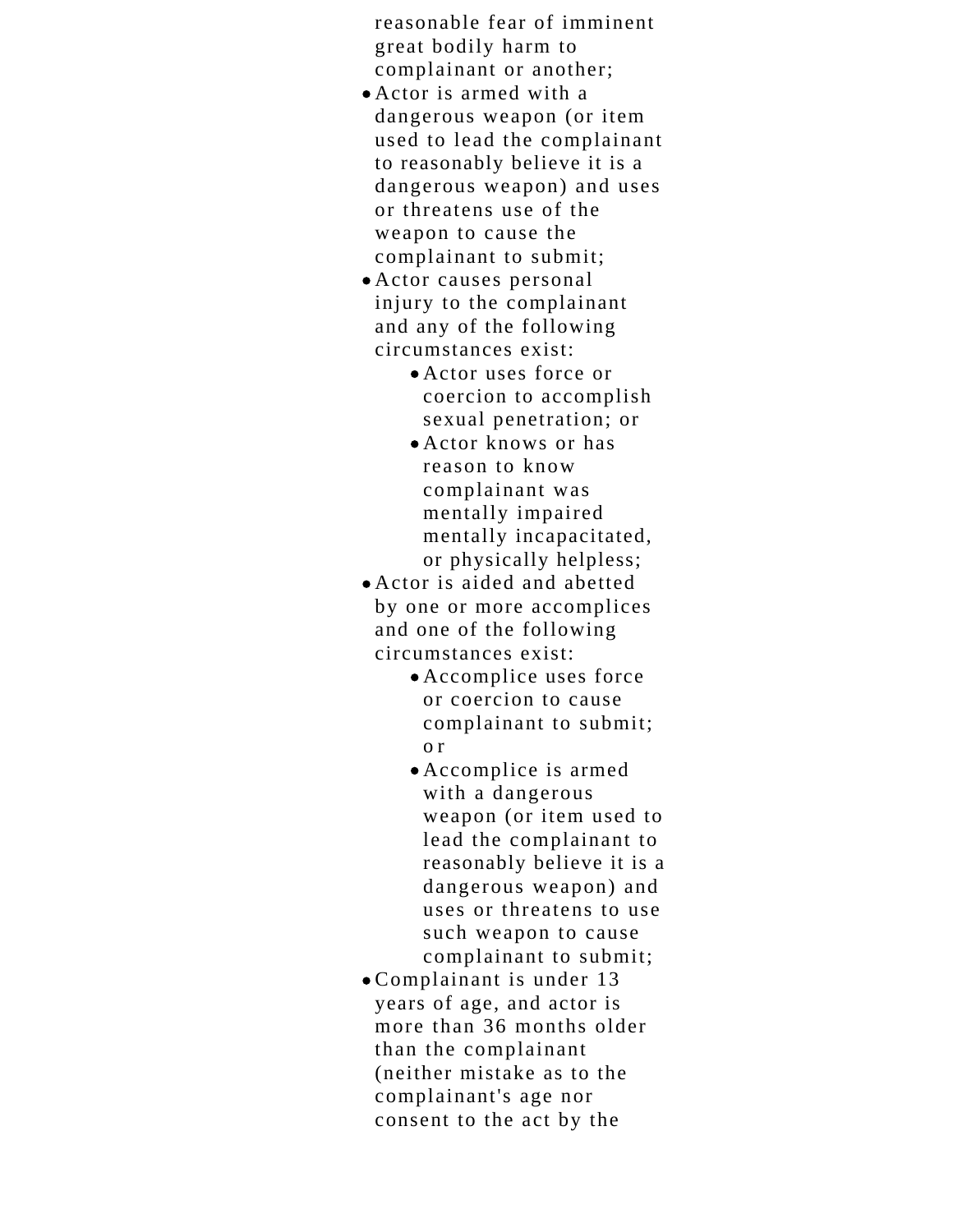reasonable fear of imminent great bodily harm to complainant or another;

- Actor is armed with a dangerous weapon (or item used to lead the complainant to reasonably believe it is a dangerous weapon) and uses or threatens use of the weapon to cause the complainant to submit;
- Actor causes personal injury to the complainant and any of the following circumstances exist:
  - Actor uses force or coercion to accomplish sexual penetration; or
  - Actor knows or has reason to know complainant was mentally impaired mentally incapacitated, or physically helpless;
- Actor is aided and abetted by one or more accomplices and one of the following circumstances exist:
  - Accomplice uses force or coercion to cause complainant to submit; or
  - Accomplice is armed with a dangerous weapon (or item used to lead the complainant to reasonably believe it is a dangerous weapon) and uses or threatens to use such weapon to cause complainant to submit;
- Complainant is under 13 years of age, and actor is more than 36 months older than the complainant (neither mistake as to the complainant's age nor consent to the act by the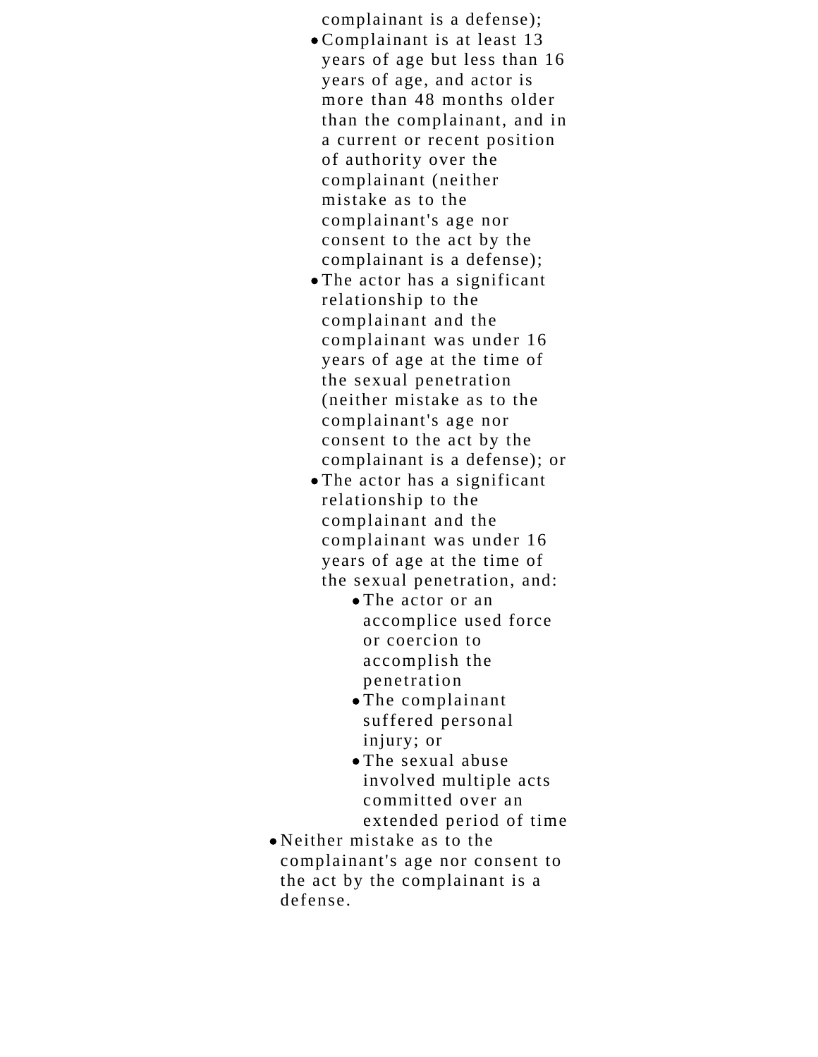complainant is a defense);

- Complainant is at least 13 years of age but less than 16 years of age, and actor is more than 48 months older than the complainant, and in a current or recent position of authority over the complainant (neither mistake as to the complainant's age nor consent to the act by the complainant is a defense);
- The actor has a significant relationship to the complainant and the complainant was under 16 years of age at the time of the sexual penetration (neither mistake as to the complainant's age nor consent to the act by the complainant is a defense); or
- The actor has a significant relationship to the complainant and the complainant was under 16 years of age at the time of the sexual penetration, and:
  - The actor or an accomplice used force or coercion to accomplish the penetration
  - The complainant suffered personal injury; or
  - The sexual abuse involved multiple acts committed over an extended period of time

- Neither mistake as to the complainant's age nor consent to the act by the complainant is a defense.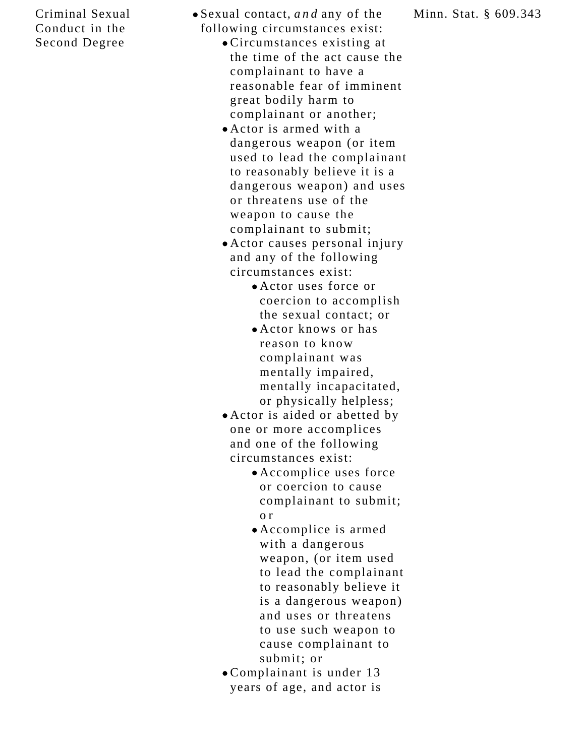| | | |
|---|---|---|
| Criminal Sexual Conduct in the Second Degree | • Sexual contact, *and* any of the following circumstances exist:<br>  • Circumstances existing at the time of the act cause the complainant to have a reasonable fear of imminent great bodily harm to complainant or another;<br>  • Actor is armed with a dangerous weapon (or item used to lead the complainant to reasonably believe it is a dangerous weapon) and uses or threatens use of the weapon to cause the complainant to submit;<br>  • Actor causes personal injury and any of the following circumstances exist:<br>    • Actor uses force or coercion to accomplish the sexual contact; or<br>    • Actor knows or has reason to know complainant was mentally impaired, mentally incapacitated, or physically helpless;<br>  • Actor is aided or abetted by one or more accomplices and one of the following circumstances exist:<br>    • Accomplice uses force or coercion to cause complainant to submit; or<br>    • Accomplice is armed with a dangerous weapon, (or item used to lead the complainant to reasonably believe it is a dangerous weapon) and uses or threatens to use such weapon to cause complainant to submit; or<br>  • Complainant is under 13 years of age, and actor is | Minn. Stat. § 609.343 |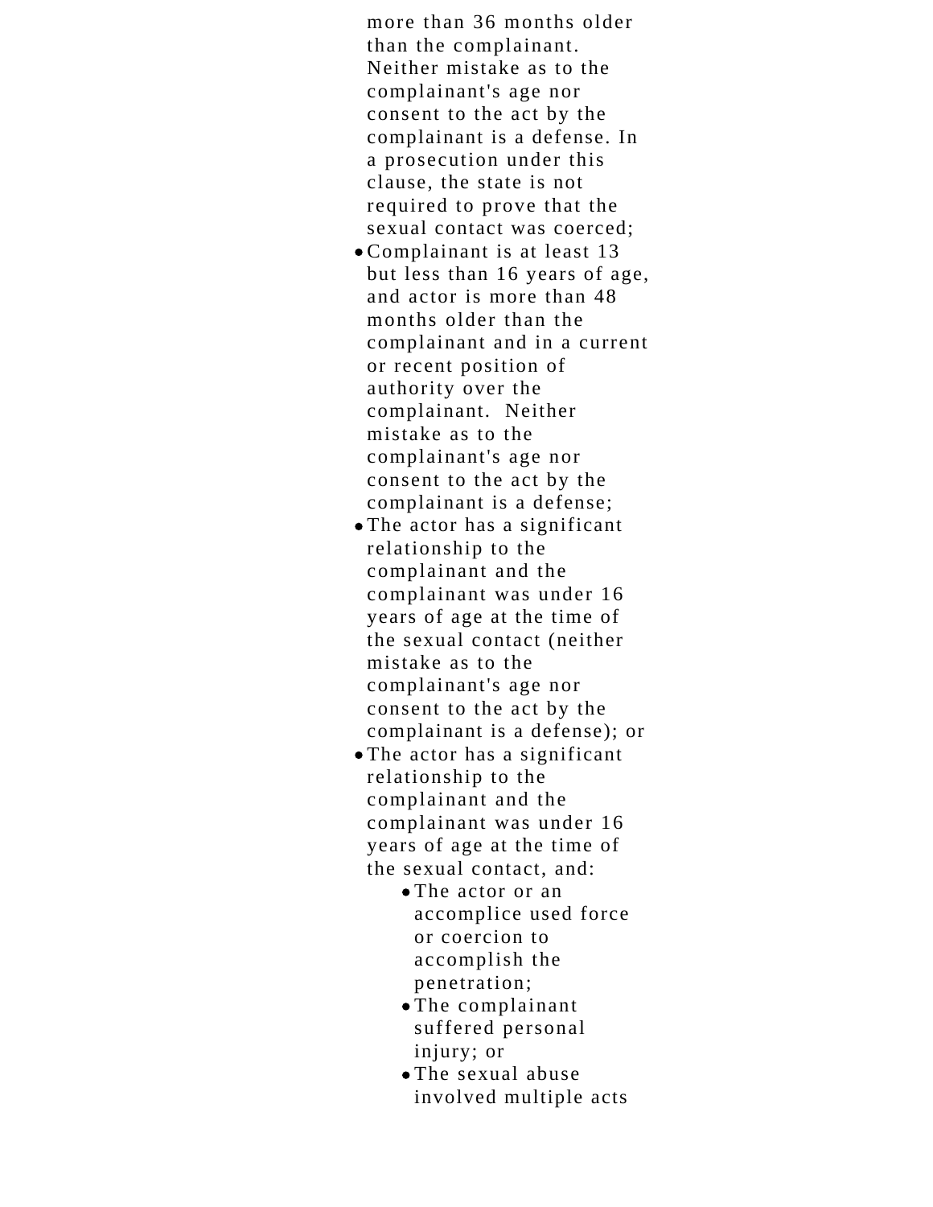more than 36 months older than the complainant. Neither mistake as to the complainant's age nor consent to the act by the complainant is a defense. In a prosecution under this clause, the state is not required to prove that the sexual contact was coerced;

- Complainant is at least 13 but less than 16 years of age, and actor is more than 48 months older than the complainant and in a current or recent position of authority over the complainant. Neither mistake as to the complainant's age nor consent to the act by the complainant is a defense;
- The actor has a significant relationship to the complainant and the complainant was under 16 years of age at the time of the sexual contact (neither mistake as to the complainant's age nor consent to the act by the complainant is a defense); or
- The actor has a significant relationship to the complainant and the complainant was under 16 years of age at the time of the sexual contact, and:
    - The actor or an accomplice used force or coercion to accomplish the penetration;
    - The complainant suffered personal injury; or
    - The sexual abuse involved multiple acts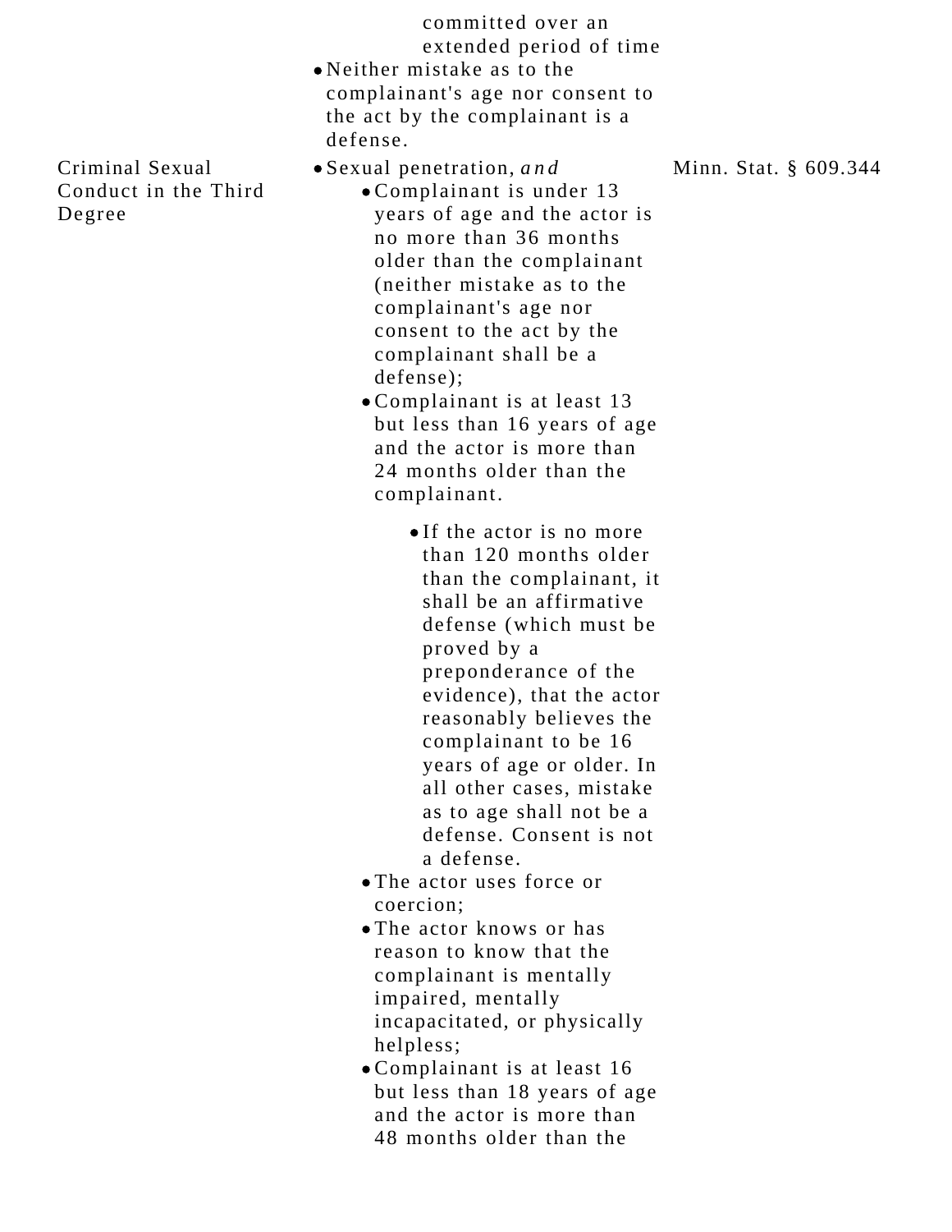| | | |
|---|---|---|
| | committed over an extended period of time<br>• Neither mistake as to the complainant's age nor consent to the act by the complainant is a defense. | |
| Criminal Sexual Conduct in the Third Degree | • Sexual penetration, *and*<br>  • Complainant is under 13 years of age and the actor is no more than 36 months older than the complainant (neither mistake as to the complainant's age nor consent to the act by the complainant shall be a defense);<br>  • Complainant is at least 13 but less than 16 years of age and the actor is more than 24 months older than the complainant.<br>    • If the actor is no more than 120 months older than the complainant, it shall be an affirmative defense (which must be proved by a preponderance of the evidence), that the actor reasonably believes the complainant to be 16 years of age or older. In all other cases, mistake as to age shall not be a defense. Consent is not a defense.<br>  • The actor uses force or coercion;<br>  • The actor knows or has reason to know that the complainant is mentally impaired, mentally incapacitated, or physically helpless;<br>  • Complainant is at least 16 but less than 18 years of age and the actor is more than 48 months older than the | Minn. Stat. § 609.344 |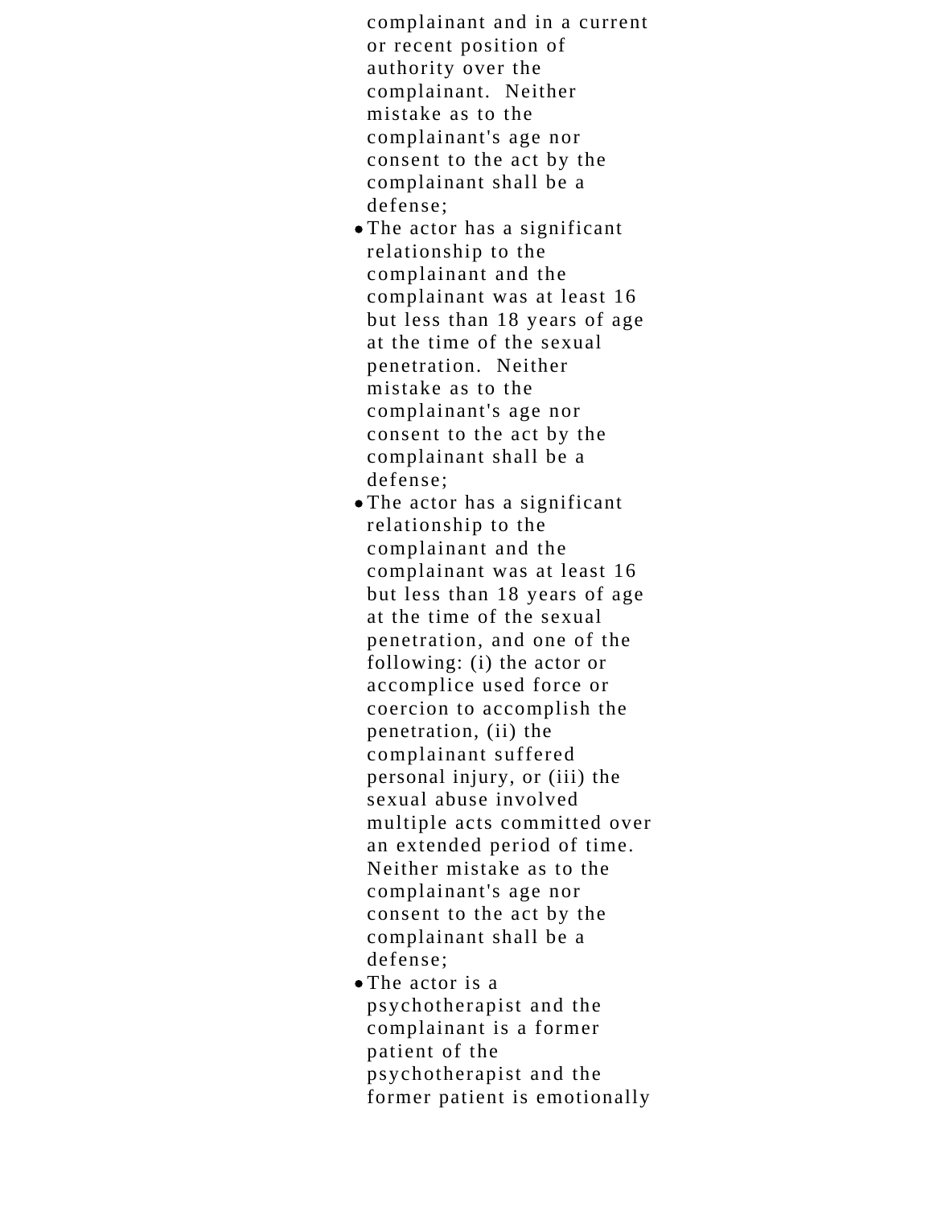complainant and in a current or recent position of authority over the complainant. Neither mistake as to the complainant's age nor consent to the act by the complainant shall be a defense;

- The actor has a significant relationship to the complainant and the complainant was at least 16 but less than 18 years of age at the time of the sexual penetration. Neither mistake as to the complainant's age nor consent to the act by the complainant shall be a defense;
- The actor has a significant relationship to the complainant and the complainant was at least 16 but less than 18 years of age at the time of the sexual penetration, and one of the following: (i) the actor or accomplice used force or coercion to accomplish the penetration, (ii) the complainant suffered personal injury, or (iii) the sexual abuse involved multiple acts committed over an extended period of time. Neither mistake as to the complainant's age nor consent to the act by the complainant shall be a defense;
- The actor is a psychotherapist and the complainant is a former patient of the psychotherapist and the former patient is emotionally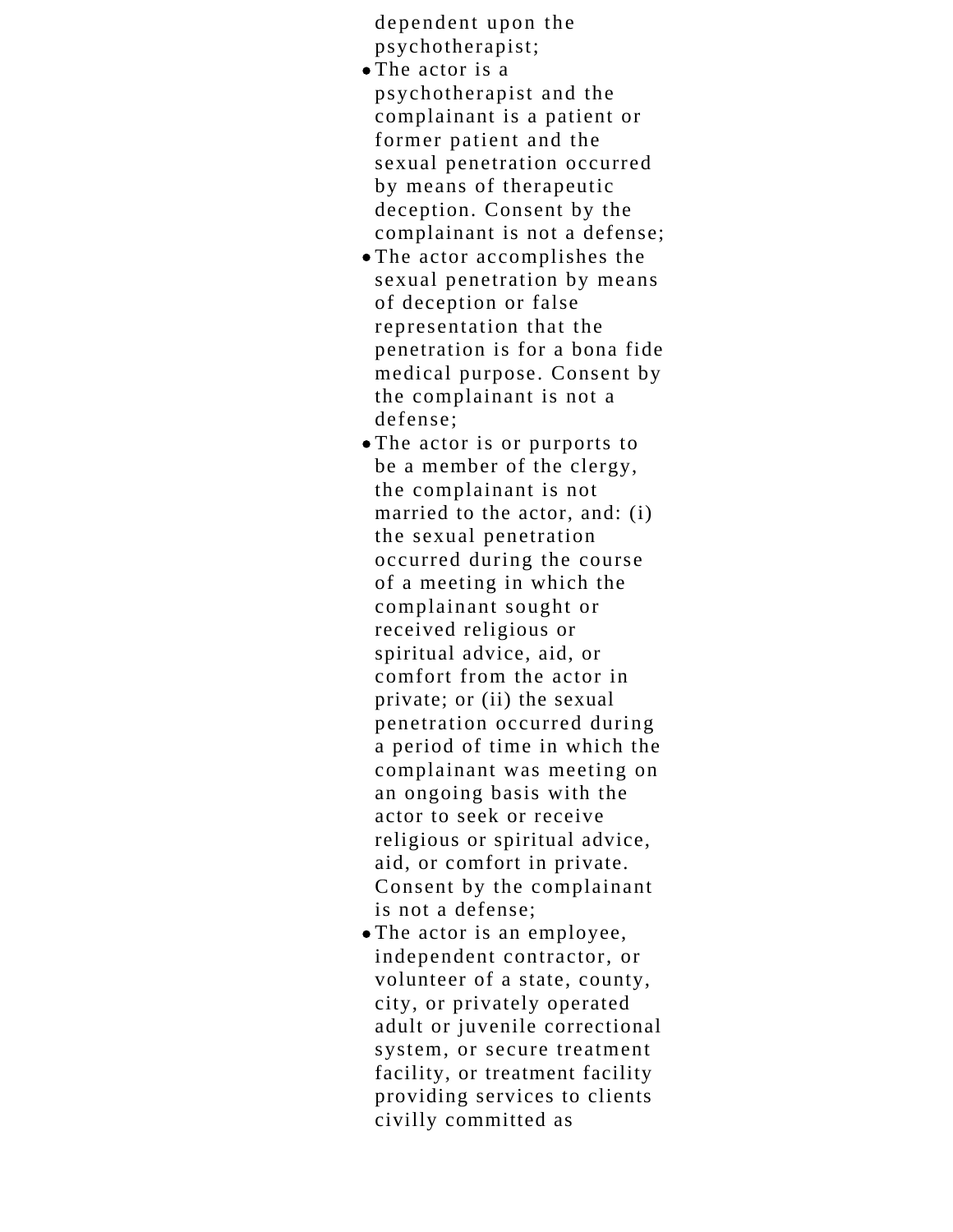dependent upon the psychotherapist;

- The actor is a psychotherapist and the complainant is a patient or former patient and the sexual penetration occurred by means of therapeutic deception. Consent by the complainant is not a defense;
- The actor accomplishes the sexual penetration by means of deception or false representation that the penetration is for a bona fide medical purpose. Consent by the complainant is not a defense;
- The actor is or purports to be a member of the clergy, the complainant is not married to the actor, and: (i) the sexual penetration occurred during the course of a meeting in which the complainant sought or received religious or spiritual advice, aid, or comfort from the actor in private; or (ii) the sexual penetration occurred during a period of time in which the complainant was meeting on an ongoing basis with the actor to seek or receive religious or spiritual advice, aid, or comfort in private. Consent by the complainant is not a defense;
- The actor is an employee, independent contractor, or volunteer of a state, county, city, or privately operated adult or juvenile correctional system, or secure treatment facility, or treatment facility providing services to clients civilly committed as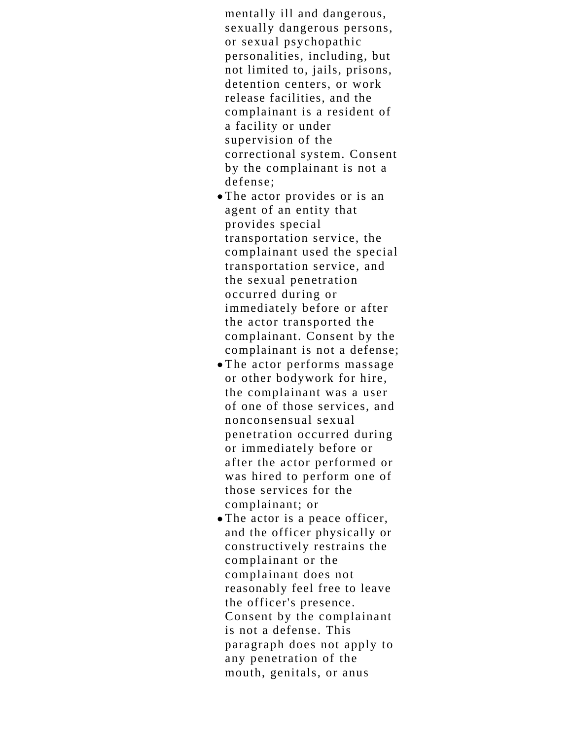mentally ill and dangerous, sexually dangerous persons, or sexual psychopathic personalities, including, but not limited to, jails, prisons, detention centers, or work release facilities, and the complainant is a resident of a facility or under supervision of the correctional system. Consent by the complainant is not a defense;

- The actor provides or is an agent of an entity that provides special transportation service, the complainant used the special transportation service, and the sexual penetration occurred during or immediately before or after the actor transported the complainant. Consent by the complainant is not a defense;
- The actor performs massage or other bodywork for hire, the complainant was a user of one of those services, and nonconsensual sexual penetration occurred during or immediately before or after the actor performed or was hired to perform one of those services for the complainant; or
- The actor is a peace officer, and the officer physically or constructively restrains the complainant or the complainant does not reasonably feel free to leave the officer's presence. Consent by the complainant is not a defense. This paragraph does not apply to any penetration of the mouth, genitals, or anus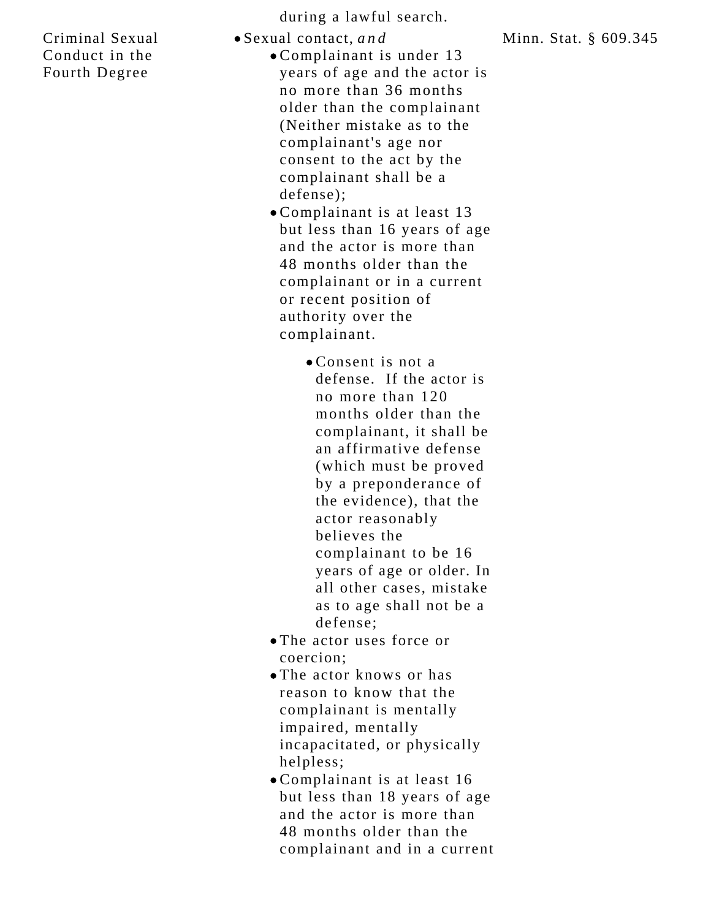| | during a lawful search. | |
|---|---|---|
| Criminal Sexual Conduct in the Fourth Degree | • Sexual contact, *and*<br>• Complainant is under 13 years of age and the actor is no more than 36 months older than the complainant (Neither mistake as to the complainant's age nor consent to the act by the complainant shall be a defense);<br>• Complainant is at least 13 but less than 16 years of age and the actor is more than 48 months older than the complainant or in a current or recent position of authority over the complainant.<br>• Consent is not a defense. If the actor is no more than 120 months older than the complainant, it shall be an affirmative defense (which must be proved by a preponderance of the evidence), that the actor reasonably believes the complainant to be 16 years of age or older. In all other cases, mistake as to age shall not be a defense;<br>• The actor uses force or coercion;<br>• The actor knows or has reason to know that the complainant is mentally impaired, mentally incapacitated, or physically helpless;<br>• Complainant is at least 16 but less than 18 years of age and the actor is more than 48 months older than the complainant and in a current | Minn. Stat. § 609.345 |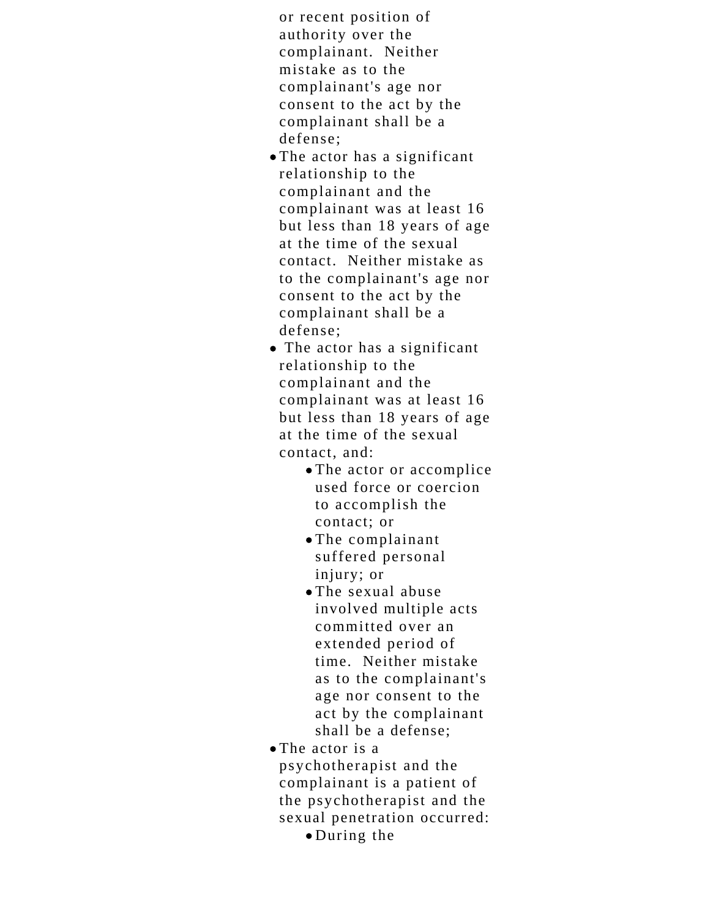or recent position of authority over the complainant. Neither mistake as to the complainant's age nor consent to the act by the complainant shall be a defense;

- The actor has a significant relationship to the complainant and the complainant was at least 16 but less than 18 years of age at the time of the sexual contact. Neither mistake as to the complainant's age nor consent to the act by the complainant shall be a defense;
- The actor has a significant relationship to the complainant and the complainant was at least 16 but less than 18 years of age at the time of the sexual contact, and:
  - The actor or accomplice used force or coercion to accomplish the contact; or
  - The complainant suffered personal injury; or
  - The sexual abuse involved multiple acts committed over an extended period of time. Neither mistake as to the complainant's age nor consent to the act by the complainant shall be a defense;
- The actor is a psychotherapist and the complainant is a patient of the psychotherapist and the sexual penetration occurred:
  - During the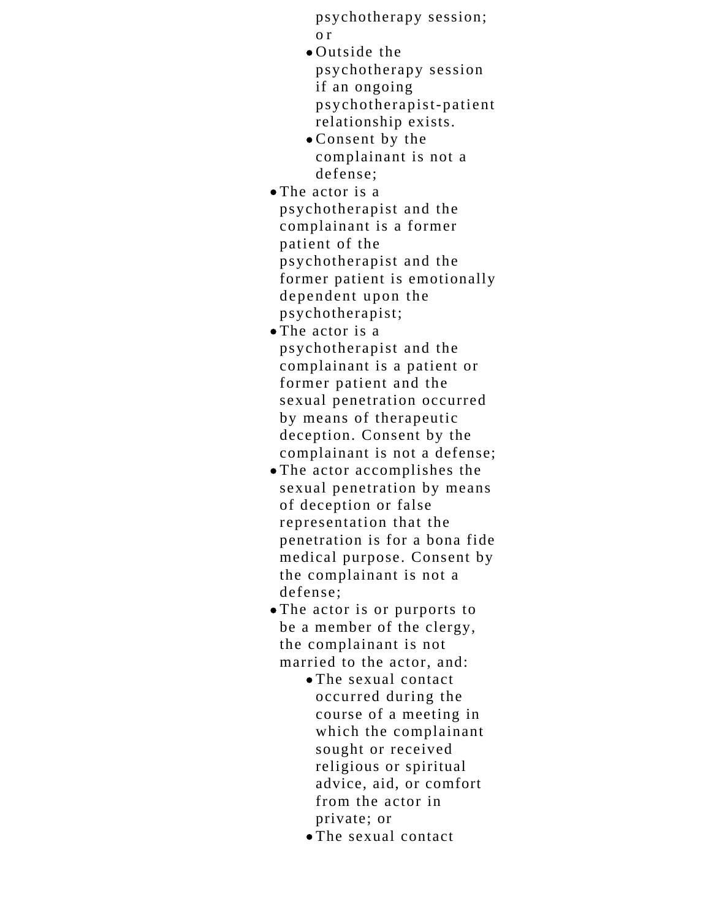- psychotherapy session; or
    - Outside the psychotherapy session if an ongoing psychotherapist-patient relationship exists.
    - Consent by the complainant is not a defense;
- The actor is a psychotherapist and the complainant is a former patient of the psychotherapist and the former patient is emotionally dependent upon the psychotherapist;
- The actor is a psychotherapist and the complainant is a patient or former patient and the sexual penetration occurred by means of therapeutic deception. Consent by the complainant is not a defense;
- The actor accomplishes the sexual penetration by means of deception or false representation that the penetration is for a bona fide medical purpose. Consent by the complainant is not a defense;
- The actor is or purports to be a member of the clergy, the complainant is not married to the actor, and:
    - The sexual contact occurred during the course of a meeting in which the complainant sought or received religious or spiritual advice, aid, or comfort from the actor in private; or
    - The sexual contact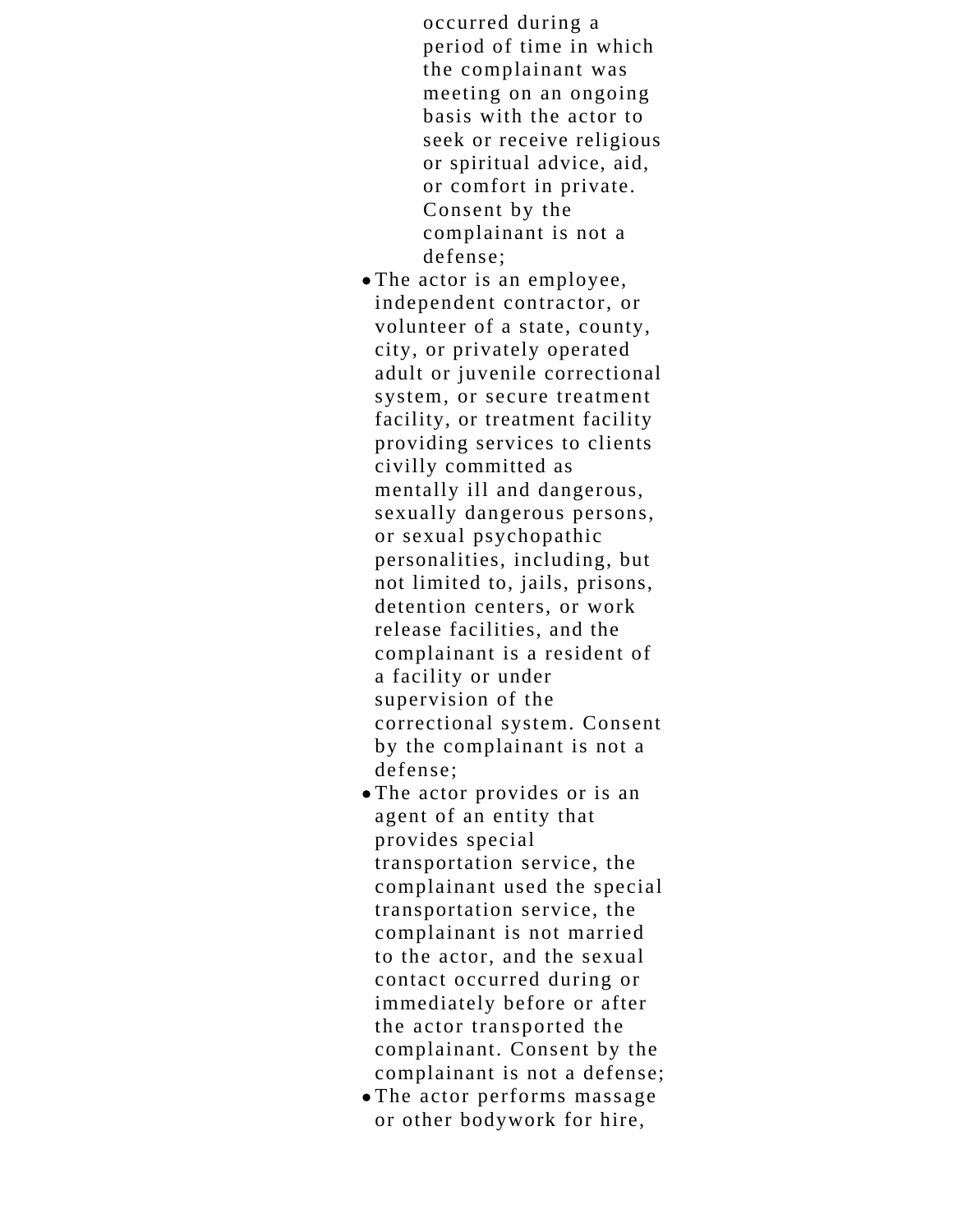occurred during a period of time in which the complainant was meeting on an ongoing basis with the actor to seek or receive religious or spiritual advice, aid, or comfort in private. Consent by the complainant is not a defense;

- The actor is an employee, independent contractor, or volunteer of a state, county, city, or privately operated adult or juvenile correctional system, or secure treatment facility, or treatment facility providing services to clients civilly committed as mentally ill and dangerous, sexually dangerous persons, or sexual psychopathic personalities, including, but not limited to, jails, prisons, detention centers, or work release facilities, and the complainant is a resident of a facility or under supervision of the correctional system. Consent by the complainant is not a defense;
- The actor provides or is an agent of an entity that provides special transportation service, the complainant used the special transportation service, the complainant is not married to the actor, and the sexual contact occurred during or immediately before or after the actor transported the complainant. Consent by the complainant is not a defense;
- The actor performs massage or other bodywork for hire,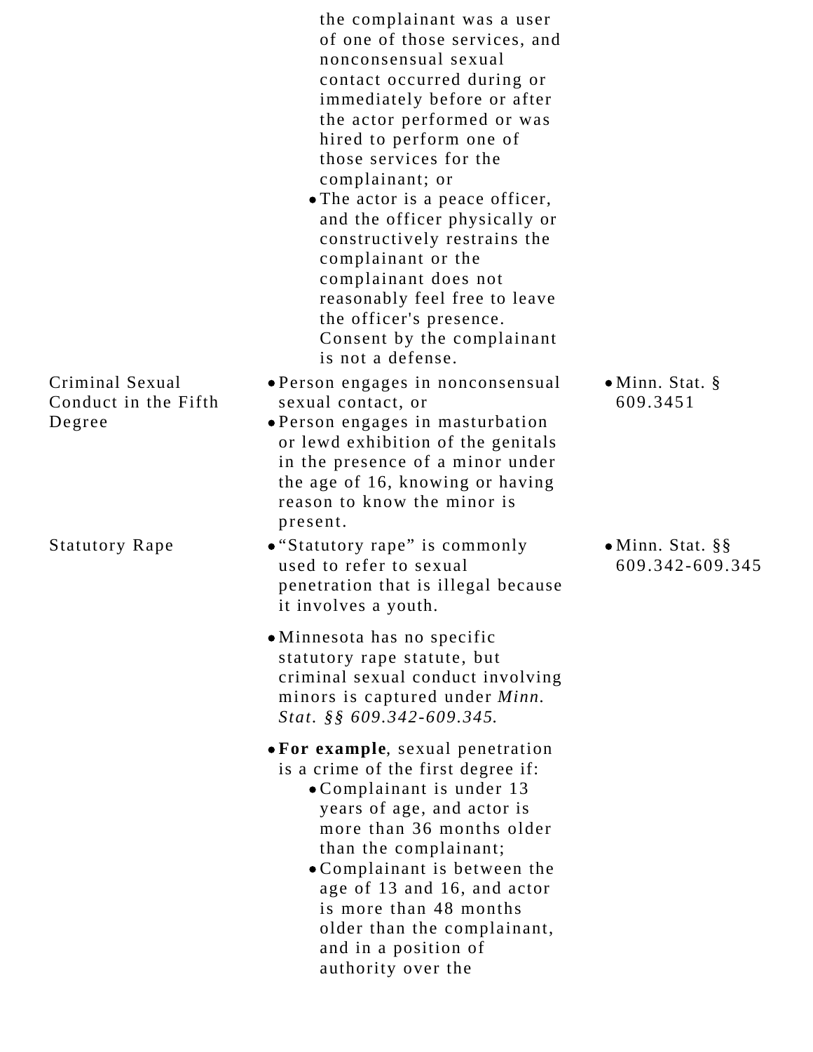| | | |
|---|---|---|
| | the complainant was a user of one of those services, and nonconsensual sexual contact occurred during or immediately before or after the actor performed or was hired to perform one of those services for the complainant; or<br>• The actor is a peace officer, and the officer physically or constructively restrains the complainant or the complainant does not reasonably feel free to leave the officer's presence. Consent by the complainant is not a defense. | |
| Criminal Sexual Conduct in the Fifth Degree | • Person engages in nonconsensual sexual contact, or<br>• Person engages in masturbation or lewd exhibition of the genitals in the presence of a minor under the age of 16, knowing or having reason to know the minor is present. | • Minn. Stat. § 609.3451 |
| Statutory Rape | • "Statutory rape" is commonly used to refer to sexual penetration that is illegal because it involves a youth.<br>• Minnesota has no specific statutory rape statute, but criminal sexual conduct involving minors is captured under *Minn. Stat. §§ 609.342-609.345.*<br>• **For example**, sexual penetration is a crime of the first degree if:<br>  • Complainant is under 13 years of age, and actor is more than 36 months older than the complainant;<br>  • Complainant is between the age of 13 and 16, and actor is more than 48 months older than the complainant, and in a position of authority over the | • Minn. Stat. §§ 609.342-609.345 |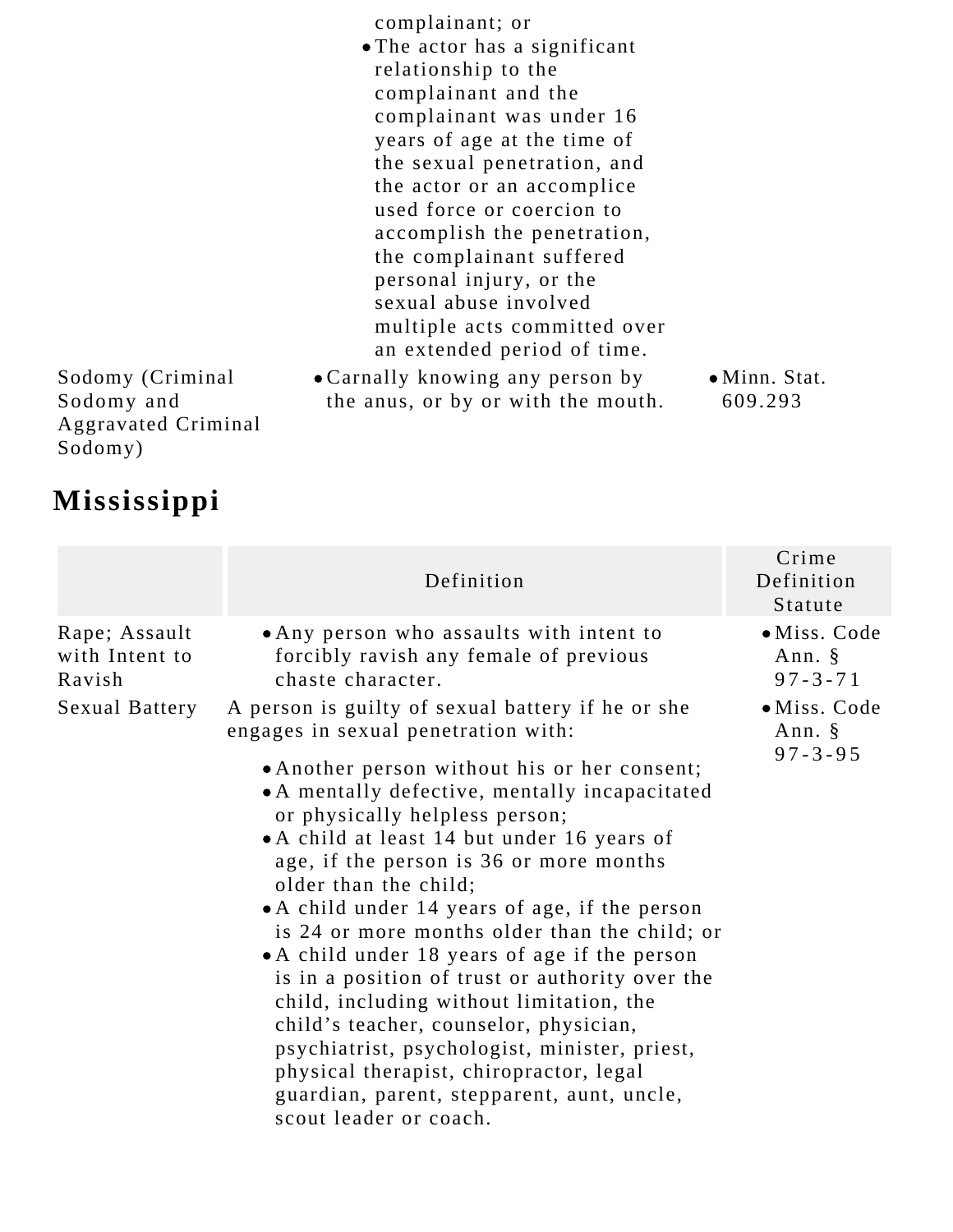| | | |
|---|---|---|
| | complainant; or<br>• The actor has a significant relationship to the complainant and the complainant was under 16 years of age at the time of the sexual penetration, and the actor or an accomplice used force or coercion to accomplish the penetration, the complainant suffered personal injury, or the sexual abuse involved multiple acts committed over an extended period of time. | |
| Sodomy (Criminal Sodomy and Aggravated Criminal Sodomy) | • Carnally knowing any person by the anus, or by or with the mouth. | • Minn. Stat. 609.293 |

## Mississippi

| | Definition | Crime Definition Statute |
|---|---|---|
| Rape; Assault with Intent to Ravish | • Any person who assaults with intent to forcibly ravish any female of previous chaste character. | • Miss. Code Ann. § 97-3-71 |
| Sexual Battery | A person is guilty of sexual battery if he or she engages in sexual penetration with:<br>• Another person without his or her consent;<br>• A mentally defective, mentally incapacitated or physically helpless person;<br>• A child at least 14 but under 16 years of age, if the person is 36 or more months older than the child;<br>• A child under 14 years of age, if the person is 24 or more months older than the child; or<br>• A child under 18 years of age if the person is in a position of trust or authority over the child, including without limitation, the child's teacher, counselor, physician, psychiatrist, psychologist, minister, priest, physical therapist, chiropractor, legal guardian, parent, stepparent, aunt, uncle, scout leader or coach. | • Miss. Code Ann. § 97-3-95 |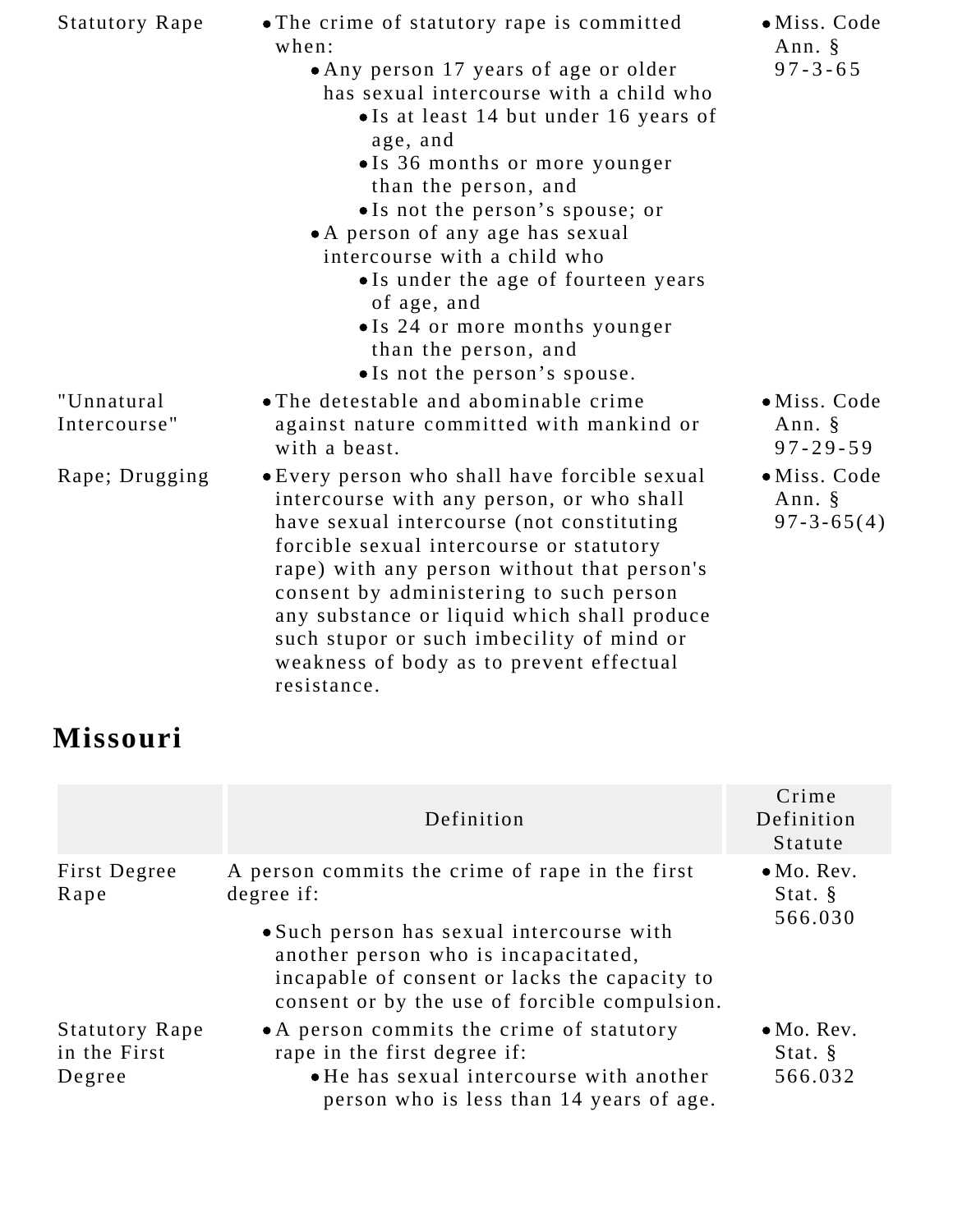| | | |
|---|---|---|
| Statutory Rape | • The crime of statutory rape is committed when:<br>  • Any person 17 years of age or older has sexual intercourse with a child who<br>    • Is at least 14 but under 16 years of age, and<br>    • Is 36 months or more younger than the person, and<br>    • Is not the person's spouse; or<br>  • A person of any age has sexual intercourse with a child who<br>    • Is under the age of fourteen years of age, and<br>    • Is 24 or more months younger than the person, and<br>    • Is not the person's spouse. | • Miss. Code Ann. § 97-3-65 |
| "Unnatural Intercourse" | • The detestable and abominable crime against nature committed with mankind or with a beast. | • Miss. Code Ann. § 97-29-59 |
| Rape; Drugging | • Every person who shall have forcible sexual intercourse with any person, or who shall have sexual intercourse (not constituting forcible sexual intercourse or statutory rape) with any person without that person's consent by administering to such person any substance or liquid which shall produce such stupor or such imbecility of mind or weakness of body as to prevent effectual resistance. | • Miss. Code Ann. § 97-3-65(4) |

## Missouri

| | Definition | Crime Definition Statute |
|---|---|---|
| First Degree Rape | A person commits the crime of rape in the first degree if:<br>• Such person has sexual intercourse with another person who is incapacitated, incapable of consent or lacks the capacity to consent or by the use of forcible compulsion. | • Mo. Rev. Stat. § 566.030 |
| Statutory Rape in the First Degree | • A person commits the crime of statutory rape in the first degree if:<br>  • He has sexual intercourse with another person who is less than 14 years of age. | • Mo. Rev. Stat. § 566.032 |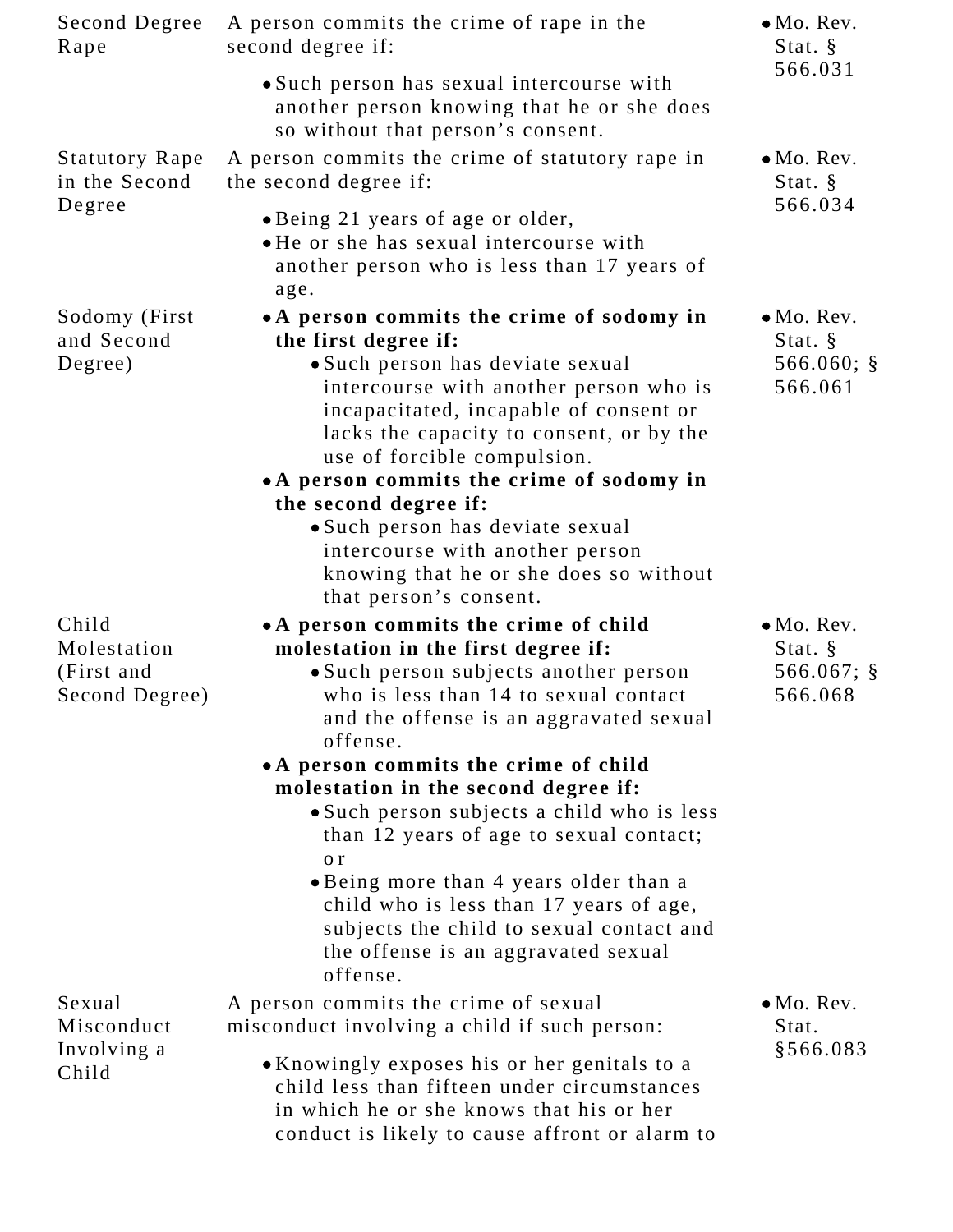| | | |
|---|---|---|
| Second Degree Rape | A person commits the crime of rape in the second degree if:<br>• Such person has sexual intercourse with another person knowing that he or she does so without that person's consent. | • Mo. Rev. Stat. § 566.031 |
| Statutory Rape in the Second Degree | A person commits the crime of statutory rape in the second degree if:<br>• Being 21 years of age or older,<br>• He or she has sexual intercourse with another person who is less than 17 years of age. | • Mo. Rev. Stat. § 566.034 |
| Sodomy (First and Second Degree) | • **A person commits the crime of sodomy in the first degree if:**<br>  • Such person has deviate sexual intercourse with another person who is incapacitated, incapable of consent or lacks the capacity to consent, or by the use of forcible compulsion.<br>• **A person commits the crime of sodomy in the second degree if:**<br>  • Such person has deviate sexual intercourse with another person knowing that he or she does so without that person's consent. | • Mo. Rev. Stat. § 566.060; § 566.061 |
| Child Molestation (First and Second Degree) | • **A person commits the crime of child molestation in the first degree if:**<br>  • Such person subjects another person who is less than 14 to sexual contact and the offense is an aggravated sexual offense.<br>• **A person commits the crime of child molestation in the second degree if:**<br>  • Such person subjects a child who is less than 12 years of age to sexual contact; or<br>  • Being more than 4 years older than a child who is less than 17 years of age, subjects the child to sexual contact and the offense is an aggravated sexual offense. | • Mo. Rev. Stat. § 566.067; § 566.068 |
| Sexual Misconduct Involving a Child | A person commits the crime of sexual misconduct involving a child if such person:<br>• Knowingly exposes his or her genitals to a child less than fifteen under circumstances in which he or she knows that his or her conduct is likely to cause affront or alarm to | • Mo. Rev. Stat. §566.083 |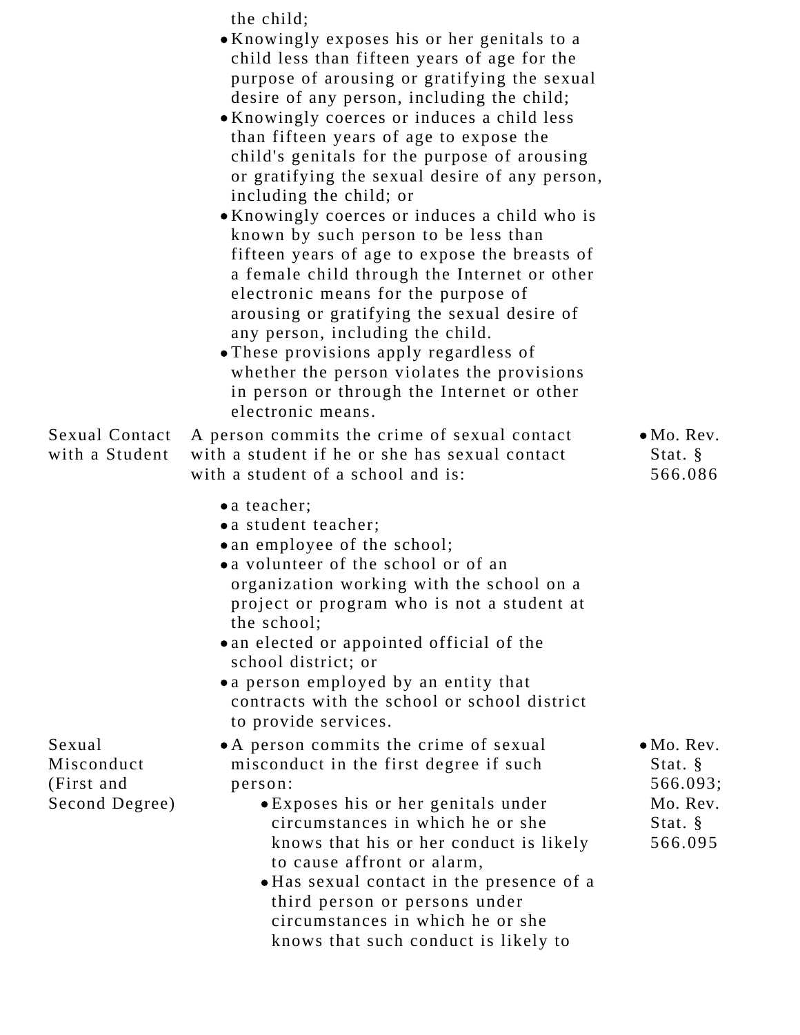| | | |
|---|---|---|
| | the child;<br>• Knowingly exposes his or her genitals to a child less than fifteen years of age for the purpose of arousing or gratifying the sexual desire of any person, including the child;<br>• Knowingly coerces or induces a child less than fifteen years of age to expose the child's genitals for the purpose of arousing or gratifying the sexual desire of any person, including the child; or<br>• Knowingly coerces or induces a child who is known by such person to be less than fifteen years of age to expose the breasts of a female child through the Internet or other electronic means for the purpose of arousing or gratifying the sexual desire of any person, including the child.<br>• These provisions apply regardless of whether the person violates the provisions in person or through the Internet or other electronic means. | |
| Sexual Contact with a Student | A person commits the crime of sexual contact with a student if he or she has sexual contact with a student of a school and is:<br>• a teacher;<br>• a student teacher;<br>• an employee of the school;<br>• a volunteer of the school or of an organization working with the school on a project or program who is not a student at the school;<br>• an elected or appointed official of the school district; or<br>• a person employed by an entity that contracts with the school or school district to provide services. | • Mo. Rev. Stat. § 566.086 |
| Sexual Misconduct (First and Second Degree) | • A person commits the crime of sexual misconduct in the first degree if such person:<br>  • Exposes his or her genitals under circumstances in which he or she knows that his or her conduct is likely to cause affront or alarm,<br>  • Has sexual contact in the presence of a third person or persons under circumstances in which he or she knows that such conduct is likely to | • Mo. Rev. Stat. § 566.093; Mo. Rev. Stat. § 566.095 |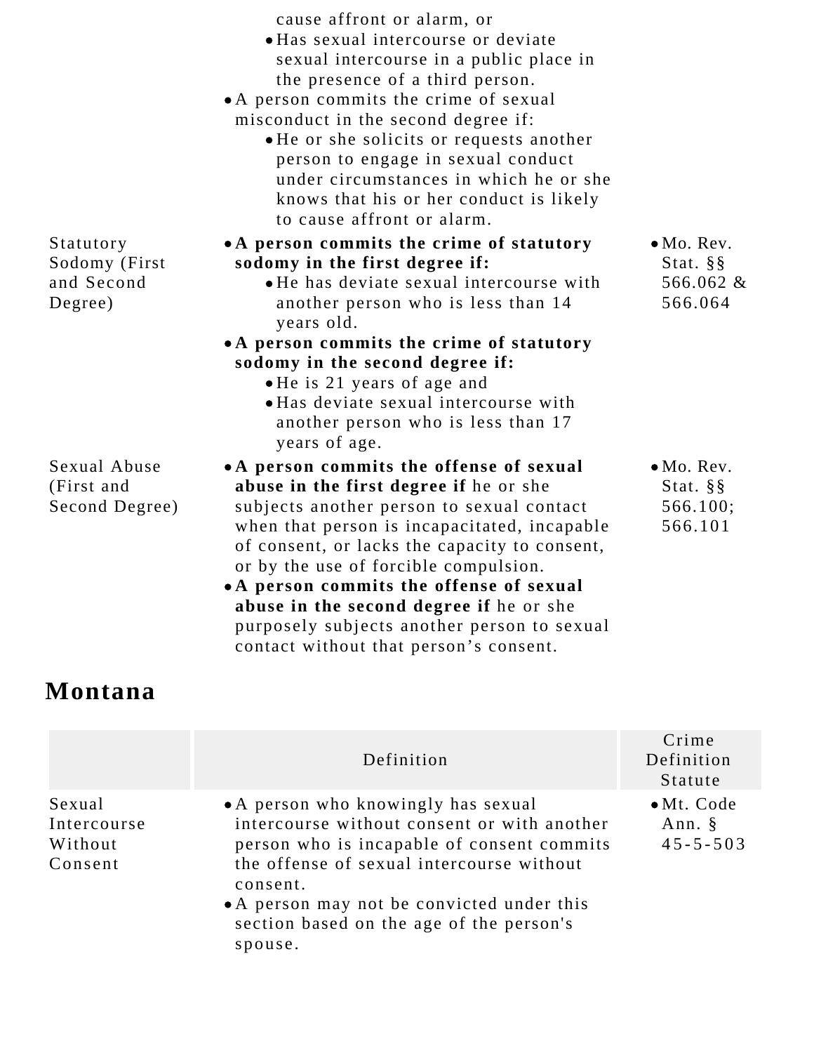| | | |
|---|---|---|
| | cause affront or alarm, or<br>• Has sexual intercourse or deviate sexual intercourse in a public place in the presence of a third person.<br>• A person commits the crime of sexual misconduct in the second degree if:<br>• He or she solicits or requests another person to engage in sexual conduct under circumstances in which he or she knows that his or her conduct is likely to cause affront or alarm. | |
| Statutory Sodomy (First and Second Degree) | • **A person commits the crime of statutory sodomy in the first degree if:**<br>• He has deviate sexual intercourse with another person who is less than 14 years old.<br>• **A person commits the crime of statutory sodomy in the second degree if:**<br>• He is 21 years of age and<br>• Has deviate sexual intercourse with another person who is less than 17 years of age. | • Mo. Rev. Stat. §§ 566.062 & 566.064 |
| Sexual Abuse (First and Second Degree) | • **A person commits the offense of sexual abuse in the first degree if** he or she subjects another person to sexual contact when that person is incapacitated, incapable of consent, or lacks the capacity to consent, or by the use of forcible compulsion.<br>• **A person commits the offense of sexual abuse in the second degree if** he or she purposely subjects another person to sexual contact without that person's consent. | • Mo. Rev. Stat. §§ 566.100; 566.101 |

## Montana

| | Definition | Crime Definition Statute |
|---|---|---|
| Sexual Intercourse Without Consent | • A person who knowingly has sexual intercourse without consent or with another person who is incapable of consent commits the offense of sexual intercourse without consent.<br>• A person may not be convicted under this section based on the age of the person's spouse. | • Mt. Code Ann. § 45-5-503 |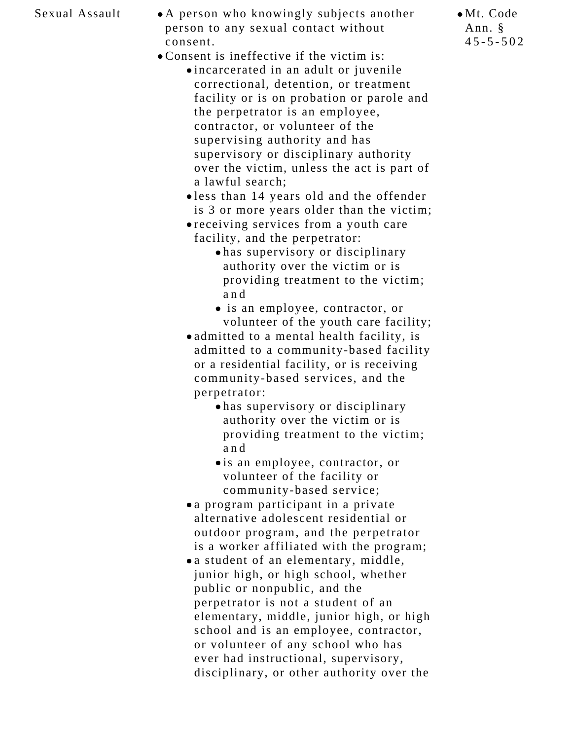| | | |
|---|---|---|
| Sexual Assault | • A person who knowingly subjects another person to any sexual contact without consent.<br>• Consent is ineffective if the victim is:<br>  • incarcerated in an adult or juvenile correctional, detention, or treatment facility or is on probation or parole and the perpetrator is an employee, contractor, or volunteer of the supervising authority and has supervisory or disciplinary authority over the victim, unless the act is part of a lawful search;<br>  • less than 14 years old and the offender is 3 or more years older than the victim;<br>  • receiving services from a youth care facility, and the perpetrator:<br>    • has supervisory or disciplinary authority over the victim or is providing treatment to the victim; and<br>    • is an employee, contractor, or volunteer of the youth care facility;<br>  • admitted to a mental health facility, is admitted to a community-based facility or a residential facility, or is receiving community-based services, and the perpetrator:<br>    • has supervisory or disciplinary authority over the victim or is providing treatment to the victim; and<br>    • is an employee, contractor, or volunteer of the facility or community-based service;<br>  • a program participant in a private alternative adolescent residential or outdoor program, and the perpetrator is a worker affiliated with the program;<br>  • a student of an elementary, middle, junior high, or high school, whether public or nonpublic, and the perpetrator is not a student of an elementary, middle, junior high, or high school and is an employee, contractor, or volunteer of any school who has ever had instructional, supervisory, disciplinary, or other authority over the | • Mt. Code Ann. § 45-5-502 |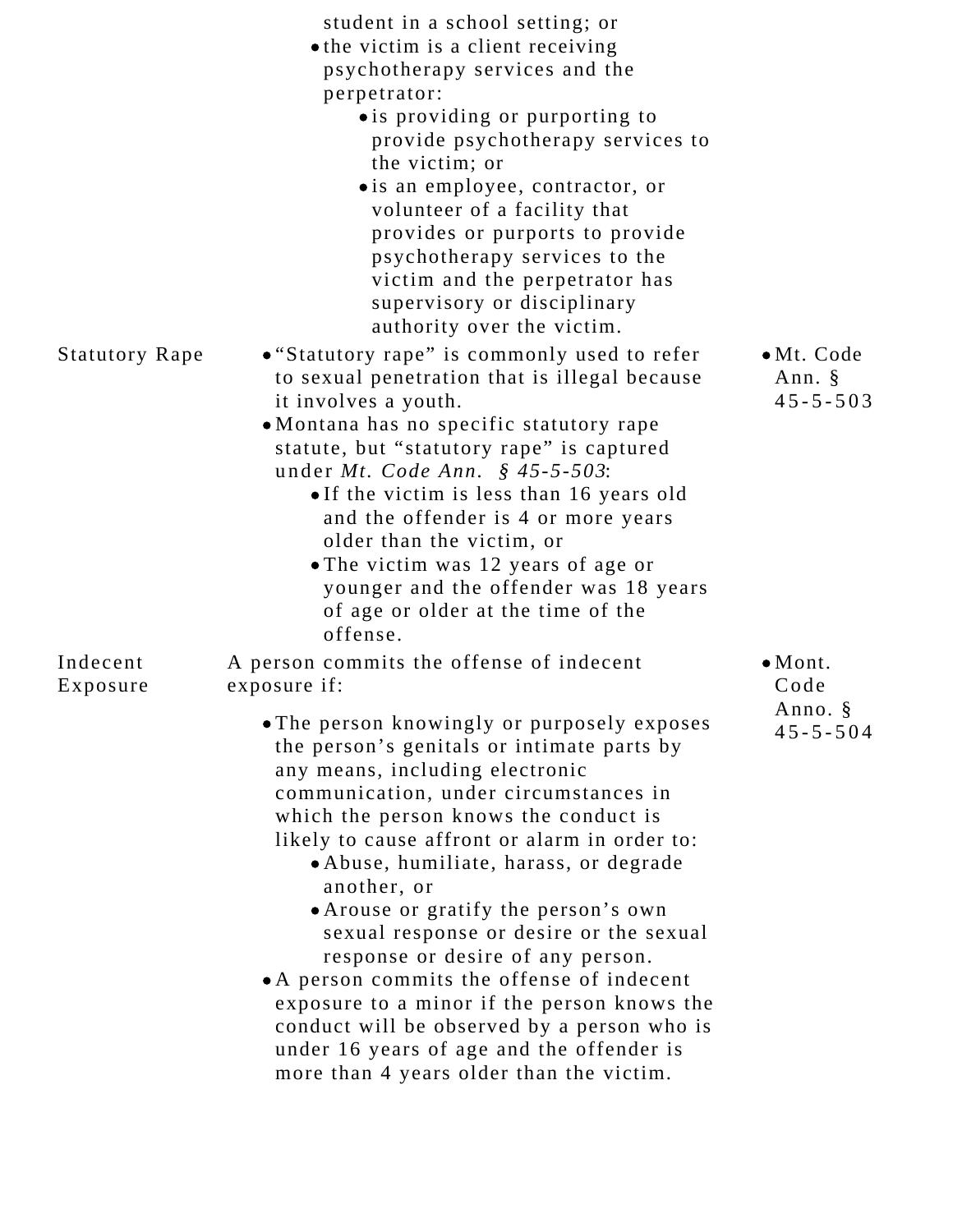| | | |
|---|---|---|
| | student in a school setting; or<br>• the victim is a client receiving psychotherapy services and the perpetrator:<br>  • is providing or purporting to provide psychotherapy services to the victim; or<br>  • is an employee, contractor, or volunteer of a facility that provides or purports to provide psychotherapy services to the victim and the perpetrator has supervisory or disciplinary authority over the victim. | |
| Statutory Rape | • "Statutory rape" is commonly used to refer to sexual penetration that is illegal because it involves a youth.<br>• Montana has no specific statutory rape statute, but "statutory rape" is captured under *Mt. Code Ann. § 45-5-503*:<br>  • If the victim is less than 16 years old and the offender is 4 or more years older than the victim, or<br>  • The victim was 12 years of age or younger and the offender was 18 years of age or older at the time of the offense. | • Mt. Code Ann. § 45-5-503 |
| Indecent Exposure | A person commits the offense of indecent exposure if:<br>• The person knowingly or purposely exposes the person's genitals or intimate parts by any means, including electronic communication, under circumstances in which the person knows the conduct is likely to cause affront or alarm in order to:<br>  • Abuse, humiliate, harass, or degrade another, or<br>  • Arouse or gratify the person's own sexual response or desire or the sexual response or desire of any person.<br>• A person commits the offense of indecent exposure to a minor if the person knows the conduct will be observed by a person who is under 16 years of age and the offender is more than 4 years older than the victim. | • Mont. Code Anno. § 45-5-504 |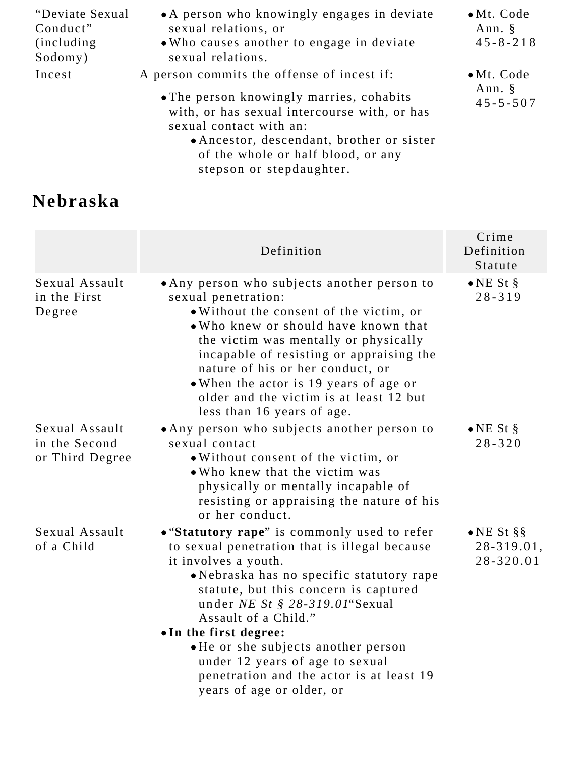| | | |
|---|---|---|
| "Deviate Sexual Conduct" (including Sodomy) | • A person who knowingly engages in deviate sexual relations, or<br>• Who causes another to engage in deviate sexual relations. | • Mt. Code Ann. § 45-8-218 |
| Incest | A person commits the offense of incest if:<br>• The person knowingly marries, cohabits with, or has sexual intercourse with, or has sexual contact with an:<br>  • Ancestor, descendant, brother or sister of the whole or half blood, or any stepson or stepdaughter. | • Mt. Code Ann. § 45-5-507 |

## Nebraska

| | Definition | Crime Definition Statute |
|---|---|---|
| Sexual Assault in the First Degree | • Any person who subjects another person to sexual penetration:<br>  • Without the consent of the victim, or<br>  • Who knew or should have known that the victim was mentally or physically incapable of resisting or appraising the nature of his or her conduct, or<br>  • When the actor is 19 years of age or older and the victim is at least 12 but less than 16 years of age. | • NE St § 28-319 |
| Sexual Assault in the Second or Third Degree | • Any person who subjects another person to sexual contact<br>  • Without consent of the victim, or<br>  • Who knew that the victim was physically or mentally incapable of resisting or appraising the nature of his or her conduct. | • NE St § 28-320 |
| Sexual Assault of a Child | • "**Statutory rape**" is commonly used to refer to sexual penetration that is illegal because it involves a youth.<br>  • Nebraska has no specific statutory rape statute, but this concern is captured under *NE St § 28-319.01*"Sexual Assault of a Child."<br>• **In the first degree:**<br>  • He or she subjects another person under 12 years of age to sexual penetration and the actor is at least 19 years of age or older, or | • NE St §§ 28-319.01, 28-320.01 |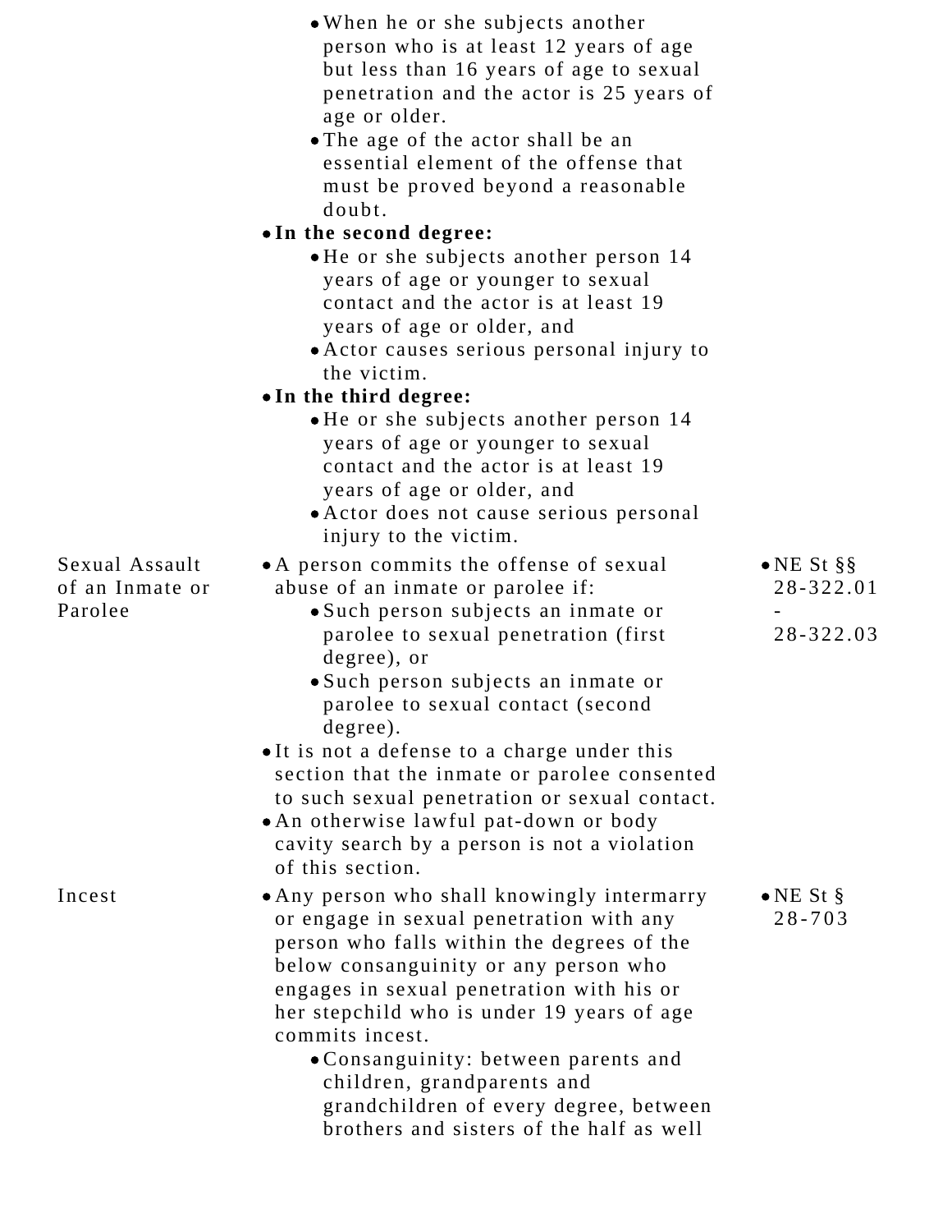| | | |
|---|---|---|
| | • When he or she subjects another person who is at least 12 years of age but less than 16 years of age to sexual penetration and the actor is 25 years of age or older.<br>• The age of the actor shall be an essential element of the offense that must be proved beyond a reasonable doubt.<br>• **In the second degree:**<br>  • He or she subjects another person 14 years of age or younger to sexual contact and the actor is at least 19 years of age or older, and<br>  • Actor causes serious personal injury to the victim.<br>• **In the third degree:**<br>  • He or she subjects another person 14 years of age or younger to sexual contact and the actor is at least 19 years of age or older, and<br>  • Actor does not cause serious personal injury to the victim. | |
| Sexual Assault of an Inmate or Parolee | • A person commits the offense of sexual abuse of an inmate or parolee if:<br>  • Such person subjects an inmate or parolee to sexual penetration (first degree), or<br>  • Such person subjects an inmate or parolee to sexual contact (second degree).<br>• It is not a defense to a charge under this section that the inmate or parolee consented to such sexual penetration or sexual contact.<br>• An otherwise lawful pat-down or body cavity search by a person is not a violation of this section. | • NE St §§ 28-322.01 - 28-322.03 |
| Incest | • Any person who shall knowingly intermarry or engage in sexual penetration with any person who falls within the degrees of the below consanguinity or any person who engages in sexual penetration with his or her stepchild who is under 19 years of age commits incest.<br>  • Consanguinity: between parents and children, grandparents and grandchildren of every degree, between brothers and sisters of the half as well | • NE St § 28-703 |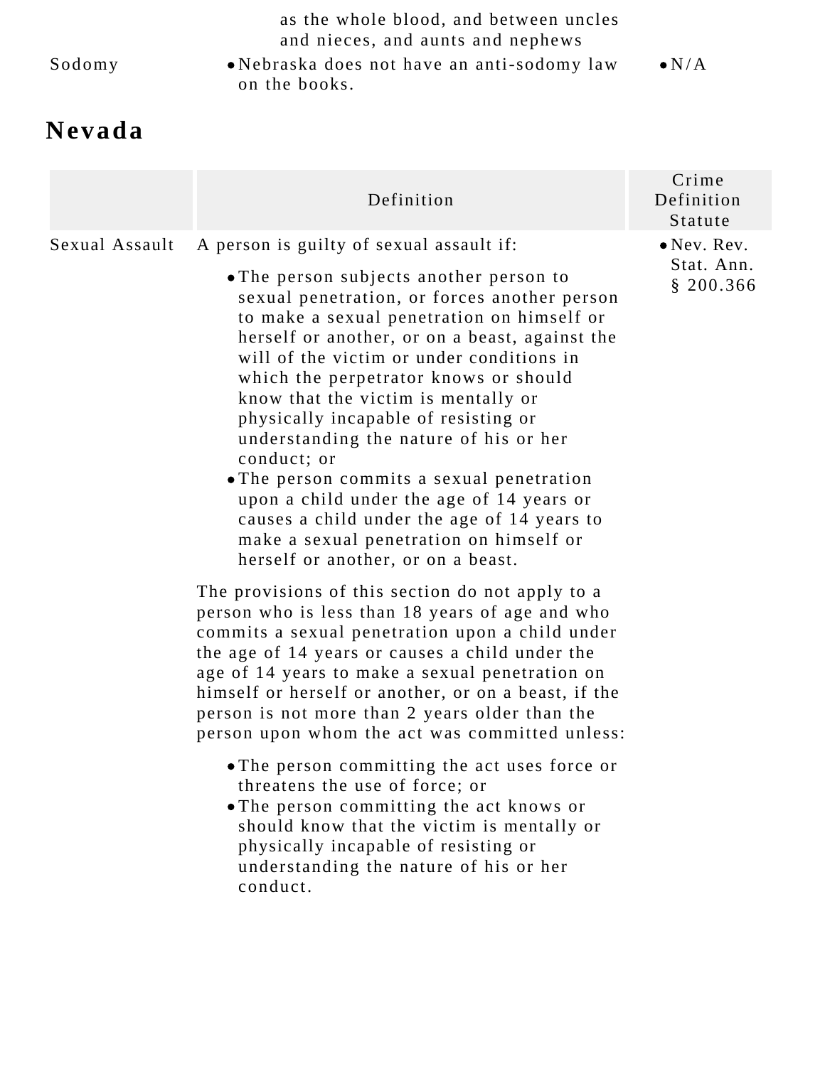| | | |
|---|---|---|
| | as the whole blood, and between uncles and nieces, and aunts and nephews | |
| Sodomy | • Nebraska does not have an anti-sodomy law on the books. | • N/A |

## Nevada

| | Definition | Crime Definition Statute |
|---|---|---|
| Sexual Assault | A person is guilty of sexual assault if:<br><br>• The person subjects another person to sexual penetration, or forces another person to make a sexual penetration on himself or herself or another, or on a beast, against the will of the victim or under conditions in which the perpetrator knows or should know that the victim is mentally or physically incapable of resisting or understanding the nature of his or her conduct; or<br>• The person commits a sexual penetration upon a child under the age of 14 years or causes a child under the age of 14 years to make a sexual penetration on himself or herself or another, or on a beast.<br><br>The provisions of this section do not apply to a person who is less than 18 years of age and who commits a sexual penetration upon a child under the age of 14 years or causes a child under the age of 14 years to make a sexual penetration on himself or herself or another, or on a beast, if the person is not more than 2 years older than the person upon whom the act was committed unless:<br><br>• The person committing the act uses force or threatens the use of force; or<br>• The person committing the act knows or should know that the victim is mentally or physically incapable of resisting or understanding the nature of his or her conduct. | • Nev. Rev. Stat. Ann. § 200.366 |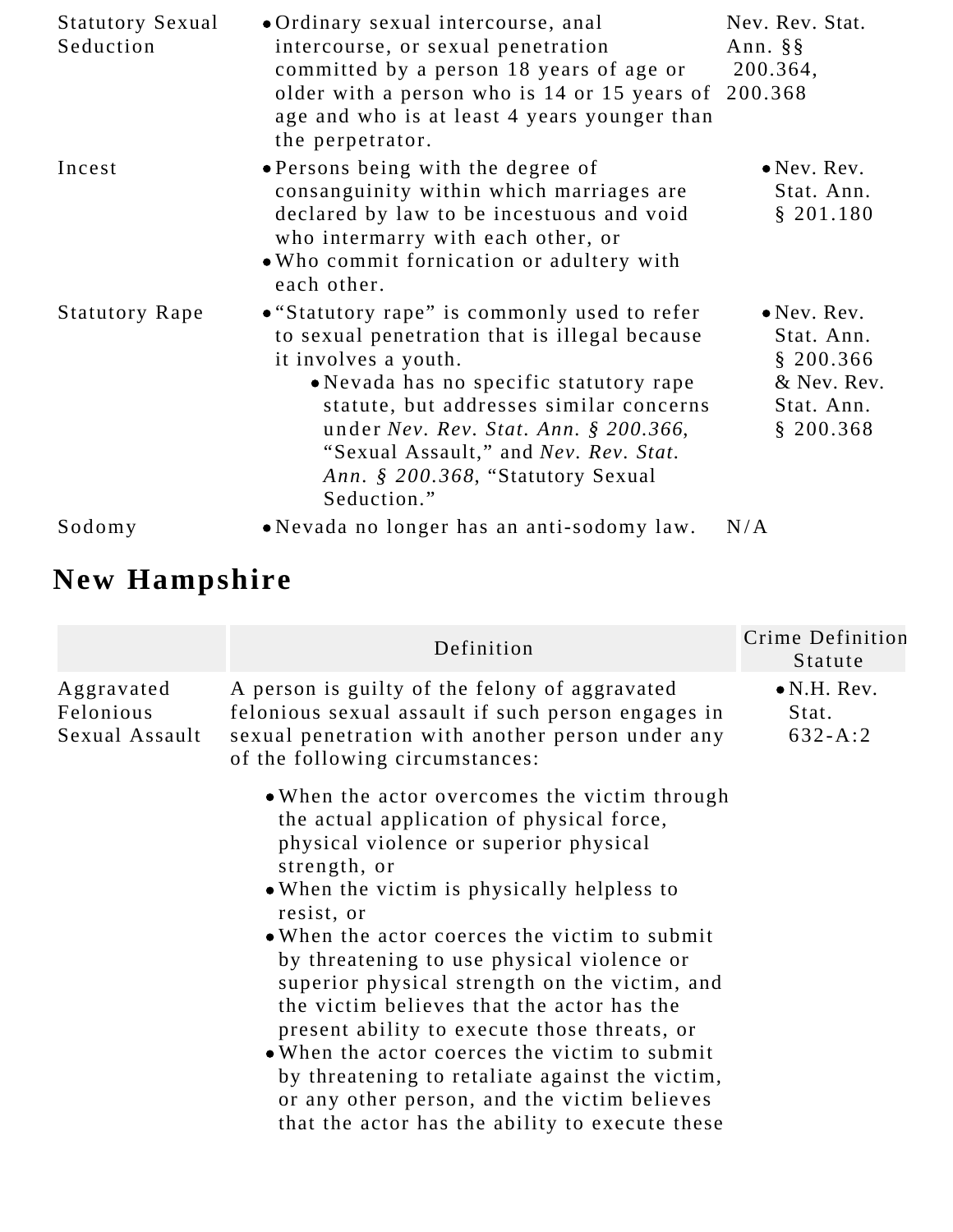| | | |
|---|---|---|
| Statutory Sexual Seduction | • Ordinary sexual intercourse, anal intercourse, or sexual penetration committed by a person 18 years of age or older with a person who is 14 or 15 years of age and who is at least 4 years younger than the perpetrator. | Nev. Rev. Stat. Ann. §§ 200.364, 200.368 |
| Incest | • Persons being with the degree of consanguinity within which marriages are declared by law to be incestuous and void who intermarry with each other, or<br>• Who commit fornication or adultery with each other. | • Nev. Rev. Stat. Ann. § 201.180 |
| Statutory Rape | • "Statutory rape" is commonly used to refer to sexual penetration that is illegal because it involves a youth.<br>  • Nevada has no specific statutory rape statute, but addresses similar concerns under *Nev. Rev. Stat. Ann. § 200.366*, "Sexual Assault," and *Nev. Rev. Stat. Ann. § 200.368*, "Statutory Sexual Seduction." | • Nev. Rev. Stat. Ann. § 200.366 & Nev. Rev. Stat. Ann. § 200.368 |
| Sodomy | • Nevada no longer has an anti-sodomy law. | N/A |

## New Hampshire

| | Definition | Crime Definition Statute |
|---|---|---|
| Aggravated Felonious Sexual Assault | A person is guilty of the felony of aggravated felonious sexual assault if such person engages in sexual penetration with another person under any of the following circumstances:<br>• When the actor overcomes the victim through the actual application of physical force, physical violence or superior physical strength, or<br>• When the victim is physically helpless to resist, or<br>• When the actor coerces the victim to submit by threatening to use physical violence or superior physical strength on the victim, and the victim believes that the actor has the present ability to execute those threats, or<br>• When the actor coerces the victim to submit by threatening to retaliate against the victim, or any other person, and the victim believes that the actor has the ability to execute these | • N.H. Rev. Stat. 632-A:2 |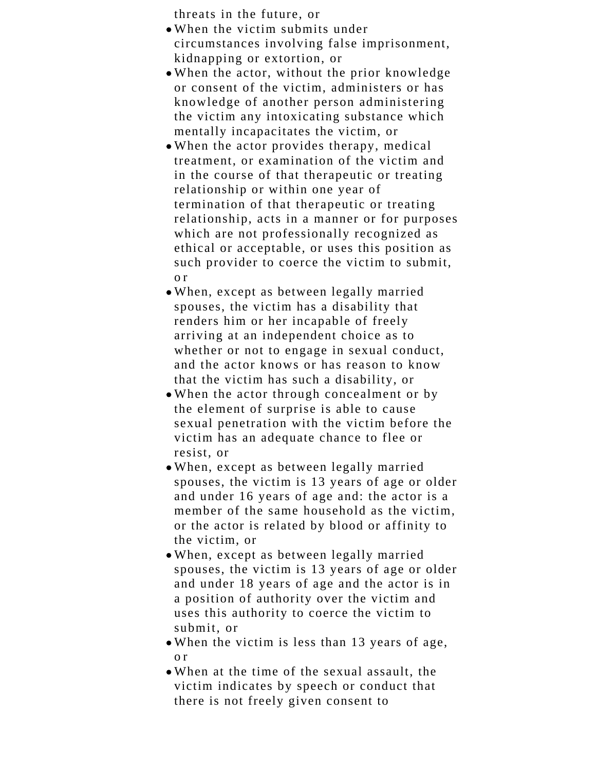threats in the future, or

- When the victim submits under circumstances involving false imprisonment, kidnapping or extortion, or
- When the actor, without the prior knowledge or consent of the victim, administers or has knowledge of another person administering the victim any intoxicating substance which mentally incapacitates the victim, or
- When the actor provides therapy, medical treatment, or examination of the victim and in the course of that therapeutic or treating relationship or within one year of termination of that therapeutic or treating relationship, acts in a manner or for purposes which are not professionally recognized as ethical or acceptable, or uses this position as such provider to coerce the victim to submit, or
- When, except as between legally married spouses, the victim has a disability that renders him or her incapable of freely arriving at an independent choice as to whether or not to engage in sexual conduct, and the actor knows or has reason to know that the victim has such a disability, or
- When the actor through concealment or by the element of surprise is able to cause sexual penetration with the victim before the victim has an adequate chance to flee or resist, or
- When, except as between legally married spouses, the victim is 13 years of age or older and under 16 years of age and: the actor is a member of the same household as the victim, or the actor is related by blood or affinity to the victim, or
- When, except as between legally married spouses, the victim is 13 years of age or older and under 18 years of age and the actor is in a position of authority over the victim and uses this authority to coerce the victim to submit, or
- When the victim is less than 13 years of age, or
- When at the time of the sexual assault, the victim indicates by speech or conduct that there is not freely given consent to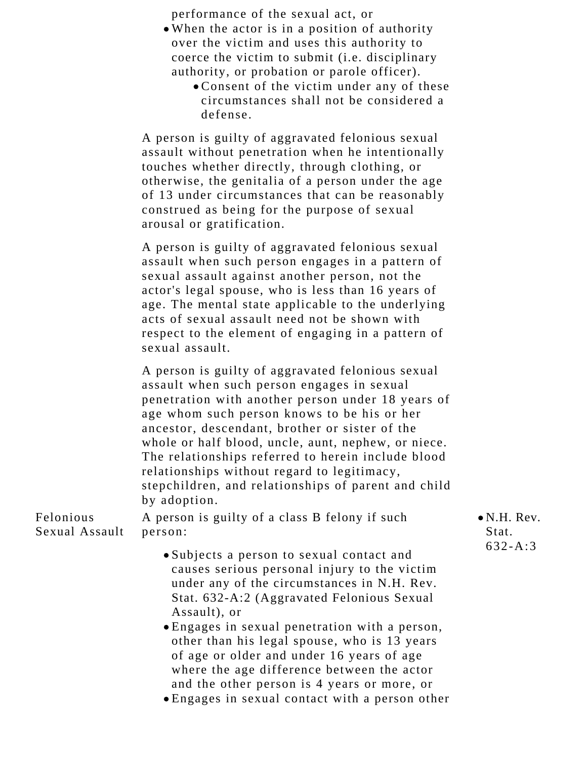| | | |
|---|---|---|
| | performance of the sexual act, or<br>• When the actor is in a position of authority over the victim and uses this authority to coerce the victim to submit (i.e. disciplinary authority, or probation or parole officer).<br>  • Consent of the victim under any of these circumstances shall not be considered a defense.<br><br>A person is guilty of aggravated felonious sexual assault without penetration when he intentionally touches whether directly, through clothing, or otherwise, the genitalia of a person under the age of 13 under circumstances that can be reasonably construed as being for the purpose of sexual arousal or gratification.<br><br>A person is guilty of aggravated felonious sexual assault when such person engages in a pattern of sexual assault against another person, not the actor's legal spouse, who is less than 16 years of age. The mental state applicable to the underlying acts of sexual assault need not be shown with respect to the element of engaging in a pattern of sexual assault.<br><br>A person is guilty of aggravated felonious sexual assault when such person engages in sexual penetration with another person under 18 years of age whom such person knows to be his or her ancestor, descendant, brother or sister of the whole or half blood, uncle, aunt, nephew, or niece. The relationships referred to herein include blood relationships without regard to legitimacy, stepchildren, and relationships of parent and child by adoption. | |
| Felonious Sexual Assault | A person is guilty of a class B felony if such person:<br><br>• Subjects a person to sexual contact and causes serious personal injury to the victim under any of the circumstances in N.H. Rev. Stat. 632-A:2 (Aggravated Felonious Sexual Assault), or<br>• Engages in sexual penetration with a person, other than his legal spouse, who is 13 years of age or older and under 16 years of age where the age difference between the actor and the other person is 4 years or more, or<br>• Engages in sexual contact with a person other | • N.H. Rev. Stat. 632-A:3 |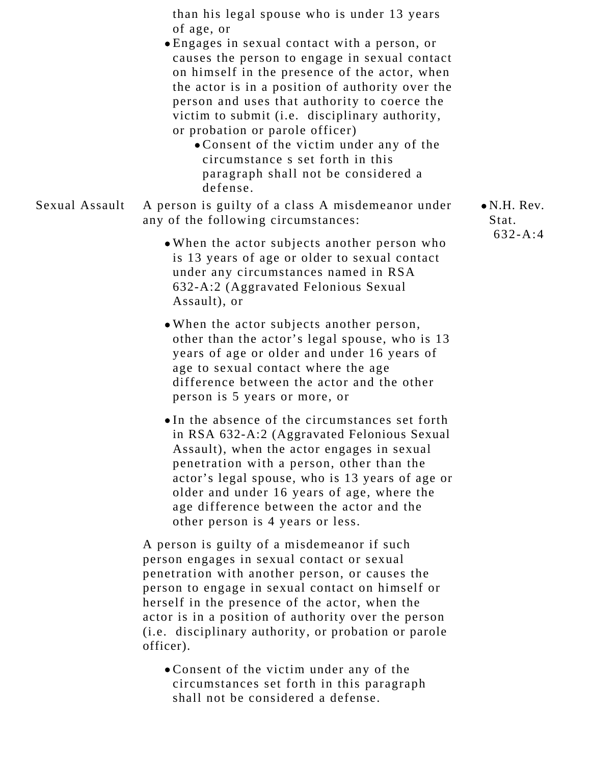| | | |
|---|---|---|
| | than his legal spouse who is under 13 years of age, or<br>• Engages in sexual contact with a person, or causes the person to engage in sexual contact on himself in the presence of the actor, when the actor is in a position of authority over the person and uses that authority to coerce the victim to submit (i.e. disciplinary authority, or probation or parole officer)<br>  • Consent of the victim under any of the circumstance s set forth in this paragraph shall not be considered a defense. | |
| Sexual Assault | A person is guilty of a class A misdemeanor under any of the following circumstances:<br>• When the actor subjects another person who is 13 years of age or older to sexual contact under any circumstances named in RSA 632-A:2 (Aggravated Felonious Sexual Assault), or<br>• When the actor subjects another person, other than the actor's legal spouse, who is 13 years of age or older and under 16 years of age to sexual contact where the age difference between the actor and the other person is 5 years or more, or<br>• In the absence of the circumstances set forth in RSA 632-A:2 (Aggravated Felonious Sexual Assault), when the actor engages in sexual penetration with a person, other than the actor's legal spouse, who is 13 years of age or older and under 16 years of age, where the age difference between the actor and the other person is 4 years or less.<br><br>A person is guilty of a misdemeanor if such person engages in sexual contact or sexual penetration with another person, or causes the person to engage in sexual contact on himself or herself in the presence of the actor, when the actor is in a position of authority over the person (i.e. disciplinary authority, or probation or parole officer).<br>• Consent of the victim under any of the circumstances set forth in this paragraph shall not be considered a defense. | • N.H. Rev. Stat. 632-A:4 |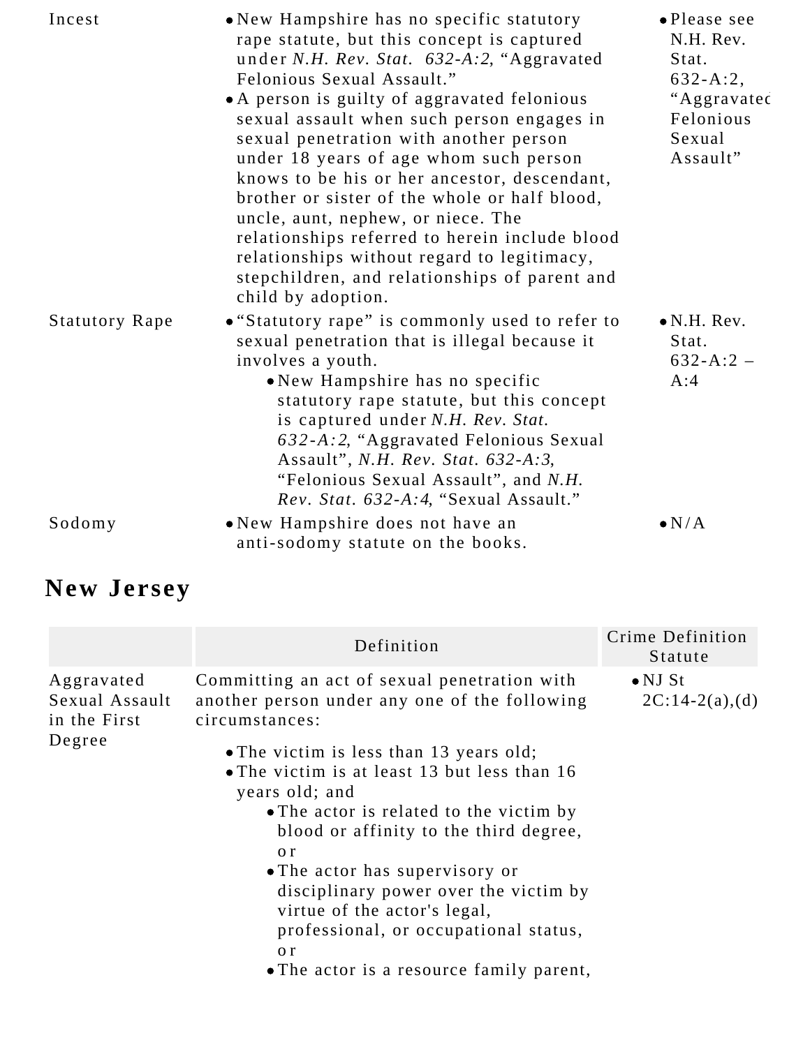| | | |
|---|---|---|
| Incest | • New Hampshire has no specific statutory rape statute, but this concept is captured under *N.H. Rev. Stat. 632-A:2*, "Aggravated Felonious Sexual Assault."<br>• A person is guilty of aggravated felonious sexual assault when such person engages in sexual penetration with another person under 18 years of age whom such person knows to be his or her ancestor, descendant, brother or sister of the whole or half blood, uncle, aunt, nephew, or niece. The relationships referred to herein include blood relationships without regard to legitimacy, stepchildren, and relationships of parent and child by adoption. | • Please see N.H. Rev. Stat. 632-A:2, "Aggravated Felonious Sexual Assault" |
| Statutory Rape | • "Statutory rape" is commonly used to refer to sexual penetration that is illegal because it involves a youth.<br>    • New Hampshire has no specific statutory rape statute, but this concept is captured under *N.H. Rev. Stat. 632-A:2*, "Aggravated Felonious Sexual Assault", *N.H. Rev. Stat. 632-A:3*, "Felonious Sexual Assault", and *N.H. Rev. Stat. 632-A:4*, "Sexual Assault." | • N.H. Rev. Stat. 632-A:2 – A:4 |
| Sodomy | • New Hampshire does not have an anti-sodomy statute on the books. | • N/A |

## New Jersey

| | Definition | Crime Definition Statute |
|---|---|---|
| Aggravated Sexual Assault in the First Degree | Committing an act of sexual penetration with another person under any one of the following circumstances:<br>• The victim is less than 13 years old;<br>• The victim is at least 13 but less than 16 years old; and<br>    • The actor is related to the victim by blood or affinity to the third degree, or<br>    • The actor has supervisory or disciplinary power over the victim by virtue of the actor's legal, professional, or occupational status, or<br>    • The actor is a resource family parent, | • NJ St 2C:14-2(a),(d) |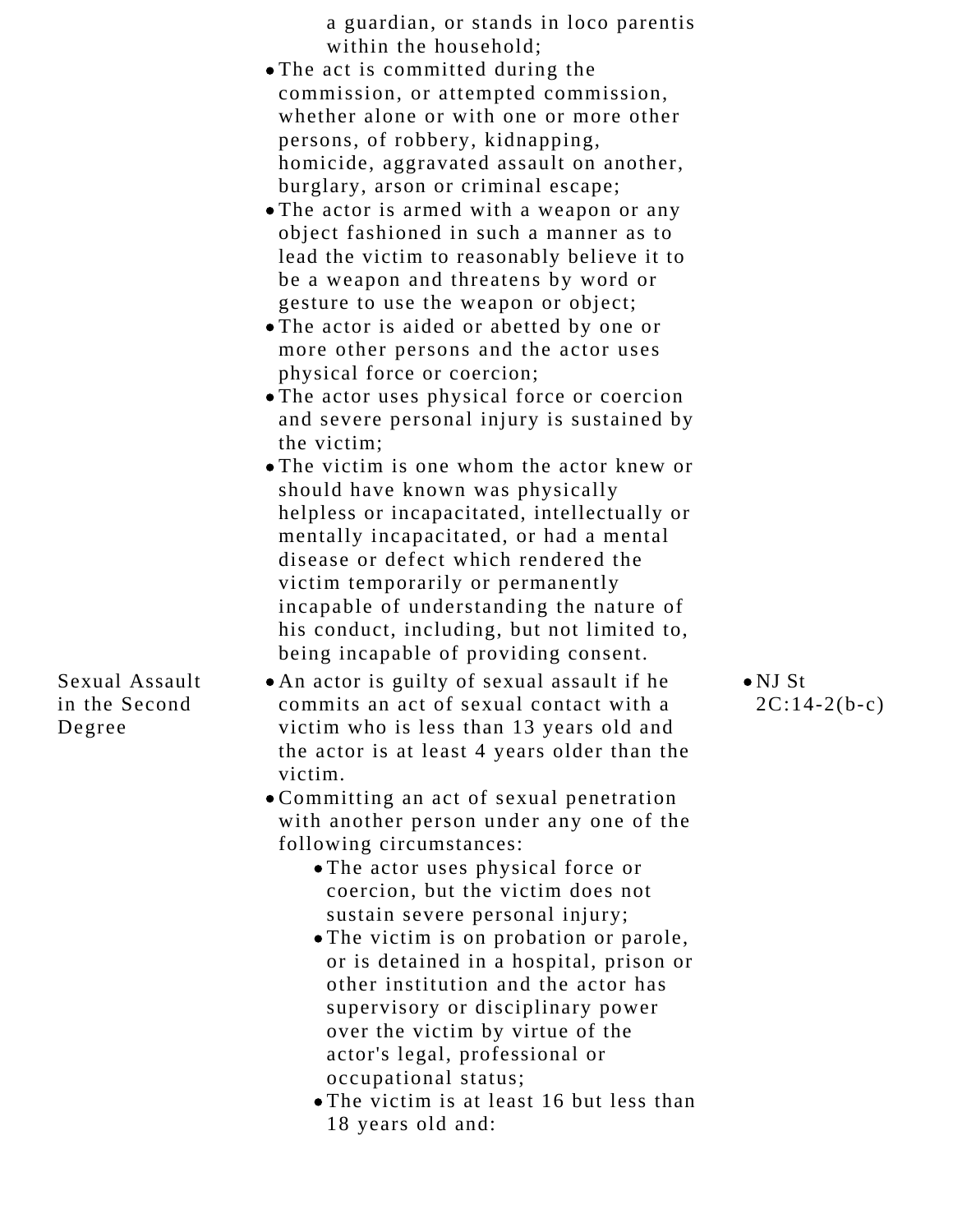| | | |
|---|---|---|
| | a guardian, or stands in loco parentis within the household;<br>• The act is committed during the commission, or attempted commission, whether alone or with one or more other persons, of robbery, kidnapping, homicide, aggravated assault on another, burglary, arson or criminal escape;<br>• The actor is armed with a weapon or any object fashioned in such a manner as to lead the victim to reasonably believe it to be a weapon and threatens by word or gesture to use the weapon or object;<br>• The actor is aided or abetted by one or more other persons and the actor uses physical force or coercion;<br>• The actor uses physical force or coercion and severe personal injury is sustained by the victim;<br>• The victim is one whom the actor knew or should have known was physically helpless or incapacitated, intellectually or mentally incapacitated, or had a mental disease or defect which rendered the victim temporarily or permanently incapable of understanding the nature of his conduct, including, but not limited to, being incapable of providing consent. | |
| Sexual Assault in the Second Degree | • An actor is guilty of sexual assault if he commits an act of sexual contact with a victim who is less than 13 years old and the actor is at least 4 years older than the victim.<br>• Committing an act of sexual penetration with another person under any one of the following circumstances:<br>&nbsp;&nbsp;&nbsp;&nbsp;• The actor uses physical force or coercion, but the victim does not sustain severe personal injury;<br>&nbsp;&nbsp;&nbsp;&nbsp;• The victim is on probation or parole, or is detained in a hospital, prison or other institution and the actor has supervisory or disciplinary power over the victim by virtue of the actor's legal, professional or occupational status;<br>&nbsp;&nbsp;&nbsp;&nbsp;• The victim is at least 16 but less than 18 years old and: | • NJ St 2C:14-2(b-c) |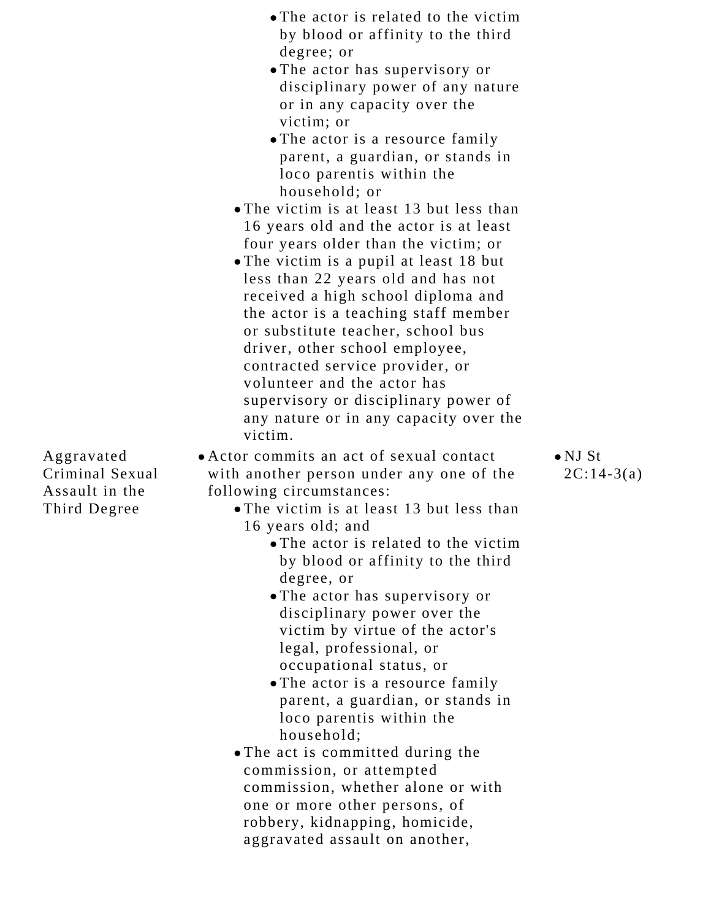| | | |
|---|---|---|
| | • The actor is related to the victim by blood or affinity to the third degree; or<br>• The actor has supervisory or disciplinary power of any nature or in any capacity over the victim; or<br>• The actor is a resource family parent, a guardian, or stands in loco parentis within the household; or<br>• The victim is at least 13 but less than 16 years old and the actor is at least four years older than the victim; or<br>• The victim is a pupil at least 18 but less than 22 years old and has not received a high school diploma and the actor is a teaching staff member or substitute teacher, school bus driver, other school employee, contracted service provider, or volunteer and the actor has supervisory or disciplinary power of any nature or in any capacity over the victim. | |
| Aggravated Criminal Sexual Assault in the Third Degree | • Actor commits an act of sexual contact with another person under any one of the following circumstances:<br>• The victim is at least 13 but less than 16 years old; and<br>• The actor is related to the victim by blood or affinity to the third degree, or<br>• The actor has supervisory or disciplinary power over the victim by virtue of the actor's legal, professional, or occupational status, or<br>• The actor is a resource family parent, a guardian, or stands in loco parentis within the household;<br>• The act is committed during the commission, or attempted commission, whether alone or with one or more other persons, of robbery, kidnapping, homicide, aggravated assault on another, | • NJ St 2C:14-3(a) |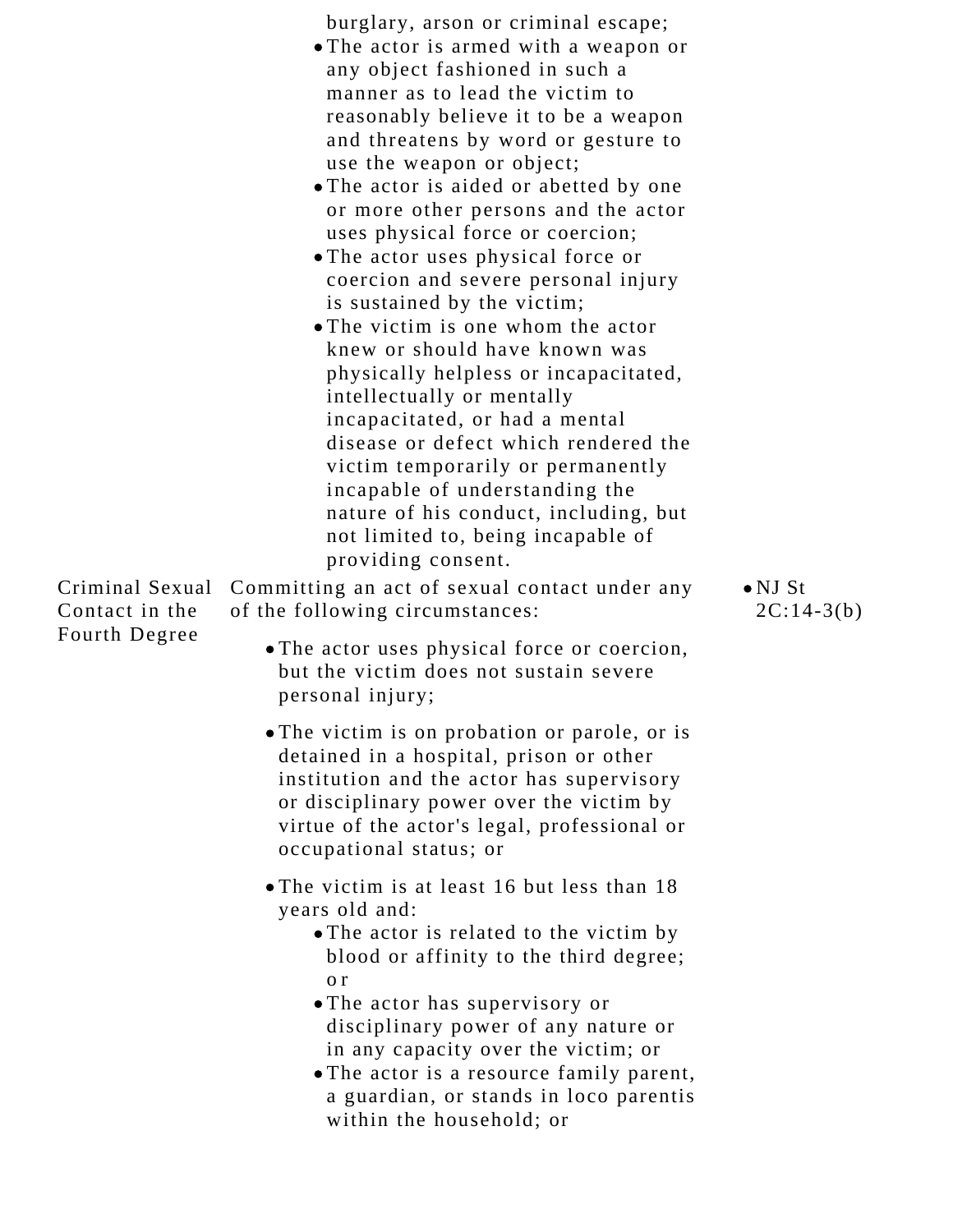| | | |
|---|---|---|
| | burglary, arson or criminal escape;<br>• The actor is armed with a weapon or any object fashioned in such a manner as to lead the victim to reasonably believe it to be a weapon and threatens by word or gesture to use the weapon or object;<br>• The actor is aided or abetted by one or more other persons and the actor uses physical force or coercion;<br>• The actor uses physical force or coercion and severe personal injury is sustained by the victim;<br>• The victim is one whom the actor knew or should have known was physically helpless or incapacitated, intellectually or mentally incapacitated, or had a mental disease or defect which rendered the victim temporarily or permanently incapable of understanding the nature of his conduct, including, but not limited to, being incapable of providing consent. | |
| Criminal Sexual Contact in the Fourth Degree | Committing an act of sexual contact under any of the following circumstances:<br>• The actor uses physical force or coercion, but the victim does not sustain severe personal injury;<br>• The victim is on probation or parole, or is detained in a hospital, prison or other institution and the actor has supervisory or disciplinary power over the victim by virtue of the actor's legal, professional or occupational status; or<br>• The victim is at least 16 but less than 18 years old and:<br>&nbsp;&nbsp;• The actor is related to the victim by blood or affinity to the third degree; or<br>&nbsp;&nbsp;• The actor has supervisory or disciplinary power of any nature or in any capacity over the victim; or<br>&nbsp;&nbsp;• The actor is a resource family parent, a guardian, or stands in loco parentis within the household; or | • NJ St 2C:14-3(b) |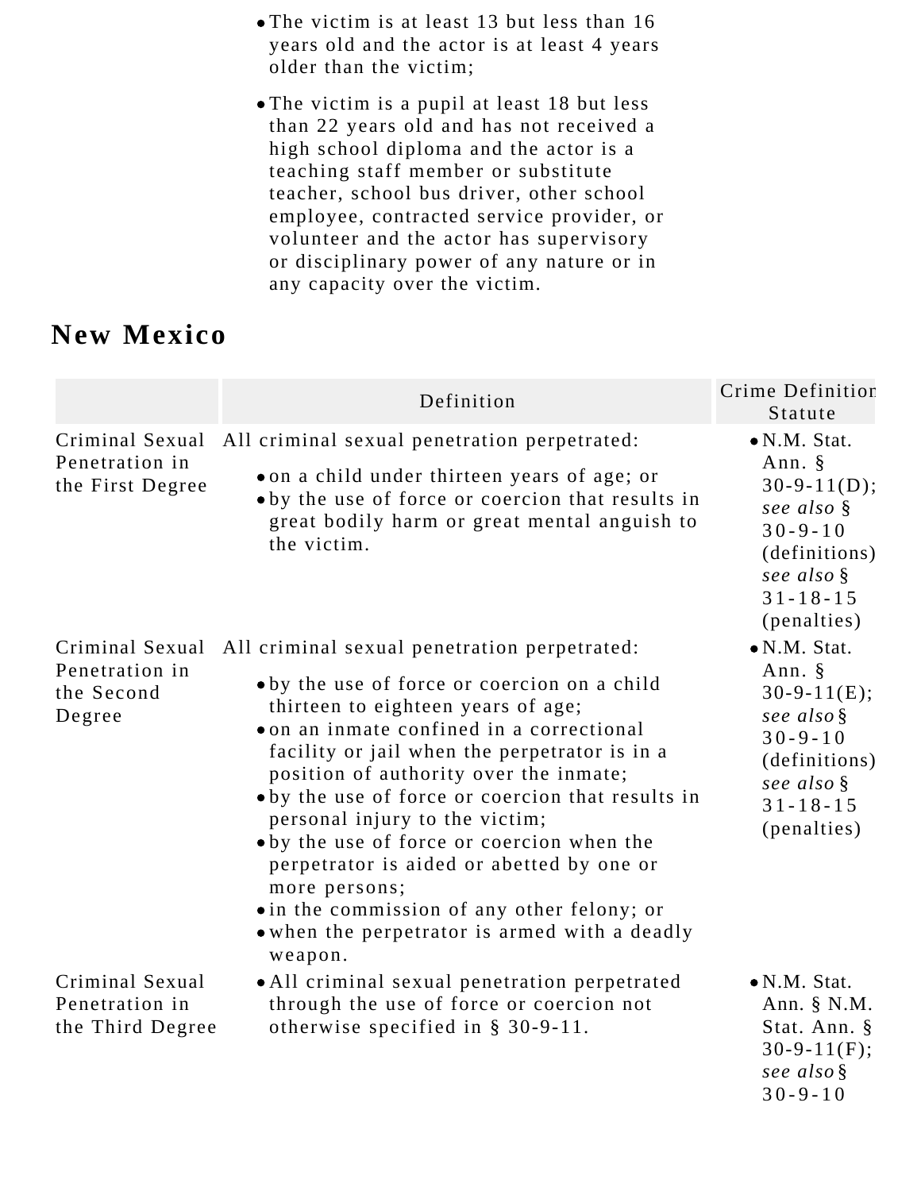- The victim is at least 13 but less than 16 years old and the actor is at least 4 years older than the victim;
- The victim is a pupil at least 18 but less than 22 years old and has not received a high school diploma and the actor is a teaching staff member or substitute teacher, school bus driver, other school employee, contracted service provider, or volunteer and the actor has supervisory or disciplinary power of any nature or in any capacity over the victim.

## New Mexico

| | Definition | Crime Definition Statute |
|---|---|---|
| Criminal Sexual Penetration in the First Degree | All criminal sexual penetration perpetrated: <br>• on a child under thirteen years of age; or <br>• by the use of force or coercion that results in great bodily harm or great mental anguish to the victim. | • N.M. Stat. Ann. § 30-9-11(D); *see also* § 30-9-10 (definitions) *see also* § 31-18-15 (penalties) |
| Criminal Sexual Penetration in the Second Degree | All criminal sexual penetration perpetrated: <br>• by the use of force or coercion on a child thirteen to eighteen years of age; <br>• on an inmate confined in a correctional facility or jail when the perpetrator is in a position of authority over the inmate; <br>• by the use of force or coercion that results in personal injury to the victim; <br>• by the use of force or coercion when the perpetrator is aided or abetted by one or more persons; <br>• in the commission of any other felony; or <br>• when the perpetrator is armed with a deadly weapon. | • N.M. Stat. Ann. § 30-9-11(E); *see also* § 30-9-10 (definitions) *see also* § 31-18-15 (penalties) |
| Criminal Sexual Penetration in the Third Degree | • All criminal sexual penetration perpetrated through the use of force or coercion not otherwise specified in § 30-9-11. | • N.M. Stat. Ann. § N.M. Stat. Ann. § 30-9-11(F); *see also* § 30-9-10 |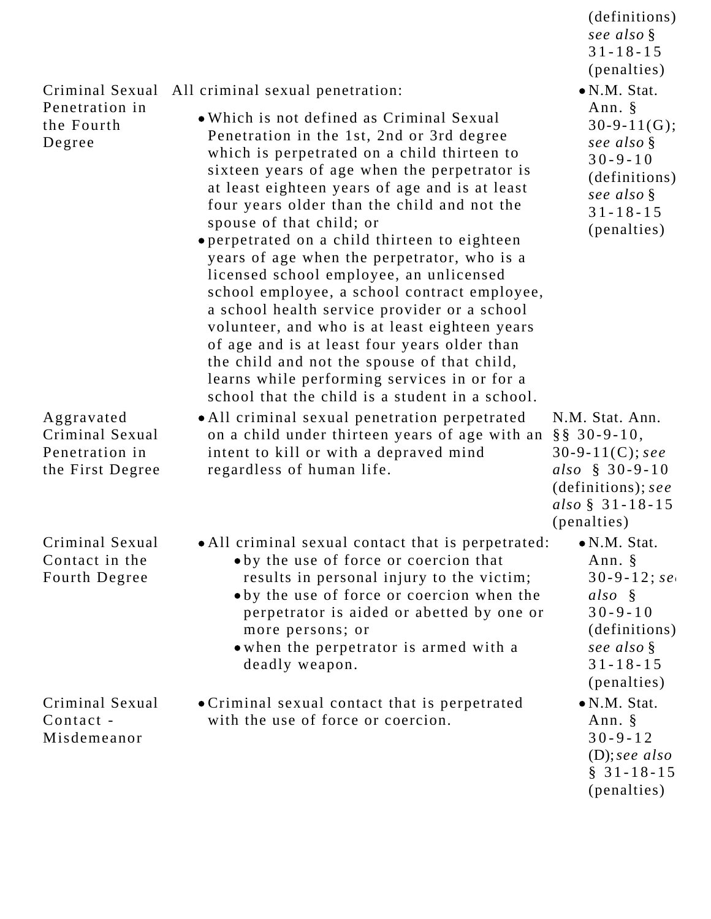| | | (definitions) *see also* § 31-18-15 (penalties) |
|---|---|---|
| Criminal Sexual Penetration in the Fourth Degree | All criminal sexual penetration: <br>• Which is not defined as Criminal Sexual Penetration in the 1st, 2nd or 3rd degree which is perpetrated on a child thirteen to sixteen years of age when the perpetrator is at least eighteen years of age and is at least four years older than the child and not the spouse of that child; or <br>• perpetrated on a child thirteen to eighteen years of age when the perpetrator, who is a licensed school employee, an unlicensed school employee, a school contract employee, a school health service provider or a school volunteer, and who is at least eighteen years of age and is at least four years older than the child and not the spouse of that child, learns while performing services in or for a school that the child is a student in a school. | • N.M. Stat. Ann. § 30-9-11(G); *see also* § 30-9-10 (definitions) *see also* § 31-18-15 (penalties) |
| Aggravated Criminal Sexual Penetration in the First Degree | • All criminal sexual penetration perpetrated on a child under thirteen years of age with an intent to kill or with a depraved mind regardless of human life. | N.M. Stat. Ann. §§ 30-9-10, 30-9-11(C); *see also* § 30-9-10 (definitions); *see also* § 31-18-15 (penalties) |
| Criminal Sexual Contact in the Fourth Degree | • All criminal sexual contact that is perpetrated: <br>  • by the use of force or coercion that results in personal injury to the victim; <br>  • by the use of force or coercion when the perpetrator is aided or abetted by one or more persons; or <br>  • when the perpetrator is armed with a deadly weapon. | • N.M. Stat. Ann. § 30-9-12; *see also* § 30-9-10 (definitions) *see also* § 31-18-15 (penalties) |
| Criminal Sexual Contact - Misdemeanor | • Criminal sexual contact that is perpetrated with the use of force or coercion. | • N.M. Stat. Ann. § 30-9-12 (D); *see also* § 31-18-15 (penalties) |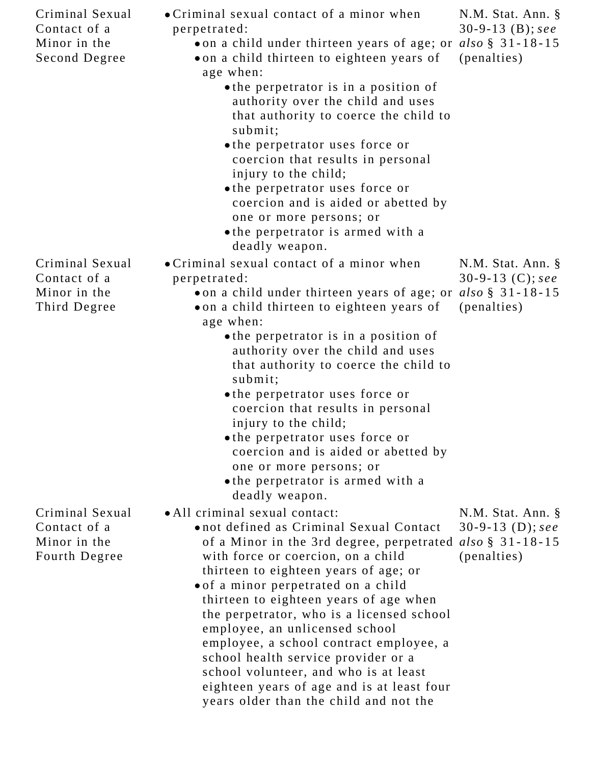| | | |
|---|---|---|
| Criminal Sexual Contact of a Minor in the Second Degree | • Criminal sexual contact of a minor when perpetrated:<br>• on a child under thirteen years of age; or<br>• on a child thirteen to eighteen years of age when:<br>• the perpetrator is in a position of authority over the child and uses that authority to coerce the child to submit;<br>• the perpetrator uses force or coercion that results in personal injury to the child;<br>• the perpetrator uses force or coercion and is aided or abetted by one or more persons; or<br>• the perpetrator is armed with a deadly weapon. | N.M. Stat. Ann. § 30-9-13 (B); *see also* § 31-18-15 (penalties) |
| Criminal Sexual Contact of a Minor in the Third Degree | • Criminal sexual contact of a minor when perpetrated:<br>• on a child under thirteen years of age; or<br>• on a child thirteen to eighteen years of age when:<br>• the perpetrator is in a position of authority over the child and uses that authority to coerce the child to submit;<br>• the perpetrator uses force or coercion that results in personal injury to the child;<br>• the perpetrator uses force or coercion and is aided or abetted by one or more persons; or<br>• the perpetrator is armed with a deadly weapon. | N.M. Stat. Ann. § 30-9-13 (C); *see also* § 31-18-15 (penalties) |
| Criminal Sexual Contact of a Minor in the Fourth Degree | • All criminal sexual contact:<br>• not defined as Criminal Sexual Contact of a Minor in the 3rd degree, perpetrated with force or coercion, on a child thirteen to eighteen years of age; or<br>• of a minor perpetrated on a child thirteen to eighteen years of age when the perpetrator, who is a licensed school employee, an unlicensed school employee, a school contract employee, a school health service provider or a school volunteer, and who is at least eighteen years of age and is at least four years older than the child and not the | N.M. Stat. Ann. § 30-9-13 (D); *see also* § 31-18-15 (penalties) |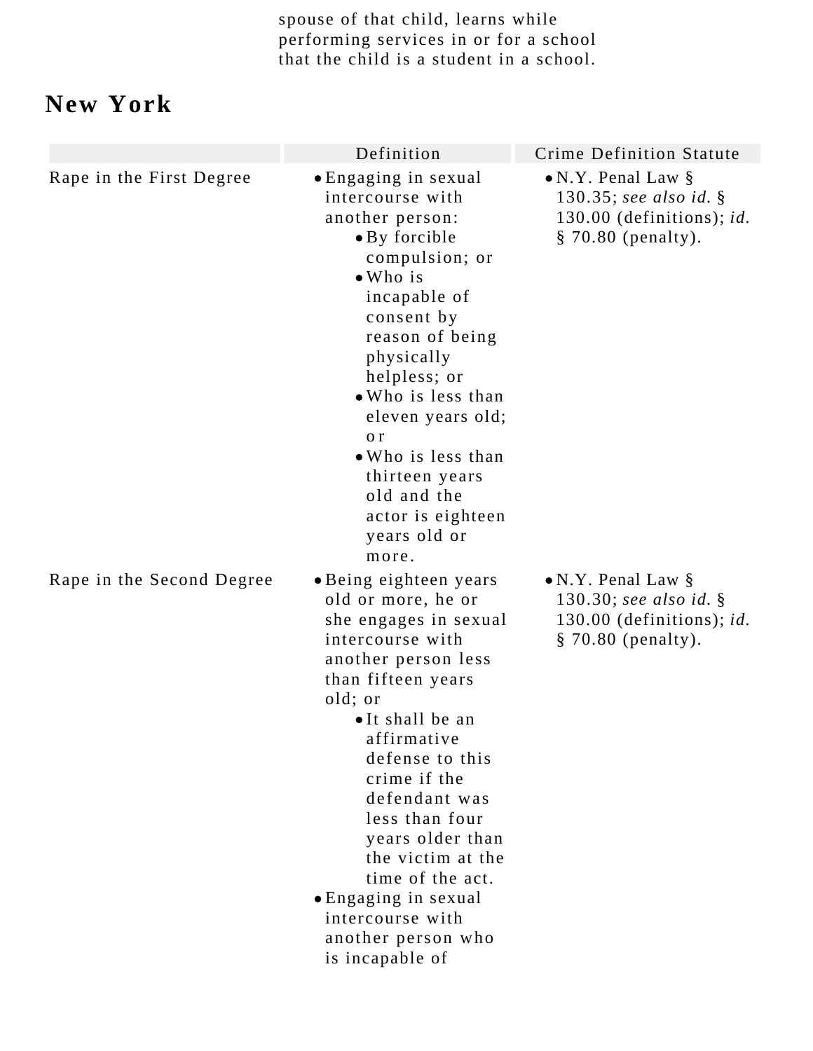spouse of that child, learns while performing services in or for a school that the child is a student in a school.

## New York

| | Definition | Crime Definition Statute |
|---|---|---|
| Rape in the First Degree | • Engaging in sexual intercourse with another person:<br>  • By forcible compulsion; or<br>  • Who is incapable of consent by reason of being physically helpless; or<br>  • Who is less than eleven years old; or<br>  • Who is less than thirteen years old and the actor is eighteen years old or more. | • N.Y. Penal Law § 130.35; *see also id.* § 130.00 (definitions); *id.* § 70.80 (penalty). |
| Rape in the Second Degree | • Being eighteen years old or more, he or she engages in sexual intercourse with another person less than fifteen years old; or<br>  • It shall be an affirmative defense to this crime if the defendant was less than four years older than the victim at the time of the act.<br>• Engaging in sexual intercourse with another person who is incapable of | • N.Y. Penal Law § 130.30; *see also id.* § 130.00 (definitions); *id.* § 70.80 (penalty). |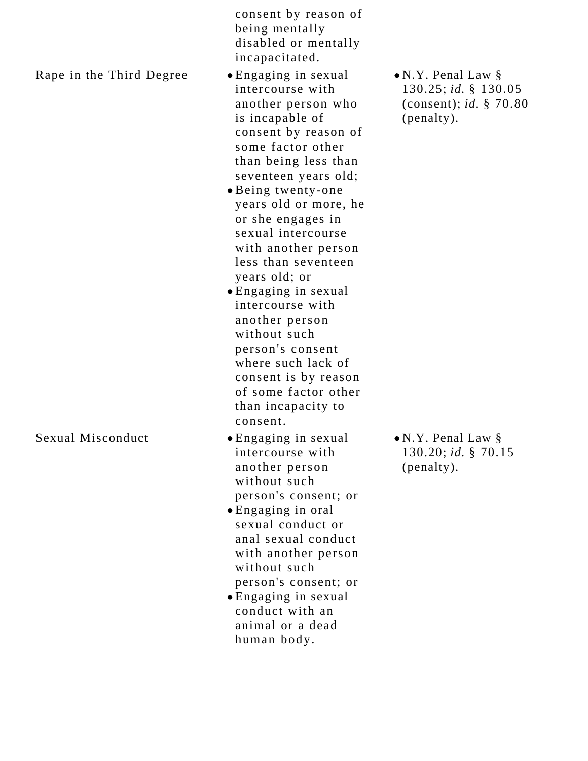| | | |
|---|---|---|
| | consent by reason of being mentally disabled or mentally incapacitated. | |
| Rape in the Third Degree | • Engaging in sexual intercourse with another person who is incapable of consent by reason of some factor other than being less than seventeen years old;<br>• Being twenty-one years old or more, he or she engages in sexual intercourse with another person less than seventeen years old; or<br>• Engaging in sexual intercourse with another person without such person's consent where such lack of consent is by reason of some factor other than incapacity to consent. | • N.Y. Penal Law § 130.25; *id.* § 130.05 (consent); *id.* § 70.80 (penalty). |
| Sexual Misconduct | • Engaging in sexual intercourse with another person without such person's consent; or<br>• Engaging in oral sexual conduct or anal sexual conduct with another person without such person's consent; or<br>• Engaging in sexual conduct with an animal or a dead human body. | • N.Y. Penal Law § 130.20; *id.* § 70.15 (penalty). |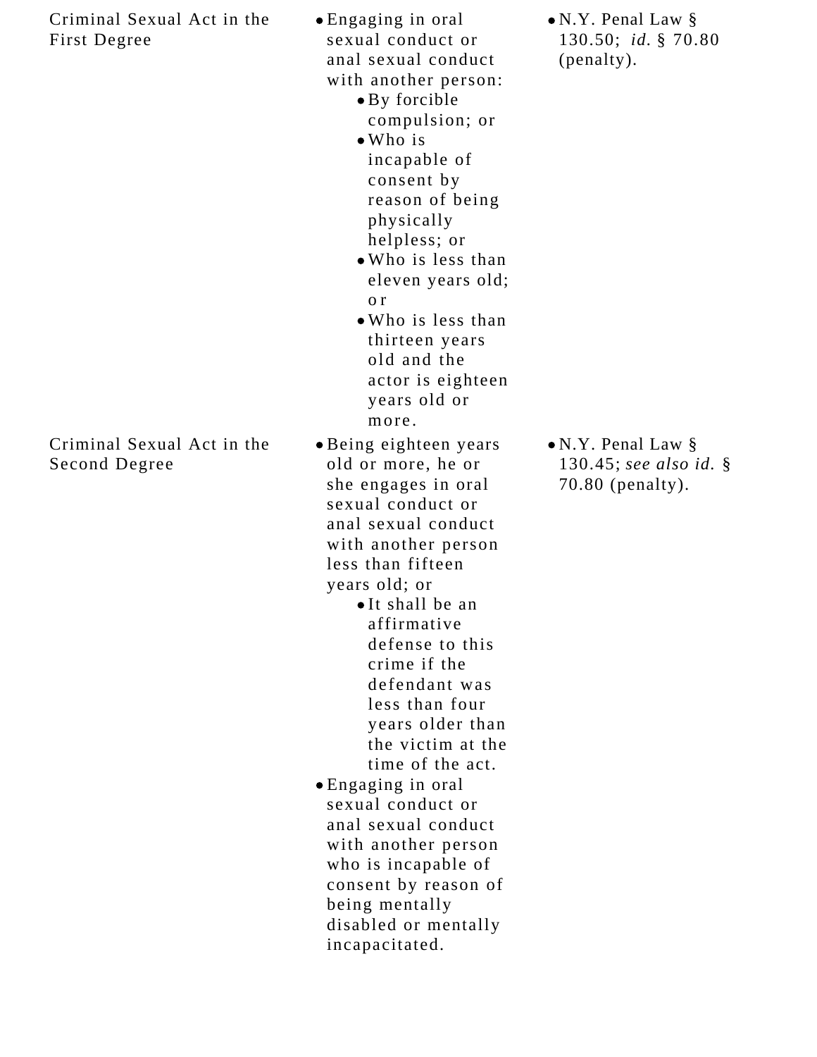| Criminal Sexual Act in the First Degree | • Engaging in oral sexual conduct or anal sexual conduct with another person:<br>  ◦ By forcible compulsion; or<br>  ◦ Who is incapable of consent by reason of being physically helpless; or<br>  ◦ Who is less than eleven years old; or<br>  ◦ Who is less than thirteen years old and the actor is eighteen years old or more. | • N.Y. Penal Law § 130.50; *id.* § 70.80 (penalty). |
|---|---|---|
| Criminal Sexual Act in the Second Degree | • Being eighteen years old or more, he or she engages in oral sexual conduct or anal sexual conduct with another person less than fifteen years old; or<br>  ◦ It shall be an affirmative defense to this crime if the defendant was less than four years older than the victim at the time of the act.<br>• Engaging in oral sexual conduct or anal sexual conduct with another person who is incapable of consent by reason of being mentally disabled or mentally incapacitated. | • N.Y. Penal Law § 130.45; *see also id.* § 70.80 (penalty). |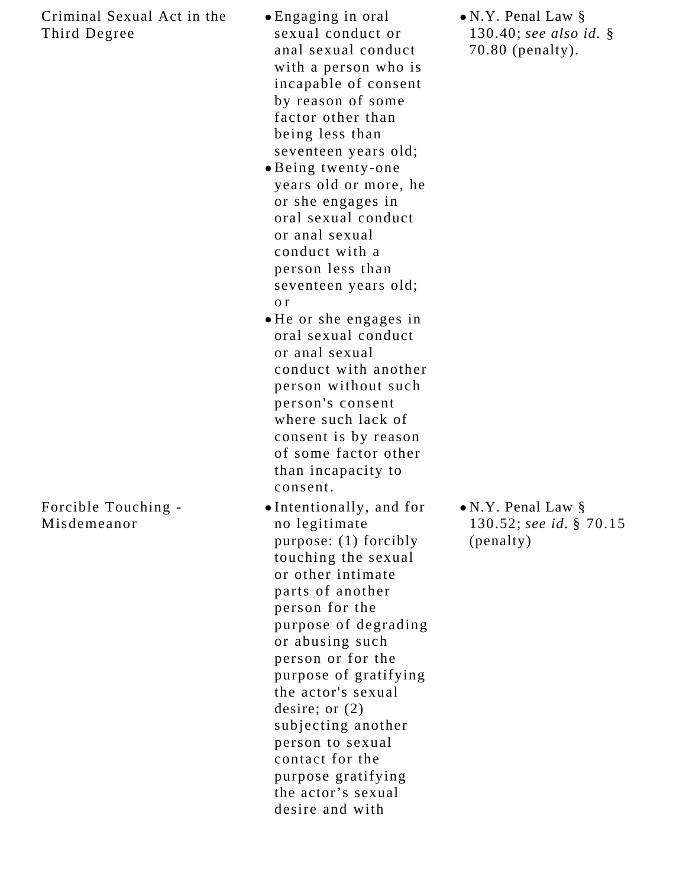| | | |
|---|---|---|
| Criminal Sexual Act in the Third Degree | • Engaging in oral sexual conduct or anal sexual conduct with a person who is incapable of consent by reason of some factor other than being less than seventeen years old;<br>• Being twenty-one years old or more, he or she engages in oral sexual conduct or anal sexual conduct with a person less than seventeen years old; or<br>• He or she engages in oral sexual conduct or anal sexual conduct with another person without such person's consent where such lack of consent is by reason of some factor other than incapacity to consent. | • N.Y. Penal Law § 130.40; *see also id.* § 70.80 (penalty). |
| Forcible Touching - Misdemeanor | • Intentionally, and for no legitimate purpose: (1) forcibly touching the sexual or other intimate parts of another person for the purpose of degrading or abusing such person or for the purpose of gratifying the actor's sexual desire; or (2) subjecting another person to sexual contact for the purpose gratifying the actor's sexual desire and with | • N.Y. Penal Law § 130.52; *see id.* § 70.15 (penalty) |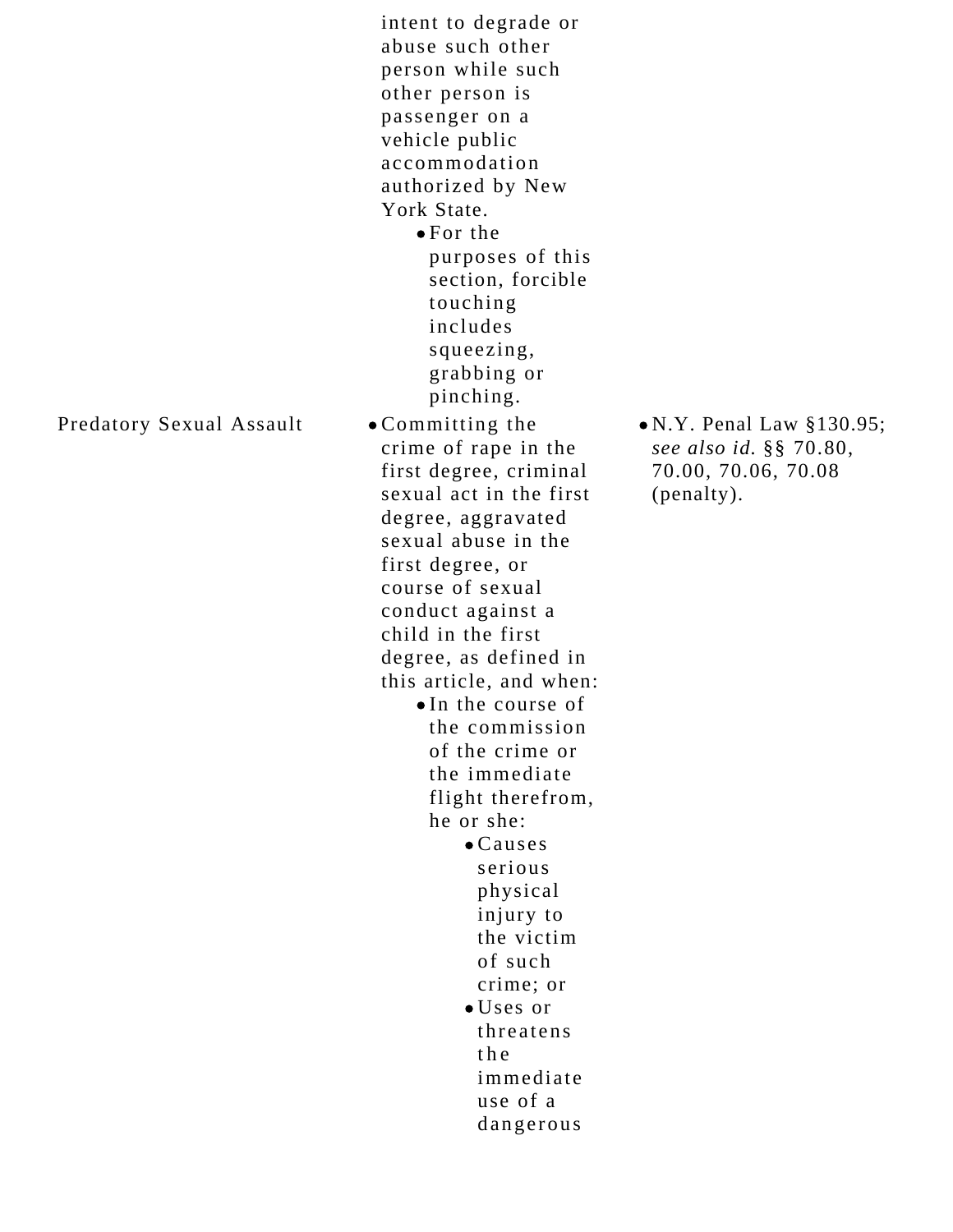| | | |
|---|---|---|
| | intent to degrade or abuse such other person while such other person is passenger on a vehicle public accommodation authorized by New York State. <ul><li>For the purposes of this section, forcible touching includes squeezing, grabbing or pinching.</li></ul> | |
| Predatory Sexual Assault | <ul><li>Committing the crime of rape in the first degree, criminal sexual act in the first degree, aggravated sexual abuse in the first degree, or course of sexual conduct against a child in the first degree, as defined in this article, and when: <ul><li>In the course of the commission of the crime or the immediate flight therefrom, he or she: <ul><li>Causes serious physical injury to the victim of such crime; or</li><li>Uses or threatens the immediate use of a dangerous</li></ul></li></ul></li></ul> | <ul><li>N.Y. Penal Law §130.95; *see also id.* §§ 70.80, 70.00, 70.06, 70.08 (penalty).</li></ul> |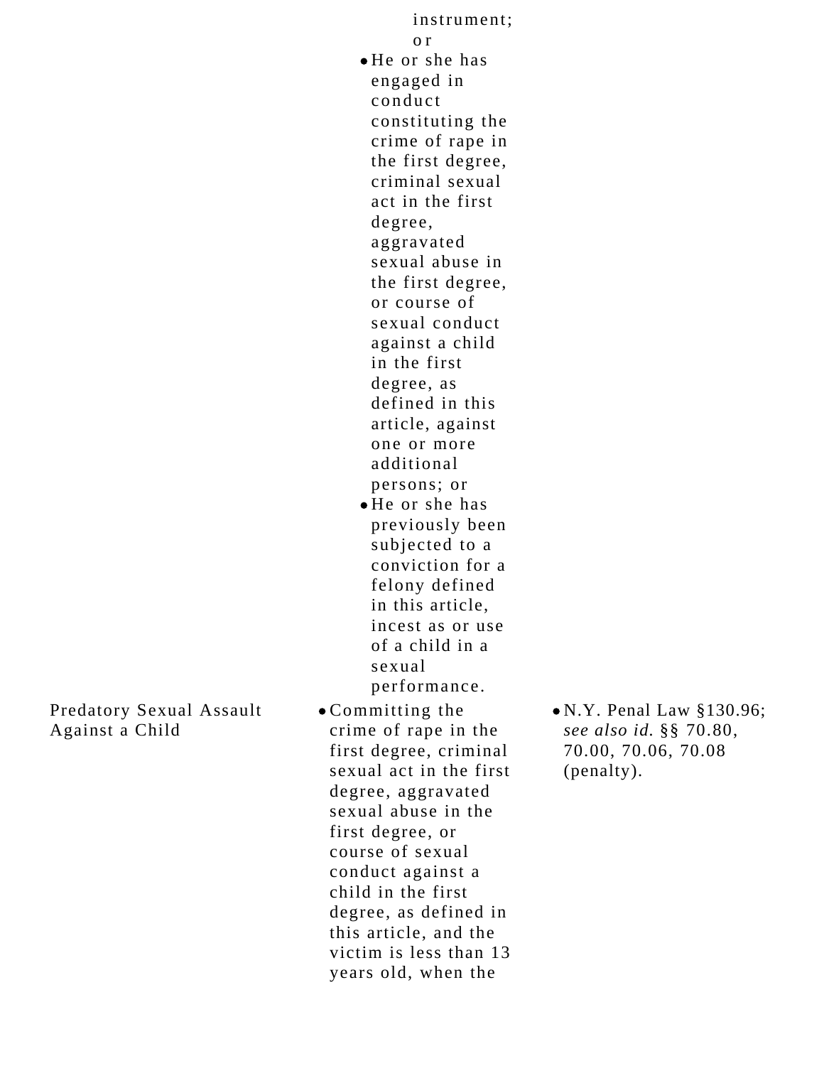| | | |
|---|---|---|
| | instrument; or<br>• He or she has engaged in conduct constituting the crime of rape in the first degree, criminal sexual act in the first degree, aggravated sexual abuse in the first degree, or course of sexual conduct against a child in the first degree, as defined in this article, against one or more additional persons; or<br>• He or she has previously been subjected to a conviction for a felony defined in this article, incest as or use of a child in a sexual performance. | |
| Predatory Sexual Assault Against a Child | • Committing the crime of rape in the first degree, criminal sexual act in the first degree, aggravated sexual abuse in the first degree, or course of sexual conduct against a child in the first degree, as defined in this article, and the victim is less than 13 years old, when the | • N.Y. Penal Law §130.96; *see also id.* §§ 70.80, 70.00, 70.06, 70.08 (penalty). |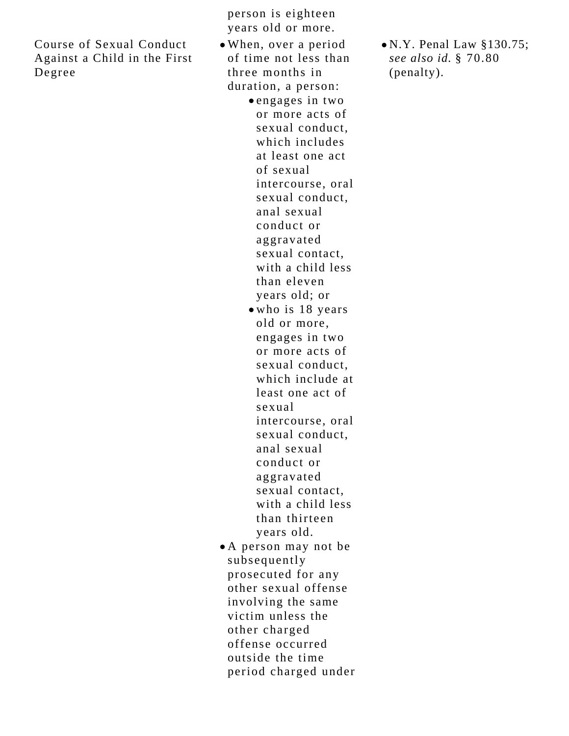| | | |
|---|---|---|
| | person is eighteen years old or more. | |
| Course of Sexual Conduct Against a Child in the First Degree | • When, over a period of time not less than three months in duration, a person: <br> ◦ engages in two or more acts of sexual conduct, which includes at least one act of sexual intercourse, oral sexual conduct, anal sexual conduct or aggravated sexual contact, with a child less than eleven years old; or <br> ◦ who is 18 years old or more, engages in two or more acts of sexual conduct, which include at least one act of sexual intercourse, oral sexual conduct, anal sexual conduct or aggravated sexual contact, with a child less than thirteen years old. <br> • A person may not be subsequently prosecuted for any other sexual offense involving the same victim unless the other charged offense occurred outside the time period charged under | • N.Y. Penal Law §130.75; *see also id.* § 70.80 (penalty). |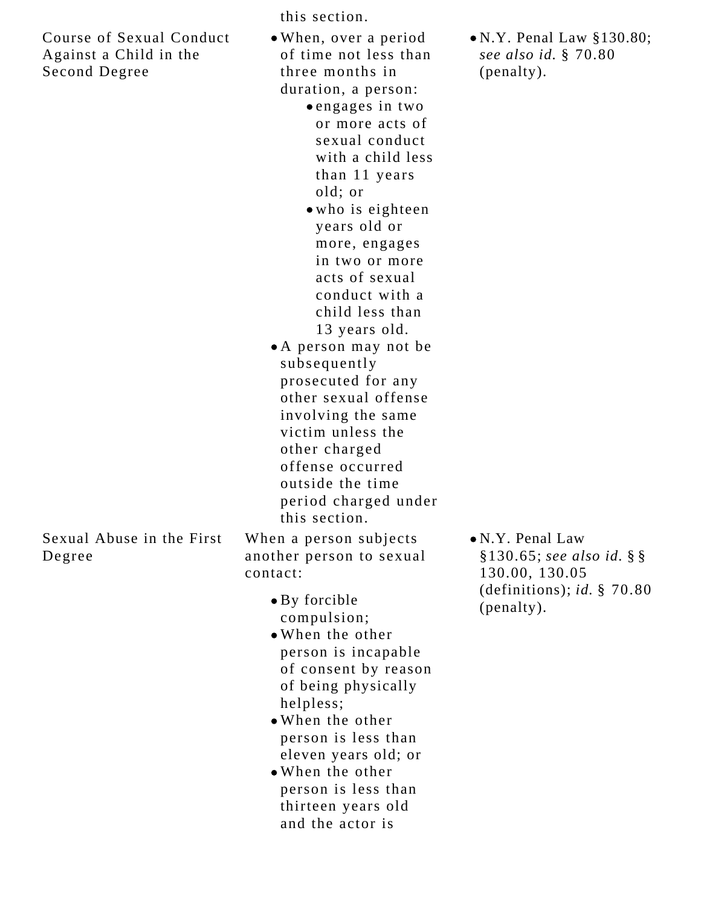| | | |
|---|---|---|
| | this section. | |
| Course of Sexual Conduct Against a Child in the Second Degree | • When, over a period of time not less than three months in duration, a person: <br> ◦ engages in two or more acts of sexual conduct with a child less than 11 years old; or <br> ◦ who is eighteen years old or more, engages in two or more acts of sexual conduct with a child less than 13 years old. <br> • A person may not be subsequently prosecuted for any other sexual offense involving the same victim unless the other charged offense occurred outside the time period charged under this section. | • N.Y. Penal Law §130.80; *see also id.* § 70.80 (penalty). |
| Sexual Abuse in the First Degree | When a person subjects another person to sexual contact: <br> • By forcible compulsion; <br> • When the other person is incapable of consent by reason of being physically helpless; <br> • When the other person is less than eleven years old; or <br> • When the other person is less than thirteen years old and the actor is | • N.Y. Penal Law §130.65; *see also id.* §§ 130.00, 130.05 (definitions); *id.* § 70.80 (penalty). |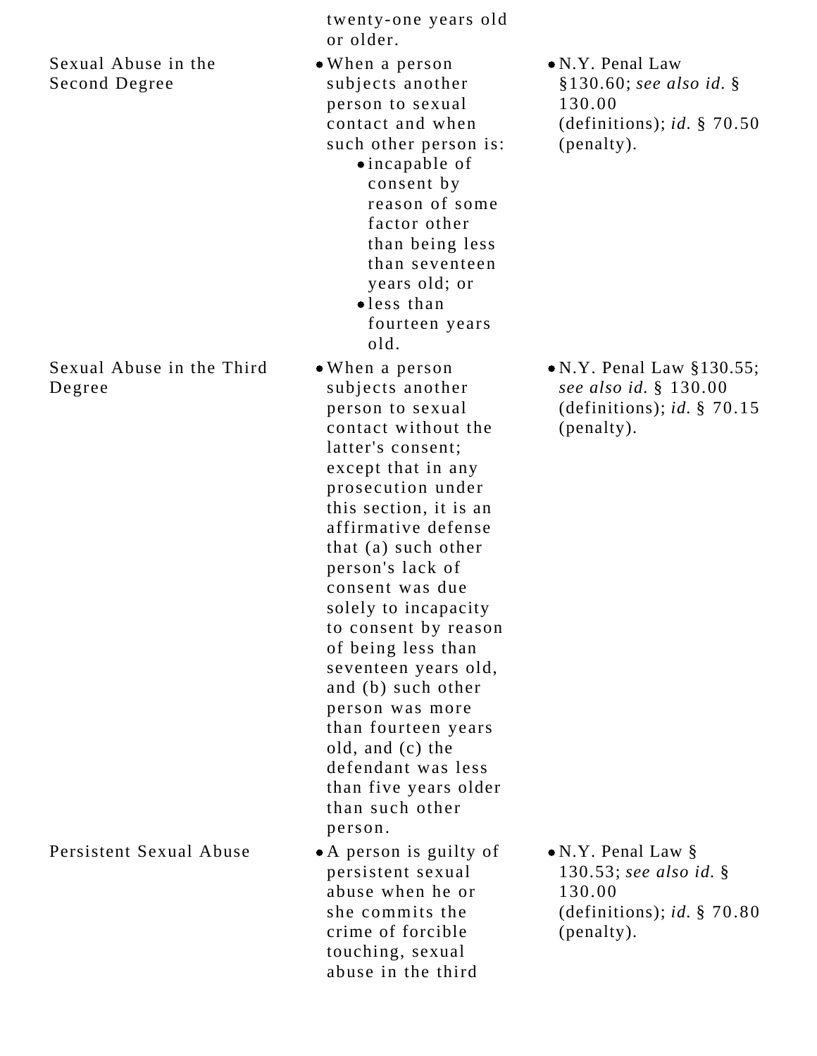| | | |
|---|---|---|
| | twenty-one years old or older. | |
| Sexual Abuse in the Second Degree | • When a person subjects another person to sexual contact and when such other person is: <br> • incapable of consent by reason of some factor other than being less than seventeen years old; or <br> • less than fourteen years old. | • N.Y. Penal Law §130.60; *see also id.* § 130.00 (definitions); *id.* § 70.50 (penalty). |
| Sexual Abuse in the Third Degree | • When a person subjects another person to sexual contact without the latter's consent; except that in any prosecution under this section, it is an affirmative defense that (a) such other person's lack of consent was due solely to incapacity to consent by reason of being less than seventeen years old, and (b) such other person was more than fourteen years old, and (c) the defendant was less than five years older than such other person. | • N.Y. Penal Law §130.55; *see also id.* § 130.00 (definitions); *id.* § 70.15 (penalty). |
| Persistent Sexual Abuse | • A person is guilty of persistent sexual abuse when he or she commits the crime of forcible touching, sexual abuse in the third | • N.Y. Penal Law § 130.53; *see also id.* § 130.00 (definitions); *id.* § 70.80 (penalty). |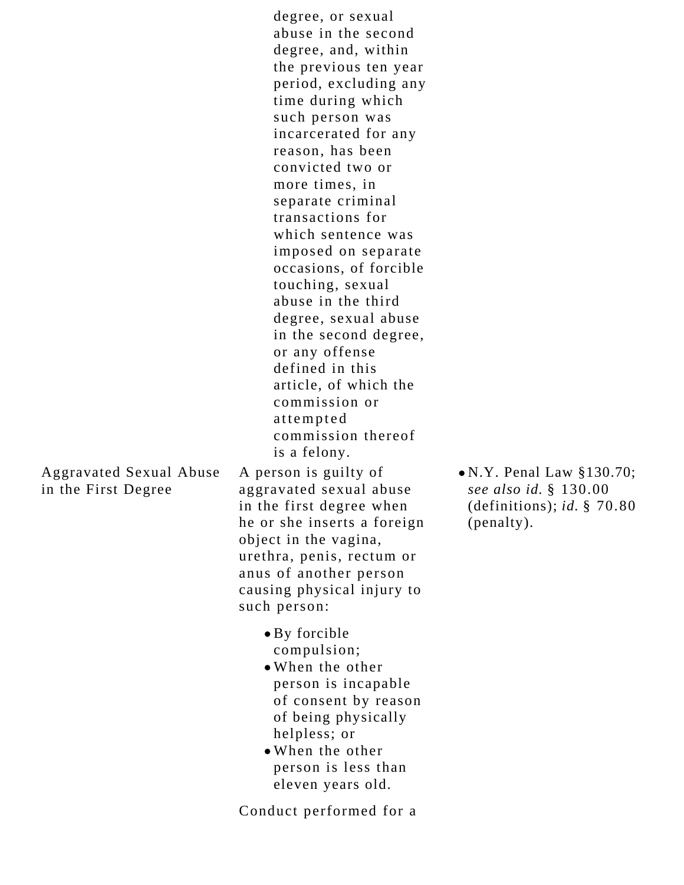| | | |
|---|---|---|
| | degree, or sexual abuse in the second degree, and, within the previous ten year period, excluding any time during which such person was incarcerated for any reason, has been convicted two or more times, in separate criminal transactions for which sentence was imposed on separate occasions, of forcible touching, sexual abuse in the third degree, sexual abuse in the second degree, or any offense defined in this article, of which the commission or attempted commission thereof is a felony. | |
| Aggravated Sexual Abuse in the First Degree | A person is guilty of aggravated sexual abuse in the first degree when he or she inserts a foreign object in the vagina, urethra, penis, rectum or anus of another person causing physical injury to such person: <br>• By forcible compulsion;<br>• When the other person is incapable of consent by reason of being physically helpless; or<br>• When the other person is less than eleven years old.<br><br>Conduct performed for a | • N.Y. Penal Law §130.70; *see also id.* § 130.00 (definitions); *id.* § 70.80 (penalty). |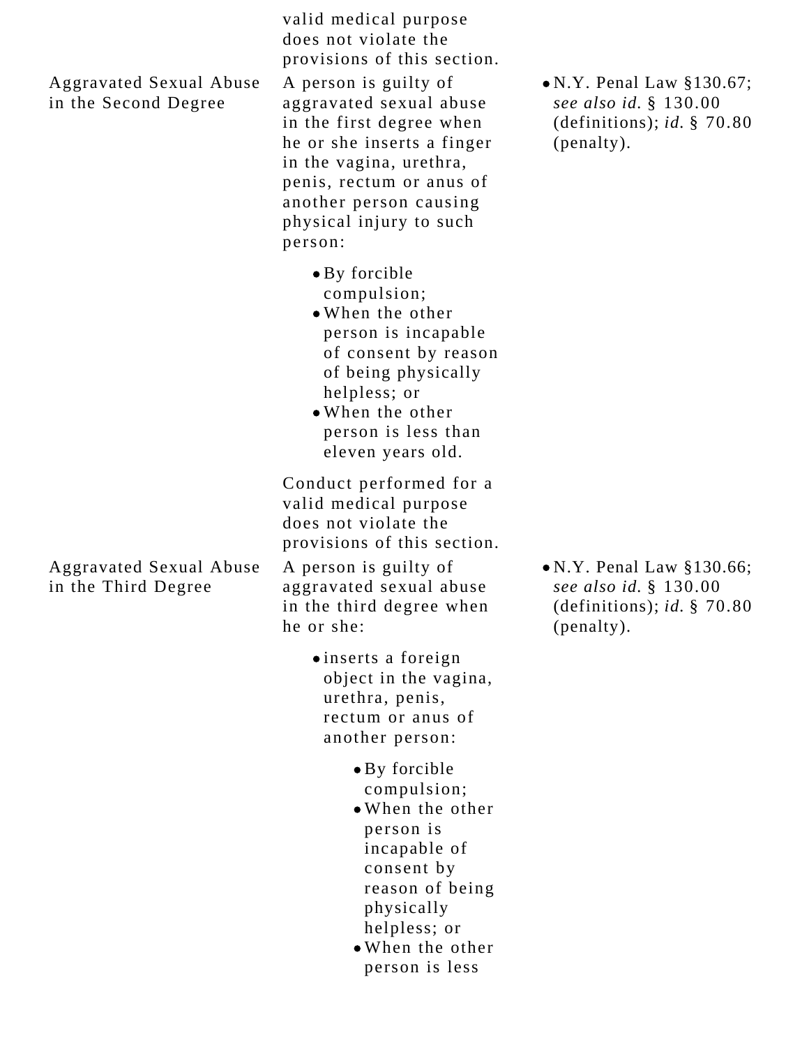| | | |
|---|---|---|
| | valid medical purpose does not violate the provisions of this section. | |
| Aggravated Sexual Abuse in the Second Degree | A person is guilty of aggravated sexual abuse in the first degree when he or she inserts a finger in the vagina, urethra, penis, rectum or anus of another person causing physical injury to such person:<br><br>• By forcible compulsion;<br>• When the other person is incapable of consent by reason of being physically helpless; or<br>• When the other person is less than eleven years old.<br><br>Conduct performed for a valid medical purpose does not violate the provisions of this section. | • N.Y. Penal Law §130.67; *see also id.* § 130.00 (definitions); *id.* § 70.80 (penalty). |
| Aggravated Sexual Abuse in the Third Degree | A person is guilty of aggravated sexual abuse in the third degree when he or she:<br><br>• inserts a foreign object in the vagina, urethra, penis, rectum or anus of another person:<br>  • By forcible compulsion;<br>  • When the other person is incapable of consent by reason of being physically helpless; or<br>  • When the other person is less | • N.Y. Penal Law §130.66; *see also id.* § 130.00 (definitions); *id.* § 70.80 (penalty). |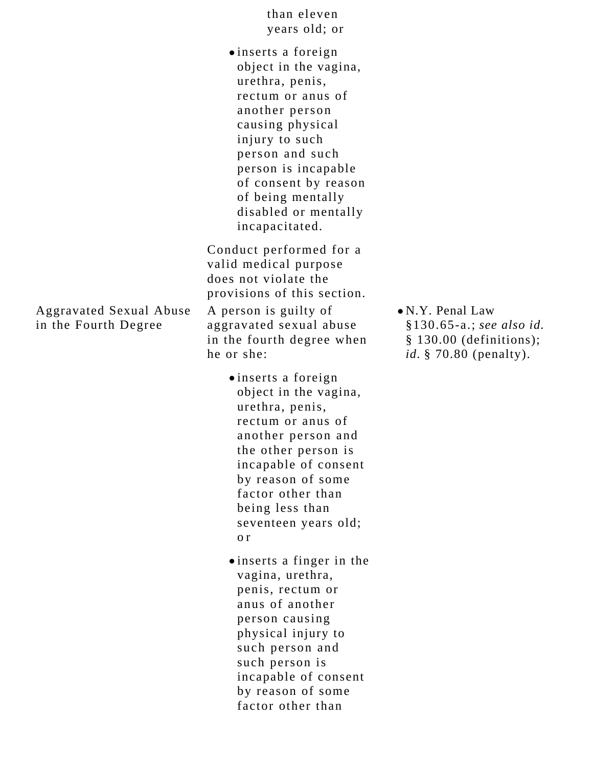| | | |
|---|---|---|
| | than eleven years old; or<br><br>• inserts a foreign object in the vagina, urethra, penis, rectum or anus of another person causing physical injury to such person and such person is incapable of consent by reason of being mentally disabled or mentally incapacitated.<br><br>Conduct performed for a valid medical purpose does not violate the provisions of this section. | |
| Aggravated Sexual Abuse in the Fourth Degree | A person is guilty of aggravated sexual abuse in the fourth degree when he or she:<br><br>• inserts a foreign object in the vagina, urethra, penis, rectum or anus of another person and the other person is incapable of consent by reason of some factor other than being less than seventeen years old; or<br><br>• inserts a finger in the vagina, urethra, penis, rectum or anus of another person causing physical injury to such person and such person is incapable of consent by reason of some factor other than | • N.Y. Penal Law §130.65-a.; *see also id.* § 130.00 (definitions); *id.* § 70.80 (penalty). |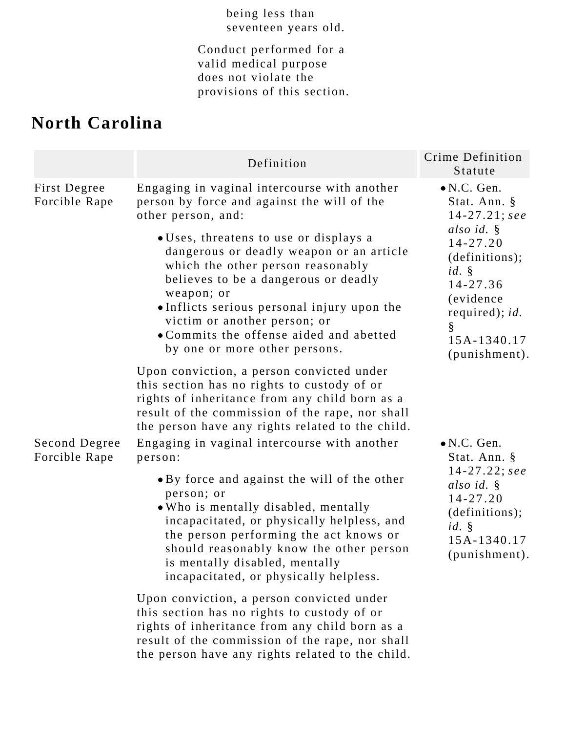being less than seventeen years old.

Conduct performed for a valid medical purpose does not violate the provisions of this section.

## North Carolina

| | Definition | Crime Definition Statute |
|---|---|---|
| First Degree Forcible Rape | Engaging in vaginal intercourse with another person by force and against the will of the other person, and:<br>• Uses, threatens to use or displays a dangerous or deadly weapon or an article which the other person reasonably believes to be a dangerous or deadly weapon; or<br>• Inflicts serious personal injury upon the victim or another person; or<br>• Commits the offense aided and abetted by one or more other persons.<br><br>Upon conviction, a person convicted under this section has no rights to custody of or rights of inheritance from any child born as a result of the commission of the rape, nor shall the person have any rights related to the child. | • N.C. Gen. Stat. Ann. § 14-27.21; *see also id.* § 14-27.20 (definitions); *id.* § 14-27.36 (evidence required); *id.* § 15A-1340.17 (punishment). |
| Second Degree Forcible Rape | Engaging in vaginal intercourse with another person:<br>• By force and against the will of the other person; or<br>• Who is mentally disabled, mentally incapacitated, or physically helpless, and the person performing the act knows or should reasonably know the other person is mentally disabled, mentally incapacitated, or physically helpless.<br><br>Upon conviction, a person convicted under this section has no rights to custody of or rights of inheritance from any child born as a result of the commission of the rape, nor shall the person have any rights related to the child. | • N.C. Gen. Stat. Ann. § 14-27.22; *see also id.* § 14-27.20 (definitions); *id.* § 15A-1340.17 (punishment). |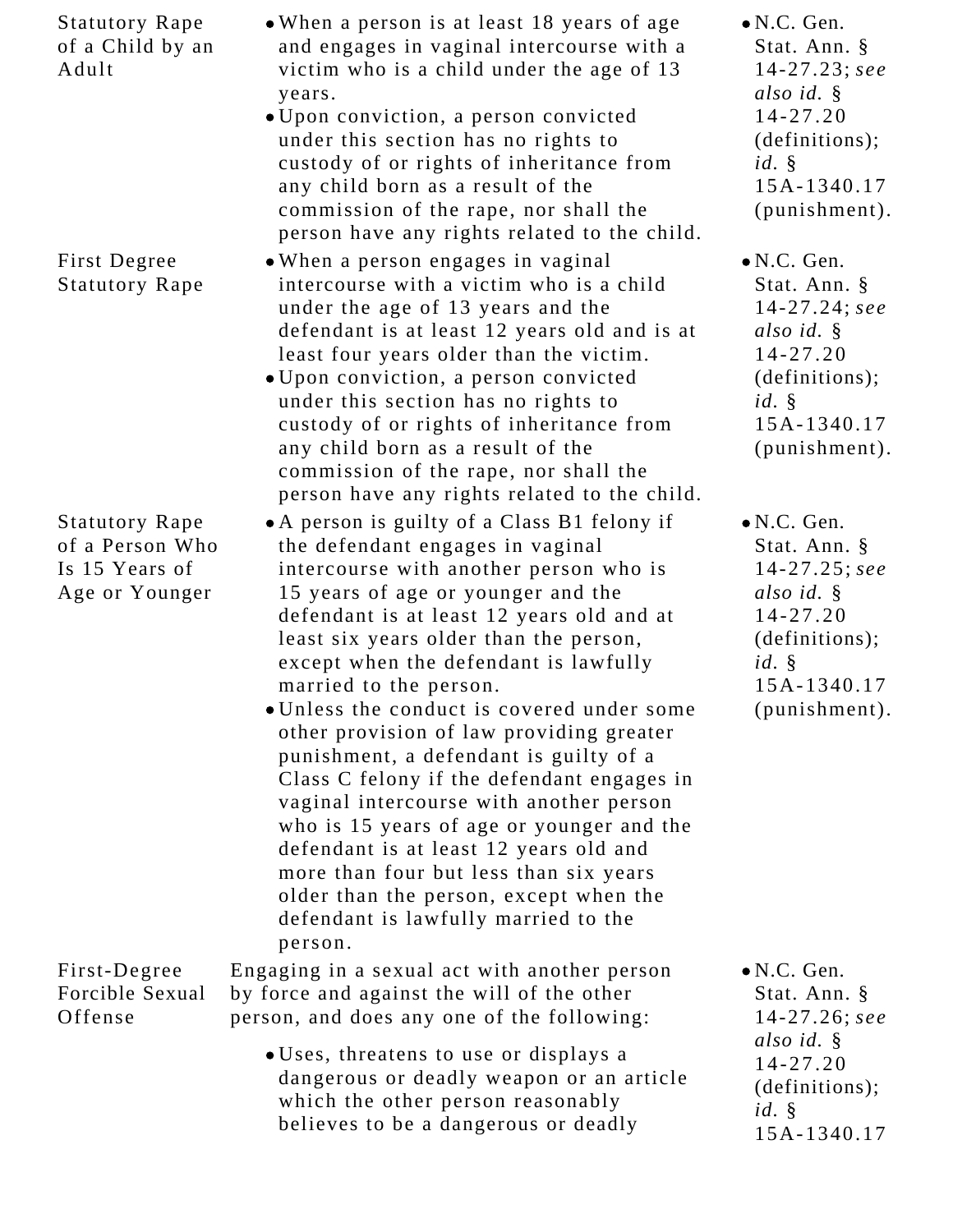| | | |
|---|---|---|
| Statutory Rape of a Child by an Adult | • When a person is at least 18 years of age and engages in vaginal intercourse with a victim who is a child under the age of 13 years.<br>• Upon conviction, a person convicted under this section has no rights to custody of or rights of inheritance from any child born as a result of the commission of the rape, nor shall the person have any rights related to the child. | • N.C. Gen. Stat. Ann. § 14-27.23; *see also id.* § 14-27.20 (definitions); *id.* § 15A-1340.17 (punishment). |
| First Degree Statutory Rape | • When a person engages in vaginal intercourse with a victim who is a child under the age of 13 years and the defendant is at least 12 years old and is at least four years older than the victim.<br>• Upon conviction, a person convicted under this section has no rights to custody of or rights of inheritance from any child born as a result of the commission of the rape, nor shall the person have any rights related to the child. | • N.C. Gen. Stat. Ann. § 14-27.24; *see also id.* § 14-27.20 (definitions); *id.* § 15A-1340.17 (punishment). |
| Statutory Rape of a Person Who Is 15 Years of Age or Younger | • A person is guilty of a Class B1 felony if the defendant engages in vaginal intercourse with another person who is 15 years of age or younger and the defendant is at least 12 years old and at least six years older than the person, except when the defendant is lawfully married to the person.<br>• Unless the conduct is covered under some other provision of law providing greater punishment, a defendant is guilty of a Class C felony if the defendant engages in vaginal intercourse with another person who is 15 years of age or younger and the defendant is at least 12 years old and more than four but less than six years older than the person, except when the defendant is lawfully married to the person. | • N.C. Gen. Stat. Ann. § 14-27.25; *see also id.* § 14-27.20 (definitions); *id.* § 15A-1340.17 (punishment). |
| First-Degree Forcible Sexual Offense | Engaging in a sexual act with another person by force and against the will of the other person, and does any one of the following:<br>• Uses, threatens to use or displays a dangerous or deadly weapon or an article which the other person reasonably believes to be a dangerous or deadly | • N.C. Gen. Stat. Ann. § 14-27.26; *see also id.* § 14-27.20 (definitions); *id.* § 15A-1340.17 |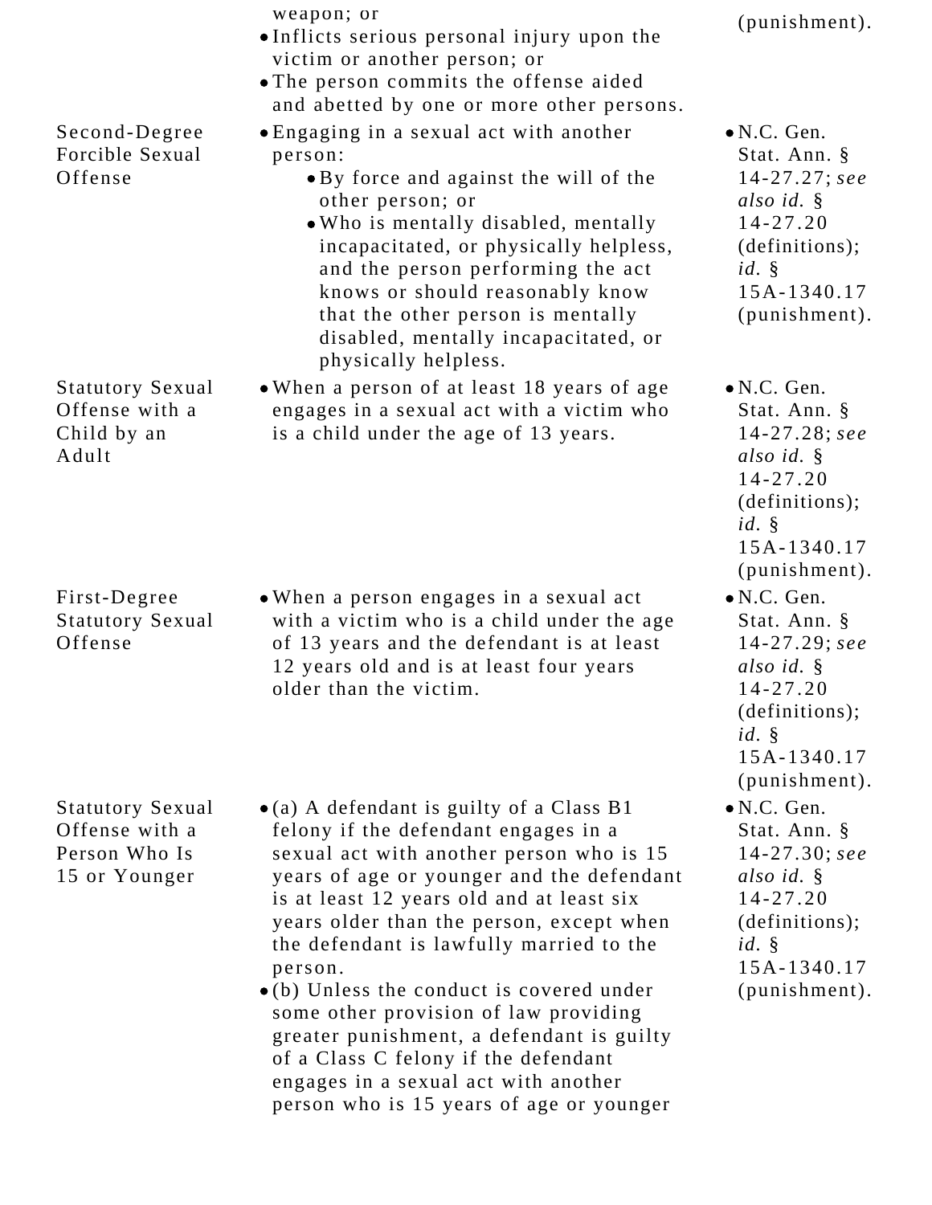| | | |
|---|---|---|
| | weapon; or<br>• Inflicts serious personal injury upon the victim or another person; or<br>• The person commits the offense aided and abetted by one or more other persons. | (punishment). |
| Second-Degree Forcible Sexual Offense | • Engaging in a sexual act with another person:<br>  • By force and against the will of the other person; or<br>  • Who is mentally disabled, mentally incapacitated, or physically helpless, and the person performing the act knows or should reasonably know that the other person is mentally disabled, mentally incapacitated, or physically helpless. | • N.C. Gen. Stat. Ann. § 14-27.27; *see also id.* § 14-27.20 (definitions); *id.* § 15A-1340.17 (punishment). |
| Statutory Sexual Offense with a Child by an Adult | • When a person of at least 18 years of age engages in a sexual act with a victim who is a child under the age of 13 years. | • N.C. Gen. Stat. Ann. § 14-27.28; *see also id.* § 14-27.20 (definitions); *id.* § 15A-1340.17 (punishment). |
| First-Degree Statutory Sexual Offense | • When a person engages in a sexual act with a victim who is a child under the age of 13 years and the defendant is at least 12 years old and is at least four years older than the victim. | • N.C. Gen. Stat. Ann. § 14-27.29; *see also id.* § 14-27.20 (definitions); *id.* § 15A-1340.17 (punishment). |
| Statutory Sexual Offense with a Person Who Is 15 or Younger | • (a) A defendant is guilty of a Class B1 felony if the defendant engages in a sexual act with another person who is 15 years of age or younger and the defendant is at least 12 years old and at least six years older than the person, except when the defendant is lawfully married to the person.<br>• (b) Unless the conduct is covered under some other provision of law providing greater punishment, a defendant is guilty of a Class C felony if the defendant engages in a sexual act with another person who is 15 years of age or younger | • N.C. Gen. Stat. Ann. § 14-27.30; *see also id.* § 14-27.20 (definitions); *id.* § 15A-1340.17 (punishment). |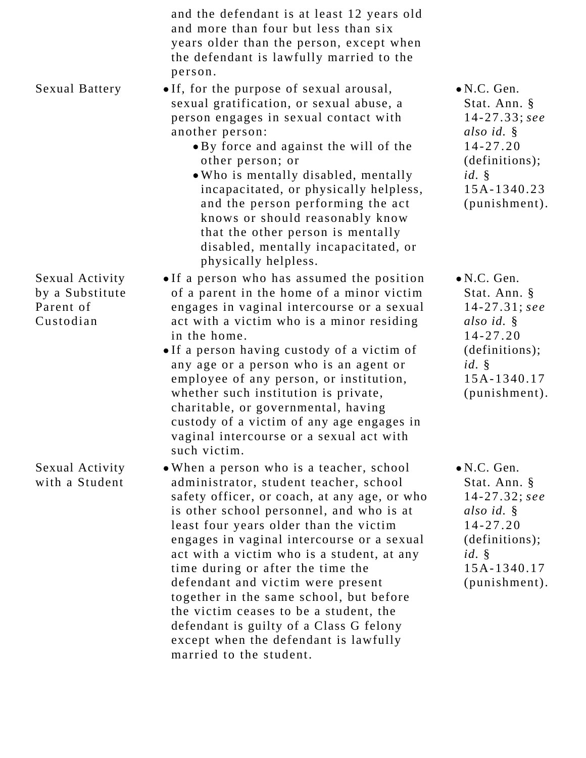| | | |
|---|---|---|
| | and the defendant is at least 12 years old and more than four but less than six years older than the person, except when the defendant is lawfully married to the person. | |
| Sexual Battery | • If, for the purpose of sexual arousal, sexual gratification, or sexual abuse, a person engages in sexual contact with another person:<br>  • By force and against the will of the other person; or<br>  • Who is mentally disabled, mentally incapacitated, or physically helpless, and the person performing the act knows or should reasonably know that the other person is mentally disabled, mentally incapacitated, or physically helpless. | • N.C. Gen. Stat. Ann. § 14-27.33; *see also id.* § 14-27.20 (definitions); *id.* § 15A-1340.23 (punishment). |
| Sexual Activity by a Substitute Parent of Custodian | • If a person who has assumed the position of a parent in the home of a minor victim engages in vaginal intercourse or a sexual act with a victim who is a minor residing in the home.<br>• If a person having custody of a victim of any age or a person who is an agent or employee of any person, or institution, whether such institution is private, charitable, or governmental, having custody of a victim of any age engages in vaginal intercourse or a sexual act with such victim. | • N.C. Gen. Stat. Ann. § 14-27.31; *see also id.* § 14-27.20 (definitions); *id.* § 15A-1340.17 (punishment). |
| Sexual Activity with a Student | • When a person who is a teacher, school administrator, student teacher, school safety officer, or coach, at any age, or who is other school personnel, and who is at least four years older than the victim engages in vaginal intercourse or a sexual act with a victim who is a student, at any time during or after the time the defendant and victim were present together in the same school, but before the victim ceases to be a student, the defendant is guilty of a Class G felony except when the defendant is lawfully married to the student. | • N.C. Gen. Stat. Ann. § 14-27.32; *see also id.* § 14-27.20 (definitions); *id.* § 15A-1340.17 (punishment). |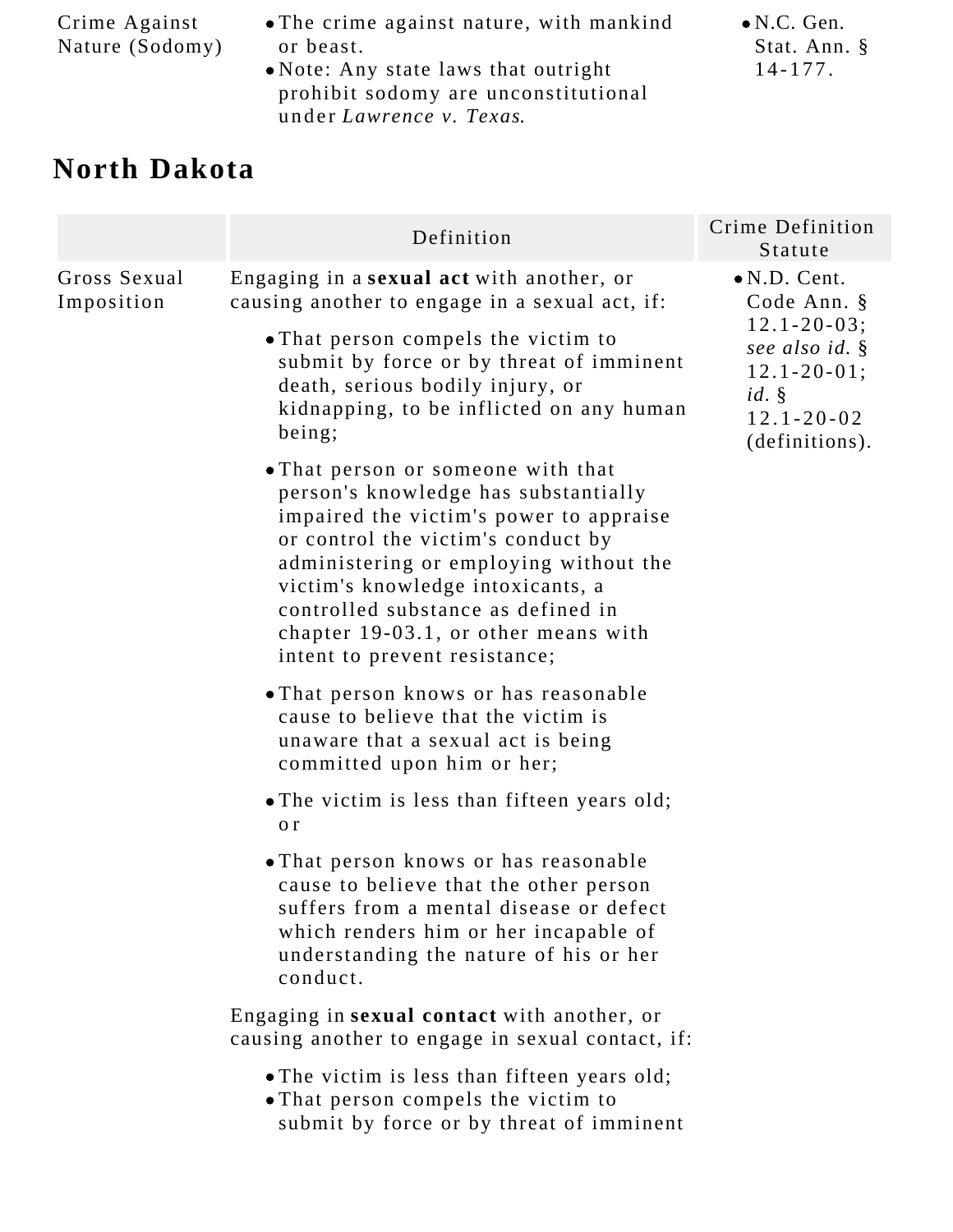| | | |
|---|---|---|
| Crime Against Nature (Sodomy) | • The crime against nature, with mankind or beast.<br>• Note: Any state laws that outright prohibit sodomy are unconstitutional under *Lawrence v. Texas*. | • N.C. Gen. Stat. Ann. § 14-177. |

## North Dakota

| | Definition | Crime Definition Statute |
|---|---|---|
| Gross Sexual Imposition | Engaging in a **sexual act** with another, or causing another to engage in a sexual act, if:<br>• That person compels the victim to submit by force or by threat of imminent death, serious bodily injury, or kidnapping, to be inflicted on any human being;<br>• That person or someone with that person's knowledge has substantially impaired the victim's power to appraise or control the victim's conduct by administering or employing without the victim's knowledge intoxicants, a controlled substance as defined in chapter 19-03.1, or other means with intent to prevent resistance;<br>• That person knows or has reasonable cause to believe that the victim is unaware that a sexual act is being committed upon him or her;<br>• The victim is less than fifteen years old; or<br>• That person knows or has reasonable cause to believe that the other person suffers from a mental disease or defect which renders him or her incapable of understanding the nature of his or her conduct.<br><br>Engaging in **sexual contact** with another, or causing another to engage in sexual contact, if:<br>• The victim is less than fifteen years old;<br>• That person compels the victim to submit by force or by threat of imminent | • N.D. Cent. Code Ann. § 12.1-20-03; *see also id.* § 12.1-20-01; *id.* § 12.1-20-02 (definitions). |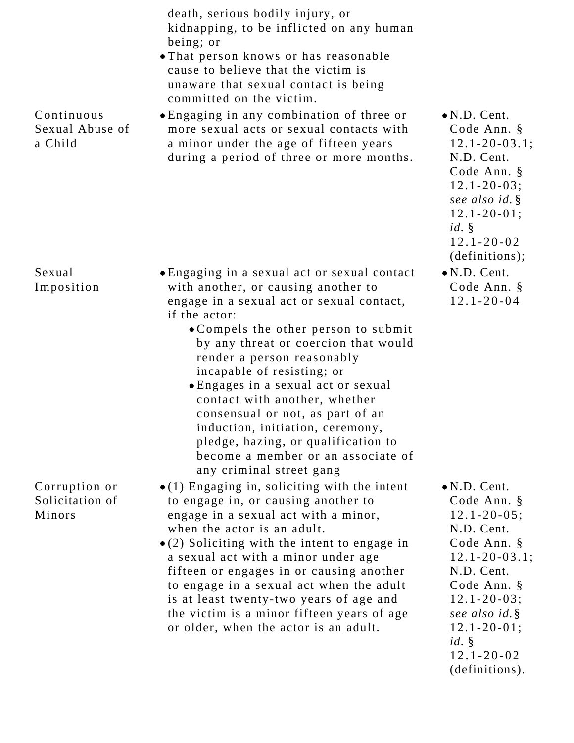| | | |
|---|---|---|
| | death, serious bodily injury, or kidnapping, to be inflicted on any human being; or<br>• That person knows or has reasonable cause to believe that the victim is unaware that sexual contact is being committed on the victim. | |
| Continuous Sexual Abuse of a Child | • Engaging in any combination of three or more sexual acts or sexual contacts with a minor under the age of fifteen years during a period of three or more months. | • N.D. Cent. Code Ann. § 12.1-20-03.1; N.D. Cent. Code Ann. § 12.1-20-03; *see also id.* § 12.1-20-01; *id.* § 12.1-20-02 (definitions); |
| Sexual Imposition | • Engaging in a sexual act or sexual contact with another, or causing another to engage in a sexual act or sexual contact, if the actor:<br>  • Compels the other person to submit by any threat or coercion that would render a person reasonably incapable of resisting; or<br>  • Engages in a sexual act or sexual contact with another, whether consensual or not, as part of an induction, initiation, ceremony, pledge, hazing, or qualification to become a member or an associate of any criminal street gang | • N.D. Cent. Code Ann. § 12.1-20-04 |
| Corruption or Solicitation of Minors | • (1) Engaging in, soliciting with the intent to engage in, or causing another to engage in a sexual act with a minor, when the actor is an adult.<br>• (2) Soliciting with the intent to engage in a sexual act with a minor under age fifteen or engages in or causing another to engage in a sexual act when the adult is at least twenty-two years of age and the victim is a minor fifteen years of age or older, when the actor is an adult. | • N.D. Cent. Code Ann. § 12.1-20-05; N.D. Cent. Code Ann. § 12.1-20-03.1; N.D. Cent. Code Ann. § 12.1-20-03; *see also id.* § 12.1-20-01; *id.* § 12.1-20-02 (definitions). |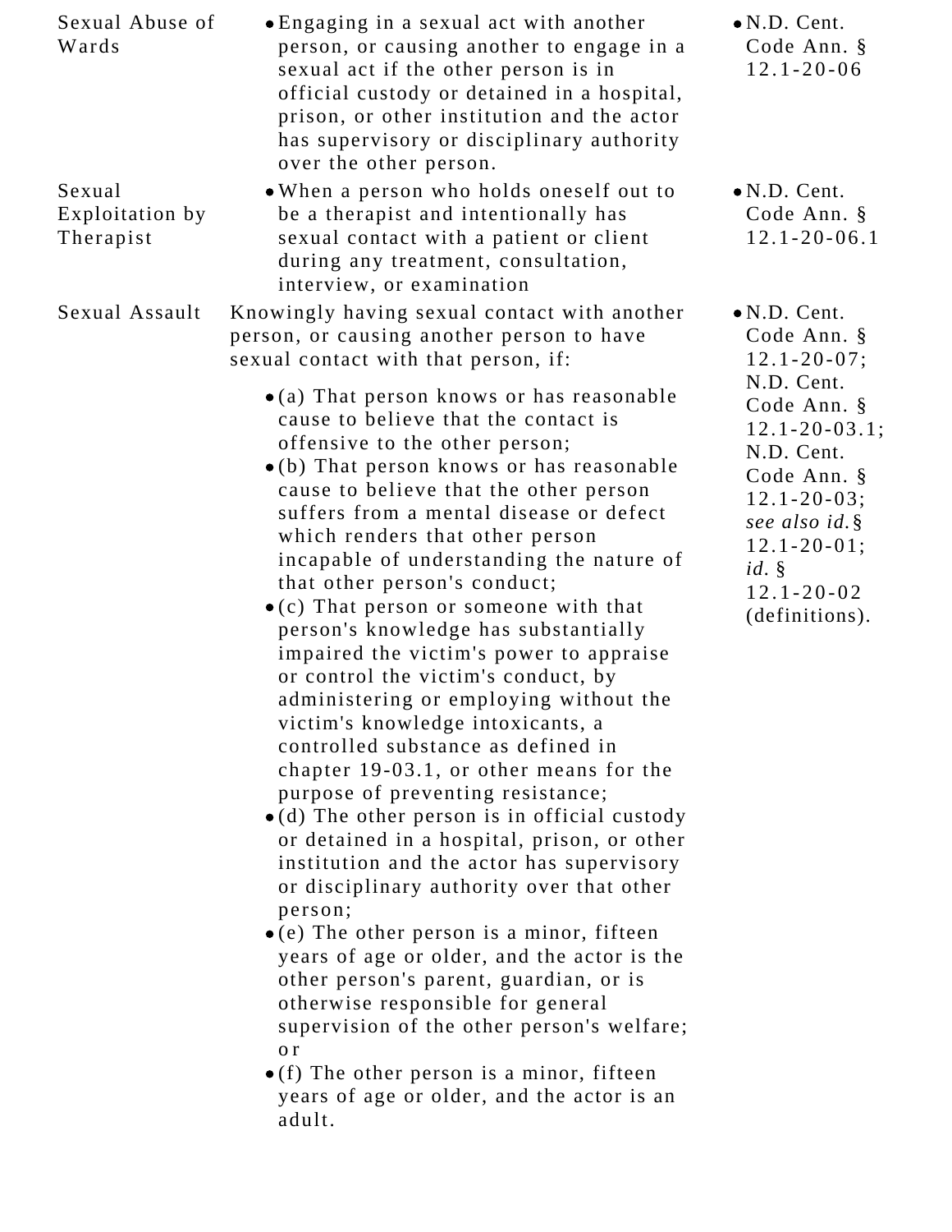| | | |
|---|---|---|
| Sexual Abuse of Wards | • Engaging in a sexual act with another person, or causing another to engage in a sexual act if the other person is in official custody or detained in a hospital, prison, or other institution and the actor has supervisory or disciplinary authority over the other person. | • N.D. Cent. Code Ann. § 12.1-20-06 |
| Sexual Exploitation by Therapist | • When a person who holds oneself out to be a therapist and intentionally has sexual contact with a patient or client during any treatment, consultation, interview, or examination | • N.D. Cent. Code Ann. § 12.1-20-06.1 |
| Sexual Assault | Knowingly having sexual contact with another person, or causing another person to have sexual contact with that person, if:<br><br>• (a) That person knows or has reasonable cause to believe that the contact is offensive to the other person;<br>• (b) That person knows or has reasonable cause to believe that the other person suffers from a mental disease or defect which renders that other person incapable of understanding the nature of that other person's conduct;<br>• (c) That person or someone with that person's knowledge has substantially impaired the victim's power to appraise or control the victim's conduct, by administering or employing without the victim's knowledge intoxicants, a controlled substance as defined in chapter 19-03.1, or other means for the purpose of preventing resistance;<br>• (d) The other person is in official custody or detained in a hospital, prison, or other institution and the actor has supervisory or disciplinary authority over that other person;<br>• (e) The other person is a minor, fifteen years of age or older, and the actor is the other person's parent, guardian, or is otherwise responsible for general supervision of the other person's welfare; or<br>• (f) The other person is a minor, fifteen years of age or older, and the actor is an adult. | • N.D. Cent. Code Ann. § 12.1-20-07; N.D. Cent. Code Ann. § 12.1-20-03.1; N.D. Cent. Code Ann. § 12.1-20-03; *see also id.* § 12.1-20-01; *id.* § 12.1-20-02 (definitions). |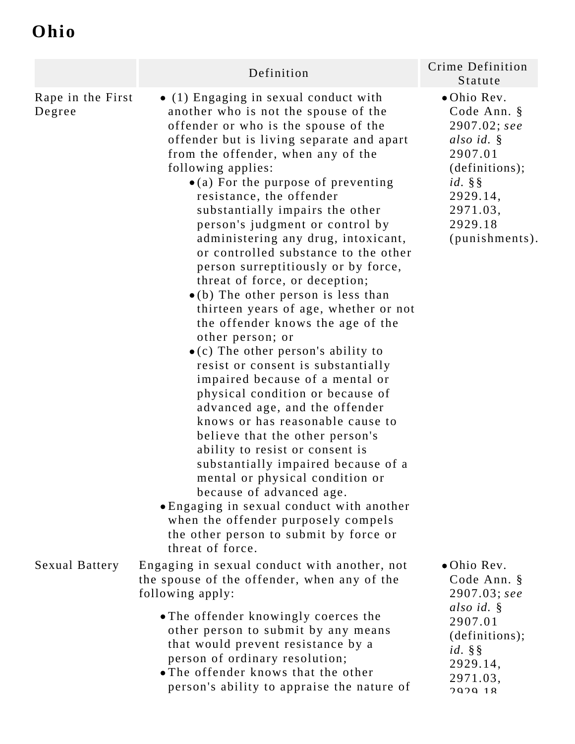# Ohio

| | Definition | Crime Definition Statute |
|---|---|---|
| Rape in the First Degree | • (1) Engaging in sexual conduct with another who is not the spouse of the offender or who is the spouse of the offender but is living separate and apart from the offender, when any of the following applies:<br>  ◦ (a) For the purpose of preventing resistance, the offender substantially impairs the other person's judgment or control by administering any drug, intoxicant, or controlled substance to the other person surreptitiously or by force, threat of force, or deception;<br>  ◦ (b) The other person is less than thirteen years of age, whether or not the offender knows the age of the other person; or<br>  ◦ (c) The other person's ability to resist or consent is substantially impaired because of a mental or physical condition or because of advanced age, and the offender knows or has reasonable cause to believe that the other person's ability to resist or consent is substantially impaired because of a mental or physical condition or because of advanced age.<br>• Engaging in sexual conduct with another when the offender purposely compels the other person to submit by force or threat of force. | • Ohio Rev. Code Ann. § 2907.02; *see also id.* § 2907.01 (definitions); *id.* §§ 2929.14, 2971.03, 2929.18 (punishments). |
| Sexual Battery | Engaging in sexual conduct with another, not the spouse of the offender, when any of the following apply:<br>• The offender knowingly coerces the other person to submit by any means that would prevent resistance by a person of ordinary resolution;<br>• The offender knows that the other person's ability to appraise the nature of | • Ohio Rev. Code Ann. § 2907.03; *see also id.* § 2907.01 (definitions); *id.* §§ 2929.14, 2971.03, 2929.18 |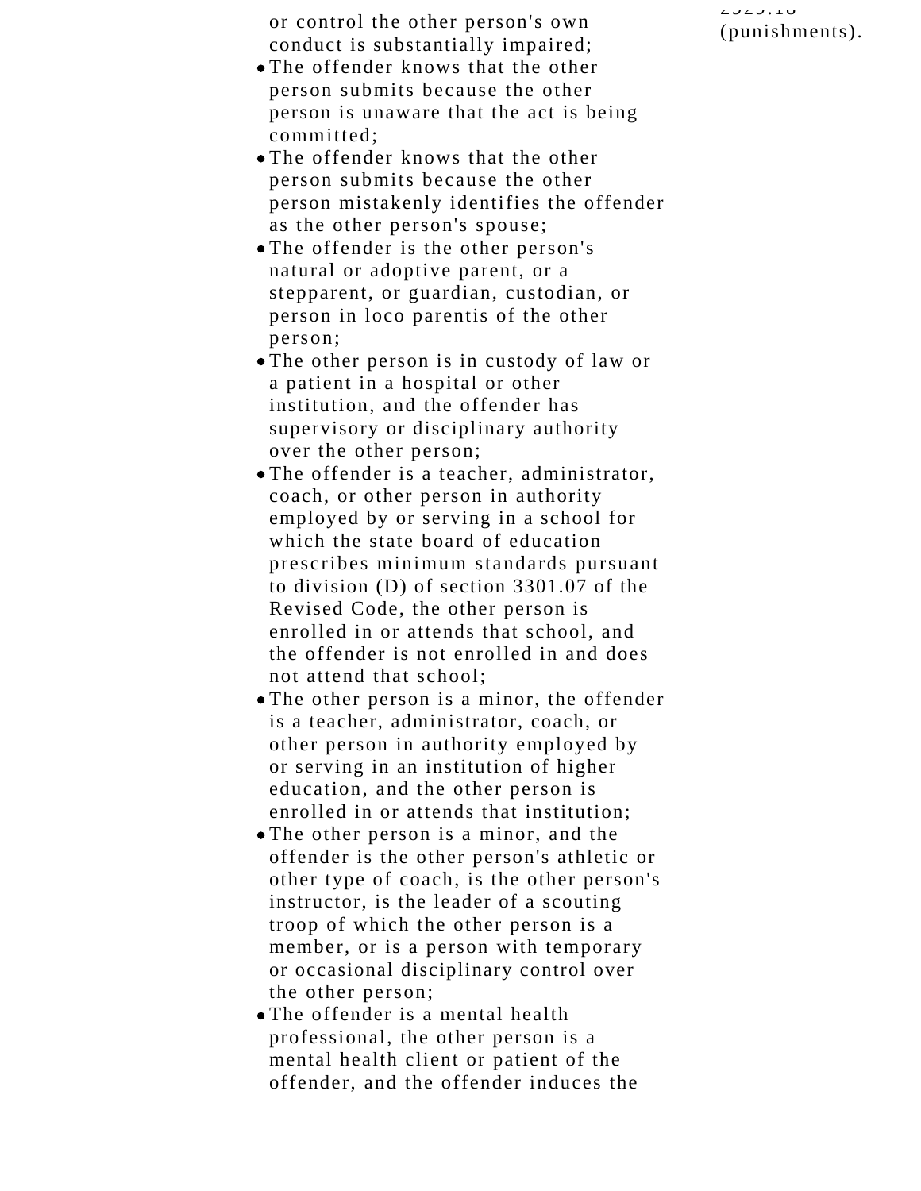or control the other person's own conduct is substantially impaired;

- The offender knows that the other person submits because the other person is unaware that the act is being committed;
- The offender knows that the other person submits because the other person mistakenly identifies the offender as the other person's spouse;
- The offender is the other person's natural or adoptive parent, or a stepparent, or guardian, custodian, or person in loco parentis of the other person;
- The other person is in custody of law or a patient in a hospital or other institution, and the offender has supervisory or disciplinary authority over the other person;
- The offender is a teacher, administrator, coach, or other person in authority employed by or serving in a school for which the state board of education prescribes minimum standards pursuant to division (D) of section 3301.07 of the Revised Code, the other person is enrolled in or attends that school, and the offender is not enrolled in and does not attend that school;
- The other person is a minor, the offender is a teacher, administrator, coach, or other person in authority employed by or serving in an institution of higher education, and the other person is enrolled in or attends that institution;
- The other person is a minor, and the offender is the other person's athletic or other type of coach, is the other person's instructor, is the leader of a scouting troop of which the other person is a member, or is a person with temporary or occasional disciplinary control over the other person;
- The offender is a mental health professional, the other person is a mental health client or patient of the offender, and the offender induces the

2929.18 (punishments).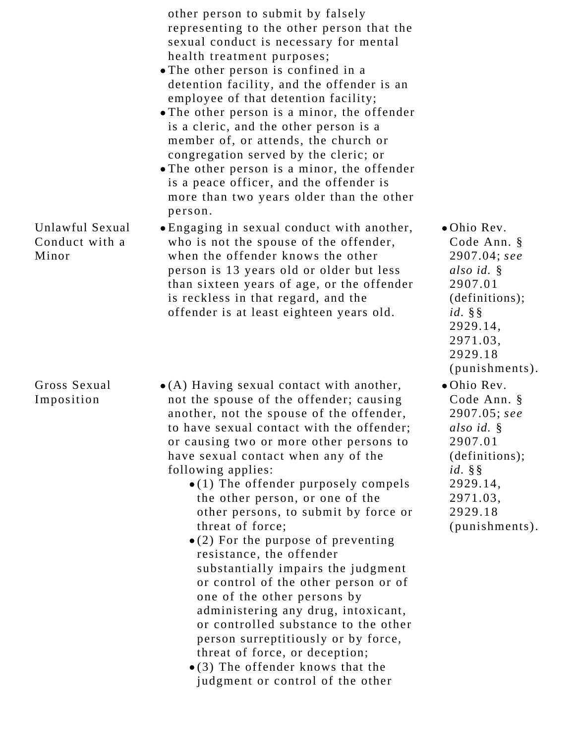| | | |
|---|---|---|
| | other person to submit by falsely representing to the other person that the sexual conduct is necessary for mental health treatment purposes;<br>• The other person is confined in a detention facility, and the offender is an employee of that detention facility;<br>• The other person is a minor, the offender is a cleric, and the other person is a member of, or attends, the church or congregation served by the cleric; or<br>• The other person is a minor, the offender is a peace officer, and the offender is more than two years older than the other person. | |
| Unlawful Sexual Conduct with a Minor | • Engaging in sexual conduct with another, who is not the spouse of the offender, when the offender knows the other person is 13 years old or older but less than sixteen years of age, or the offender is reckless in that regard, and the offender is at least eighteen years old. | • Ohio Rev. Code Ann. § 2907.04; *see also id.* § 2907.01 (definitions); *id.* §§ 2929.14, 2971.03, 2929.18 (punishments). |
| Gross Sexual Imposition | • (A) Having sexual contact with another, not the spouse of the offender; causing another, not the spouse of the offender, to have sexual contact with the offender; or causing two or more other persons to have sexual contact when any of the following applies:<br>  • (1) The offender purposely compels the other person, or one of the other persons, to submit by force or threat of force;<br>  • (2) For the purpose of preventing resistance, the offender substantially impairs the judgment or control of the other person or of one of the other persons by administering any drug, intoxicant, or controlled substance to the other person surreptitiously or by force, threat of force, or deception;<br>  • (3) The offender knows that the judgment or control of the other | • Ohio Rev. Code Ann. § 2907.05; *see also id.* § 2907.01 (definitions); *id.* §§ 2929.14, 2971.03, 2929.18 (punishments). |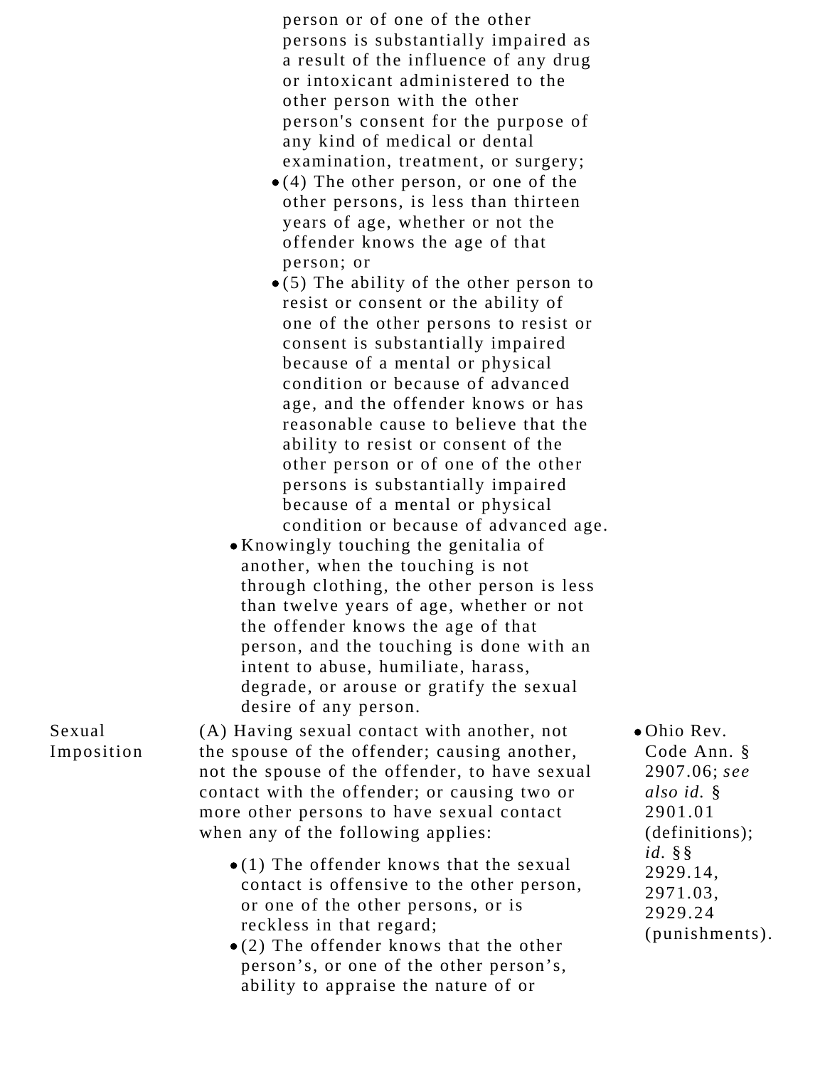| | | |
|---|---|---|
| | person or of one of the other persons is substantially impaired as a result of the influence of any drug or intoxicant administered to the other person with the other person's consent for the purpose of any kind of medical or dental examination, treatment, or surgery;<br>• (4) The other person, or one of the other persons, is less than thirteen years of age, whether or not the offender knows the age of that person; or<br>• (5) The ability of the other person to resist or consent or the ability of one of the other persons to resist or consent is substantially impaired because of a mental or physical condition or because of advanced age, and the offender knows or has reasonable cause to believe that the ability to resist or consent of the other person or of one of the other persons is substantially impaired because of a mental or physical condition or because of advanced age.<br>• Knowingly touching the genitalia of another, when the touching is not through clothing, the other person is less than twelve years of age, whether or not the offender knows the age of that person, and the touching is done with an intent to abuse, humiliate, harass, degrade, or arouse or gratify the sexual desire of any person. | |
| Sexual Imposition | (A) Having sexual contact with another, not the spouse of the offender; causing another, not the spouse of the offender, to have sexual contact with the offender; or causing two or more other persons to have sexual contact when any of the following applies:<br>• (1) The offender knows that the sexual contact is offensive to the other person, or one of the other persons, or is reckless in that regard;<br>• (2) The offender knows that the other person's, or one of the other person's, ability to appraise the nature of or | • Ohio Rev. Code Ann. § 2907.06; *see also id.* § 2901.01 (definitions); *id.* §§ 2929.14, 2971.03, 2929.24 (punishments). |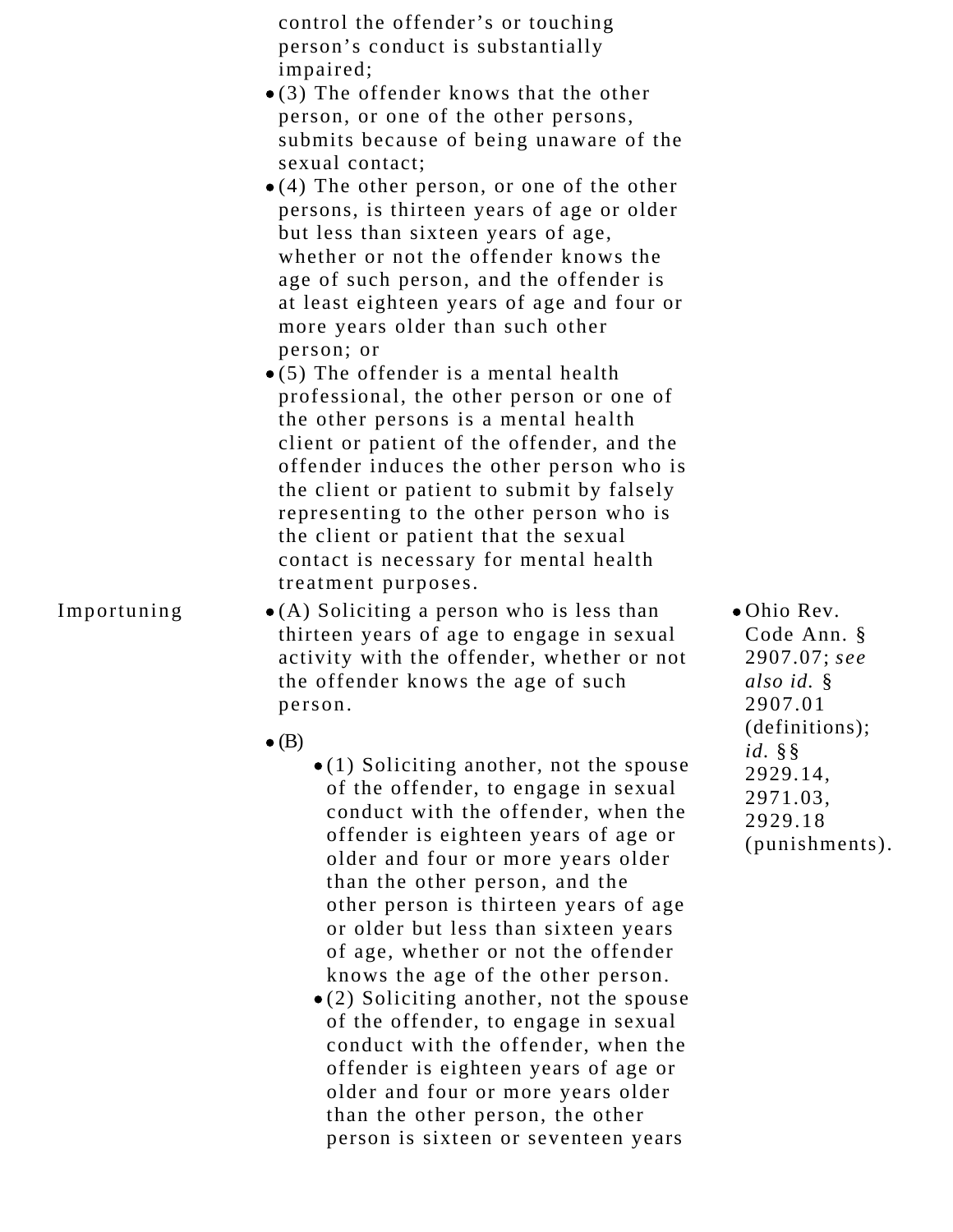| | | |
|---|---|---|
| | control the offender's or touching person's conduct is substantially impaired;<br>• (3) The offender knows that the other person, or one of the other persons, submits because of being unaware of the sexual contact;<br>• (4) The other person, or one of the other persons, is thirteen years of age or older but less than sixteen years of age, whether or not the offender knows the age of such person, and the offender is at least eighteen years of age and four or more years older than such other person; or<br>• (5) The offender is a mental health professional, the other person or one of the other persons is a mental health client or patient of the offender, and the offender induces the other person who is the client or patient to submit by falsely representing to the other person who is the client or patient that the sexual contact is necessary for mental health treatment purposes. | |
| Importuning | • (A) Soliciting a person who is less than thirteen years of age to engage in sexual activity with the offender, whether or not the offender knows the age of such person.<br>• (B)<br>  • (1) Soliciting another, not the spouse of the offender, to engage in sexual conduct with the offender, when the offender is eighteen years of age or older and four or more years older than the other person, and the other person is thirteen years of age or older but less than sixteen years of age, whether or not the offender knows the age of the other person.<br>  • (2) Soliciting another, not the spouse of the offender, to engage in sexual conduct with the offender, when the offender is eighteen years of age or older and four or more years older than the other person, the other person is sixteen or seventeen years | • Ohio Rev. Code Ann. § 2907.07; *see also id.* § 2907.01 (definitions); *id.* §§ 2929.14, 2971.03, 2929.18 (punishments). |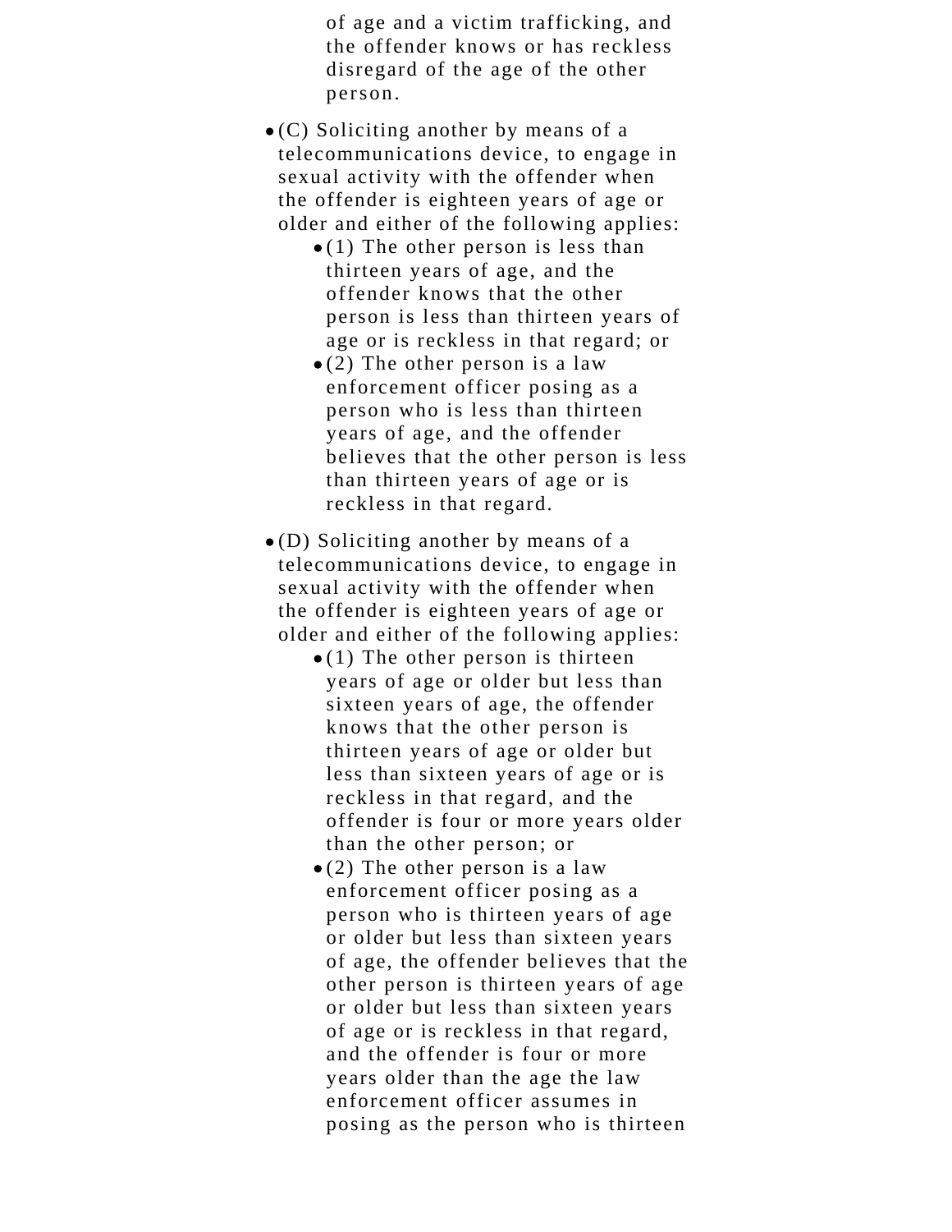of age and a victim trafficking, and the offender knows or has reckless disregard of the age of the other person.

- (C) Soliciting another by means of a telecommunications device, to engage in sexual activity with the offender when the offender is eighteen years of age or older and either of the following applies:
  - (1) The other person is less than thirteen years of age, and the offender knows that the other person is less than thirteen years of age or is reckless in that regard; or
  - (2) The other person is a law enforcement officer posing as a person who is less than thirteen years of age, and the offender believes that the other person is less than thirteen years of age or is reckless in that regard.
- (D) Soliciting another by means of a telecommunications device, to engage in sexual activity with the offender when the offender is eighteen years of age or older and either of the following applies:
  - (1) The other person is thirteen years of age or older but less than sixteen years of age, the offender knows that the other person is thirteen years of age or older but less than sixteen years of age or is reckless in that regard, and the offender is four or more years older than the other person; or
  - (2) The other person is a law enforcement officer posing as a person who is thirteen years of age or older but less than sixteen years of age, the offender believes that the other person is thirteen years of age or older but less than sixteen years of age or is reckless in that regard, and the offender is four or more years older than the age the law enforcement officer assumes in posing as the person who is thirteen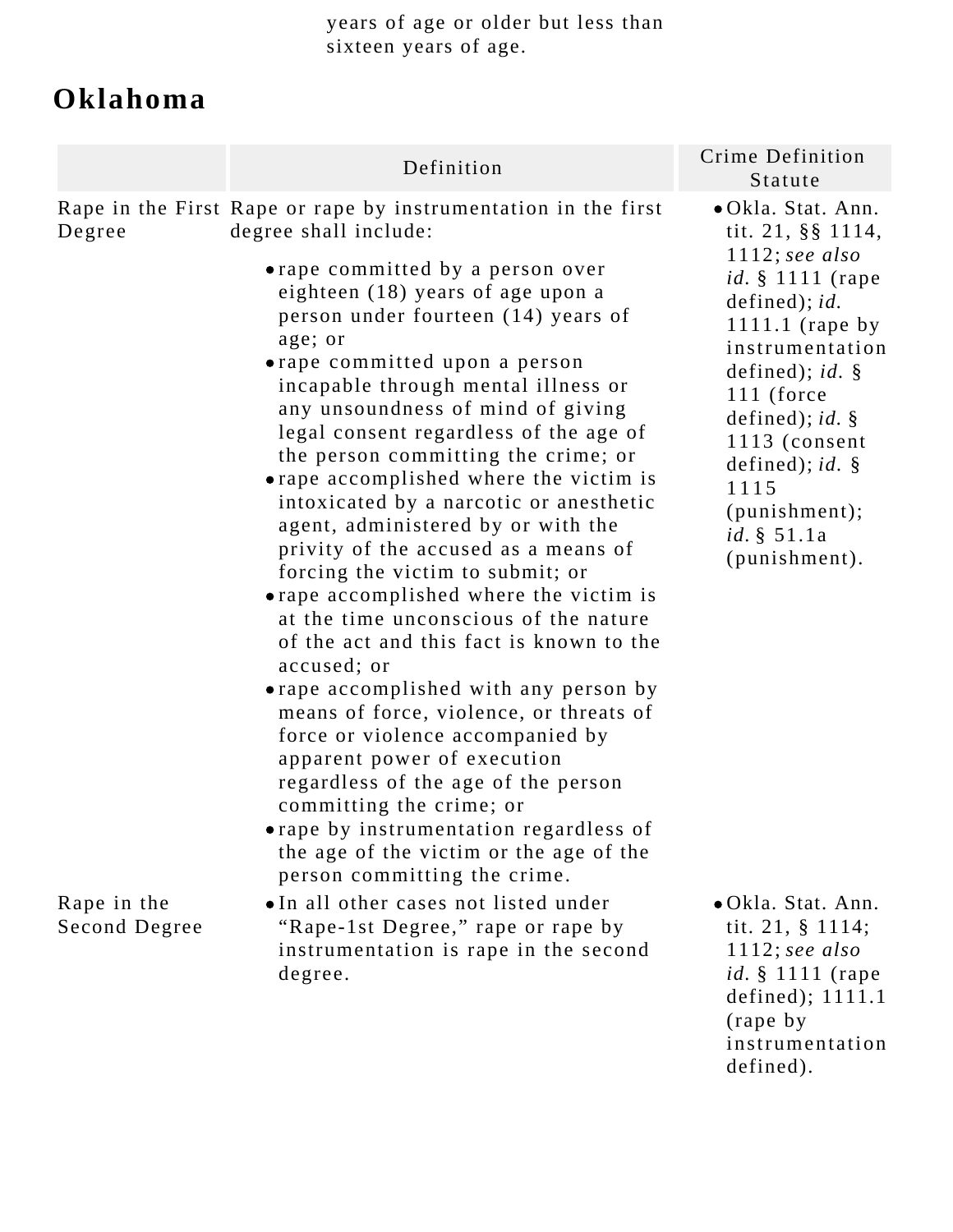years of age or older but less than sixteen years of age.

## Oklahoma

| | Definition | Crime Definition Statute |
|---|---|---|
| Rape in the First Degree | Rape or rape by instrumentation in the first degree shall include:<br>• rape committed by a person over eighteen (18) years of age upon a person under fourteen (14) years of age; or<br>• rape committed upon a person incapable through mental illness or any unsoundness of mind of giving legal consent regardless of the age of the person committing the crime; or<br>• rape accomplished where the victim is intoxicated by a narcotic or anesthetic agent, administered by or with the privity of the accused as a means of forcing the victim to submit; or<br>• rape accomplished where the victim is at the time unconscious of the nature of the act and this fact is known to the accused; or<br>• rape accomplished with any person by means of force, violence, or threats of force or violence accompanied by apparent power of execution regardless of the age of the person committing the crime; or<br>• rape by instrumentation regardless of the age of the victim or the age of the person committing the crime. | • Okla. Stat. Ann. tit. 21, §§ 1114, 1112; *see also id.* § 1111 (rape defined); *id.* 1111.1 (rape by instrumentation defined); *id.* § 111 (force defined); *id.* § 1113 (consent defined); *id.* § 1115 (punishment); *id.* § 51.1a (punishment). |
| Rape in the Second Degree | • In all other cases not listed under "Rape-1st Degree," rape or rape by instrumentation is rape in the second degree. | • Okla. Stat. Ann. tit. 21, § 1114; 1112; *see also id.* § 1111 (rape defined); 1111.1 (rape by instrumentation defined). |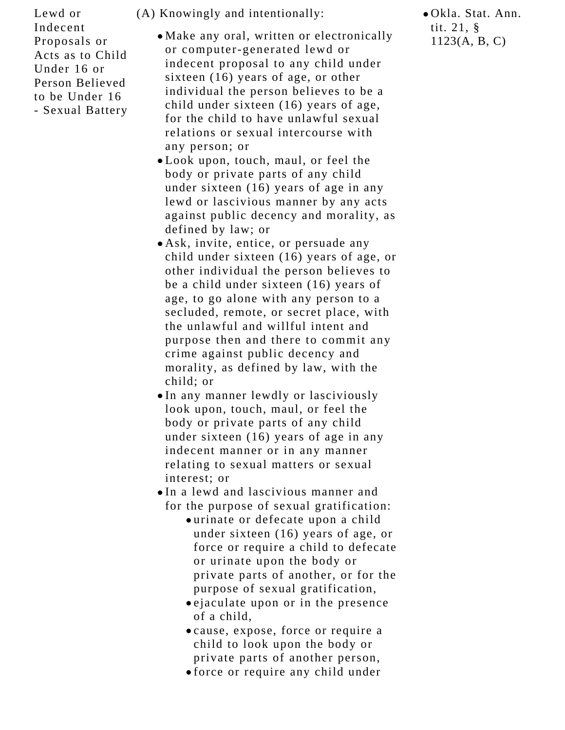| | | |
|---|---|---|
| Lewd or Indecent Proposals or Acts as to Child Under 16 or Person Believed to be Under 16 - Sexual Battery | (A) Knowingly and intentionally:<br>• Make any oral, written or electronically or computer-generated lewd or indecent proposal to any child under sixteen (16) years of age, or other individual the person believes to be a child under sixteen (16) years of age, for the child to have unlawful sexual relations or sexual intercourse with any person; or<br>• Look upon, touch, maul, or feel the body or private parts of any child under sixteen (16) years of age in any lewd or lascivious manner by any acts against public decency and morality, as defined by law; or<br>• Ask, invite, entice, or persuade any child under sixteen (16) years of age, or other individual the person believes to be a child under sixteen (16) years of age, to go alone with any person to a secluded, remote, or secret place, with the unlawful and willful intent and purpose then and there to commit any crime against public decency and morality, as defined by law, with the child; or<br>• In any manner lewdly or lasciviously look upon, touch, maul, or feel the body or private parts of any child under sixteen (16) years of age in any indecent manner or in any manner relating to sexual matters or sexual interest; or<br>• In a lewd and lascivious manner and for the purpose of sexual gratification:<br>  ◦ urinate or defecate upon a child under sixteen (16) years of age, or force or require a child to defecate or urinate upon the body or private parts of another, or for the purpose of sexual gratification,<br>  ◦ ejaculate upon or in the presence of a child,<br>  ◦ cause, expose, force or require a child to look upon the body or private parts of another person,<br>  ◦ force or require any child under | • Okla. Stat. Ann. tit. 21, § 1123(A, B, C) |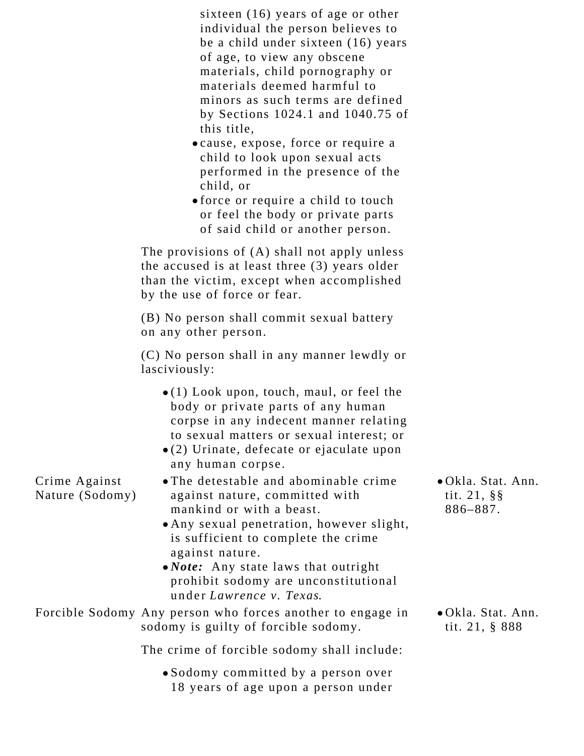| | | |
|---|---|---|
| | sixteen (16) years of age or other individual the person believes to be a child under sixteen (16) years of age, to view any obscene materials, child pornography or materials deemed harmful to minors as such terms are defined by Sections 1024.1 and 1040.75 of this title,<br>• cause, expose, force or require a child to look upon sexual acts performed in the presence of the child, or<br>• force or require a child to touch or feel the body or private parts of said child or another person.<br><br>The provisions of (A) shall not apply unless the accused is at least three (3) years older than the victim, except when accomplished by the use of force or fear.<br><br>(B) No person shall commit sexual battery on any other person.<br><br>(C) No person shall in any manner lewdly or lasciviously:<br>• (1) Look upon, touch, maul, or feel the body or private parts of any human corpse in any indecent manner relating to sexual matters or sexual interest; or<br>• (2) Urinate, defecate or ejaculate upon any human corpse. | |
| Crime Against Nature (Sodomy) | • The detestable and abominable crime against nature, committed with mankind or with a beast.<br>• Any sexual penetration, however slight, is sufficient to complete the crime against nature.<br>• ***Note:*** Any state laws that outright prohibit sodomy are unconstitutional under *Lawrence v. Texas*. | • Okla. Stat. Ann. tit. 21, §§ 886–887. |
| Forcible Sodomy | Any person who forces another to engage in sodomy is guilty of forcible sodomy.<br><br>The crime of forcible sodomy shall include:<br>• Sodomy committed by a person over 18 years of age upon a person under | • Okla. Stat. Ann. tit. 21, § 888 |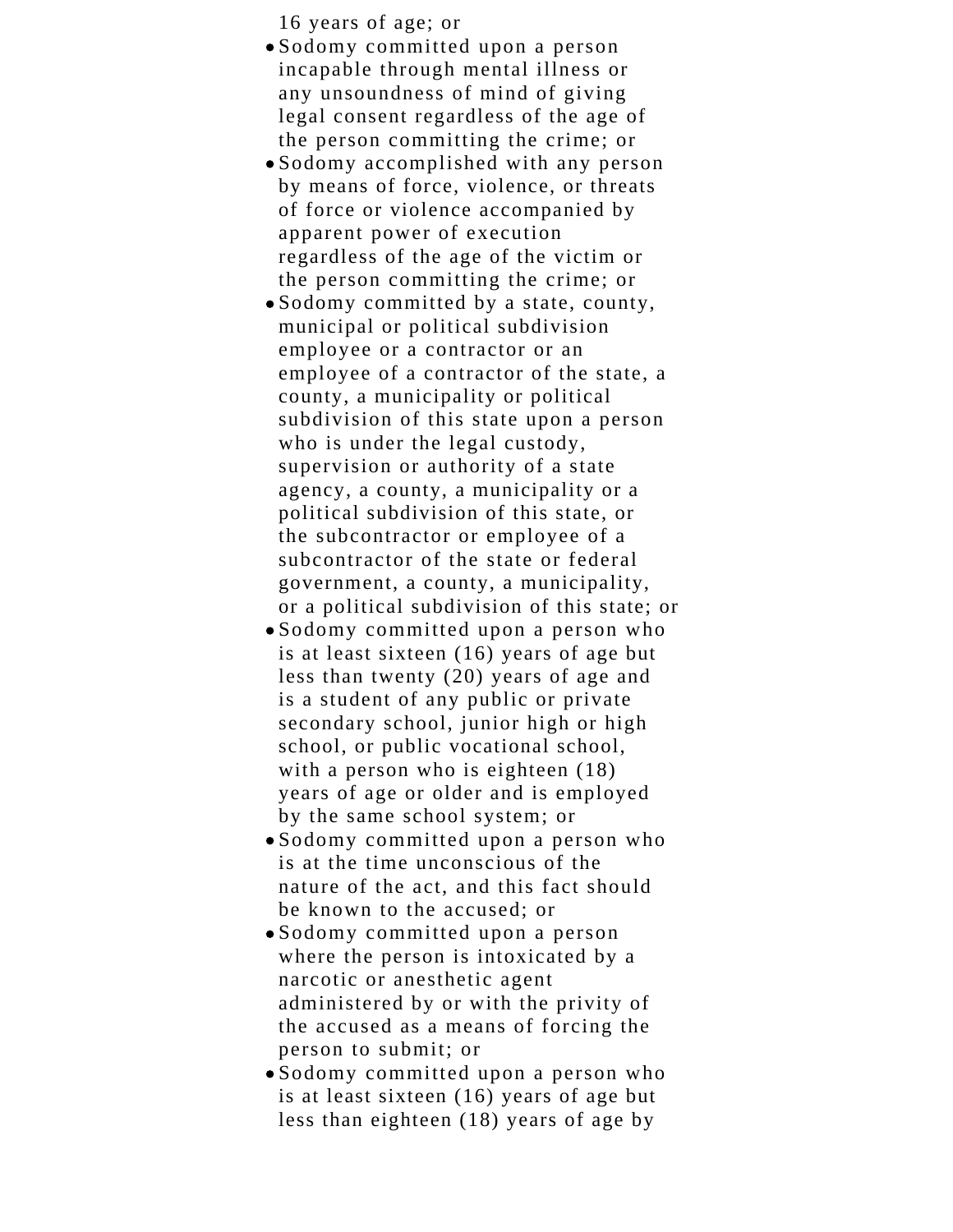16 years of age; or

- Sodomy committed upon a person incapable through mental illness or any unsoundness of mind of giving legal consent regardless of the age of the person committing the crime; or
- Sodomy accomplished with any person by means of force, violence, or threats of force or violence accompanied by apparent power of execution regardless of the age of the victim or the person committing the crime; or
- Sodomy committed by a state, county, municipal or political subdivision employee or a contractor or an employee of a contractor of the state, a county, a municipality or political subdivision of this state upon a person who is under the legal custody, supervision or authority of a state agency, a county, a municipality or a political subdivision of this state, or the subcontractor or employee of a subcontractor of the state or federal government, a county, a municipality, or a political subdivision of this state; or
- Sodomy committed upon a person who is at least sixteen (16) years of age but less than twenty (20) years of age and is a student of any public or private secondary school, junior high or high school, or public vocational school, with a person who is eighteen (18) years of age or older and is employed by the same school system; or
- Sodomy committed upon a person who is at the time unconscious of the nature of the act, and this fact should be known to the accused; or
- Sodomy committed upon a person where the person is intoxicated by a narcotic or anesthetic agent administered by or with the privity of the accused as a means of forcing the person to submit; or
- Sodomy committed upon a person who is at least sixteen (16) years of age but less than eighteen (18) years of age by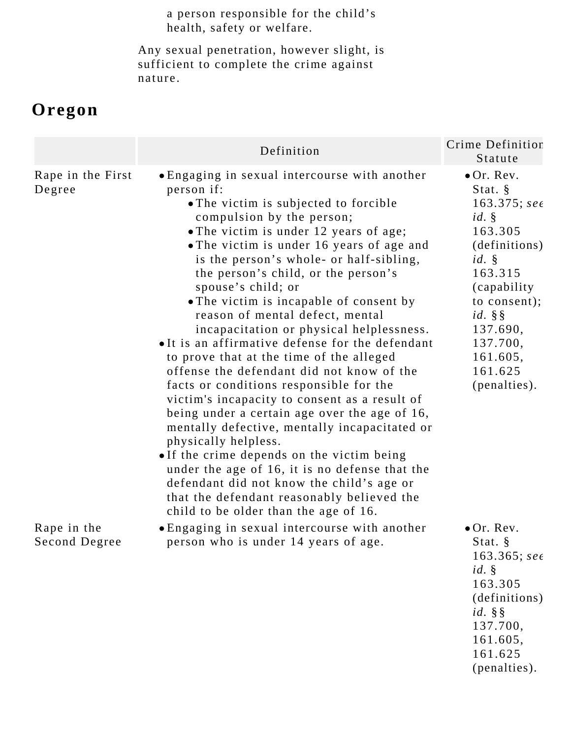a person responsible for the child's health, safety or welfare.

Any sexual penetration, however slight, is sufficient to complete the crime against nature.

## Oregon

| | Definition | Crime Definition Statute |
|---|---|---|
| Rape in the First Degree | • Engaging in sexual intercourse with another person if:<br>&nbsp;&nbsp;• The victim is subjected to forcible compulsion by the person;<br>&nbsp;&nbsp;• The victim is under 12 years of age;<br>&nbsp;&nbsp;• The victim is under 16 years of age and is the person's whole- or half-sibling, the person's child, or the person's spouse's child; or<br>&nbsp;&nbsp;• The victim is incapable of consent by reason of mental defect, mental incapacitation or physical helplessness.<br>• It is an affirmative defense for the defendant to prove that at the time of the alleged offense the defendant did not know of the facts or conditions responsible for the victim's incapacity to consent as a result of being under a certain age over the age of 16, mentally defective, mentally incapacitated or physically helpless.<br>• If the crime depends on the victim being under the age of 16, it is no defense that the defendant did not know the child's age or that the defendant reasonably believed the child to be older than the age of 16. | • Or. Rev. Stat. § 163.375; *see id.* § 163.305 (definitions); *id.* § 163.315 (capability to consent); *id.* §§ 137.690, 137.700, 161.605, 161.625 (penalties). |
| Rape in the Second Degree | • Engaging in sexual intercourse with another person who is under 14 years of age. | • Or. Rev. Stat. § 163.365; *see id.* § 163.305 (definitions); *id.* §§ 137.700, 161.605, 161.625 (penalties). |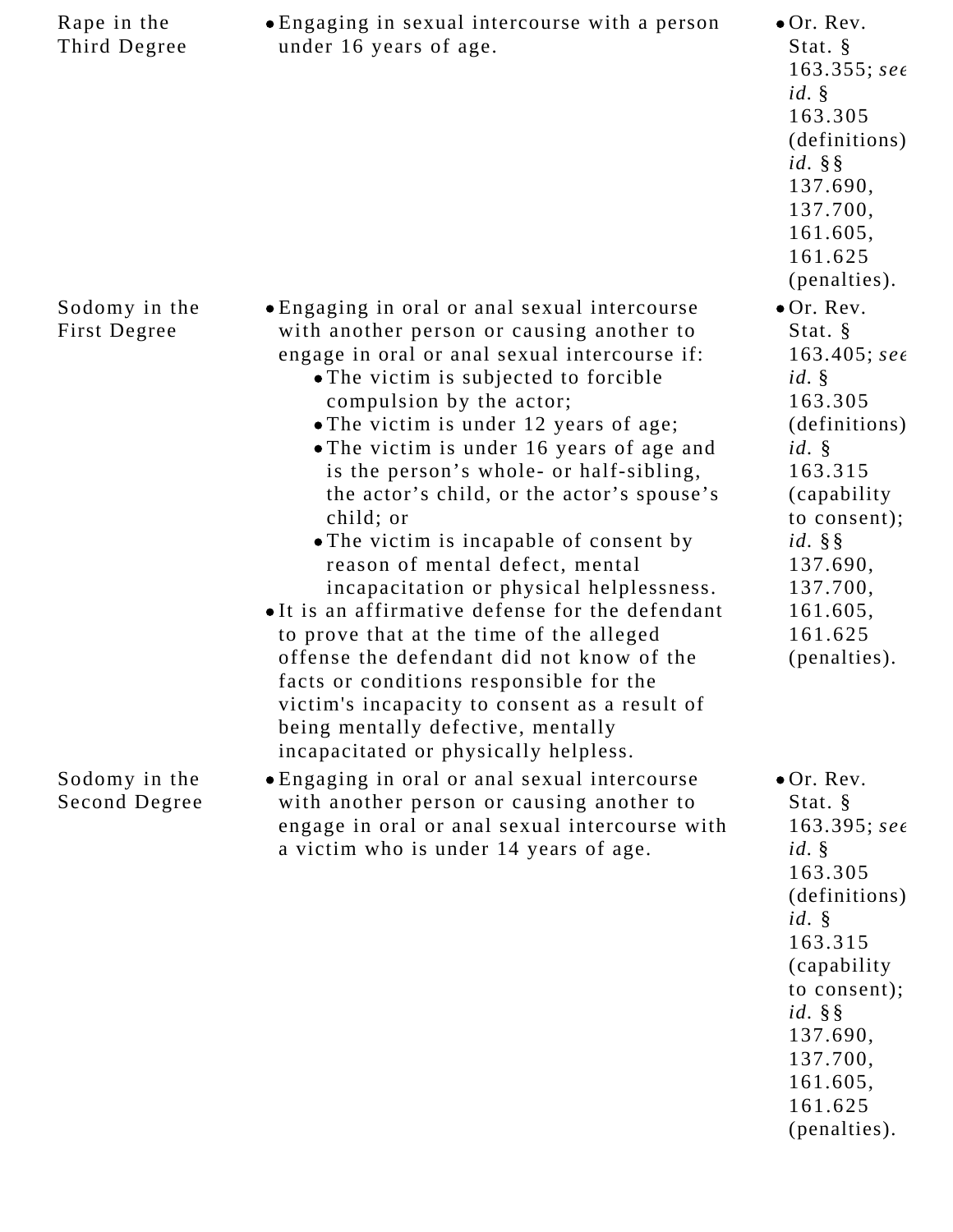| | | |
|---|---|---|
| Rape in the Third Degree | • Engaging in sexual intercourse with a person under 16 years of age. | • Or. Rev. Stat. § 163.355; *see id.* § 163.305 (definitions) *id.* §§ 137.690, 137.700, 161.605, 161.625 (penalties). |
| Sodomy in the First Degree | • Engaging in oral or anal sexual intercourse with another person or causing another to engage in oral or anal sexual intercourse if:<br>  • The victim is subjected to forcible compulsion by the actor;<br>  • The victim is under 12 years of age;<br>  • The victim is under 16 years of age and is the person's whole- or half-sibling, the actor's child, or the actor's spouse's child; or<br>  • The victim is incapable of consent by reason of mental defect, mental incapacitation or physical helplessness.<br>• It is an affirmative defense for the defendant to prove that at the time of the alleged offense the defendant did not know of the facts or conditions responsible for the victim's incapacity to consent as a result of being mentally defective, mentally incapacitated or physically helpless. | • Or. Rev. Stat. § 163.405; *see id.* § 163.305 (definitions) *id.* § 163.315 (capability to consent); *id.* §§ 137.690, 137.700, 161.605, 161.625 (penalties). |
| Sodomy in the Second Degree | • Engaging in oral or anal sexual intercourse with another person or causing another to engage in oral or anal sexual intercourse with a victim who is under 14 years of age. | • Or. Rev. Stat. § 163.395; *see id.* § 163.305 (definitions) *id.* § 163.315 (capability to consent); *id.* §§ 137.690, 137.700, 161.605, 161.625 (penalties). |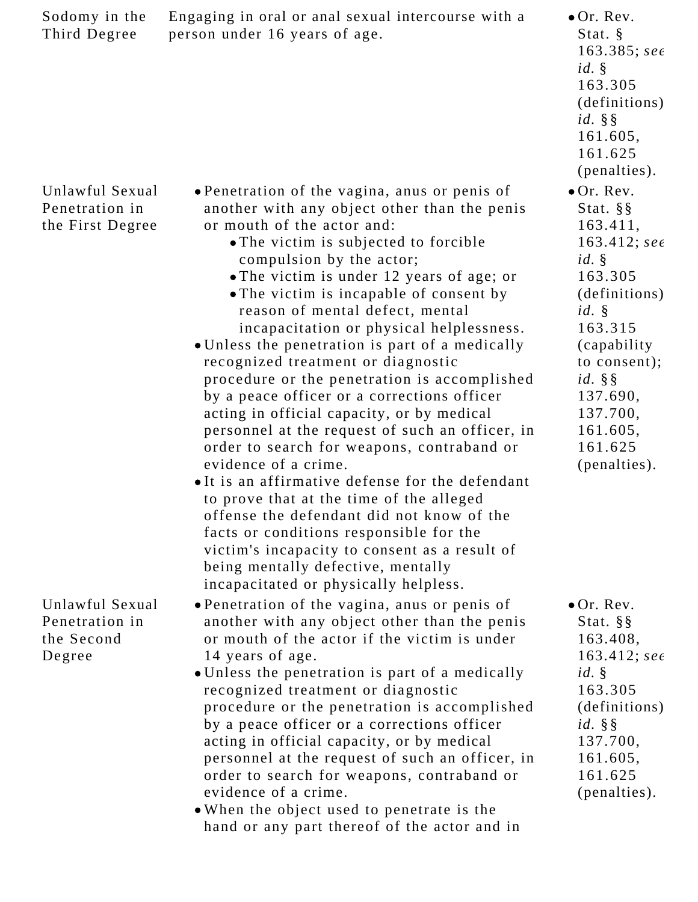| | | |
|---|---|---|
| Sodomy in the Third Degree | Engaging in oral or anal sexual intercourse with a person under 16 years of age. | • Or. Rev. Stat. § 163.385; *see id.* § 163.305 (definitions) *id.* §§ 161.605, 161.625 (penalties). |
| Unlawful Sexual Penetration in the First Degree | • Penetration of the vagina, anus or penis of another with any object other than the penis or mouth of the actor and:<br>  • The victim is subjected to forcible compulsion by the actor;<br>  • The victim is under 12 years of age; or<br>  • The victim is incapable of consent by reason of mental defect, mental incapacitation or physical helplessness.<br>• Unless the penetration is part of a medically recognized treatment or diagnostic procedure or the penetration is accomplished by a peace officer or a corrections officer acting in official capacity, or by medical personnel at the request of such an officer, in order to search for weapons, contraband or evidence of a crime.<br>• It is an affirmative defense for the defendant to prove that at the time of the alleged offense the defendant did not know of the facts or conditions responsible for the victim's incapacity to consent as a result of being mentally defective, mentally incapacitated or physically helpless. | • Or. Rev. Stat. §§ 163.411, 163.412; *see id.* § 163.305 (definitions) *id.* § 163.315 (capability to consent); *id.* §§ 137.690, 137.700, 161.605, 161.625 (penalties). |
| Unlawful Sexual Penetration in the Second Degree | • Penetration of the vagina, anus or penis of another with any object other than the penis or mouth of the actor if the victim is under 14 years of age.<br>• Unless the penetration is part of a medically recognized treatment or diagnostic procedure or the penetration is accomplished by a peace officer or a corrections officer acting in official capacity, or by medical personnel at the request of such an officer, in order to search for weapons, contraband or evidence of a crime.<br>• When the object used to penetrate is the hand or any part thereof of the actor and in | • Or. Rev. Stat. §§ 163.408, 163.412; *see id.* § 163.305 (definitions) *id.* §§ 137.700, 161.605, 161.625 (penalties). |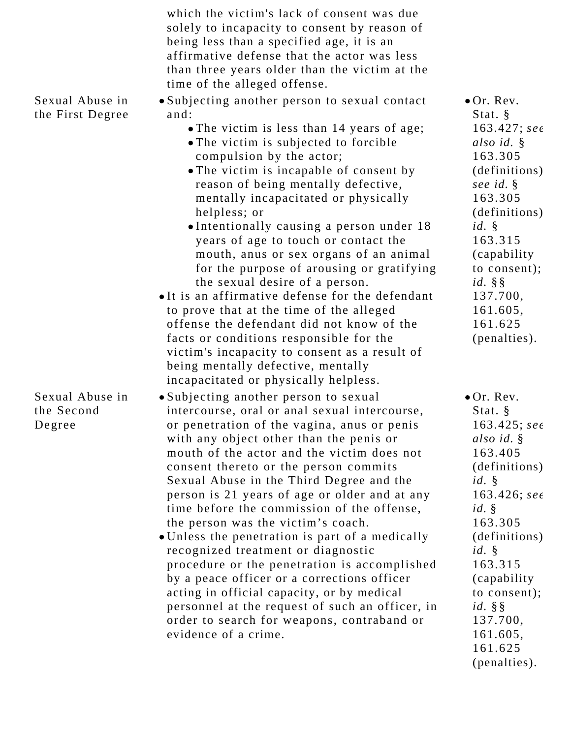| | | |
|---|---|---|
| | which the victim's lack of consent was due solely to incapacity to consent by reason of being less than a specified age, it is an affirmative defense that the actor was less than three years older than the victim at the time of the alleged offense. | |
| Sexual Abuse in the First Degree | • Subjecting another person to sexual contact and:<br>  • The victim is less than 14 years of age;<br>  • The victim is subjected to forcible compulsion by the actor;<br>  • The victim is incapable of consent by reason of being mentally defective, mentally incapacitated or physically helpless; or<br>  • Intentionally causing a person under 18 years of age to touch or contact the mouth, anus or sex organs of an animal for the purpose of arousing or gratifying the sexual desire of a person.<br>• It is an affirmative defense for the defendant to prove that at the time of the alleged offense the defendant did not know of the facts or conditions responsible for the victim's incapacity to consent as a result of being mentally defective, mentally incapacitated or physically helpless. | • Or. Rev. Stat. § 163.427; *see also id.* § 163.305 (definitions); *see id.* § 163.305 (definitions); *id.* § 163.315 (capability to consent); *id.* §§ 137.700, 161.605, 161.625 (penalties). |
| Sexual Abuse in the Second Degree | • Subjecting another person to sexual intercourse, oral or anal sexual intercourse, or penetration of the vagina, anus or penis with any object other than the penis or mouth of the actor and the victim does not consent thereto or the person commits Sexual Abuse in the Third Degree and the person is 21 years of age or older and at any time before the commission of the offense, the person was the victim's coach.<br>• Unless the penetration is part of a medically recognized treatment or diagnostic procedure or the penetration is accomplished by a peace officer or a corrections officer acting in official capacity, or by medical personnel at the request of such an officer, in order to search for weapons, contraband or evidence of a crime. | • Or. Rev. Stat. § 163.425; *see also id.* § 163.405 (definitions); *id.* § 163.426; *see id.* § 163.305 (definitions); *id.* § 163.315 (capability to consent); *id.* §§ 137.700, 161.605, 161.625 (penalties). |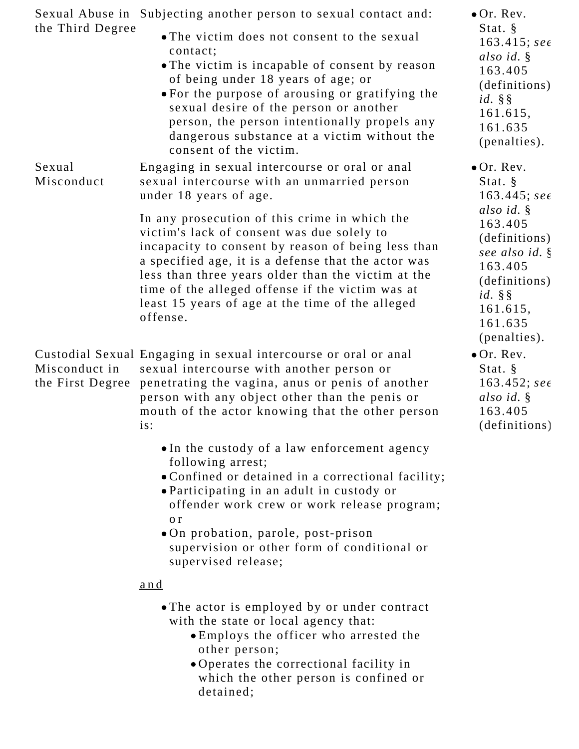| | | |
|---|---|---|
| Sexual Abuse in the Third Degree | Subjecting another person to sexual contact and:<br>• The victim does not consent to the sexual contact;<br>• The victim is incapable of consent by reason of being under 18 years of age; or<br>• For the purpose of arousing or gratifying the sexual desire of the person or another person, the person intentionally propels any dangerous substance at a victim without the consent of the victim. | • Or. Rev. Stat. § 163.415; *see also id.* § 163.405 (definitions) *id.* §§ 161.615, 161.635 (penalties). |
| Sexual Misconduct | Engaging in sexual intercourse or oral or anal sexual intercourse with an unmarried person under 18 years of age.<br><br>In any prosecution of this crime in which the victim's lack of consent was due solely to incapacity to consent by reason of being less than a specified age, it is a defense that the actor was less than three years older than the victim at the time of the alleged offense if the victim was at least 15 years of age at the time of the alleged offense. | • Or. Rev. Stat. § 163.445; *see also id.* § 163.405 (definitions) *see also id.* § 163.405 (definitions) *id.* §§ 161.615, 161.635 (penalties). |
| Custodial Sexual Misconduct in the First Degree | Engaging in sexual intercourse or oral or anal sexual intercourse with another person or penetrating the vagina, anus or penis of another person with any object other than the penis or mouth of the actor knowing that the other person is:<br>• In the custody of a law enforcement agency following arrest;<br>• Confined or detained in a correctional facility;<br>• Participating in an adult in custody or offender work crew or work release program; or<br>• On probation, parole, post-prison supervision or other form of conditional or supervised release;<br><br><u>and</u><br><br>• The actor is employed by or under contract with the state or local agency that:<br>  • Employs the officer who arrested the other person;<br>  • Operates the correctional facility in which the other person is confined or detained; | • Or. Rev. Stat. § 163.452; *see also id.* § 163.405 (definitions) |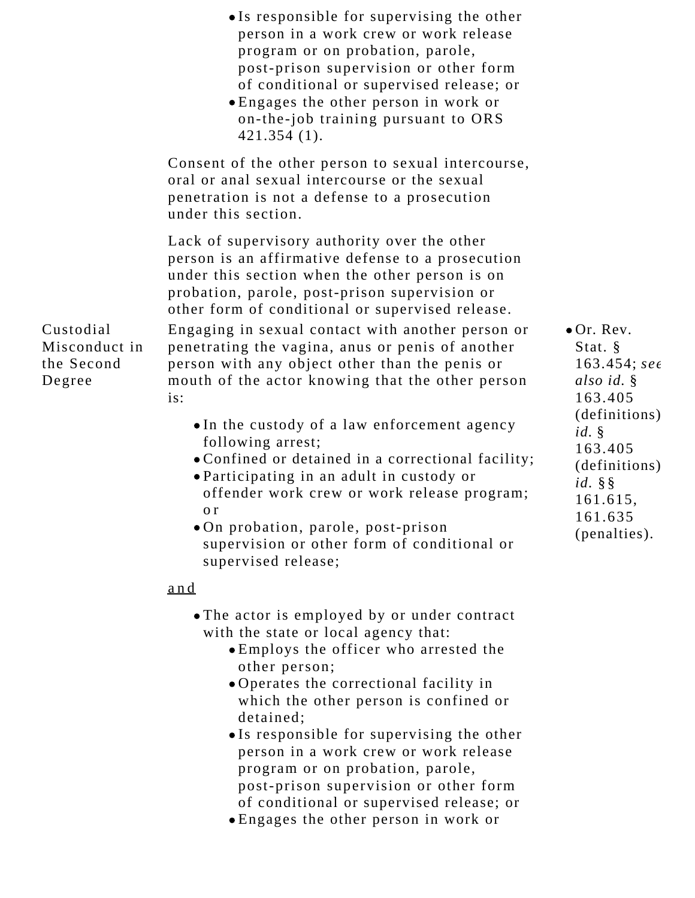|  | - Is responsible for supervising the other person in a work crew or work release program or on probation, parole, post-prison supervision or other form of conditional or supervised release; or<br>- Engages the other person in work or on-the-job training pursuant to ORS 421.354 (1).<br><br>Consent of the other person to sexual intercourse, oral or anal sexual intercourse or the sexual penetration is not a defense to a prosecution under this section.<br><br>Lack of supervisory authority over the other person is an affirmative defense to a prosecution under this section when the other person is on probation, parole, post-prison supervision or other form of conditional or supervised release. |  |
|---|---|---|
| Custodial Misconduct in the Second Degree | Engaging in sexual contact with another person or penetrating the vagina, anus or penis of another person with any object other than the penis or mouth of the actor knowing that the other person is:<br><br>- In the custody of a law enforcement agency following arrest;<br>- Confined or detained in a correctional facility;<br>- Participating in an adult in custody or offender work crew or work release program; or<br>- On probation, parole, post-prison supervision or other form of conditional or supervised release;<br><br>and<br><br>- The actor is employed by or under contract with the state or local agency that:<br>  - Employs the officer who arrested the other person;<br>  - Operates the correctional facility in which the other person is confined or detained;<br>  - Is responsible for supervising the other person in a work crew or work release program or on probation, parole, post-prison supervision or other form of conditional or supervised release; or<br>  - Engages the other person in work or | - Or. Rev. Stat. § 163.454; *see also id.* § 163.405 (definitions) *id.* § 163.405 (definitions) *id.* §§ 161.615, 161.635 (penalties). |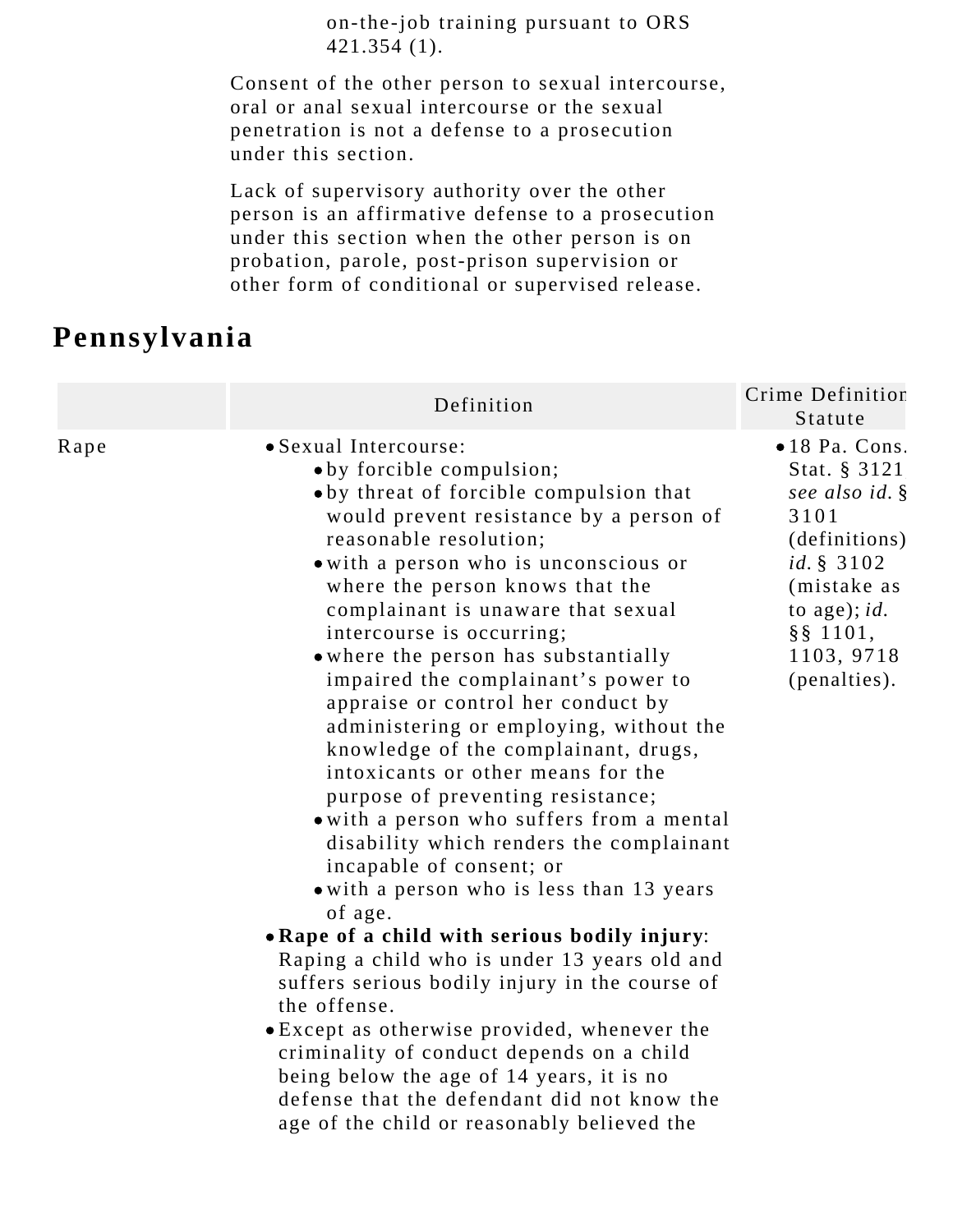on-the-job training pursuant to ORS 421.354 (1).

Consent of the other person to sexual intercourse, oral or anal sexual intercourse or the sexual penetration is not a defense to a prosecution under this section.

Lack of supervisory authority over the other person is an affirmative defense to a prosecution under this section when the other person is on probation, parole, post-prison supervision or other form of conditional or supervised release.

## Pennsylvania

| | Definition | Crime Definition Statute |
|---|---|---|
| Rape | • Sexual Intercourse:<br>  • by forcible compulsion;<br>  • by threat of forcible compulsion that would prevent resistance by a person of reasonable resolution;<br>  • with a person who is unconscious or where the person knows that the complainant is unaware that sexual intercourse is occurring;<br>  • where the person has substantially impaired the complainant's power to appraise or control her conduct by administering or employing, without the knowledge of the complainant, drugs, intoxicants or other means for the purpose of preventing resistance;<br>  • with a person who suffers from a mental disability which renders the complainant incapable of consent; or<br>  • with a person who is less than 13 years of age.<br>• **Rape of a child with serious bodily injury**: Raping a child who is under 13 years old and suffers serious bodily injury in the course of the offense.<br>• Except as otherwise provided, whenever the criminality of conduct depends on a child being below the age of 14 years, it is no defense that the defendant did not know the age of the child or reasonably believed the | • 18 Pa. Cons. Stat. § 3121 *see also id.* § 3101 (definitions) *id.* § 3102 (mistake as to age); *id.* §§ 1101, 1103, 9718 (penalties). |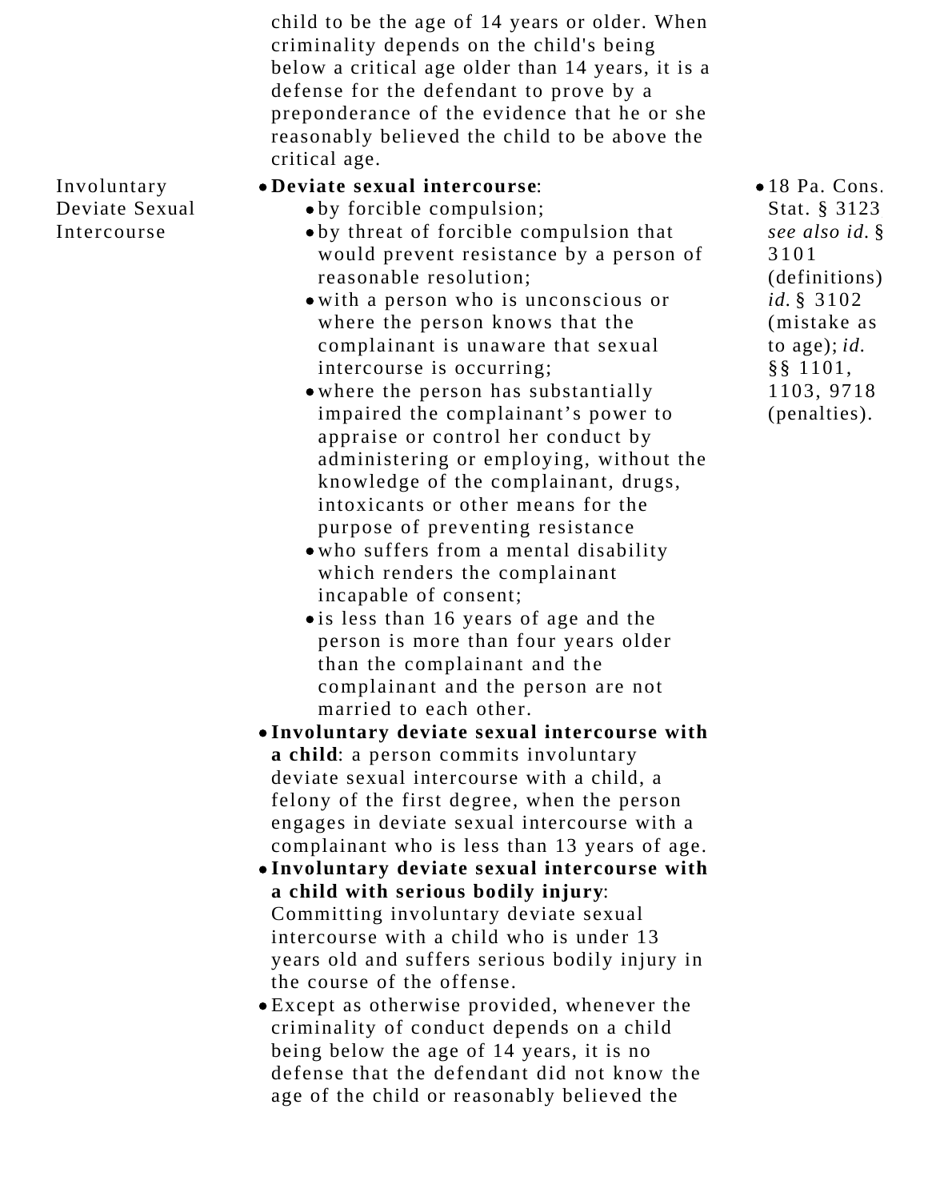| | | |
|---|---|---|
| | child to be the age of 14 years or older. When criminality depends on the child's being below a critical age older than 14 years, it is a defense for the defendant to prove by a preponderance of the evidence that he or she reasonably believed the child to be above the critical age. | |
| Involuntary Deviate Sexual Intercourse | • **Deviate sexual intercourse**:<br>  ◦ by forcible compulsion;<br>  ◦ by threat of forcible compulsion that would prevent resistance by a person of reasonable resolution;<br>  ◦ with a person who is unconscious or where the person knows that the complainant is unaware that sexual intercourse is occurring;<br>  ◦ where the person has substantially impaired the complainant's power to appraise or control her conduct by administering or employing, without the knowledge of the complainant, drugs, intoxicants or other means for the purpose of preventing resistance<br>  ◦ who suffers from a mental disability which renders the complainant incapable of consent;<br>  ◦ is less than 16 years of age and the person is more than four years older than the complainant and the complainant and the person are not married to each other.<br>• **Involuntary deviate sexual intercourse with a child**: a person commits involuntary deviate sexual intercourse with a child, a felony of the first degree, when the person engages in deviate sexual intercourse with a complainant who is less than 13 years of age.<br>• **Involuntary deviate sexual intercourse with a child with serious bodily injury**: Committing involuntary deviate sexual intercourse with a child who is under 13 years old and suffers serious bodily injury in the course of the offense.<br>• Except as otherwise provided, whenever the criminality of conduct depends on a child being below the age of 14 years, it is no defense that the defendant did not know the age of the child or reasonably believed the | • 18 Pa. Cons. Stat. § 3123 *see also id.* § 3101 (definitions) *id.* § 3102 (mistake as to age); *id.* §§ 1101, 1103, 9718 (penalties). |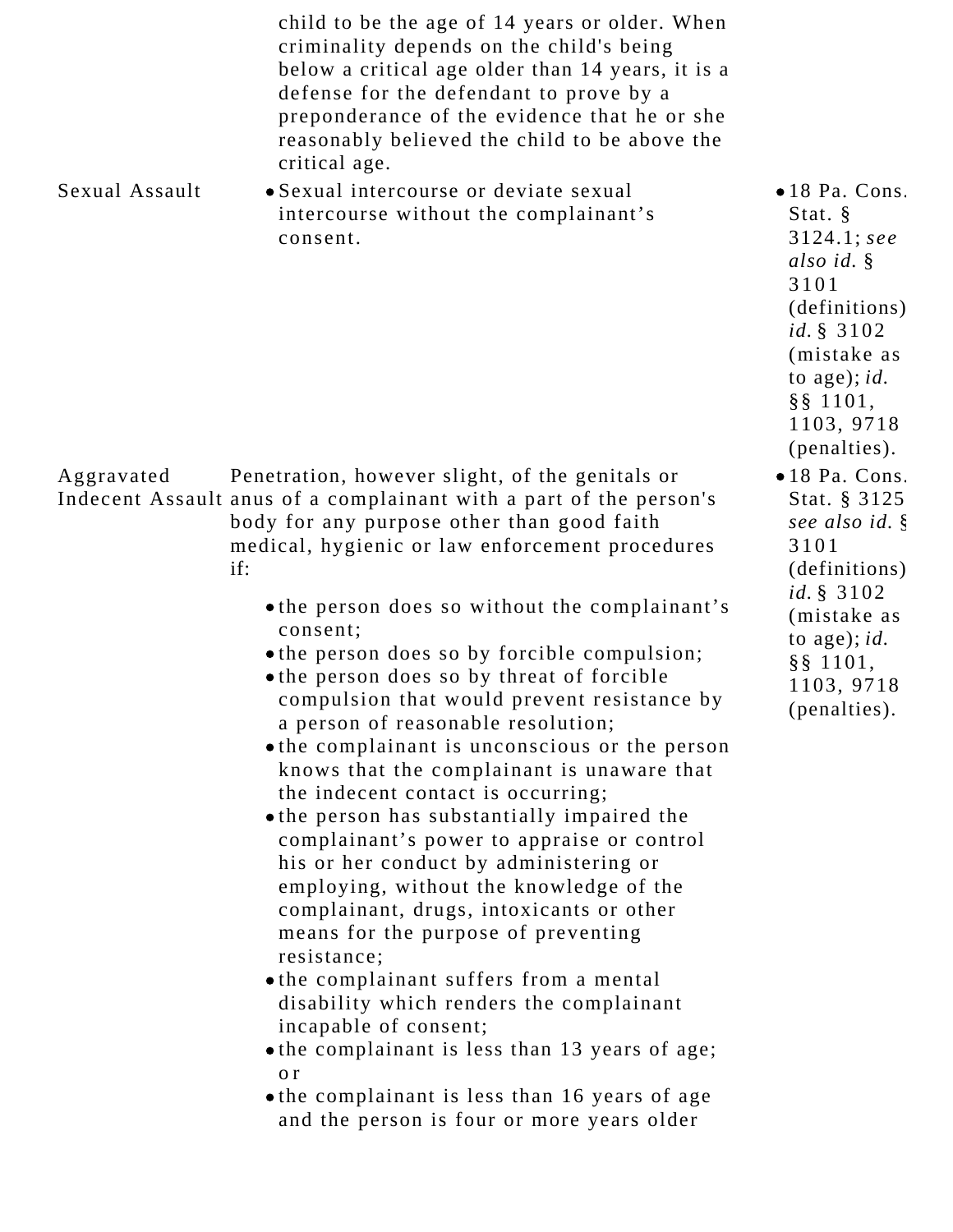| | | |
|---|---|---|
| | child to be the age of 14 years or older. When criminality depends on the child's being below a critical age older than 14 years, it is a defense for the defendant to prove by a preponderance of the evidence that he or she reasonably believed the child to be above the critical age. | |
| Sexual Assault | • Sexual intercourse or deviate sexual intercourse without the complainant's consent. | • 18 Pa. Cons. Stat. § 3124.1; *see also id.* § 3101 (definitions) *id.* § 3102 (mistake as to age); *id.* §§ 1101, 1103, 9718 (penalties). |
| Aggravated Indecent Assault | Penetration, however slight, of the genitals or anus of a complainant with a part of the person's body for any purpose other than good faith medical, hygienic or law enforcement procedures if:<br>• the person does so without the complainant's consent;<br>• the person does so by forcible compulsion;<br>• the person does so by threat of forcible compulsion that would prevent resistance by a person of reasonable resolution;<br>• the complainant is unconscious or the person knows that the complainant is unaware that the indecent contact is occurring;<br>• the person has substantially impaired the complainant's power to appraise or control his or her conduct by administering or employing, without the knowledge of the complainant, drugs, intoxicants or other means for the purpose of preventing resistance;<br>• the complainant suffers from a mental disability which renders the complainant incapable of consent;<br>• the complainant is less than 13 years of age; or<br>• the complainant is less than 16 years of age and the person is four or more years older | • 18 Pa. Cons. Stat. § 3125 *see also id.* § 3101 (definitions) *id.* § 3102 (mistake as to age); *id.* §§ 1101, 1103, 9718 (penalties). |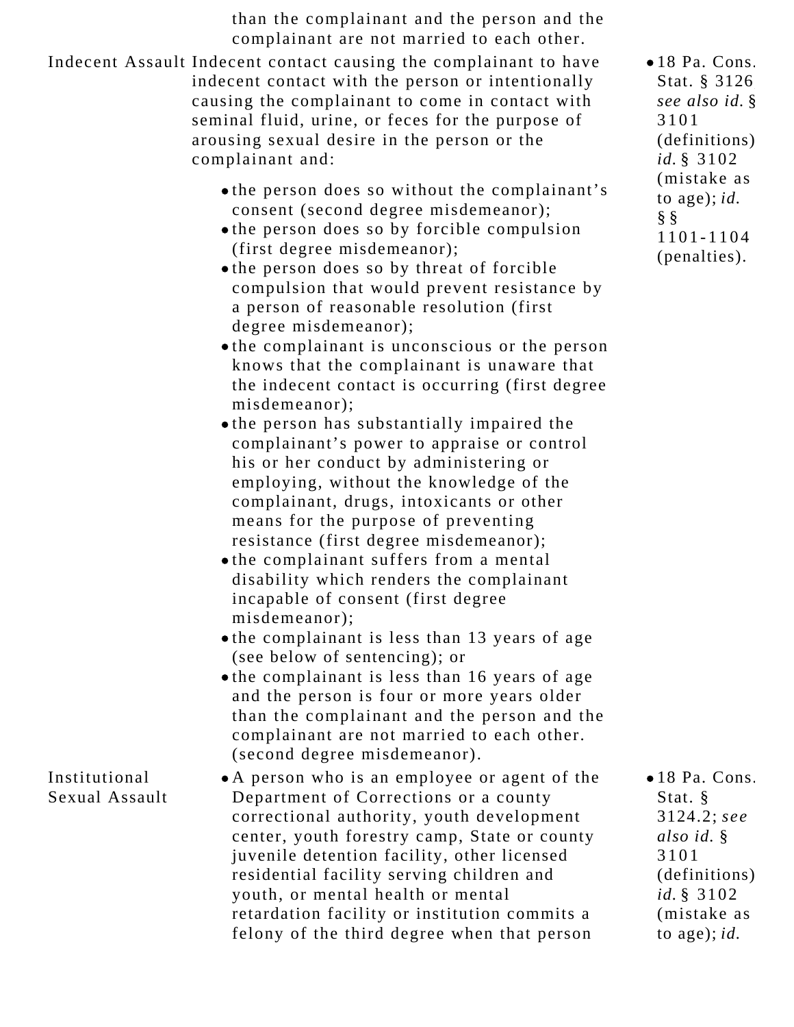| | | |
|---|---|---|
| | than the complainant and the person and the complainant are not married to each other. | |
| Indecent Assault | Indecent contact causing the complainant to have indecent contact with the person or intentionally causing the complainant to come in contact with seminal fluid, urine, or feces for the purpose of arousing sexual desire in the person or the complainant and: <br>• the person does so without the complainant's consent (second degree misdemeanor);<br>• the person does so by forcible compulsion (first degree misdemeanor);<br>• the person does so by threat of forcible compulsion that would prevent resistance by a person of reasonable resolution (first degree misdemeanor);<br>• the complainant is unconscious or the person knows that the complainant is unaware that the indecent contact is occurring (first degree misdemeanor);<br>• the person has substantially impaired the complainant's power to appraise or control his or her conduct by administering or employing, without the knowledge of the complainant, drugs, intoxicants or other means for the purpose of preventing resistance (first degree misdemeanor);<br>• the complainant suffers from a mental disability which renders the complainant incapable of consent (first degree misdemeanor);<br>• the complainant is less than 13 years of age (see below of sentencing); or<br>• the complainant is less than 16 years of age and the person is four or more years older than the complainant and the person and the complainant are not married to each other. (second degree misdemeanor). | • 18 Pa. Cons. Stat. § 3126 *see also id.* § 3101 (definitions) *id.* § 3102 (mistake as to age); *id.* §§ 1101-1104 (penalties). |
| Institutional Sexual Assault | • A person who is an employee or agent of the Department of Corrections or a county correctional authority, youth development center, youth forestry camp, State or county juvenile detention facility, other licensed residential facility serving children and youth, or mental health or mental retardation facility or institution commits a felony of the third degree when that person | • 18 Pa. Cons. Stat. § 3124.2; *see also id.* § 3101 (definitions) *id.* § 3102 (mistake as to age); *id.* |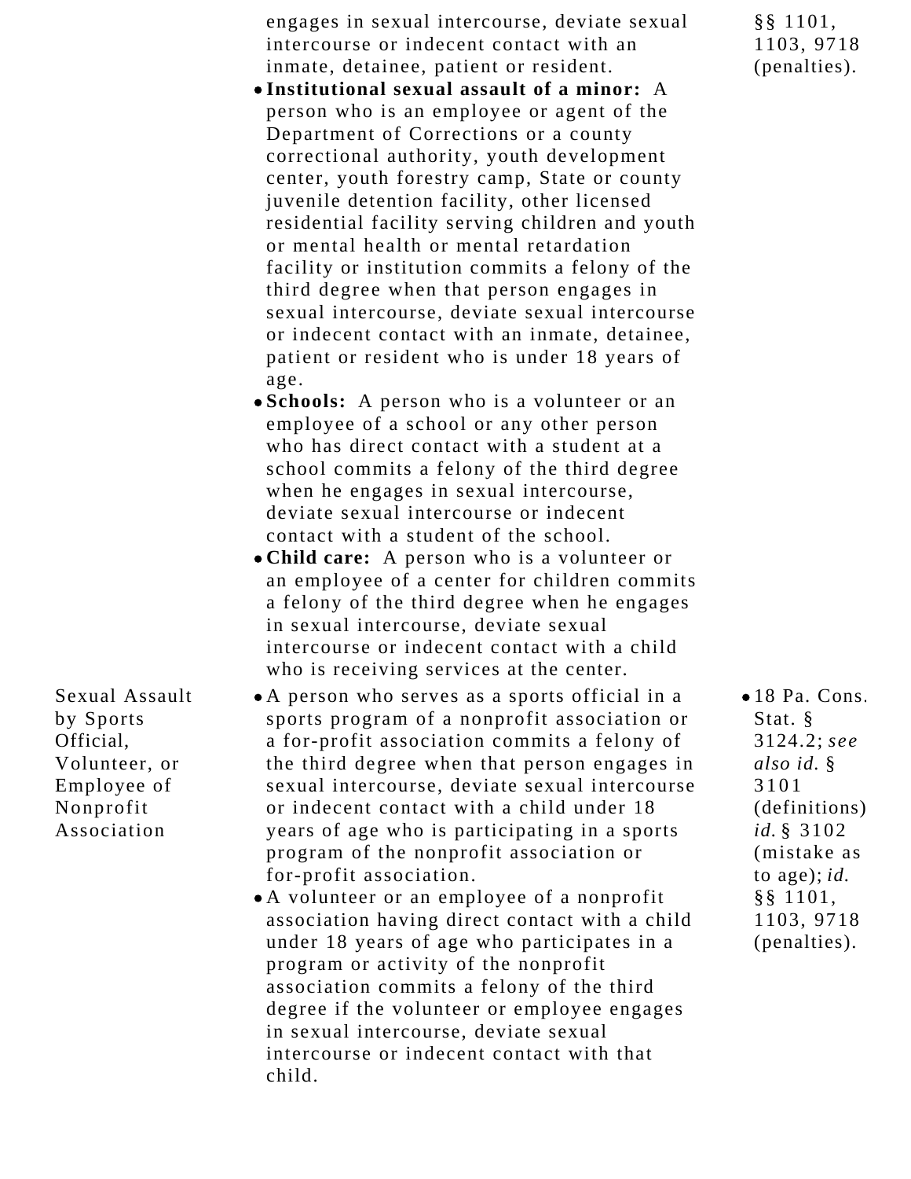| | | |
|---|---|---|
| | engages in sexual intercourse, deviate sexual intercourse or indecent contact with an inmate, detainee, patient or resident.<br>• **Institutional sexual assault of a minor:** A person who is an employee or agent of the Department of Corrections or a county correctional authority, youth development center, youth forestry camp, State or county juvenile detention facility, other licensed residential facility serving children and youth or mental health or mental retardation facility or institution commits a felony of the third degree when that person engages in sexual intercourse, deviate sexual intercourse or indecent contact with an inmate, detainee, patient or resident who is under 18 years of age.<br>• **Schools:** A person who is a volunteer or an employee of a school or any other person who has direct contact with a student at a school commits a felony of the third degree when he engages in sexual intercourse, deviate sexual intercourse or indecent contact with a student of the school.<br>• **Child care:** A person who is a volunteer or an employee of a center for children commits a felony of the third degree when he engages in sexual intercourse, deviate sexual intercourse or indecent contact with a child who is receiving services at the center. | §§ 1101, 1103, 9718 (penalties). |
| Sexual Assault by Sports Official, Volunteer, or Employee of Nonprofit Association | • A person who serves as a sports official in a sports program of a nonprofit association or a for-profit association commits a felony of the third degree when that person engages in sexual intercourse, deviate sexual intercourse or indecent contact with a child under 18 years of age who is participating in a sports program of the nonprofit association or for-profit association.<br>• A volunteer or an employee of a nonprofit association having direct contact with a child under 18 years of age who participates in a program or activity of the nonprofit association commits a felony of the third degree if the volunteer or employee engages in sexual intercourse, deviate sexual intercourse or indecent contact with that child. | • 18 Pa. Cons. Stat. § 3124.2; *see also id.* § 3101 (definitions) *id.* § 3102 (mistake as to age); *id.* §§ 1101, 1103, 9718 (penalties). |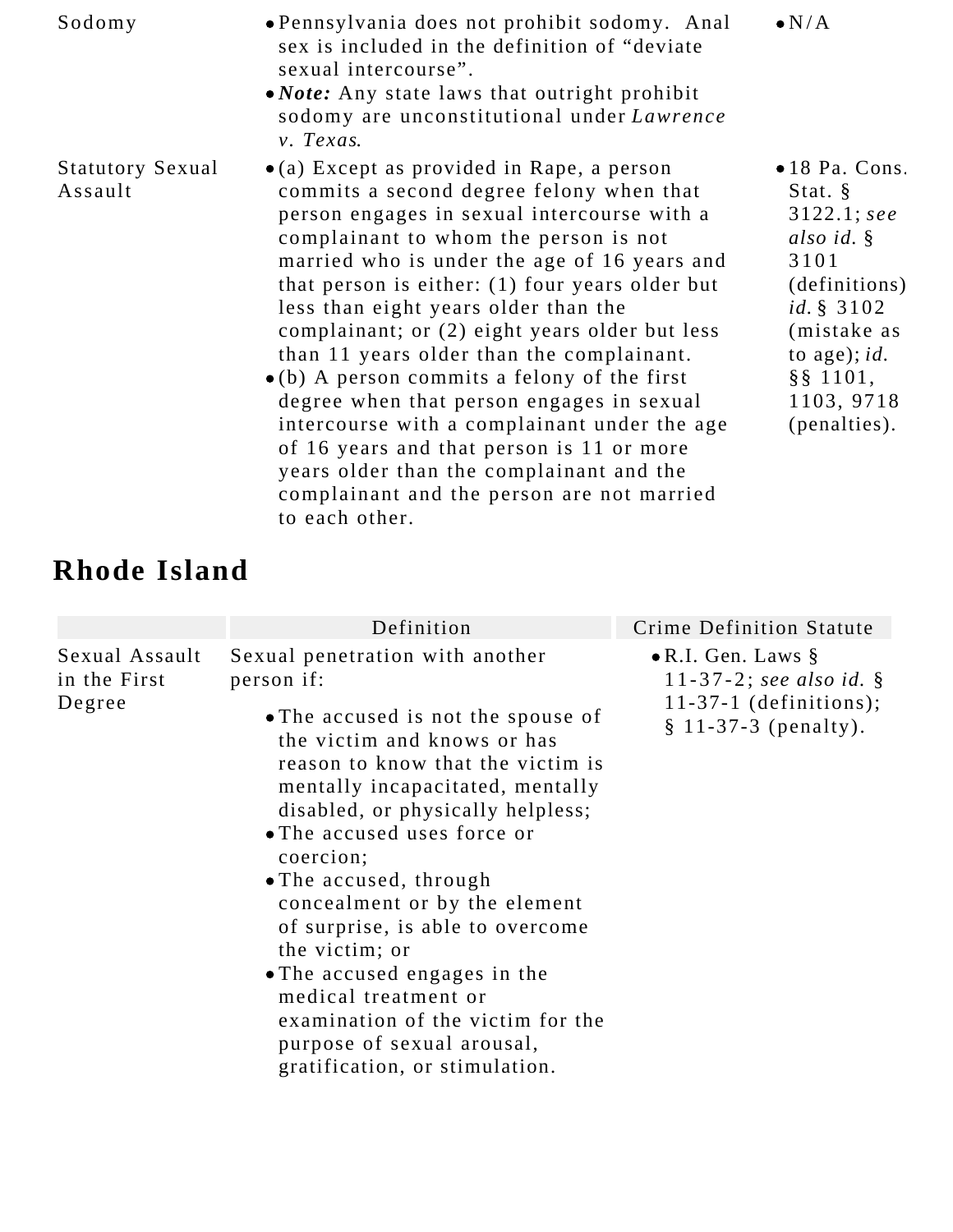| | | |
|---|---|---|
| Sodomy | • Pennsylvania does not prohibit sodomy. Anal sex is included in the definition of "deviate sexual intercourse".<br>• ***Note:*** Any state laws that outright prohibit sodomy are unconstitutional under *Lawrence v. Texas*. | • N/A |
| Statutory Sexual Assault | • (a) Except as provided in Rape, a person commits a second degree felony when that person engages in sexual intercourse with a complainant to whom the person is not married who is under the age of 16 years and that person is either: (1) four years older but less than eight years older than the complainant; or (2) eight years older but less than 11 years older than the complainant.<br>• (b) A person commits a felony of the first degree when that person engages in sexual intercourse with a complainant under the age of 16 years and that person is 11 or more years older than the complainant and the complainant and the person are not married to each other. | • 18 Pa. Cons. Stat. § 3122.1; *see also id.* § 3101 (definitions) *id.* § 3102 (mistake as to age); *id.* §§ 1101, 1103, 9718 (penalties). |

## Rhode Island

| | Definition | Crime Definition Statute |
|---|---|---|
| Sexual Assault in the First Degree | Sexual penetration with another person if:<br>• The accused is not the spouse of the victim and knows or has reason to know that the victim is mentally incapacitated, mentally disabled, or physically helpless;<br>• The accused uses force or coercion;<br>• The accused, through concealment or by the element of surprise, is able to overcome the victim; or<br>• The accused engages in the medical treatment or examination of the victim for the purpose of sexual arousal, gratification, or stimulation. | • R.I. Gen. Laws § 11-37-2; *see also id.* § 11-37-1 (definitions); § 11-37-3 (penalty). |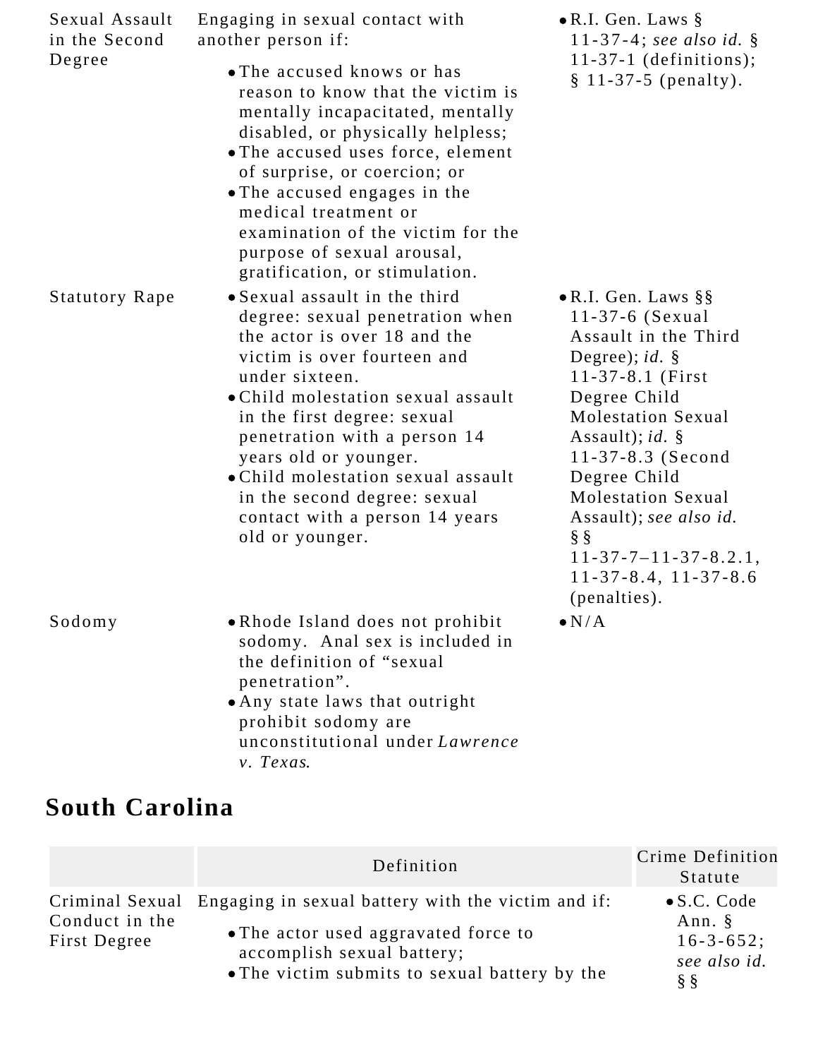| | | |
|---|---|---|
| Sexual Assault in the Second Degree | Engaging in sexual contact with another person if: <br>• The accused knows or has reason to know that the victim is mentally incapacitated, mentally disabled, or physically helpless; <br>• The accused uses force, element of surprise, or coercion; or <br>• The accused engages in the medical treatment or examination of the victim for the purpose of sexual arousal, gratification, or stimulation. | • R.I. Gen. Laws § 11-37-4; *see also id.* § 11-37-1 (definitions); § 11-37-5 (penalty). |
| Statutory Rape | • Sexual assault in the third degree: sexual penetration when the actor is over 18 and the victim is over fourteen and under sixteen. <br>• Child molestation sexual assault in the first degree: sexual penetration with a person 14 years old or younger. <br>• Child molestation sexual assault in the second degree: sexual contact with a person 14 years old or younger. | • R.I. Gen. Laws §§ 11-37-6 (Sexual Assault in the Third Degree); *id.* § 11-37-8.1 (First Degree Child Molestation Sexual Assault); *id.* § 11-37-8.3 (Second Degree Child Molestation Sexual Assault); *see also id.* §§ 11-37-7–11-37-8.2.1, 11-37-8.4, 11-37-8.6 (penalties). |
| Sodomy | • Rhode Island does not prohibit sodomy. Anal sex is included in the definition of "sexual penetration". <br>• Any state laws that outright prohibit sodomy are unconstitutional under *Lawrence v. Texas*. | • N/A |

## South Carolina

| | Definition | Crime Definition Statute |
|---|---|---|
| Criminal Sexual Conduct in the First Degree | Engaging in sexual battery with the victim and if: <br>• The actor used aggravated force to accomplish sexual battery; <br>• The victim submits to sexual battery by the | • S.C. Code Ann. § 16-3-652; *see also id.* §§ |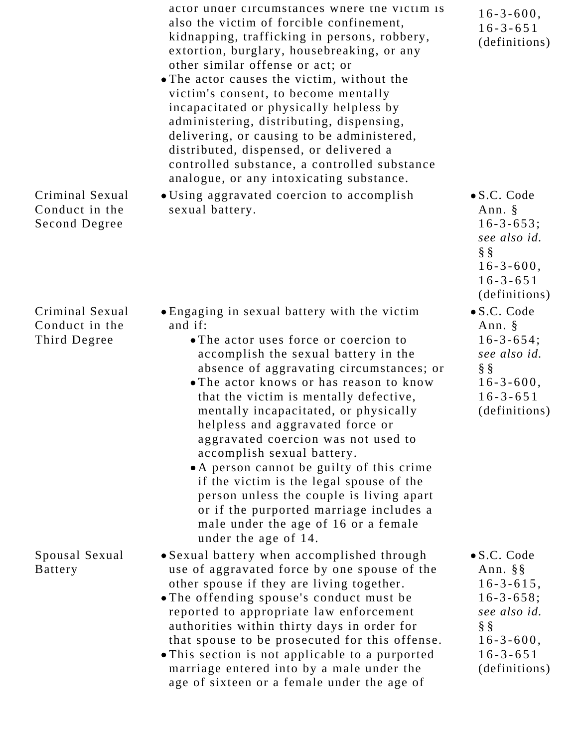| | | |
|---|---|---|
| | actor under circumstances where the victim is also the victim of forcible confinement, kidnapping, trafficking in persons, robbery, extortion, burglary, housebreaking, or any other similar offense or act; or<br>• The actor causes the victim, without the victim's consent, to become mentally incapacitated or physically helpless by administering, distributing, dispensing, delivering, or causing to be administered, distributed, dispensed, or delivered a controlled substance, a controlled substance analogue, or any intoxicating substance. | 16-3-600, 16-3-651 (definitions) |
| Criminal Sexual Conduct in the Second Degree | • Using aggravated coercion to accomplish sexual battery. | • S.C. Code Ann. § 16-3-653; *see also id.* §§ 16-3-600, 16-3-651 (definitions) |
| Criminal Sexual Conduct in the Third Degree | • Engaging in sexual battery with the victim and if:<br>• The actor uses force or coercion to accomplish the sexual battery in the absence of aggravating circumstances; or<br>• The actor knows or has reason to know that the victim is mentally defective, mentally incapacitated, or physically helpless and aggravated force or aggravated coercion was not used to accomplish sexual battery.<br>• A person cannot be guilty of this crime if the victim is the legal spouse of the person unless the couple is living apart or if the purported marriage includes a male under the age of 16 or a female under the age of 14. | • S.C. Code Ann. § 16-3-654; *see also id.* §§ 16-3-600, 16-3-651 (definitions) |
| Spousal Sexual Battery | • Sexual battery when accomplished through use of aggravated force by one spouse of the other spouse if they are living together.<br>• The offending spouse's conduct must be reported to appropriate law enforcement authorities within thirty days in order for that spouse to be prosecuted for this offense.<br>• This section is not applicable to a purported marriage entered into by a male under the age of sixteen or a female under the age of | • S.C. Code Ann. §§ 16-3-615, 16-3-658; *see also id.* §§ 16-3-600, 16-3-651 (definitions) |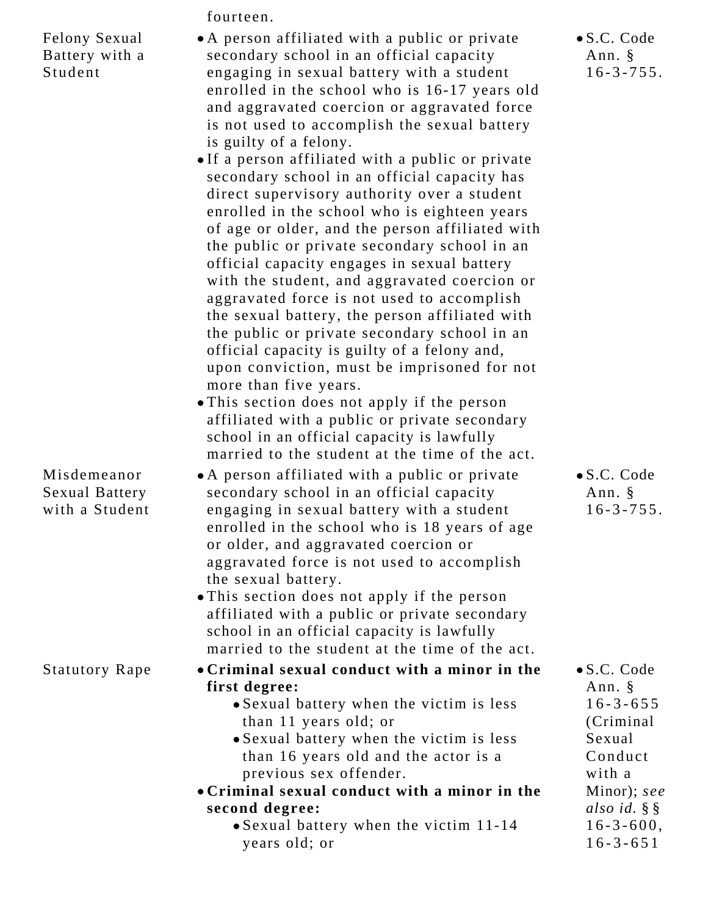| | | |
|---|---|---|
| | fourteen. | |
| Felony Sexual Battery with a Student | • A person affiliated with a public or private secondary school in an official capacity engaging in sexual battery with a student enrolled in the school who is 16-17 years old and aggravated coercion or aggravated force is not used to accomplish the sexual battery is guilty of a felony.<br>• If a person affiliated with a public or private secondary school in an official capacity has direct supervisory authority over a student enrolled in the school who is eighteen years of age or older, and the person affiliated with the public or private secondary school in an official capacity engages in sexual battery with the student, and aggravated coercion or aggravated force is not used to accomplish the sexual battery, the person affiliated with the public or private secondary school in an official capacity is guilty of a felony and, upon conviction, must be imprisoned for not more than five years.<br>• This section does not apply if the person affiliated with a public or private secondary school in an official capacity is lawfully married to the student at the time of the act. | • S.C. Code Ann. § 16-3-755. |
| Misdemeanor Sexual Battery with a Student | • A person affiliated with a public or private secondary school in an official capacity engaging in sexual battery with a student enrolled in the school who is 18 years of age or older, and aggravated coercion or aggravated force is not used to accomplish the sexual battery.<br>• This section does not apply if the person affiliated with a public or private secondary school in an official capacity is lawfully married to the student at the time of the act. | • S.C. Code Ann. § 16-3-755. |
| Statutory Rape | • **Criminal sexual conduct with a minor in the first degree:**<br>  • Sexual battery when the victim is less than 11 years old; or<br>  • Sexual battery when the victim is less than 16 years old and the actor is a previous sex offender.<br>• **Criminal sexual conduct with a minor in the second degree:**<br>  • Sexual battery when the victim 11-14 years old; or | • S.C. Code Ann. § 16-3-655 (Criminal Sexual Conduct with a Minor); *see also id.* §§ 16-3-600, 16-3-651 |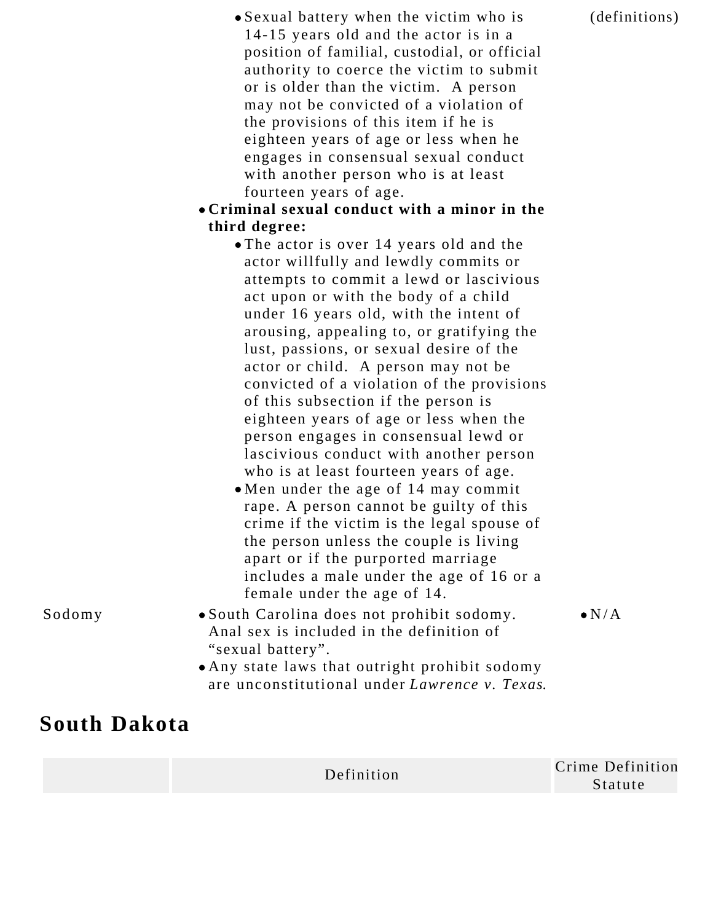| | | |
|---|---|---|
| | • Sexual battery when the victim who is 14-15 years old and the actor is in a position of familial, custodial, or official authority to coerce the victim to submit or is older than the victim. A person may not be convicted of a violation of the provisions of this item if he is eighteen years of age or less when he engages in consensual sexual conduct with another person who is at least fourteen years of age.<br>• **Criminal sexual conduct with a minor in the third degree:**<br>  • The actor is over 14 years old and the actor willfully and lewdly commits or attempts to commit a lewd or lascivious act upon or with the body of a child under 16 years old, with the intent of arousing, appealing to, or gratifying the lust, passions, or sexual desire of the actor or child. A person may not be convicted of a violation of the provisions of this subsection if the person is eighteen years of age or less when the person engages in consensual lewd or lascivious conduct with another person who is at least fourteen years of age.<br>  • Men under the age of 14 may commit rape. A person cannot be guilty of this crime if the victim is the legal spouse of the person unless the couple is living apart or if the purported marriage includes a male under the age of 16 or a female under the age of 14. | (definitions) |
| Sodomy | • South Carolina does not prohibit sodomy. Anal sex is included in the definition of "sexual battery".<br>• Any state laws that outright prohibit sodomy are unconstitutional under *Lawrence v. Texas*. | • N/A |

## South Dakota

| | Definition | Crime Definition Statute |
|---|---|---|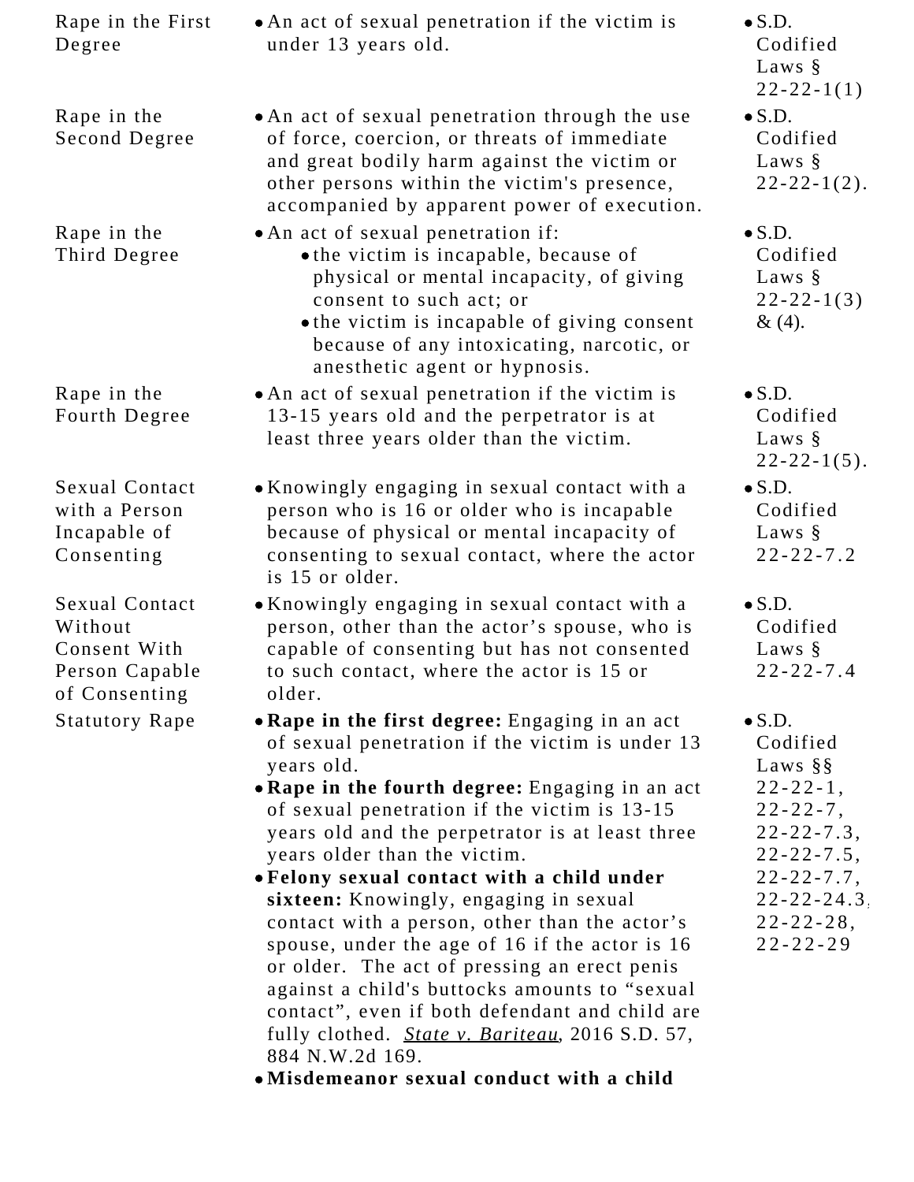| | | |
|---|---|---|
| Rape in the First Degree | • An act of sexual penetration if the victim is under 13 years old. | • S.D. Codified Laws § 22-22-1(1) |
| Rape in the Second Degree | • An act of sexual penetration through the use of force, coercion, or threats of immediate and great bodily harm against the victim or other persons within the victim's presence, accompanied by apparent power of execution. | • S.D. Codified Laws § 22-22-1(2). |
| Rape in the Third Degree | • An act of sexual penetration if:<br>  • the victim is incapable, because of physical or mental incapacity, of giving consent to such act; or<br>  • the victim is incapable of giving consent because of any intoxicating, narcotic, or anesthetic agent or hypnosis. | • S.D. Codified Laws § 22-22-1(3) & (4). |
| Rape in the Fourth Degree | • An act of sexual penetration if the victim is 13-15 years old and the perpetrator is at least three years older than the victim. | • S.D. Codified Laws § 22-22-1(5). |
| Sexual Contact with a Person Incapable of Consenting | • Knowingly engaging in sexual contact with a person who is 16 or older who is incapable because of physical or mental incapacity of consenting to sexual contact, where the actor is 15 or older. | • S.D. Codified Laws § 22-22-7.2 |
| Sexual Contact Without Consent With Person Capable of Consenting | • Knowingly engaging in sexual contact with a person, other than the actor's spouse, who is capable of consenting but has not consented to such contact, where the actor is 15 or older. | • S.D. Codified Laws § 22-22-7.4 |
| Statutory Rape | • **Rape in the first degree:** Engaging in an act of sexual penetration if the victim is under 13 years old.<br>• **Rape in the fourth degree:** Engaging in an act of sexual penetration if the victim is 13-15 years old and the perpetrator is at least three years older than the victim.<br>• **Felony sexual contact with a child under sixteen:** Knowingly, engaging in sexual contact with a person, other than the actor's spouse, under the age of 16 if the actor is 16 or older. The act of pressing an erect penis against a child's buttocks amounts to "sexual contact", even if both defendant and child are fully clothed. *State v. Bariteau*, 2016 S.D. 57, 884 N.W.2d 169.<br>• **Misdemeanor sexual conduct with a child** | • S.D. Codified Laws §§ 22-22-1, 22-22-7, 22-22-7.3, 22-22-7.5, 22-22-7.7, 22-22-24.3, 22-22-28, 22-22-29 |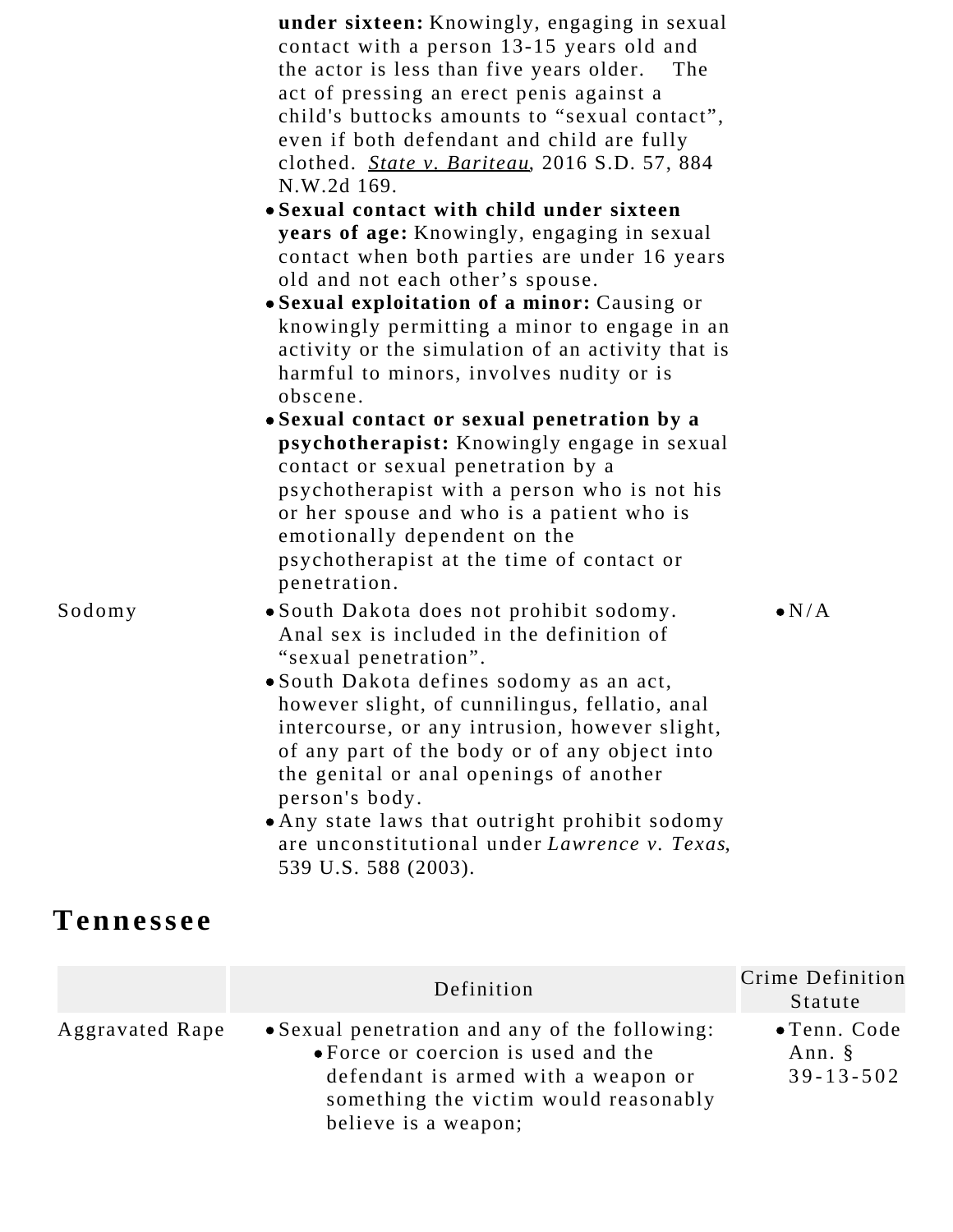| | Definition | Crime Definition Statute |
|---|---|---|
| | **under sixteen:** Knowingly, engaging in sexual contact with a person 13-15 years old and the actor is less than five years older. The act of pressing an erect penis against a child's buttocks amounts to "sexual contact", even if both defendant and child are fully clothed. *State v. Bariteau*, 2016 S.D. 57, 884 N.W.2d 169.<br>• **Sexual contact with child under sixteen years of age:** Knowingly, engaging in sexual contact when both parties are under 16 years old and not each other's spouse.<br>• **Sexual exploitation of a minor:** Causing or knowingly permitting a minor to engage in an activity or the simulation of an activity that is harmful to minors, involves nudity or is obscene.<br>• **Sexual contact or sexual penetration by a psychotherapist:** Knowingly engage in sexual contact or sexual penetration by a psychotherapist with a person who is not his or her spouse and who is a patient who is emotionally dependent on the psychotherapist at the time of contact or penetration. | |
| Sodomy | • South Dakota does not prohibit sodomy. Anal sex is included in the definition of "sexual penetration".<br>• South Dakota defines sodomy as an act, however slight, of cunnilingus, fellatio, anal intercourse, or any intrusion, however slight, of any part of the body or of any object into the genital or anal openings of another person's body.<br>• Any state laws that outright prohibit sodomy are unconstitutional under *Lawrence v. Texas*, 539 U.S. 588 (2003). | • N/A |

## Tennessee

| | Definition | Crime Definition Statute |
|---|---|---|
| Aggravated Rape | • Sexual penetration and any of the following:<br>&nbsp;&nbsp;• Force or coercion is used and the defendant is armed with a weapon or something the victim would reasonably believe is a weapon; | • Tenn. Code Ann. § 39-13-502 |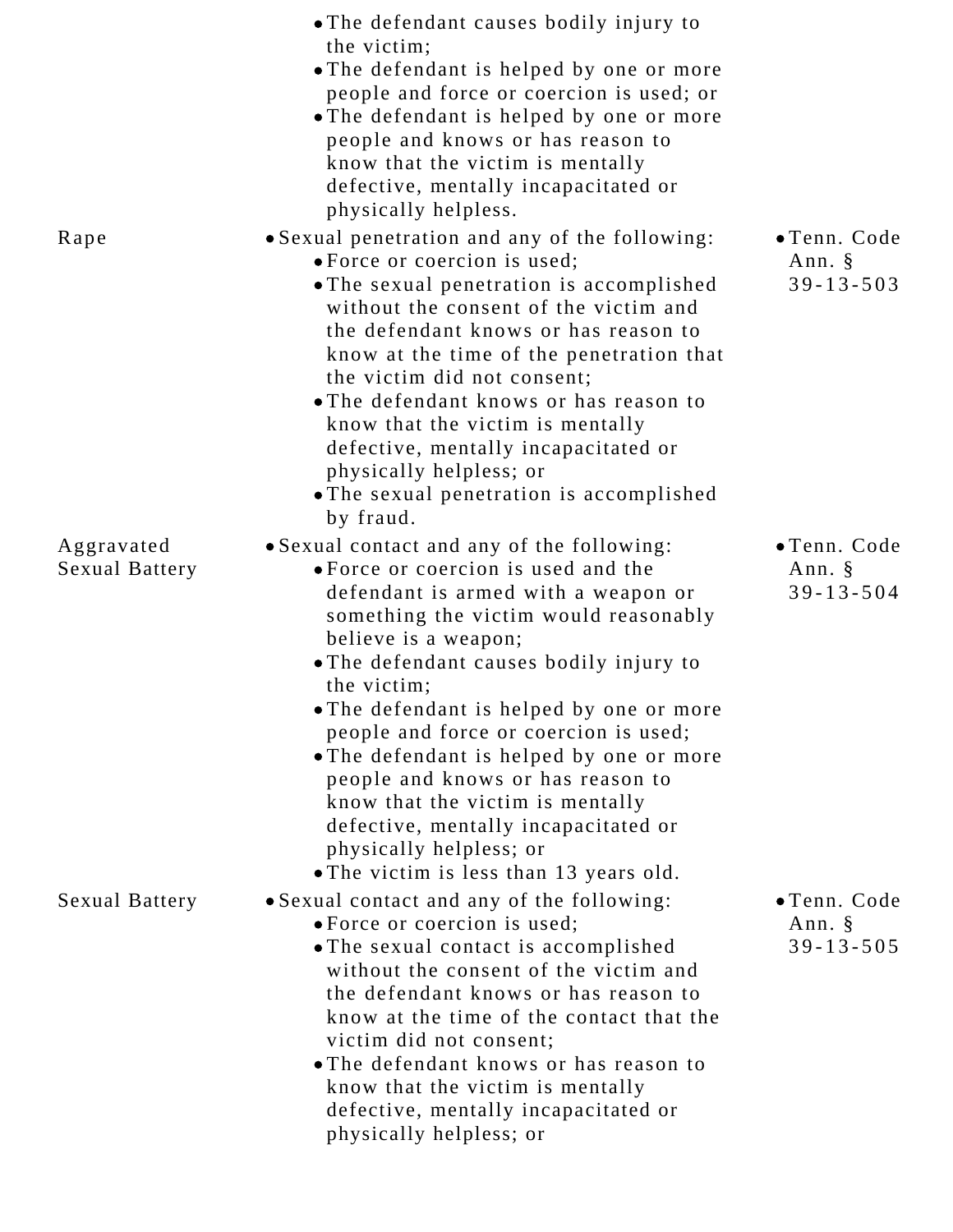| | | |
|---|---|---|
| | • The defendant causes bodily injury to the victim;<br>• The defendant is helped by one or more people and force or coercion is used; or<br>• The defendant is helped by one or more people and knows or has reason to know that the victim is mentally defective, mentally incapacitated or physically helpless. | |
| Rape | • Sexual penetration and any of the following:<br>• Force or coercion is used;<br>• The sexual penetration is accomplished without the consent of the victim and the defendant knows or has reason to know at the time of the penetration that the victim did not consent;<br>• The defendant knows or has reason to know that the victim is mentally defective, mentally incapacitated or physically helpless; or<br>• The sexual penetration is accomplished by fraud. | • Tenn. Code Ann. § 39-13-503 |
| Aggravated Sexual Battery | • Sexual contact and any of the following:<br>• Force or coercion is used and the defendant is armed with a weapon or something the victim would reasonably believe is a weapon;<br>• The defendant causes bodily injury to the victim;<br>• The defendant is helped by one or more people and force or coercion is used;<br>• The defendant is helped by one or more people and knows or has reason to know that the victim is mentally defective, mentally incapacitated or physically helpless; or<br>• The victim is less than 13 years old. | • Tenn. Code Ann. § 39-13-504 |
| Sexual Battery | • Sexual contact and any of the following:<br>• Force or coercion is used;<br>• The sexual contact is accomplished without the consent of the victim and the defendant knows or has reason to know at the time of the contact that the victim did not consent;<br>• The defendant knows or has reason to know that the victim is mentally defective, mentally incapacitated or physically helpless; or | • Tenn. Code Ann. § 39-13-505 |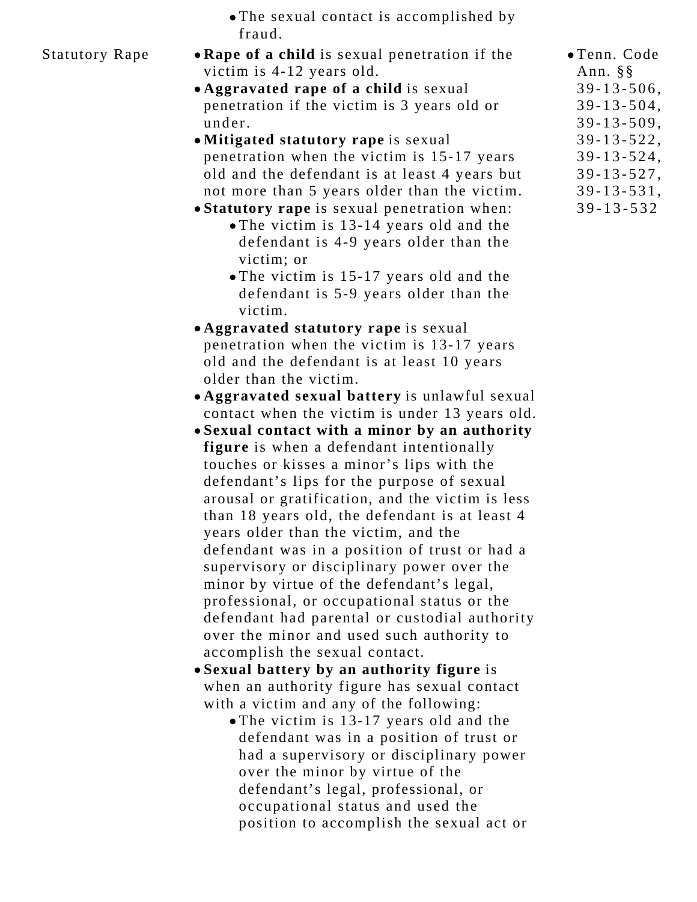| | | |
|---|---|---|
| | • The sexual contact is accomplished by fraud. | |
| Statutory Rape | • **Rape of a child** is sexual penetration if the victim is 4-12 years old.<br>• **Aggravated rape of a child** is sexual penetration if the victim is 3 years old or under.<br>• **Mitigated statutory rape** is sexual penetration when the victim is 15-17 years old and the defendant is at least 4 years but not more than 5 years older than the victim.<br>• **Statutory rape** is sexual penetration when:<br>  • The victim is 13-14 years old and the defendant is 4-9 years older than the victim; or<br>  • The victim is 15-17 years old and the defendant is 5-9 years older than the victim.<br>• **Aggravated statutory rape** is sexual penetration when the victim is 13-17 years old and the defendant is at least 10 years older than the victim.<br>• **Aggravated sexual battery** is unlawful sexual contact when the victim is under 13 years old.<br>• **Sexual contact with a minor by an authority figure** is when a defendant intentionally touches or kisses a minor's lips with the defendant's lips for the purpose of sexual arousal or gratification, and the victim is less than 18 years old, the defendant is at least 4 years older than the victim, and the defendant was in a position of trust or had a supervisory or disciplinary power over the minor by virtue of the defendant's legal, professional, or occupational status or the defendant had parental or custodial authority over the minor and used such authority to accomplish the sexual contact.<br>• **Sexual battery by an authority figure** is when an authority figure has sexual contact with a victim and any of the following:<br>  • The victim is 13-17 years old and the defendant was in a position of trust or had a supervisory or disciplinary power over the minor by virtue of the defendant's legal, professional, or occupational status and used the position to accomplish the sexual act or | • Tenn. Code Ann. §§ 39-13-506, 39-13-504, 39-13-509, 39-13-522, 39-13-524, 39-13-527, 39-13-531, 39-13-532 |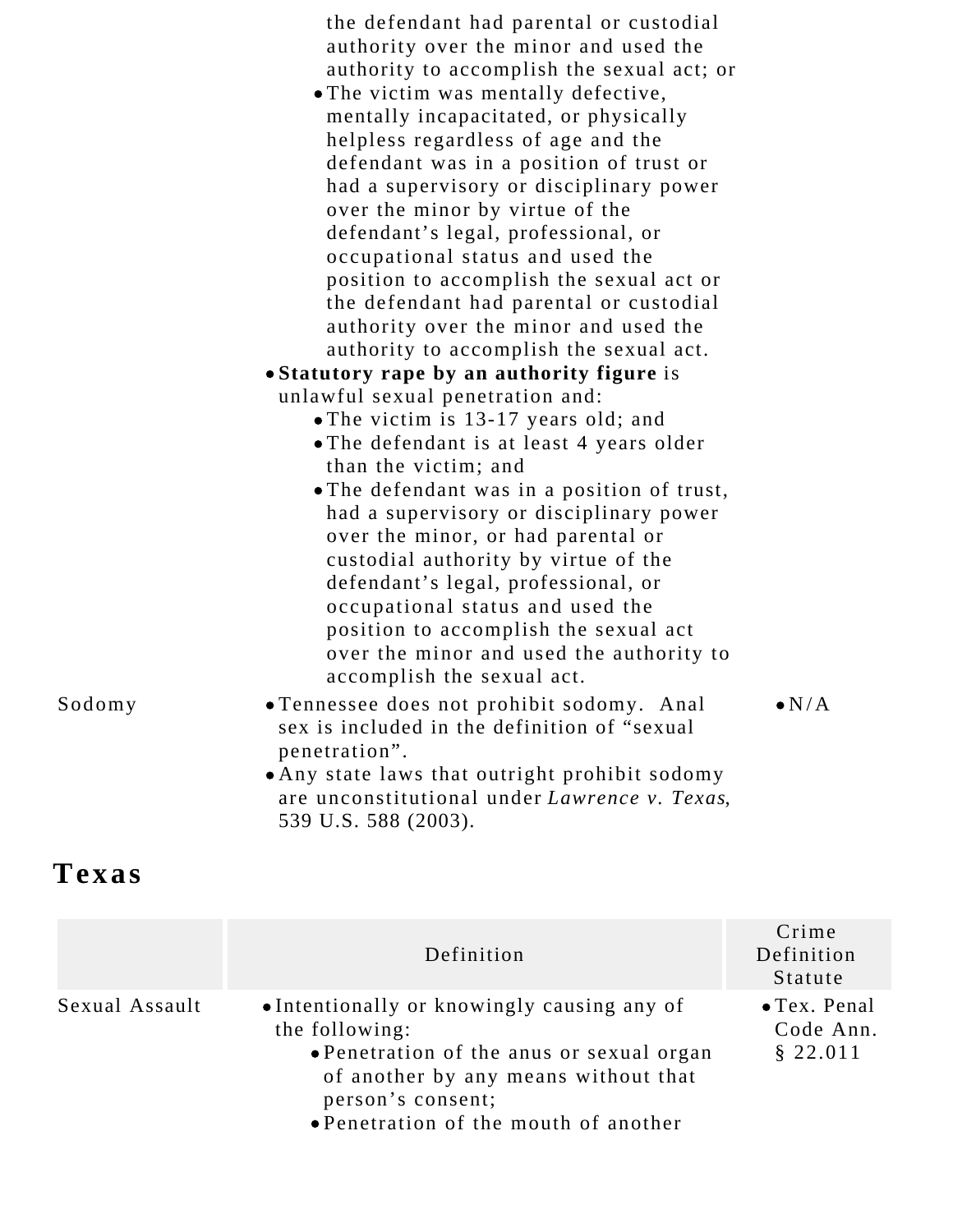| | | |
|---|---|---|
| | the defendant had parental or custodial authority over the minor and used the authority to accomplish the sexual act; or<br>• The victim was mentally defective, mentally incapacitated, or physically helpless regardless of age and the defendant was in a position of trust or had a supervisory or disciplinary power over the minor by virtue of the defendant's legal, professional, or occupational status and used the position to accomplish the sexual act or the defendant had parental or custodial authority over the minor and used the authority to accomplish the sexual act.<br>• **Statutory rape by an authority figure** is unlawful sexual penetration and:<br>  • The victim is 13-17 years old; and<br>  • The defendant is at least 4 years older than the victim; and<br>  • The defendant was in a position of trust, had a supervisory or disciplinary power over the minor, or had parental or custodial authority by virtue of the defendant's legal, professional, or occupational status and used the position to accomplish the sexual act over the minor and used the authority to accomplish the sexual act. | |
| Sodomy | • Tennessee does not prohibit sodomy. Anal sex is included in the definition of "sexual penetration".<br>• Any state laws that outright prohibit sodomy are unconstitutional under *Lawrence v. Texas*, 539 U.S. 588 (2003). | • N/A |

## Texas

| | Definition | Crime Definition Statute |
|---|---|---|
| Sexual Assault | • Intentionally or knowingly causing any of the following:<br>  • Penetration of the anus or sexual organ of another by any means without that person's consent;<br>  • Penetration of the mouth of another | • Tex. Penal Code Ann. § 22.011 |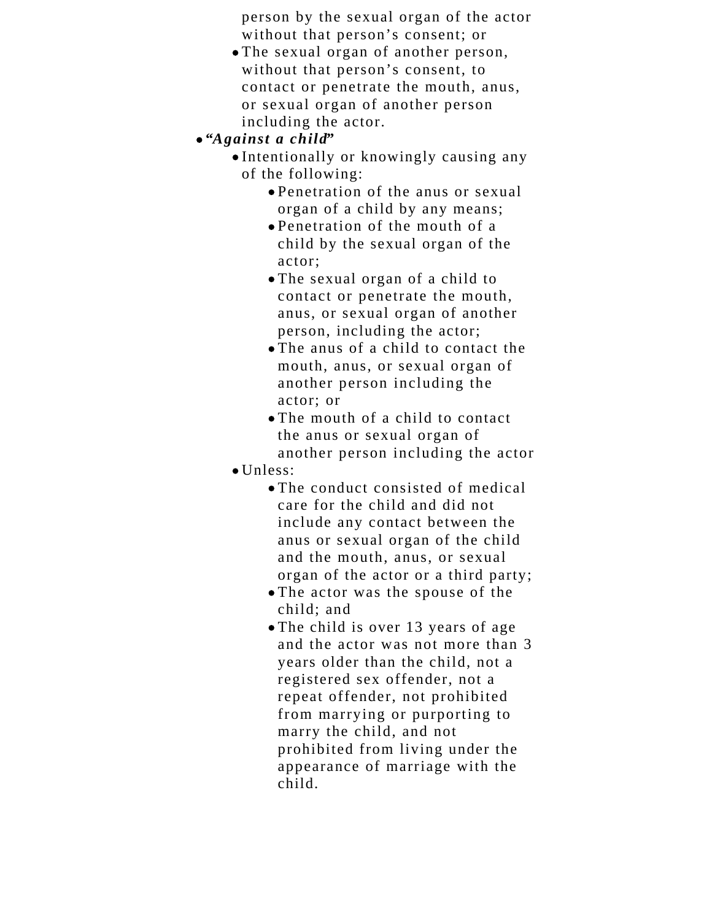person by the sexual organ of the actor without that person's consent; or
  - The sexual organ of another person, without that person's consent, to contact or penetrate the mouth, anus, or sexual organ of another person including the actor.
- ***"Against a child"***
  - Intentionally or knowingly causing any of the following:
    - Penetration of the anus or sexual organ of a child by any means;
    - Penetration of the mouth of a child by the sexual organ of the actor;
    - The sexual organ of a child to contact or penetrate the mouth, anus, or sexual organ of another person, including the actor;
    - The anus of a child to contact the mouth, anus, or sexual organ of another person including the actor; or
    - The mouth of a child to contact the anus or sexual organ of another person including the actor
  - Unless:
    - The conduct consisted of medical care for the child and did not include any contact between the anus or sexual organ of the child and the mouth, anus, or sexual organ of the actor or a third party;
    - The actor was the spouse of the child; and
    - The child is over 13 years of age and the actor was not more than 3 years older than the child, not a registered sex offender, not a repeat offender, not prohibited from marrying or purporting to marry the child, and not prohibited from living under the appearance of marriage with the child.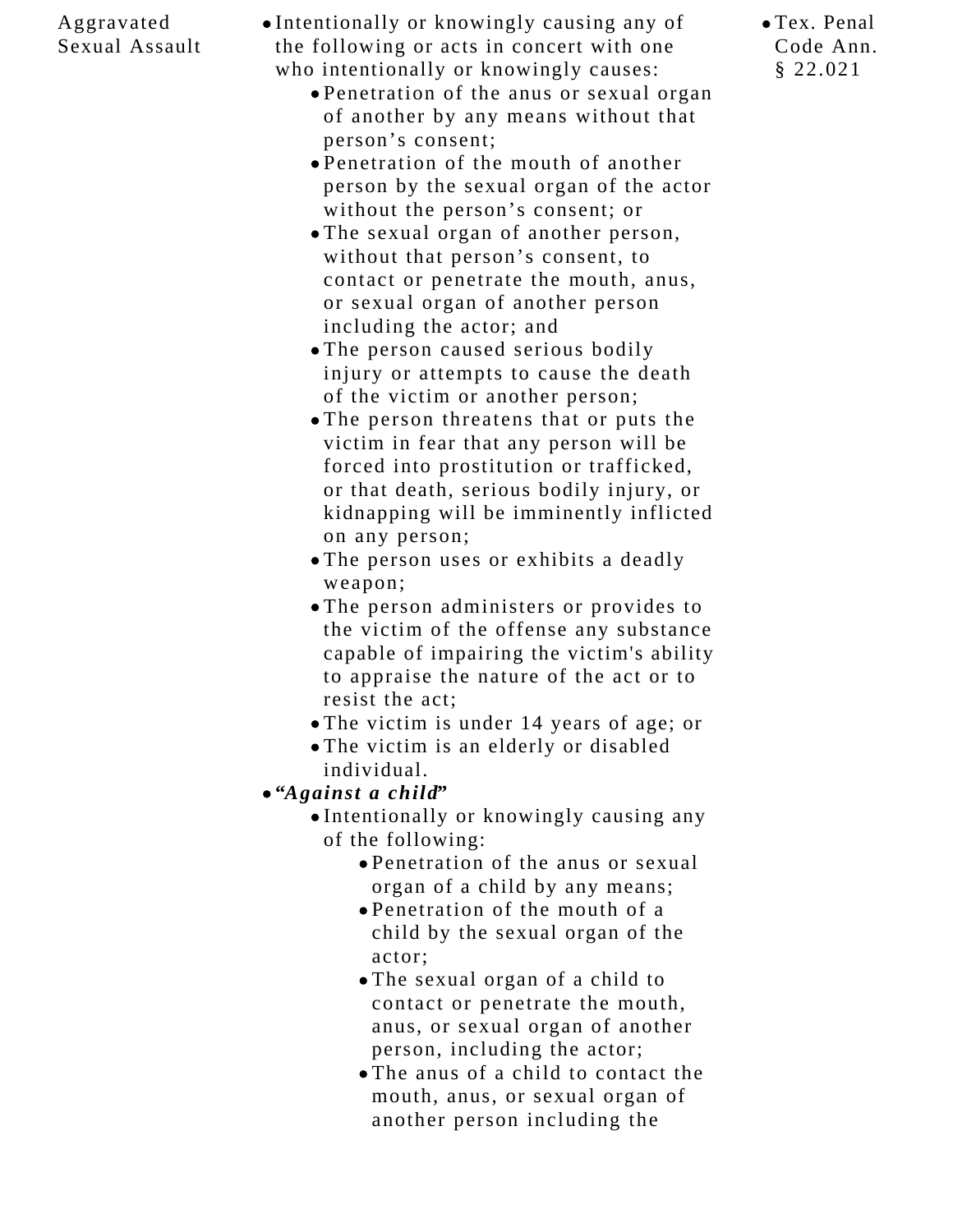| | | |
|---|---|---|
| Aggravated Sexual Assault | • Intentionally or knowingly causing any of the following or acts in concert with one who intentionally or knowingly causes:<br>  • Penetration of the anus or sexual organ of another by any means without that person's consent;<br>  • Penetration of the mouth of another person by the sexual organ of the actor without the person's consent; or<br>  • The sexual organ of another person, without that person's consent, to contact or penetrate the mouth, anus, or sexual organ of another person including the actor; and<br>  • The person caused serious bodily injury or attempts to cause the death of the victim or another person;<br>  • The person threatens that or puts the victim in fear that any person will be forced into prostitution or trafficked, or that death, serious bodily injury, or kidnapping will be imminently inflicted on any person;<br>  • The person uses or exhibits a deadly weapon;<br>  • The person administers or provides to the victim of the offense any substance capable of impairing the victim's ability to appraise the nature of the act or to resist the act;<br>  • The victim is under 14 years of age; or<br>  • The victim is an elderly or disabled individual.<br>• ***"Against a child"***<br>  • Intentionally or knowingly causing any of the following:<br>    • Penetration of the anus or sexual organ of a child by any means;<br>    • Penetration of the mouth of a child by the sexual organ of the actor;<br>    • The sexual organ of a child to contact or penetrate the mouth, anus, or sexual organ of another person, including the actor;<br>    • The anus of a child to contact the mouth, anus, or sexual organ of another person including the | • Tex. Penal Code Ann. § 22.021 |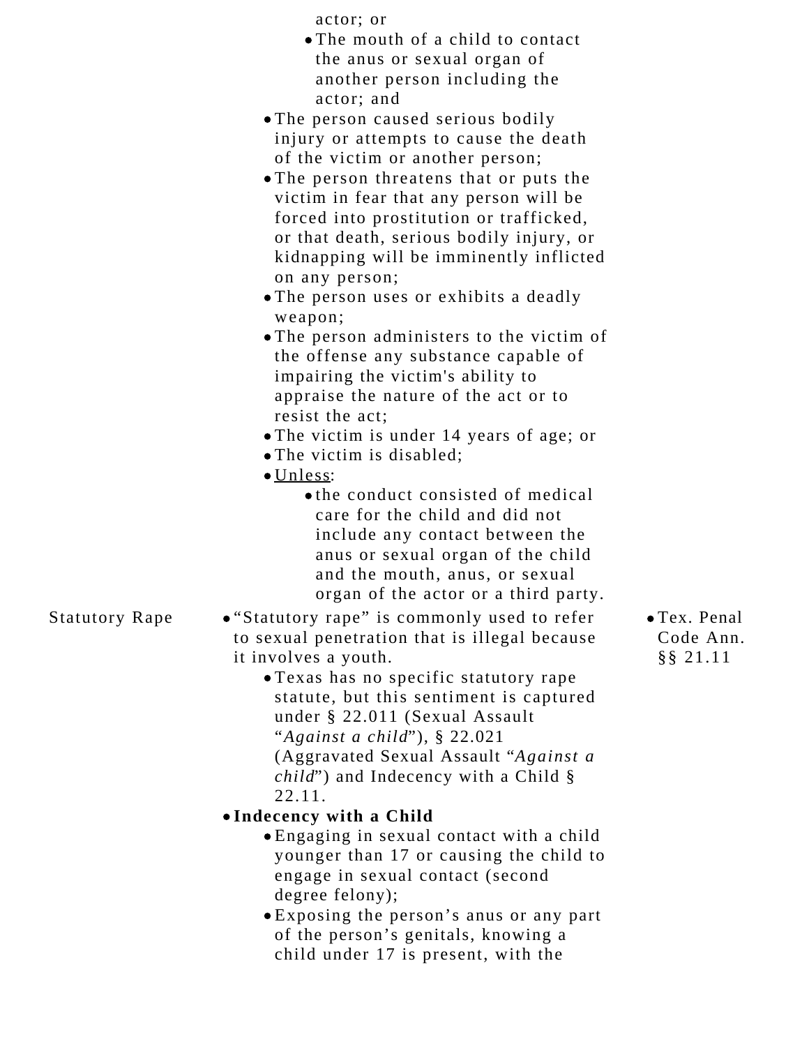| | | |
|---|---|---|
| | actor; or<br>• The mouth of a child to contact the anus or sexual organ of another person including the actor; and<br>• The person caused serious bodily injury or attempts to cause the death of the victim or another person;<br>• The person threatens that or puts the victim in fear that any person will be forced into prostitution or trafficked, or that death, serious bodily injury, or kidnapping will be imminently inflicted on any person;<br>• The person uses or exhibits a deadly weapon;<br>• The person administers to the victim of the offense any substance capable of impairing the victim's ability to appraise the nature of the act or to resist the act;<br>• The victim is under 14 years of age; or<br>• The victim is disabled;<br>• <u>Unless</u>:<br>• the conduct consisted of medical care for the child and did not include any contact between the anus or sexual organ of the child and the mouth, anus, or sexual organ of the actor or a third party. | |
| Statutory Rape | • "Statutory rape" is commonly used to refer to sexual penetration that is illegal because it involves a youth.<br>• Texas has no specific statutory rape statute, but this sentiment is captured under § 22.011 (Sexual Assault "*Against a child*"), § 22.021 (Aggravated Sexual Assault "*Against a child*") and Indecency with a Child § 22.11.<br>• **Indecency with a Child**<br>• Engaging in sexual contact with a child younger than 17 or causing the child to engage in sexual contact (second degree felony);<br>• Exposing the person's anus or any part of the person's genitals, knowing a child under 17 is present, with the | • Tex. Penal Code Ann. §§ 21.11 |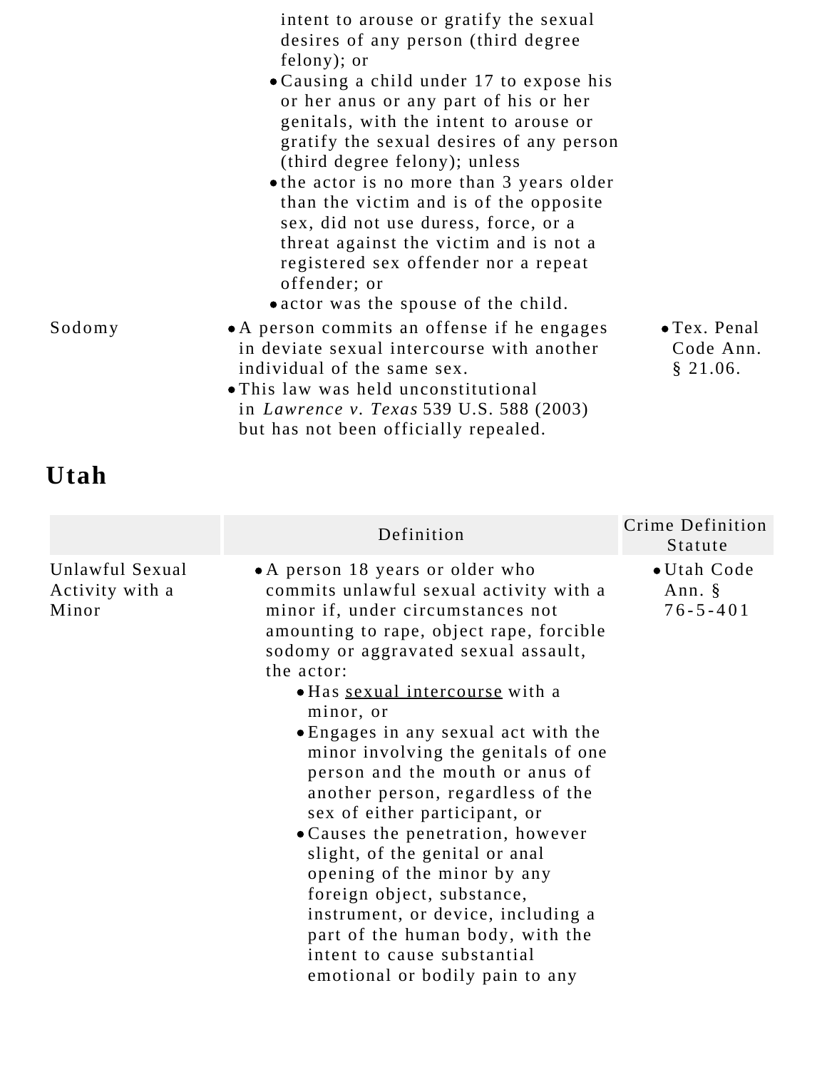| | | |
|---|---|---|
| | intent to arouse or gratify the sexual desires of any person (third degree felony); or<br>• Causing a child under 17 to expose his or her anus or any part of his or her genitals, with the intent to arouse or gratify the sexual desires of any person (third degree felony); unless<br>• the actor is no more than 3 years older than the victim and is of the opposite sex, did not use duress, force, or a threat against the victim and is not a registered sex offender nor a repeat offender; or<br>• actor was the spouse of the child. | |
| Sodomy | • A person commits an offense if he engages in deviate sexual intercourse with another individual of the same sex.<br>• This law was held unconstitutional in *Lawrence v. Texas* 539 U.S. 588 (2003) but has not been officially repealed. | • Tex. Penal Code Ann. § 21.06. |

## Utah

| | Definition | Crime Definition Statute |
|---|---|---|
| Unlawful Sexual Activity with a Minor | • A person 18 years or older who commits unlawful sexual activity with a minor if, under circumstances not amounting to rape, object rape, forcible sodomy or aggravated sexual assault, the actor:<br>  • Has sexual intercourse with a minor, or<br>  • Engages in any sexual act with the minor involving the genitals of one person and the mouth or anus of another person, regardless of the sex of either participant, or<br>  • Causes the penetration, however slight, of the genital or anal opening of the minor by any foreign object, substance, instrument, or device, including a part of the human body, with the intent to cause substantial emotional or bodily pain to any | • Utah Code Ann. § 76-5-401 |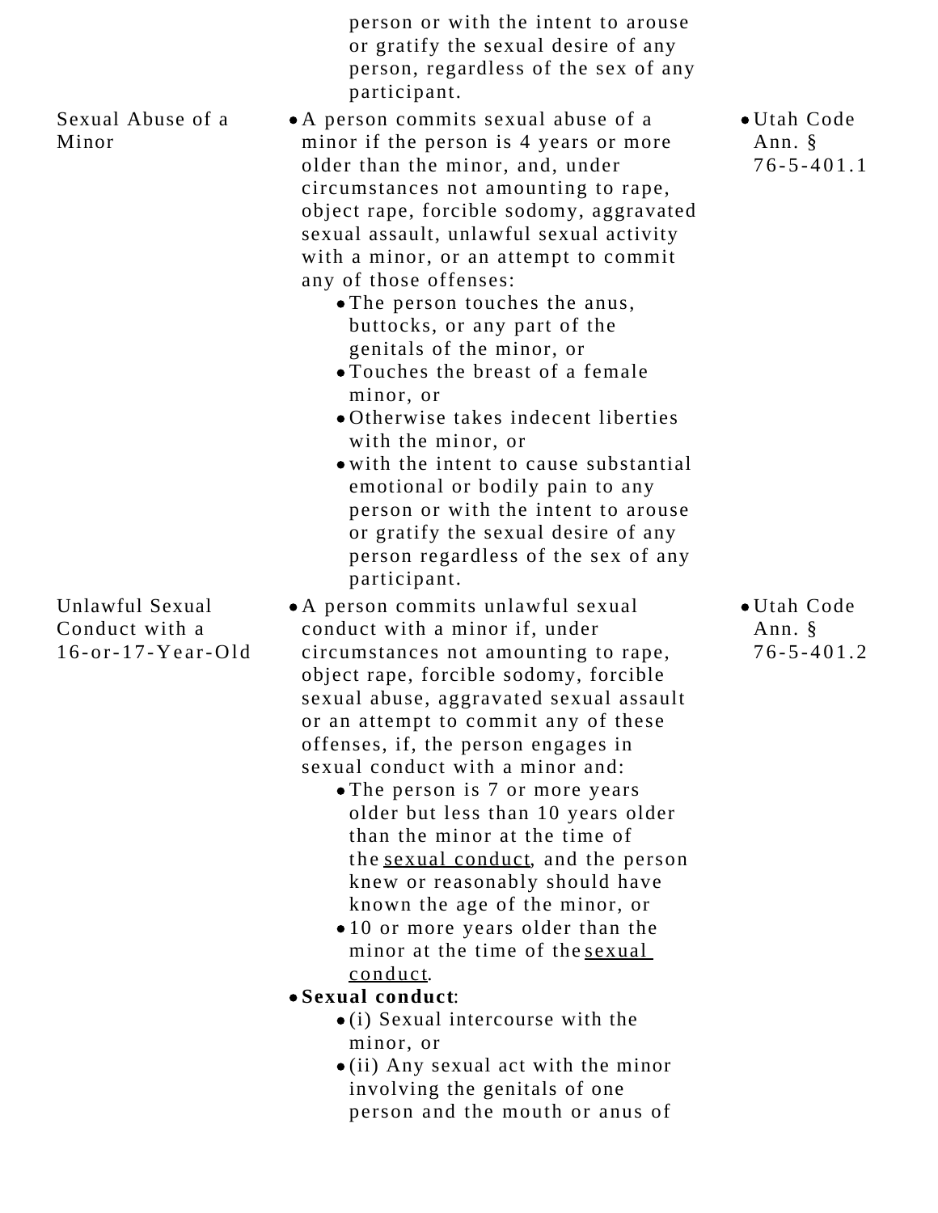| | | |
|---|---|---|
| | person or with the intent to arouse or gratify the sexual desire of any person, regardless of the sex of any participant. | |
| Sexual Abuse of a Minor | • A person commits sexual abuse of a minor if the person is 4 years or more older than the minor, and, under circumstances not amounting to rape, object rape, forcible sodomy, aggravated sexual assault, unlawful sexual activity with a minor, or an attempt to commit any of those offenses:<br>  ◦ The person touches the anus, buttocks, or any part of the genitals of the minor, or<br>  ◦ Touches the breast of a female minor, or<br>  ◦ Otherwise takes indecent liberties with the minor, or<br>  ◦ with the intent to cause substantial emotional or bodily pain to any person or with the intent to arouse or gratify the sexual desire of any person regardless of the sex of any participant. | • Utah Code Ann. § 76-5-401.1 |
| Unlawful Sexual Conduct with a 16-or-17-Year-Old | • A person commits unlawful sexual conduct with a minor if, under circumstances not amounting to rape, object rape, forcible sodomy, forcible sexual abuse, aggravated sexual assault or an attempt to commit any of these offenses, if, the person engages in sexual conduct with a minor and:<br>  ◦ The person is 7 or more years older but less than 10 years older than the minor at the time of the sexual conduct, and the person knew or reasonably should have known the age of the minor, or<br>  ◦ 10 or more years older than the minor at the time of the sexual conduct.<br>• **Sexual conduct**:<br>  ◦ (i) Sexual intercourse with the minor, or<br>  ◦ (ii) Any sexual act with the minor involving the genitals of one person and the mouth or anus of | • Utah Code Ann. § 76-5-401.2 |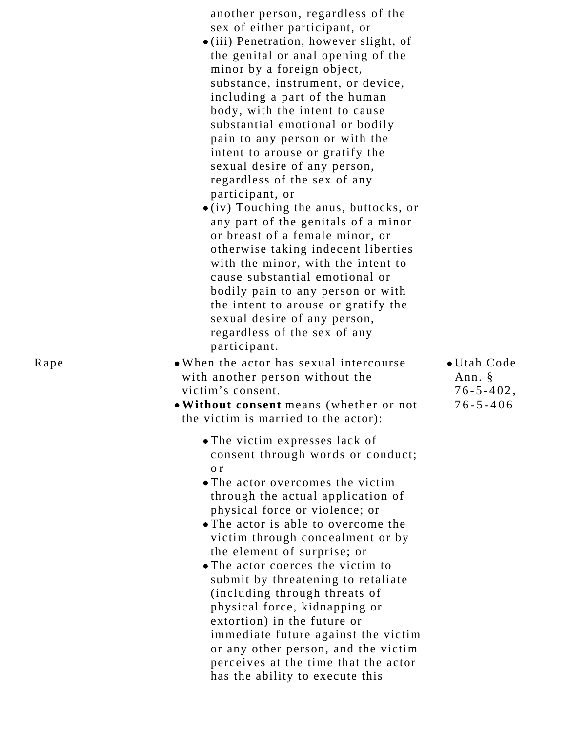| | | |
|---|---|---|
| | another person, regardless of the sex of either participant, or<br>• (iii) Penetration, however slight, of the genital or anal opening of the minor by a foreign object, substance, instrument, or device, including a part of the human body, with the intent to cause substantial emotional or bodily pain to any person or with the intent to arouse or gratify the sexual desire of any person, regardless of the sex of any participant, or<br>• (iv) Touching the anus, buttocks, or any part of the genitals of a minor or breast of a female minor, or otherwise taking indecent liberties with the minor, with the intent to cause substantial emotional or bodily pain to any person or with the intent to arouse or gratify the sexual desire of any person, regardless of the sex of any participant. | |
| Rape | • When the actor has sexual intercourse with another person without the victim's consent.<br>• **Without consent** means (whether or not the victim is married to the actor):<br>• The victim expresses lack of consent through words or conduct; or<br>• The actor overcomes the victim through the actual application of physical force or violence; or<br>• The actor is able to overcome the victim through concealment or by the element of surprise; or<br>• The actor coerces the victim to submit by threatening to retaliate (including through threats of physical force, kidnapping or extortion) in the future or immediate future against the victim or any other person, and the victim perceives at the time that the actor has the ability to execute this | • Utah Code Ann. § 76-5-402, 76-5-406 |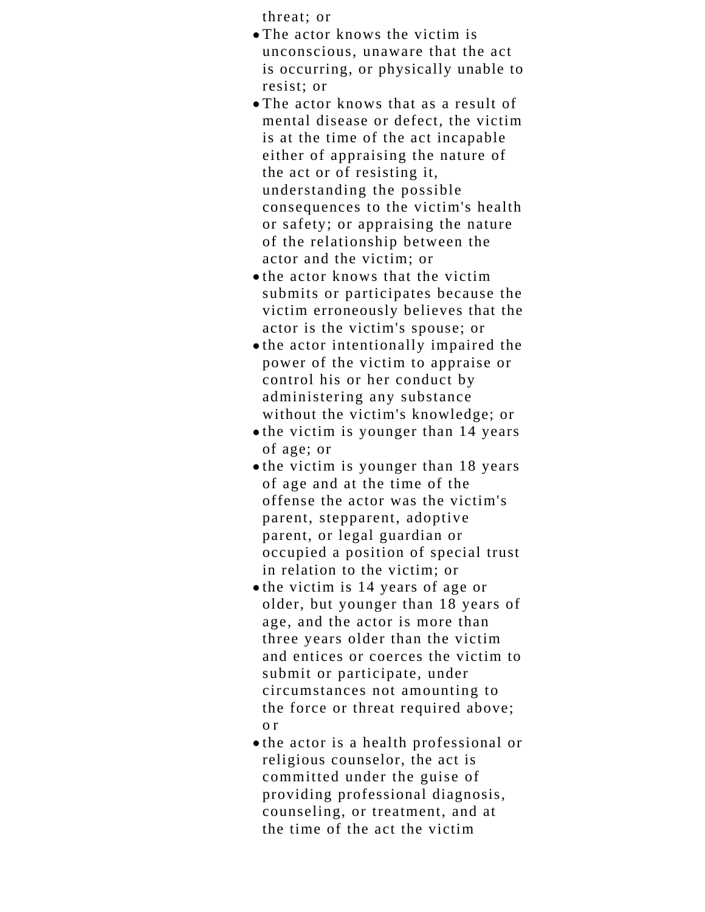threat; or

- The actor knows the victim is unconscious, unaware that the act is occurring, or physically unable to resist; or
- The actor knows that as a result of mental disease or defect, the victim is at the time of the act incapable either of appraising the nature of the act or of resisting it, understanding the possible consequences to the victim's health or safety; or appraising the nature of the relationship between the actor and the victim; or
- the actor knows that the victim submits or participates because the victim erroneously believes that the actor is the victim's spouse; or
- the actor intentionally impaired the power of the victim to appraise or control his or her conduct by administering any substance without the victim's knowledge; or
- the victim is younger than 14 years of age; or
- the victim is younger than 18 years of age and at the time of the offense the actor was the victim's parent, stepparent, adoptive parent, or legal guardian or occupied a position of special trust in relation to the victim; or
- the victim is 14 years of age or older, but younger than 18 years of age, and the actor is more than three years older than the victim and entices or coerces the victim to submit or participate, under circumstances not amounting to the force or threat required above; or
- the actor is a health professional or religious counselor, the act is committed under the guise of providing professional diagnosis, counseling, or treatment, and at the time of the act the victim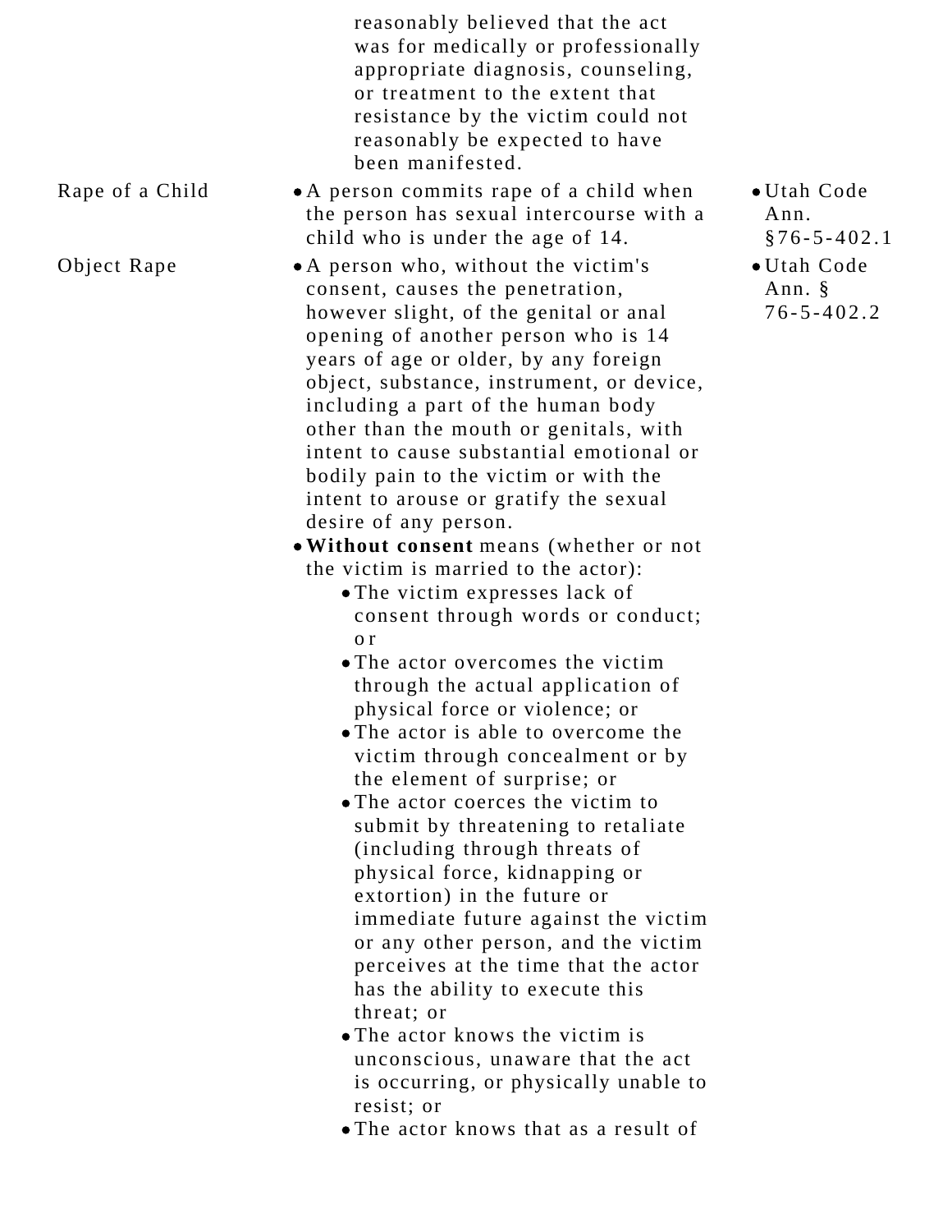| | | |
|---|---|---|
| | reasonably believed that the act was for medically or professionally appropriate diagnosis, counseling, or treatment to the extent that resistance by the victim could not reasonably be expected to have been manifested. | |
| Rape of a Child | • A person commits rape of a child when the person has sexual intercourse with a child who is under the age of 14. | • Utah Code Ann. §76-5-402.1 |
| Object Rape | • A person who, without the victim's consent, causes the penetration, however slight, of the genital or anal opening of another person who is 14 years of age or older, by any foreign object, substance, instrument, or device, including a part of the human body other than the mouth or genitals, with intent to cause substantial emotional or bodily pain to the victim or with the intent to arouse or gratify the sexual desire of any person.<br>• **Without consent** means (whether or not the victim is married to the actor):<br>  • The victim expresses lack of consent through words or conduct; or<br>  • The actor overcomes the victim through the actual application of physical force or violence; or<br>  • The actor is able to overcome the victim through concealment or by the element of surprise; or<br>  • The actor coerces the victim to submit by threatening to retaliate (including through threats of physical force, kidnapping or extortion) in the future or immediate future against the victim or any other person, and the victim perceives at the time that the actor has the ability to execute this threat; or<br>  • The actor knows the victim is unconscious, unaware that the act is occurring, or physically unable to resist; or<br>  • The actor knows that as a result of | • Utah Code Ann. § 76-5-402.2 |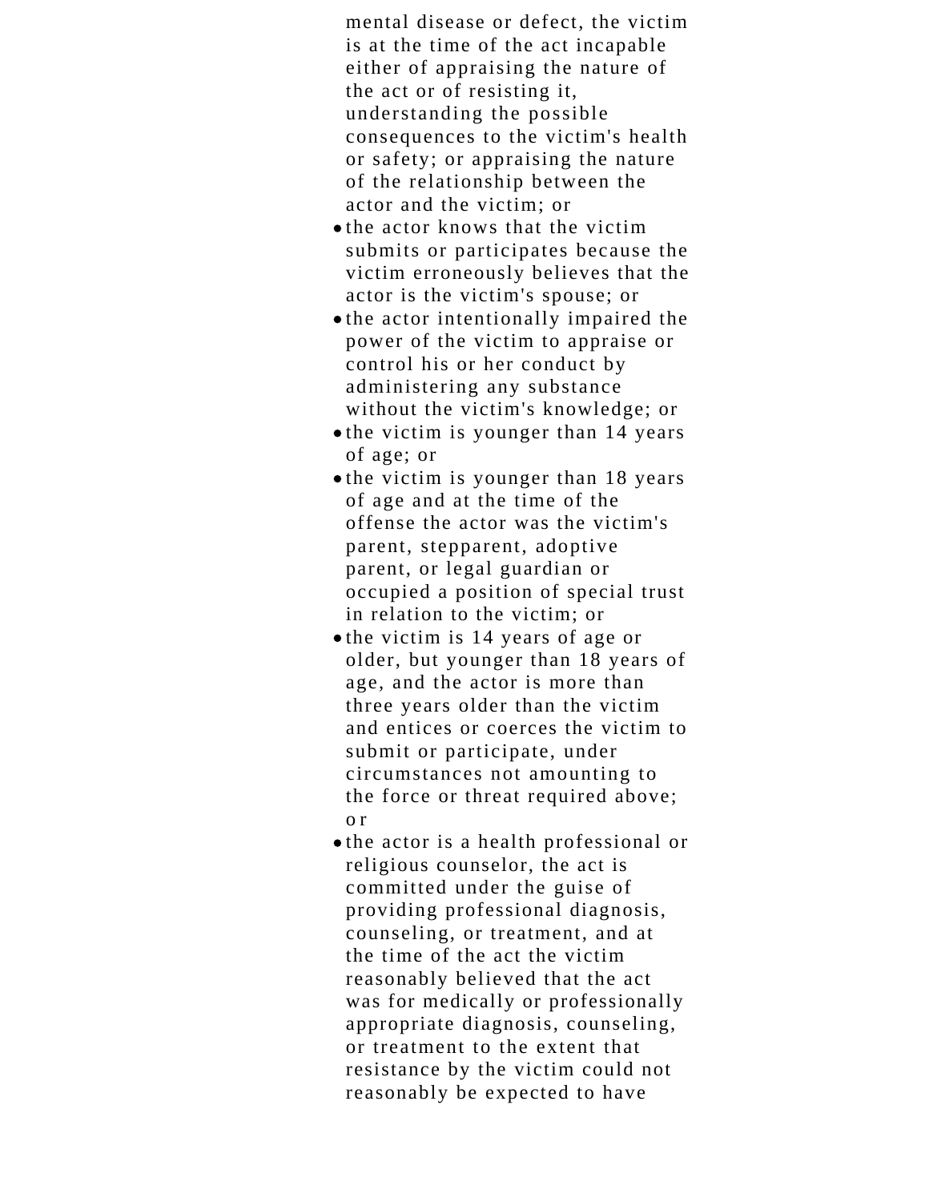mental disease or defect, the victim is at the time of the act incapable either of appraising the nature of the act or of resisting it, understanding the possible consequences to the victim's health or safety; or appraising the nature of the relationship between the actor and the victim; or

- the actor knows that the victim submits or participates because the victim erroneously believes that the actor is the victim's spouse; or
- the actor intentionally impaired the power of the victim to appraise or control his or her conduct by administering any substance without the victim's knowledge; or
- the victim is younger than 14 years of age; or
- the victim is younger than 18 years of age and at the time of the offense the actor was the victim's parent, stepparent, adoptive parent, or legal guardian or occupied a position of special trust in relation to the victim; or
- the victim is 14 years of age or older, but younger than 18 years of age, and the actor is more than three years older than the victim and entices or coerces the victim to submit or participate, under circumstances not amounting to the force or threat required above; or
- the actor is a health professional or religious counselor, the act is committed under the guise of providing professional diagnosis, counseling, or treatment, and at the time of the act the victim reasonably believed that the act was for medically or professionally appropriate diagnosis, counseling, or treatment to the extent that resistance by the victim could not reasonably be expected to have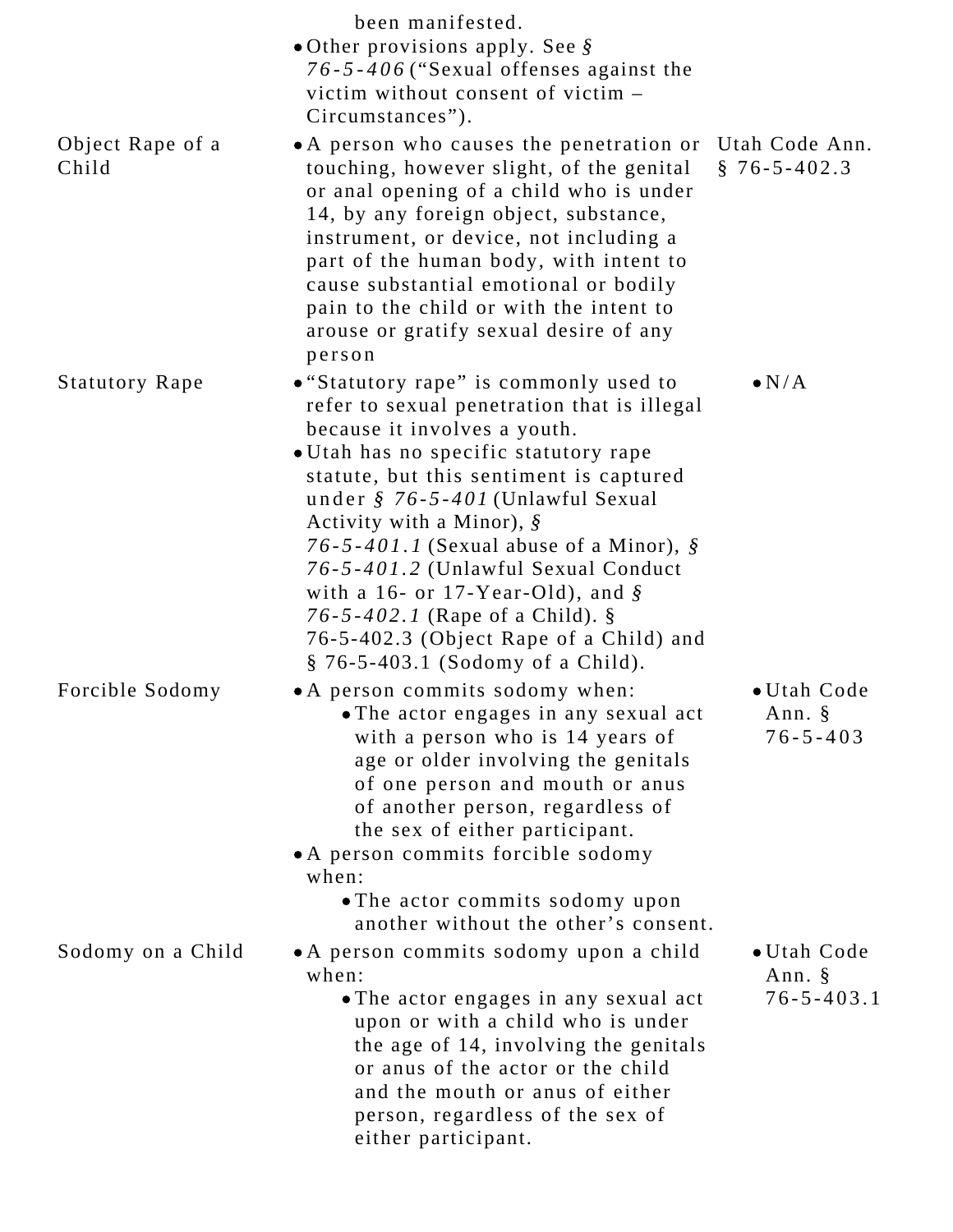| | | |
|---|---|---|
| | been manifested.<br>• Other provisions apply. See *§ 76-5-406* ("Sexual offenses against the victim without consent of victim – Circumstances"). | |
| Object Rape of a Child | • A person who causes the penetration or touching, however slight, of the genital or anal opening of a child who is under 14, by any foreign object, substance, instrument, or device, not including a part of the human body, with intent to cause substantial emotional or bodily pain to the child or with the intent to arouse or gratify sexual desire of any person | Utah Code Ann. § 76-5-402.3 |
| Statutory Rape | • "Statutory rape" is commonly used to refer to sexual penetration that is illegal because it involves a youth.<br>• Utah has no specific statutory rape statute, but this sentiment is captured under *§ 76-5-401* (Unlawful Sexual Activity with a Minor), *§ 76-5-401.1* (Sexual abuse of a Minor), *§ 76-5-401.2* (Unlawful Sexual Conduct with a 16- or 17-Year-Old), and *§ 76-5-402.1* (Rape of a Child). § 76-5-402.3 (Object Rape of a Child) and § 76-5-403.1 (Sodomy of a Child). | • N/A |
| Forcible Sodomy | • A person commits sodomy when:<br>  • The actor engages in any sexual act with a person who is 14 years of age or older involving the genitals of one person and mouth or anus of another person, regardless of the sex of either participant.<br>• A person commits forcible sodomy when:<br>  • The actor commits sodomy upon another without the other's consent. | • Utah Code Ann. § 76-5-403 |
| Sodomy on a Child | • A person commits sodomy upon a child when:<br>  • The actor engages in any sexual act upon or with a child who is under the age of 14, involving the genitals or anus of the actor or the child and the mouth or anus of either person, regardless of the sex of either participant. | • Utah Code Ann. § 76-5-403.1 |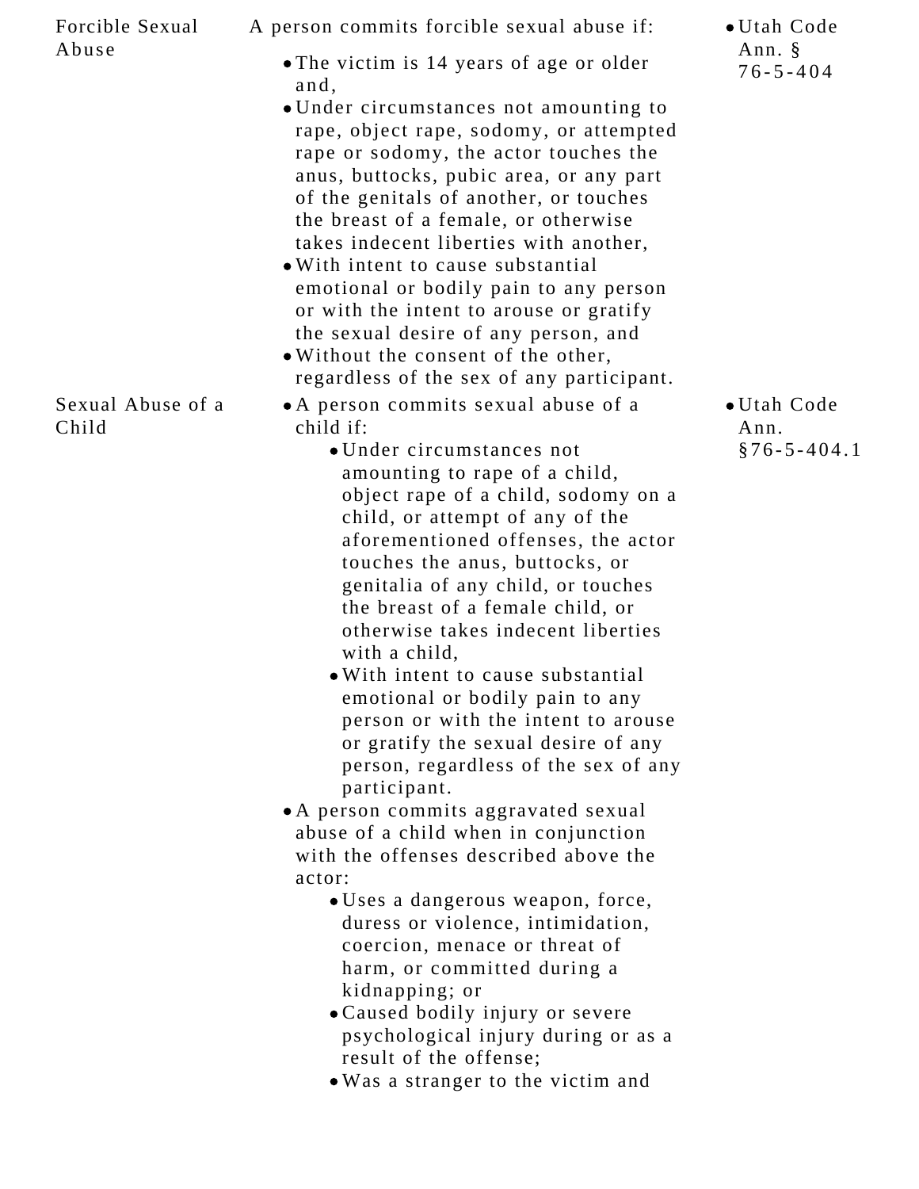| | | |
|---|---|---|
| Forcible Sexual Abuse | A person commits forcible sexual abuse if:<br>• The victim is 14 years of age or older and,<br>• Under circumstances not amounting to rape, object rape, sodomy, or attempted rape or sodomy, the actor touches the anus, buttocks, pubic area, or any part of the genitals of another, or touches the breast of a female, or otherwise takes indecent liberties with another,<br>• With intent to cause substantial emotional or bodily pain to any person or with the intent to arouse or gratify the sexual desire of any person, and<br>• Without the consent of the other, regardless of the sex of any participant. | • Utah Code Ann. § 76-5-404 |
| Sexual Abuse of a Child | • A person commits sexual abuse of a child if:<br>  ◦ Under circumstances not amounting to rape of a child, object rape of a child, sodomy on a child, or attempt of any of the aforementioned offenses, the actor touches the anus, buttocks, or genitalia of any child, or touches the breast of a female child, or otherwise takes indecent liberties with a child,<br>  ◦ With intent to cause substantial emotional or bodily pain to any person or with the intent to arouse or gratify the sexual desire of any person, regardless of the sex of any participant.<br>• A person commits aggravated sexual abuse of a child when in conjunction with the offenses described above the actor:<br>  ◦ Uses a dangerous weapon, force, duress or violence, intimidation, coercion, menace or threat of harm, or committed during a kidnapping; or<br>  ◦ Caused bodily injury or severe psychological injury during or as a result of the offense;<br>  ◦ Was a stranger to the victim and | • Utah Code Ann. §76-5-404.1 |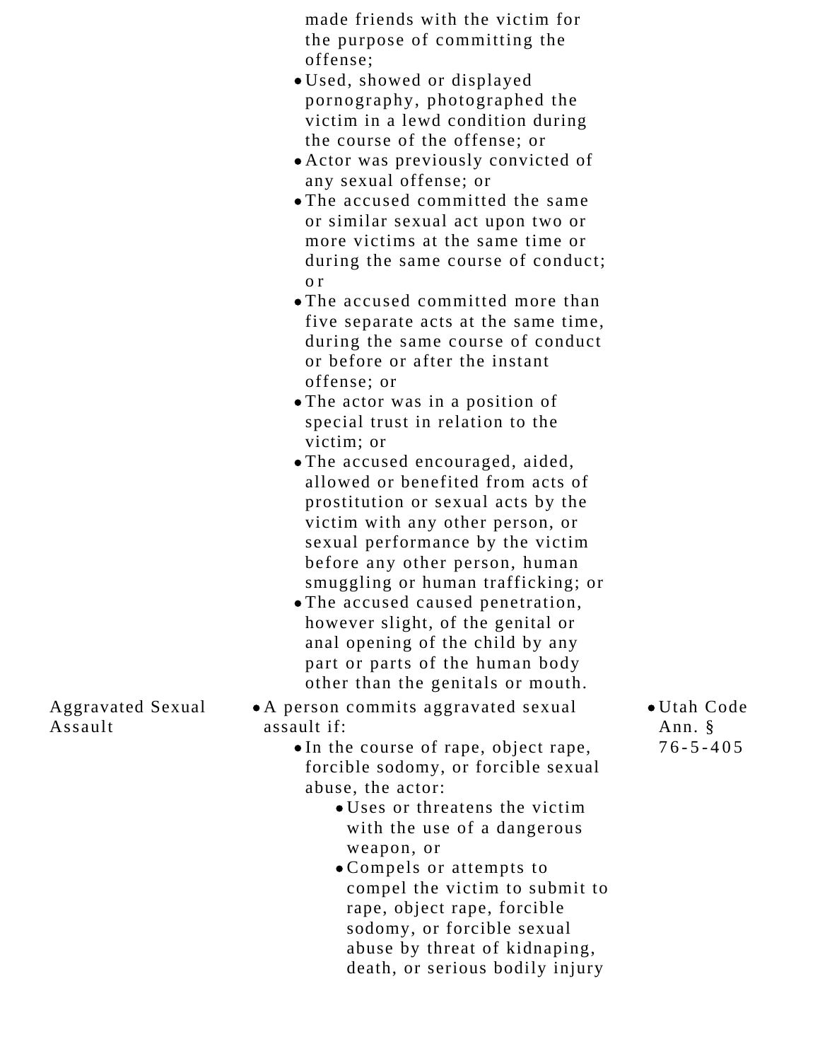| | | |
|---|---|---|
| | made friends with the victim for the purpose of committing the offense;<br>• Used, showed or displayed pornography, photographed the victim in a lewd condition during the course of the offense; or<br>• Actor was previously convicted of any sexual offense; or<br>• The accused committed the same or similar sexual act upon two or more victims at the same time or during the same course of conduct; or<br>• The accused committed more than five separate acts at the same time, during the same course of conduct or before or after the instant offense; or<br>• The actor was in a position of special trust in relation to the victim; or<br>• The accused encouraged, aided, allowed or benefited from acts of prostitution or sexual acts by the victim with any other person, or sexual performance by the victim before any other person, human smuggling or human trafficking; or<br>• The accused caused penetration, however slight, of the genital or anal opening of the child by any part or parts of the human body other than the genitals or mouth. | |
| Aggravated Sexual Assault | • A person commits aggravated sexual assault if:<br>• In the course of rape, object rape, forcible sodomy, or forcible sexual abuse, the actor:<br>• Uses or threatens the victim with the use of a dangerous weapon, or<br>• Compels or attempts to compel the victim to submit to rape, object rape, forcible sodomy, or forcible sexual abuse by threat of kidnaping, death, or serious bodily injury | • Utah Code Ann. § 76-5-405 |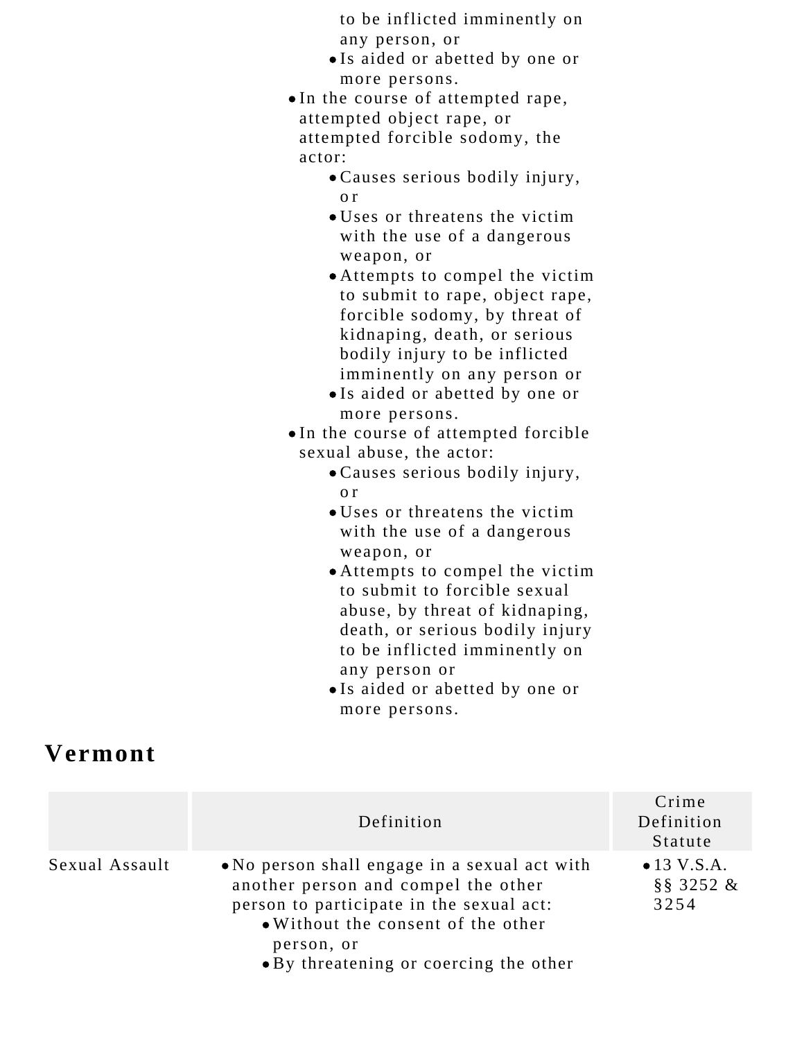to be inflicted imminently on any person, or
  - Is aided or abetted by one or more persons.
- In the course of attempted rape, attempted object rape, or attempted forcible sodomy, the actor:
  - Causes serious bodily injury, or
  - Uses or threatens the victim with the use of a dangerous weapon, or
  - Attempts to compel the victim to submit to rape, object rape, forcible sodomy, by threat of kidnaping, death, or serious bodily injury to be inflicted imminently on any person or
  - Is aided or abetted by one or more persons.
- In the course of attempted forcible sexual abuse, the actor:
  - Causes serious bodily injury, or
  - Uses or threatens the victim with the use of a dangerous weapon, or
  - Attempts to compel the victim to submit to forcible sexual abuse, by threat of kidnaping, death, or serious bodily injury to be inflicted imminently on any person or
  - Is aided or abetted by one or more persons.

## Vermont

| | Definition | Crime Definition Statute |
|---|---|---|
| Sexual Assault | • No person shall engage in a sexual act with another person and compel the other person to participate in the sexual act:<br>• Without the consent of the other person, or<br>• By threatening or coercing the other | • 13 V.S.A. §§ 3252 & 3254 |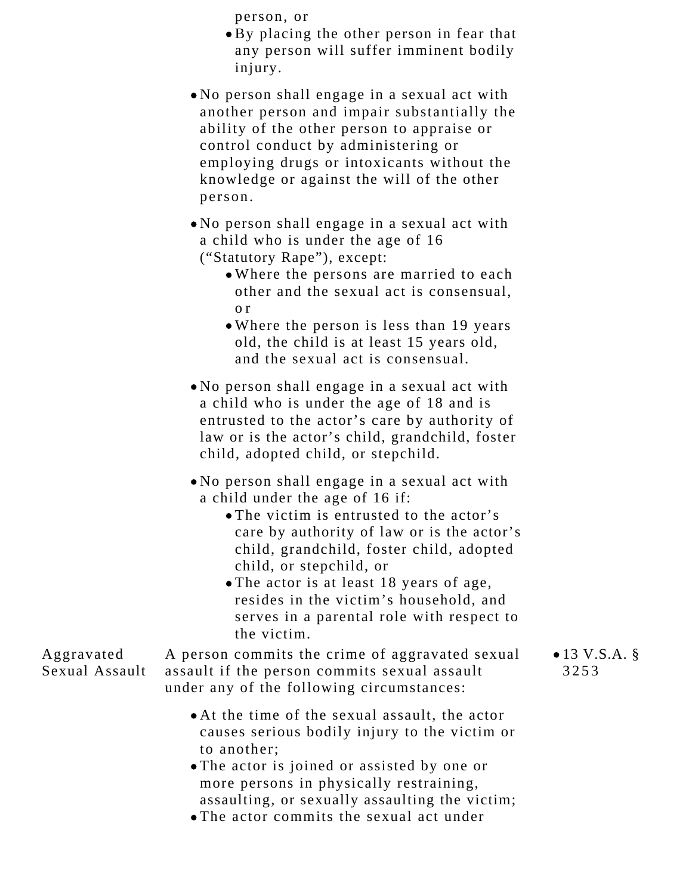| | | |
|---|---|---|
| | person, or<br>• By placing the other person in fear that any person will suffer imminent bodily injury.<br><br>• No person shall engage in a sexual act with another person and impair substantially the ability of the other person to appraise or control conduct by administering or employing drugs or intoxicants without the knowledge or against the will of the other person.<br><br>• No person shall engage in a sexual act with a child who is under the age of 16 ("Statutory Rape"), except:<br>• Where the persons are married to each other and the sexual act is consensual, or<br>• Where the person is less than 19 years old, the child is at least 15 years old, and the sexual act is consensual.<br><br>• No person shall engage in a sexual act with a child who is under the age of 18 and is entrusted to the actor's care by authority of law or is the actor's child, grandchild, foster child, adopted child, or stepchild.<br><br>• No person shall engage in a sexual act with a child under the age of 16 if:<br>• The victim is entrusted to the actor's care by authority of law or is the actor's child, grandchild, foster child, adopted child, or stepchild, or<br>• The actor is at least 18 years of age, resides in the victim's household, and serves in a parental role with respect to the victim. | |
| Aggravated Sexual Assault | A person commits the crime of aggravated sexual assault if the person commits sexual assault under any of the following circumstances:<br><br>• At the time of the sexual assault, the actor causes serious bodily injury to the victim or to another;<br>• The actor is joined or assisted by one or more persons in physically restraining, assaulting, or sexually assaulting the victim;<br>• The actor commits the sexual act under | • 13 V.S.A. § 3253 |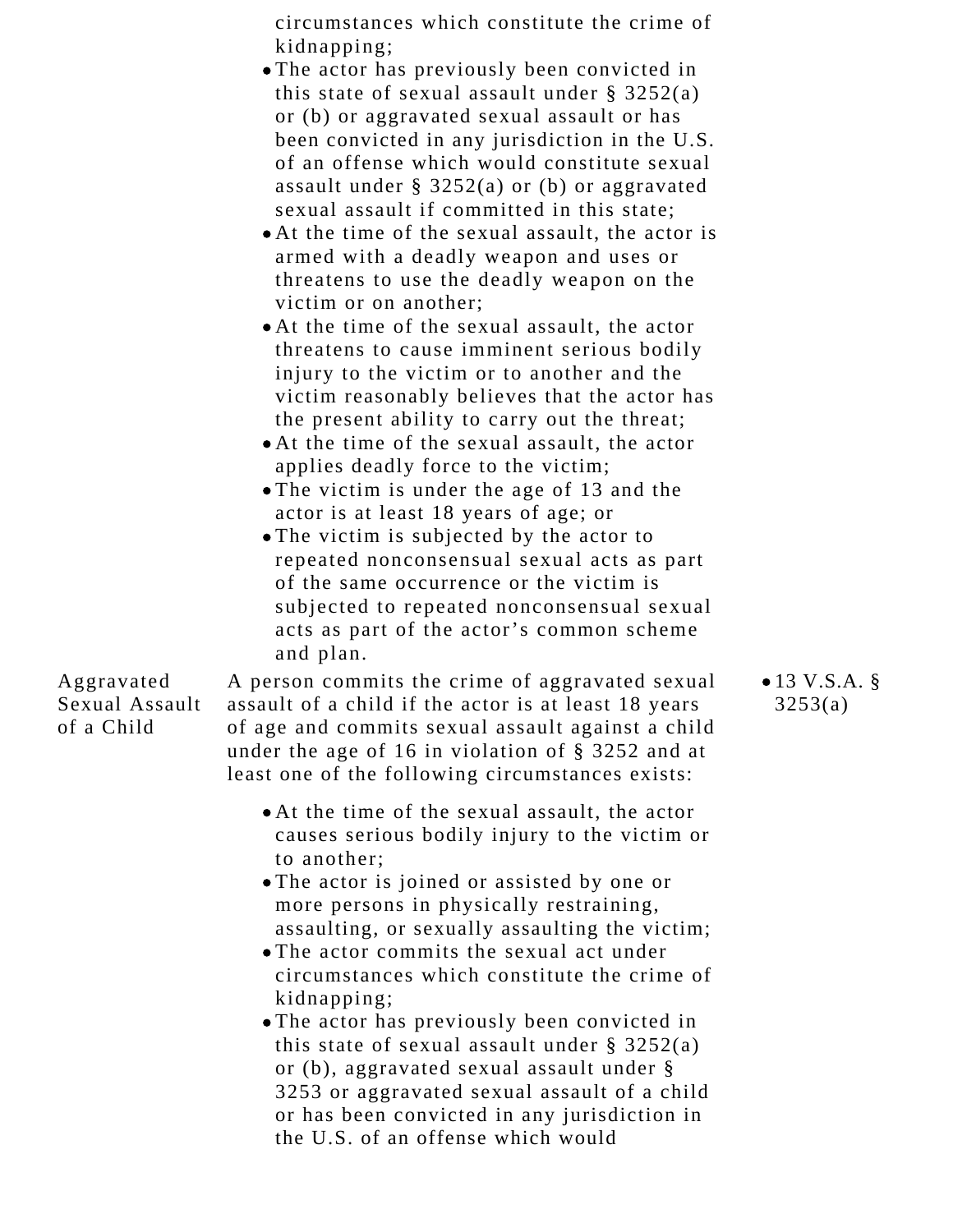| | | |
|---|---|---|
| | circumstances which constitute the crime of kidnapping;<br>• The actor has previously been convicted in this state of sexual assault under § 3252(a) or (b) or aggravated sexual assault or has been convicted in any jurisdiction in the U.S. of an offense which would constitute sexual assault under § 3252(a) or (b) or aggravated sexual assault if committed in this state;<br>• At the time of the sexual assault, the actor is armed with a deadly weapon and uses or threatens to use the deadly weapon on the victim or on another;<br>• At the time of the sexual assault, the actor threatens to cause imminent serious bodily injury to the victim or to another and the victim reasonably believes that the actor has the present ability to carry out the threat;<br>• At the time of the sexual assault, the actor applies deadly force to the victim;<br>• The victim is under the age of 13 and the actor is at least 18 years of age; or<br>• The victim is subjected by the actor to repeated nonconsensual sexual acts as part of the same occurrence or the victim is subjected to repeated nonconsensual sexual acts as part of the actor's common scheme and plan. | |
| Aggravated Sexual Assault of a Child | A person commits the crime of aggravated sexual assault of a child if the actor is at least 18 years of age and commits sexual assault against a child under the age of 16 in violation of § 3252 and at least one of the following circumstances exists:<br>• At the time of the sexual assault, the actor causes serious bodily injury to the victim or to another;<br>• The actor is joined or assisted by one or more persons in physically restraining, assaulting, or sexually assaulting the victim;<br>• The actor commits the sexual act under circumstances which constitute the crime of kidnapping;<br>• The actor has previously been convicted in this state of sexual assault under § 3252(a) or (b), aggravated sexual assault under § 3253 or aggravated sexual assault of a child or has been convicted in any jurisdiction in the U.S. of an offense which would | • 13 V.S.A. § 3253(a) |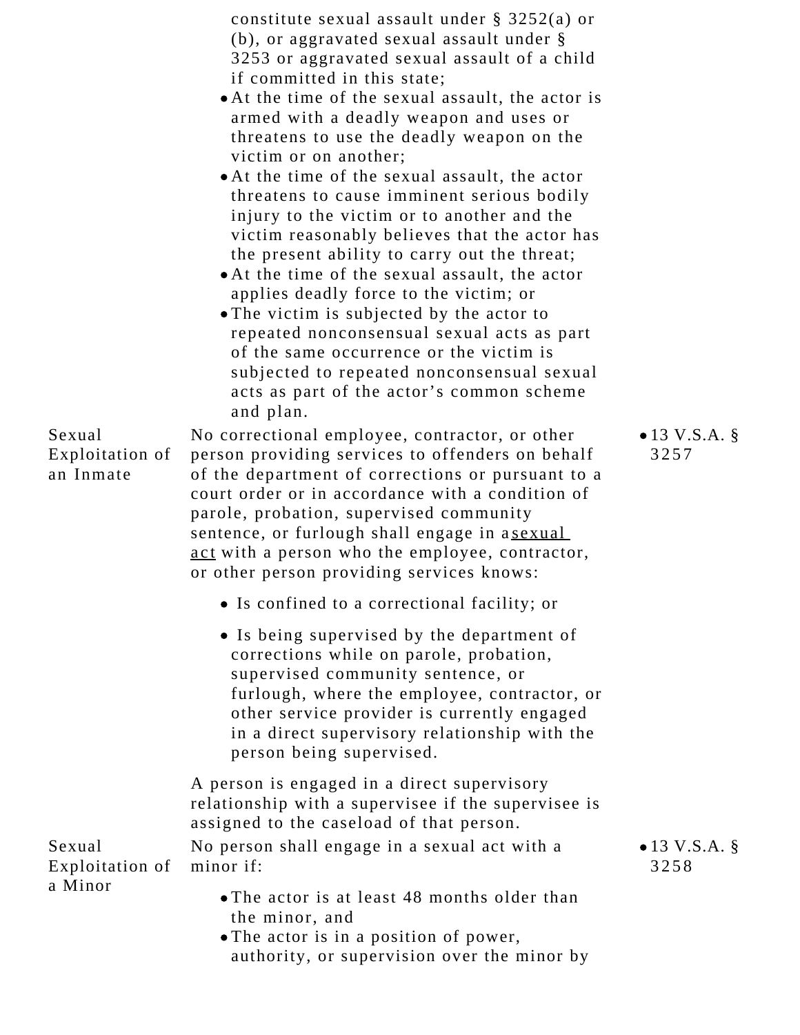| | | |
|---|---|---|
| | constitute sexual assault under § 3252(a) or (b), or aggravated sexual assault under § 3253 or aggravated sexual assault of a child if committed in this state;<br>• At the time of the sexual assault, the actor is armed with a deadly weapon and uses or threatens to use the deadly weapon on the victim or on another;<br>• At the time of the sexual assault, the actor threatens to cause imminent serious bodily injury to the victim or to another and the victim reasonably believes that the actor has the present ability to carry out the threat;<br>• At the time of the sexual assault, the actor applies deadly force to the victim; or<br>• The victim is subjected by the actor to repeated nonconsensual sexual acts as part of the same occurrence or the victim is subjected to repeated nonconsensual sexual acts as part of the actor's common scheme and plan. | |
| Sexual Exploitation of an Inmate | No correctional employee, contractor, or other person providing services to offenders on behalf of the department of corrections or pursuant to a court order or in accordance with a condition of parole, probation, supervised community sentence, or furlough shall engage in a sexual act with a person who the employee, contractor, or other person providing services knows:<br>• Is confined to a correctional facility; or<br>• Is being supervised by the department of corrections while on parole, probation, supervised community sentence, or furlough, where the employee, contractor, or other service provider is currently engaged in a direct supervisory relationship with the person being supervised.<br><br>A person is engaged in a direct supervisory relationship with a supervisee if the supervisee is assigned to the caseload of that person. | • 13 V.S.A. § 3257 |
| Sexual Exploitation of a Minor | No person shall engage in a sexual act with a minor if:<br>• The actor is at least 48 months older than the minor, and<br>• The actor is in a position of power, authority, or supervision over the minor by | • 13 V.S.A. § 3258 |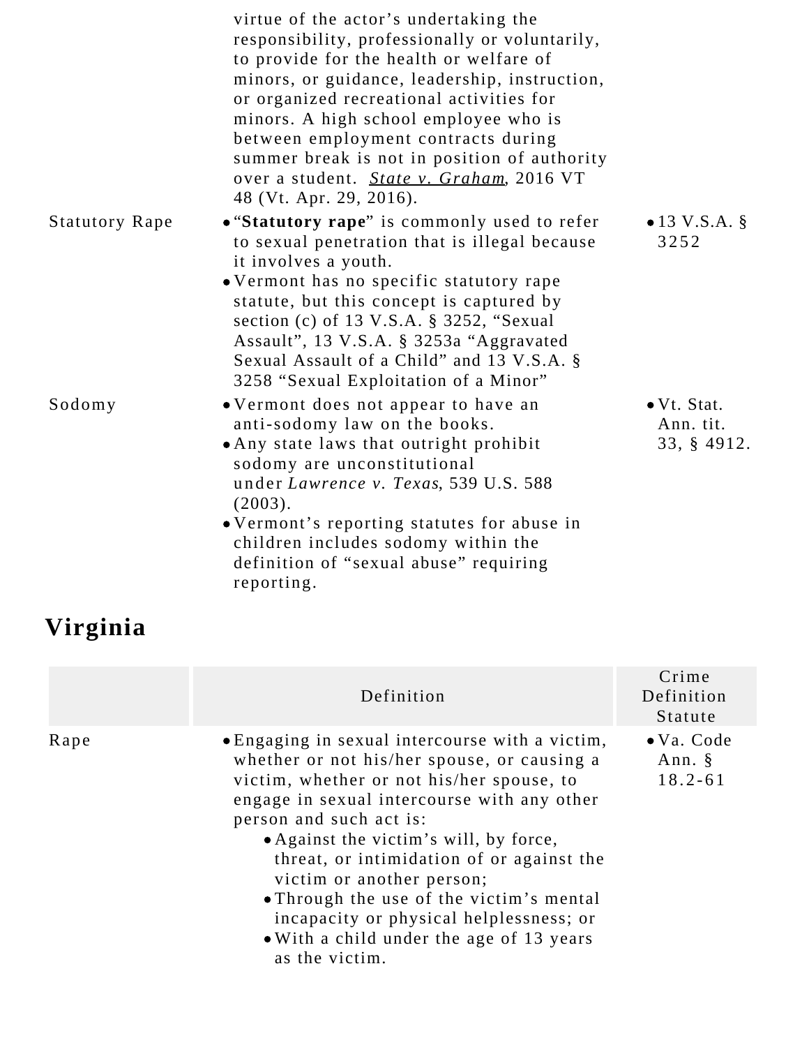| | | |
|---|---|---|
| | virtue of the actor's undertaking the responsibility, professionally or voluntarily, to provide for the health or welfare of minors, or guidance, leadership, instruction, or organized recreational activities for minors. A high school employee who is between employment contracts during summer break is not in position of authority over a student. *State v. Graham*, 2016 VT 48 (Vt. Apr. 29, 2016). | |
| Statutory Rape | • "**Statutory rape**" is commonly used to refer to sexual penetration that is illegal because it involves a youth.<br>• Vermont has no specific statutory rape statute, but this concept is captured by section (c) of 13 V.S.A. § 3252, "Sexual Assault", 13 V.S.A. § 3253a "Aggravated Sexual Assault of a Child" and 13 V.S.A. § 3258 "Sexual Exploitation of a Minor" | • 13 V.S.A. § 3252 |
| Sodomy | • Vermont does not appear to have an anti-sodomy law on the books.<br>• Any state laws that outright prohibit sodomy are unconstitutional under *Lawrence v. Texas*, 539 U.S. 588 (2003).<br>• Vermont's reporting statutes for abuse in children includes sodomy within the definition of "sexual abuse" requiring reporting. | • Vt. Stat. Ann. tit. 33, § 4912. |

## Virginia

| | Definition | Crime Definition Statute |
|---|---|---|
| Rape | • Engaging in sexual intercourse with a victim, whether or not his/her spouse, or causing a victim, whether or not his/her spouse, to engage in sexual intercourse with any other person and such act is:<br>  • Against the victim's will, by force, threat, or intimidation of or against the victim or another person;<br>  • Through the use of the victim's mental incapacity or physical helplessness; or<br>  • With a child under the age of 13 years as the victim. | • Va. Code Ann. § 18.2-61 |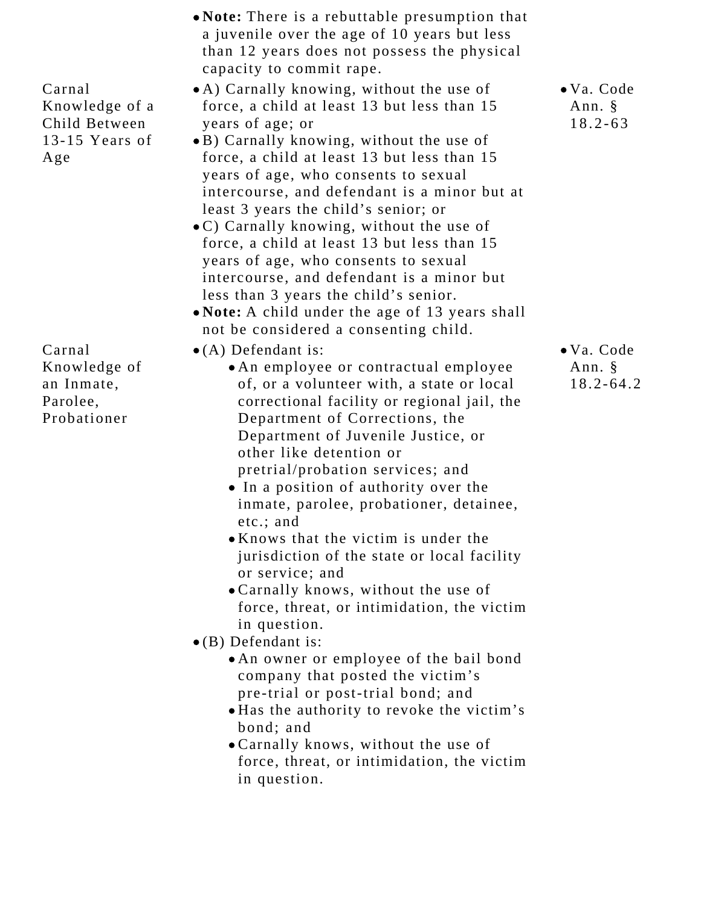| | | |
|---|---|---|
| | • **Note:** There is a rebuttable presumption that a juvenile over the age of 10 years but less than 12 years does not possess the physical capacity to commit rape. | |
| Carnal Knowledge of a Child Between 13-15 Years of Age | • A) Carnally knowing, without the use of force, a child at least 13 but less than 15 years of age; or<br>• B) Carnally knowing, without the use of force, a child at least 13 but less than 15 years of age, who consents to sexual intercourse, and defendant is a minor but at least 3 years the child's senior; or<br>• C) Carnally knowing, without the use of force, a child at least 13 but less than 15 years of age, who consents to sexual intercourse, and defendant is a minor but less than 3 years the child's senior.<br>• **Note:** A child under the age of 13 years shall not be considered a consenting child. | • Va. Code Ann. § 18.2-63 |
| Carnal Knowledge of an Inmate, Parolee, Probationer | • (A) Defendant is:<br>  • An employee or contractual employee of, or a volunteer with, a state or local correctional facility or regional jail, the Department of Corrections, the Department of Juvenile Justice, or other like detention or pretrial/probation services; and<br>  • In a position of authority over the inmate, parolee, probationer, detainee, etc.; and<br>  • Knows that the victim is under the jurisdiction of the state or local facility or service; and<br>  • Carnally knows, without the use of force, threat, or intimidation, the victim in question.<br>• (B) Defendant is:<br>  • An owner or employee of the bail bond company that posted the victim's pre-trial or post-trial bond; and<br>  • Has the authority to revoke the victim's bond; and<br>  • Carnally knows, without the use of force, threat, or intimidation, the victim in question. | • Va. Code Ann. § 18.2-64.2 |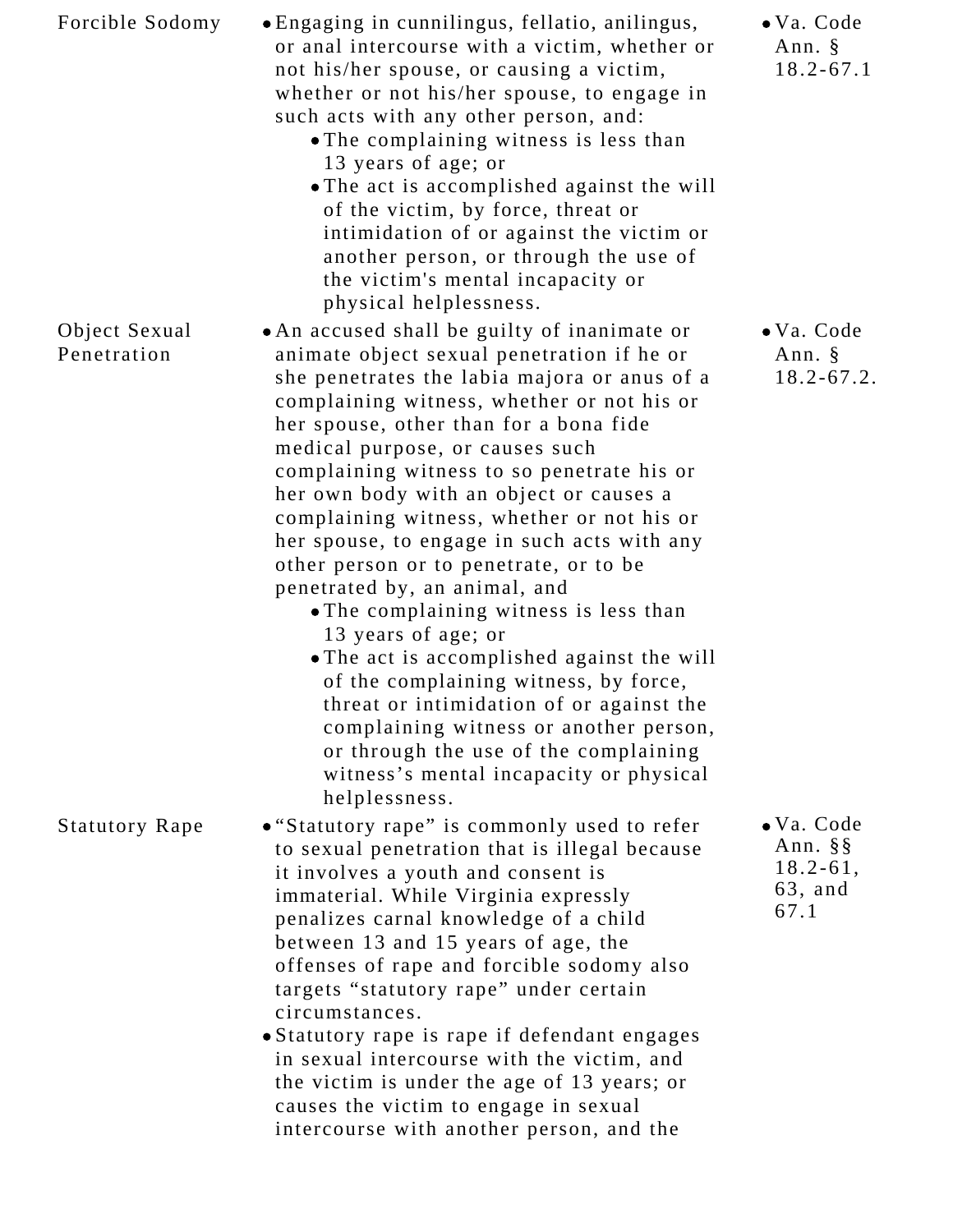| | | |
|---|---|---|
| Forcible Sodomy | • Engaging in cunnilingus, fellatio, anilingus, or anal intercourse with a victim, whether or not his/her spouse, or causing a victim, whether or not his/her spouse, to engage in such acts with any other person, and:<br>  • The complaining witness is less than 13 years of age; or<br>  • The act is accomplished against the will of the victim, by force, threat or intimidation of or against the victim or another person, or through the use of the victim's mental incapacity or physical helplessness. | • Va. Code Ann. § 18.2-67.1 |
| Object Sexual Penetration | • An accused shall be guilty of inanimate or animate object sexual penetration if he or she penetrates the labia majora or anus of a complaining witness, whether or not his or her spouse, other than for a bona fide medical purpose, or causes such complaining witness to so penetrate his or her own body with an object or causes a complaining witness, whether or not his or her spouse, to engage in such acts with any other person or to penetrate, or to be penetrated by, an animal, and<br>  • The complaining witness is less than 13 years of age; or<br>  • The act is accomplished against the will of the complaining witness, by force, threat or intimidation of or against the complaining witness or another person, or through the use of the complaining witness's mental incapacity or physical helplessness. | • Va. Code Ann. § 18.2-67.2. |
| Statutory Rape | • "Statutory rape" is commonly used to refer to sexual penetration that is illegal because it involves a youth and consent is immaterial. While Virginia expressly penalizes carnal knowledge of a child between 13 and 15 years of age, the offenses of rape and forcible sodomy also targets "statutory rape" under certain circumstances.<br>• Statutory rape is rape if defendant engages in sexual intercourse with the victim, and the victim is under the age of 13 years; or causes the victim to engage in sexual intercourse with another person, and the | • Va. Code Ann. §§ 18.2-61, 63, and 67.1 |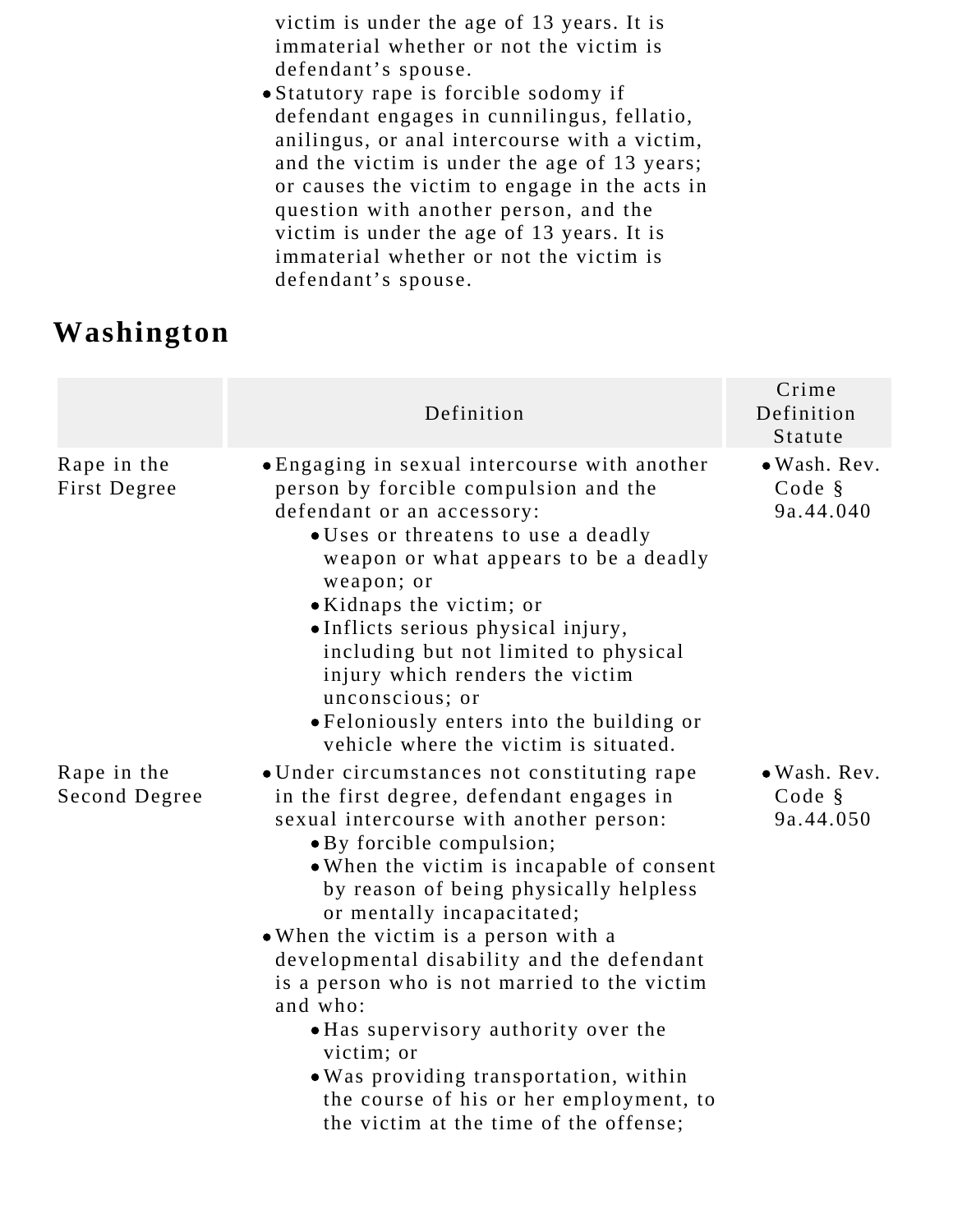victim is under the age of 13 years. It is immaterial whether or not the victim is defendant's spouse.
- Statutory rape is forcible sodomy if defendant engages in cunnilingus, fellatio, anilingus, or anal intercourse with a victim, and the victim is under the age of 13 years; or causes the victim to engage in the acts in question with another person, and the victim is under the age of 13 years. It is immaterial whether or not the victim is defendant's spouse.

## Washington

| | Definition | Crime Definition Statute |
|---|---|---|
| Rape in the First Degree | • Engaging in sexual intercourse with another person by forcible compulsion and the defendant or an accessory:<br>  ◦ Uses or threatens to use a deadly weapon or what appears to be a deadly weapon; or<br>  ◦ Kidnaps the victim; or<br>  ◦ Inflicts serious physical injury, including but not limited to physical injury which renders the victim unconscious; or<br>  ◦ Feloniously enters into the building or vehicle where the victim is situated. | • Wash. Rev. Code § 9a.44.040 |
| Rape in the Second Degree | • Under circumstances not constituting rape in the first degree, defendant engages in sexual intercourse with another person:<br>  ◦ By forcible compulsion;<br>  ◦ When the victim is incapable of consent by reason of being physically helpless or mentally incapacitated;<br>• When the victim is a person with a developmental disability and the defendant is a person who is not married to the victim and who:<br>  ◦ Has supervisory authority over the victim; or<br>  ◦ Was providing transportation, within the course of his or her employment, to the victim at the time of the offense; | • Wash. Rev. Code § 9a.44.050 |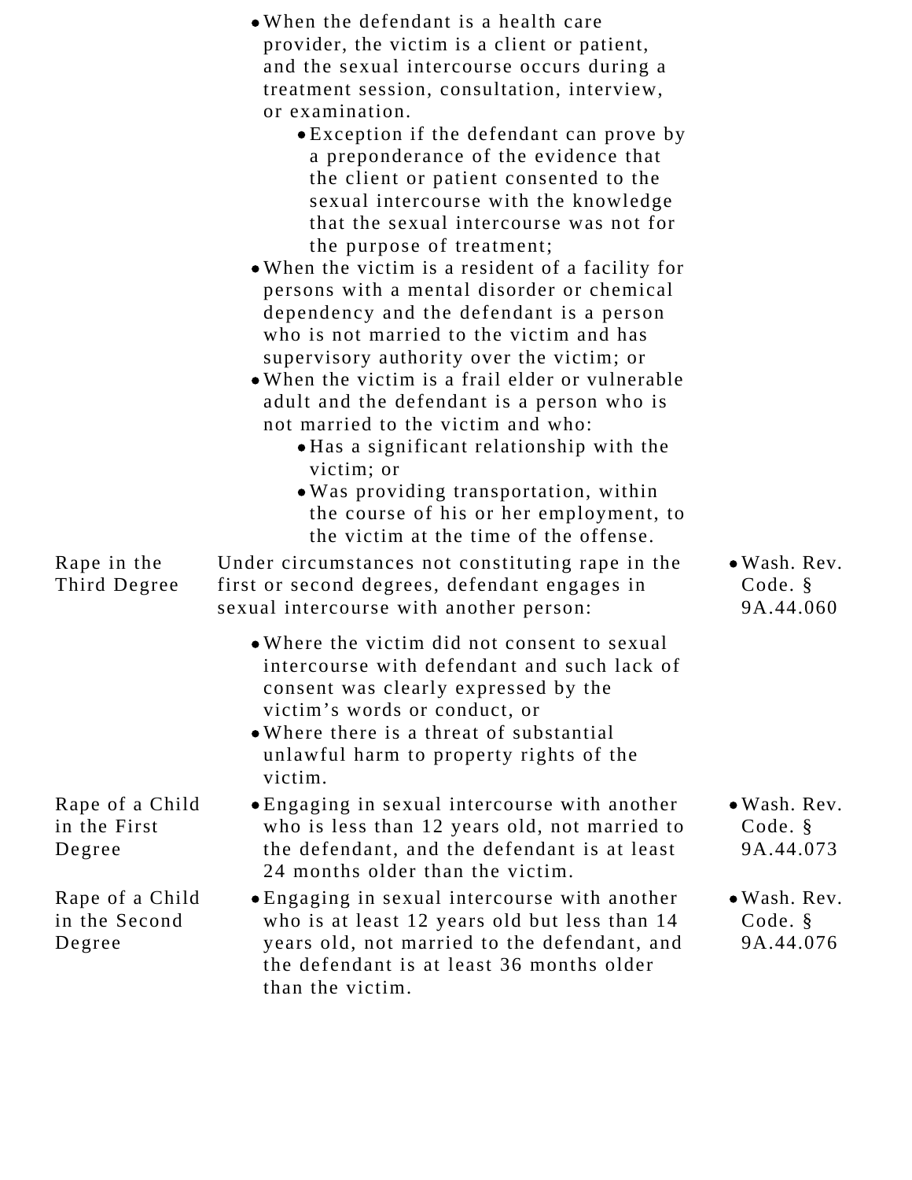| | | |
|---|---|---|
| | • When the defendant is a health care provider, the victim is a client or patient, and the sexual intercourse occurs during a treatment session, consultation, interview, or examination.<br>  • Exception if the defendant can prove by a preponderance of the evidence that the client or patient consented to the sexual intercourse with the knowledge that the sexual intercourse was not for the purpose of treatment;<br>• When the victim is a resident of a facility for persons with a mental disorder or chemical dependency and the defendant is a person who is not married to the victim and has supervisory authority over the victim; or<br>• When the victim is a frail elder or vulnerable adult and the defendant is a person who is not married to the victim and who:<br>  • Has a significant relationship with the victim; or<br>  • Was providing transportation, within the course of his or her employment, to the victim at the time of the offense. | |
| Rape in the Third Degree | Under circumstances not constituting rape in the first or second degrees, defendant engages in sexual intercourse with another person:<br>• Where the victim did not consent to sexual intercourse with defendant and such lack of consent was clearly expressed by the victim's words or conduct, or<br>• Where there is a threat of substantial unlawful harm to property rights of the victim. | • Wash. Rev. Code. § 9A.44.060 |
| Rape of a Child in the First Degree | • Engaging in sexual intercourse with another who is less than 12 years old, not married to the defendant, and the defendant is at least 24 months older than the victim. | • Wash. Rev. Code. § 9A.44.073 |
| Rape of a Child in the Second Degree | • Engaging in sexual intercourse with another who is at least 12 years old but less than 14 years old, not married to the defendant, and the defendant is at least 36 months older than the victim. | • Wash. Rev. Code. § 9A.44.076 |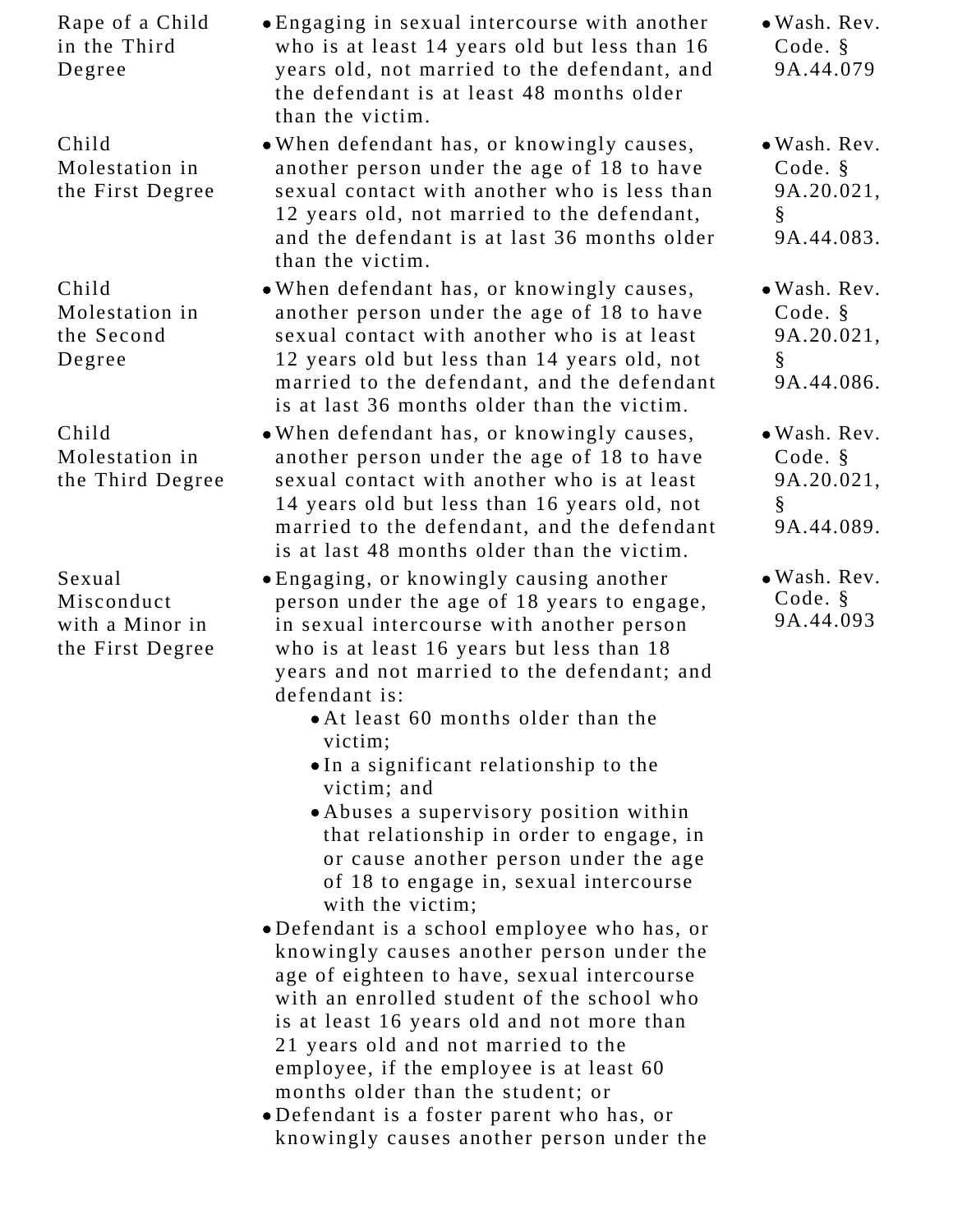| | | |
|---|---|---|
| Rape of a Child in the Third Degree | • Engaging in sexual intercourse with another who is at least 14 years old but less than 16 years old, not married to the defendant, and the defendant is at least 48 months older than the victim. | • Wash. Rev. Code. § 9A.44.079 |
| Child Molestation in the First Degree | • When defendant has, or knowingly causes, another person under the age of 18 to have sexual contact with another who is less than 12 years old, not married to the defendant, and the defendant is at last 36 months older than the victim. | • Wash. Rev. Code. § 9A.20.021, § 9A.44.083. |
| Child Molestation in the Second Degree | • When defendant has, or knowingly causes, another person under the age of 18 to have sexual contact with another who is at least 12 years old but less than 14 years old, not married to the defendant, and the defendant is at last 36 months older than the victim. | • Wash. Rev. Code. § 9A.20.021, § 9A.44.086. |
| Child Molestation in the Third Degree | • When defendant has, or knowingly causes, another person under the age of 18 to have sexual contact with another who is at least 14 years old but less than 16 years old, not married to the defendant, and the defendant is at last 48 months older than the victim. | • Wash. Rev. Code. § 9A.20.021, § 9A.44.089. |
| Sexual Misconduct with a Minor in the First Degree | • Engaging, or knowingly causing another person under the age of 18 years to engage, in sexual intercourse with another person who is at least 16 years but less than 18 years and not married to the defendant; and defendant is:<br>  • At least 60 months older than the victim;<br>  • In a significant relationship to the victim; and<br>  • Abuses a supervisory position within that relationship in order to engage, in or cause another person under the age of 18 to engage in, sexual intercourse with the victim;<br>• Defendant is a school employee who has, or knowingly causes another person under the age of eighteen to have, sexual intercourse with an enrolled student of the school who is at least 16 years old and not more than 21 years old and not married to the employee, if the employee is at least 60 months older than the student; or<br>• Defendant is a foster parent who has, or knowingly causes another person under the | • Wash. Rev. Code. § 9A.44.093 |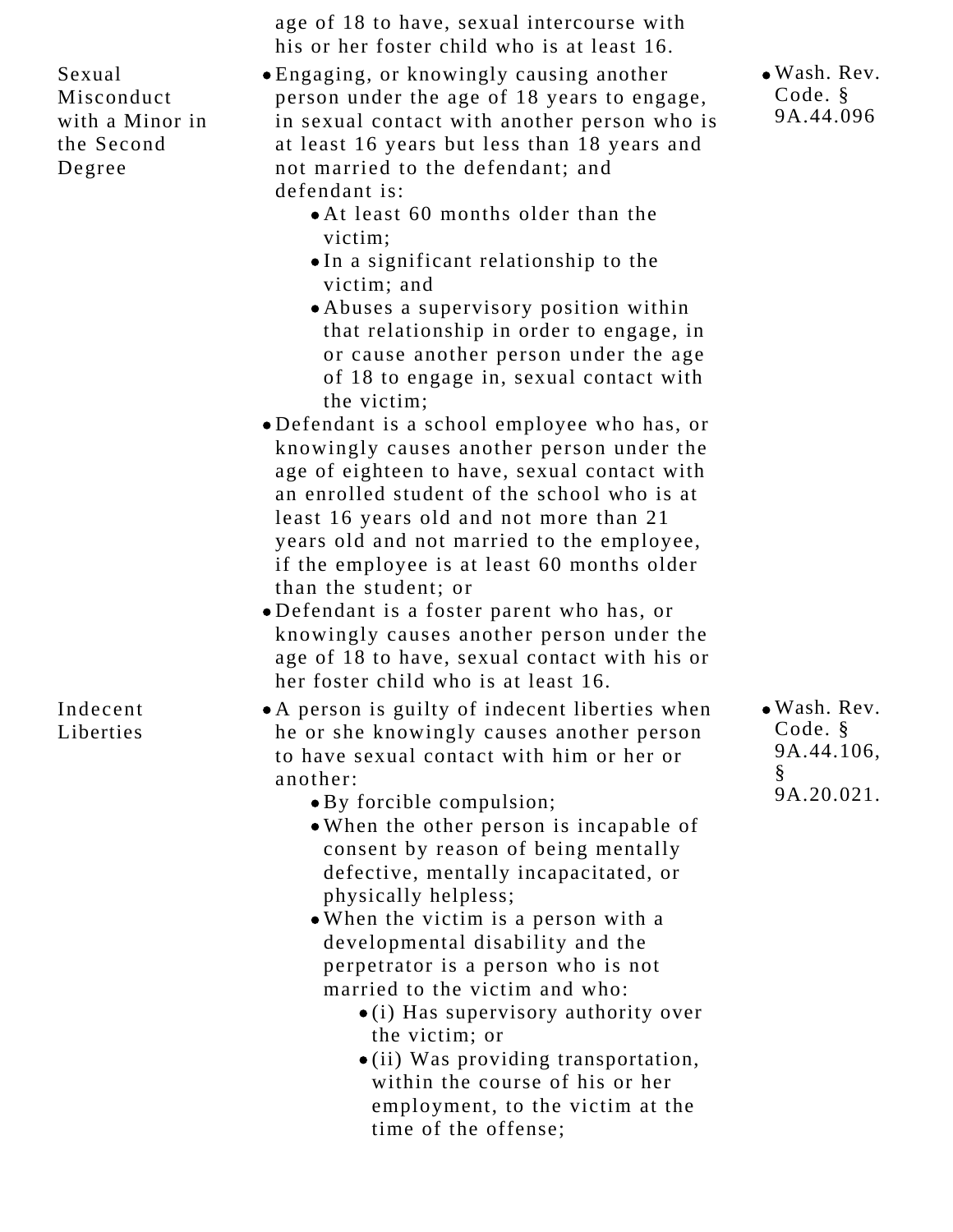| | | |
|---|---|---|
| | age of 18 to have, sexual intercourse with his or her foster child who is at least 16. | |
| Sexual Misconduct with a Minor in the Second Degree | • Engaging, or knowingly causing another person under the age of 18 years to engage, in sexual contact with another person who is at least 16 years but less than 18 years and not married to the defendant; and defendant is:<br>  • At least 60 months older than the victim;<br>  • In a significant relationship to the victim; and<br>  • Abuses a supervisory position within that relationship in order to engage, in or cause another person under the age of 18 to engage in, sexual contact with the victim;<br>• Defendant is a school employee who has, or knowingly causes another person under the age of eighteen to have, sexual contact with an enrolled student of the school who is at least 16 years old and not more than 21 years old and not married to the employee, if the employee is at least 60 months older than the student; or<br>• Defendant is a foster parent who has, or knowingly causes another person under the age of 18 to have, sexual contact with his or her foster child who is at least 16. | • Wash. Rev. Code. § 9A.44.096 |
| Indecent Liberties | • A person is guilty of indecent liberties when he or she knowingly causes another person to have sexual contact with him or her or another:<br>  • By forcible compulsion;<br>  • When the other person is incapable of consent by reason of being mentally defective, mentally incapacitated, or physically helpless;<br>  • When the victim is a person with a developmental disability and the perpetrator is a person who is not married to the victim and who:<br>    • (i) Has supervisory authority over the victim; or<br>    • (ii) Was providing transportation, within the course of his or her employment, to the victim at the time of the offense; | • Wash. Rev. Code. § 9A.44.106, § 9A.20.021. |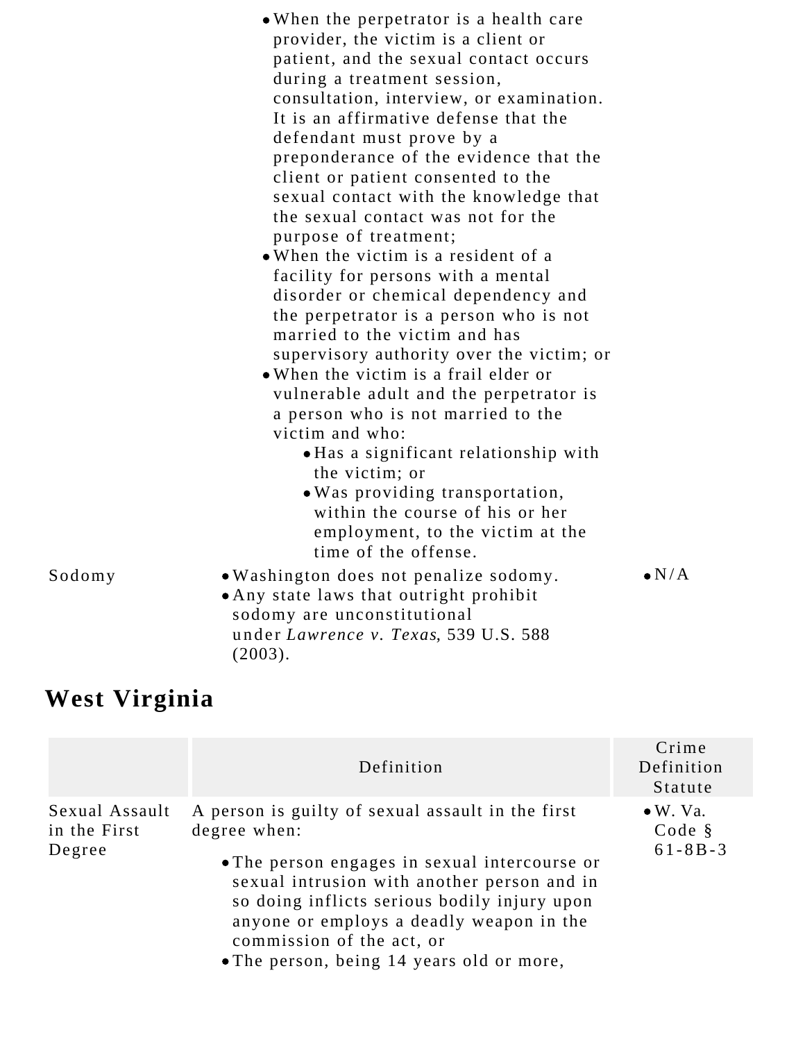| | | |
|---|---|---|
| | • When the perpetrator is a health care provider, the victim is a client or patient, and the sexual contact occurs during a treatment session, consultation, interview, or examination. It is an affirmative defense that the defendant must prove by a preponderance of the evidence that the client or patient consented to the sexual contact with the knowledge that the sexual contact was not for the purpose of treatment;<br>• When the victim is a resident of a facility for persons with a mental disorder or chemical dependency and the perpetrator is a person who is not married to the victim and has supervisory authority over the victim; or<br>• When the victim is a frail elder or vulnerable adult and the perpetrator is a person who is not married to the victim and who:<br>&nbsp;&nbsp;&nbsp;&nbsp;• Has a significant relationship with the victim; or<br>&nbsp;&nbsp;&nbsp;&nbsp;• Was providing transportation, within the course of his or her employment, to the victim at the time of the offense. | |
| Sodomy | • Washington does not penalize sodomy.<br>• Any state laws that outright prohibit sodomy are unconstitutional under *Lawrence v. Texas*, 539 U.S. 588 (2003). | • N/A |

## West Virginia

| | Definition | Crime Definition Statute |
|---|---|---|
| Sexual Assault in the First Degree | A person is guilty of sexual assault in the first degree when:<br>• The person engages in sexual intercourse or sexual intrusion with another person and in so doing inflicts serious bodily injury upon anyone or employs a deadly weapon in the commission of the act, or<br>• The person, being 14 years old or more, | • W. Va. Code § 61-8B-3 |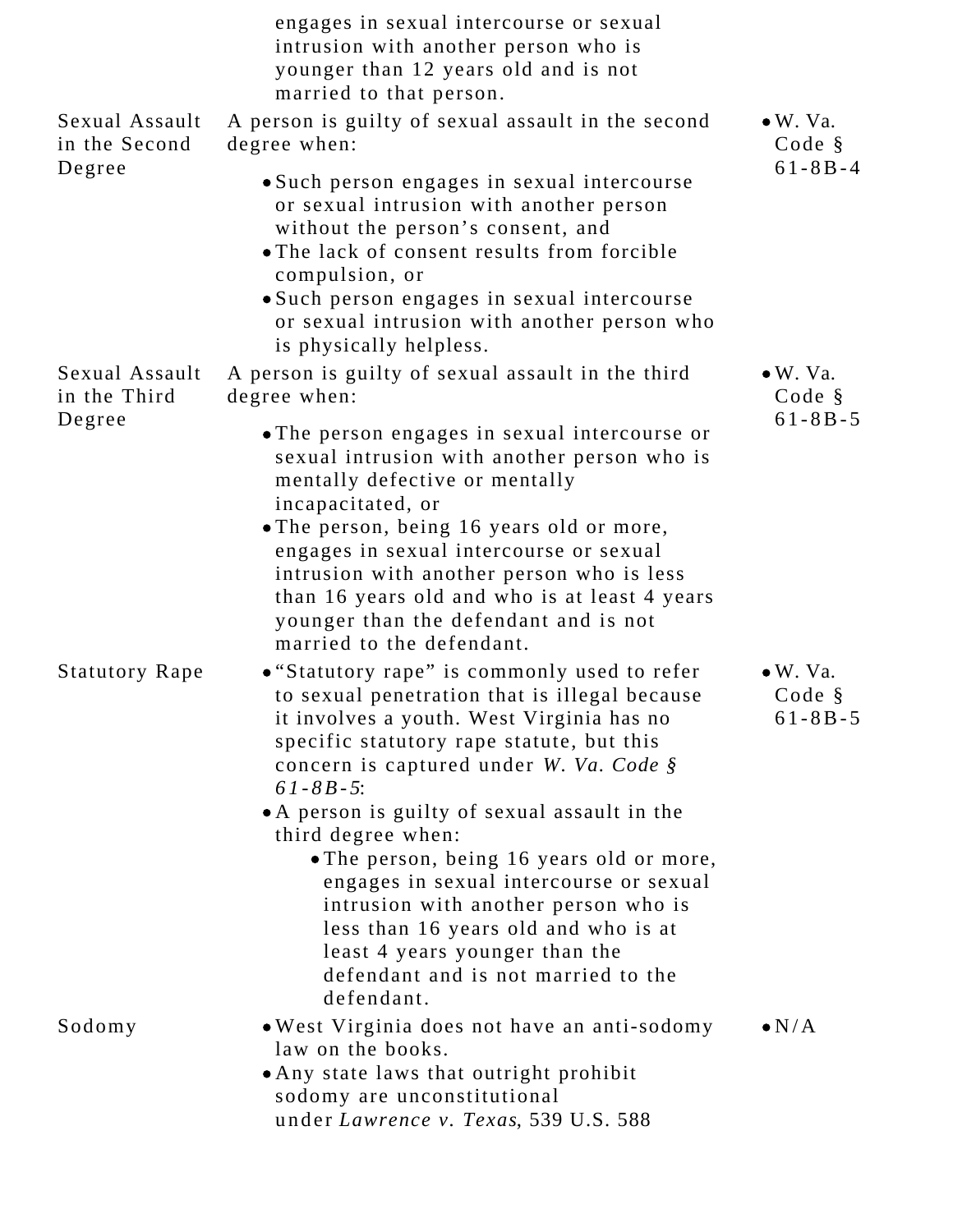| | | |
|---|---|---|
| | engages in sexual intercourse or sexual intrusion with another person who is younger than 12 years old and is not married to that person. | |
| Sexual Assault in the Second Degree | A person is guilty of sexual assault in the second degree when: <br>• Such person engages in sexual intercourse or sexual intrusion with another person without the person's consent, and <br>• The lack of consent results from forcible compulsion, or <br>• Such person engages in sexual intercourse or sexual intrusion with another person who is physically helpless. | • W. Va. Code § 61-8B-4 |
| Sexual Assault in the Third Degree | A person is guilty of sexual assault in the third degree when: <br>• The person engages in sexual intercourse or sexual intrusion with another person who is mentally defective or mentally incapacitated, or <br>• The person, being 16 years old or more, engages in sexual intercourse or sexual intrusion with another person who is less than 16 years old and who is at least 4 years younger than the defendant and is not married to the defendant. | • W. Va. Code § 61-8B-5 |
| Statutory Rape | • "Statutory rape" is commonly used to refer to sexual penetration that is illegal because it involves a youth. West Virginia has no specific statutory rape statute, but this concern is captured under *W. Va. Code § 61-8B-5*: <br>• A person is guilty of sexual assault in the third degree when: <br>&nbsp;&nbsp;&nbsp;&nbsp;• The person, being 16 years old or more, engages in sexual intercourse or sexual intrusion with another person who is less than 16 years old and who is at least 4 years younger than the defendant and is not married to the defendant. | • W. Va. Code § 61-8B-5 |
| Sodomy | • West Virginia does not have an anti-sodomy law on the books. <br>• Any state laws that outright prohibit sodomy are unconstitutional under *Lawrence v. Texas*, 539 U.S. 588 | • N/A |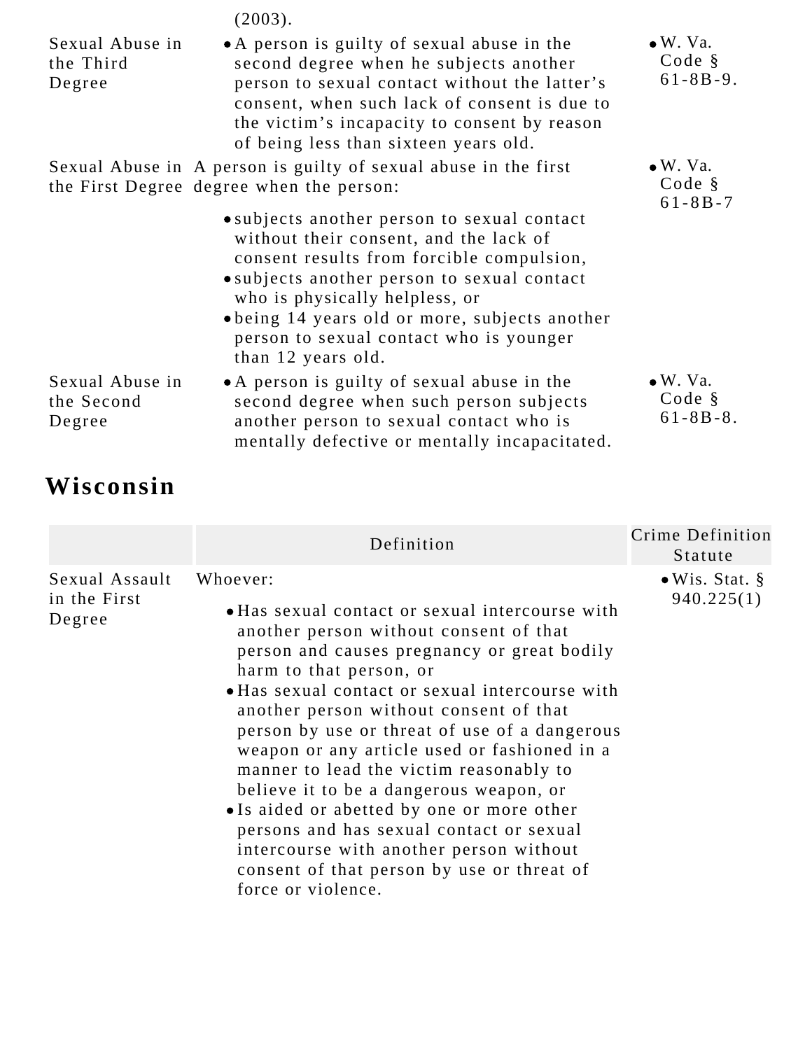| | | |
|---|---|---|
| | (2003). | |
| Sexual Abuse in the Third Degree | • A person is guilty of sexual abuse in the second degree when he subjects another person to sexual contact without the latter's consent, when such lack of consent is due to the victim's incapacity to consent by reason of being less than sixteen years old. | • W. Va. Code § 61-8B-9. |
| Sexual Abuse in the First Degree | A person is guilty of sexual abuse in the first degree when the person:<br>• subjects another person to sexual contact without their consent, and the lack of consent results from forcible compulsion,<br>• subjects another person to sexual contact who is physically helpless, or<br>• being 14 years old or more, subjects another person to sexual contact who is younger than 12 years old. | • W. Va. Code § 61-8B-7 |
| Sexual Abuse in the Second Degree | • A person is guilty of sexual abuse in the second degree when such person subjects another person to sexual contact who is mentally defective or mentally incapacitated. | • W. Va. Code § 61-8B-8. |

## Wisconsin

| | Definition | Crime Definition Statute |
|---|---|---|
| Sexual Assault in the First Degree | Whoever:<br>• Has sexual contact or sexual intercourse with another person without consent of that person and causes pregnancy or great bodily harm to that person, or<br>• Has sexual contact or sexual intercourse with another person without consent of that person by use or threat of use of a dangerous weapon or any article used or fashioned in a manner to lead the victim reasonably to believe it to be a dangerous weapon, or<br>• Is aided or abetted by one or more other persons and has sexual contact or sexual intercourse with another person without consent of that person by use or threat of force or violence. | • Wis. Stat. § 940.225(1) |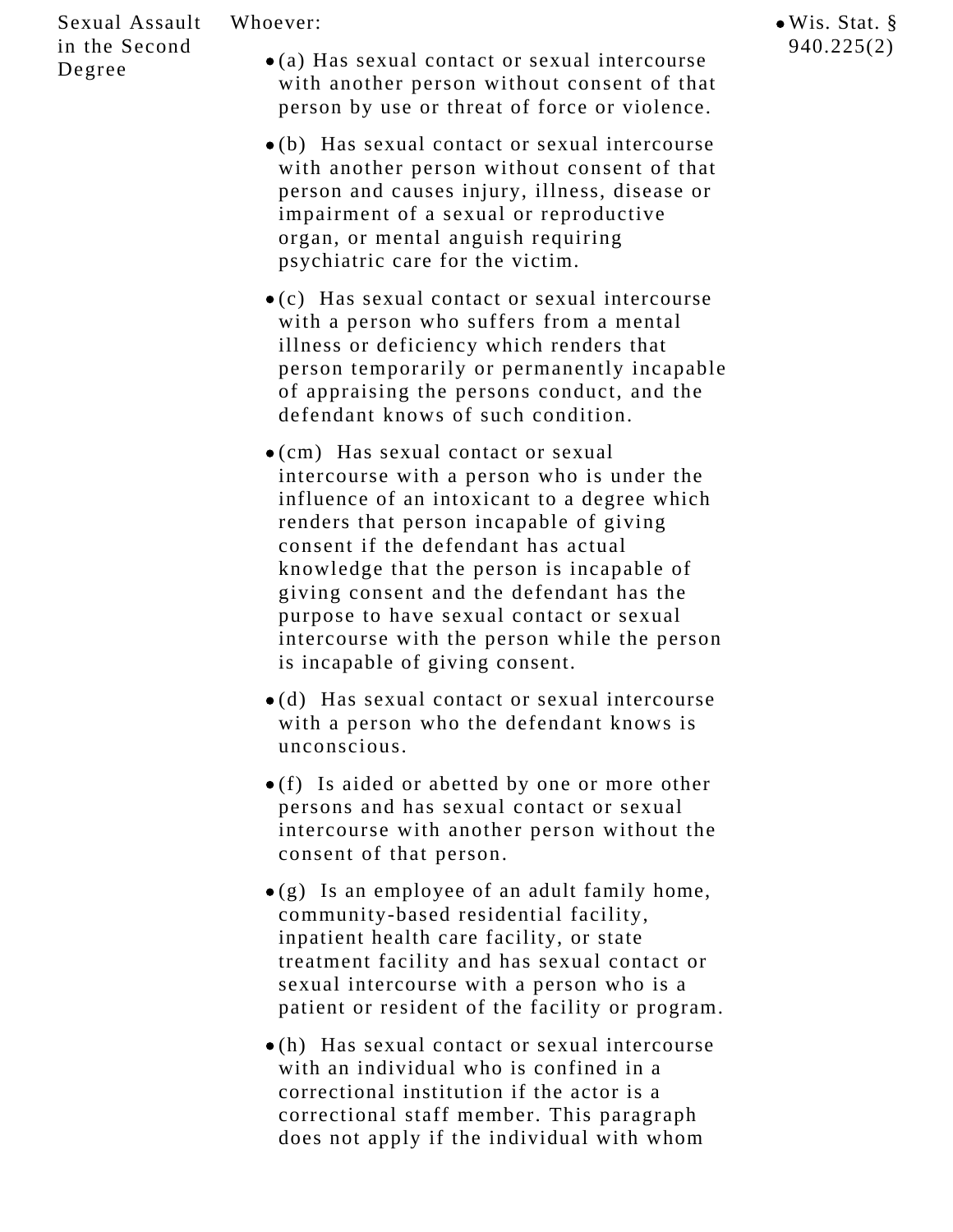| Sexual Assault in the Second Degree | Whoever:<br><br>• (a) Has sexual contact or sexual intercourse with another person without consent of that person by use or threat of force or violence.<br><br>• (b) Has sexual contact or sexual intercourse with another person without consent of that person and causes injury, illness, disease or impairment of a sexual or reproductive organ, or mental anguish requiring psychiatric care for the victim.<br><br>• (c) Has sexual contact or sexual intercourse with a person who suffers from a mental illness or deficiency which renders that person temporarily or permanently incapable of appraising the persons conduct, and the defendant knows of such condition.<br><br>• (cm) Has sexual contact or sexual intercourse with a person who is under the influence of an intoxicant to a degree which renders that person incapable of giving consent if the defendant has actual knowledge that the person is incapable of giving consent and the defendant has the purpose to have sexual contact or sexual intercourse with the person while the person is incapable of giving consent.<br><br>• (d) Has sexual contact or sexual intercourse with a person who the defendant knows is unconscious.<br><br>• (f) Is aided or abetted by one or more other persons and has sexual contact or sexual intercourse with another person without the consent of that person.<br><br>• (g) Is an employee of an adult family home, community-based residential facility, inpatient health care facility, or state treatment facility and has sexual contact or sexual intercourse with a person who is a patient or resident of the facility or program.<br><br>• (h) Has sexual contact or sexual intercourse with an individual who is confined in a correctional institution if the actor is a correctional staff member. This paragraph does not apply if the individual with whom | • Wis. Stat. § 940.225(2) |
|---|---|---|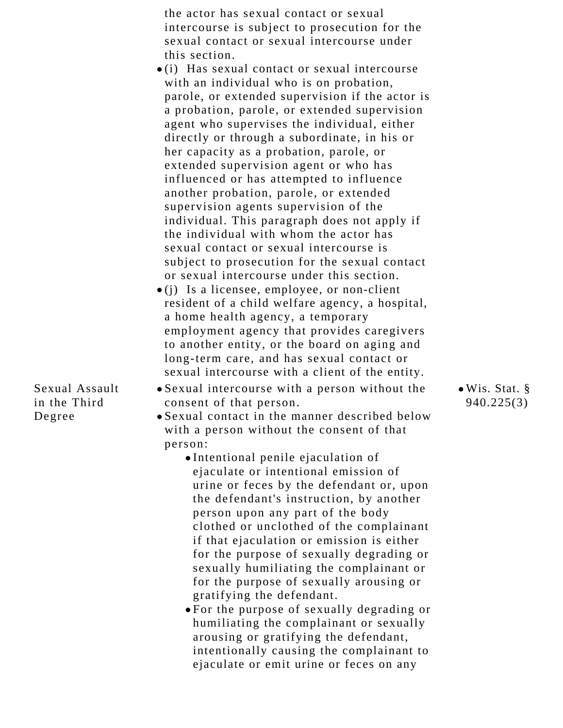| | | |
|---|---|---|
| | the actor has sexual contact or sexual intercourse is subject to prosecution for the sexual contact or sexual intercourse under this section.<br>• (i) Has sexual contact or sexual intercourse with an individual who is on probation, parole, or extended supervision if the actor is a probation, parole, or extended supervision agent who supervises the individual, either directly or through a subordinate, in his or her capacity as a probation, parole, or extended supervision agent or who has influenced or has attempted to influence another probation, parole, or extended supervision agents supervision of the individual. This paragraph does not apply if the individual with whom the actor has sexual contact or sexual intercourse is subject to prosecution for the sexual contact or sexual intercourse under this section.<br>• (j) Is a licensee, employee, or non-client resident of a child welfare agency, a hospital, a home health agency, a temporary employment agency that provides caregivers to another entity, or the board on aging and long-term care, and has sexual contact or sexual intercourse with a client of the entity. | |
| Sexual Assault in the Third Degree | • Sexual intercourse with a person without the consent of that person.<br>• Sexual contact in the manner described below with a person without the consent of that person:<br>&nbsp;&nbsp;&nbsp;&nbsp;• Intentional penile ejaculation of ejaculate or intentional emission of urine or feces by the defendant or, upon the defendant's instruction, by another person upon any part of the body clothed or unclothed of the complainant if that ejaculation or emission is either for the purpose of sexually degrading or sexually humiliating the complainant or for the purpose of sexually arousing or gratifying the defendant.<br>&nbsp;&nbsp;&nbsp;&nbsp;• For the purpose of sexually degrading or humiliating the complainant or sexually arousing or gratifying the defendant, intentionally causing the complainant to ejaculate or emit urine or feces on any | • Wis. Stat. § 940.225(3) |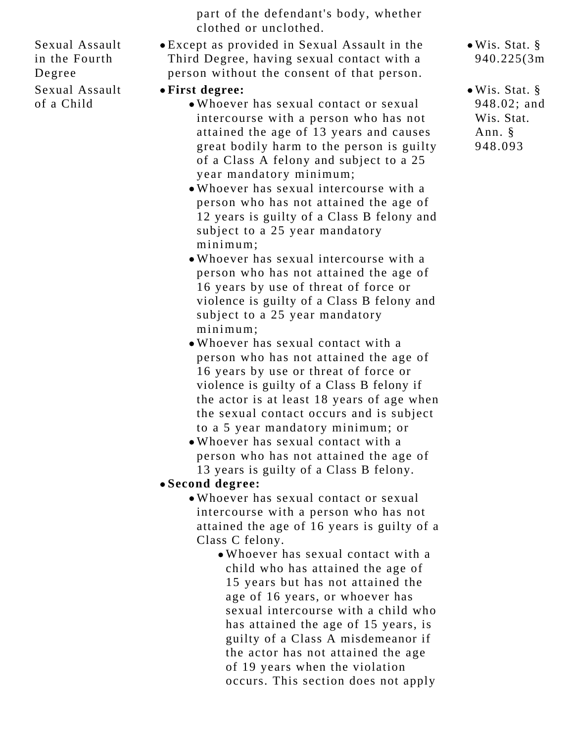| | | |
|---|---|---|
| | part of the defendant's body, whether clothed or unclothed. | |
| Sexual Assault in the Fourth Degree | • Except as provided in Sexual Assault in the Third Degree, having sexual contact with a person without the consent of that person. | • Wis. Stat. § 940.225(3m |
| Sexual Assault of a Child | • **First degree:**<br>  • Whoever has sexual contact or sexual intercourse with a person who has not attained the age of 13 years and causes great bodily harm to the person is guilty of a Class A felony and subject to a 25 year mandatory minimum;<br>  • Whoever has sexual intercourse with a person who has not attained the age of 12 years is guilty of a Class B felony and subject to a 25 year mandatory minimum;<br>  • Whoever has sexual intercourse with a person who has not attained the age of 16 years by use of threat of force or violence is guilty of a Class B felony and subject to a 25 year mandatory minimum;<br>  • Whoever has sexual contact with a person who has not attained the age of 16 years by use or threat of force or violence is guilty of a Class B felony if the actor is at least 18 years of age when the sexual contact occurs and is subject to a 5 year mandatory minimum; or<br>  • Whoever has sexual contact with a person who has not attained the age of 13 years is guilty of a Class B felony.<br>• **Second degree:**<br>  • Whoever has sexual contact or sexual intercourse with a person who has not attained the age of 16 years is guilty of a Class C felony.<br>    • Whoever has sexual contact with a child who has attained the age of 15 years but has not attained the age of 16 years, or whoever has sexual intercourse with a child who has attained the age of 15 years, is guilty of a Class A misdemeanor if the actor has not attained the age of 19 years when the violation occurs. This section does not apply | • Wis. Stat. § 948.02; and Wis. Stat. Ann. § 948.093 |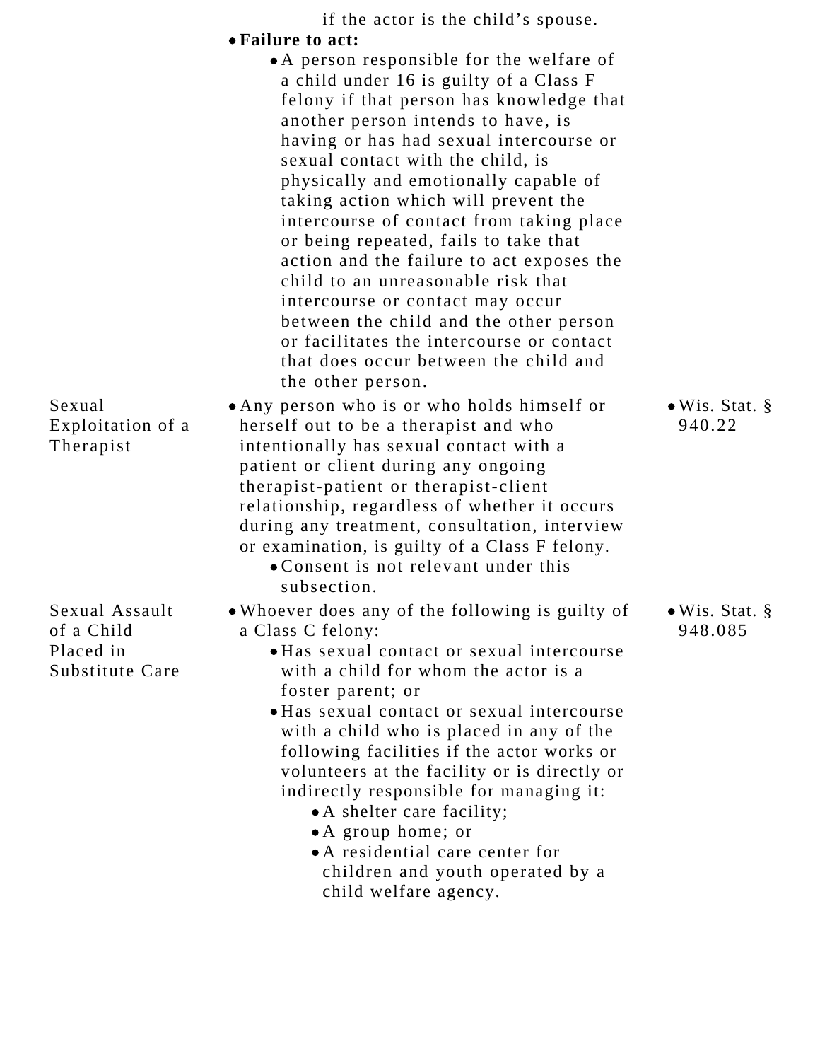| | | |
|---|---|---|
| | if the actor is the child's spouse.<br>• **Failure to act:**<br>  • A person responsible for the welfare of a child under 16 is guilty of a Class F felony if that person has knowledge that another person intends to have, is having or has had sexual intercourse or sexual contact with the child, is physically and emotionally capable of taking action which will prevent the intercourse of contact from taking place or being repeated, fails to take that action and the failure to act exposes the child to an unreasonable risk that intercourse or contact may occur between the child and the other person or facilitates the intercourse or contact that does occur between the child and the other person. | |
| Sexual Exploitation of a Therapist | • Any person who is or who holds himself or herself out to be a therapist and who intentionally has sexual contact with a patient or client during any ongoing therapist-patient or therapist-client relationship, regardless of whether it occurs during any treatment, consultation, interview or examination, is guilty of a Class F felony.<br>  • Consent is not relevant under this subsection. | • Wis. Stat. § 940.22 |
| Sexual Assault of a Child Placed in Substitute Care | • Whoever does any of the following is guilty of a Class C felony:<br>  • Has sexual contact or sexual intercourse with a child for whom the actor is a foster parent; or<br>  • Has sexual contact or sexual intercourse with a child who is placed in any of the following facilities if the actor works or volunteers at the facility or is directly or indirectly responsible for managing it:<br>    • A shelter care facility;<br>    • A group home; or<br>    • A residential care center for children and youth operated by a child welfare agency. | • Wis. Stat. § 948.085 |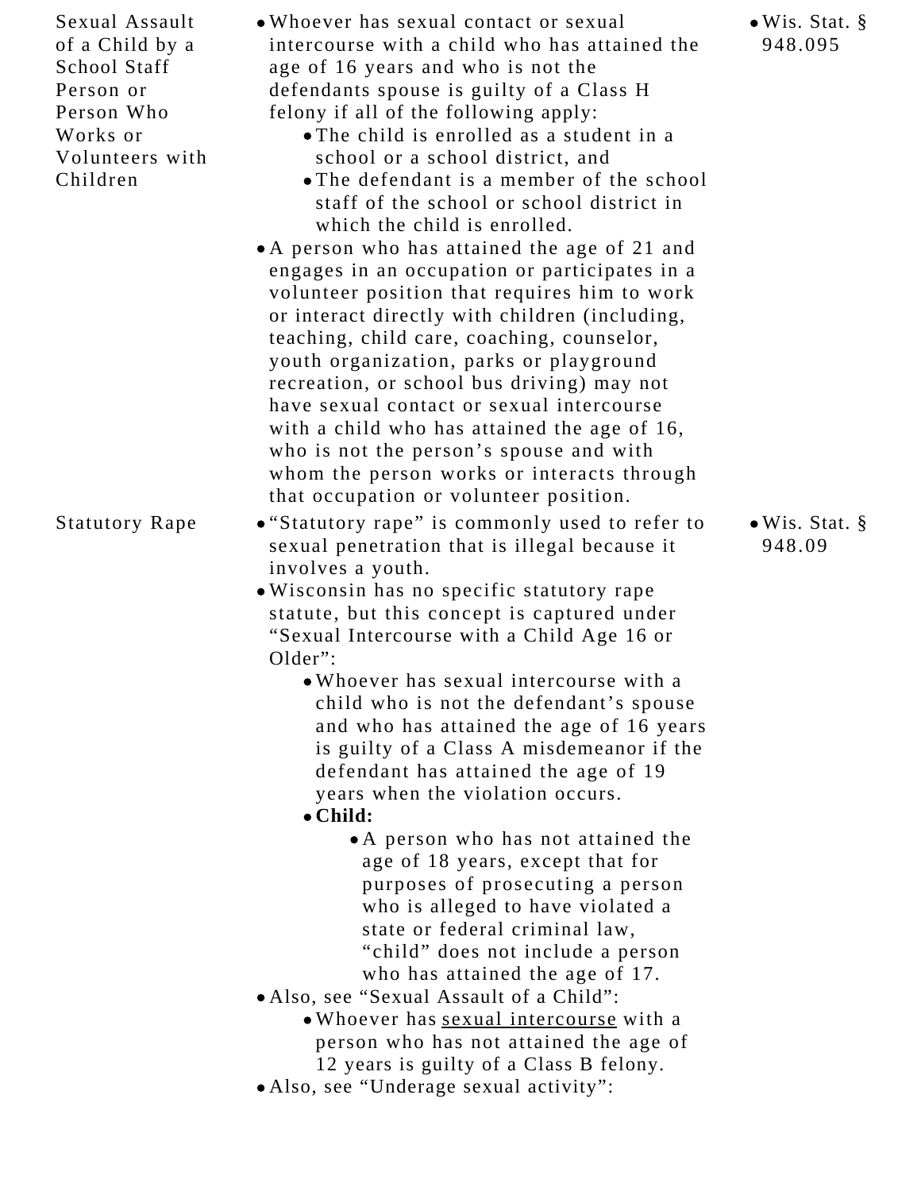| | | |
|---|---|---|
| Sexual Assault of a Child by a School Staff Person or Person Who Works or Volunteers with Children | • Whoever has sexual contact or sexual intercourse with a child who has attained the age of 16 years and who is not the defendants spouse is guilty of a Class H felony if all of the following apply:<br>  ◦ The child is enrolled as a student in a school or a school district, and<br>  ◦ The defendant is a member of the school staff of the school or school district in which the child is enrolled.<br>• A person who has attained the age of 21 and engages in an occupation or participates in a volunteer position that requires him to work or interact directly with children (including, teaching, child care, coaching, counselor, youth organization, parks or playground recreation, or school bus driving) may not have sexual contact or sexual intercourse with a child who has attained the age of 16, who is not the person's spouse and with whom the person works or interacts through that occupation or volunteer position. | • Wis. Stat. § 948.095 |
| Statutory Rape | • "Statutory rape" is commonly used to refer to sexual penetration that is illegal because it involves a youth.<br>• Wisconsin has no specific statutory rape statute, but this concept is captured under "Sexual Intercourse with a Child Age 16 or Older":<br>  ◦ Whoever has sexual intercourse with a child who is not the defendant's spouse and who has attained the age of 16 years is guilty of a Class A misdemeanor if the defendant has attained the age of 19 years when the violation occurs.<br>  ◦ **Child:**<br>    ▪ A person who has not attained the age of 18 years, except that for purposes of prosecuting a person who is alleged to have violated a state or federal criminal law, "child" does not include a person who has attained the age of 17.<br>• Also, see "Sexual Assault of a Child":<br>  ◦ Whoever has <u>sexual intercourse</u> with a person who has not attained the age of 12 years is guilty of a Class B felony.<br>• Also, see "Underage sexual activity": | • Wis. Stat. § 948.09 |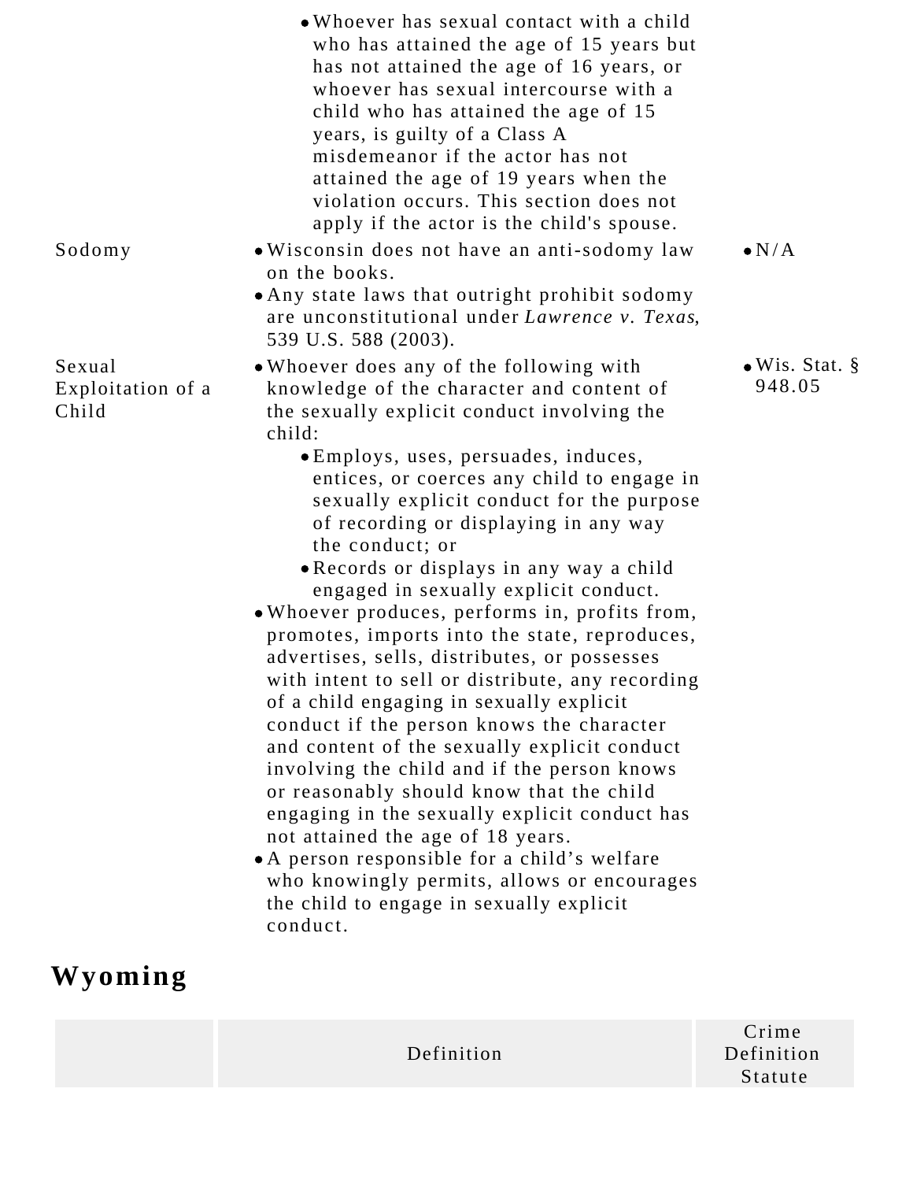| | | |
|---|---|---|
| | • Whoever has sexual contact with a child who has attained the age of 15 years but has not attained the age of 16 years, or whoever has sexual intercourse with a child who has attained the age of 15 years, is guilty of a Class A misdemeanor if the actor has not attained the age of 19 years when the violation occurs. This section does not apply if the actor is the child's spouse. | |
| Sodomy | • Wisconsin does not have an anti-sodomy law on the books.<br>• Any state laws that outright prohibit sodomy are unconstitutional under *Lawrence v. Texas*, 539 U.S. 588 (2003). | • N/A |
| Sexual Exploitation of a Child | • Whoever does any of the following with knowledge of the character and content of the sexually explicit conduct involving the child:<br>  • Employs, uses, persuades, induces, entices, or coerces any child to engage in sexually explicit conduct for the purpose of recording or displaying in any way the conduct; or<br>  • Records or displays in any way a child engaged in sexually explicit conduct.<br>• Whoever produces, performs in, profits from, promotes, imports into the state, reproduces, advertises, sells, distributes, or possesses with intent to sell or distribute, any recording of a child engaging in sexually explicit conduct if the person knows the character and content of the sexually explicit conduct involving the child and if the person knows or reasonably should know that the child engaging in the sexually explicit conduct has not attained the age of 18 years.<br>• A person responsible for a child's welfare who knowingly permits, allows or encourages the child to engage in sexually explicit conduct. | • Wis. Stat. § 948.05 |

## Wyoming

| | Definition | Crime Definition Statute |
|---|---|---|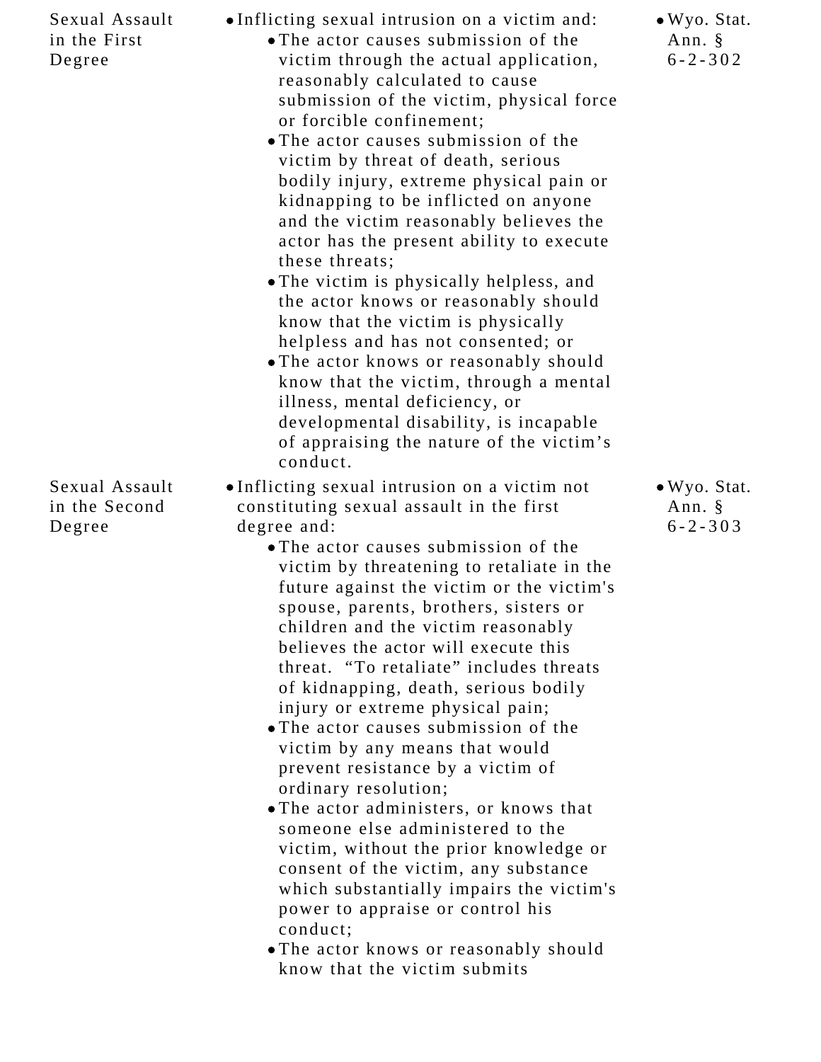| | | |
|---|---|---|
| Sexual Assault in the First Degree | • Inflicting sexual intrusion on a victim and:<br>• The actor causes submission of the victim through the actual application, reasonably calculated to cause submission of the victim, physical force or forcible confinement;<br>• The actor causes submission of the victim by threat of death, serious bodily injury, extreme physical pain or kidnapping to be inflicted on anyone and the victim reasonably believes the actor has the present ability to execute these threats;<br>• The victim is physically helpless, and the actor knows or reasonably should know that the victim is physically helpless and has not consented; or<br>• The actor knows or reasonably should know that the victim, through a mental illness, mental deficiency, or developmental disability, is incapable of appraising the nature of the victim's conduct. | • Wyo. Stat. Ann. § 6-2-302 |
| Sexual Assault in the Second Degree | • Inflicting sexual intrusion on a victim not constituting sexual assault in the first degree and:<br>• The actor causes submission of the victim by threatening to retaliate in the future against the victim or the victim's spouse, parents, brothers, sisters or children and the victim reasonably believes the actor will execute this threat. "To retaliate" includes threats of kidnapping, death, serious bodily injury or extreme physical pain;<br>• The actor causes submission of the victim by any means that would prevent resistance by a victim of ordinary resolution;<br>• The actor administers, or knows that someone else administered to the victim, without the prior knowledge or consent of the victim, any substance which substantially impairs the victim's power to appraise or control his conduct;<br>• The actor knows or reasonably should know that the victim submits | • Wyo. Stat. Ann. § 6-2-303 |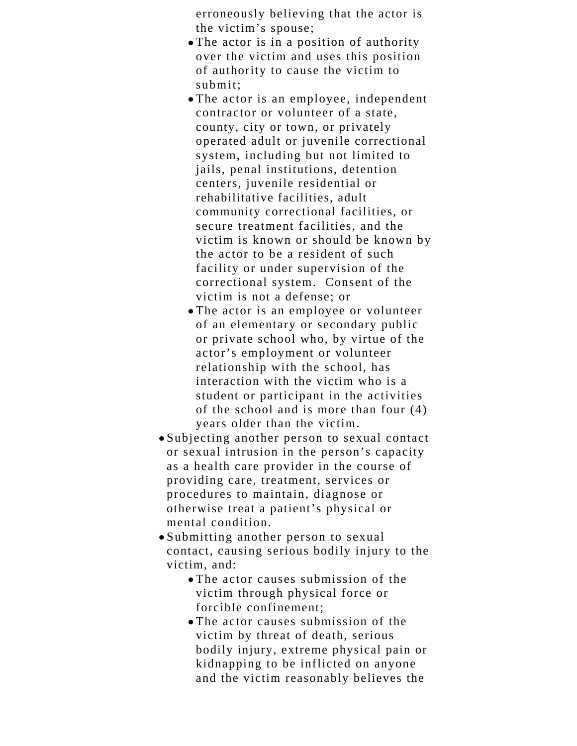erroneously believing that the actor is the victim's spouse;
    - The actor is in a position of authority over the victim and uses this position of authority to cause the victim to submit;
    - The actor is an employee, independent contractor or volunteer of a state, county, city or town, or privately operated adult or juvenile correctional system, including but not limited to jails, penal institutions, detention centers, juvenile residential or rehabilitative facilities, adult community correctional facilities, or secure treatment facilities, and the victim is known or should be known by the actor to be a resident of such facility or under supervision of the correctional system. Consent of the victim is not a defense; or
    - The actor is an employee or volunteer of an elementary or secondary public or private school who, by virtue of the actor's employment or volunteer relationship with the school, has interaction with the victim who is a student or participant in the activities of the school and is more than four (4) years older than the victim.
- Subjecting another person to sexual contact or sexual intrusion in the person's capacity as a health care provider in the course of providing care, treatment, services or procedures to maintain, diagnose or otherwise treat a patient's physical or mental condition.
- Submitting another person to sexual contact, causing serious bodily injury to the victim, and:
    - The actor causes submission of the victim through physical force or forcible confinement;
    - The actor causes submission of the victim by threat of death, serious bodily injury, extreme physical pain or kidnapping to be inflicted on anyone and the victim reasonably believes the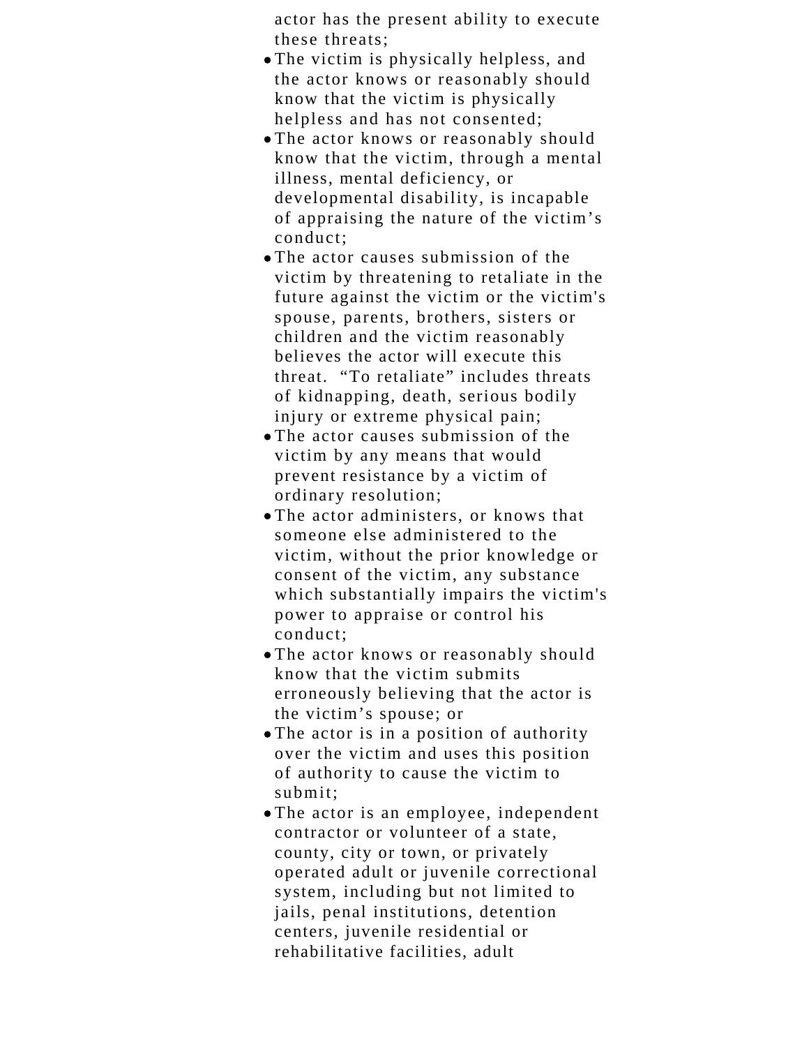actor has the present ability to execute these threats;

- The victim is physically helpless, and the actor knows or reasonably should know that the victim is physically helpless and has not consented;
- The actor knows or reasonably should know that the victim, through a mental illness, mental deficiency, or developmental disability, is incapable of appraising the nature of the victim's conduct;
- The actor causes submission of the victim by threatening to retaliate in the future against the victim or the victim's spouse, parents, brothers, sisters or children and the victim reasonably believes the actor will execute this threat. "To retaliate" includes threats of kidnapping, death, serious bodily injury or extreme physical pain;
- The actor causes submission of the victim by any means that would prevent resistance by a victim of ordinary resolution;
- The actor administers, or knows that someone else administered to the victim, without the prior knowledge or consent of the victim, any substance which substantially impairs the victim's power to appraise or control his conduct;
- The actor knows or reasonably should know that the victim submits erroneously believing that the actor is the victim's spouse; or
- The actor is in a position of authority over the victim and uses this position of authority to cause the victim to submit;
- The actor is an employee, independent contractor or volunteer of a state, county, city or town, or privately operated adult or juvenile correctional system, including but not limited to jails, penal institutions, detention centers, juvenile residential or rehabilitative facilities, adult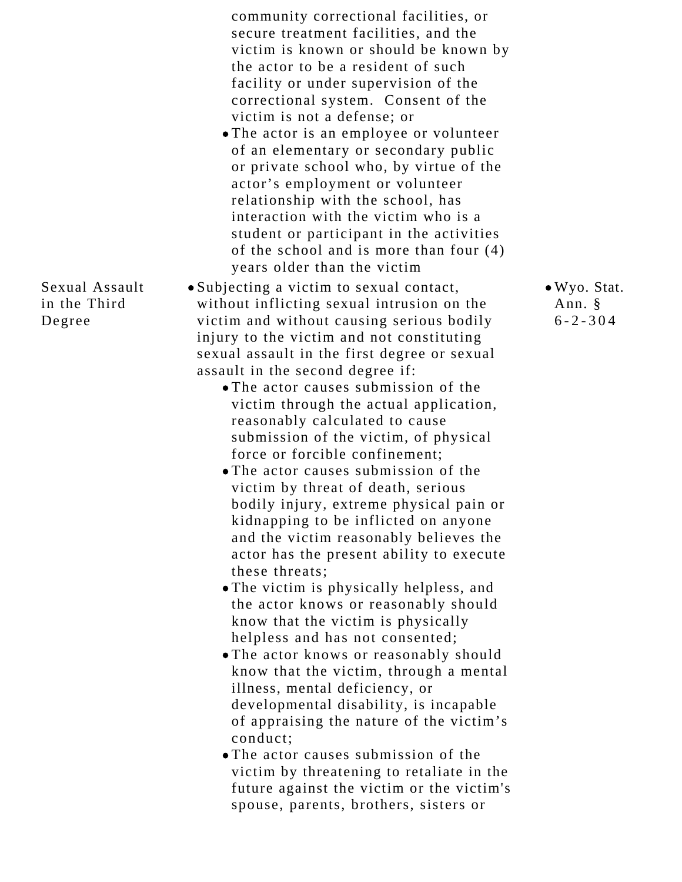| | | |
|---|---|---|
| | community correctional facilities, or secure treatment facilities, and the victim is known or should be known by the actor to be a resident of such facility or under supervision of the correctional system. Consent of the victim is not a defense; or<br>• The actor is an employee or volunteer of an elementary or secondary public or private school who, by virtue of the actor's employment or volunteer relationship with the school, has interaction with the victim who is a student or participant in the activities of the school and is more than four (4) years older than the victim | |
| Sexual Assault in the Third Degree | • Subjecting a victim to sexual contact, without inflicting sexual intrusion on the victim and without causing serious bodily injury to the victim and not constituting sexual assault in the first degree or sexual assault in the second degree if:<br>• The actor causes submission of the victim through the actual application, reasonably calculated to cause submission of the victim, of physical force or forcible confinement;<br>• The actor causes submission of the victim by threat of death, serious bodily injury, extreme physical pain or kidnapping to be inflicted on anyone and the victim reasonably believes the actor has the present ability to execute these threats;<br>• The victim is physically helpless, and the actor knows or reasonably should know that the victim is physically helpless and has not consented;<br>• The actor knows or reasonably should know that the victim, through a mental illness, mental deficiency, or developmental disability, is incapable of appraising the nature of the victim's conduct;<br>• The actor causes submission of the victim by threatening to retaliate in the future against the victim or the victim's spouse, parents, brothers, sisters or | • Wyo. Stat. Ann. § 6-2-304 |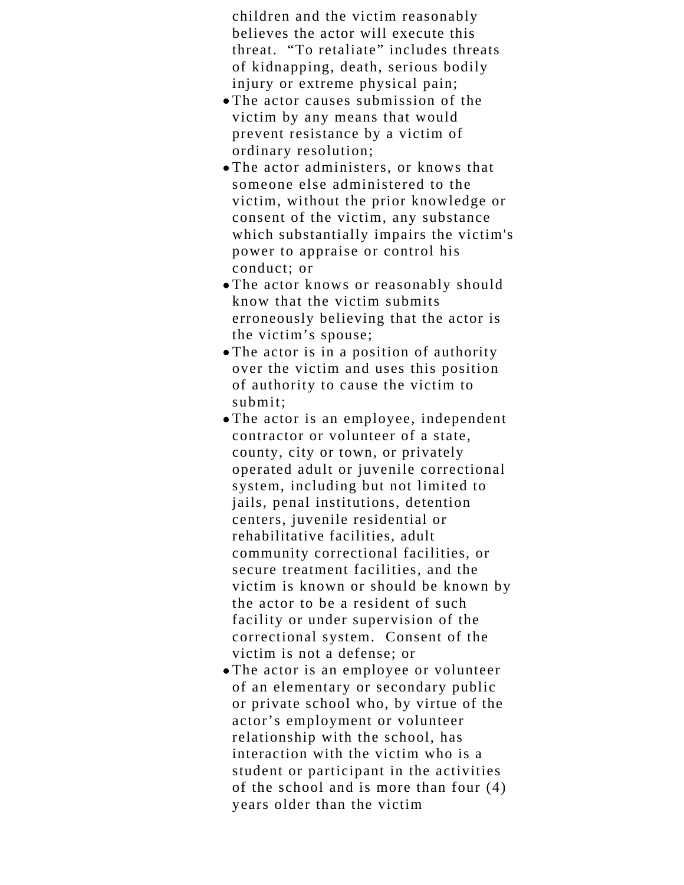children and the victim reasonably believes the actor will execute this threat. "To retaliate" includes threats of kidnapping, death, serious bodily injury or extreme physical pain;

- The actor causes submission of the victim by any means that would prevent resistance by a victim of ordinary resolution;
- The actor administers, or knows that someone else administered to the victim, without the prior knowledge or consent of the victim, any substance which substantially impairs the victim's power to appraise or control his conduct; or
- The actor knows or reasonably should know that the victim submits erroneously believing that the actor is the victim's spouse;
- The actor is in a position of authority over the victim and uses this position of authority to cause the victim to submit;
- The actor is an employee, independent contractor or volunteer of a state, county, city or town, or privately operated adult or juvenile correctional system, including but not limited to jails, penal institutions, detention centers, juvenile residential or rehabilitative facilities, adult community correctional facilities, or secure treatment facilities, and the victim is known or should be known by the actor to be a resident of such facility or under supervision of the correctional system. Consent of the victim is not a defense; or
- The actor is an employee or volunteer of an elementary or secondary public or private school who, by virtue of the actor's employment or volunteer relationship with the school, has interaction with the victim who is a student or participant in the activities of the school and is more than four (4) years older than the victim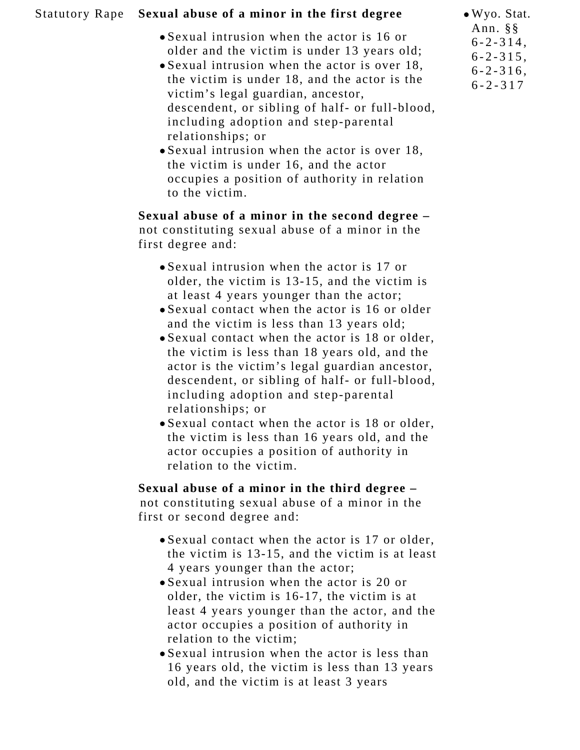| | | |
|---|---|---|
| Statutory Rape | **Sexual abuse of a minor in the first degree**<br>• Sexual intrusion when the actor is 16 or older and the victim is under 13 years old;<br>• Sexual intrusion when the actor is over 18, the victim is under 18, and the actor is the victim's legal guardian, ancestor, descendent, or sibling of half- or full-blood, including adoption and step-parental relationships; or<br>• Sexual intrusion when the actor is over 18, the victim is under 16, and the actor occupies a position of authority in relation to the victim.<br><br>**Sexual abuse of a minor in the second degree –** not constituting sexual abuse of a minor in the first degree and:<br>• Sexual intrusion when the actor is 17 or older, the victim is 13-15, and the victim is at least 4 years younger than the actor;<br>• Sexual contact when the actor is 16 or older and the victim is less than 13 years old;<br>• Sexual contact when the actor is 18 or older, the victim is less than 18 years old, and the actor is the victim's legal guardian ancestor, descendent, or sibling of half- or full-blood, including adoption and step-parental relationships; or<br>• Sexual contact when the actor is 18 or older, the victim is less than 16 years old, and the actor occupies a position of authority in relation to the victim.<br><br>**Sexual abuse of a minor in the third degree –** not constituting sexual abuse of a minor in the first or second degree and:<br>• Sexual contact when the actor is 17 or older, the victim is 13-15, and the victim is at least 4 years younger than the actor;<br>• Sexual intrusion when the actor is 20 or older, the victim is 16-17, the victim is at least 4 years younger than the actor, and the actor occupies a position of authority in relation to the victim;<br>• Sexual intrusion when the actor is less than 16 years old, the victim is less than 13 years old, and the victim is at least 3 years | • Wyo. Stat. Ann. §§ 6-2-314, 6-2-315, 6-2-316, 6-2-317 |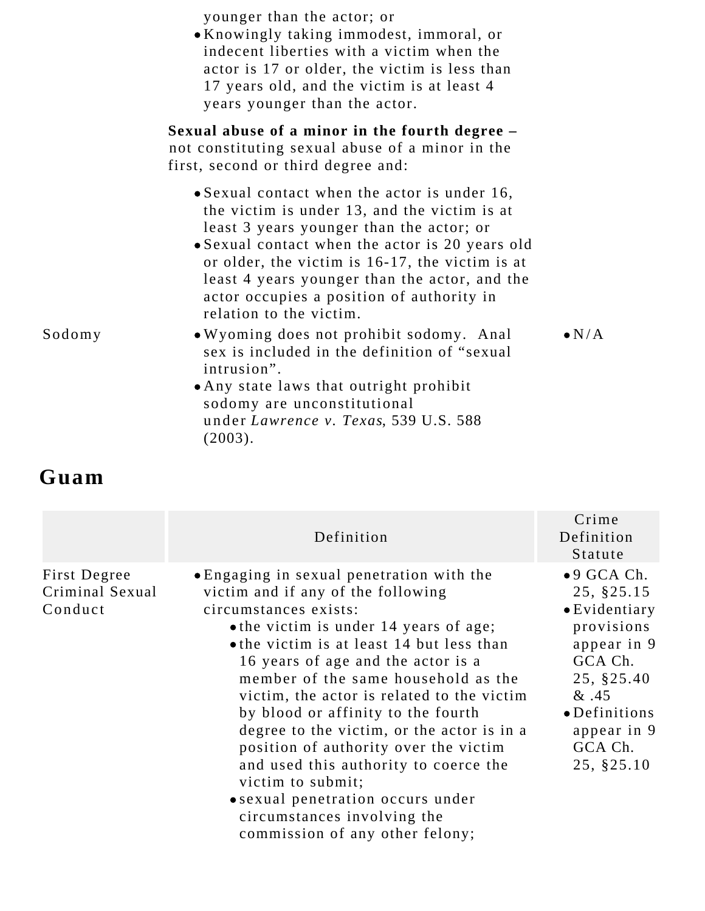| | | |
|---|---|---|
| | younger than the actor; or<br>• Knowingly taking immodest, immoral, or indecent liberties with a victim when the actor is 17 or older, the victim is less than 17 years old, and the victim is at least 4 years younger than the actor.<br><br>**Sexual abuse of a minor in the fourth degree –** not constituting sexual abuse of a minor in the first, second or third degree and:<br>• Sexual contact when the actor is under 16, the victim is under 13, and the victim is at least 3 years younger than the actor; or<br>• Sexual contact when the actor is 20 years old or older, the victim is 16-17, the victim is at least 4 years younger than the actor, and the actor occupies a position of authority in relation to the victim. | |
| Sodomy | • Wyoming does not prohibit sodomy. Anal sex is included in the definition of "sexual intrusion".<br>• Any state laws that outright prohibit sodomy are unconstitutional under *Lawrence v. Texas*, 539 U.S. 588 (2003). | • N/A |

## Guam

| | Definition | Crime Definition Statute |
|---|---|---|
| First Degree Criminal Sexual Conduct | • Engaging in sexual penetration with the victim and if any of the following circumstances exists:<br>  • the victim is under 14 years of age;<br>  • the victim is at least 14 but less than 16 years of age and the actor is a member of the same household as the victim, the actor is related to the victim by blood or affinity to the fourth degree to the victim, or the actor is in a position of authority over the victim and used this authority to coerce the victim to submit;<br>  • sexual penetration occurs under circumstances involving the commission of any other felony; | • 9 GCA Ch. 25, §25.15<br>• Evidentiary provisions appear in 9 GCA Ch. 25, §25.40 & .45<br>• Definitions appear in 9 GCA Ch. 25, §25.10 |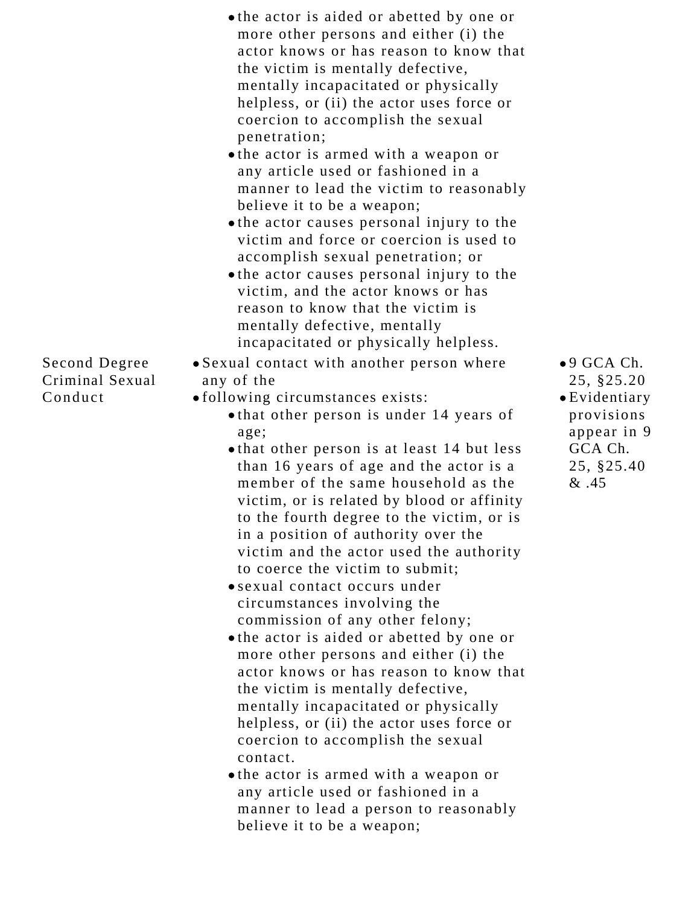| | | |
|---|---|---|
| | • the actor is aided or abetted by one or more other persons and either (i) the actor knows or has reason to know that the victim is mentally defective, mentally incapacitated or physically helpless, or (ii) the actor uses force or coercion to accomplish the sexual penetration;<br>• the actor is armed with a weapon or any article used or fashioned in a manner to lead the victim to reasonably believe it to be a weapon;<br>• the actor causes personal injury to the victim and force or coercion is used to accomplish sexual penetration; or<br>• the actor causes personal injury to the victim, and the actor knows or has reason to know that the victim is mentally defective, mentally incapacitated or physically helpless. | |
| Second Degree Criminal Sexual Conduct | • Sexual contact with another person where any of the<br>• following circumstances exists:<br>• that other person is under 14 years of age;<br>• that other person is at least 14 but less than 16 years of age and the actor is a member of the same household as the victim, or is related by blood or affinity to the fourth degree to the victim, or is in a position of authority over the victim and the actor used the authority to coerce the victim to submit;<br>• sexual contact occurs under circumstances involving the commission of any other felony;<br>• the actor is aided or abetted by one or more other persons and either (i) the actor knows or has reason to know that the victim is mentally defective, mentally incapacitated or physically helpless, or (ii) the actor uses force or coercion to accomplish the sexual contact.<br>• the actor is armed with a weapon or any article used or fashioned in a manner to lead a person to reasonably believe it to be a weapon; | • 9 GCA Ch. 25, §25.20<br>• Evidentiary provisions appear in 9 GCA Ch. 25, §25.40 & .45 |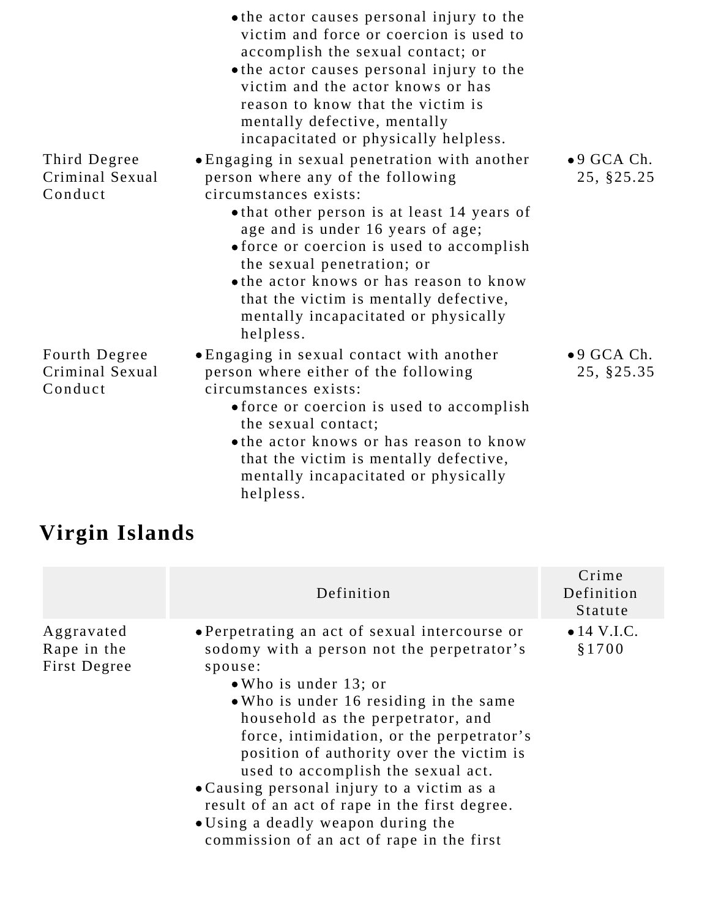| | | |
|---|---|---|
| | • the actor causes personal injury to the victim and force or coercion is used to accomplish the sexual contact; or<br>• the actor causes personal injury to the victim and the actor knows or has reason to know that the victim is mentally defective, mentally incapacitated or physically helpless. | |
| Third Degree Criminal Sexual Conduct | • Engaging in sexual penetration with another person where any of the following circumstances exists:<br>• that other person is at least 14 years of age and is under 16 years of age;<br>• force or coercion is used to accomplish the sexual penetration; or<br>• the actor knows or has reason to know that the victim is mentally defective, mentally incapacitated or physically helpless. | • 9 GCA Ch. 25, §25.25 |
| Fourth Degree Criminal Sexual Conduct | • Engaging in sexual contact with another person where either of the following circumstances exists:<br>• force or coercion is used to accomplish the sexual contact;<br>• the actor knows or has reason to know that the victim is mentally defective, mentally incapacitated or physically helpless. | • 9 GCA Ch. 25, §25.35 |

## Virgin Islands

| | Definition | Crime Definition Statute |
|---|---|---|
| Aggravated Rape in the First Degree | • Perpetrating an act of sexual intercourse or sodomy with a person not the perpetrator's spouse:<br>• Who is under 13; or<br>• Who is under 16 residing in the same household as the perpetrator, and force, intimidation, or the perpetrator's position of authority over the victim is used to accomplish the sexual act.<br>• Causing personal injury to a victim as a result of an act of rape in the first degree.<br>• Using a deadly weapon during the commission of an act of rape in the first | • 14 V.I.C. §1700 |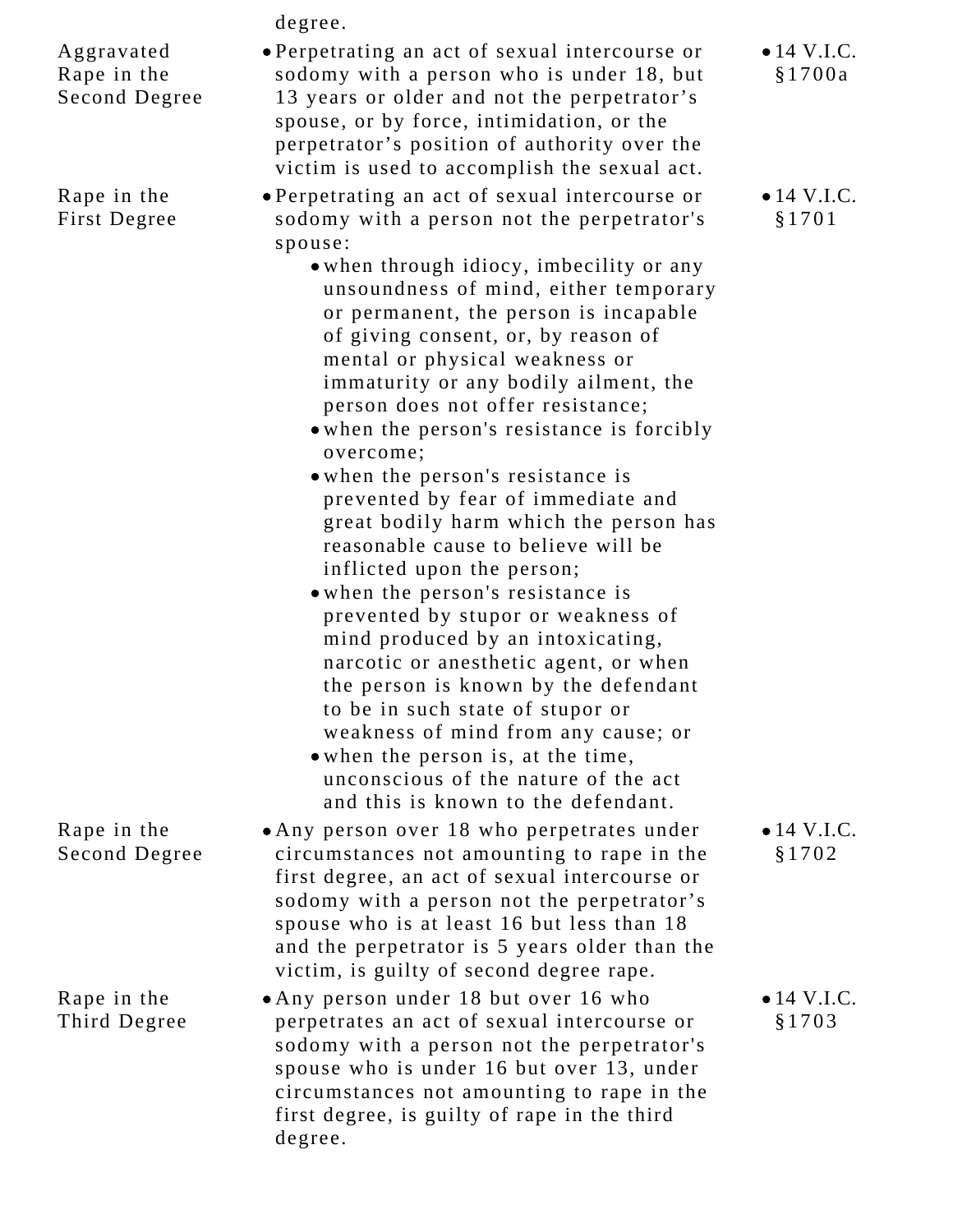| | | |
|---|---|---|
| | degree. | |
| Aggravated Rape in the Second Degree | • Perpetrating an act of sexual intercourse or sodomy with a person who is under 18, but 13 years or older and not the perpetrator's spouse, or by force, intimidation, or the perpetrator's position of authority over the victim is used to accomplish the sexual act. | • 14 V.I.C. §1700a |
| Rape in the First Degree | • Perpetrating an act of sexual intercourse or sodomy with a person not the perpetrator's spouse:<br>• when through idiocy, imbecility or any unsoundness of mind, either temporary or permanent, the person is incapable of giving consent, or, by reason of mental or physical weakness or immaturity or any bodily ailment, the person does not offer resistance;<br>• when the person's resistance is forcibly overcome;<br>• when the person's resistance is prevented by fear of immediate and great bodily harm which the person has reasonable cause to believe will be inflicted upon the person;<br>• when the person's resistance is prevented by stupor or weakness of mind produced by an intoxicating, narcotic or anesthetic agent, or when the person is known by the defendant to be in such state of stupor or weakness of mind from any cause; or<br>• when the person is, at the time, unconscious of the nature of the act and this is known to the defendant. | • 14 V.I.C. §1701 |
| Rape in the Second Degree | • Any person over 18 who perpetrates under circumstances not amounting to rape in the first degree, an act of sexual intercourse or sodomy with a person not the perpetrator's spouse who is at least 16 but less than 18 and the perpetrator is 5 years older than the victim, is guilty of second degree rape. | • 14 V.I.C. §1702 |
| Rape in the Third Degree | • Any person under 18 but over 16 who perpetrates an act of sexual intercourse or sodomy with a person not the perpetrator's spouse who is under 16 but over 13, under circumstances not amounting to rape in the first degree, is guilty of rape in the third degree. | • 14 V.I.C. §1703 |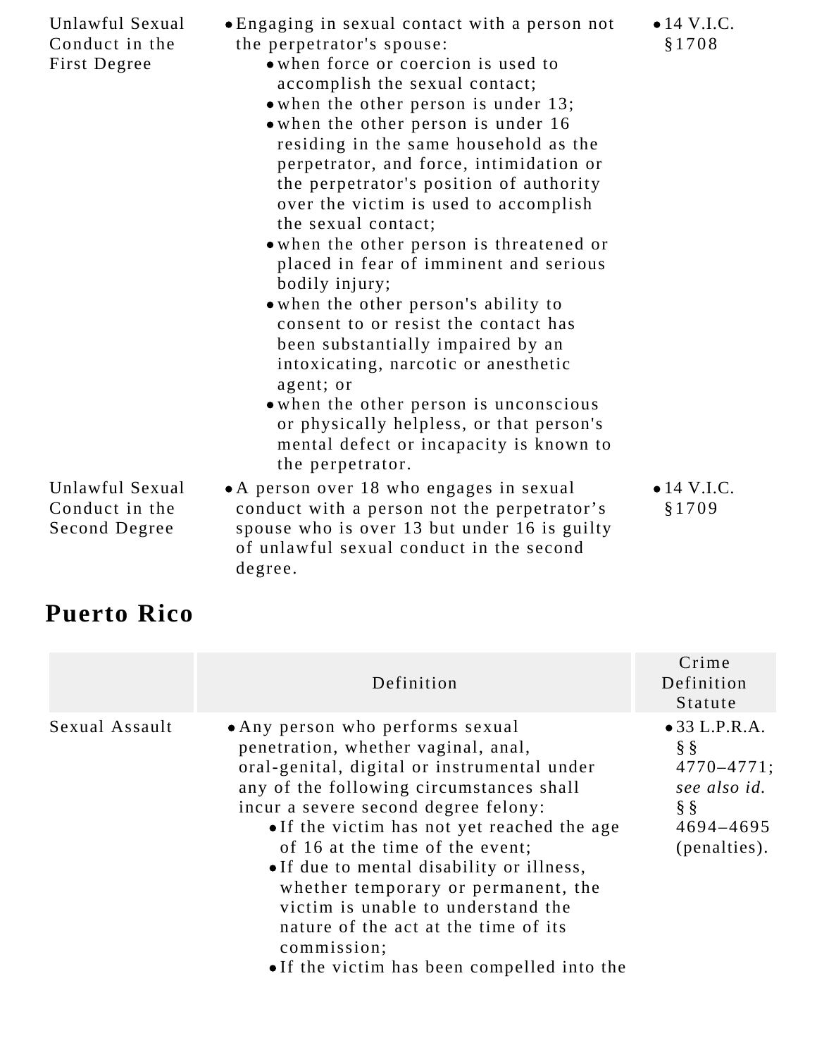| | | |
|---|---|---|
| Unlawful Sexual Conduct in the First Degree | • Engaging in sexual contact with a person not the perpetrator's spouse:<br>• when force or coercion is used to accomplish the sexual contact;<br>• when the other person is under 13;<br>• when the other person is under 16 residing in the same household as the perpetrator, and force, intimidation or the perpetrator's position of authority over the victim is used to accomplish the sexual contact;<br>• when the other person is threatened or placed in fear of imminent and serious bodily injury;<br>• when the other person's ability to consent to or resist the contact has been substantially impaired by an intoxicating, narcotic or anesthetic agent; or<br>• when the other person is unconscious or physically helpless, or that person's mental defect or incapacity is known to the perpetrator. | • 14 V.I.C. §1708 |
| Unlawful Sexual Conduct in the Second Degree | • A person over 18 who engages in sexual conduct with a person not the perpetrator's spouse who is over 13 but under 16 is guilty of unlawful sexual conduct in the second degree. | • 14 V.I.C. §1709 |

## Puerto Rico

| | Definition | Crime Definition Statute |
|---|---|---|
| Sexual Assault | • Any person who performs sexual penetration, whether vaginal, anal, oral-genital, digital or instrumental under any of the following circumstances shall incur a severe second degree felony:<br>• If the victim has not yet reached the age of 16 at the time of the event;<br>• If due to mental disability or illness, whether temporary or permanent, the victim is unable to understand the nature of the act at the time of its commission;<br>• If the victim has been compelled into the | • 33 L.P.R.A. §§ 4770–4771; *see also id.* §§ 4694–4695 (penalties). |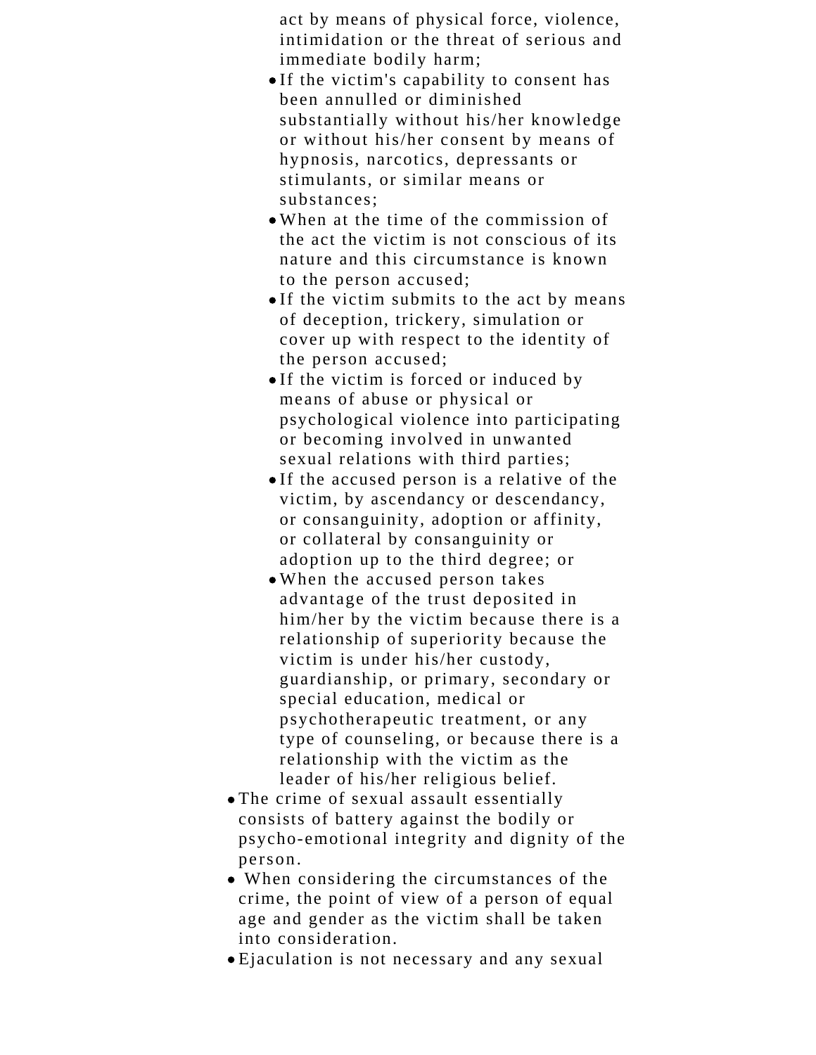act by means of physical force, violence, intimidation or the threat of serious and immediate bodily harm;

- If the victim's capability to consent has been annulled or diminished substantially without his/her knowledge or without his/her consent by means of hypnosis, narcotics, depressants or stimulants, or similar means or substances;
- When at the time of the commission of the act the victim is not conscious of its nature and this circumstance is known to the person accused;
- If the victim submits to the act by means of deception, trickery, simulation or cover up with respect to the identity of the person accused;
- If the victim is forced or induced by means of abuse or physical or psychological violence into participating or becoming involved in unwanted sexual relations with third parties;
- If the accused person is a relative of the victim, by ascendancy or descendancy, or consanguinity, adoption or affinity, or collateral by consanguinity or adoption up to the third degree; or
- When the accused person takes advantage of the trust deposited in him/her by the victim because there is a relationship of superiority because the victim is under his/her custody, guardianship, or primary, secondary or special education, medical or psychotherapeutic treatment, or any type of counseling, or because there is a relationship with the victim as the leader of his/her religious belief.

- The crime of sexual assault essentially consists of battery against the bodily or psycho-emotional integrity and dignity of the person.
- When considering the circumstances of the crime, the point of view of a person of equal age and gender as the victim shall be taken into consideration.
- Ejaculation is not necessary and any sexual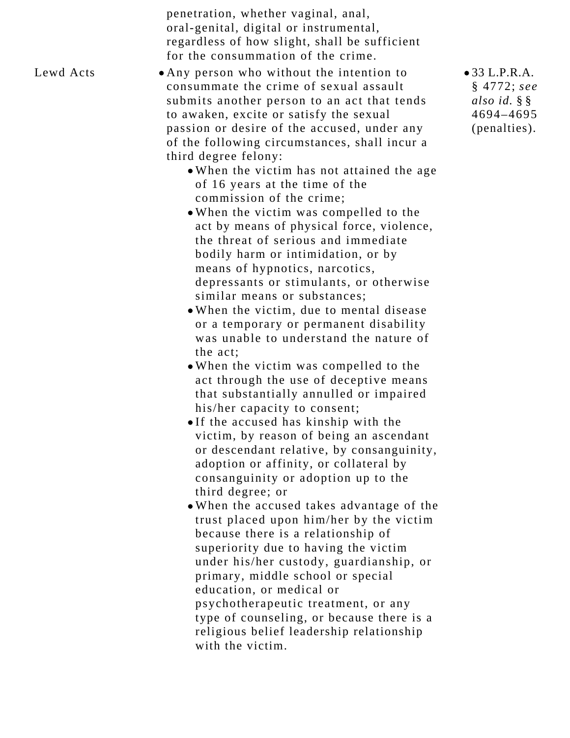| | | |
|---|---|---|
| | penetration, whether vaginal, anal, oral-genital, digital or instrumental, regardless of how slight, shall be sufficient for the consummation of the crime. | |
| Lewd Acts | • Any person who without the intention to consummate the crime of sexual assault submits another person to an act that tends to awaken, excite or satisfy the sexual passion or desire of the accused, under any of the following circumstances, shall incur a third degree felony:<br>• When the victim has not attained the age of 16 years at the time of the commission of the crime;<br>• When the victim was compelled to the act by means of physical force, violence, the threat of serious and immediate bodily harm or intimidation, or by means of hypnotics, narcotics, depressants or stimulants, or otherwise similar means or substances;<br>• When the victim, due to mental disease or a temporary or permanent disability was unable to understand the nature of the act;<br>• When the victim was compelled to the act through the use of deceptive means that substantially annulled or impaired his/her capacity to consent;<br>• If the accused has kinship with the victim, by reason of being an ascendant or descendant relative, by consanguinity, adoption or affinity, or collateral by consanguinity or adoption up to the third degree; or<br>• When the accused takes advantage of the trust placed upon him/her by the victim because there is a relationship of superiority due to having the victim under his/her custody, guardianship, or primary, middle school or special education, or medical or psychotherapeutic treatment, or any type of counseling, or because there is a religious belief leadership relationship with the victim. | • 33 L.P.R.A. § 4772; *see also id.* §§ 4694–4695 (penalties). |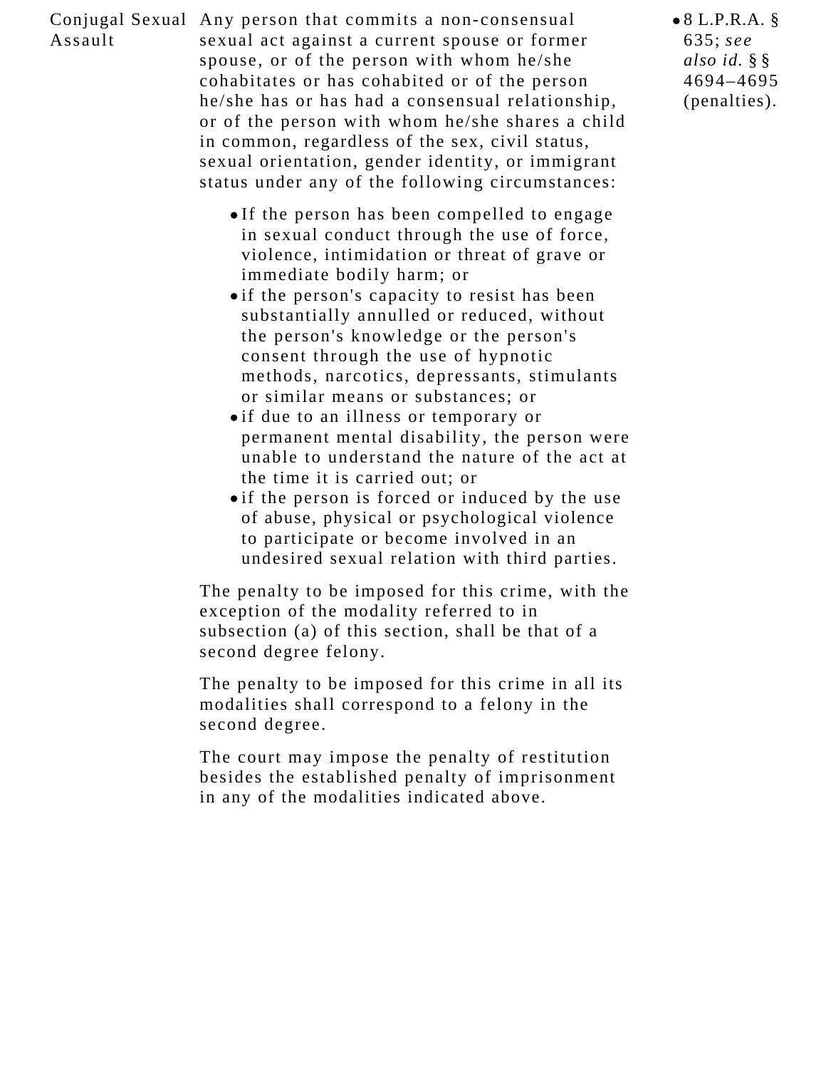| | | |
|---|---|---|
| Conjugal Sexual Assault | Any person that commits a non-consensual sexual act against a current spouse or former spouse, or of the person with whom he/she cohabitates or has cohabited or of the person he/she has or has had a consensual relationship, or of the person with whom he/she shares a child in common, regardless of the sex, civil status, sexual orientation, gender identity, or immigrant status under any of the following circumstances:<br><br>• If the person has been compelled to engage in sexual conduct through the use of force, violence, intimidation or threat of grave or immediate bodily harm; or<br>• if the person's capacity to resist has been substantially annulled or reduced, without the person's knowledge or the person's consent through the use of hypnotic methods, narcotics, depressants, stimulants or similar means or substances; or<br>• if due to an illness or temporary or permanent mental disability, the person were unable to understand the nature of the act at the time it is carried out; or<br>• if the person is forced or induced by the use of abuse, physical or psychological violence to participate or become involved in an undesired sexual relation with third parties.<br><br>The penalty to be imposed for this crime, with the exception of the modality referred to in subsection (a) of this section, shall be that of a second degree felony.<br><br>The penalty to be imposed for this crime in all its modalities shall correspond to a felony in the second degree.<br><br>The court may impose the penalty of restitution besides the established penalty of imprisonment in any of the modalities indicated above. | • 8 L.P.R.A. § 635; *see also id.* §§ 4694–4695 (penalties). |